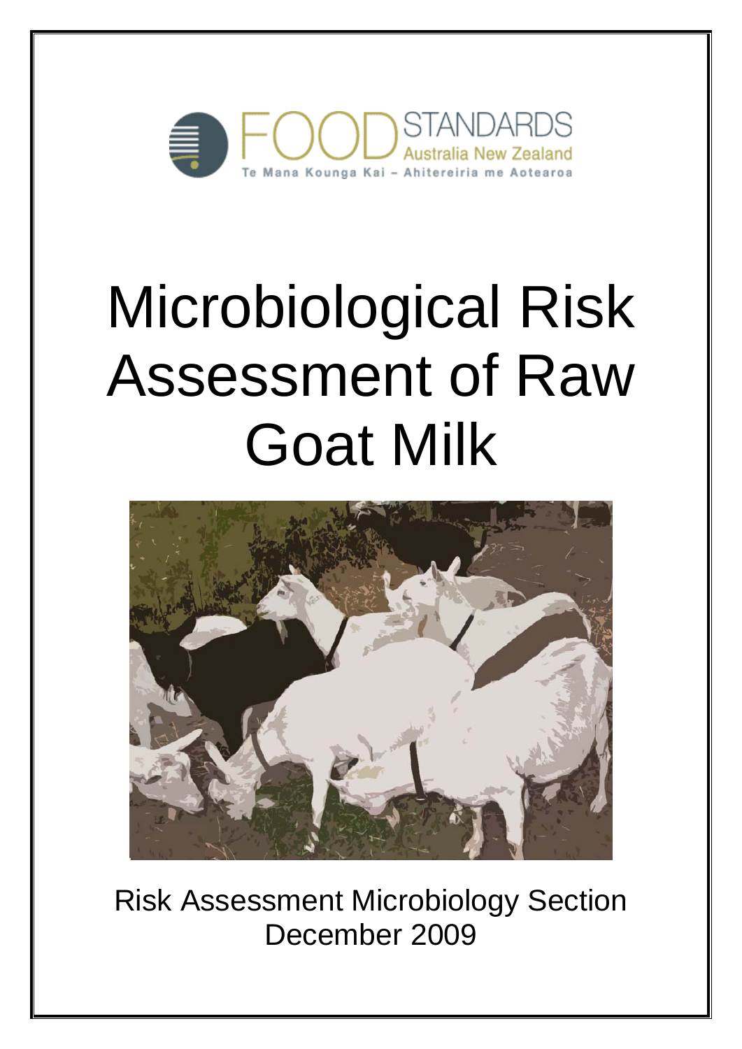FOOD STANDARDS Australia New Zealand

Te Mana Kounga Kai – Ahitereiria me Aotearoa

# Microbiological Risk Assessment of Raw Goat Milk

Risk Assessment Microbiology Section

December 2009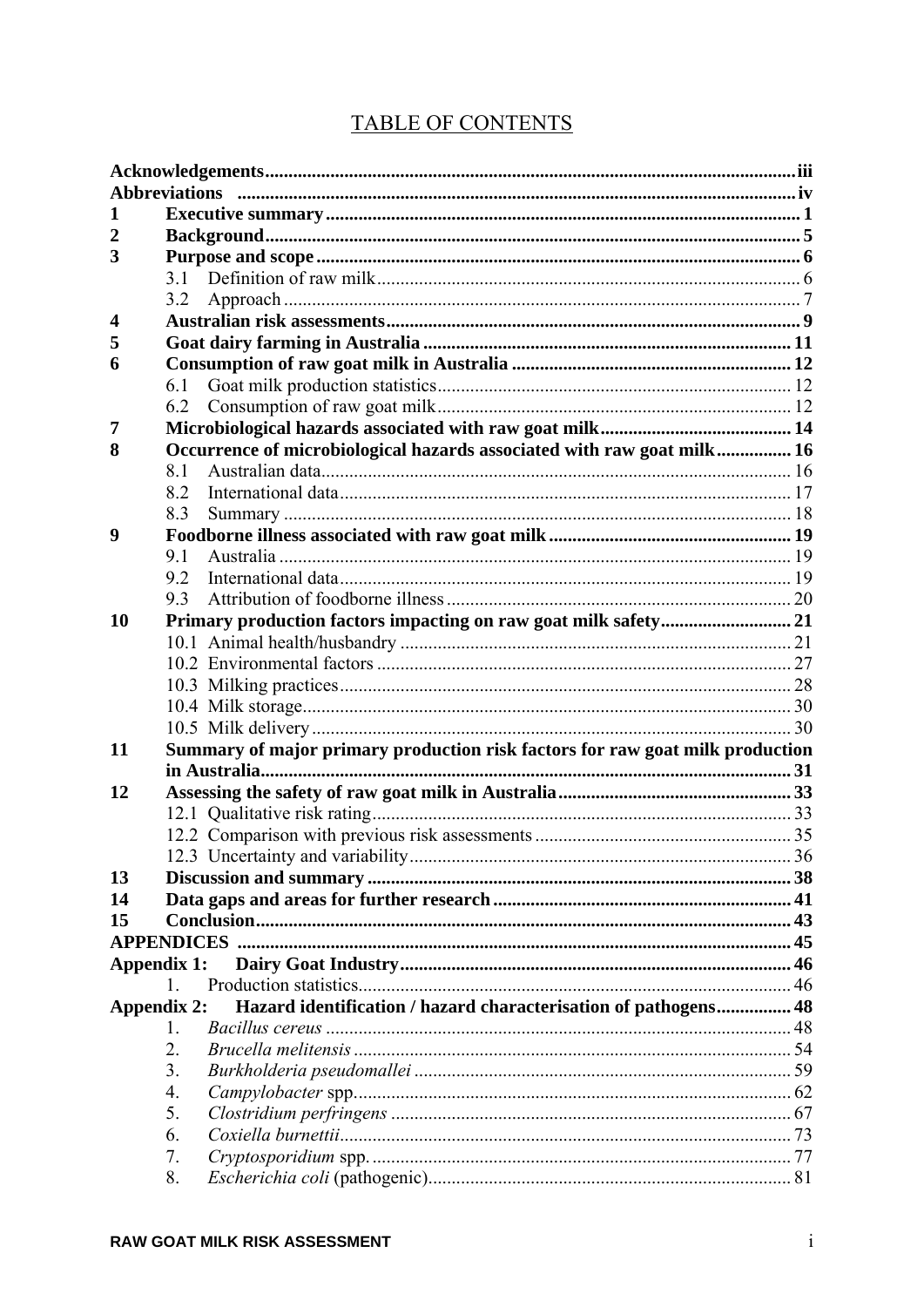# TABLE OF CONTENTS

| | | |
|---|---|---|
| **Acknowledgements** | | **iii** |
| **Abbreviations** | | **iv** |
| **1** | **Executive summary** | **1** |
| **2** | **Background** | **5** |
| **3** | **Purpose and scope** | **6** |
| | 3.1 Definition of raw milk | 6 |
| | 3.2 Approach | 7 |
| **4** | **Australian risk assessments** | **9** |
| **5** | **Goat dairy farming in Australia** | **11** |
| **6** | **Consumption of raw goat milk in Australia** | **12** |
| | 6.1 Goat milk production statistics | 12 |
| | 6.2 Consumption of raw goat milk | 12 |
| **7** | **Microbiological hazards associated with raw goat milk** | **14** |
| **8** | **Occurrence of microbiological hazards associated with raw goat milk** | **16** |
| | 8.1 Australian data | 16 |
| | 8.2 International data | 17 |
| | 8.3 Summary | 18 |
| **9** | **Foodborne illness associated with raw goat milk** | **19** |
| | 9.1 Australia | 19 |
| | 9.2 International data | 19 |
| | 9.3 Attribution of foodborne illness | 20 |
| **10** | **Primary production factors impacting on raw goat milk safety** | **21** |
| | 10.1 Animal health/husbandry | 21 |
| | 10.2 Environmental factors | 27 |
| | 10.3 Milking practices | 28 |
| | 10.4 Milk storage | 30 |
| | 10.5 Milk delivery | 30 |
| **11** | **Summary of major primary production risk factors for raw goat milk production in Australia** | **31** |
| **12** | **Assessing the safety of raw goat milk in Australia** | **33** |
| | 12.1 Qualitative risk rating | 33 |
| | 12.2 Comparison with previous risk assessments | 35 |
| | 12.3 Uncertainty and variability | 36 |
| **13** | **Discussion and summary** | **38** |
| **14** | **Data gaps and areas for further research** | **41** |
| **15** | **Conclusion** | **43** |
| **APPENDICES** | | **45** |
| **Appendix 1:** | **Dairy Goat Industry** | **46** |
| | 1. Production statistics | 46 |
| **Appendix 2:** | **Hazard identification / hazard characterisation of pathogens** | **48** |
| | 1. *Bacillus cereus* | 48 |
| | 2. *Brucella melitensis* | 54 |
| | 3. *Burkholderia pseudomallei* | 59 |
| | 4. *Campylobacter* spp. | 62 |
| | 5. *Clostridium perfringens* | 67 |
| | 6. *Coxiella burnettii* | 73 |
| | 7. *Cryptosporidium* spp. | 77 |
| | 8. *Escherichia coli* (pathogenic) | 81 |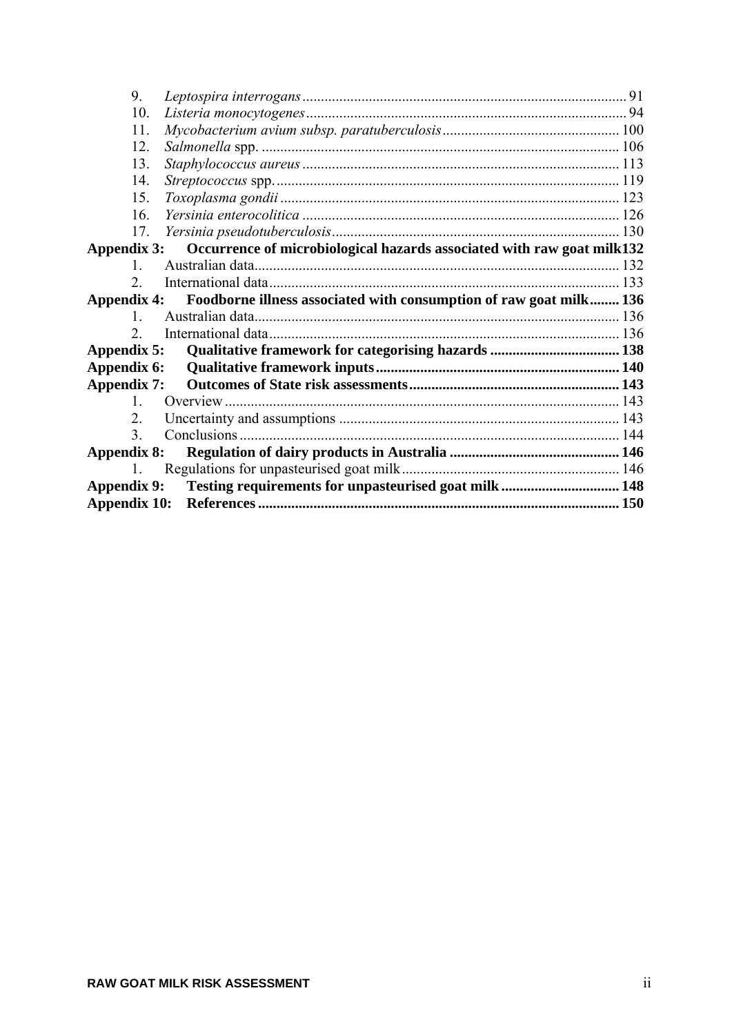9. *Leptospira interrogans* ........ 91
10. *Listeria monocytogenes* ........ 94
11. *Mycobacterium avium subsp. paratuberculosis* ........ 100
12. *Salmonella* spp. ........ 106
13. *Staphylococcus aureus* ........ 113
14. *Streptococcus* spp. ........ 119
15. *Toxoplasma gondii* ........ 123
16. *Yersinia enterocolitica* ........ 126
17. *Yersinia pseudotuberculosis* ........ 130

**Appendix 3: Occurrence of microbiological hazards associated with raw goat milk 132**

1. Australian data ........ 132
2. International data ........ 133

**Appendix 4: Foodborne illness associated with consumption of raw goat milk ........ 136**

1. Australian data ........ 136
2. International data ........ 136

**Appendix 5: Qualitative framework for categorising hazards ........ 138**

**Appendix 6: Qualitative framework inputs ........ 140**

**Appendix 7: Outcomes of State risk assessments ........ 143**

1. Overview ........ 143
2. Uncertainty and assumptions ........ 143
3. Conclusions ........ 144

**Appendix 8: Regulation of dairy products in Australia ........ 146**

1. Regulations for unpasteurised goat milk ........ 146

**Appendix 9: Testing requirements for unpasteurised goat milk ........ 148**

**Appendix 10: References ........ 150**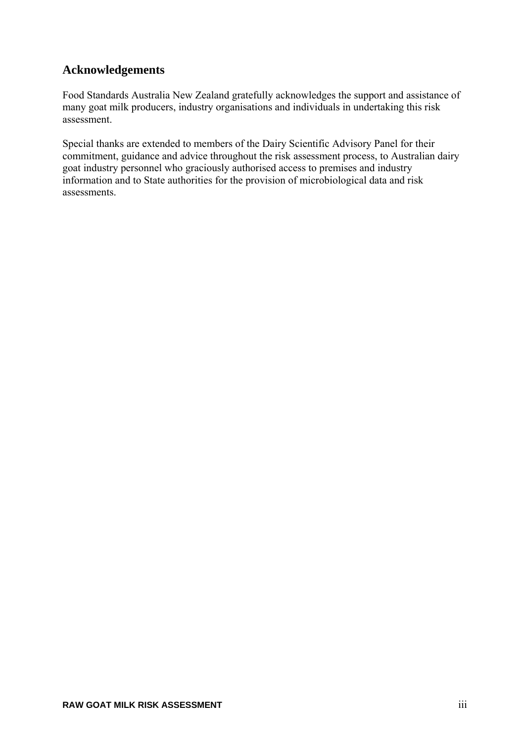## Acknowledgements

Food Standards Australia New Zealand gratefully acknowledges the support and assistance of many goat milk producers, industry organisations and individuals in undertaking this risk assessment.

Special thanks are extended to members of the Dairy Scientific Advisory Panel for their commitment, guidance and advice throughout the risk assessment process, to Australian dairy goat industry personnel who graciously authorised access to premises and industry information and to State authorities for the provision of microbiological data and risk assessments.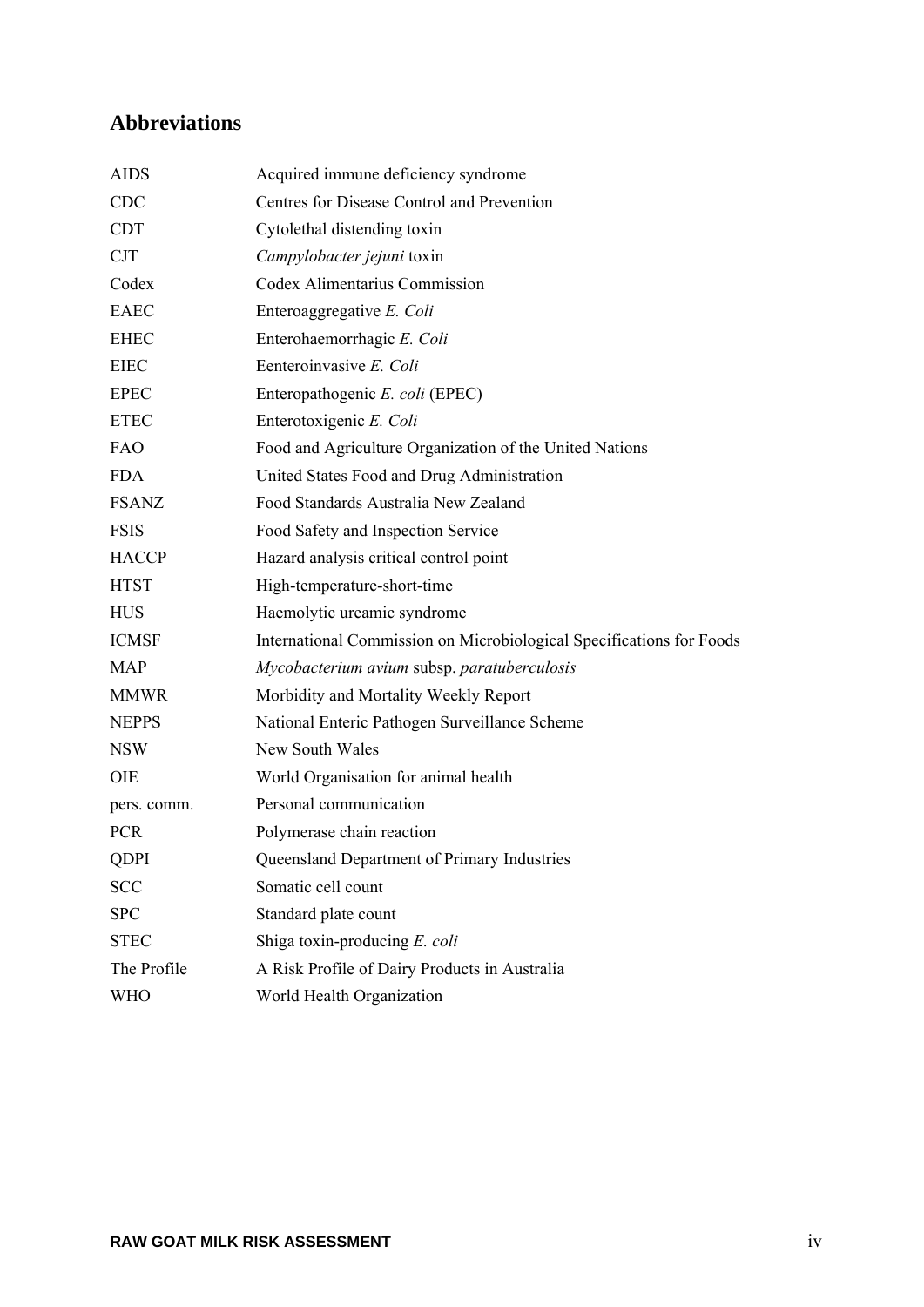## Abbreviations

| | |
|---|---|
| AIDS | Acquired immune deficiency syndrome |
| CDC | Centres for Disease Control and Prevention |
| CDT | Cytolethal distending toxin |
| CJT | *Campylobacter jejuni* toxin |
| Codex | Codex Alimentarius Commission |
| EAEC | Enteroaggregative *E. Coli* |
| EHEC | Enterohaemorrhagic *E. Coli* |
| EIEC | Eenteroinvasive *E. Coli* |
| EPEC | Enteropathogenic *E. coli* (EPEC) |
| ETEC | Enterotoxigenic *E. Coli* |
| FAO | Food and Agriculture Organization of the United Nations |
| FDA | United States Food and Drug Administration |
| FSANZ | Food Standards Australia New Zealand |
| FSIS | Food Safety and Inspection Service |
| HACCP | Hazard analysis critical control point |
| HTST | High-temperature-short-time |
| HUS | Haemolytic ureamic syndrome |
| ICMSF | International Commission on Microbiological Specifications for Foods |
| MAP | *Mycobacterium avium* subsp. *paratuberculosis* |
| MMWR | Morbidity and Mortality Weekly Report |
| NEPPS | National Enteric Pathogen Surveillance Scheme |
| NSW | New South Wales |
| OIE | World Organisation for animal health |
| pers. comm. | Personal communication |
| PCR | Polymerase chain reaction |
| QDPI | Queensland Department of Primary Industries |
| SCC | Somatic cell count |
| SPC | Standard plate count |
| STEC | Shiga toxin-producing *E. coli* |
| The Profile | A Risk Profile of Dairy Products in Australia |
| WHO | World Health Organization |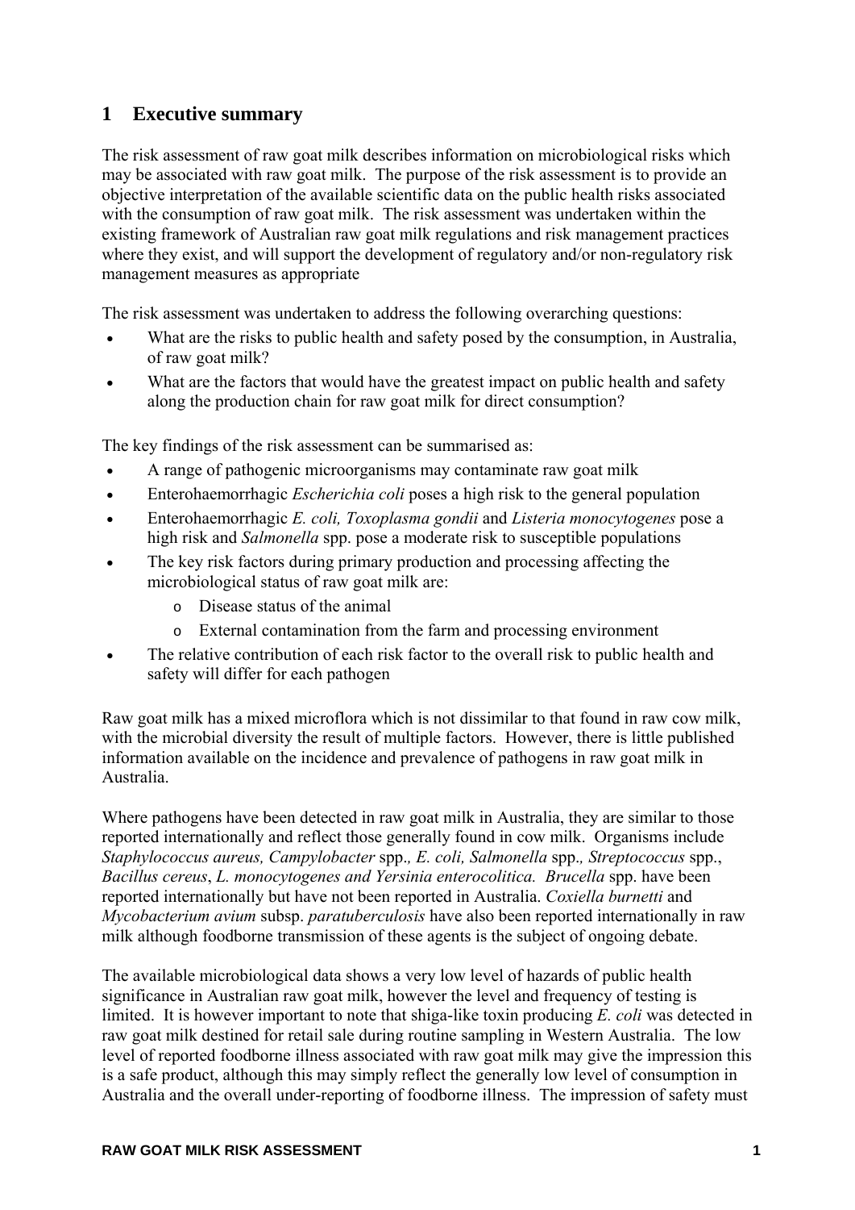# 1 Executive summary

The risk assessment of raw goat milk describes information on microbiological risks which may be associated with raw goat milk. The purpose of the risk assessment is to provide an objective interpretation of the available scientific data on the public health risks associated with the consumption of raw goat milk. The risk assessment was undertaken within the existing framework of Australian raw goat milk regulations and risk management practices where they exist, and will support the development of regulatory and/or non-regulatory risk management measures as appropriate

The risk assessment was undertaken to address the following overarching questions:

- What are the risks to public health and safety posed by the consumption, in Australia, of raw goat milk?
- What are the factors that would have the greatest impact on public health and safety along the production chain for raw goat milk for direct consumption?

The key findings of the risk assessment can be summarised as:

- A range of pathogenic microorganisms may contaminate raw goat milk
- Enterohaemorrhagic *Escherichia coli* poses a high risk to the general population
- Enterohaemorrhagic *E. coli, Toxoplasma gondii* and *Listeria monocytogenes* pose a high risk and *Salmonella* spp. pose a moderate risk to susceptible populations
- The key risk factors during primary production and processing affecting the microbiological status of raw goat milk are:
  - Disease status of the animal
  - External contamination from the farm and processing environment
- The relative contribution of each risk factor to the overall risk to public health and safety will differ for each pathogen

Raw goat milk has a mixed microflora which is not dissimilar to that found in raw cow milk, with the microbial diversity the result of multiple factors. However, there is little published information available on the incidence and prevalence of pathogens in raw goat milk in Australia.

Where pathogens have been detected in raw goat milk in Australia, they are similar to those reported internationally and reflect those generally found in cow milk. Organisms include *Staphylococcus aureus, Campylobacter* spp.*, E. coli, Salmonella* spp.*, Streptococcus* spp., *Bacillus cereus*, *L. monocytogenes and Yersinia enterocolitica. Brucella* spp. have been reported internationally but have not been reported in Australia. *Coxiella burnetti* and *Mycobacterium avium* subsp. *paratuberculosis* have also been reported internationally in raw milk although foodborne transmission of these agents is the subject of ongoing debate.

The available microbiological data shows a very low level of hazards of public health significance in Australian raw goat milk, however the level and frequency of testing is limited. It is however important to note that shiga-like toxin producing *E. coli* was detected in raw goat milk destined for retail sale during routine sampling in Western Australia. The low level of reported foodborne illness associated with raw goat milk may give the impression this is a safe product, although this may simply reflect the generally low level of consumption in Australia and the overall under-reporting of foodborne illness. The impression of safety must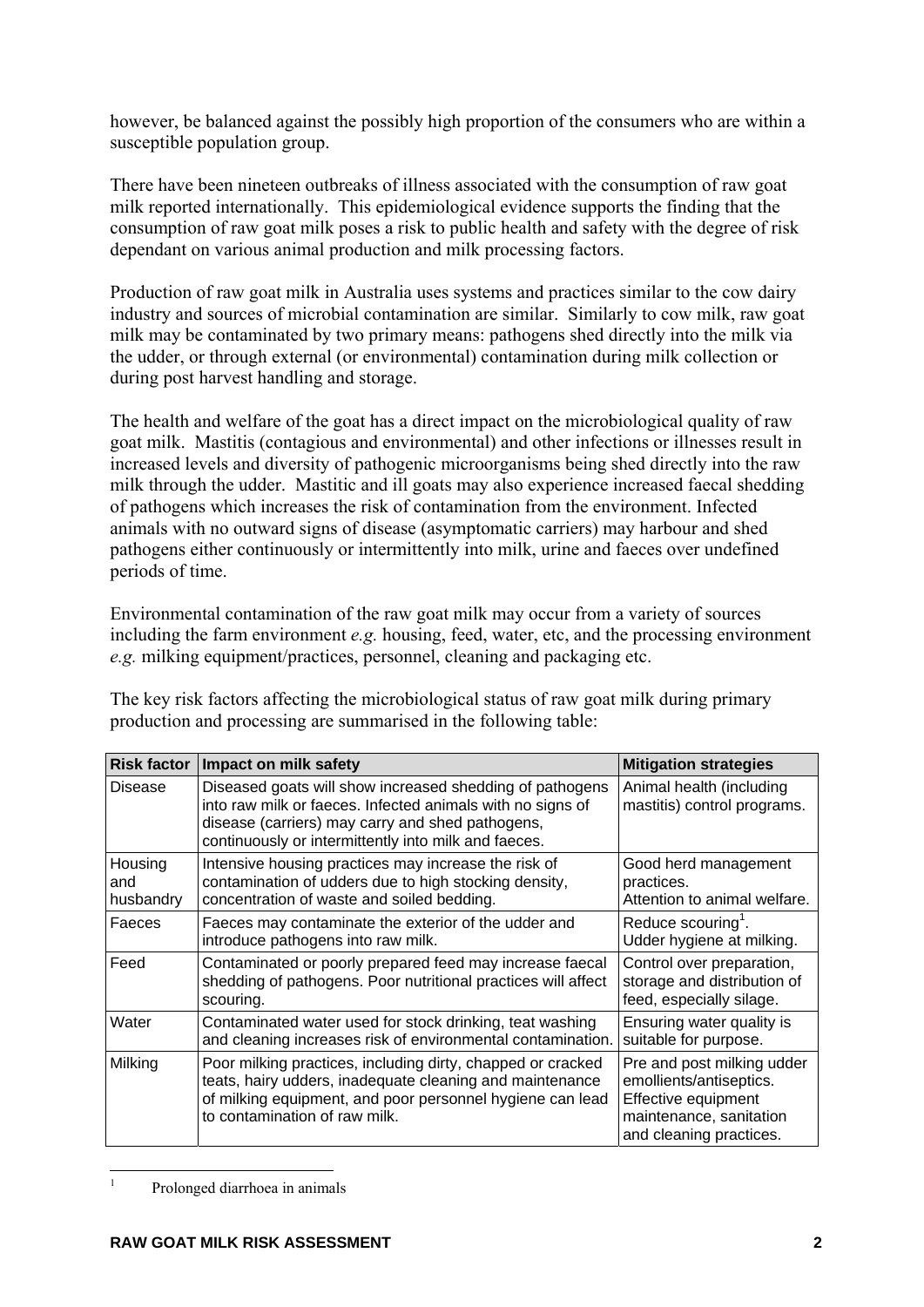however, be balanced against the possibly high proportion of the consumers who are within a susceptible population group.

There have been nineteen outbreaks of illness associated with the consumption of raw goat milk reported internationally. This epidemiological evidence supports the finding that the consumption of raw goat milk poses a risk to public health and safety with the degree of risk dependant on various animal production and milk processing factors.

Production of raw goat milk in Australia uses systems and practices similar to the cow dairy industry and sources of microbial contamination are similar. Similarly to cow milk, raw goat milk may be contaminated by two primary means: pathogens shed directly into the milk via the udder, or through external (or environmental) contamination during milk collection or during post harvest handling and storage.

The health and welfare of the goat has a direct impact on the microbiological quality of raw goat milk. Mastitis (contagious and environmental) and other infections or illnesses result in increased levels and diversity of pathogenic microorganisms being shed directly into the raw milk through the udder. Mastitic and ill goats may also experience increased faecal shedding of pathogens which increases the risk of contamination from the environment. Infected animals with no outward signs of disease (asymptomatic carriers) may harbour and shed pathogens either continuously or intermittently into milk, urine and faeces over undefined periods of time.

Environmental contamination of the raw goat milk may occur from a variety of sources including the farm environment *e.g.* housing, feed, water, etc, and the processing environment *e.g.* milking equipment/practices, personnel, cleaning and packaging etc.

The key risk factors affecting the microbiological status of raw goat milk during primary production and processing are summarised in the following table:

| Risk factor | Impact on milk safety | Mitigation strategies |
|---|---|---|
| Disease | Diseased goats will show increased shedding of pathogens into raw milk or faeces. Infected animals with no signs of disease (carriers) may carry and shed pathogens, continuously or intermittently into milk and faeces. | Animal health (including mastitis) control programs. |
| Housing and husbandry | Intensive housing practices may increase the risk of contamination of udders due to high stocking density, concentration of waste and soiled bedding. | Good herd management practices. Attention to animal welfare. |
| Faeces | Faeces may contaminate the exterior of the udder and introduce pathogens into raw milk. | Reduce scouring[1]. Udder hygiene at milking. |
| Feed | Contaminated or poorly prepared feed may increase faecal shedding of pathogens. Poor nutritional practices will affect scouring. | Control over preparation, storage and distribution of feed, especially silage. |
| Water | Contaminated water used for stock drinking, teat washing and cleaning increases risk of environmental contamination. | Ensuring water quality is suitable for purpose. |
| Milking | Poor milking practices, including dirty, chapped or cracked teats, hairy udders, inadequate cleaning and maintenance of milking equipment, and poor personnel hygiene can lead to contamination of raw milk. | Pre and post milking udder emollients/antiseptics. Effective equipment maintenance, sanitation and cleaning practices. |

[1] Prolonged diarrhoea in animals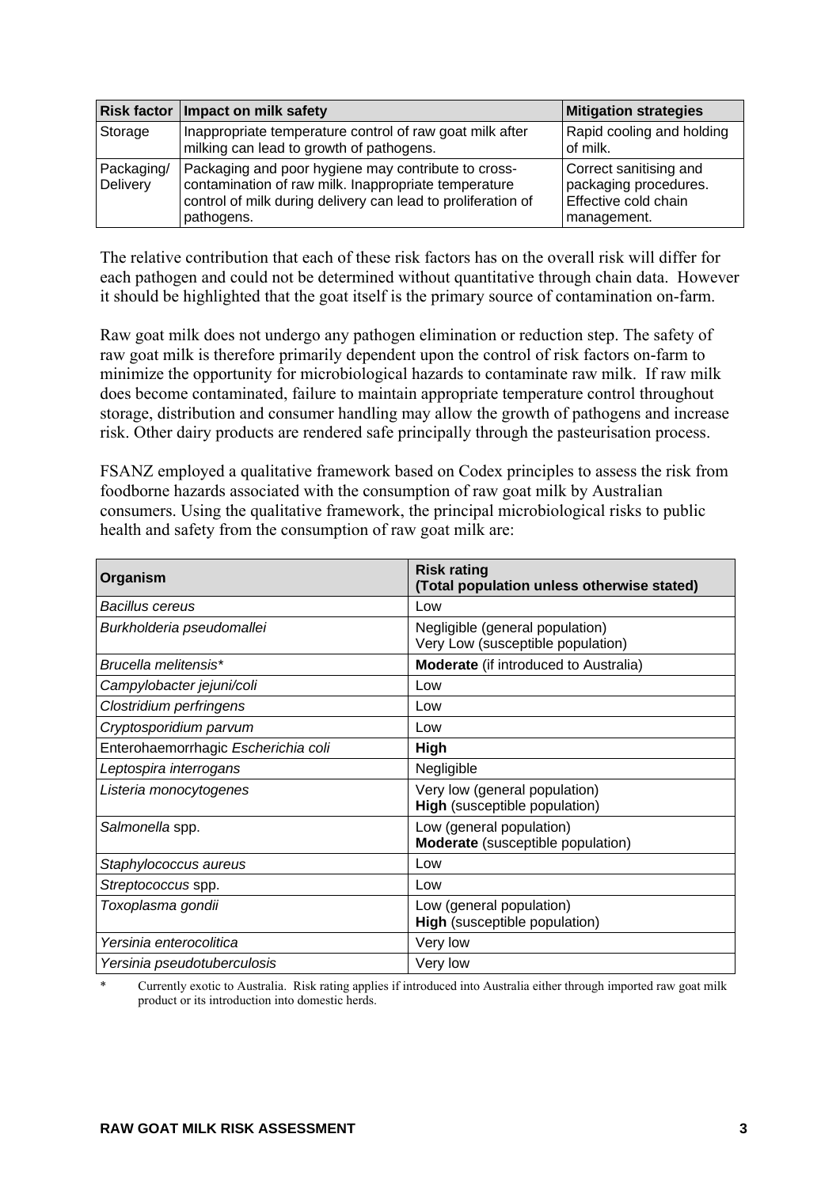| Risk factor | Impact on milk safety | Mitigation strategies |
|---|---|---|
| Storage | Inappropriate temperature control of raw goat milk after milking can lead to growth of pathogens. | Rapid cooling and holding of milk. |
| Packaging/ Delivery | Packaging and poor hygiene may contribute to cross-contamination of raw milk. Inappropriate temperature control of milk during delivery can lead to proliferation of pathogens. | Correct sanitising and packaging procedures. Effective cold chain management. |

The relative contribution that each of these risk factors has on the overall risk will differ for each pathogen and could not be determined without quantitative through chain data. However it should be highlighted that the goat itself is the primary source of contamination on-farm.

Raw goat milk does not undergo any pathogen elimination or reduction step. The safety of raw goat milk is therefore primarily dependent upon the control of risk factors on-farm to minimize the opportunity for microbiological hazards to contaminate raw milk. If raw milk does become contaminated, failure to maintain appropriate temperature control throughout storage, distribution and consumer handling may allow the growth of pathogens and increase risk. Other dairy products are rendered safe principally through the pasteurisation process.

FSANZ employed a qualitative framework based on Codex principles to assess the risk from foodborne hazards associated with the consumption of raw goat milk by Australian consumers. Using the qualitative framework, the principal microbiological risks to public health and safety from the consumption of raw goat milk are:

| Organism | Risk rating (Total population unless otherwise stated) |
|---|---|
| *Bacillus cereus* | Low |
| *Burkholderia pseudomallei* | Negligible (general population) Very Low (susceptible population) |
| *Brucella melitensis** | **Moderate** (if introduced to Australia) |
| *Campylobacter jejuni/coli* | Low |
| *Clostridium perfringens* | Low |
| *Cryptosporidium parvum* | Low |
| Enterohaemorrhagic *Escherichia coli* | **High** |
| *Leptospira interrogans* | Negligible |
| *Listeria monocytogenes* | Very low (general population) **High** (susceptible population) |
| *Salmonella* spp. | Low (general population) **Moderate** (susceptible population) |
| *Staphylococcus aureus* | Low |
| *Streptococcus* spp. | Low |
| *Toxoplasma gondii* | Low (general population) **High** (susceptible population) |
| *Yersinia enterocolitica* | Very low |
| *Yersinia pseudotuberculosis* | Very low |

\* Currently exotic to Australia. Risk rating applies if introduced into Australia either through imported raw goat milk product or its introduction into domestic herds.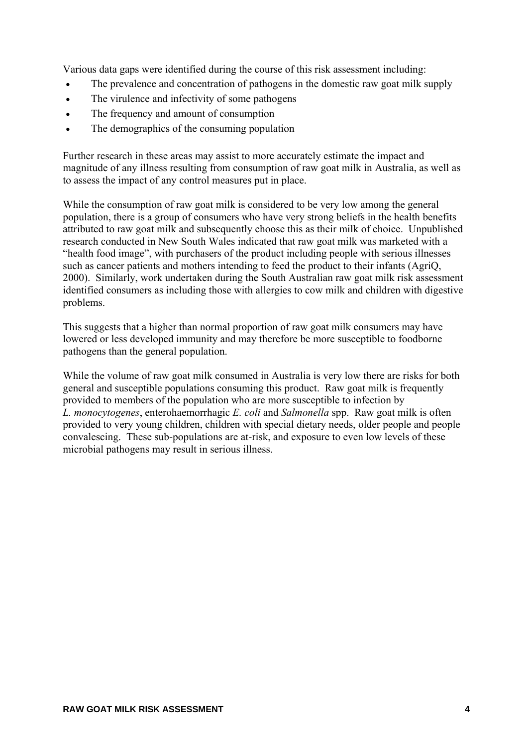Various data gaps were identified during the course of this risk assessment including:

- The prevalence and concentration of pathogens in the domestic raw goat milk supply
- The virulence and infectivity of some pathogens
- The frequency and amount of consumption
- The demographics of the consuming population

Further research in these areas may assist to more accurately estimate the impact and magnitude of any illness resulting from consumption of raw goat milk in Australia, as well as to assess the impact of any control measures put in place.

While the consumption of raw goat milk is considered to be very low among the general population, there is a group of consumers who have very strong beliefs in the health benefits attributed to raw goat milk and subsequently choose this as their milk of choice. Unpublished research conducted in New South Wales indicated that raw goat milk was marketed with a "health food image", with purchasers of the product including people with serious illnesses such as cancer patients and mothers intending to feed the product to their infants (AgriQ, 2000). Similarly, work undertaken during the South Australian raw goat milk risk assessment identified consumers as including those with allergies to cow milk and children with digestive problems.

This suggests that a higher than normal proportion of raw goat milk consumers may have lowered or less developed immunity and may therefore be more susceptible to foodborne pathogens than the general population.

While the volume of raw goat milk consumed in Australia is very low there are risks for both general and susceptible populations consuming this product. Raw goat milk is frequently provided to members of the population who are more susceptible to infection by *L. monocytogenes*, enterohaemorrhagic *E. coli* and *Salmonella* spp. Raw goat milk is often provided to very young children, children with special dietary needs, older people and people convalescing. These sub-populations are at-risk, and exposure to even low levels of these microbial pathogens may result in serious illness.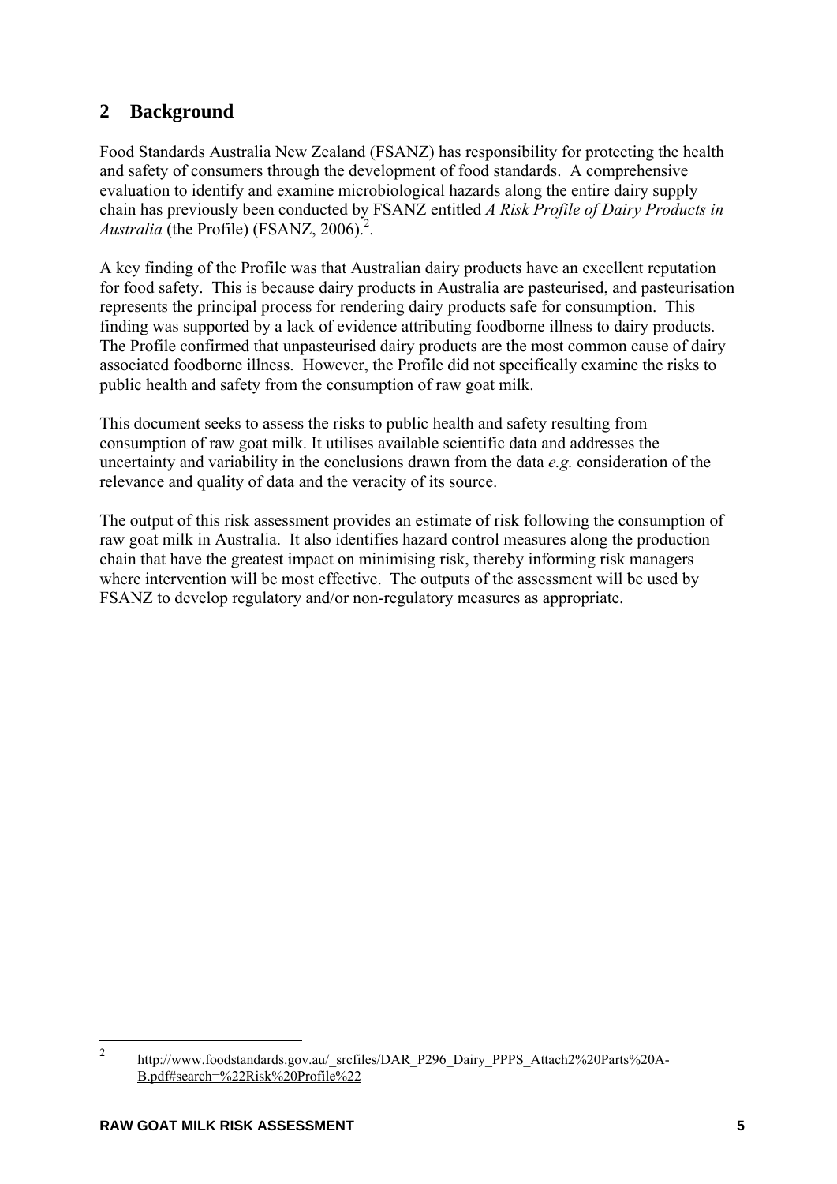## 2 Background

Food Standards Australia New Zealand (FSANZ) has responsibility for protecting the health and safety of consumers through the development of food standards. A comprehensive evaluation to identify and examine microbiological hazards along the entire dairy supply chain has previously been conducted by FSANZ entitled *A Risk Profile of Dairy Products in Australia* (the Profile) (FSANZ, 2006).[2].

A key finding of the Profile was that Australian dairy products have an excellent reputation for food safety. This is because dairy products in Australia are pasteurised, and pasteurisation represents the principal process for rendering dairy products safe for consumption. This finding was supported by a lack of evidence attributing foodborne illness to dairy products. The Profile confirmed that unpasteurised dairy products are the most common cause of dairy associated foodborne illness. However, the Profile did not specifically examine the risks to public health and safety from the consumption of raw goat milk.

This document seeks to assess the risks to public health and safety resulting from consumption of raw goat milk. It utilises available scientific data and addresses the uncertainty and variability in the conclusions drawn from the data *e.g.* consideration of the relevance and quality of data and the veracity of its source.

The output of this risk assessment provides an estimate of risk following the consumption of raw goat milk in Australia. It also identifies hazard control measures along the production chain that have the greatest impact on minimising risk, thereby informing risk managers where intervention will be most effective. The outputs of the assessment will be used by FSANZ to develop regulatory and/or non-regulatory measures as appropriate.

---

[2] http://www.foodstandards.gov.au/_srcfiles/DAR_P296_Dairy_PPPS_Attach2%20Parts%20A-B.pdf#search=%22Risk%20Profile%22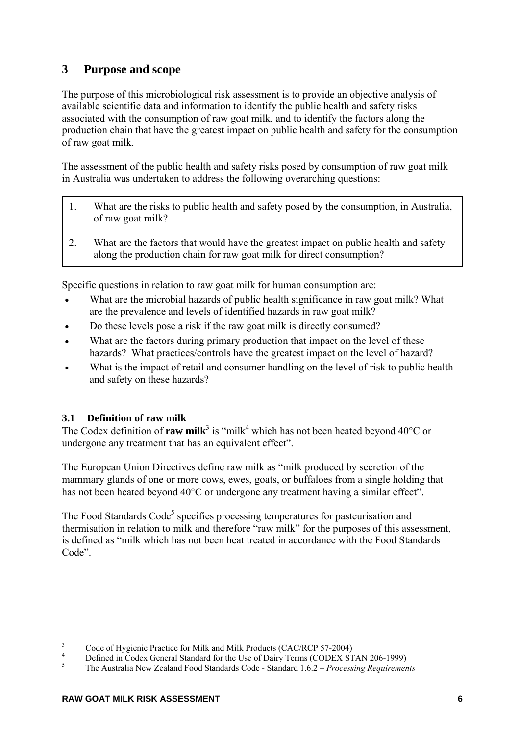## 3 Purpose and scope

The purpose of this microbiological risk assessment is to provide an objective analysis of available scientific data and information to identify the public health and safety risks associated with the consumption of raw goat milk, and to identify the factors along the production chain that have the greatest impact on public health and safety for the consumption of raw goat milk.

The assessment of the public health and safety risks posed by consumption of raw goat milk in Australia was undertaken to address the following overarching questions:

1. What are the risks to public health and safety posed by the consumption, in Australia, of raw goat milk?
2. What are the factors that would have the greatest impact on public health and safety along the production chain for raw goat milk for direct consumption?

Specific questions in relation to raw goat milk for human consumption are:

- What are the microbial hazards of public health significance in raw goat milk? What are the prevalence and levels of identified hazards in raw goat milk?
- Do these levels pose a risk if the raw goat milk is directly consumed?
- What are the factors during primary production that impact on the level of these hazards? What practices/controls have the greatest impact on the level of hazard?
- What is the impact of retail and consumer handling on the level of risk to public health and safety on these hazards?

### 3.1 Definition of raw milk

The Codex definition of **raw milk**[3] is "milk[4] which has not been heated beyond 40°C or undergone any treatment that has an equivalent effect".

The European Union Directives define raw milk as "milk produced by secretion of the mammary glands of one or more cows, ewes, goats, or buffaloes from a single holding that has not been heated beyond 40°C or undergone any treatment having a similar effect".

The Food Standards Code[5] specifies processing temperatures for pasteurisation and thermisation in relation to milk and therefore "raw milk" for the purposes of this assessment, is defined as "milk which has not been heat treated in accordance with the Food Standards Code".

---

[3] Code of Hygienic Practice for Milk and Milk Products (CAC/RCP 57-2004)

[4] Defined in Codex General Standard for the Use of Dairy Terms (CODEX STAN 206-1999)

[5] The Australia New Zealand Food Standards Code - Standard 1.6.2 – *Processing Requirements*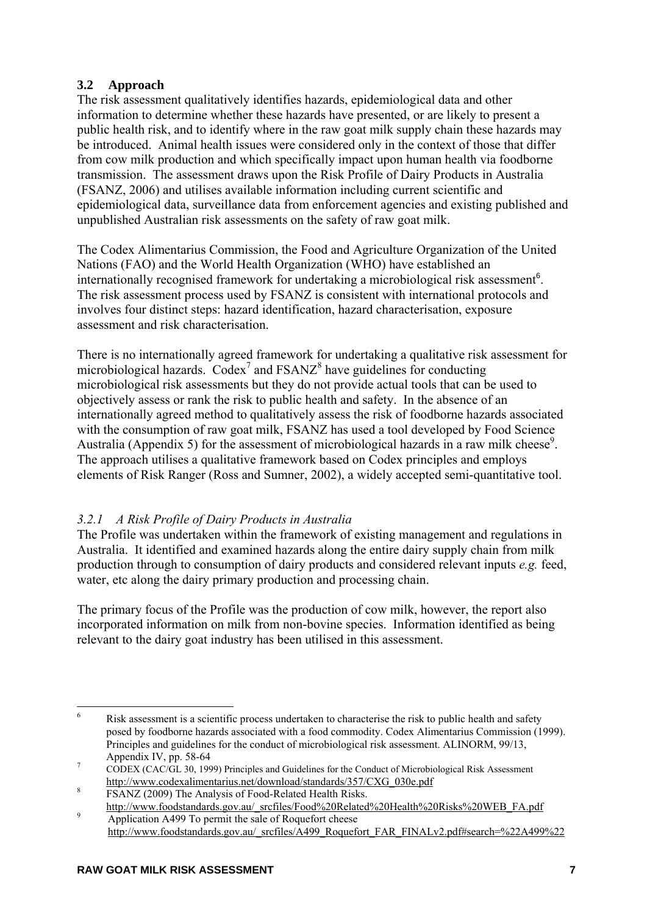### 3.2 Approach

The risk assessment qualitatively identifies hazards, epidemiological data and other information to determine whether these hazards have presented, or are likely to present a public health risk, and to identify where in the raw goat milk supply chain these hazards may be introduced. Animal health issues were considered only in the context of those that differ from cow milk production and which specifically impact upon human health via foodborne transmission. The assessment draws upon the Risk Profile of Dairy Products in Australia (FSANZ, 2006) and utilises available information including current scientific and epidemiological data, surveillance data from enforcement agencies and existing published and unpublished Australian risk assessments on the safety of raw goat milk.

The Codex Alimentarius Commission, the Food and Agriculture Organization of the United Nations (FAO) and the World Health Organization (WHO) have established an internationally recognised framework for undertaking a microbiological risk assessment[6]. The risk assessment process used by FSANZ is consistent with international protocols and involves four distinct steps: hazard identification, hazard characterisation, exposure assessment and risk characterisation.

There is no internationally agreed framework for undertaking a qualitative risk assessment for microbiological hazards. Codex[7] and FSANZ[8] have guidelines for conducting microbiological risk assessments but they do not provide actual tools that can be used to objectively assess or rank the risk to public health and safety. In the absence of an internationally agreed method to qualitatively assess the risk of foodborne hazards associated with the consumption of raw goat milk, FSANZ has used a tool developed by Food Science Australia (Appendix 5) for the assessment of microbiological hazards in a raw milk cheese[9]. The approach utilises a qualitative framework based on Codex principles and employs elements of Risk Ranger (Ross and Sumner, 2002), a widely accepted semi-quantitative tool.

#### *3.2.1 A Risk Profile of Dairy Products in Australia*

The Profile was undertaken within the framework of existing management and regulations in Australia. It identified and examined hazards along the entire dairy supply chain from milk production through to consumption of dairy products and considered relevant inputs *e.g.* feed, water, etc along the dairy primary production and processing chain.

The primary focus of the Profile was the production of cow milk, however, the report also incorporated information on milk from non-bovine species. Information identified as being relevant to the dairy goat industry has been utilised in this assessment.

---

[6] Risk assessment is a scientific process undertaken to characterise the risk to public health and safety posed by foodborne hazards associated with a food commodity. Codex Alimentarius Commission (1999). Principles and guidelines for the conduct of microbiological risk assessment. ALINORM, 99/13, Appendix IV, pp. 58-64

[7] CODEX (CAC/GL 30, 1999) Principles and Guidelines for the Conduct of Microbiological Risk Assessment http://www.codexalimentarius.net/download/standards/357/CXG_030e.pdf

[8] FSANZ (2009) The Analysis of Food-Related Health Risks. http://www.foodstandards.gov.au/_srcfiles/Food%20Related%20Health%20Risks%20WEB_FA.pdf

[9] Application A499 To permit the sale of Roquefort cheese http://www.foodstandards.gov.au/_srcfiles/A499_Roquefort_FAR_FINALv2.pdf#search=%22A499%22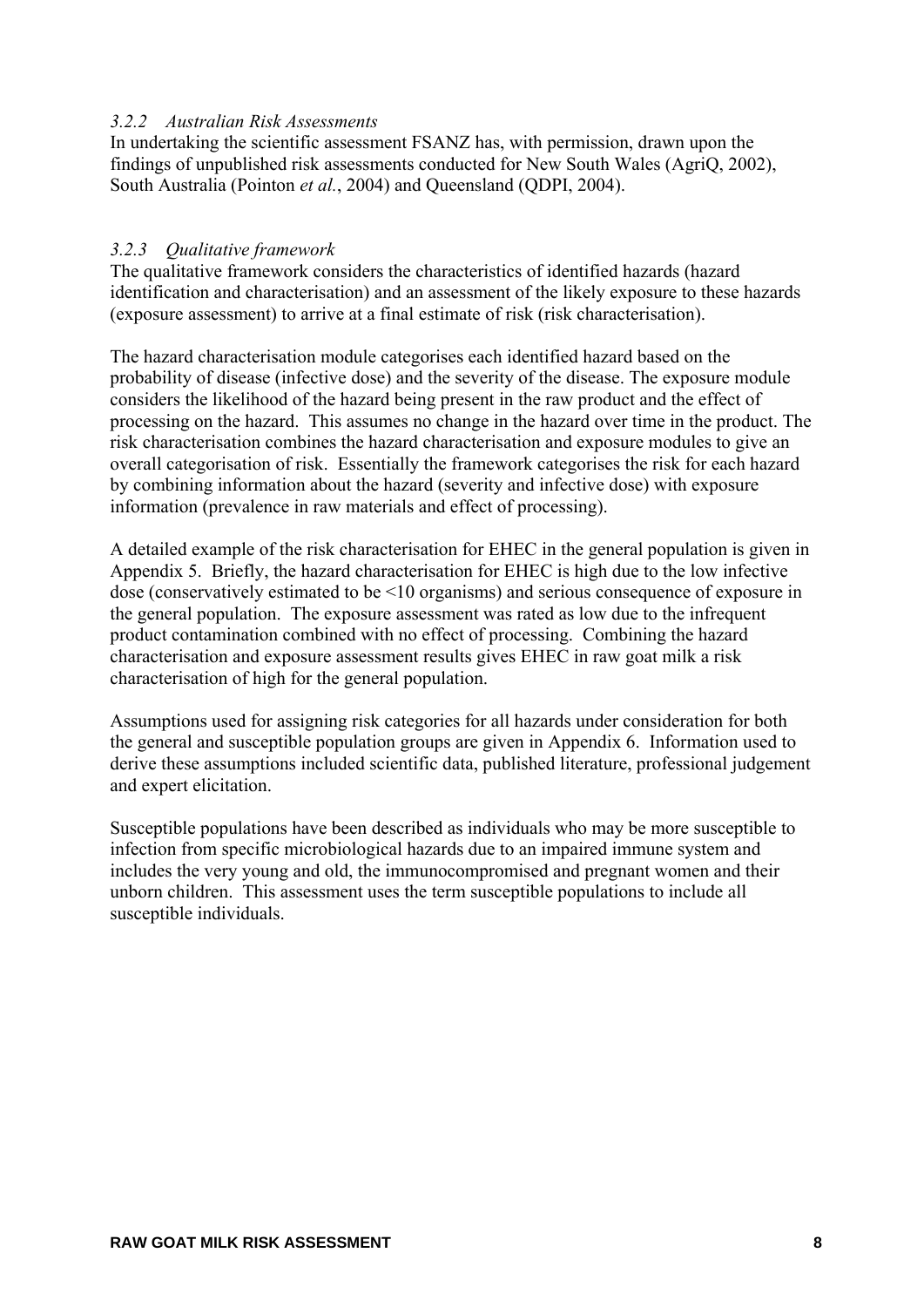### *3.2.2 Australian Risk Assessments*

In undertaking the scientific assessment FSANZ has, with permission, drawn upon the findings of unpublished risk assessments conducted for New South Wales (AgriQ, 2002), South Australia (Pointon *et al.*, 2004) and Queensland (QDPI, 2004).

### *3.2.3 Qualitative framework*

The qualitative framework considers the characteristics of identified hazards (hazard identification and characterisation) and an assessment of the likely exposure to these hazards (exposure assessment) to arrive at a final estimate of risk (risk characterisation).

The hazard characterisation module categorises each identified hazard based on the probability of disease (infective dose) and the severity of the disease. The exposure module considers the likelihood of the hazard being present in the raw product and the effect of processing on the hazard. This assumes no change in the hazard over time in the product. The risk characterisation combines the hazard characterisation and exposure modules to give an overall categorisation of risk. Essentially the framework categorises the risk for each hazard by combining information about the hazard (severity and infective dose) with exposure information (prevalence in raw materials and effect of processing).

A detailed example of the risk characterisation for EHEC in the general population is given in Appendix 5. Briefly, the hazard characterisation for EHEC is high due to the low infective dose (conservatively estimated to be <10 organisms) and serious consequence of exposure in the general population. The exposure assessment was rated as low due to the infrequent product contamination combined with no effect of processing. Combining the hazard characterisation and exposure assessment results gives EHEC in raw goat milk a risk characterisation of high for the general population.

Assumptions used for assigning risk categories for all hazards under consideration for both the general and susceptible population groups are given in Appendix 6. Information used to derive these assumptions included scientific data, published literature, professional judgement and expert elicitation.

Susceptible populations have been described as individuals who may be more susceptible to infection from specific microbiological hazards due to an impaired immune system and includes the very young and old, the immunocompromised and pregnant women and their unborn children. This assessment uses the term susceptible populations to include all susceptible individuals.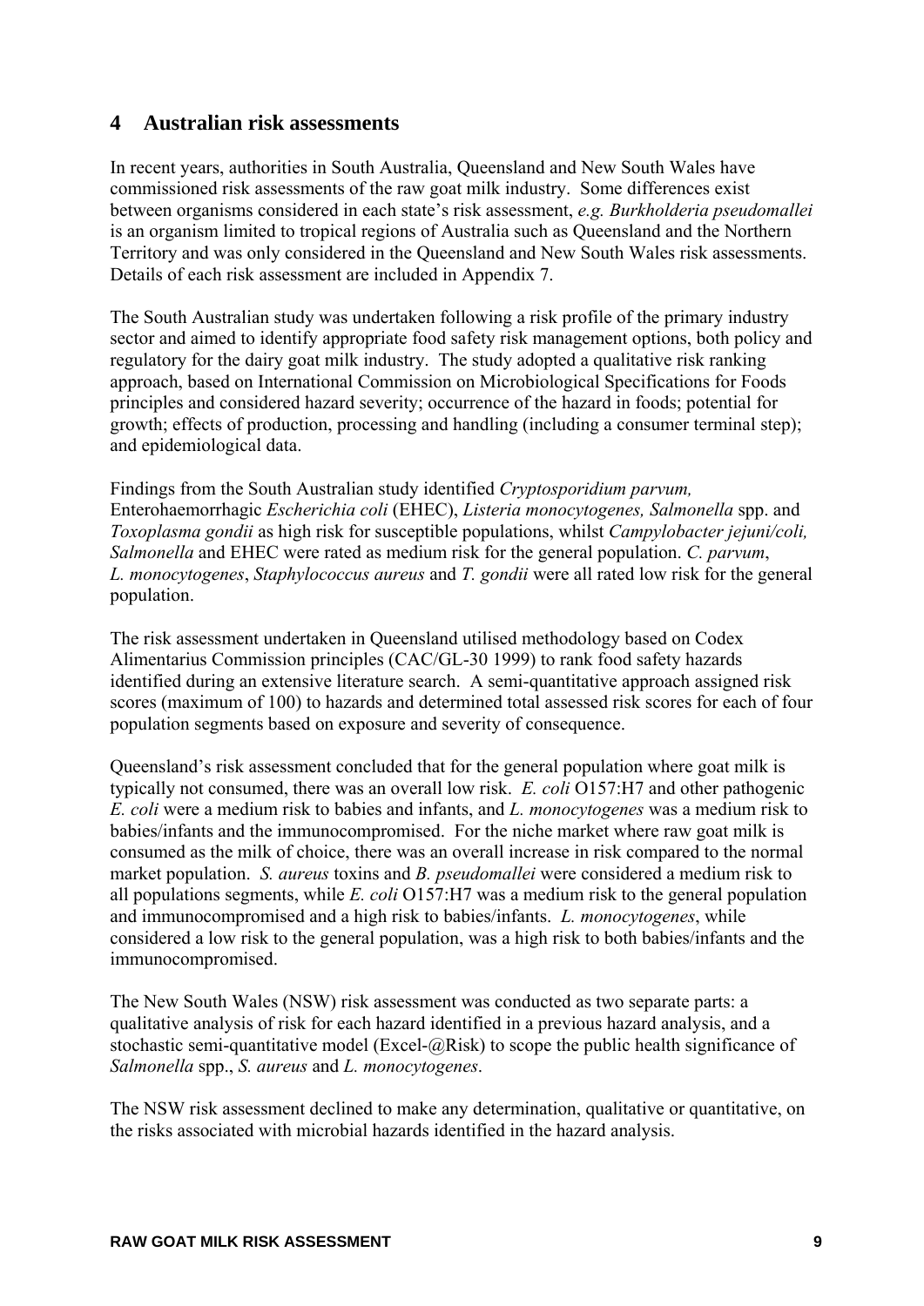# 4 Australian risk assessments

In recent years, authorities in South Australia, Queensland and New South Wales have commissioned risk assessments of the raw goat milk industry. Some differences exist between organisms considered in each state's risk assessment, *e.g. Burkholderia pseudomallei* is an organism limited to tropical regions of Australia such as Queensland and the Northern Territory and was only considered in the Queensland and New South Wales risk assessments. Details of each risk assessment are included in Appendix 7.

The South Australian study was undertaken following a risk profile of the primary industry sector and aimed to identify appropriate food safety risk management options, both policy and regulatory for the dairy goat milk industry. The study adopted a qualitative risk ranking approach, based on International Commission on Microbiological Specifications for Foods principles and considered hazard severity; occurrence of the hazard in foods; potential for growth; effects of production, processing and handling (including a consumer terminal step); and epidemiological data.

Findings from the South Australian study identified *Cryptosporidium parvum,* Enterohaemorrhagic *Escherichia coli* (EHEC), *Listeria monocytogenes, Salmonella* spp. and *Toxoplasma gondii* as high risk for susceptible populations, whilst *Campylobacter jejuni/coli, Salmonella* and EHEC were rated as medium risk for the general population. *C. parvum*, *L. monocytogenes*, *Staphylococcus aureus* and *T. gondii* were all rated low risk for the general population.

The risk assessment undertaken in Queensland utilised methodology based on Codex Alimentarius Commission principles (CAC/GL-30 1999) to rank food safety hazards identified during an extensive literature search. A semi-quantitative approach assigned risk scores (maximum of 100) to hazards and determined total assessed risk scores for each of four population segments based on exposure and severity of consequence.

Queensland's risk assessment concluded that for the general population where goat milk is typically not consumed, there was an overall low risk. *E. coli* O157:H7 and other pathogenic *E. coli* were a medium risk to babies and infants, and *L. monocytogenes* was a medium risk to babies/infants and the immunocompromised. For the niche market where raw goat milk is consumed as the milk of choice, there was an overall increase in risk compared to the normal market population. *S. aureus* toxins and *B. pseudomallei* were considered a medium risk to all populations segments, while *E. coli* O157:H7 was a medium risk to the general population and immunocompromised and a high risk to babies/infants. *L. monocytogenes*, while considered a low risk to the general population, was a high risk to both babies/infants and the immunocompromised.

The New South Wales (NSW) risk assessment was conducted as two separate parts: a qualitative analysis of risk for each hazard identified in a previous hazard analysis, and a stochastic semi-quantitative model (Excel-@Risk) to scope the public health significance of *Salmonella* spp., *S. aureus* and *L. monocytogenes*.

The NSW risk assessment declined to make any determination, qualitative or quantitative, on the risks associated with microbial hazards identified in the hazard analysis.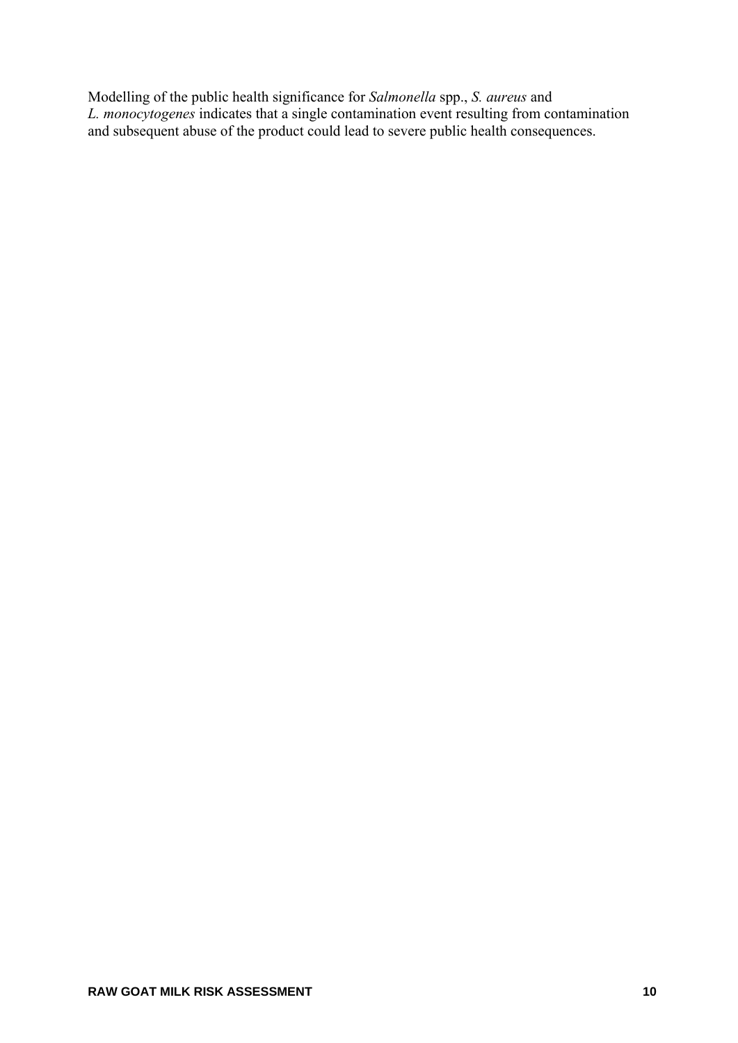Modelling of the public health significance for *Salmonella* spp., *S. aureus* and *L. monocytogenes* indicates that a single contamination event resulting from contamination and subsequent abuse of the product could lead to severe public health consequences.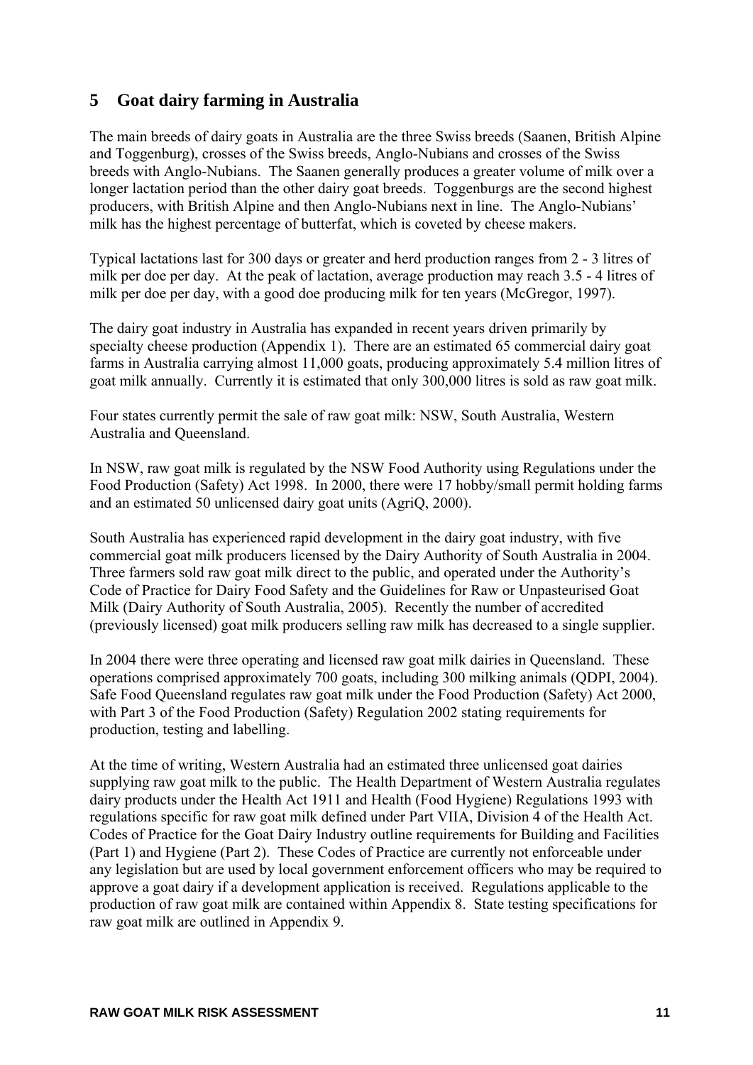# 5 Goat dairy farming in Australia

The main breeds of dairy goats in Australia are the three Swiss breeds (Saanen, British Alpine and Toggenburg), crosses of the Swiss breeds, Anglo-Nubians and crosses of the Swiss breeds with Anglo-Nubians. The Saanen generally produces a greater volume of milk over a longer lactation period than the other dairy goat breeds. Toggenburgs are the second highest producers, with British Alpine and then Anglo-Nubians next in line. The Anglo-Nubians' milk has the highest percentage of butterfat, which is coveted by cheese makers.

Typical lactations last for 300 days or greater and herd production ranges from 2 - 3 litres of milk per doe per day. At the peak of lactation, average production may reach 3.5 - 4 litres of milk per doe per day, with a good doe producing milk for ten years (McGregor, 1997).

The dairy goat industry in Australia has expanded in recent years driven primarily by specialty cheese production (Appendix 1). There are an estimated 65 commercial dairy goat farms in Australia carrying almost 11,000 goats, producing approximately 5.4 million litres of goat milk annually. Currently it is estimated that only 300,000 litres is sold as raw goat milk.

Four states currently permit the sale of raw goat milk: NSW, South Australia, Western Australia and Queensland.

In NSW, raw goat milk is regulated by the NSW Food Authority using Regulations under the Food Production (Safety) Act 1998. In 2000, there were 17 hobby/small permit holding farms and an estimated 50 unlicensed dairy goat units (AgriQ, 2000).

South Australia has experienced rapid development in the dairy goat industry, with five commercial goat milk producers licensed by the Dairy Authority of South Australia in 2004. Three farmers sold raw goat milk direct to the public, and operated under the Authority's Code of Practice for Dairy Food Safety and the Guidelines for Raw or Unpasteurised Goat Milk (Dairy Authority of South Australia, 2005). Recently the number of accredited (previously licensed) goat milk producers selling raw milk has decreased to a single supplier.

In 2004 there were three operating and licensed raw goat milk dairies in Queensland. These operations comprised approximately 700 goats, including 300 milking animals (QDPI, 2004). Safe Food Queensland regulates raw goat milk under the Food Production (Safety) Act 2000, with Part 3 of the Food Production (Safety) Regulation 2002 stating requirements for production, testing and labelling.

At the time of writing, Western Australia had an estimated three unlicensed goat dairies supplying raw goat milk to the public. The Health Department of Western Australia regulates dairy products under the Health Act 1911 and Health (Food Hygiene) Regulations 1993 with regulations specific for raw goat milk defined under Part VIIA, Division 4 of the Health Act. Codes of Practice for the Goat Dairy Industry outline requirements for Building and Facilities (Part 1) and Hygiene (Part 2). These Codes of Practice are currently not enforceable under any legislation but are used by local government enforcement officers who may be required to approve a goat dairy if a development application is received. Regulations applicable to the production of raw goat milk are contained within Appendix 8. State testing specifications for raw goat milk are outlined in Appendix 9.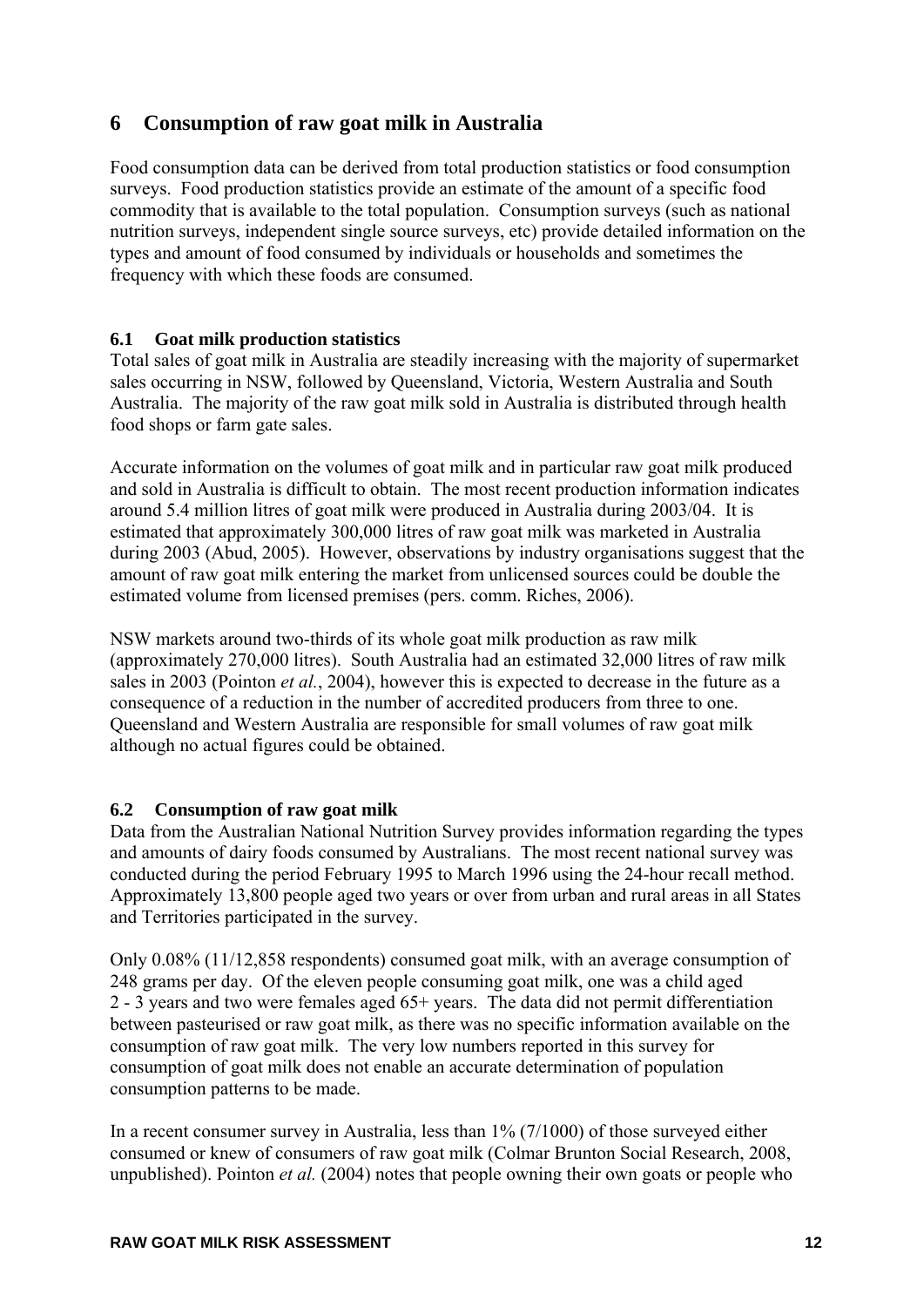# 6 Consumption of raw goat milk in Australia

Food consumption data can be derived from total production statistics or food consumption surveys. Food production statistics provide an estimate of the amount of a specific food commodity that is available to the total population. Consumption surveys (such as national nutrition surveys, independent single source surveys, etc) provide detailed information on the types and amount of food consumed by individuals or households and sometimes the frequency with which these foods are consumed.

## 6.1 Goat milk production statistics

Total sales of goat milk in Australia are steadily increasing with the majority of supermarket sales occurring in NSW, followed by Queensland, Victoria, Western Australia and South Australia. The majority of the raw goat milk sold in Australia is distributed through health food shops or farm gate sales.

Accurate information on the volumes of goat milk and in particular raw goat milk produced and sold in Australia is difficult to obtain. The most recent production information indicates around 5.4 million litres of goat milk were produced in Australia during 2003/04. It is estimated that approximately 300,000 litres of raw goat milk was marketed in Australia during 2003 (Abud, 2005). However, observations by industry organisations suggest that the amount of raw goat milk entering the market from unlicensed sources could be double the estimated volume from licensed premises (pers. comm. Riches, 2006).

NSW markets around two-thirds of its whole goat milk production as raw milk (approximately 270,000 litres). South Australia had an estimated 32,000 litres of raw milk sales in 2003 (Pointon *et al.*, 2004), however this is expected to decrease in the future as a consequence of a reduction in the number of accredited producers from three to one. Queensland and Western Australia are responsible for small volumes of raw goat milk although no actual figures could be obtained.

## 6.2 Consumption of raw goat milk

Data from the Australian National Nutrition Survey provides information regarding the types and amounts of dairy foods consumed by Australians. The most recent national survey was conducted during the period February 1995 to March 1996 using the 24-hour recall method. Approximately 13,800 people aged two years or over from urban and rural areas in all States and Territories participated in the survey.

Only 0.08% (11/12,858 respondents) consumed goat milk, with an average consumption of 248 grams per day. Of the eleven people consuming goat milk, one was a child aged 2 - 3 years and two were females aged 65+ years. The data did not permit differentiation between pasteurised or raw goat milk, as there was no specific information available on the consumption of raw goat milk. The very low numbers reported in this survey for consumption of goat milk does not enable an accurate determination of population consumption patterns to be made.

In a recent consumer survey in Australia, less than 1% (7/1000) of those surveyed either consumed or knew of consumers of raw goat milk (Colmar Brunton Social Research, 2008, unpublished). Pointon *et al.* (2004) notes that people owning their own goats or people who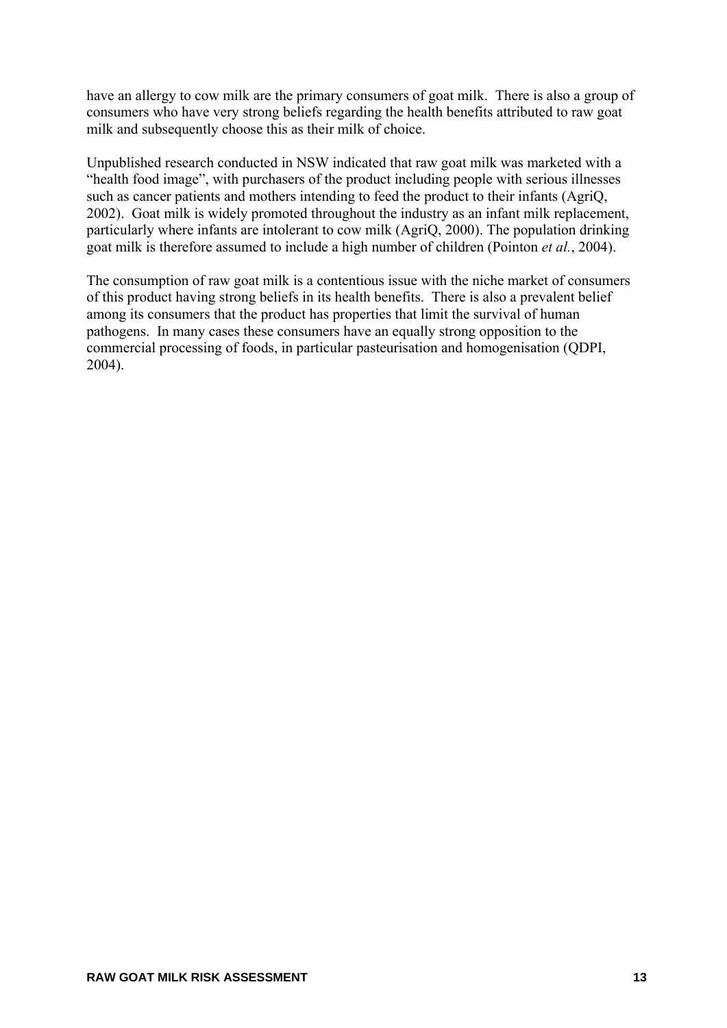have an allergy to cow milk are the primary consumers of goat milk. There is also a group of consumers who have very strong beliefs regarding the health benefits attributed to raw goat milk and subsequently choose this as their milk of choice.

Unpublished research conducted in NSW indicated that raw goat milk was marketed with a "health food image", with purchasers of the product including people with serious illnesses such as cancer patients and mothers intending to feed the product to their infants (AgriQ, 2002). Goat milk is widely promoted throughout the industry as an infant milk replacement, particularly where infants are intolerant to cow milk (AgriQ, 2000). The population drinking goat milk is therefore assumed to include a high number of children (Pointon *et al.*, 2004).

The consumption of raw goat milk is a contentious issue with the niche market of consumers of this product having strong beliefs in its health benefits. There is also a prevalent belief among its consumers that the product has properties that limit the survival of human pathogens. In many cases these consumers have an equally strong opposition to the commercial processing of foods, in particular pasteurisation and homogenisation (QDPI, 2004).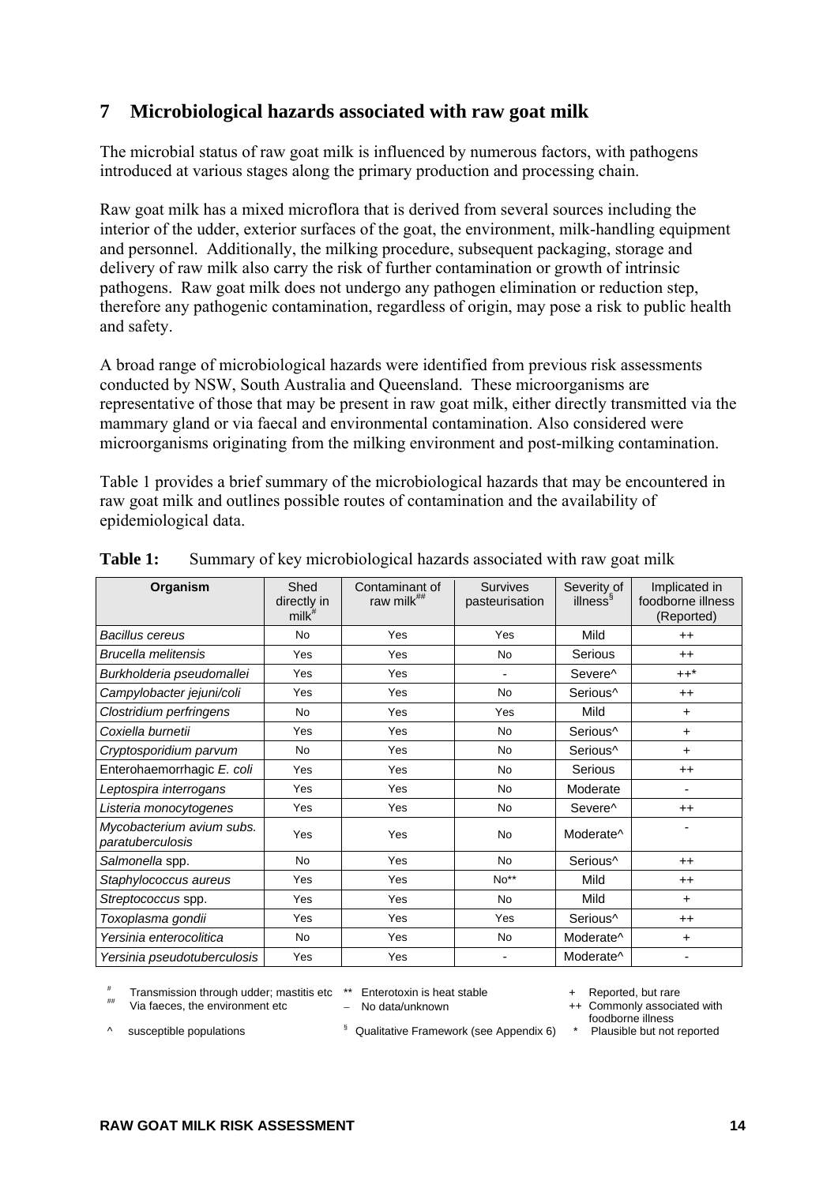## 7 Microbiological hazards associated with raw goat milk

The microbial status of raw goat milk is influenced by numerous factors, with pathogens introduced at various stages along the primary production and processing chain.

Raw goat milk has a mixed microflora that is derived from several sources including the interior of the udder, exterior surfaces of the goat, the environment, milk-handling equipment and personnel. Additionally, the milking procedure, subsequent packaging, storage and delivery of raw milk also carry the risk of further contamination or growth of intrinsic pathogens. Raw goat milk does not undergo any pathogen elimination or reduction step, therefore any pathogenic contamination, regardless of origin, may pose a risk to public health and safety.

A broad range of microbiological hazards were identified from previous risk assessments conducted by NSW, South Australia and Queensland. These microorganisms are representative of those that may be present in raw goat milk, either directly transmitted via the mammary gland or via faecal and environmental contamination. Also considered were microorganisms originating from the milking environment and post-milking contamination.

Table 1 provides a brief summary of the microbiological hazards that may be encountered in raw goat milk and outlines possible routes of contamination and the availability of epidemiological data.

**Table 1:** Summary of key microbiological hazards associated with raw goat milk

| Organism | Shed directly in milk[#] | Contaminant of raw milk[##] | Survives pasteurisation | Severity of illness[§] | Implicated in foodborne illness (Reported) |
|---|---|---|---|---|---|
| *Bacillus cereus* | No | Yes | Yes | Mild | ++ |
| *Brucella melitensis* | Yes | Yes | No | Serious | ++ |
| *Burkholderia pseudomallei* | Yes | Yes | - | Severe^ | ++* |
| *Campylobacter jejuni/coli* | Yes | Yes | No | Serious^ | ++ |
| *Clostridium perfringens* | No | Yes | Yes | Mild | + |
| *Coxiella burnetii* | Yes | Yes | No | Serious^ | + |
| *Cryptosporidium parvum* | No | Yes | No | Serious^ | + |
| Enterohaemorrhagic *E. coli* | Yes | Yes | No | Serious | ++ |
| *Leptospira interrogans* | Yes | Yes | No | Moderate | - |
| *Listeria monocytogenes* | Yes | Yes | No | Severe^ | ++ |
| *Mycobacterium avium subs. paratuberculosis* | Yes | Yes | No | Moderate^ | - |
| *Salmonella* spp. | No | Yes | No | Serious^ | ++ |
| *Staphylococcus aureus* | Yes | Yes | No** | Mild | ++ |
| *Streptococcus* spp. | Yes | Yes | No | Mild | + |
| *Toxoplasma gondii* | Yes | Yes | Yes | Serious^ | ++ |
| *Yersinia enterocolitica* | No | Yes | No | Moderate^ | + |
| *Yersinia pseudotuberculosis* | Yes | Yes | - | Moderate^ | - |

[#] Transmission through udder; mastitis etc
[##] Via faeces, the environment etc
^ susceptible populations
** Enterotoxin is heat stable
– No data/unknown
[§] Qualitative Framework (see Appendix 6)
\+ Reported, but rare
++ Commonly associated with foodborne illness
\* Plausible but not reported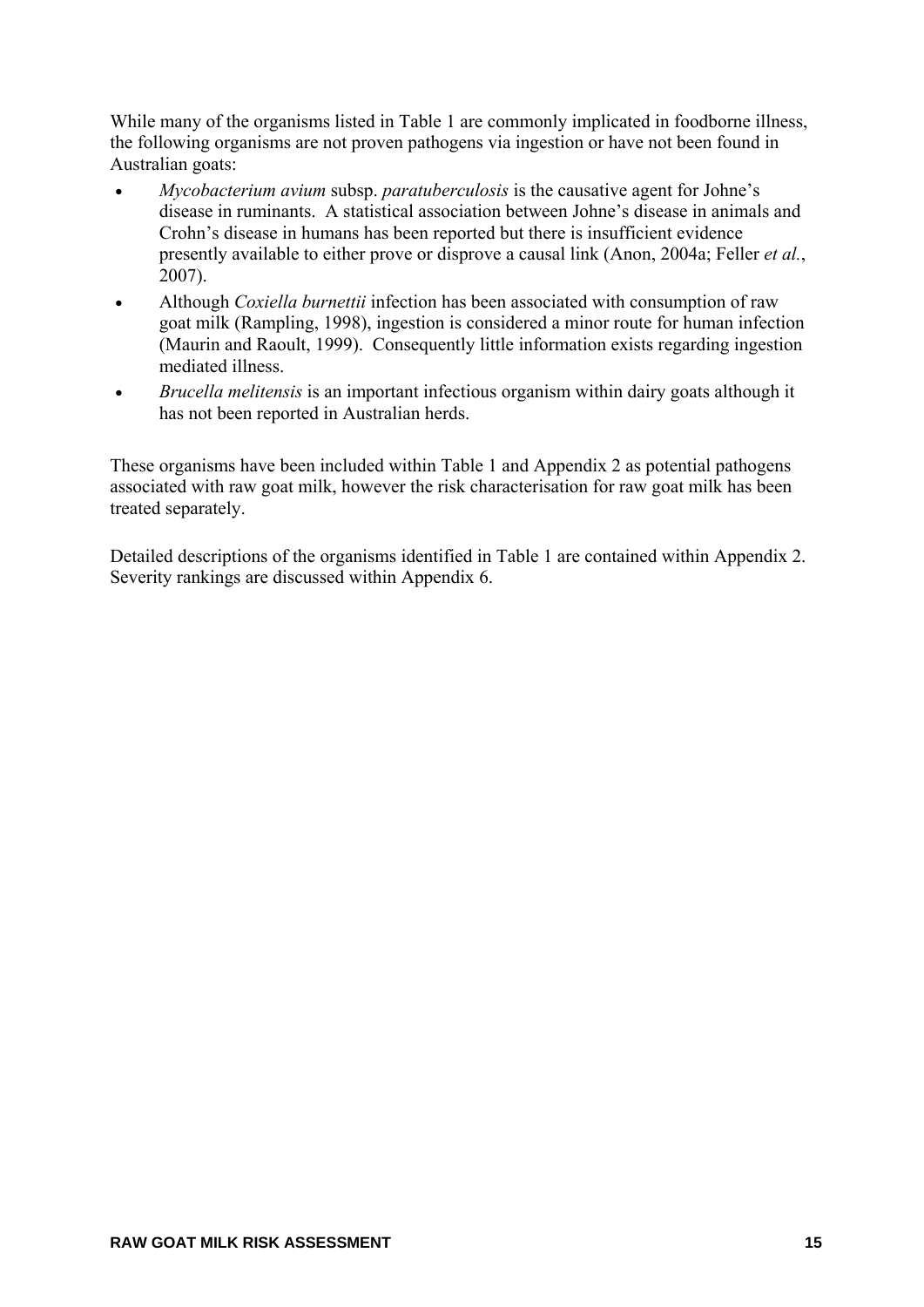While many of the organisms listed in Table 1 are commonly implicated in foodborne illness, the following organisms are not proven pathogens via ingestion or have not been found in Australian goats:

- *Mycobacterium avium* subsp. *paratuberculosis* is the causative agent for Johne's disease in ruminants. A statistical association between Johne's disease in animals and Crohn's disease in humans has been reported but there is insufficient evidence presently available to either prove or disprove a causal link (Anon, 2004a; Feller *et al.*, 2007).
- Although *Coxiella burnettii* infection has been associated with consumption of raw goat milk (Rampling, 1998), ingestion is considered a minor route for human infection (Maurin and Raoult, 1999). Consequently little information exists regarding ingestion mediated illness.
- *Brucella melitensis* is an important infectious organism within dairy goats although it has not been reported in Australian herds.

These organisms have been included within Table 1 and Appendix 2 as potential pathogens associated with raw goat milk, however the risk characterisation for raw goat milk has been treated separately.

Detailed descriptions of the organisms identified in Table 1 are contained within Appendix 2. Severity rankings are discussed within Appendix 6.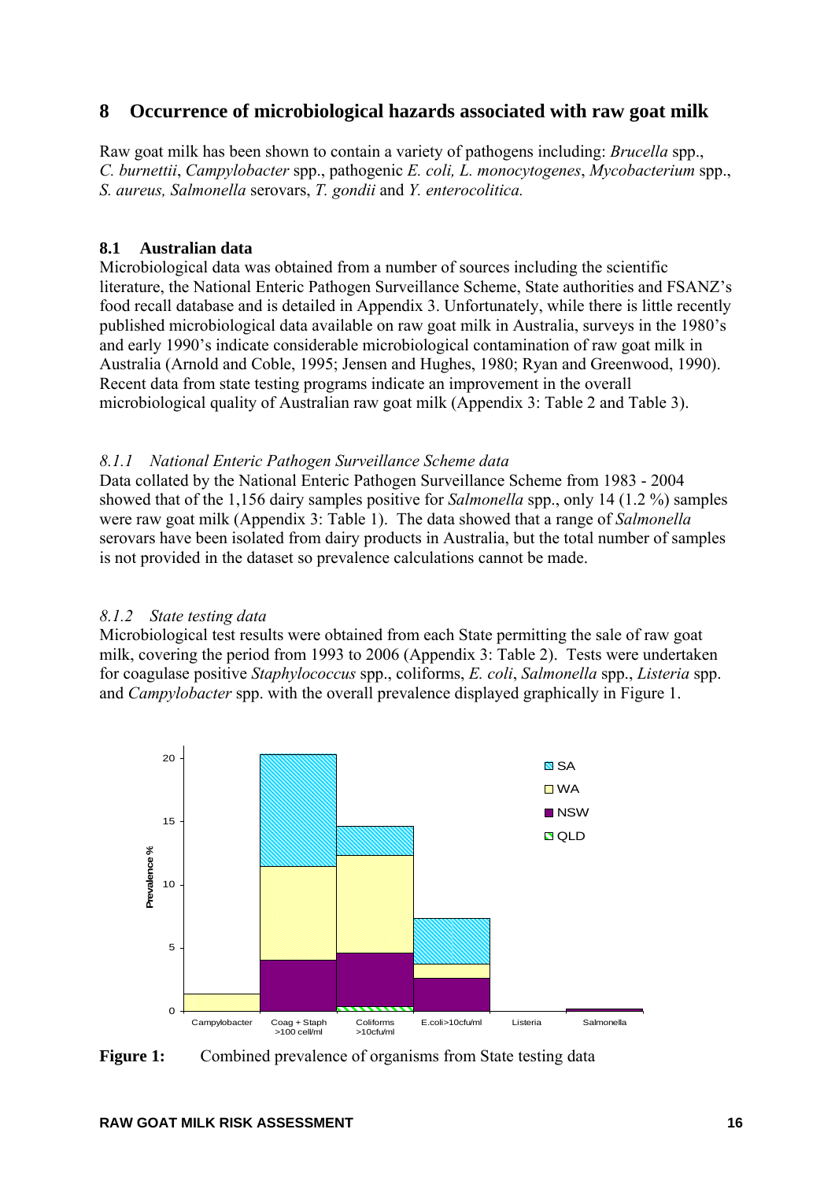# 8 Occurrence of microbiological hazards associated with raw goat milk

Raw goat milk has been shown to contain a variety of pathogens including: *Brucella* spp., *C. burnettii*, *Campylobacter* spp., pathogenic *E. coli, L. monocytogenes*, *Mycobacterium* spp., *S. aureus, Salmonella* serovars, *T. gondii* and *Y. enterocolitica.*

## 8.1 Australian data

Microbiological data was obtained from a number of sources including the scientific literature, the National Enteric Pathogen Surveillance Scheme, State authorities and FSANZ's food recall database and is detailed in Appendix 3. Unfortunately, while there is little recently published microbiological data available on raw goat milk in Australia, surveys in the 1980's and early 1990's indicate considerable microbiological contamination of raw goat milk in Australia (Arnold and Coble, 1995; Jensen and Hughes, 1980; Ryan and Greenwood, 1990). Recent data from state testing programs indicate an improvement in the overall microbiological quality of Australian raw goat milk (Appendix 3: Table 2 and Table 3).

### *8.1.1 National Enteric Pathogen Surveillance Scheme data*

Data collated by the National Enteric Pathogen Surveillance Scheme from 1983 - 2004 showed that of the 1,156 dairy samples positive for *Salmonella* spp., only 14 (1.2 %) samples were raw goat milk (Appendix 3: Table 1). The data showed that a range of *Salmonella* serovars have been isolated from dairy products in Australia, but the total number of samples is not provided in the dataset so prevalence calculations cannot be made.

### *8.1.2 State testing data*

Microbiological test results were obtained from each State permitting the sale of raw goat milk, covering the period from 1993 to 2006 (Appendix 3: Table 2). Tests were undertaken for coagulase positive *Staphylococcus* spp., coliforms, *E. coli*, *Salmonella* spp., *Listeria* spp. and *Campylobacter* spp. with the overall prevalence displayed graphically in Figure 1.

**Figure 1:** Combined prevalence of organisms from State testing data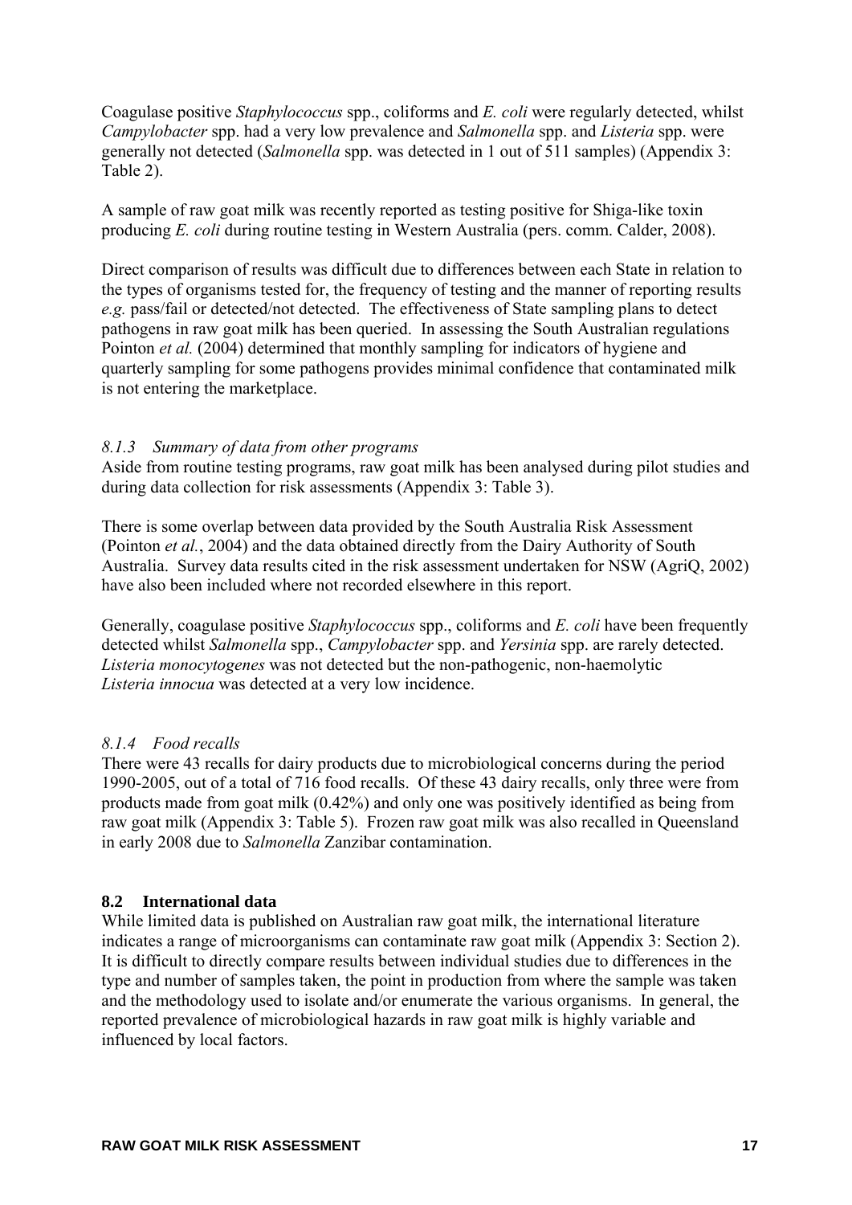Coagulase positive *Staphylococcus* spp., coliforms and *E. coli* were regularly detected, whilst *Campylobacter* spp. had a very low prevalence and *Salmonella* spp. and *Listeria* spp. were generally not detected (*Salmonella* spp. was detected in 1 out of 511 samples) (Appendix 3: Table 2).

A sample of raw goat milk was recently reported as testing positive for Shiga-like toxin producing *E. coli* during routine testing in Western Australia (pers. comm. Calder, 2008).

Direct comparison of results was difficult due to differences between each State in relation to the types of organisms tested for, the frequency of testing and the manner of reporting results *e.g.* pass/fail or detected/not detected. The effectiveness of State sampling plans to detect pathogens in raw goat milk has been queried. In assessing the South Australian regulations Pointon *et al.* (2004) determined that monthly sampling for indicators of hygiene and quarterly sampling for some pathogens provides minimal confidence that contaminated milk is not entering the marketplace.

### *8.1.3 Summary of data from other programs*

Aside from routine testing programs, raw goat milk has been analysed during pilot studies and during data collection for risk assessments (Appendix 3: Table 3).

There is some overlap between data provided by the South Australia Risk Assessment (Pointon *et al.*, 2004) and the data obtained directly from the Dairy Authority of South Australia. Survey data results cited in the risk assessment undertaken for NSW (AgriQ, 2002) have also been included where not recorded elsewhere in this report.

Generally, coagulase positive *Staphylococcus* spp., coliforms and *E. coli* have been frequently detected whilst *Salmonella* spp., *Campylobacter* spp. and *Yersinia* spp. are rarely detected. *Listeria monocytogenes* was not detected but the non-pathogenic, non-haemolytic *Listeria innocua* was detected at a very low incidence.

### *8.1.4 Food recalls*

There were 43 recalls for dairy products due to microbiological concerns during the period 1990-2005, out of a total of 716 food recalls. Of these 43 dairy recalls, only three were from products made from goat milk (0.42%) and only one was positively identified as being from raw goat milk (Appendix 3: Table 5). Frozen raw goat milk was also recalled in Queensland in early 2008 due to *Salmonella* Zanzibar contamination.

## 8.2 International data

While limited data is published on Australian raw goat milk, the international literature indicates a range of microorganisms can contaminate raw goat milk (Appendix 3: Section 2). It is difficult to directly compare results between individual studies due to differences in the type and number of samples taken, the point in production from where the sample was taken and the methodology used to isolate and/or enumerate the various organisms. In general, the reported prevalence of microbiological hazards in raw goat milk is highly variable and influenced by local factors.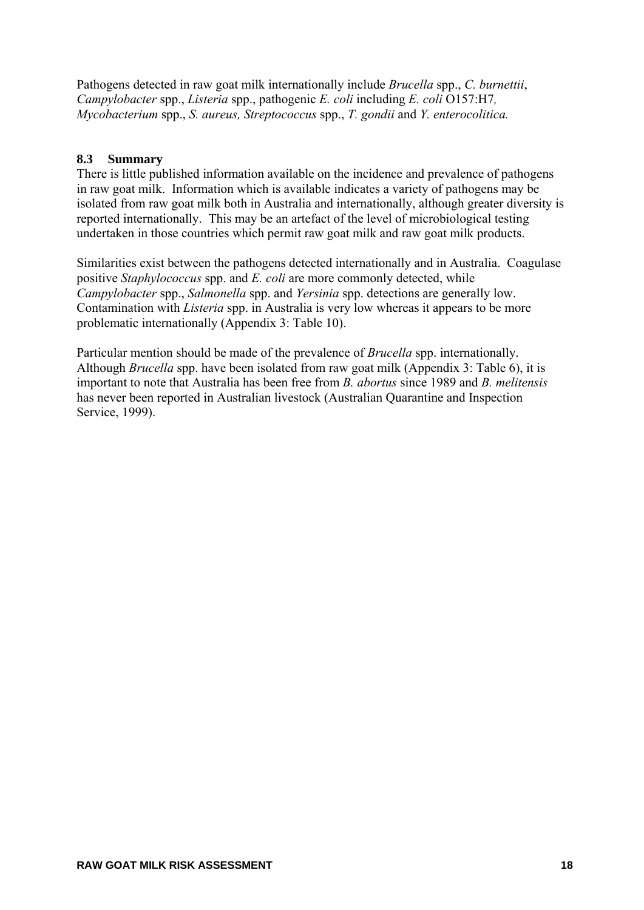Pathogens detected in raw goat milk internationally include *Brucella* spp., *C. burnettii*, *Campylobacter* spp., *Listeria* spp., pathogenic *E. coli* including *E. coli* O157:H7*, Mycobacterium* spp., *S. aureus, Streptococcus* spp., *T. gondii* and *Y. enterocolitica.*

### 8.3 Summary

There is little published information available on the incidence and prevalence of pathogens in raw goat milk. Information which is available indicates a variety of pathogens may be isolated from raw goat milk both in Australia and internationally, although greater diversity is reported internationally. This may be an artefact of the level of microbiological testing undertaken in those countries which permit raw goat milk and raw goat milk products.

Similarities exist between the pathogens detected internationally and in Australia. Coagulase positive *Staphylococcus* spp. and *E. coli* are more commonly detected, while *Campylobacter* spp., *Salmonella* spp. and *Yersinia* spp. detections are generally low. Contamination with *Listeria* spp. in Australia is very low whereas it appears to be more problematic internationally (Appendix 3: Table 10).

Particular mention should be made of the prevalence of *Brucella* spp. internationally. Although *Brucella* spp. have been isolated from raw goat milk (Appendix 3: Table 6), it is important to note that Australia has been free from *B. abortus* since 1989 and *B. melitensis* has never been reported in Australian livestock (Australian Quarantine and Inspection Service, 1999).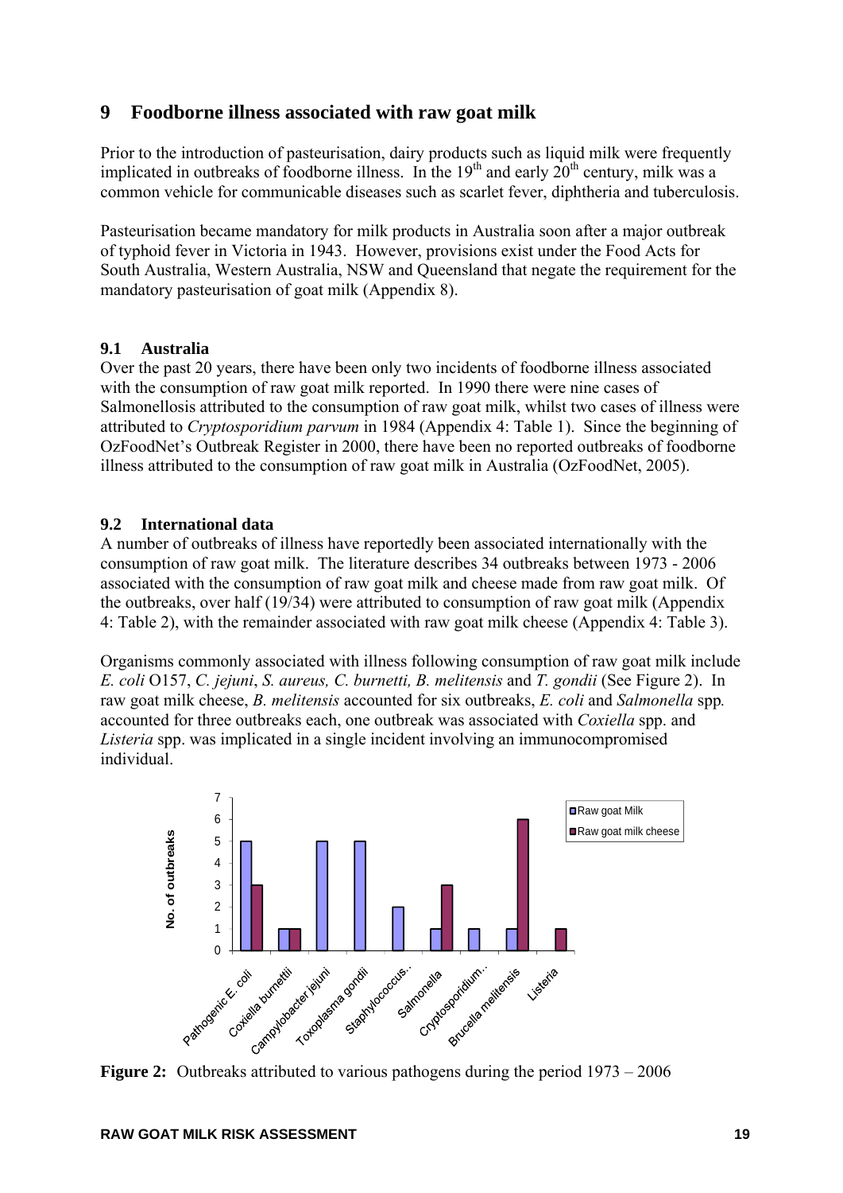# 9 Foodborne illness associated with raw goat milk

Prior to the introduction of pasteurisation, dairy products such as liquid milk were frequently implicated in outbreaks of foodborne illness. In the 19th and early 20th century, milk was a common vehicle for communicable diseases such as scarlet fever, diphtheria and tuberculosis.

Pasteurisation became mandatory for milk products in Australia soon after a major outbreak of typhoid fever in Victoria in 1943. However, provisions exist under the Food Acts for South Australia, Western Australia, NSW and Queensland that negate the requirement for the mandatory pasteurisation of goat milk (Appendix 8).

## 9.1 Australia

Over the past 20 years, there have been only two incidents of foodborne illness associated with the consumption of raw goat milk reported. In 1990 there were nine cases of Salmonellosis attributed to the consumption of raw goat milk, whilst two cases of illness were attributed to *Cryptosporidium parvum* in 1984 (Appendix 4: Table 1). Since the beginning of OzFoodNet's Outbreak Register in 2000, there have been no reported outbreaks of foodborne illness attributed to the consumption of raw goat milk in Australia (OzFoodNet, 2005).

## 9.2 International data

A number of outbreaks of illness have reportedly been associated internationally with the consumption of raw goat milk. The literature describes 34 outbreaks between 1973 - 2006 associated with the consumption of raw goat milk and cheese made from raw goat milk. Of the outbreaks, over half (19/34) were attributed to consumption of raw goat milk (Appendix 4: Table 2), with the remainder associated with raw goat milk cheese (Appendix 4: Table 3).

Organisms commonly associated with illness following consumption of raw goat milk include *E. coli* O157, *C. jejuni*, *S. aureus, C. burnetti, B. melitensis* and *T. gondii* (See Figure 2). In raw goat milk cheese, *B. melitensis* accounted for six outbreaks, *E. coli* and *Salmonella* spp*.* accounted for three outbreaks each, one outbreak was associated with *Coxiella* spp. and *Listeria* spp. was implicated in a single incident involving an immunocompromised individual.

| Pathogen | Raw goat Milk | Raw goat milk cheese |
|---|---|---|
| Pathogenic E. coli | 5 | 3 |
| Coxiella burnettii | 1 | 1 |
| Campylobacter jejuni | 5 | |
| Toxoplasma gondii | 5 | |
| Staphylococcus.. | 2 | |
| Salmonella | 1 | 3 |
| Cryptosporidium.. | 1 | |
| Brucella melitensis | 1 | 6 |
| Listeria | | 1 |

**Figure 2:** Outbreaks attributed to various pathogens during the period 1973 – 2006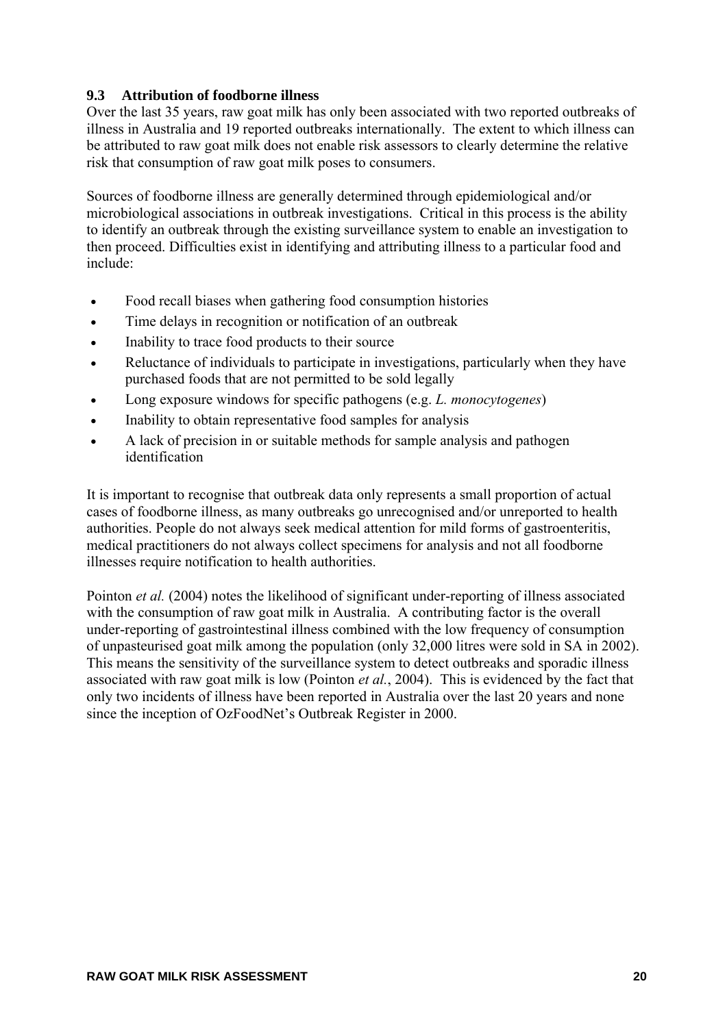### 9.3 Attribution of foodborne illness

Over the last 35 years, raw goat milk has only been associated with two reported outbreaks of illness in Australia and 19 reported outbreaks internationally. The extent to which illness can be attributed to raw goat milk does not enable risk assessors to clearly determine the relative risk that consumption of raw goat milk poses to consumers.

Sources of foodborne illness are generally determined through epidemiological and/or microbiological associations in outbreak investigations. Critical in this process is the ability to identify an outbreak through the existing surveillance system to enable an investigation to then proceed. Difficulties exist in identifying and attributing illness to a particular food and include:

- Food recall biases when gathering food consumption histories
- Time delays in recognition or notification of an outbreak
- Inability to trace food products to their source
- Reluctance of individuals to participate in investigations, particularly when they have purchased foods that are not permitted to be sold legally
- Long exposure windows for specific pathogens (e.g. *L. monocytogenes*)
- Inability to obtain representative food samples for analysis
- A lack of precision in or suitable methods for sample analysis and pathogen identification

It is important to recognise that outbreak data only represents a small proportion of actual cases of foodborne illness, as many outbreaks go unrecognised and/or unreported to health authorities. People do not always seek medical attention for mild forms of gastroenteritis, medical practitioners do not always collect specimens for analysis and not all foodborne illnesses require notification to health authorities.

Pointon *et al.* (2004) notes the likelihood of significant under-reporting of illness associated with the consumption of raw goat milk in Australia. A contributing factor is the overall under-reporting of gastrointestinal illness combined with the low frequency of consumption of unpasteurised goat milk among the population (only 32,000 litres were sold in SA in 2002). This means the sensitivity of the surveillance system to detect outbreaks and sporadic illness associated with raw goat milk is low (Pointon *et al.*, 2004). This is evidenced by the fact that only two incidents of illness have been reported in Australia over the last 20 years and none since the inception of OzFoodNet's Outbreak Register in 2000.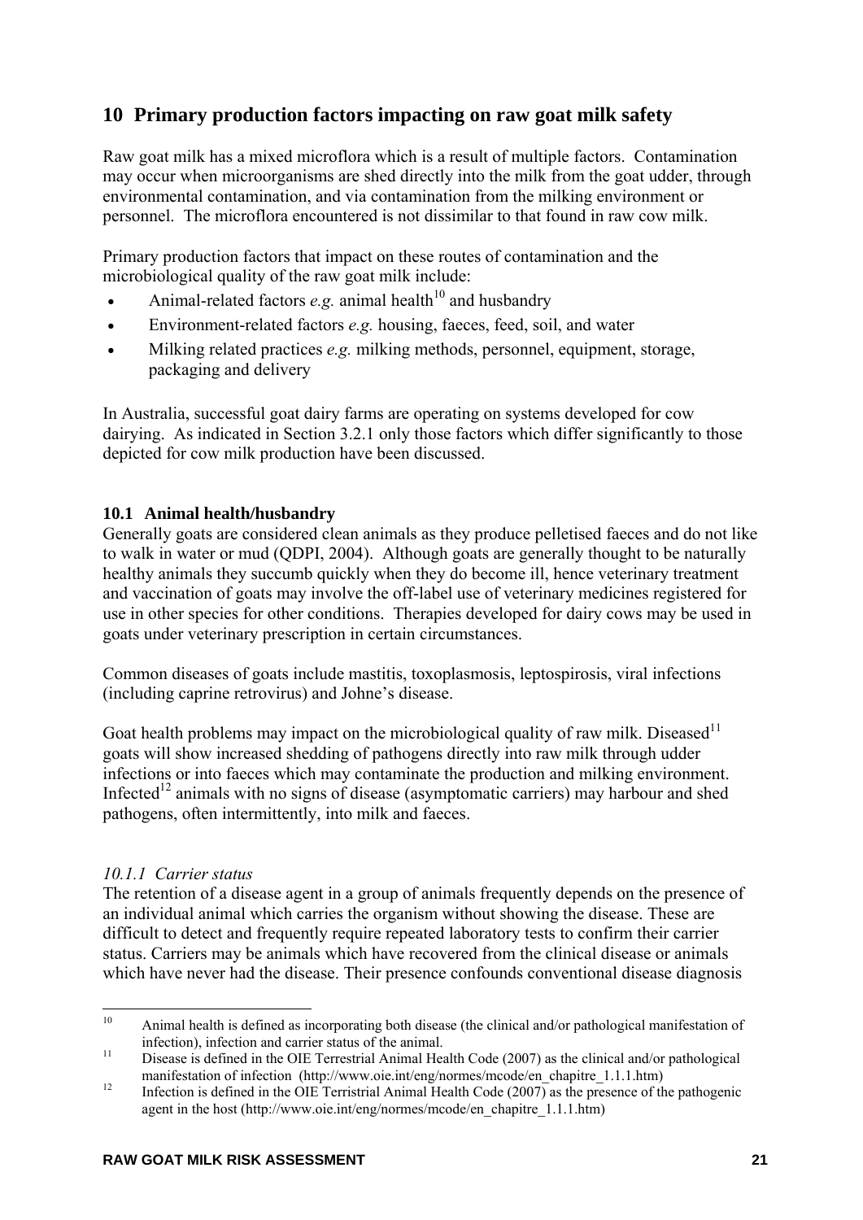## 10 Primary production factors impacting on raw goat milk safety

Raw goat milk has a mixed microflora which is a result of multiple factors. Contamination may occur when microorganisms are shed directly into the milk from the goat udder, through environmental contamination, and via contamination from the milking environment or personnel. The microflora encountered is not dissimilar to that found in raw cow milk.

Primary production factors that impact on these routes of contamination and the microbiological quality of the raw goat milk include:

- Animal-related factors *e.g.* animal health[10] and husbandry
- Environment-related factors *e.g.* housing, faeces, feed, soil, and water
- Milking related practices *e.g.* milking methods, personnel, equipment, storage, packaging and delivery

In Australia, successful goat dairy farms are operating on systems developed for cow dairying. As indicated in Section 3.2.1 only those factors which differ significantly to those depicted for cow milk production have been discussed.

### 10.1 Animal health/husbandry

Generally goats are considered clean animals as they produce pelletised faeces and do not like to walk in water or mud (QDPI, 2004). Although goats are generally thought to be naturally healthy animals they succumb quickly when they do become ill, hence veterinary treatment and vaccination of goats may involve the off-label use of veterinary medicines registered for use in other species for other conditions. Therapies developed for dairy cows may be used in goats under veterinary prescription in certain circumstances.

Common diseases of goats include mastitis, toxoplasmosis, leptospirosis, viral infections (including caprine retrovirus) and Johne's disease.

Goat health problems may impact on the microbiological quality of raw milk. Diseased[11] goats will show increased shedding of pathogens directly into raw milk through udder infections or into faeces which may contaminate the production and milking environment. Infected[12] animals with no signs of disease (asymptomatic carriers) may harbour and shed pathogens, often intermittently, into milk and faeces.

#### *10.1.1 Carrier status*

The retention of a disease agent in a group of animals frequently depends on the presence of an individual animal which carries the organism without showing the disease. These are difficult to detect and frequently require repeated laboratory tests to confirm their carrier status. Carriers may be animals which have recovered from the clinical disease or animals which have never had the disease. Their presence confounds conventional disease diagnosis

---

[10] Animal health is defined as incorporating both disease (the clinical and/or pathological manifestation of infection), infection and carrier status of the animal.

[11] Disease is defined in the OIE Terrestrial Animal Health Code (2007) as the clinical and/or pathological manifestation of infection (http://www.oie.int/eng/normes/mcode/en_chapitre_1.1.1.htm)

[12] Infection is defined in the OIE Territrial Animal Health Code (2007) as the presence of the pathogenic agent in the host (http://www.oie.int/eng/normes/mcode/en_chapitre_1.1.1.htm)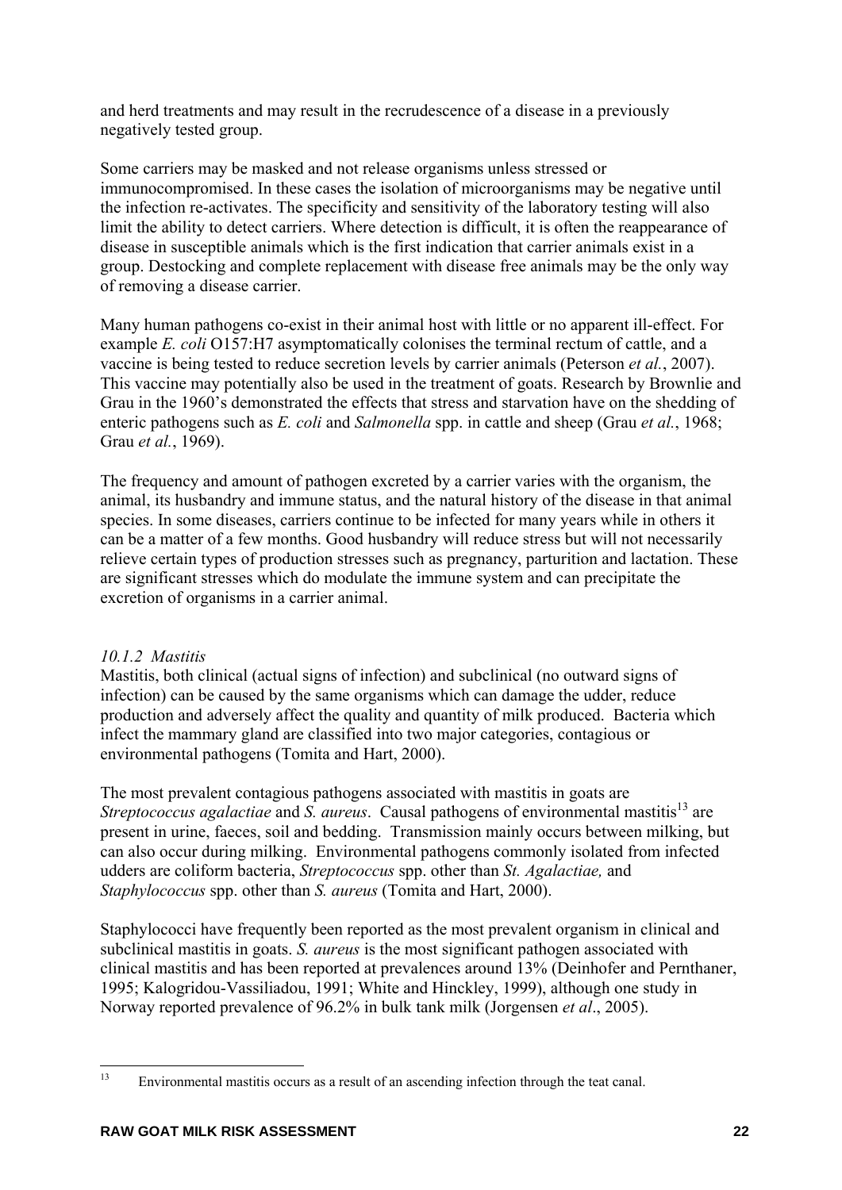and herd treatments and may result in the recrudescence of a disease in a previously negatively tested group.

Some carriers may be masked and not release organisms unless stressed or immunocompromised. In these cases the isolation of microorganisms may be negative until the infection re-activates. The specificity and sensitivity of the laboratory testing will also limit the ability to detect carriers. Where detection is difficult, it is often the reappearance of disease in susceptible animals which is the first indication that carrier animals exist in a group. Destocking and complete replacement with disease free animals may be the only way of removing a disease carrier.

Many human pathogens co-exist in their animal host with little or no apparent ill-effect. For example *E. coli* O157:H7 asymptomatically colonises the terminal rectum of cattle, and a vaccine is being tested to reduce secretion levels by carrier animals (Peterson *et al.*, 2007). This vaccine may potentially also be used in the treatment of goats. Research by Brownlie and Grau in the 1960's demonstrated the effects that stress and starvation have on the shedding of enteric pathogens such as *E. coli* and *Salmonella* spp. in cattle and sheep (Grau *et al.*, 1968; Grau *et al.*, 1969).

The frequency and amount of pathogen excreted by a carrier varies with the organism, the animal, its husbandry and immune status, and the natural history of the disease in that animal species. In some diseases, carriers continue to be infected for many years while in others it can be a matter of a few months. Good husbandry will reduce stress but will not necessarily relieve certain types of production stresses such as pregnancy, parturition and lactation. These are significant stresses which do modulate the immune system and can precipitate the excretion of organisms in a carrier animal.

#### *10.1.2 Mastitis*

Mastitis, both clinical (actual signs of infection) and subclinical (no outward signs of infection) can be caused by the same organisms which can damage the udder, reduce production and adversely affect the quality and quantity of milk produced. Bacteria which infect the mammary gland are classified into two major categories, contagious or environmental pathogens (Tomita and Hart, 2000).

The most prevalent contagious pathogens associated with mastitis in goats are *Streptococcus agalactiae* and *S. aureus*. Causal pathogens of environmental mastitis[13] are present in urine, faeces, soil and bedding. Transmission mainly occurs between milking, but can also occur during milking. Environmental pathogens commonly isolated from infected udders are coliform bacteria, *Streptococcus* spp. other than *St. Agalactiae,* and *Staphylococcus* spp. other than *S. aureus* (Tomita and Hart, 2000).

Staphylococci have frequently been reported as the most prevalent organism in clinical and subclinical mastitis in goats. *S. aureus* is the most significant pathogen associated with clinical mastitis and has been reported at prevalences around 13% (Deinhofer and Pernthaner, 1995; Kalogridou-Vassiliadou, 1991; White and Hinckley, 1999), although one study in Norway reported prevalence of 96.2% in bulk tank milk (Jorgensen *et al*., 2005).

[13] Environmental mastitis occurs as a result of an ascending infection through the teat canal.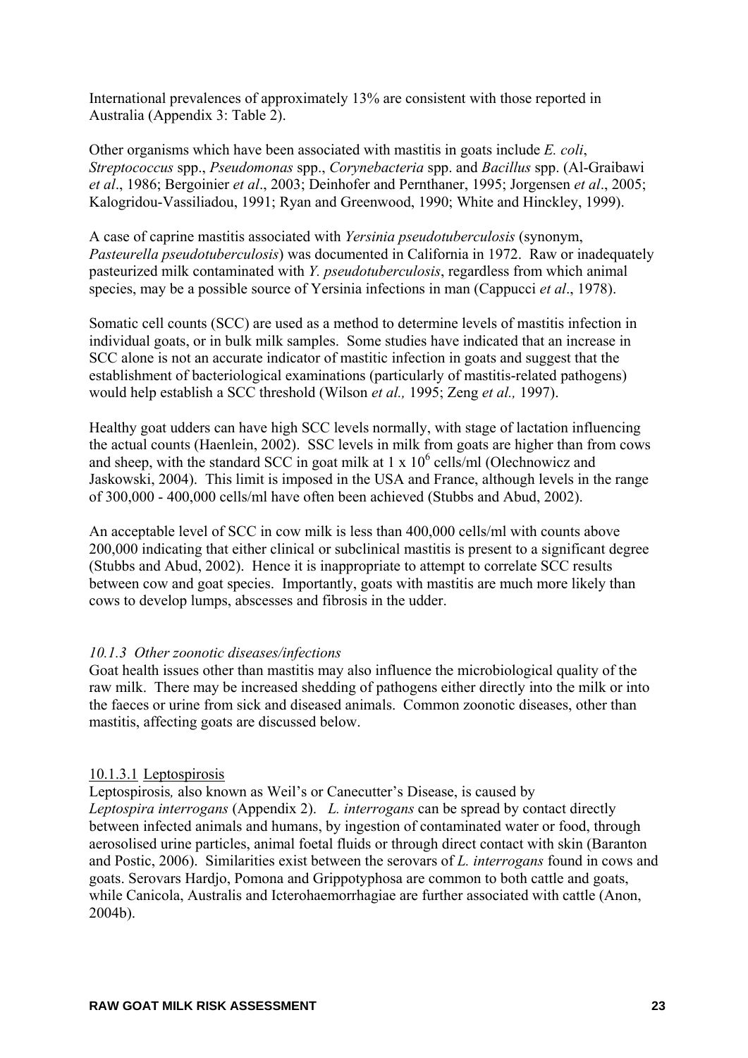International prevalences of approximately 13% are consistent with those reported in Australia (Appendix 3: Table 2).

Other organisms which have been associated with mastitis in goats include *E. coli*, *Streptococcus* spp., *Pseudomonas* spp., *Corynebacteria* spp. and *Bacillus* spp. (Al-Graibawi *et al*., 1986; Bergoinier *et al*., 2003; Deinhofer and Pernthaner, 1995; Jorgensen *et al*., 2005; Kalogridou-Vassiliadou, 1991; Ryan and Greenwood, 1990; White and Hinckley, 1999).

A case of caprine mastitis associated with *Yersinia pseudotuberculosis* (synonym, *Pasteurella pseudotuberculosis*) was documented in California in 1972. Raw or inadequately pasteurized milk contaminated with *Y. pseudotuberculosis*, regardless from which animal species, may be a possible source of Yersinia infections in man (Cappucci *et al*., 1978).

Somatic cell counts (SCC) are used as a method to determine levels of mastitis infection in individual goats, or in bulk milk samples. Some studies have indicated that an increase in SCC alone is not an accurate indicator of mastitic infection in goats and suggest that the establishment of bacteriological examinations (particularly of mastitis-related pathogens) would help establish a SCC threshold (Wilson *et al.,* 1995; Zeng *et al.,* 1997).

Healthy goat udders can have high SCC levels normally, with stage of lactation influencing the actual counts (Haenlein, 2002). SSC levels in milk from goats are higher than from cows and sheep, with the standard SCC in goat milk at $1 \times 10^6$ cells/ml (Olechnowicz and Jaskowski, 2004). This limit is imposed in the USA and France, although levels in the range of 300,000 - 400,000 cells/ml have often been achieved (Stubbs and Abud, 2002).

An acceptable level of SCC in cow milk is less than 400,000 cells/ml with counts above 200,000 indicating that either clinical or subclinical mastitis is present to a significant degree (Stubbs and Abud, 2002). Hence it is inappropriate to attempt to correlate SCC results between cow and goat species. Importantly, goats with mastitis are much more likely than cows to develop lumps, abscesses and fibrosis in the udder.

#### *10.1.3 Other zoonotic diseases/infections*

Goat health issues other than mastitis may also influence the microbiological quality of the raw milk. There may be increased shedding of pathogens either directly into the milk or into the faeces or urine from sick and diseased animals. Common zoonotic diseases, other than mastitis, affecting goats are discussed below.

##### 10.1.3.1 Leptospirosis

Leptospirosis*,* also known as Weil's or Canecutter's Disease, is caused by *Leptospira interrogans* (Appendix 2). *L. interrogans* can be spread by contact directly between infected animals and humans, by ingestion of contaminated water or food, through aerosolised urine particles, animal foetal fluids or through direct contact with skin (Baranton and Postic, 2006). Similarities exist between the serovars of *L. interrogans* found in cows and goats. Serovars Hardjo, Pomona and Grippotyphosa are common to both cattle and goats, while Canicola, Australis and Icterohaemorrhagiae are further associated with cattle (Anon, 2004b).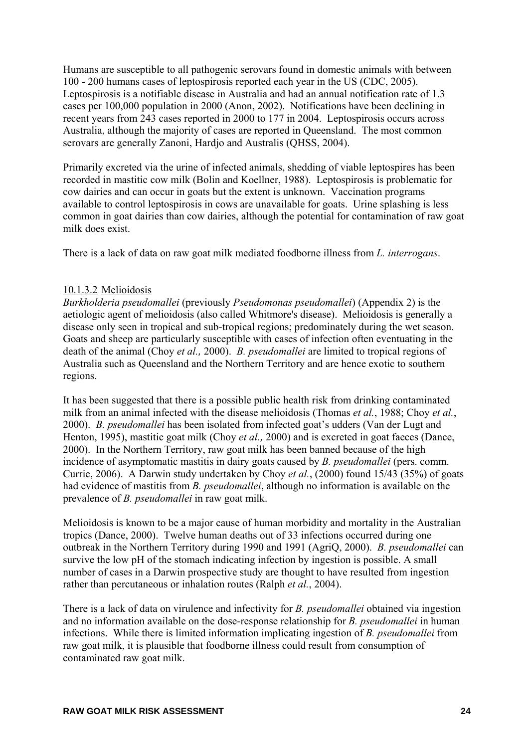Humans are susceptible to all pathogenic serovars found in domestic animals with between 100 - 200 humans cases of leptospirosis reported each year in the US (CDC, 2005). Leptospirosis is a notifiable disease in Australia and had an annual notification rate of 1.3 cases per 100,000 population in 2000 (Anon, 2002). Notifications have been declining in recent years from 243 cases reported in 2000 to 177 in 2004. Leptospirosis occurs across Australia, although the majority of cases are reported in Queensland. The most common serovars are generally Zanoni, Hardjo and Australis (QHSS, 2004).

Primarily excreted via the urine of infected animals, shedding of viable leptospires has been recorded in mastitic cow milk (Bolin and Koellner, 1988). Leptospirosis is problematic for cow dairies and can occur in goats but the extent is unknown. Vaccination programs available to control leptospirosis in cows are unavailable for goats. Urine splashing is less common in goat dairies than cow dairies, although the potential for contamination of raw goat milk does exist.

There is a lack of data on raw goat milk mediated foodborne illness from *L. interrogans*.

#### 10.1.3.2 Melioidosis

*Burkholderia pseudomallei* (previously *Pseudomonas pseudomallei*) (Appendix 2) is the aetiologic agent of melioidosis (also called Whitmore's disease). Melioidosis is generally a disease only seen in tropical and sub-tropical regions; predominately during the wet season. Goats and sheep are particularly susceptible with cases of infection often eventuating in the death of the animal (Choy *et al.,* 2000). *B. pseudomallei* are limited to tropical regions of Australia such as Queensland and the Northern Territory and are hence exotic to southern regions.

It has been suggested that there is a possible public health risk from drinking contaminated milk from an animal infected with the disease melioidosis (Thomas *et al.*, 1988; Choy *et al.*, 2000). *B. pseudomallei* has been isolated from infected goat's udders (Van der Lugt and Henton, 1995), mastitic goat milk (Choy *et al.,* 2000) and is excreted in goat faeces (Dance, 2000). In the Northern Territory, raw goat milk has been banned because of the high incidence of asymptomatic mastitis in dairy goats caused by *B. pseudomallei* (pers. comm. Currie, 2006). A Darwin study undertaken by Choy *et al.*, (2000) found 15/43 (35%) of goats had evidence of mastitis from *B. pseudomallei*, although no information is available on the prevalence of *B. pseudomallei* in raw goat milk.

Melioidosis is known to be a major cause of human morbidity and mortality in the Australian tropics (Dance, 2000). Twelve human deaths out of 33 infections occurred during one outbreak in the Northern Territory during 1990 and 1991 (AgriQ, 2000). *B. pseudomallei* can survive the low pH of the stomach indicating infection by ingestion is possible. A small number of cases in a Darwin prospective study are thought to have resulted from ingestion rather than percutaneous or inhalation routes (Ralph *et al.*, 2004).

There is a lack of data on virulence and infectivity for *B. pseudomallei* obtained via ingestion and no information available on the dose-response relationship for *B. pseudomallei* in human infections. While there is limited information implicating ingestion of *B. pseudomallei* from raw goat milk, it is plausible that foodborne illness could result from consumption of contaminated raw goat milk.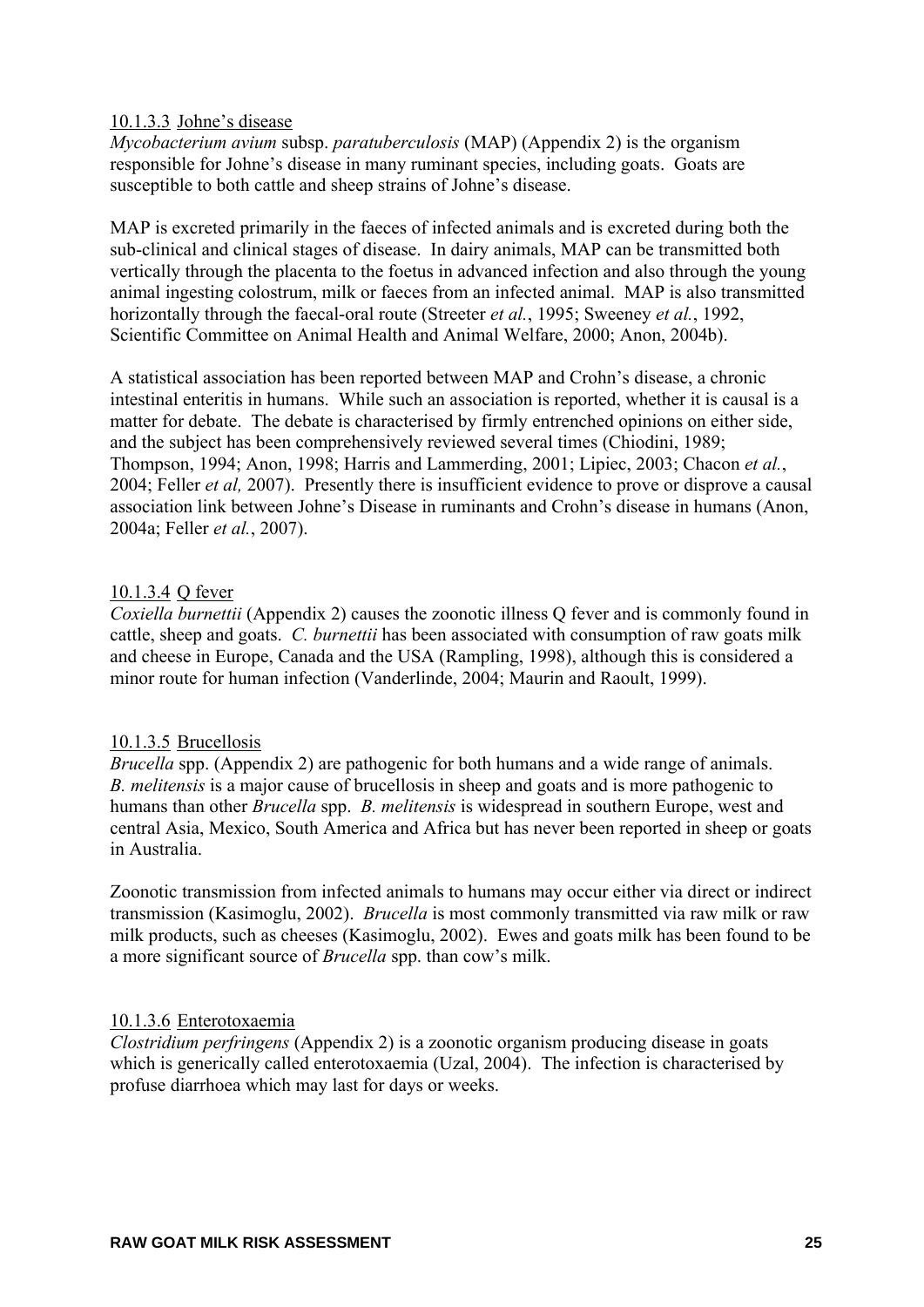#### 10.1.3.3 Johne's disease

*Mycobacterium avium* subsp. *paratuberculosis* (MAP) (Appendix 2) is the organism responsible for Johne's disease in many ruminant species, including goats. Goats are susceptible to both cattle and sheep strains of Johne's disease.

MAP is excreted primarily in the faeces of infected animals and is excreted during both the sub-clinical and clinical stages of disease. In dairy animals, MAP can be transmitted both vertically through the placenta to the foetus in advanced infection and also through the young animal ingesting colostrum, milk or faeces from an infected animal. MAP is also transmitted horizontally through the faecal-oral route (Streeter *et al.*, 1995; Sweeney *et al.*, 1992, Scientific Committee on Animal Health and Animal Welfare, 2000; Anon, 2004b).

A statistical association has been reported between MAP and Crohn's disease, a chronic intestinal enteritis in humans. While such an association is reported, whether it is causal is a matter for debate. The debate is characterised by firmly entrenched opinions on either side, and the subject has been comprehensively reviewed several times (Chiodini, 1989; Thompson, 1994; Anon, 1998; Harris and Lammerding, 2001; Lipiec, 2003; Chacon *et al.*, 2004; Feller *et al,* 2007). Presently there is insufficient evidence to prove or disprove a causal association link between Johne's Disease in ruminants and Crohn's disease in humans (Anon, 2004a; Feller *et al.*, 2007).

#### 10.1.3.4 Q fever

*Coxiella burnettii* (Appendix 2) causes the zoonotic illness Q fever and is commonly found in cattle, sheep and goats. *C. burnettii* has been associated with consumption of raw goats milk and cheese in Europe, Canada and the USA (Rampling, 1998), although this is considered a minor route for human infection (Vanderlinde, 2004; Maurin and Raoult, 1999).

#### 10.1.3.5 Brucellosis

*Brucella* spp. (Appendix 2) are pathogenic for both humans and a wide range of animals. *B. melitensis* is a major cause of brucellosis in sheep and goats and is more pathogenic to humans than other *Brucella* spp. *B. melitensis* is widespread in southern Europe, west and central Asia, Mexico, South America and Africa but has never been reported in sheep or goats in Australia.

Zoonotic transmission from infected animals to humans may occur either via direct or indirect transmission (Kasimoglu, 2002). *Brucella* is most commonly transmitted via raw milk or raw milk products, such as cheeses (Kasimoglu, 2002). Ewes and goats milk has been found to be a more significant source of *Brucella* spp. than cow's milk.

#### 10.1.3.6 Enterotoxaemia

*Clostridium perfringens* (Appendix 2) is a zoonotic organism producing disease in goats which is generically called enterotoxaemia (Uzal, 2004). The infection is characterised by profuse diarrhoea which may last for days or weeks.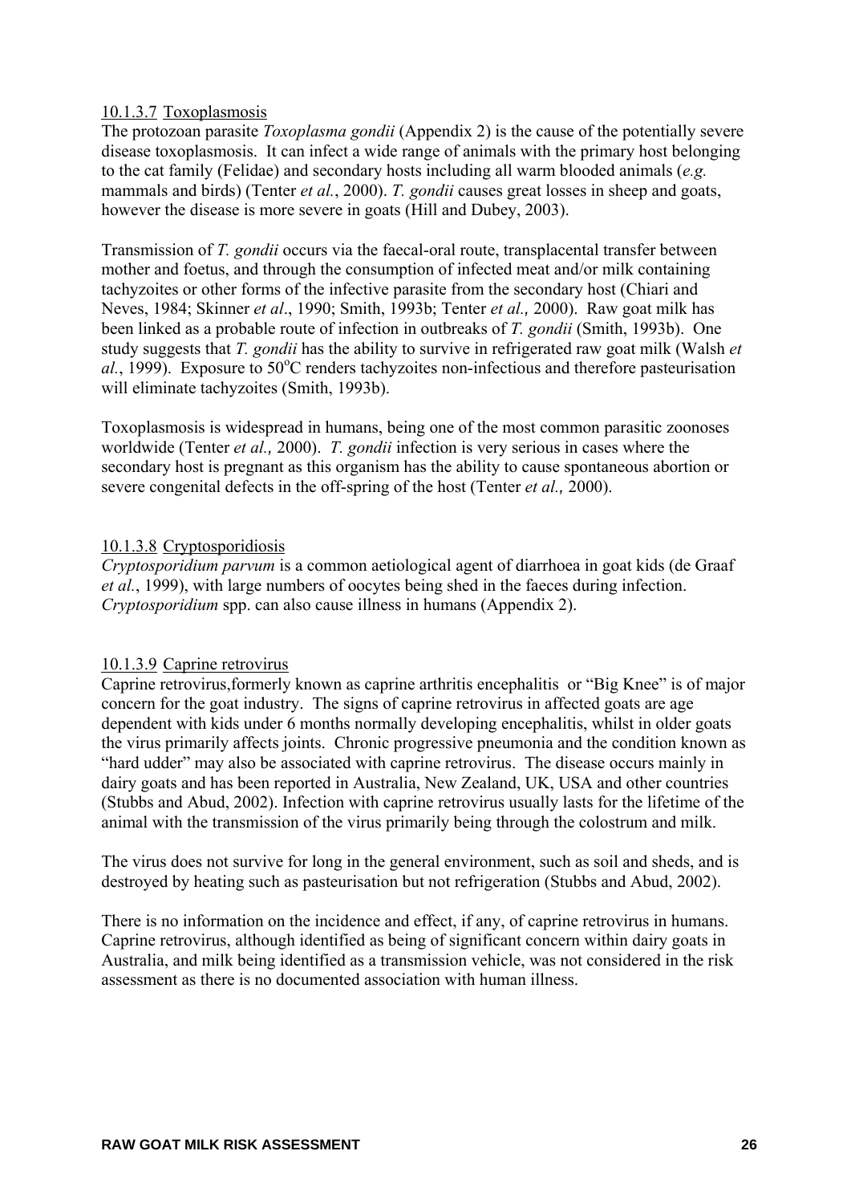#### 10.1.3.7 Toxoplasmosis

The protozoan parasite *Toxoplasma gondii* (Appendix 2) is the cause of the potentially severe disease toxoplasmosis. It can infect a wide range of animals with the primary host belonging to the cat family (Felidae) and secondary hosts including all warm blooded animals (*e.g.* mammals and birds) (Tenter *et al.*, 2000). *T. gondii* causes great losses in sheep and goats, however the disease is more severe in goats (Hill and Dubey, 2003).

Transmission of *T. gondii* occurs via the faecal-oral route, transplacental transfer between mother and foetus, and through the consumption of infected meat and/or milk containing tachyzoites or other forms of the infective parasite from the secondary host (Chiari and Neves, 1984; Skinner *et al*., 1990; Smith, 1993b; Tenter *et al.,* 2000). Raw goat milk has been linked as a probable route of infection in outbreaks of *T. gondii* (Smith, 1993b). One study suggests that *T. gondii* has the ability to survive in refrigerated raw goat milk (Walsh *et al.*, 1999). Exposure to 50°C renders tachyzoites non-infectious and therefore pasteurisation will eliminate tachyzoites (Smith, 1993b).

Toxoplasmosis is widespread in humans, being one of the most common parasitic zoonoses worldwide (Tenter *et al.,* 2000). *T. gondii* infection is very serious in cases where the secondary host is pregnant as this organism has the ability to cause spontaneous abortion or severe congenital defects in the off-spring of the host (Tenter *et al.,* 2000).

#### 10.1.3.8 Cryptosporidiosis

*Cryptosporidium parvum* is a common aetiological agent of diarrhoea in goat kids (de Graaf *et al.*, 1999), with large numbers of oocytes being shed in the faeces during infection. *Cryptosporidium* spp. can also cause illness in humans (Appendix 2).

#### 10.1.3.9 Caprine retrovirus

Caprine retrovirus,formerly known as caprine arthritis encephalitis or "Big Knee" is of major concern for the goat industry. The signs of caprine retrovirus in affected goats are age dependent with kids under 6 months normally developing encephalitis, whilst in older goats the virus primarily affects joints. Chronic progressive pneumonia and the condition known as "hard udder" may also be associated with caprine retrovirus. The disease occurs mainly in dairy goats and has been reported in Australia, New Zealand, UK, USA and other countries (Stubbs and Abud, 2002). Infection with caprine retrovirus usually lasts for the lifetime of the animal with the transmission of the virus primarily being through the colostrum and milk.

The virus does not survive for long in the general environment, such as soil and sheds, and is destroyed by heating such as pasteurisation but not refrigeration (Stubbs and Abud, 2002).

There is no information on the incidence and effect, if any, of caprine retrovirus in humans. Caprine retrovirus, although identified as being of significant concern within dairy goats in Australia, and milk being identified as a transmission vehicle, was not considered in the risk assessment as there is no documented association with human illness.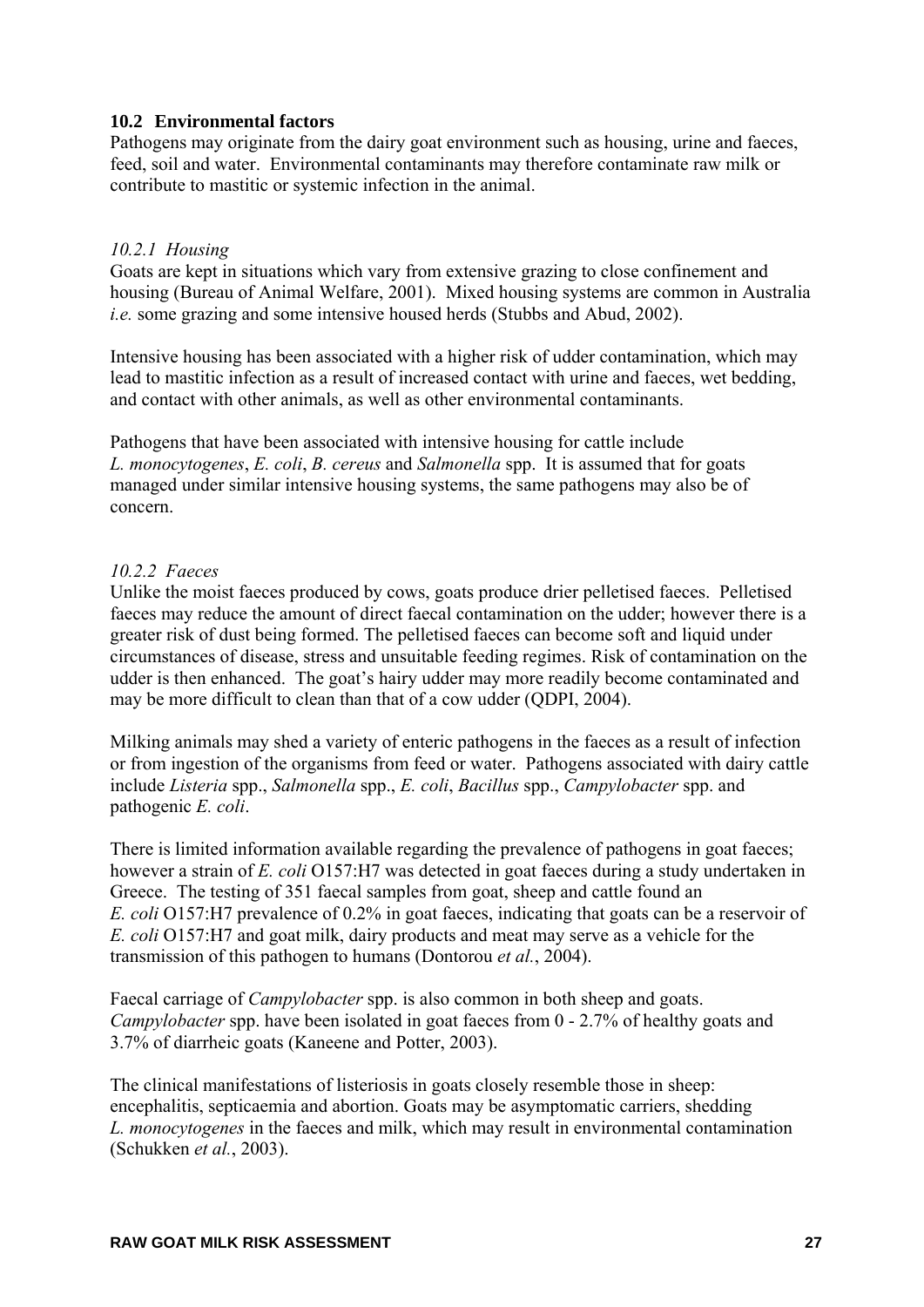## 10.2 Environmental factors

Pathogens may originate from the dairy goat environment such as housing, urine and faeces, feed, soil and water. Environmental contaminants may therefore contaminate raw milk or contribute to mastitic or systemic infection in the animal.

### *10.2.1 Housing*

Goats are kept in situations which vary from extensive grazing to close confinement and housing (Bureau of Animal Welfare, 2001). Mixed housing systems are common in Australia *i.e.* some grazing and some intensive housed herds (Stubbs and Abud, 2002).

Intensive housing has been associated with a higher risk of udder contamination, which may lead to mastitic infection as a result of increased contact with urine and faeces, wet bedding, and contact with other animals, as well as other environmental contaminants.

Pathogens that have been associated with intensive housing for cattle include *L. monocytogenes*, *E. coli*, *B. cereus* and *Salmonella* spp. It is assumed that for goats managed under similar intensive housing systems, the same pathogens may also be of concern.

### *10.2.2 Faeces*

Unlike the moist faeces produced by cows, goats produce drier pelletised faeces. Pelletised faeces may reduce the amount of direct faecal contamination on the udder; however there is a greater risk of dust being formed. The pelletised faeces can become soft and liquid under circumstances of disease, stress and unsuitable feeding regimes. Risk of contamination on the udder is then enhanced. The goat's hairy udder may more readily become contaminated and may be more difficult to clean than that of a cow udder (QDPI, 2004).

Milking animals may shed a variety of enteric pathogens in the faeces as a result of infection or from ingestion of the organisms from feed or water. Pathogens associated with dairy cattle include *Listeria* spp., *Salmonella* spp., *E. coli*, *Bacillus* spp., *Campylobacter* spp. and pathogenic *E. coli*.

There is limited information available regarding the prevalence of pathogens in goat faeces; however a strain of *E. coli* O157:H7 was detected in goat faeces during a study undertaken in Greece. The testing of 351 faecal samples from goat, sheep and cattle found an *E. coli* O157:H7 prevalence of 0.2% in goat faeces, indicating that goats can be a reservoir of *E. coli* O157:H7 and goat milk, dairy products and meat may serve as a vehicle for the transmission of this pathogen to humans (Dontorou *et al.*, 2004).

Faecal carriage of *Campylobacter* spp. is also common in both sheep and goats. *Campylobacter* spp. have been isolated in goat faeces from 0 - 2.7% of healthy goats and 3.7% of diarrheic goats (Kaneene and Potter, 2003).

The clinical manifestations of listeriosis in goats closely resemble those in sheep: encephalitis, septicaemia and abortion. Goats may be asymptomatic carriers, shedding *L. monocytogenes* in the faeces and milk, which may result in environmental contamination (Schukken *et al.*, 2003).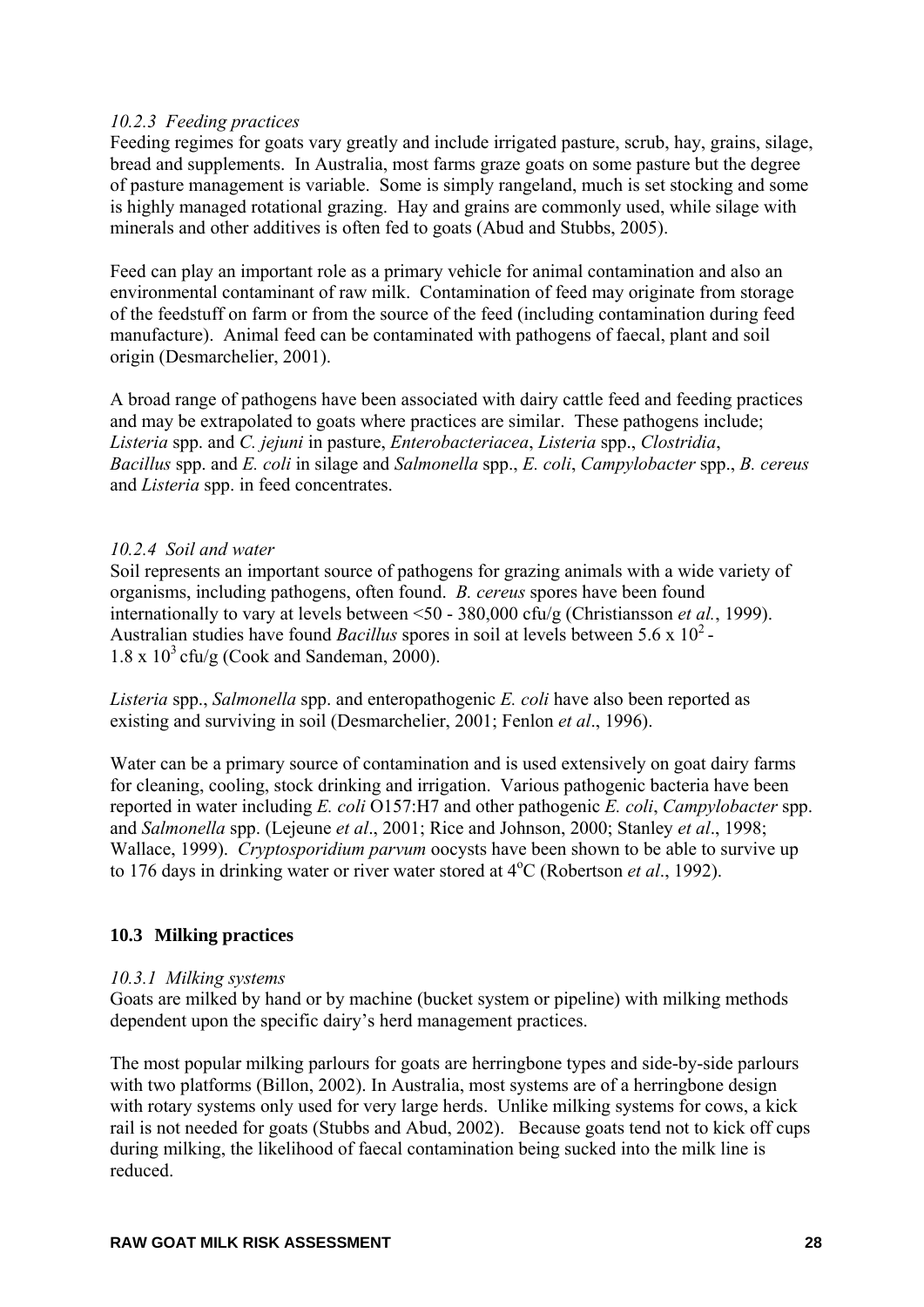*10.2.3 Feeding practices*

Feeding regimes for goats vary greatly and include irrigated pasture, scrub, hay, grains, silage, bread and supplements. In Australia, most farms graze goats on some pasture but the degree of pasture management is variable. Some is simply rangeland, much is set stocking and some is highly managed rotational grazing. Hay and grains are commonly used, while silage with minerals and other additives is often fed to goats (Abud and Stubbs, 2005).

Feed can play an important role as a primary vehicle for animal contamination and also an environmental contaminant of raw milk. Contamination of feed may originate from storage of the feedstuff on farm or from the source of the feed (including contamination during feed manufacture). Animal feed can be contaminated with pathogens of faecal, plant and soil origin (Desmarchelier, 2001).

A broad range of pathogens have been associated with dairy cattle feed and feeding practices and may be extrapolated to goats where practices are similar. These pathogens include; *Listeria* spp. and *C. jejuni* in pasture, *Enterobacteriacea*, *Listeria* spp., *Clostridia*, *Bacillus* spp. and *E. coli* in silage and *Salmonella* spp., *E. coli*, *Campylobacter* spp., *B. cereus* and *Listeria* spp. in feed concentrates.

*10.2.4 Soil and water*

Soil represents an important source of pathogens for grazing animals with a wide variety of organisms, including pathogens, often found. *B. cereus* spores have been found internationally to vary at levels between <50 - 380,000 cfu/g (Christiansson *et al.*, 1999). Australian studies have found *Bacillus* spores in soil at levels between $5.6 \times 10^2$ - $1.8 \times 10^3$ cfu/g (Cook and Sandeman, 2000).

*Listeria* spp., *Salmonella* spp. and enteropathogenic *E. coli* have also been reported as existing and surviving in soil (Desmarchelier, 2001; Fenlon *et al*., 1996).

Water can be a primary source of contamination and is used extensively on goat dairy farms for cleaning, cooling, stock drinking and irrigation. Various pathogenic bacteria have been reported in water including *E. coli* O157:H7 and other pathogenic *E. coli*, *Campylobacter* spp. and *Salmonella* spp. (Lejeune *et al*., 2001; Rice and Johnson, 2000; Stanley *et al*., 1998; Wallace, 1999). *Cryptosporidium parvum* oocysts have been shown to be able to survive up to 176 days in drinking water or river water stored at $4^{o}$C (Robertson *et al*., 1992).

## 10.3 Milking practices

*10.3.1 Milking systems*

Goats are milked by hand or by machine (bucket system or pipeline) with milking methods dependent upon the specific dairy's herd management practices.

The most popular milking parlours for goats are herringbone types and side-by-side parlours with two platforms (Billon, 2002). In Australia, most systems are of a herringbone design with rotary systems only used for very large herds. Unlike milking systems for cows, a kick rail is not needed for goats (Stubbs and Abud, 2002). Because goats tend not to kick off cups during milking, the likelihood of faecal contamination being sucked into the milk line is reduced.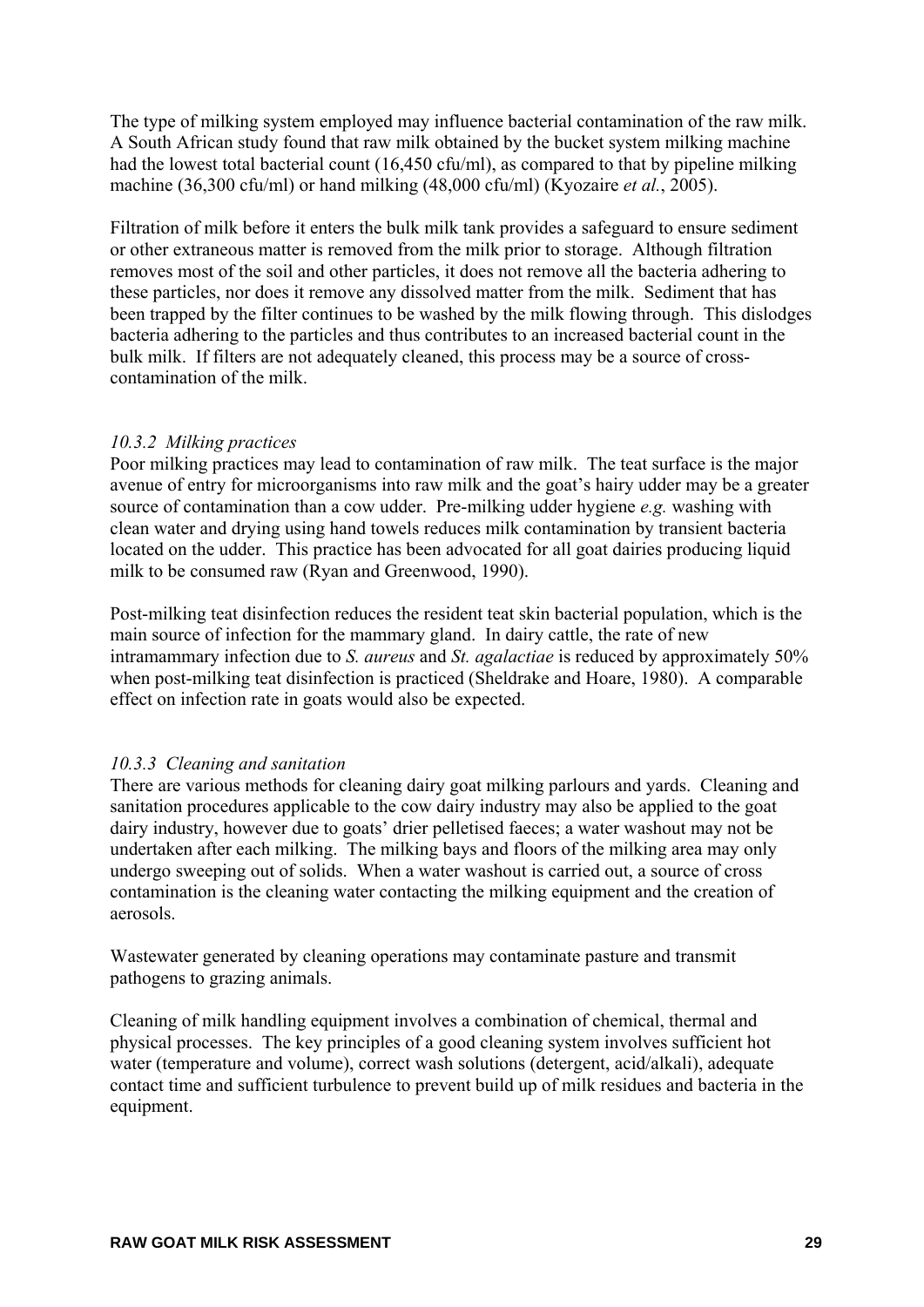The type of milking system employed may influence bacterial contamination of the raw milk. A South African study found that raw milk obtained by the bucket system milking machine had the lowest total bacterial count (16,450 cfu/ml), as compared to that by pipeline milking machine (36,300 cfu/ml) or hand milking (48,000 cfu/ml) (Kyozaire *et al.*, 2005).

Filtration of milk before it enters the bulk milk tank provides a safeguard to ensure sediment or other extraneous matter is removed from the milk prior to storage. Although filtration removes most of the soil and other particles, it does not remove all the bacteria adhering to these particles, nor does it remove any dissolved matter from the milk. Sediment that has been trapped by the filter continues to be washed by the milk flowing through. This dislodges bacteria adhering to the particles and thus contributes to an increased bacterial count in the bulk milk. If filters are not adequately cleaned, this process may be a source of cross-contamination of the milk.

### *10.3.2 Milking practices*

Poor milking practices may lead to contamination of raw milk. The teat surface is the major avenue of entry for microorganisms into raw milk and the goat's hairy udder may be a greater source of contamination than a cow udder. Pre-milking udder hygiene *e.g.* washing with clean water and drying using hand towels reduces milk contamination by transient bacteria located on the udder. This practice has been advocated for all goat dairies producing liquid milk to be consumed raw (Ryan and Greenwood, 1990).

Post-milking teat disinfection reduces the resident teat skin bacterial population, which is the main source of infection for the mammary gland. In dairy cattle, the rate of new intramammary infection due to *S. aureus* and *St. agalactiae* is reduced by approximately 50% when post-milking teat disinfection is practiced (Sheldrake and Hoare, 1980). A comparable effect on infection rate in goats would also be expected.

### *10.3.3 Cleaning and sanitation*

There are various methods for cleaning dairy goat milking parlours and yards. Cleaning and sanitation procedures applicable to the cow dairy industry may also be applied to the goat dairy industry, however due to goats' drier pelletised faeces; a water washout may not be undertaken after each milking. The milking bays and floors of the milking area may only undergo sweeping out of solids. When a water washout is carried out, a source of cross contamination is the cleaning water contacting the milking equipment and the creation of aerosols.

Wastewater generated by cleaning operations may contaminate pasture and transmit pathogens to grazing animals.

Cleaning of milk handling equipment involves a combination of chemical, thermal and physical processes. The key principles of a good cleaning system involves sufficient hot water (temperature and volume), correct wash solutions (detergent, acid/alkali), adequate contact time and sufficient turbulence to prevent build up of milk residues and bacteria in the equipment.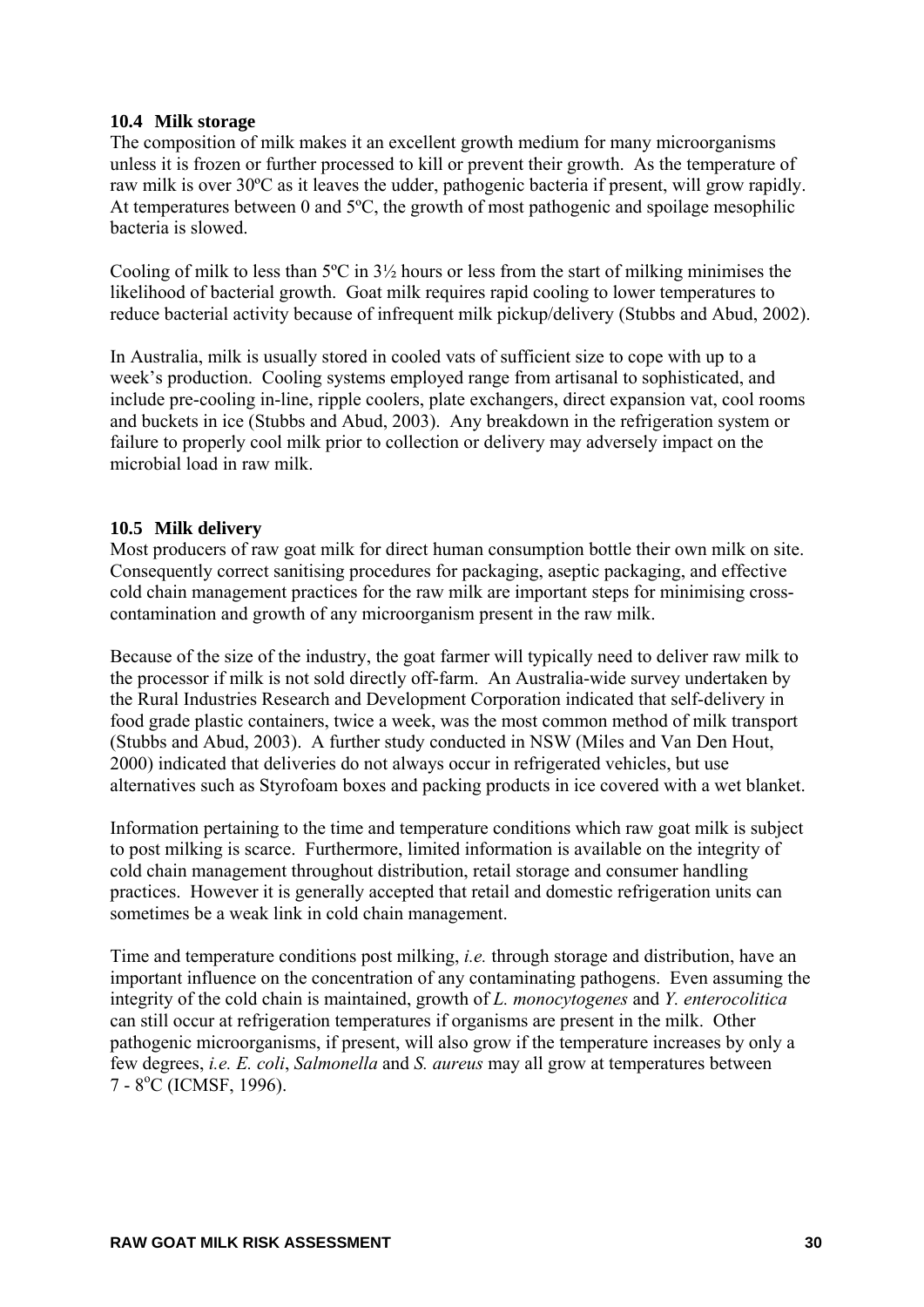### 10.4 Milk storage

The composition of milk makes it an excellent growth medium for many microorganisms unless it is frozen or further processed to kill or prevent their growth. As the temperature of raw milk is over 30ºC as it leaves the udder, pathogenic bacteria if present, will grow rapidly. At temperatures between 0 and 5ºC, the growth of most pathogenic and spoilage mesophilic bacteria is slowed.

Cooling of milk to less than 5ºC in 3½ hours or less from the start of milking minimises the likelihood of bacterial growth. Goat milk requires rapid cooling to lower temperatures to reduce bacterial activity because of infrequent milk pickup/delivery (Stubbs and Abud, 2002).

In Australia, milk is usually stored in cooled vats of sufficient size to cope with up to a week's production. Cooling systems employed range from artisanal to sophisticated, and include pre-cooling in-line, ripple coolers, plate exchangers, direct expansion vat, cool rooms and buckets in ice (Stubbs and Abud, 2003). Any breakdown in the refrigeration system or failure to properly cool milk prior to collection or delivery may adversely impact on the microbial load in raw milk.

### 10.5 Milk delivery

Most producers of raw goat milk for direct human consumption bottle their own milk on site. Consequently correct sanitising procedures for packaging, aseptic packaging, and effective cold chain management practices for the raw milk are important steps for minimising cross-contamination and growth of any microorganism present in the raw milk.

Because of the size of the industry, the goat farmer will typically need to deliver raw milk to the processor if milk is not sold directly off-farm. An Australia-wide survey undertaken by the Rural Industries Research and Development Corporation indicated that self-delivery in food grade plastic containers, twice a week, was the most common method of milk transport (Stubbs and Abud, 2003). A further study conducted in NSW (Miles and Van Den Hout, 2000) indicated that deliveries do not always occur in refrigerated vehicles, but use alternatives such as Styrofoam boxes and packing products in ice covered with a wet blanket.

Information pertaining to the time and temperature conditions which raw goat milk is subject to post milking is scarce. Furthermore, limited information is available on the integrity of cold chain management throughout distribution, retail storage and consumer handling practices. However it is generally accepted that retail and domestic refrigeration units can sometimes be a weak link in cold chain management.

Time and temperature conditions post milking, *i.e.* through storage and distribution, have an important influence on the concentration of any contaminating pathogens. Even assuming the integrity of the cold chain is maintained, growth of *L. monocytogenes* and *Y. enterocolitica* can still occur at refrigeration temperatures if organisms are present in the milk. Other pathogenic microorganisms, if present, will also grow if the temperature increases by only a few degrees, *i.e. E. coli*, *Salmonella* and *S. aureus* may all grow at temperatures between 7 - 8$^{o}$C (ICMSF, 1996).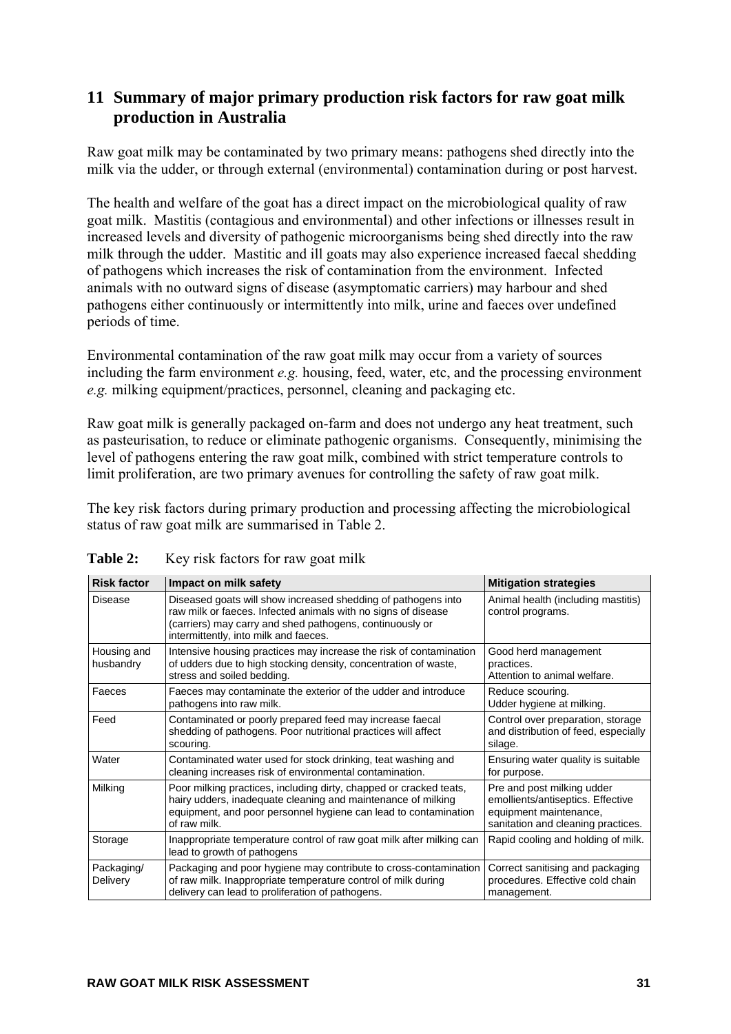# 11 Summary of major primary production risk factors for raw goat milk production in Australia

Raw goat milk may be contaminated by two primary means: pathogens shed directly into the milk via the udder, or through external (environmental) contamination during or post harvest.

The health and welfare of the goat has a direct impact on the microbiological quality of raw goat milk. Mastitis (contagious and environmental) and other infections or illnesses result in increased levels and diversity of pathogenic microorganisms being shed directly into the raw milk through the udder. Mastitic and ill goats may also experience increased faecal shedding of pathogens which increases the risk of contamination from the environment. Infected animals with no outward signs of disease (asymptomatic carriers) may harbour and shed pathogens either continuously or intermittently into milk, urine and faeces over undefined periods of time.

Environmental contamination of the raw goat milk may occur from a variety of sources including the farm environment *e.g.* housing, feed, water, etc, and the processing environment *e.g.* milking equipment/practices, personnel, cleaning and packaging etc.

Raw goat milk is generally packaged on-farm and does not undergo any heat treatment, such as pasteurisation, to reduce or eliminate pathogenic organisms. Consequently, minimising the level of pathogens entering the raw goat milk, combined with strict temperature controls to limit proliferation, are two primary avenues for controlling the safety of raw goat milk.

The key risk factors during primary production and processing affecting the microbiological status of raw goat milk are summarised in Table 2.

**Table 2:** Key risk factors for raw goat milk

| Risk factor | Impact on milk safety | Mitigation strategies |
|---|---|---|
| Disease | Diseased goats will show increased shedding of pathogens into raw milk or faeces. Infected animals with no signs of disease (carriers) may carry and shed pathogens, continuously or intermittently, into milk and faeces. | Animal health (including mastitis) control programs. |
| Housing and husbandry | Intensive housing practices may increase the risk of contamination of udders due to high stocking density, concentration of waste, stress and soiled bedding. | Good herd management practices. Attention to animal welfare. |
| Faeces | Faeces may contaminate the exterior of the udder and introduce pathogens into raw milk. | Reduce scouring. Udder hygiene at milking. |
| Feed | Contaminated or poorly prepared feed may increase faecal shedding of pathogens. Poor nutritional practices will affect scouring. | Control over preparation, storage and distribution of feed, especially silage. |
| Water | Contaminated water used for stock drinking, teat washing and cleaning increases risk of environmental contamination. | Ensuring water quality is suitable for purpose. |
| Milking | Poor milking practices, including dirty, chapped or cracked teats, hairy udders, inadequate cleaning and maintenance of milking equipment, and poor personnel hygiene can lead to contamination of raw milk. | Pre and post milking udder emollients/antiseptics. Effective equipment maintenance, sanitation and cleaning practices. |
| Storage | Inappropriate temperature control of raw goat milk after milking can lead to growth of pathogens | Rapid cooling and holding of milk. |
| Packaging/ Delivery | Packaging and poor hygiene may contribute to cross-contamination of raw milk. Inappropriate temperature control of milk during delivery can lead to proliferation of pathogens. | Correct sanitising and packaging procedures. Effective cold chain management. |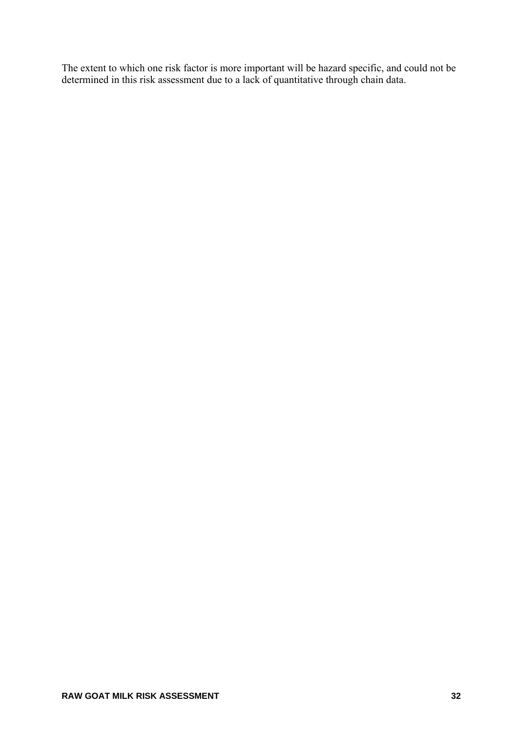The extent to which one risk factor is more important will be hazard specific, and could not be determined in this risk assessment due to a lack of quantitative through chain data.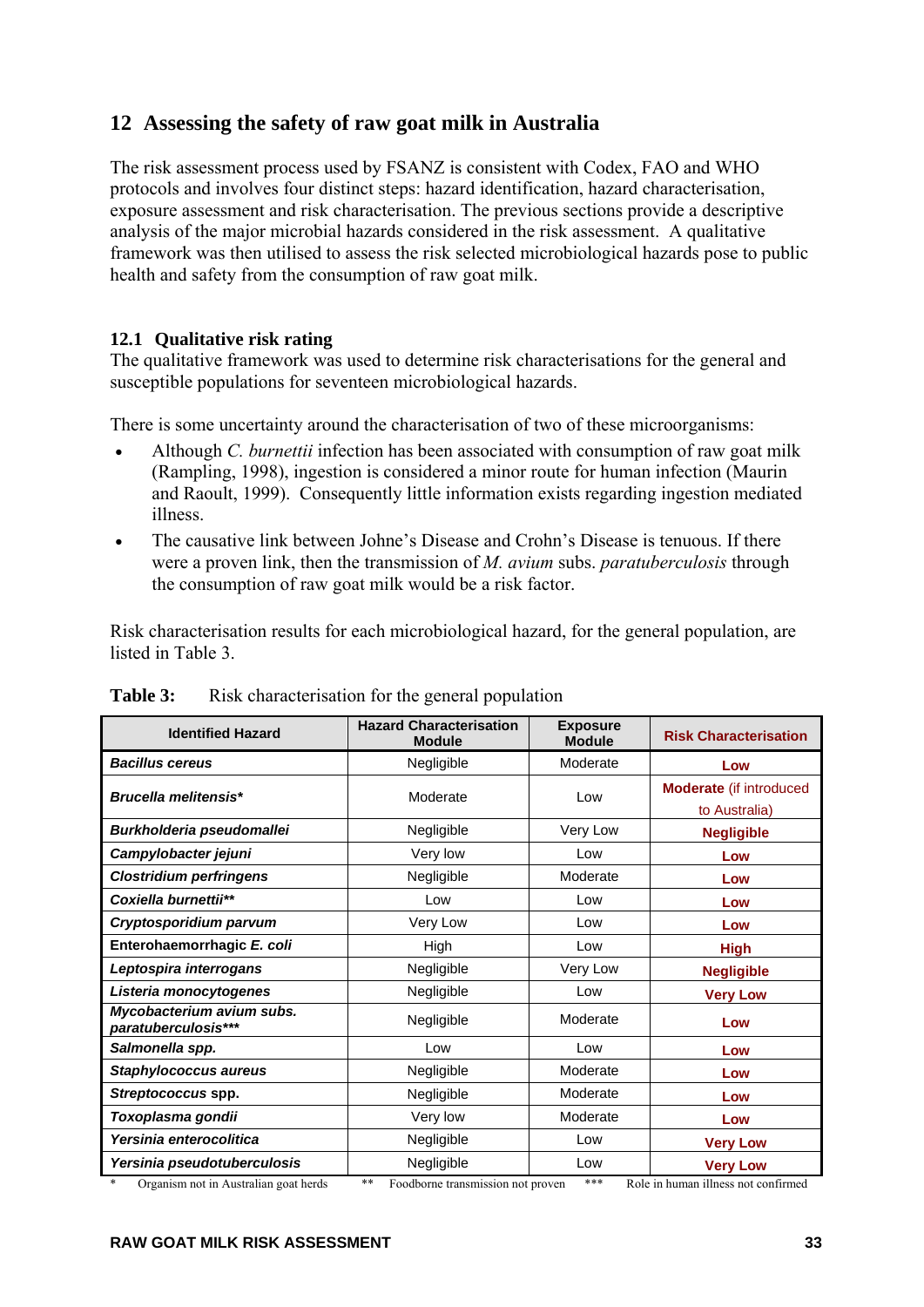## 12 Assessing the safety of raw goat milk in Australia

The risk assessment process used by FSANZ is consistent with Codex, FAO and WHO protocols and involves four distinct steps: hazard identification, hazard characterisation, exposure assessment and risk characterisation. The previous sections provide a descriptive analysis of the major microbial hazards considered in the risk assessment. A qualitative framework was then utilised to assess the risk selected microbiological hazards pose to public health and safety from the consumption of raw goat milk.

### 12.1 Qualitative risk rating

The qualitative framework was used to determine risk characterisations for the general and susceptible populations for seventeen microbiological hazards.

There is some uncertainty around the characterisation of two of these microorganisms:

- Although *C. burnettii* infection has been associated with consumption of raw goat milk (Rampling, 1998), ingestion is considered a minor route for human infection (Maurin and Raoult, 1999). Consequently little information exists regarding ingestion mediated illness.
- The causative link between Johne's Disease and Crohn's Disease is tenuous. If there were a proven link, then the transmission of *M. avium* subs. *paratuberculosis* through the consumption of raw goat milk would be a risk factor.

Risk characterisation results for each microbiological hazard, for the general population, are listed in Table 3.

**Table 3:** Risk characterisation for the general population

| Identified Hazard | Hazard Characterisation Module | Exposure Module | Risk Characterisation |
|---|---|---|---|
| ***Bacillus cereus*** | Negligible | Moderate | **Low** |
| ***Brucella melitensis**** | Moderate | Low | **Moderate** (if introduced to Australia) |
| ***Burkholderia pseudomallei*** | Negligible | Very Low | **Negligible** |
| ***Campylobacter jejuni*** | Very low | Low | **Low** |
| ***Clostridium perfringens*** | Negligible | Moderate | **Low** |
| ***Coxiella burnettii***** | Low | Low | **Low** |
| ***Cryptosporidium parvum*** | Very Low | Low | **Low** |
| **Enterohaemorrhagic *E. coli*** | High | Low | **High** |
| ***Leptospira interrogans*** | Negligible | Very Low | **Negligible** |
| ***Listeria monocytogenes*** | Negligible | Low | **Very Low** |
| ***Mycobacterium avium subs. paratuberculosis****** | Negligible | Moderate | **Low** |
| ***Salmonella* spp.** | Low | Low | **Low** |
| ***Staphylococcus aureus*** | Negligible | Moderate | **Low** |
| ***Streptococcus* spp.** | Negligible | Moderate | **Low** |
| ***Toxoplasma gondii*** | Very low | Moderate | **Low** |
| ***Yersinia enterocolitica*** | Negligible | Low | **Very Low** |
| ***Yersinia pseudotuberculosis*** | Negligible | Low | **Very Low** |

\* Organism not in Australian goat herds  ** Foodborne transmission not proven  *** Role in human illness not confirmed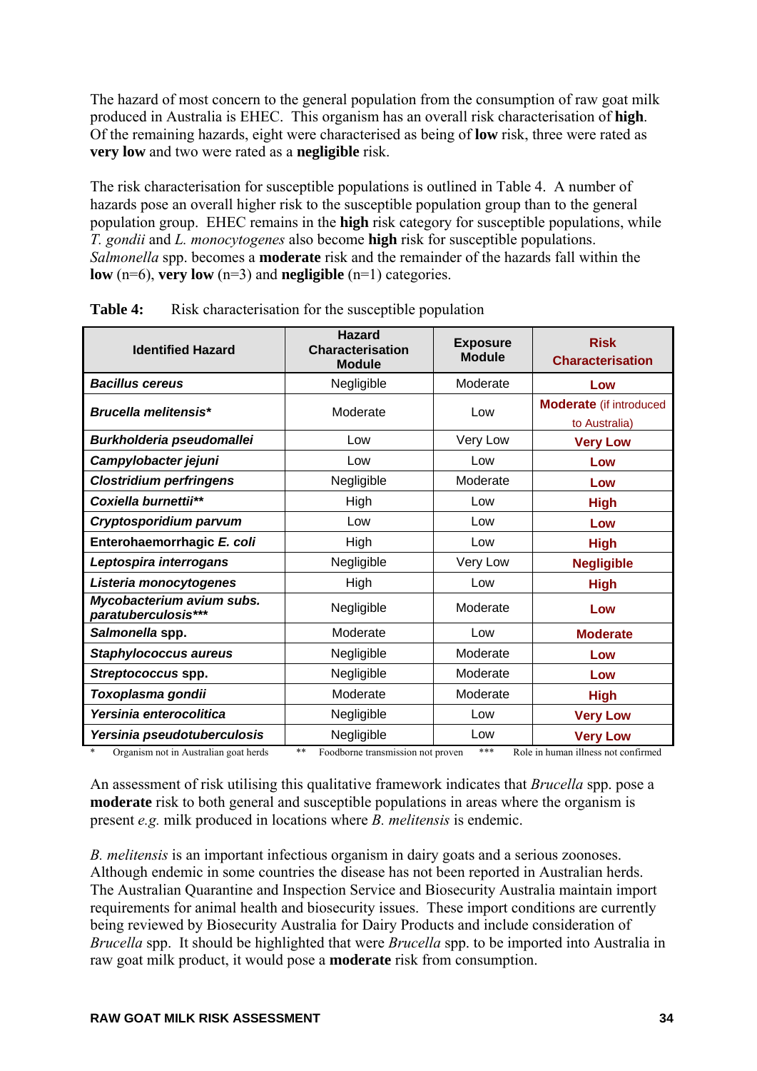The hazard of most concern to the general population from the consumption of raw goat milk produced in Australia is EHEC. This organism has an overall risk characterisation of **high**. Of the remaining hazards, eight were characterised as being of **low** risk, three were rated as **very low** and two were rated as a **negligible** risk.

The risk characterisation for susceptible populations is outlined in Table 4. A number of hazards pose an overall higher risk to the susceptible population group than to the general population group. EHEC remains in the **high** risk category for susceptible populations, while *T. gondii* and *L. monocytogenes* also become **high** risk for susceptible populations. *Salmonella* spp. becomes a **moderate** risk and the remainder of the hazards fall within the **low** (n=6), **very low** (n=3) and **negligible** (n=1) categories.

**Table 4:** Risk characterisation for the susceptible population

| Identified Hazard | Hazard Characterisation Module | Exposure Module | Risk Characterisation |
|---|---|---|---|
| ***Bacillus cereus*** | Negligible | Moderate | **Low** |
| ***Brucella melitensis**** | Moderate | Low | **Moderate** (if introduced to Australia) |
| ***Burkholderia pseudomallei*** | Low | Very Low | **Very Low** |
| ***Campylobacter jejuni*** | Low | Low | **Low** |
| ***Clostridium perfringens*** | Negligible | Moderate | **Low** |
| ***Coxiella burnettii***** | High | Low | **High** |
| ***Cryptosporidium parvum*** | Low | Low | **Low** |
| **Enterohaemorrhagic *E. coli*** | High | Low | **High** |
| ***Leptospira interrogans*** | Negligible | Very Low | **Negligible** |
| ***Listeria monocytogenes*** | High | Low | **High** |
| ***Mycobacterium avium subs. paratuberculosis****** | Negligible | Moderate | **Low** |
| ***Salmonella* spp.** | Moderate | Low | **Moderate** |
| ***Staphylococcus aureus*** | Negligible | Moderate | **Low** |
| ***Streptococcus* spp.** | Negligible | Moderate | **Low** |
| ***Toxoplasma gondii*** | Moderate | Moderate | **High** |
| ***Yersinia enterocolitica*** | Negligible | Low | **Very Low** |
| ***Yersinia pseudotuberculosis*** | Negligible | Low | **Very Low** |

\* Organism not in Australian goat herds  ** Foodborne transmission not proven  *** Role in human illness not confirmed

An assessment of risk utilising this qualitative framework indicates that *Brucella* spp. pose a **moderate** risk to both general and susceptible populations in areas where the organism is present *e.g.* milk produced in locations where *B. melitensis* is endemic.

*B. melitensis* is an important infectious organism in dairy goats and a serious zoonoses. Although endemic in some countries the disease has not been reported in Australian herds. The Australian Quarantine and Inspection Service and Biosecurity Australia maintain import requirements for animal health and biosecurity issues. These import conditions are currently being reviewed by Biosecurity Australia for Dairy Products and include consideration of *Brucella* spp. It should be highlighted that were *Brucella* spp. to be imported into Australia in raw goat milk product, it would pose a **moderate** risk from consumption.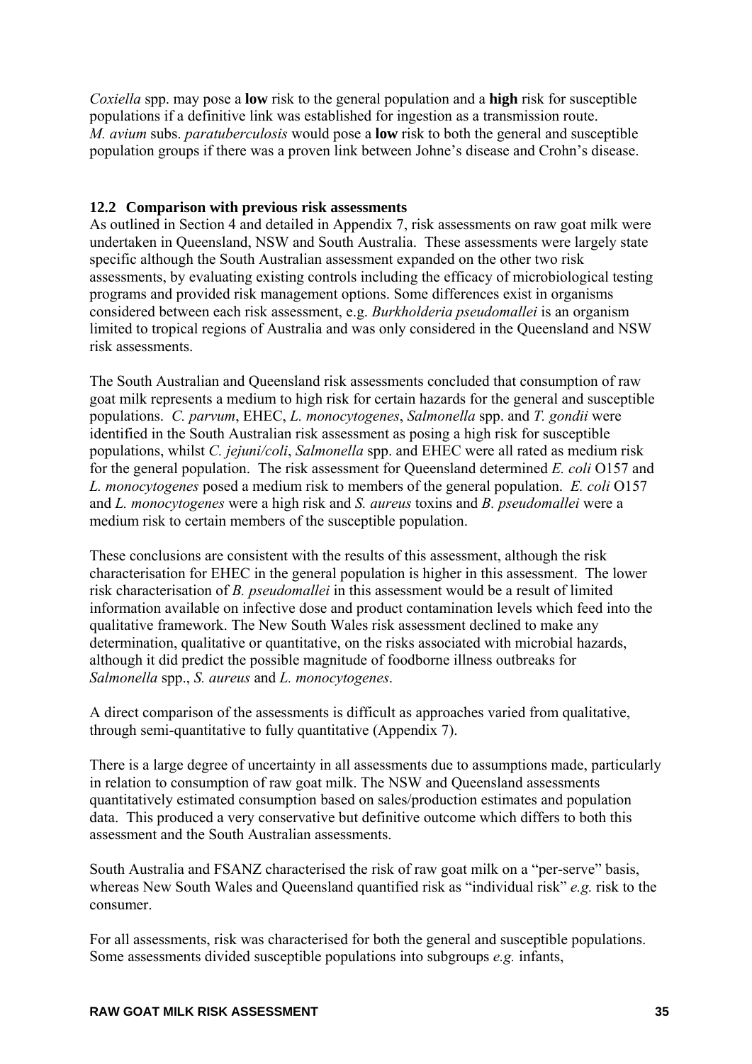*Coxiella* spp. may pose a **low** risk to the general population and a **high** risk for susceptible populations if a definitive link was established for ingestion as a transmission route. *M. avium* subs. *paratuberculosis* would pose a **low** risk to both the general and susceptible population groups if there was a proven link between Johne's disease and Crohn's disease.

## 12.2 Comparison with previous risk assessments

As outlined in Section 4 and detailed in Appendix 7, risk assessments on raw goat milk were undertaken in Queensland, NSW and South Australia. These assessments were largely state specific although the South Australian assessment expanded on the other two risk assessments, by evaluating existing controls including the efficacy of microbiological testing programs and provided risk management options. Some differences exist in organisms considered between each risk assessment, e.g. *Burkholderia pseudomallei* is an organism limited to tropical regions of Australia and was only considered in the Queensland and NSW risk assessments.

The South Australian and Queensland risk assessments concluded that consumption of raw goat milk represents a medium to high risk for certain hazards for the general and susceptible populations. *C. parvum*, EHEC, *L. monocytogenes*, *Salmonella* spp. and *T. gondii* were identified in the South Australian risk assessment as posing a high risk for susceptible populations, whilst *C. jejuni/coli*, *Salmonella* spp. and EHEC were all rated as medium risk for the general population. The risk assessment for Queensland determined *E. coli* O157 and *L. monocytogenes* posed a medium risk to members of the general population. *E. coli* O157 and *L. monocytogenes* were a high risk and *S. aureus* toxins and *B. pseudomallei* were a medium risk to certain members of the susceptible population.

These conclusions are consistent with the results of this assessment, although the risk characterisation for EHEC in the general population is higher in this assessment. The lower risk characterisation of *B. pseudomallei* in this assessment would be a result of limited information available on infective dose and product contamination levels which feed into the qualitative framework. The New South Wales risk assessment declined to make any determination, qualitative or quantitative, on the risks associated with microbial hazards, although it did predict the possible magnitude of foodborne illness outbreaks for *Salmonella* spp., *S. aureus* and *L. monocytogenes*.

A direct comparison of the assessments is difficult as approaches varied from qualitative, through semi-quantitative to fully quantitative (Appendix 7).

There is a large degree of uncertainty in all assessments due to assumptions made, particularly in relation to consumption of raw goat milk. The NSW and Queensland assessments quantitatively estimated consumption based on sales/production estimates and population data. This produced a very conservative but definitive outcome which differs to both this assessment and the South Australian assessments.

South Australia and FSANZ characterised the risk of raw goat milk on a "per-serve" basis, whereas New South Wales and Queensland quantified risk as "individual risk" *e.g.* risk to the consumer.

For all assessments, risk was characterised for both the general and susceptible populations. Some assessments divided susceptible populations into subgroups *e.g.* infants,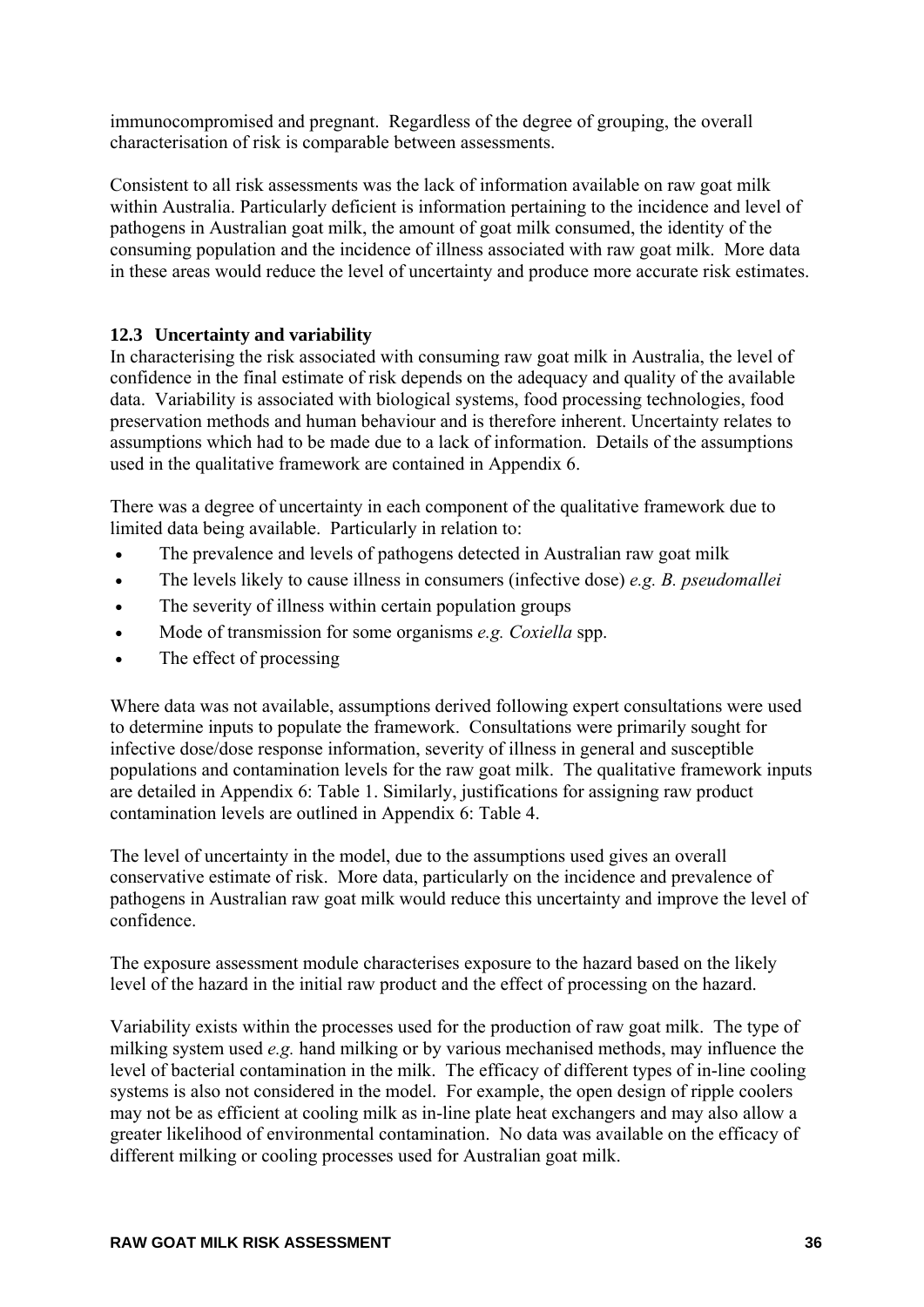immunocompromised and pregnant. Regardless of the degree of grouping, the overall characterisation of risk is comparable between assessments.

Consistent to all risk assessments was the lack of information available on raw goat milk within Australia. Particularly deficient is information pertaining to the incidence and level of pathogens in Australian goat milk, the amount of goat milk consumed, the identity of the consuming population and the incidence of illness associated with raw goat milk. More data in these areas would reduce the level of uncertainty and produce more accurate risk estimates.

### 12.3 Uncertainty and variability

In characterising the risk associated with consuming raw goat milk in Australia, the level of confidence in the final estimate of risk depends on the adequacy and quality of the available data. Variability is associated with biological systems, food processing technologies, food preservation methods and human behaviour and is therefore inherent. Uncertainty relates to assumptions which had to be made due to a lack of information. Details of the assumptions used in the qualitative framework are contained in Appendix 6.

There was a degree of uncertainty in each component of the qualitative framework due to limited data being available. Particularly in relation to:

- The prevalence and levels of pathogens detected in Australian raw goat milk
- The levels likely to cause illness in consumers (infective dose) *e.g. B. pseudomallei*
- The severity of illness within certain population groups
- Mode of transmission for some organisms *e.g. Coxiella* spp.
- The effect of processing

Where data was not available, assumptions derived following expert consultations were used to determine inputs to populate the framework. Consultations were primarily sought for infective dose/dose response information, severity of illness in general and susceptible populations and contamination levels for the raw goat milk. The qualitative framework inputs are detailed in Appendix 6: Table 1. Similarly, justifications for assigning raw product contamination levels are outlined in Appendix 6: Table 4.

The level of uncertainty in the model, due to the assumptions used gives an overall conservative estimate of risk. More data, particularly on the incidence and prevalence of pathogens in Australian raw goat milk would reduce this uncertainty and improve the level of confidence.

The exposure assessment module characterises exposure to the hazard based on the likely level of the hazard in the initial raw product and the effect of processing on the hazard.

Variability exists within the processes used for the production of raw goat milk. The type of milking system used *e.g.* hand milking or by various mechanised methods, may influence the level of bacterial contamination in the milk. The efficacy of different types of in-line cooling systems is also not considered in the model. For example, the open design of ripple coolers may not be as efficient at cooling milk as in-line plate heat exchangers and may also allow a greater likelihood of environmental contamination. No data was available on the efficacy of different milking or cooling processes used for Australian goat milk.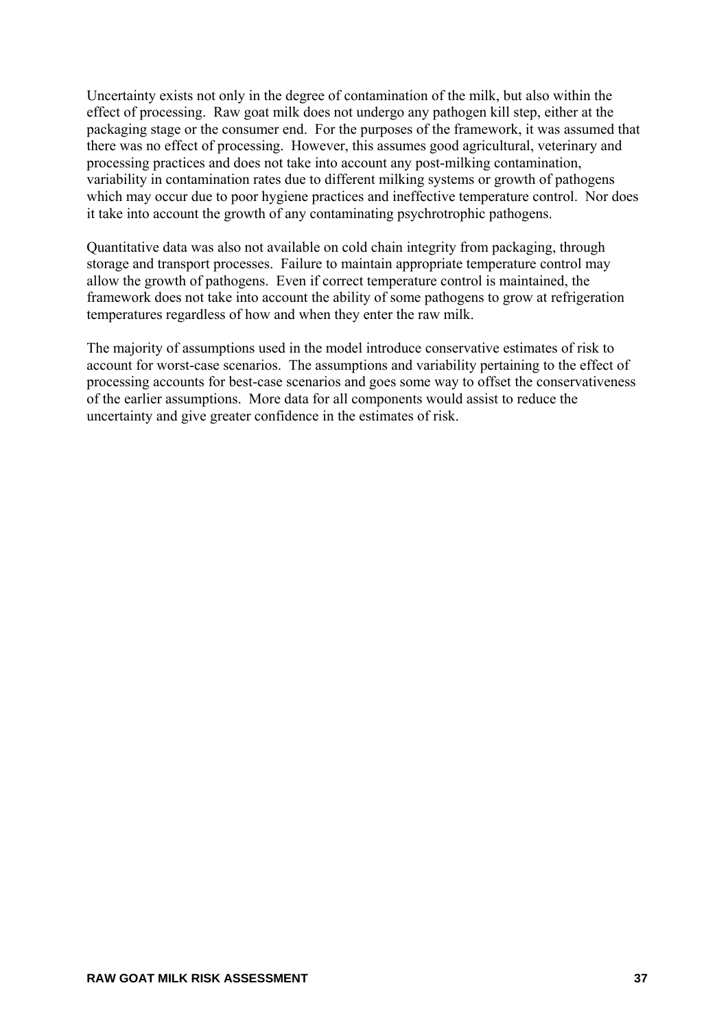Uncertainty exists not only in the degree of contamination of the milk, but also within the effect of processing. Raw goat milk does not undergo any pathogen kill step, either at the packaging stage or the consumer end. For the purposes of the framework, it was assumed that there was no effect of processing. However, this assumes good agricultural, veterinary and processing practices and does not take into account any post-milking contamination, variability in contamination rates due to different milking systems or growth of pathogens which may occur due to poor hygiene practices and ineffective temperature control. Nor does it take into account the growth of any contaminating psychrotrophic pathogens.

Quantitative data was also not available on cold chain integrity from packaging, through storage and transport processes. Failure to maintain appropriate temperature control may allow the growth of pathogens. Even if correct temperature control is maintained, the framework does not take into account the ability of some pathogens to grow at refrigeration temperatures regardless of how and when they enter the raw milk.

The majority of assumptions used in the model introduce conservative estimates of risk to account for worst-case scenarios. The assumptions and variability pertaining to the effect of processing accounts for best-case scenarios and goes some way to offset the conservativeness of the earlier assumptions. More data for all components would assist to reduce the uncertainty and give greater confidence in the estimates of risk.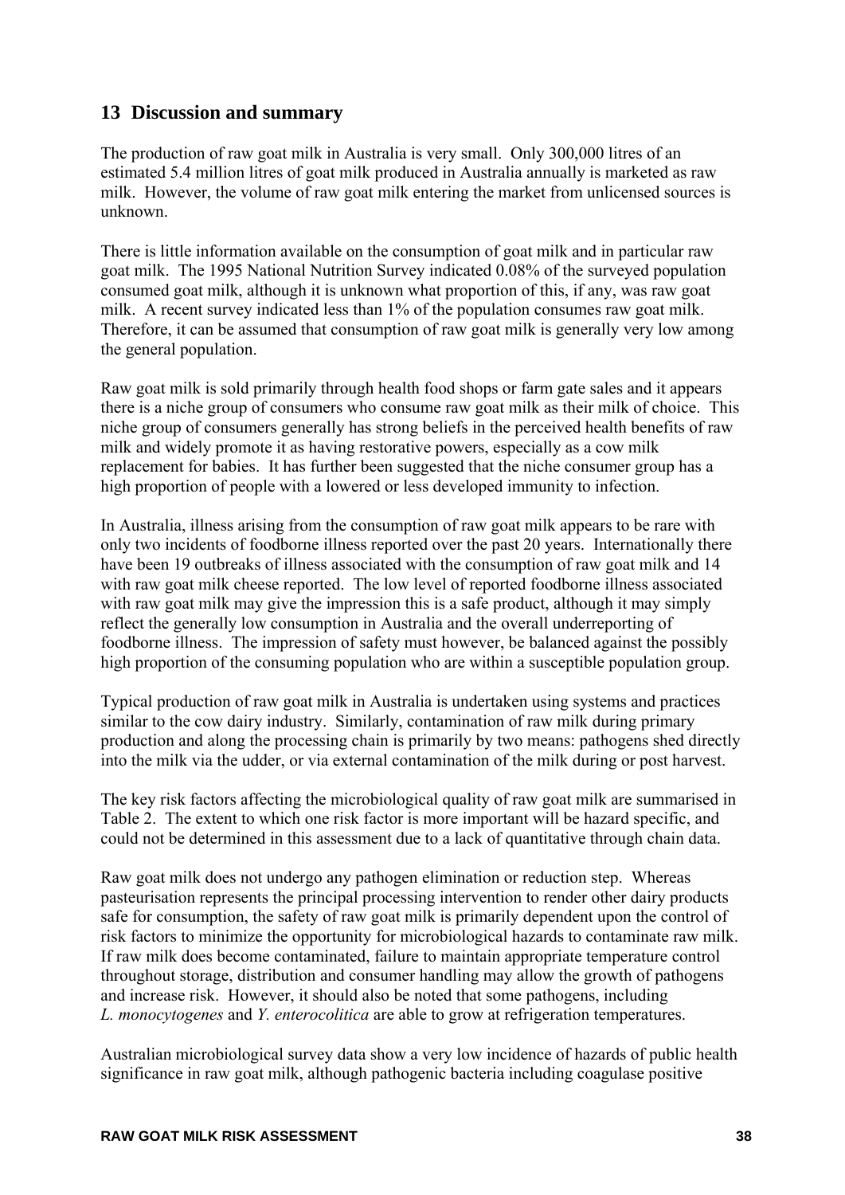# 13 Discussion and summary

The production of raw goat milk in Australia is very small. Only 300,000 litres of an estimated 5.4 million litres of goat milk produced in Australia annually is marketed as raw milk. However, the volume of raw goat milk entering the market from unlicensed sources is unknown.

There is little information available on the consumption of goat milk and in particular raw goat milk. The 1995 National Nutrition Survey indicated 0.08% of the surveyed population consumed goat milk, although it is unknown what proportion of this, if any, was raw goat milk. A recent survey indicated less than 1% of the population consumes raw goat milk. Therefore, it can be assumed that consumption of raw goat milk is generally very low among the general population.

Raw goat milk is sold primarily through health food shops or farm gate sales and it appears there is a niche group of consumers who consume raw goat milk as their milk of choice. This niche group of consumers generally has strong beliefs in the perceived health benefits of raw milk and widely promote it as having restorative powers, especially as a cow milk replacement for babies. It has further been suggested that the niche consumer group has a high proportion of people with a lowered or less developed immunity to infection.

In Australia, illness arising from the consumption of raw goat milk appears to be rare with only two incidents of foodborne illness reported over the past 20 years. Internationally there have been 19 outbreaks of illness associated with the consumption of raw goat milk and 14 with raw goat milk cheese reported. The low level of reported foodborne illness associated with raw goat milk may give the impression this is a safe product, although it may simply reflect the generally low consumption in Australia and the overall underreporting of foodborne illness. The impression of safety must however, be balanced against the possibly high proportion of the consuming population who are within a susceptible population group.

Typical production of raw goat milk in Australia is undertaken using systems and practices similar to the cow dairy industry. Similarly, contamination of raw milk during primary production and along the processing chain is primarily by two means: pathogens shed directly into the milk via the udder, or via external contamination of the milk during or post harvest.

The key risk factors affecting the microbiological quality of raw goat milk are summarised in Table 2. The extent to which one risk factor is more important will be hazard specific, and could not be determined in this assessment due to a lack of quantitative through chain data.

Raw goat milk does not undergo any pathogen elimination or reduction step. Whereas pasteurisation represents the principal processing intervention to render other dairy products safe for consumption, the safety of raw goat milk is primarily dependent upon the control of risk factors to minimize the opportunity for microbiological hazards to contaminate raw milk. If raw milk does become contaminated, failure to maintain appropriate temperature control throughout storage, distribution and consumer handling may allow the growth of pathogens and increase risk. However, it should also be noted that some pathogens, including *L. monocytogenes* and *Y. enterocolitica* are able to grow at refrigeration temperatures.

Australian microbiological survey data show a very low incidence of hazards of public health significance in raw goat milk, although pathogenic bacteria including coagulase positive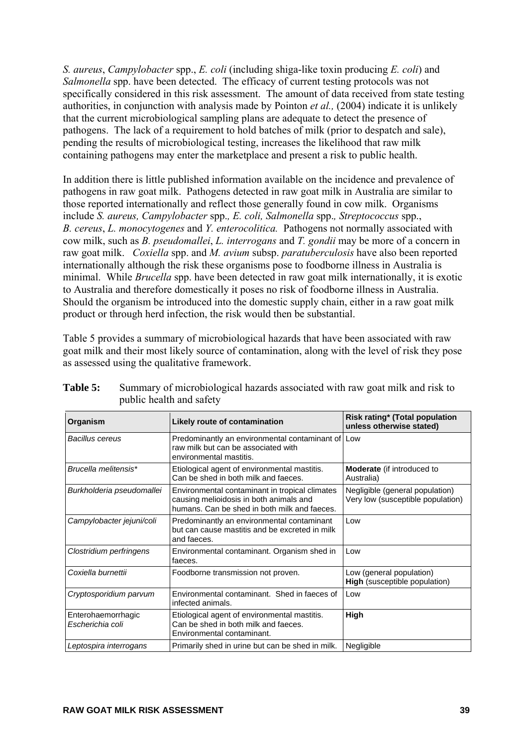*S. aureus*, *Campylobacter* spp., *E. coli* (including shiga-like toxin producing *E. coli*) and *Salmonella* spp. have been detected. The efficacy of current testing protocols was not specifically considered in this risk assessment. The amount of data received from state testing authorities, in conjunction with analysis made by Pointon *et al.,* (2004) indicate it is unlikely that the current microbiological sampling plans are adequate to detect the presence of pathogens. The lack of a requirement to hold batches of milk (prior to despatch and sale), pending the results of microbiological testing, increases the likelihood that raw milk containing pathogens may enter the marketplace and present a risk to public health.

In addition there is little published information available on the incidence and prevalence of pathogens in raw goat milk. Pathogens detected in raw goat milk in Australia are similar to those reported internationally and reflect those generally found in cow milk. Organisms include *S. aureus, Campylobacter* spp*., E. coli, Salmonella* spp*., Streptococcus* spp., *B. cereus*, *L. monocytogenes* and *Y. enterocolitica.* Pathogens not normally associated with cow milk, such as *B. pseudomallei*, *L. interrogans* and *T. gondii* may be more of a concern in raw goat milk. *Coxiella* spp. and *M. avium* subsp. *paratuberculosis* have also been reported internationally although the risk these organisms pose to foodborne illness in Australia is minimal. While *Brucella* spp. have been detected in raw goat milk internationally, it is exotic to Australia and therefore domestically it poses no risk of foodborne illness in Australia. Should the organism be introduced into the domestic supply chain, either in a raw goat milk product or through herd infection, the risk would then be substantial.

Table 5 provides a summary of microbiological hazards that have been associated with raw goat milk and their most likely source of contamination, along with the level of risk they pose as assessed using the qualitative framework.

**Table 5:** Summary of microbiological hazards associated with raw goat milk and risk to public health and safety

| Organism | Likely route of contamination | Risk rating* (Total population unless otherwise stated) |
|---|---|---|
| *Bacillus cereus* | Predominantly an environmental contaminant of raw milk but can be associated with environmental mastitis. | Low |
| *Brucella melitensis** | Etiological agent of environmental mastitis. Can be shed in both milk and faeces. | **Moderate** (if introduced to Australia) |
| *Burkholderia pseudomallei* | Environmental contaminant in tropical climates causing melioidosis in both animals and humans. Can be shed in both milk and faeces. | Negligible (general population)<br>Very low (susceptible population) |
| *Campylobacter jejuni/coli* | Predominantly an environmental contaminant but can cause mastitis and be excreted in milk and faeces. | Low |
| *Clostridium perfringens* | Environmental contaminant. Organism shed in faeces. | Low |
| *Coxiella burnettii* | Foodborne transmission not proven. | Low (general population)<br>**High** (susceptible population) |
| *Cryptosporidium parvum* | Environmental contaminant. Shed in faeces of infected animals. | Low |
| Enterohaemorrhagic *Escherichia coli* | Etiological agent of environmental mastitis. Can be shed in both milk and faeces. Environmental contaminant. | **High** |
| *Leptospira interrogans* | Primarily shed in urine but can be shed in milk. | Negligible |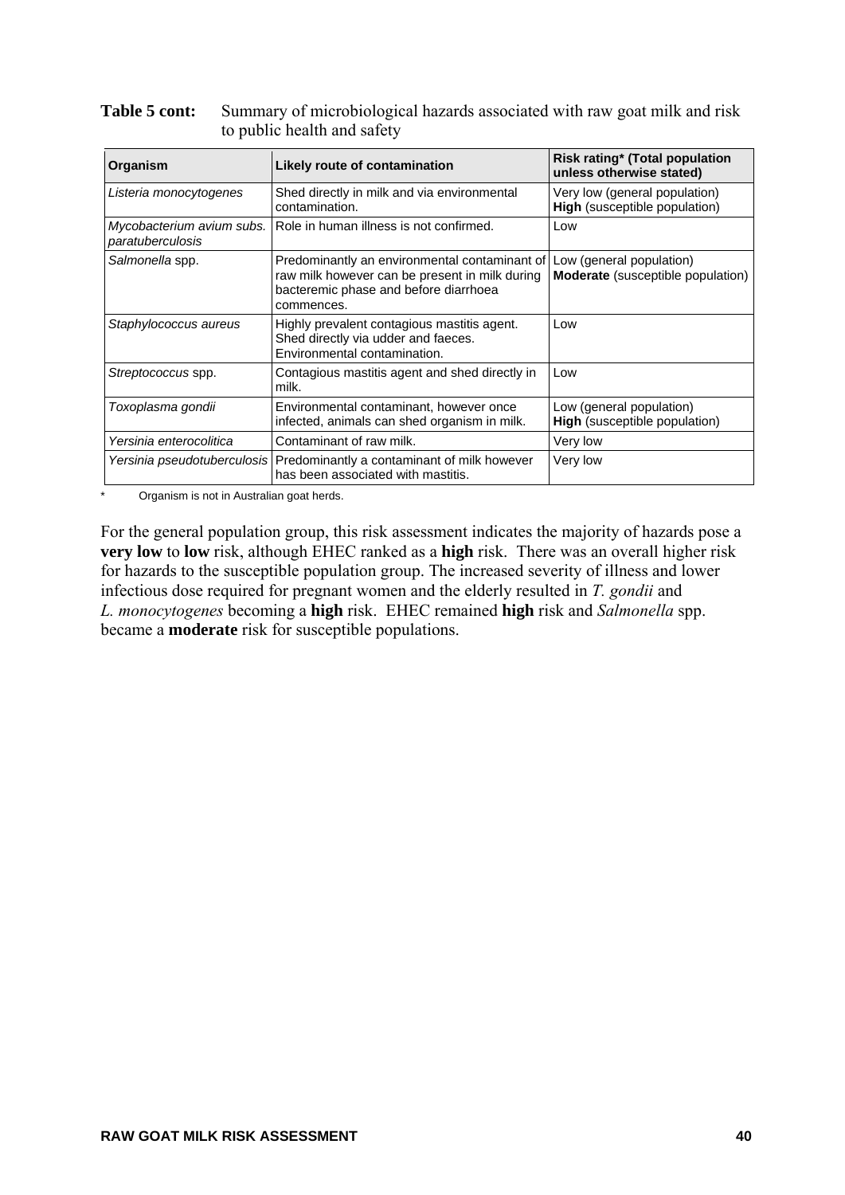**Table 5 cont:** Summary of microbiological hazards associated with raw goat milk and risk to public health and safety

| Organism | Likely route of contamination | Risk rating* (Total population unless otherwise stated) |
|---|---|---|
| *Listeria monocytogenes* | Shed directly in milk and via environmental contamination. | Very low (general population)<br>**High** (susceptible population) |
| *Mycobacterium avium subs. paratuberculosis* | Role in human illness is not confirmed. | Low |
| *Salmonella* spp. | Predominantly an environmental contaminant of raw milk however can be present in milk during bacteremic phase and before diarrhoea commences. | Low (general population)<br>**Moderate** (susceptible population) |
| *Staphylococcus aureus* | Highly prevalent contagious mastitis agent. Shed directly via udder and faeces. Environmental contamination. | Low |
| *Streptococcus* spp. | Contagious mastitis agent and shed directly in milk. | Low |
| *Toxoplasma gondii* | Environmental contaminant, however once infected, animals can shed organism in milk. | Low (general population)<br>**High** (susceptible population) |
| *Yersinia enterocolitica* | Contaminant of raw milk. | Very low |
| *Yersinia pseudotuberculosis* | Predominantly a contaminant of milk however has been associated with mastitis. | Very low |

\* Organism is not in Australian goat herds.

For the general population group, this risk assessment indicates the majority of hazards pose a **very low** to **low** risk, although EHEC ranked as a **high** risk. There was an overall higher risk for hazards to the susceptible population group. The increased severity of illness and lower infectious dose required for pregnant women and the elderly resulted in *T. gondii* and *L. monocytogenes* becoming a **high** risk. EHEC remained **high** risk and *Salmonella* spp. became a **moderate** risk for susceptible populations.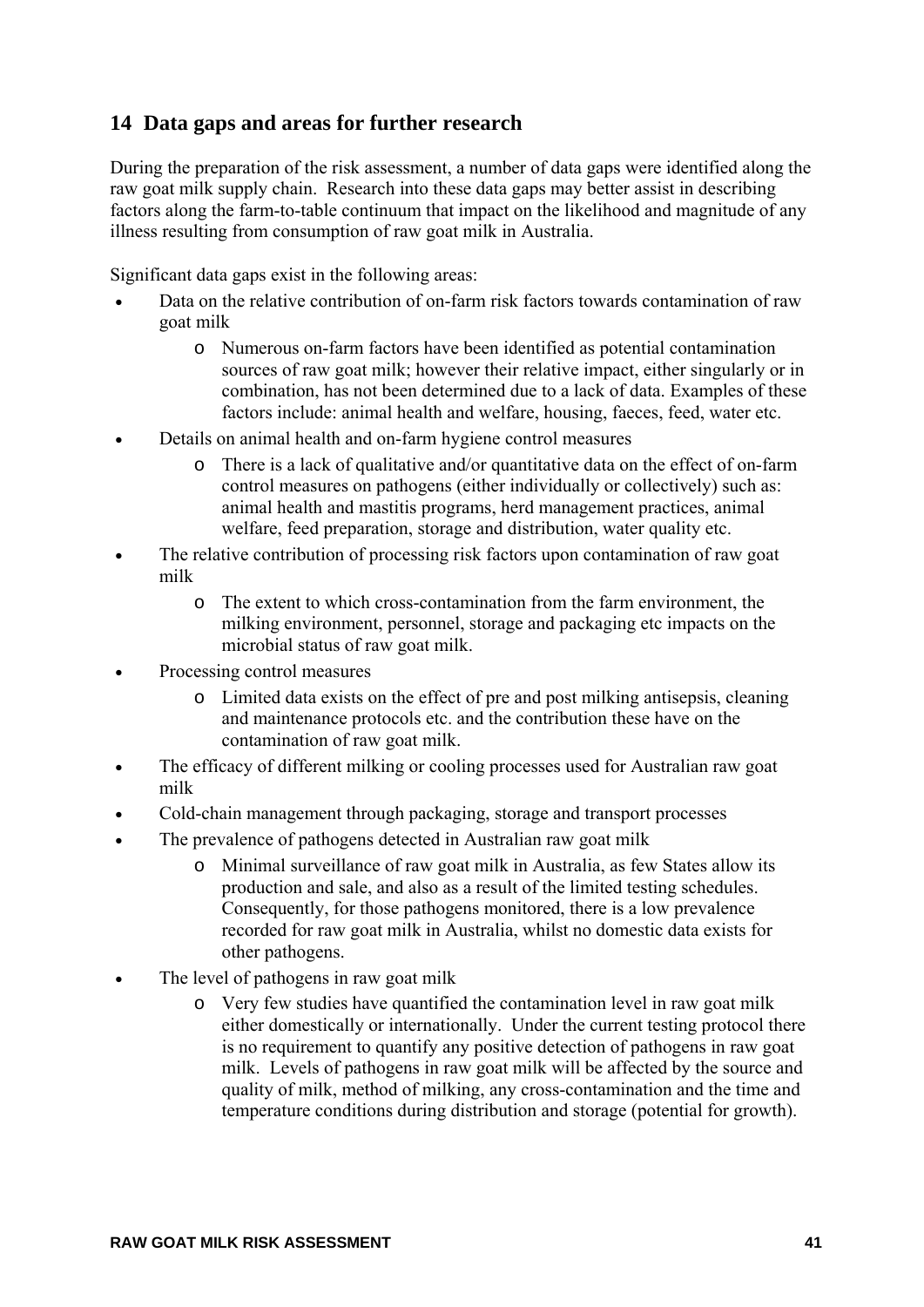## 14 Data gaps and areas for further research

During the preparation of the risk assessment, a number of data gaps were identified along the raw goat milk supply chain. Research into these data gaps may better assist in describing factors along the farm-to-table continuum that impact on the likelihood and magnitude of any illness resulting from consumption of raw goat milk in Australia.

Significant data gaps exist in the following areas:

- Data on the relative contribution of on-farm risk factors towards contamination of raw goat milk
  - Numerous on-farm factors have been identified as potential contamination sources of raw goat milk; however their relative impact, either singularly or in combination, has not been determined due to a lack of data. Examples of these factors include: animal health and welfare, housing, faeces, feed, water etc.
- Details on animal health and on-farm hygiene control measures
  - There is a lack of qualitative and/or quantitative data on the effect of on-farm control measures on pathogens (either individually or collectively) such as: animal health and mastitis programs, herd management practices, animal welfare, feed preparation, storage and distribution, water quality etc.
- The relative contribution of processing risk factors upon contamination of raw goat milk
  - The extent to which cross-contamination from the farm environment, the milking environment, personnel, storage and packaging etc impacts on the microbial status of raw goat milk.
- Processing control measures
  - Limited data exists on the effect of pre and post milking antisepsis, cleaning and maintenance protocols etc. and the contribution these have on the contamination of raw goat milk.
- The efficacy of different milking or cooling processes used for Australian raw goat milk
- Cold-chain management through packaging, storage and transport processes
- The prevalence of pathogens detected in Australian raw goat milk
  - Minimal surveillance of raw goat milk in Australia, as few States allow its production and sale, and also as a result of the limited testing schedules. Consequently, for those pathogens monitored, there is a low prevalence recorded for raw goat milk in Australia, whilst no domestic data exists for other pathogens.
- The level of pathogens in raw goat milk
  - Very few studies have quantified the contamination level in raw goat milk either domestically or internationally. Under the current testing protocol there is no requirement to quantify any positive detection of pathogens in raw goat milk. Levels of pathogens in raw goat milk will be affected by the source and quality of milk, method of milking, any cross-contamination and the time and temperature conditions during distribution and storage (potential for growth).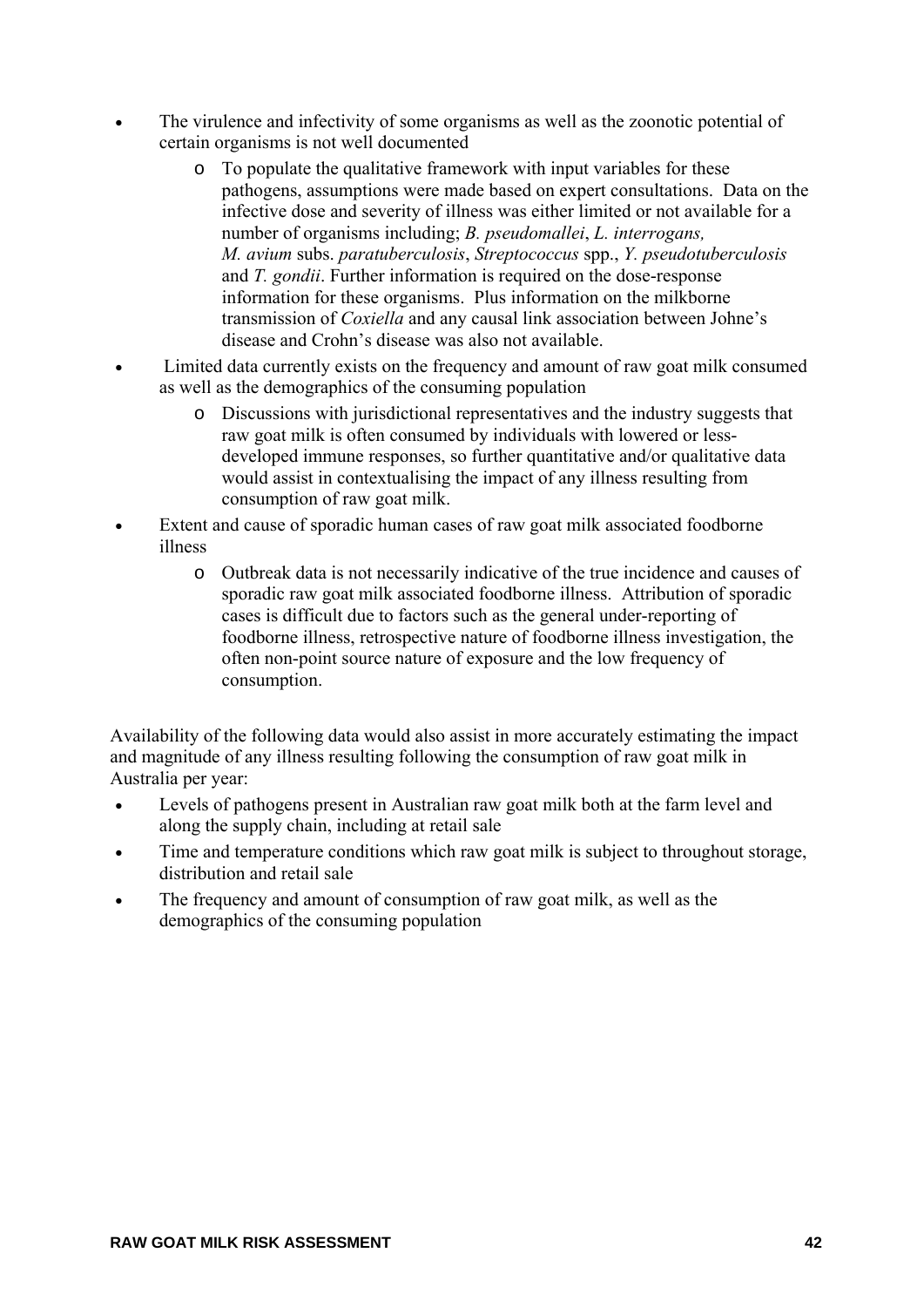- The virulence and infectivity of some organisms as well as the zoonotic potential of certain organisms is not well documented
  - To populate the qualitative framework with input variables for these pathogens, assumptions were made based on expert consultations. Data on the infective dose and severity of illness was either limited or not available for a number of organisms including; *B. pseudomallei*, *L. interrogans, M. avium* subs. *paratuberculosis*, *Streptococcus* spp., *Y. pseudotuberculosis* and *T. gondii*. Further information is required on the dose-response information for these organisms. Plus information on the milkborne transmission of *Coxiella* and any causal link association between Johne's disease and Crohn's disease was also not available.
- Limited data currently exists on the frequency and amount of raw goat milk consumed as well as the demographics of the consuming population
  - Discussions with jurisdictional representatives and the industry suggests that raw goat milk is often consumed by individuals with lowered or less-developed immune responses, so further quantitative and/or qualitative data would assist in contextualising the impact of any illness resulting from consumption of raw goat milk.
- Extent and cause of sporadic human cases of raw goat milk associated foodborne illness
  - Outbreak data is not necessarily indicative of the true incidence and causes of sporadic raw goat milk associated foodborne illness. Attribution of sporadic cases is difficult due to factors such as the general under-reporting of foodborne illness, retrospective nature of foodborne illness investigation, the often non-point source nature of exposure and the low frequency of consumption.

Availability of the following data would also assist in more accurately estimating the impact and magnitude of any illness resulting following the consumption of raw goat milk in Australia per year:

- Levels of pathogens present in Australian raw goat milk both at the farm level and along the supply chain, including at retail sale
- Time and temperature conditions which raw goat milk is subject to throughout storage, distribution and retail sale
- The frequency and amount of consumption of raw goat milk, as well as the demographics of the consuming population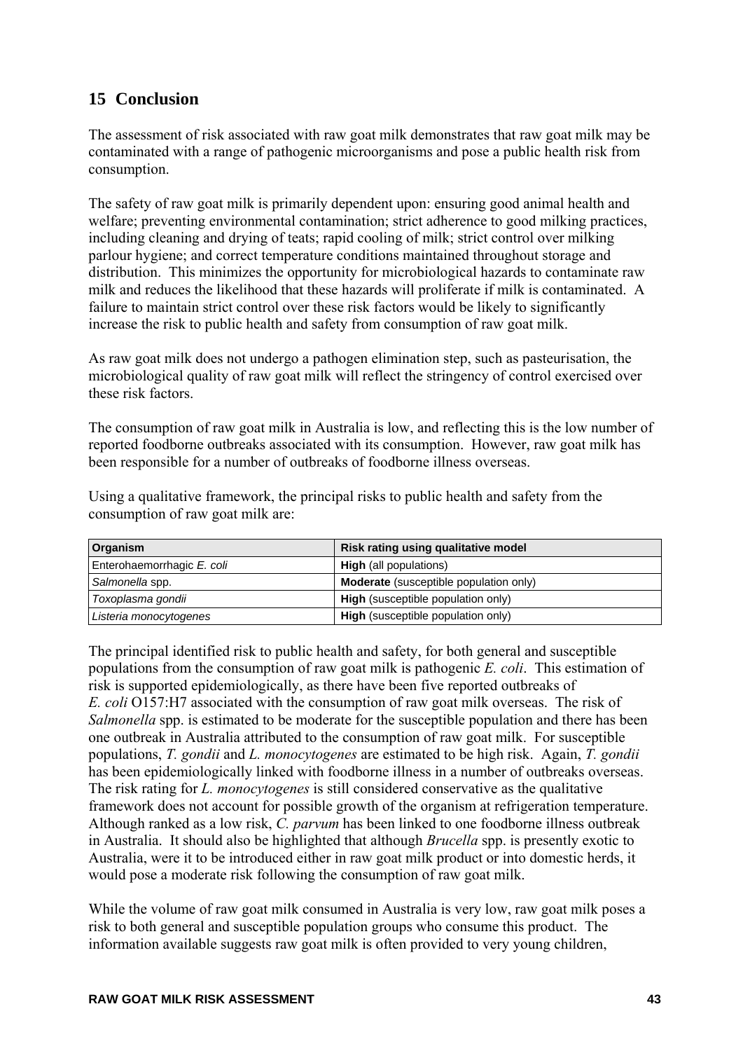## 15 Conclusion

The assessment of risk associated with raw goat milk demonstrates that raw goat milk may be contaminated with a range of pathogenic microorganisms and pose a public health risk from consumption.

The safety of raw goat milk is primarily dependent upon: ensuring good animal health and welfare; preventing environmental contamination; strict adherence to good milking practices, including cleaning and drying of teats; rapid cooling of milk; strict control over milking parlour hygiene; and correct temperature conditions maintained throughout storage and distribution. This minimizes the opportunity for microbiological hazards to contaminate raw milk and reduces the likelihood that these hazards will proliferate if milk is contaminated. A failure to maintain strict control over these risk factors would be likely to significantly increase the risk to public health and safety from consumption of raw goat milk.

As raw goat milk does not undergo a pathogen elimination step, such as pasteurisation, the microbiological quality of raw goat milk will reflect the stringency of control exercised over these risk factors.

The consumption of raw goat milk in Australia is low, and reflecting this is the low number of reported foodborne outbreaks associated with its consumption. However, raw goat milk has been responsible for a number of outbreaks of foodborne illness overseas.

Using a qualitative framework, the principal risks to public health and safety from the consumption of raw goat milk are:

| Organism | Risk rating using qualitative model |
|---|---|
| Enterohaemorrhagic *E. coli* | **High** (all populations) |
| *Salmonella* spp. | **Moderate** (susceptible population only) |
| *Toxoplasma gondii* | **High** (susceptible population only) |
| *Listeria monocytogenes* | **High** (susceptible population only) |

The principal identified risk to public health and safety, for both general and susceptible populations from the consumption of raw goat milk is pathogenic *E. coli*. This estimation of risk is supported epidemiologically, as there have been five reported outbreaks of *E. coli* O157:H7 associated with the consumption of raw goat milk overseas. The risk of *Salmonella* spp. is estimated to be moderate for the susceptible population and there has been one outbreak in Australia attributed to the consumption of raw goat milk. For susceptible populations, *T. gondii* and *L. monocytogenes* are estimated to be high risk. Again, *T. gondii* has been epidemiologically linked with foodborne illness in a number of outbreaks overseas. The risk rating for *L. monocytogenes* is still considered conservative as the qualitative framework does not account for possible growth of the organism at refrigeration temperature. Although ranked as a low risk, *C. parvum* has been linked to one foodborne illness outbreak in Australia. It should also be highlighted that although *Brucella* spp. is presently exotic to Australia, were it to be introduced either in raw goat milk product or into domestic herds, it would pose a moderate risk following the consumption of raw goat milk.

While the volume of raw goat milk consumed in Australia is very low, raw goat milk poses a risk to both general and susceptible population groups who consume this product. The information available suggests raw goat milk is often provided to very young children,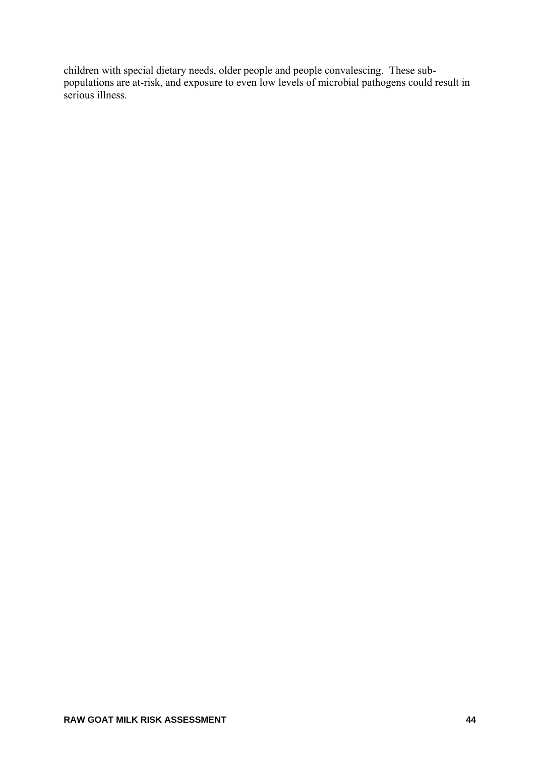children with special dietary needs, older people and people convalescing. These sub-populations are at-risk, and exposure to even low levels of microbial pathogens could result in serious illness.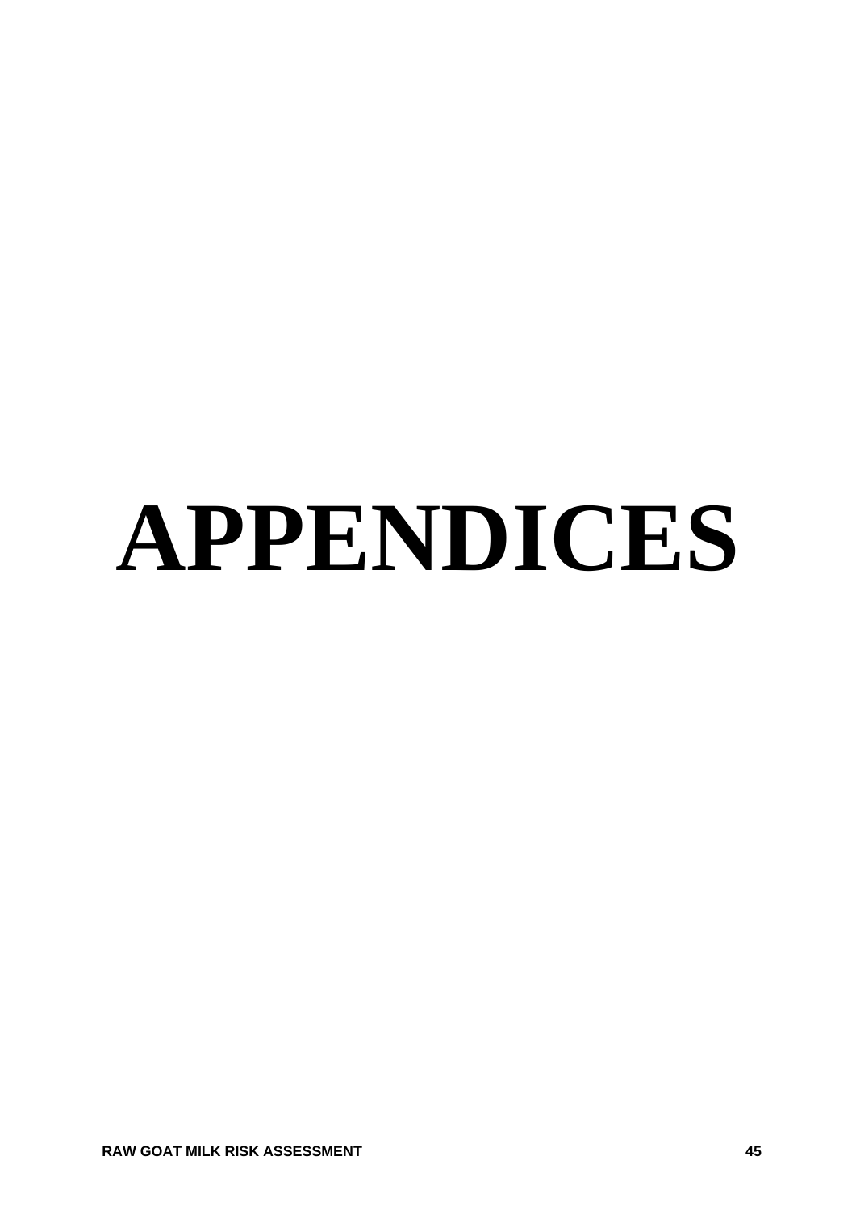# APPENDICES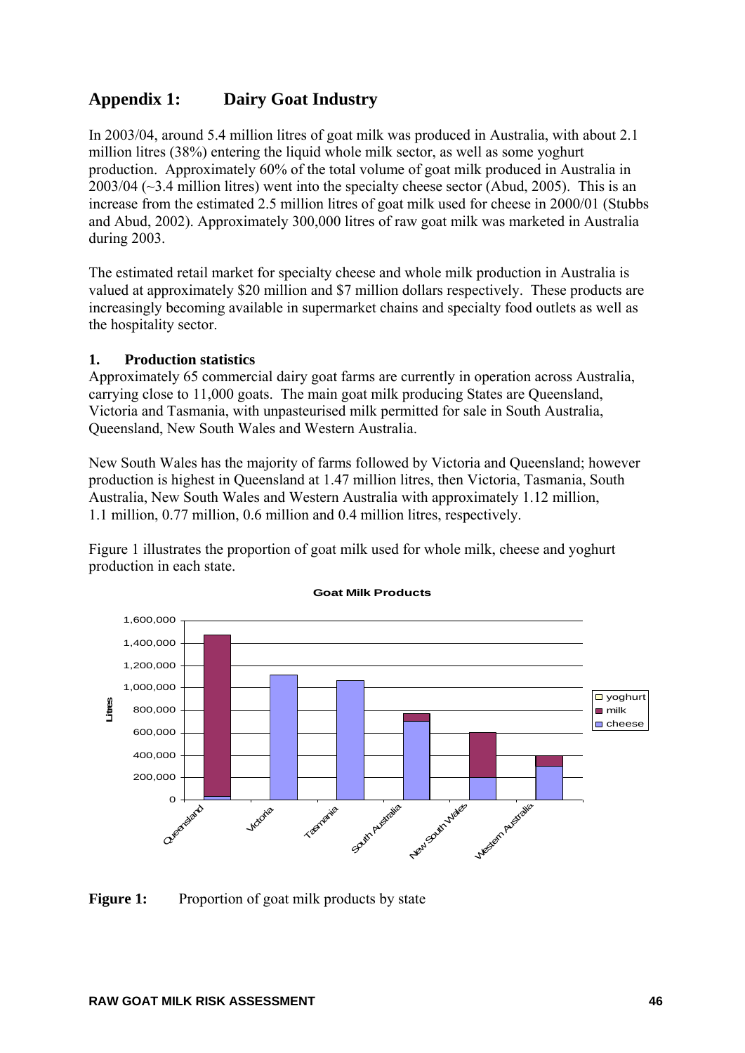# Appendix 1: Dairy Goat Industry

In 2003/04, around 5.4 million litres of goat milk was produced in Australia, with about 2.1 million litres (38%) entering the liquid whole milk sector, as well as some yoghurt production. Approximately 60% of the total volume of goat milk produced in Australia in 2003/04 (~3.4 million litres) went into the specialty cheese sector (Abud, 2005). This is an increase from the estimated 2.5 million litres of goat milk used for cheese in 2000/01 (Stubbs and Abud, 2002). Approximately 300,000 litres of raw goat milk was marketed in Australia during 2003.

The estimated retail market for specialty cheese and whole milk production in Australia is valued at approximately \$20 million and \$7 million dollars respectively. These products are increasingly becoming available in supermarket chains and specialty food outlets as well as the hospitality sector.

## 1. Production statistics

Approximately 65 commercial dairy goat farms are currently in operation across Australia, carrying close to 11,000 goats. The main goat milk producing States are Queensland, Victoria and Tasmania, with unpasteurised milk permitted for sale in South Australia, Queensland, New South Wales and Western Australia.

New South Wales has the majority of farms followed by Victoria and Queensland; however production is highest in Queensland at 1.47 million litres, then Victoria, Tasmania, South Australia, New South Wales and Western Australia with approximately 1.12 million, 1.1 million, 0.77 million, 0.6 million and 0.4 million litres, respectively.

Figure 1 illustrates the proportion of goat milk used for whole milk, cheese and yoghurt production in each state.

**Figure 1:** Proportion of goat milk products by state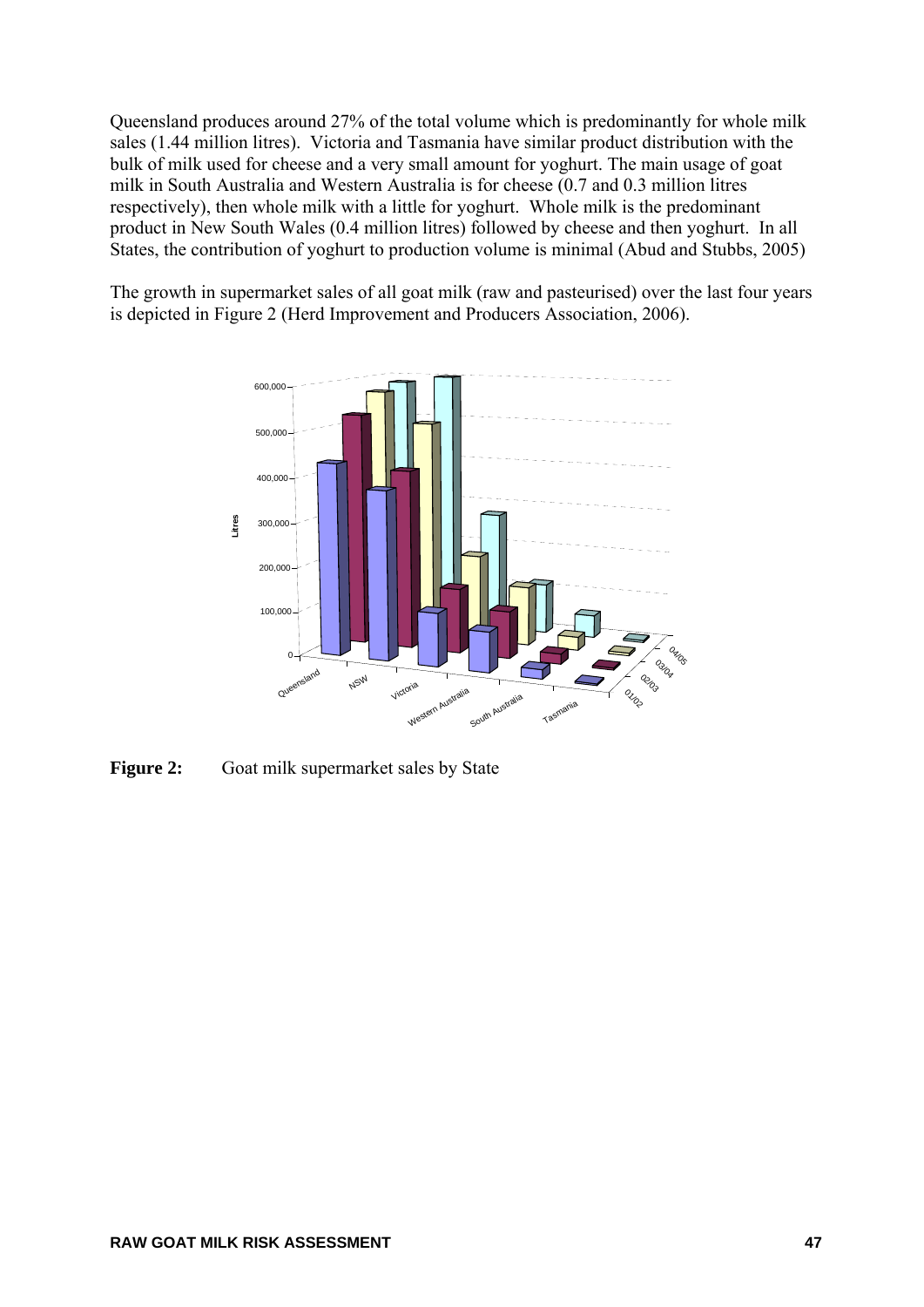Queensland produces around 27% of the total volume which is predominantly for whole milk sales (1.44 million litres). Victoria and Tasmania have similar product distribution with the bulk of milk used for cheese and a very small amount for yoghurt. The main usage of goat milk in South Australia and Western Australia is for cheese (0.7 and 0.3 million litres respectively), then whole milk with a little for yoghurt. Whole milk is the predominant product in New South Wales (0.4 million litres) followed by cheese and then yoghurt. In all States, the contribution of yoghurt to production volume is minimal (Abud and Stubbs, 2005)

The growth in supermarket sales of all goat milk (raw and pasteurised) over the last four years is depicted in Figure 2 (Herd Improvement and Producers Association, 2006).

**Figure 2:** Goat milk supermarket sales by State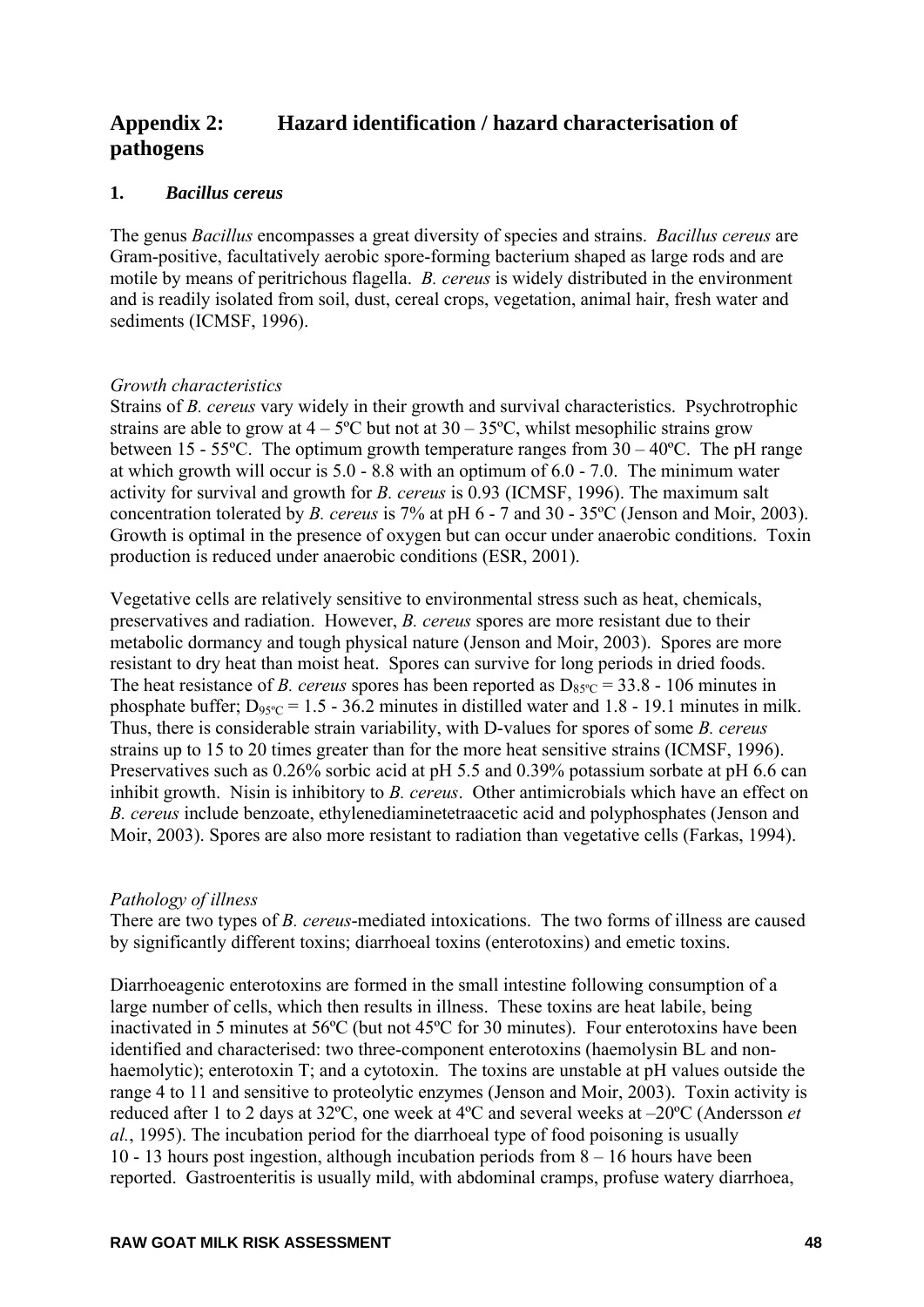# Appendix 2: Hazard identification / hazard characterisation of pathogens

## 1. *Bacillus cereus*

The genus *Bacillus* encompasses a great diversity of species and strains. *Bacillus cereus* are Gram-positive, facultatively aerobic spore-forming bacterium shaped as large rods and are motile by means of peritrichous flagella. *B. cereus* is widely distributed in the environment and is readily isolated from soil, dust, cereal crops, vegetation, animal hair, fresh water and sediments (ICMSF, 1996).

### *Growth characteristics*

Strains of *B. cereus* vary widely in their growth and survival characteristics. Psychrotrophic strains are able to grow at 4 – 5ºC but not at 30 – 35ºC, whilst mesophilic strains grow between 15 - 55ºC. The optimum growth temperature ranges from 30 – 40ºC. The pH range at which growth will occur is 5.0 - 8.8 with an optimum of 6.0 - 7.0. The minimum water activity for survival and growth for *B. cereus* is 0.93 (ICMSF, 1996). The maximum salt concentration tolerated by *B. cereus* is 7% at pH 6 - 7 and 30 - 35ºC (Jenson and Moir, 2003). Growth is optimal in the presence of oxygen but can occur under anaerobic conditions. Toxin production is reduced under anaerobic conditions (ESR, 2001).

Vegetative cells are relatively sensitive to environmental stress such as heat, chemicals, preservatives and radiation. However, *B. cereus* spores are more resistant due to their metabolic dormancy and tough physical nature (Jenson and Moir, 2003). Spores are more resistant to dry heat than moist heat. Spores can survive for long periods in dried foods. The heat resistance of *B. cereus* spores has been reported as $D_{85ºC}$ = 33.8 - 106 minutes in phosphate buffer; $D_{95ºC}$ = 1.5 - 36.2 minutes in distilled water and 1.8 - 19.1 minutes in milk. Thus, there is considerable strain variability, with D-values for spores of some *B. cereus* strains up to 15 to 20 times greater than for the more heat sensitive strains (ICMSF, 1996). Preservatives such as 0.26% sorbic acid at pH 5.5 and 0.39% potassium sorbate at pH 6.6 can inhibit growth. Nisin is inhibitory to *B. cereus*. Other antimicrobials which have an effect on *B. cereus* include benzoate, ethylenediaminetetraacetic acid and polyphosphates (Jenson and Moir, 2003). Spores are also more resistant to radiation than vegetative cells (Farkas, 1994).

### *Pathology of illness*

There are two types of *B. cereus*-mediated intoxications. The two forms of illness are caused by significantly different toxins; diarrhoeal toxins (enterotoxins) and emetic toxins.

Diarrhoeagenic enterotoxins are formed in the small intestine following consumption of a large number of cells, which then results in illness. These toxins are heat labile, being inactivated in 5 minutes at 56ºC (but not 45ºC for 30 minutes). Four enterotoxins have been identified and characterised: two three-component enterotoxins (haemolysin BL and non-haemolytic); enterotoxin T; and a cytotoxin. The toxins are unstable at pH values outside the range 4 to 11 and sensitive to proteolytic enzymes (Jenson and Moir, 2003). Toxin activity is reduced after 1 to 2 days at 32ºC, one week at 4ºC and several weeks at –20ºC (Andersson *et al.*, 1995). The incubation period for the diarrhoeal type of food poisoning is usually 10 - 13 hours post ingestion, although incubation periods from 8 – 16 hours have been reported. Gastroenteritis is usually mild, with abdominal cramps, profuse watery diarrhoea,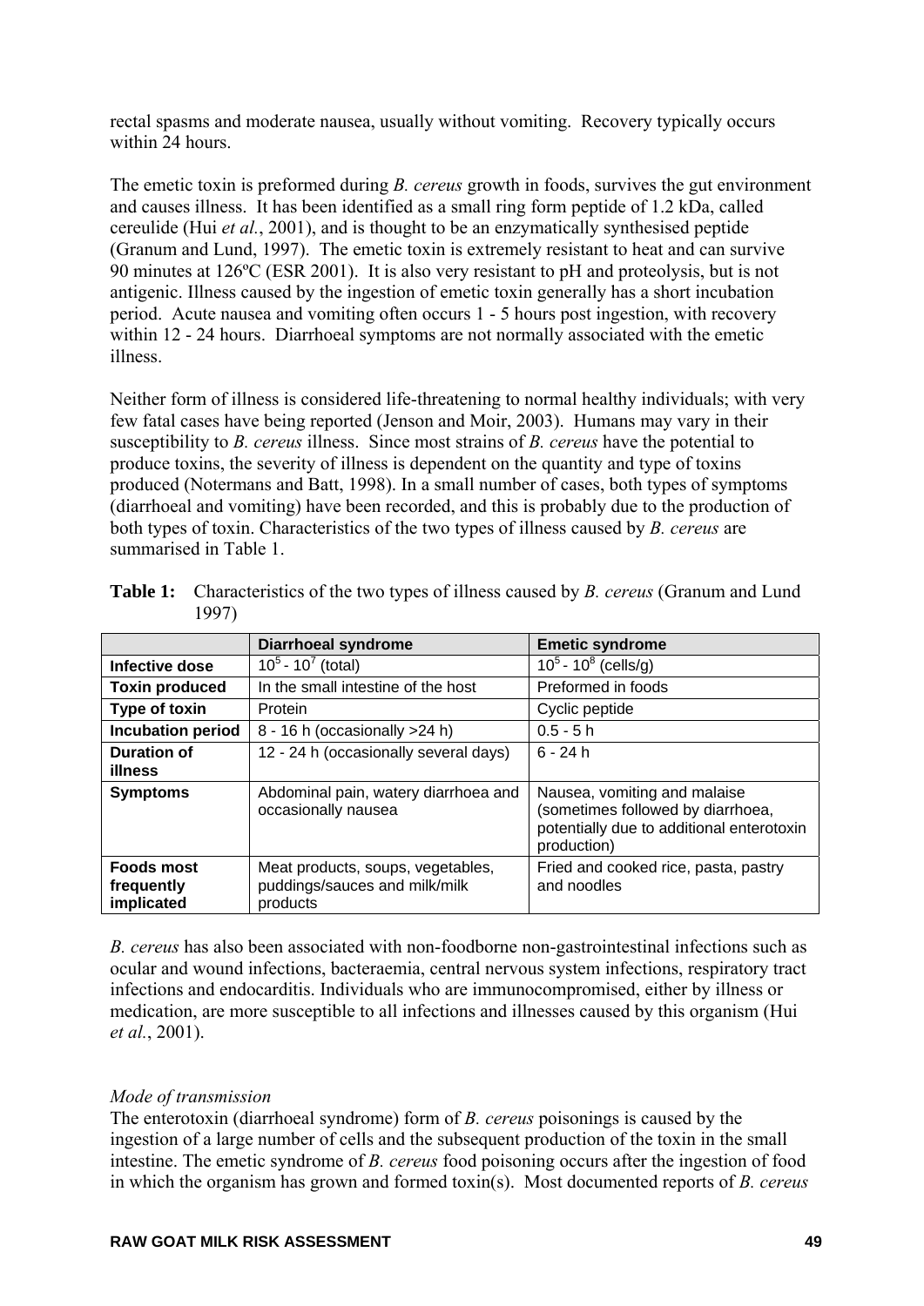rectal spasms and moderate nausea, usually without vomiting. Recovery typically occurs within 24 hours.

The emetic toxin is preformed during *B. cereus* growth in foods, survives the gut environment and causes illness. It has been identified as a small ring form peptide of 1.2 kDa, called cereulide (Hui *et al.*, 2001), and is thought to be an enzymatically synthesised peptide (Granum and Lund, 1997). The emetic toxin is extremely resistant to heat and can survive 90 minutes at 126ºC (ESR 2001). It is also very resistant to pH and proteolysis, but is not antigenic. Illness caused by the ingestion of emetic toxin generally has a short incubation period. Acute nausea and vomiting often occurs 1 - 5 hours post ingestion, with recovery within 12 - 24 hours. Diarrhoeal symptoms are not normally associated with the emetic illness.

Neither form of illness is considered life-threatening to normal healthy individuals; with very few fatal cases have being reported (Jenson and Moir, 2003). Humans may vary in their susceptibility to *B. cereus* illness. Since most strains of *B. cereus* have the potential to produce toxins, the severity of illness is dependent on the quantity and type of toxins produced (Notermans and Batt, 1998). In a small number of cases, both types of symptoms (diarrhoeal and vomiting) have been recorded, and this is probably due to the production of both types of toxin. Characteristics of the two types of illness caused by *B. cereus* are summarised in Table 1.

**Table 1:** Characteristics of the two types of illness caused by *B. cereus* (Granum and Lund 1997)

| | **Diarrhoeal syndrome** | **Emetic syndrome** |
|---|---|---|
| **Infective dose** | $10^5$ - $10^7$ (total) | $10^5$ - $10^8$ (cells/g) |
| **Toxin produced** | In the small intestine of the host | Preformed in foods |
| **Type of toxin** | Protein | Cyclic peptide |
| **Incubation period** | 8 - 16 h (occasionally >24 h) | 0.5 - 5 h |
| **Duration of illness** | 12 - 24 h (occasionally several days) | 6 - 24 h |
| **Symptoms** | Abdominal pain, watery diarrhoea and occasionally nausea | Nausea, vomiting and malaise (sometimes followed by diarrhoea, potentially due to additional enterotoxin production) |
| **Foods most frequently implicated** | Meat products, soups, vegetables, puddings/sauces and milk/milk products | Fried and cooked rice, pasta, pastry and noodles |

*B. cereus* has also been associated with non-foodborne non-gastrointestinal infections such as ocular and wound infections, bacteraemia, central nervous system infections, respiratory tract infections and endocarditis. Individuals who are immunocompromised, either by illness or medication, are more susceptible to all infections and illnesses caused by this organism (Hui *et al.*, 2001).

*Mode of transmission*

The enterotoxin (diarrhoeal syndrome) form of *B. cereus* poisonings is caused by the ingestion of a large number of cells and the subsequent production of the toxin in the small intestine. The emetic syndrome of *B. cereus* food poisoning occurs after the ingestion of food in which the organism has grown and formed toxin(s). Most documented reports of *B. cereus*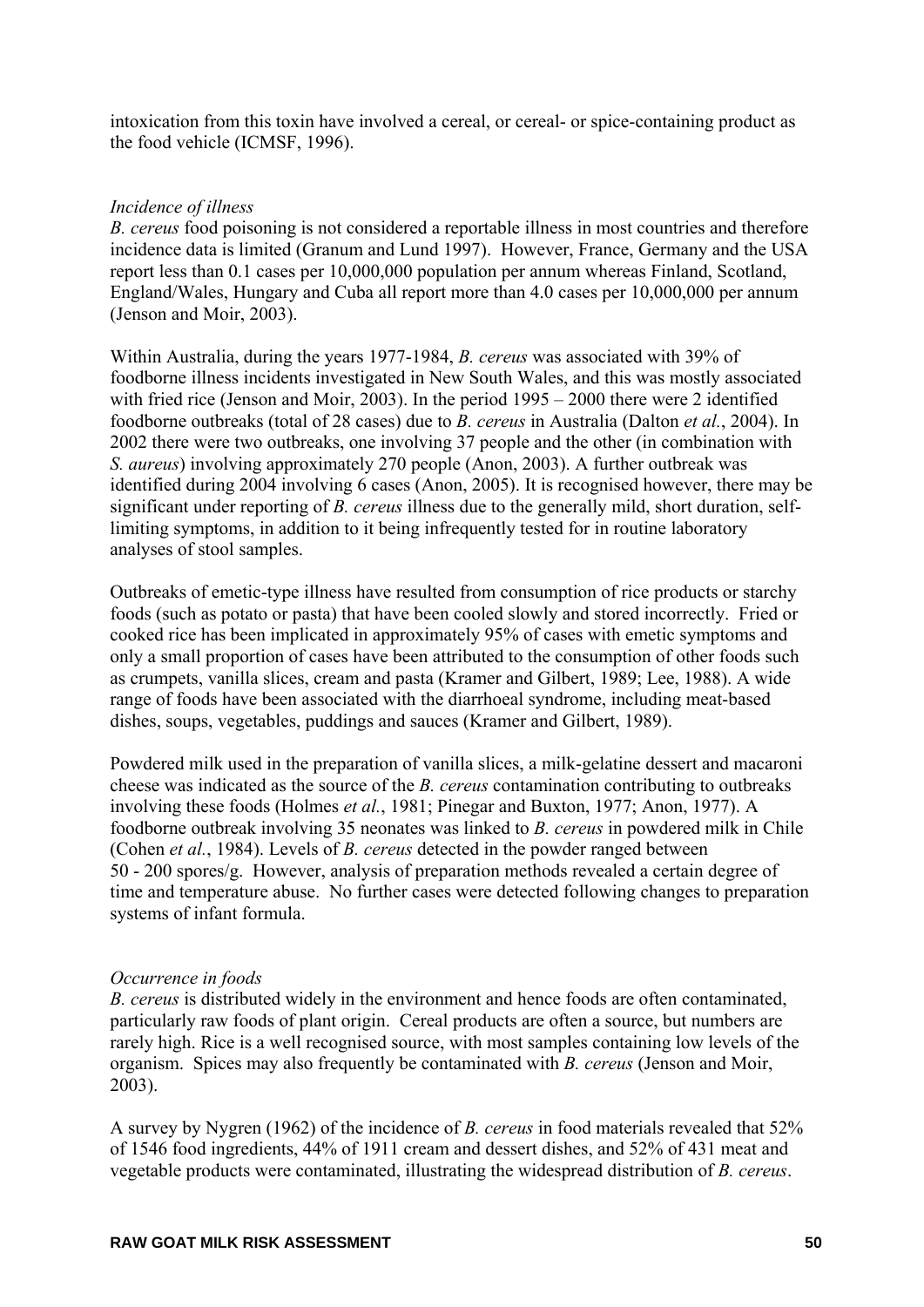intoxication from this toxin have involved a cereal, or cereal- or spice-containing product as the food vehicle (ICMSF, 1996).

*Incidence of illness*

*B. cereus* food poisoning is not considered a reportable illness in most countries and therefore incidence data is limited (Granum and Lund 1997). However, France, Germany and the USA report less than 0.1 cases per 10,000,000 population per annum whereas Finland, Scotland, England/Wales, Hungary and Cuba all report more than 4.0 cases per 10,000,000 per annum (Jenson and Moir, 2003).

Within Australia, during the years 1977-1984, *B. cereus* was associated with 39% of foodborne illness incidents investigated in New South Wales, and this was mostly associated with fried rice (Jenson and Moir, 2003). In the period 1995 – 2000 there were 2 identified foodborne outbreaks (total of 28 cases) due to *B. cereus* in Australia (Dalton *et al.*, 2004). In 2002 there were two outbreaks, one involving 37 people and the other (in combination with *S. aureus*) involving approximately 270 people (Anon, 2003). A further outbreak was identified during 2004 involving 6 cases (Anon, 2005). It is recognised however, there may be significant under reporting of *B. cereus* illness due to the generally mild, short duration, self-limiting symptoms, in addition to it being infrequently tested for in routine laboratory analyses of stool samples.

Outbreaks of emetic-type illness have resulted from consumption of rice products or starchy foods (such as potato or pasta) that have been cooled slowly and stored incorrectly. Fried or cooked rice has been implicated in approximately 95% of cases with emetic symptoms and only a small proportion of cases have been attributed to the consumption of other foods such as crumpets, vanilla slices, cream and pasta (Kramer and Gilbert, 1989; Lee, 1988). A wide range of foods have been associated with the diarrhoeal syndrome, including meat-based dishes, soups, vegetables, puddings and sauces (Kramer and Gilbert, 1989).

Powdered milk used in the preparation of vanilla slices, a milk-gelatine dessert and macaroni cheese was indicated as the source of the *B. cereus* contamination contributing to outbreaks involving these foods (Holmes *et al.*, 1981; Pinegar and Buxton, 1977; Anon, 1977). A foodborne outbreak involving 35 neonates was linked to *B. cereus* in powdered milk in Chile (Cohen *et al.*, 1984). Levels of *B. cereus* detected in the powder ranged between 50 - 200 spores/g. However, analysis of preparation methods revealed a certain degree of time and temperature abuse. No further cases were detected following changes to preparation systems of infant formula.

*Occurrence in foods*

*B. cereus* is distributed widely in the environment and hence foods are often contaminated, particularly raw foods of plant origin. Cereal products are often a source, but numbers are rarely high. Rice is a well recognised source, with most samples containing low levels of the organism. Spices may also frequently be contaminated with *B. cereus* (Jenson and Moir, 2003).

A survey by Nygren (1962) of the incidence of *B. cereus* in food materials revealed that 52% of 1546 food ingredients, 44% of 1911 cream and dessert dishes, and 52% of 431 meat and vegetable products were contaminated, illustrating the widespread distribution of *B. cereus*.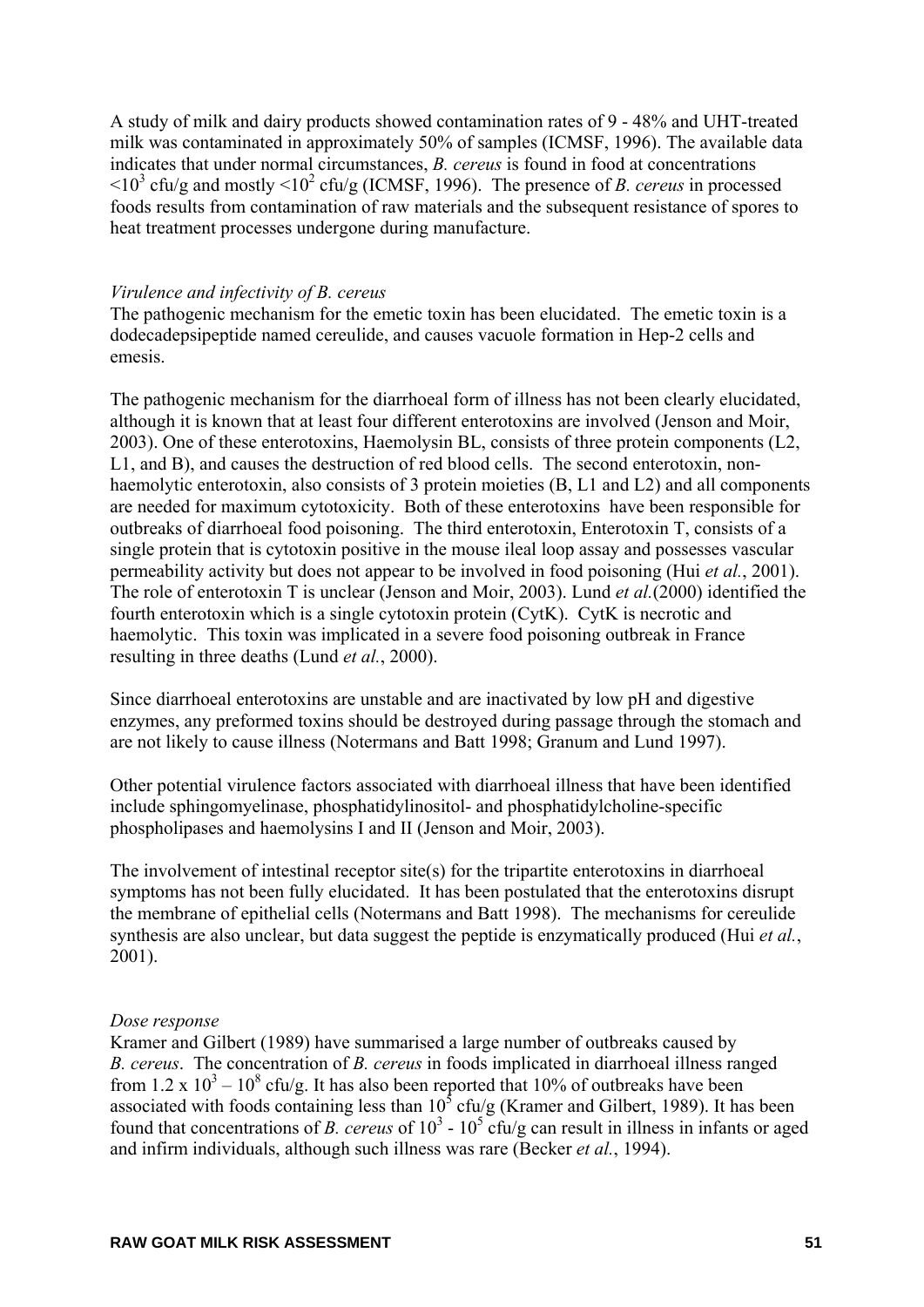A study of milk and dairy products showed contamination rates of 9 - 48% and UHT-treated milk was contaminated in approximately 50% of samples (ICMSF, 1996). The available data indicates that under normal circumstances, *B. cereus* is found in food at concentrations $<10^3$ cfu/g and mostly $<10^2$ cfu/g (ICMSF, 1996). The presence of *B. cereus* in processed foods results from contamination of raw materials and the subsequent resistance of spores to heat treatment processes undergone during manufacture.

*Virulence and infectivity of B. cereus*

The pathogenic mechanism for the emetic toxin has been elucidated. The emetic toxin is a dodecadepsipeptide named cereulide, and causes vacuole formation in Hep-2 cells and emesis.

The pathogenic mechanism for the diarrhoeal form of illness has not been clearly elucidated, although it is known that at least four different enterotoxins are involved (Jenson and Moir, 2003). One of these enterotoxins, Haemolysin BL, consists of three protein components (L2, L1, and B), and causes the destruction of red blood cells. The second enterotoxin, non-haemolytic enterotoxin, also consists of 3 protein moieties (B, L1 and L2) and all components are needed for maximum cytotoxicity. Both of these enterotoxins have been responsible for outbreaks of diarrhoeal food poisoning. The third enterotoxin, Enterotoxin T, consists of a single protein that is cytotoxin positive in the mouse ileal loop assay and possesses vascular permeability activity but does not appear to be involved in food poisoning (Hui *et al.*, 2001). The role of enterotoxin T is unclear (Jenson and Moir, 2003). Lund *et al.*(2000) identified the fourth enterotoxin which is a single cytotoxin protein (CytK). CytK is necrotic and haemolytic. This toxin was implicated in a severe food poisoning outbreak in France resulting in three deaths (Lund *et al.*, 2000).

Since diarrhoeal enterotoxins are unstable and are inactivated by low pH and digestive enzymes, any preformed toxins should be destroyed during passage through the stomach and are not likely to cause illness (Notermans and Batt 1998; Granum and Lund 1997).

Other potential virulence factors associated with diarrhoeal illness that have been identified include sphingomyelinase, phosphatidylinositol- and phosphatidylcholine-specific phospholipases and haemolysins I and II (Jenson and Moir, 2003).

The involvement of intestinal receptor site(s) for the tripartite enterotoxins in diarrhoeal symptoms has not been fully elucidated. It has been postulated that the enterotoxins disrupt the membrane of epithelial cells (Notermans and Batt 1998). The mechanisms for cereulide synthesis are also unclear, but data suggest the peptide is enzymatically produced (Hui *et al.*, 2001).

*Dose response*

Kramer and Gilbert (1989) have summarised a large number of outbreaks caused by *B. cereus*. The concentration of *B. cereus* in foods implicated in diarrhoeal illness ranged from $1.2 \times 10^3 – 10^8$ cfu/g. It has also been reported that 10% of outbreaks have been associated with foods containing less than $10^5$ cfu/g (Kramer and Gilbert, 1989). It has been found that concentrations of *B. cereus* of $10^3$ - $10^5$ cfu/g can result in illness in infants or aged and infirm individuals, although such illness was rare (Becker *et al.*, 1994).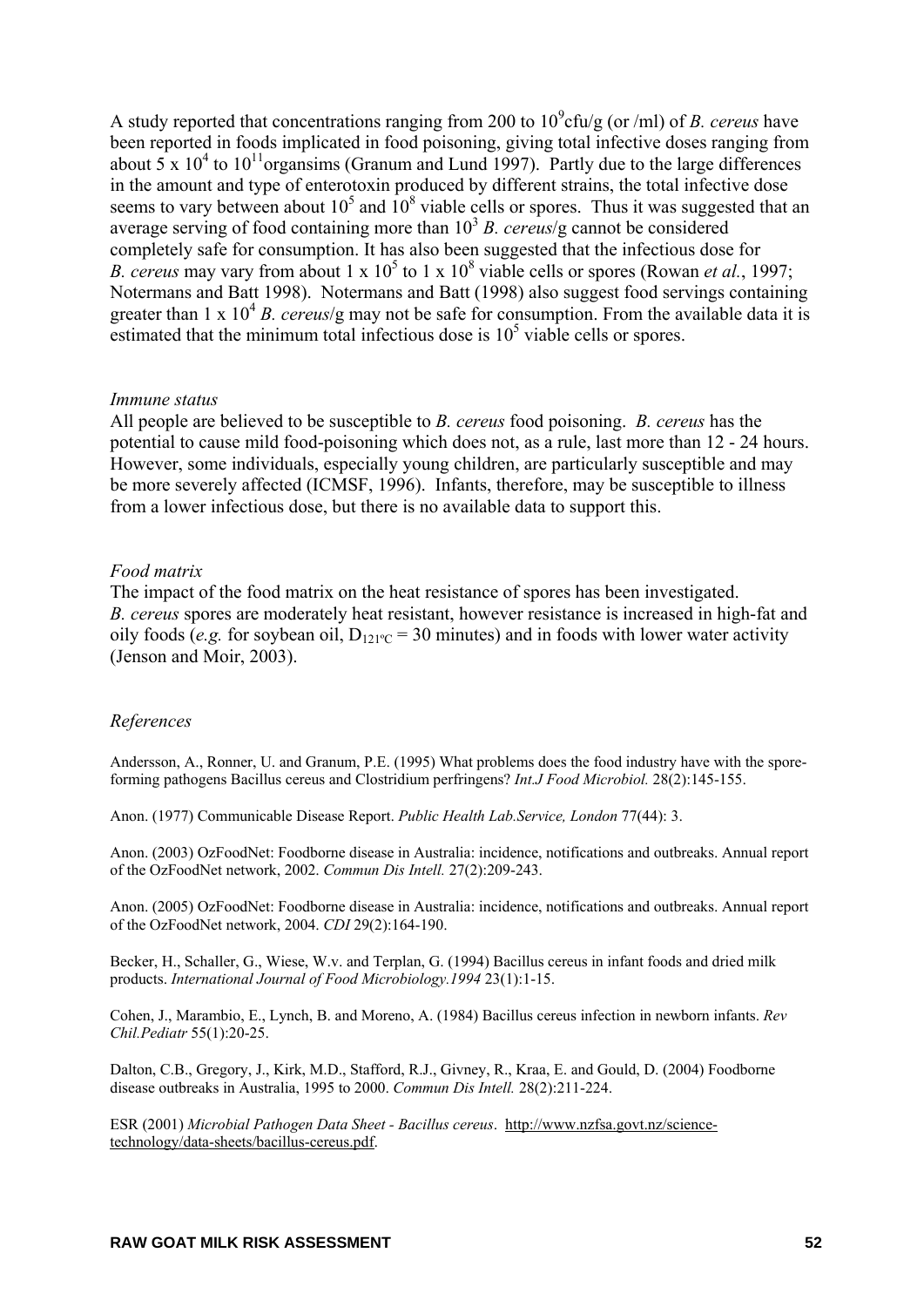A study reported that concentrations ranging from 200 to $10^9$cfu/g (or /ml) of *B. cereus* have been reported in foods implicated in food poisoning, giving total infective doses ranging from about 5 x $10^4$ to $10^{11}$organsims (Granum and Lund 1997). Partly due to the large differences in the amount and type of enterotoxin produced by different strains, the total infective dose seems to vary between about $10^5$ and $10^8$ viable cells or spores. Thus it was suggested that an average serving of food containing more than $10^3$ *B. cereus*/g cannot be considered completely safe for consumption. It has also been suggested that the infectious dose for *B. cereus* may vary from about 1 x $10^5$ to 1 x $10^8$ viable cells or spores (Rowan *et al.*, 1997; Notermans and Batt 1998). Notermans and Batt (1998) also suggest food servings containing greater than 1 x $10^4$ *B. cereus*/g may not be safe for consumption. From the available data it is estimated that the minimum total infectious dose is $10^5$ viable cells or spores.

*Immune status*

All people are believed to be susceptible to *B. cereus* food poisoning. *B. cereus* has the potential to cause mild food-poisoning which does not, as a rule, last more than 12 - 24 hours. However, some individuals, especially young children, are particularly susceptible and may be more severely affected (ICMSF, 1996). Infants, therefore, may be susceptible to illness from a lower infectious dose, but there is no available data to support this.

*Food matrix*

The impact of the food matrix on the heat resistance of spores has been investigated. *B. cereus* spores are moderately heat resistant, however resistance is increased in high-fat and oily foods (*e.g.* for soybean oil, $D_{121°C}$ = 30 minutes) and in foods with lower water activity (Jenson and Moir, 2003).

*References*

Andersson, A., Ronner, U. and Granum, P.E. (1995) What problems does the food industry have with the spore-forming pathogens Bacillus cereus and Clostridium perfringens? *Int.J Food Microbiol.* 28(2):145-155.

Anon. (1977) Communicable Disease Report. *Public Health Lab.Service, London* 77(44): 3.

Anon. (2003) OzFoodNet: Foodborne disease in Australia: incidence, notifications and outbreaks. Annual report of the OzFoodNet network, 2002. *Commun Dis Intell.* 27(2):209-243.

Anon. (2005) OzFoodNet: Foodborne disease in Australia: incidence, notifications and outbreaks. Annual report of the OzFoodNet network, 2004. *CDI* 29(2):164-190.

Becker, H., Schaller, G., Wiese, W.v. and Terplan, G. (1994) Bacillus cereus in infant foods and dried milk products. *International Journal of Food Microbiology.1994* 23(1):1-15.

Cohen, J., Marambio, E., Lynch, B. and Moreno, A. (1984) Bacillus cereus infection in newborn infants. *Rev Chil.Pediatr* 55(1):20-25.

Dalton, C.B., Gregory, J., Kirk, M.D., Stafford, R.J., Givney, R., Kraa, E. and Gould, D. (2004) Foodborne disease outbreaks in Australia, 1995 to 2000. *Commun Dis Intell.* 28(2):211-224.

ESR (2001) *Microbial Pathogen Data Sheet - Bacillus cereus*. http://www.nzfsa.govt.nz/science-technology/data-sheets/bacillus-cereus.pdf.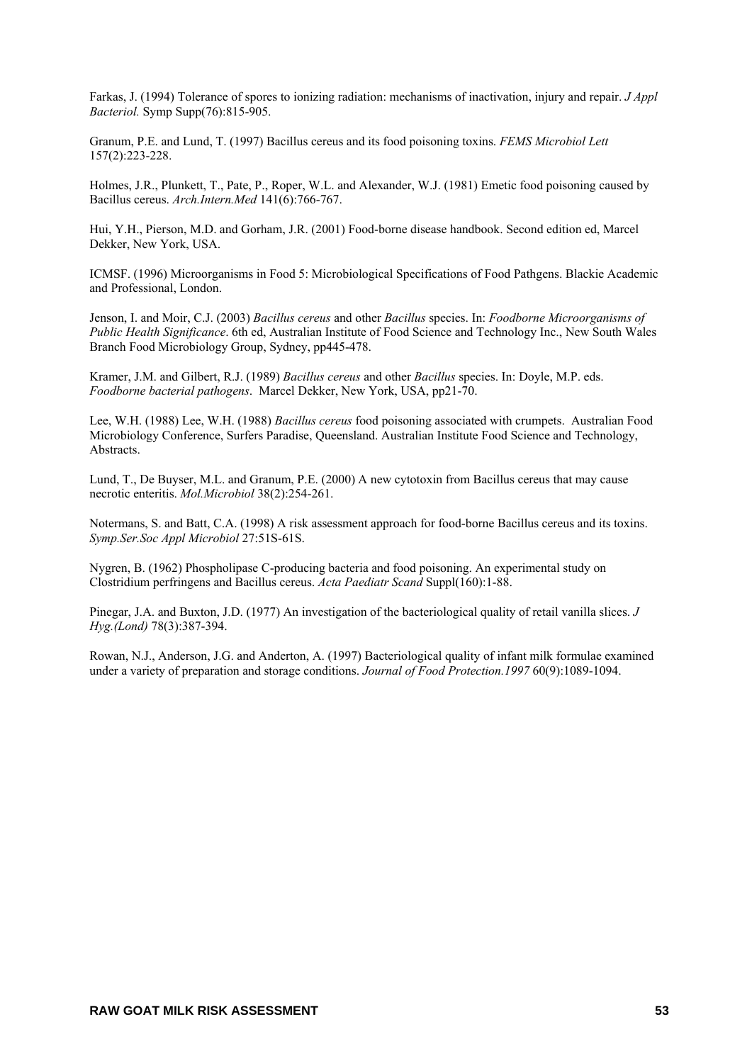Farkas, J. (1994) Tolerance of spores to ionizing radiation: mechanisms of inactivation, injury and repair. *J Appl Bacteriol.* Symp Supp(76):815-905.

Granum, P.E. and Lund, T. (1997) Bacillus cereus and its food poisoning toxins. *FEMS Microbiol Lett* 157(2):223-228.

Holmes, J.R., Plunkett, T., Pate, P., Roper, W.L. and Alexander, W.J. (1981) Emetic food poisoning caused by Bacillus cereus. *Arch.Intern.Med* 141(6):766-767.

Hui, Y.H., Pierson, M.D. and Gorham, J.R. (2001) Food-borne disease handbook. Second edition ed, Marcel Dekker, New York, USA.

ICMSF. (1996) Microorganisms in Food 5: Microbiological Specifications of Food Pathgens. Blackie Academic and Professional, London.

Jenson, I. and Moir, C.J. (2003) *Bacillus cereus* and other *Bacillus* species. In: *Foodborne Microorganisms of Public Health Significance*. 6th ed, Australian Institute of Food Science and Technology Inc., New South Wales Branch Food Microbiology Group, Sydney, pp445-478.

Kramer, J.M. and Gilbert, R.J. (1989) *Bacillus cereus* and other *Bacillus* species. In: Doyle, M.P. eds. *Foodborne bacterial pathogens*. Marcel Dekker, New York, USA, pp21-70.

Lee, W.H. (1988) Lee, W.H. (1988) *Bacillus cereus* food poisoning associated with crumpets. Australian Food Microbiology Conference, Surfers Paradise, Queensland. Australian Institute Food Science and Technology, Abstracts.

Lund, T., De Buyser, M.L. and Granum, P.E. (2000) A new cytotoxin from Bacillus cereus that may cause necrotic enteritis. *Mol.Microbiol* 38(2):254-261.

Notermans, S. and Batt, C.A. (1998) A risk assessment approach for food-borne Bacillus cereus and its toxins. *Symp.Ser.Soc Appl Microbiol* 27:51S-61S.

Nygren, B. (1962) Phospholipase C-producing bacteria and food poisoning. An experimental study on Clostridium perfringens and Bacillus cereus. *Acta Paediatr Scand* Suppl(160):1-88.

Pinegar, J.A. and Buxton, J.D. (1977) An investigation of the bacteriological quality of retail vanilla slices. *J Hyg.(Lond)* 78(3):387-394.

Rowan, N.J., Anderson, J.G. and Anderton, A. (1997) Bacteriological quality of infant milk formulae examined under a variety of preparation and storage conditions. *Journal of Food Protection.1997* 60(9):1089-1094.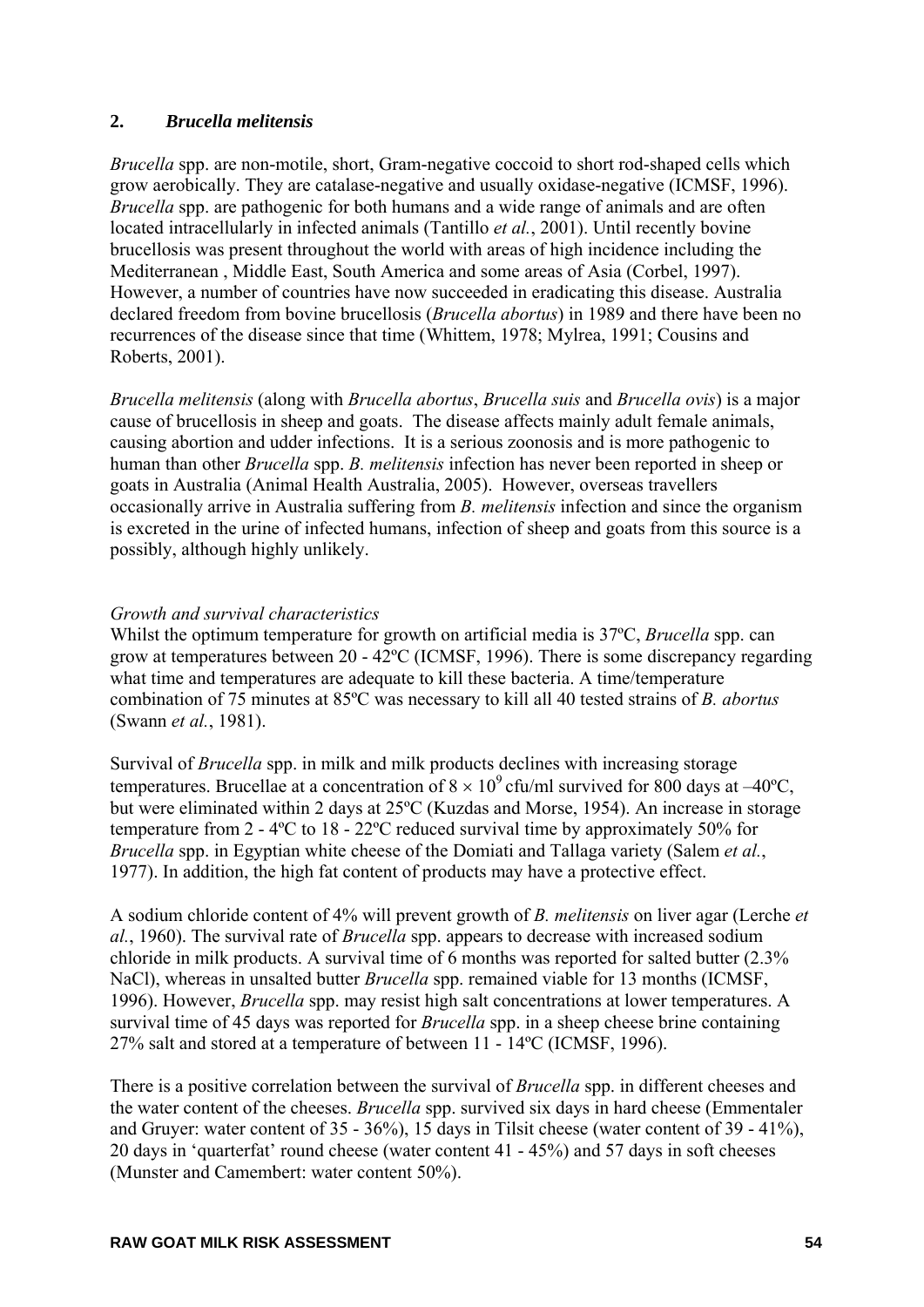## 2. *Brucella melitensis*

*Brucella* spp. are non-motile, short, Gram-negative coccoid to short rod-shaped cells which grow aerobically. They are catalase-negative and usually oxidase-negative (ICMSF, 1996). *Brucella* spp. are pathogenic for both humans and a wide range of animals and are often located intracellularly in infected animals (Tantillo *et al.*, 2001). Until recently bovine brucellosis was present throughout the world with areas of high incidence including the Mediterranean , Middle East, South America and some areas of Asia (Corbel, 1997). However, a number of countries have now succeeded in eradicating this disease. Australia declared freedom from bovine brucellosis (*Brucella abortus*) in 1989 and there have been no recurrences of the disease since that time (Whittem, 1978; Mylrea, 1991; Cousins and Roberts, 2001).

*Brucella melitensis* (along with *Brucella abortus*, *Brucella suis* and *Brucella ovis*) is a major cause of brucellosis in sheep and goats. The disease affects mainly adult female animals, causing abortion and udder infections. It is a serious zoonosis and is more pathogenic to human than other *Brucella* spp. *B. melitensis* infection has never been reported in sheep or goats in Australia (Animal Health Australia, 2005). However, overseas travellers occasionally arrive in Australia suffering from *B. melitensis* infection and since the organism is excreted in the urine of infected humans, infection of sheep and goats from this source is a possibly, although highly unlikely.

*Growth and survival characteristics*

Whilst the optimum temperature for growth on artificial media is 37ºC, *Brucella* spp. can grow at temperatures between 20 - 42ºC (ICMSF, 1996). There is some discrepancy regarding what time and temperatures are adequate to kill these bacteria. A time/temperature combination of 75 minutes at 85ºC was necessary to kill all 40 tested strains of *B. abortus* (Swann *et al.*, 1981).

Survival of *Brucella* spp. in milk and milk products declines with increasing storage temperatures. Brucellae at a concentration of $8 \times 10^9$ cfu/ml survived for 800 days at –40ºC, but were eliminated within 2 days at 25ºC (Kuzdas and Morse, 1954). An increase in storage temperature from 2 - 4ºC to 18 - 22ºC reduced survival time by approximately 50% for *Brucella* spp. in Egyptian white cheese of the Domiati and Tallaga variety (Salem *et al.*, 1977). In addition, the high fat content of products may have a protective effect.

A sodium chloride content of 4% will prevent growth of *B. melitensis* on liver agar (Lerche *et al.*, 1960). The survival rate of *Brucella* spp. appears to decrease with increased sodium chloride in milk products. A survival time of 6 months was reported for salted butter (2.3% NaCl), whereas in unsalted butter *Brucella* spp. remained viable for 13 months (ICMSF, 1996). However, *Brucella* spp. may resist high salt concentrations at lower temperatures. A survival time of 45 days was reported for *Brucella* spp. in a sheep cheese brine containing 27% salt and stored at a temperature of between 11 - 14ºC (ICMSF, 1996).

There is a positive correlation between the survival of *Brucella* spp. in different cheeses and the water content of the cheeses. *Brucella* spp. survived six days in hard cheese (Emmentaler and Gruyer: water content of 35 - 36%), 15 days in Tilsit cheese (water content of 39 - 41%), 20 days in 'quarterfat' round cheese (water content 41 - 45%) and 57 days in soft cheeses (Munster and Camembert: water content 50%).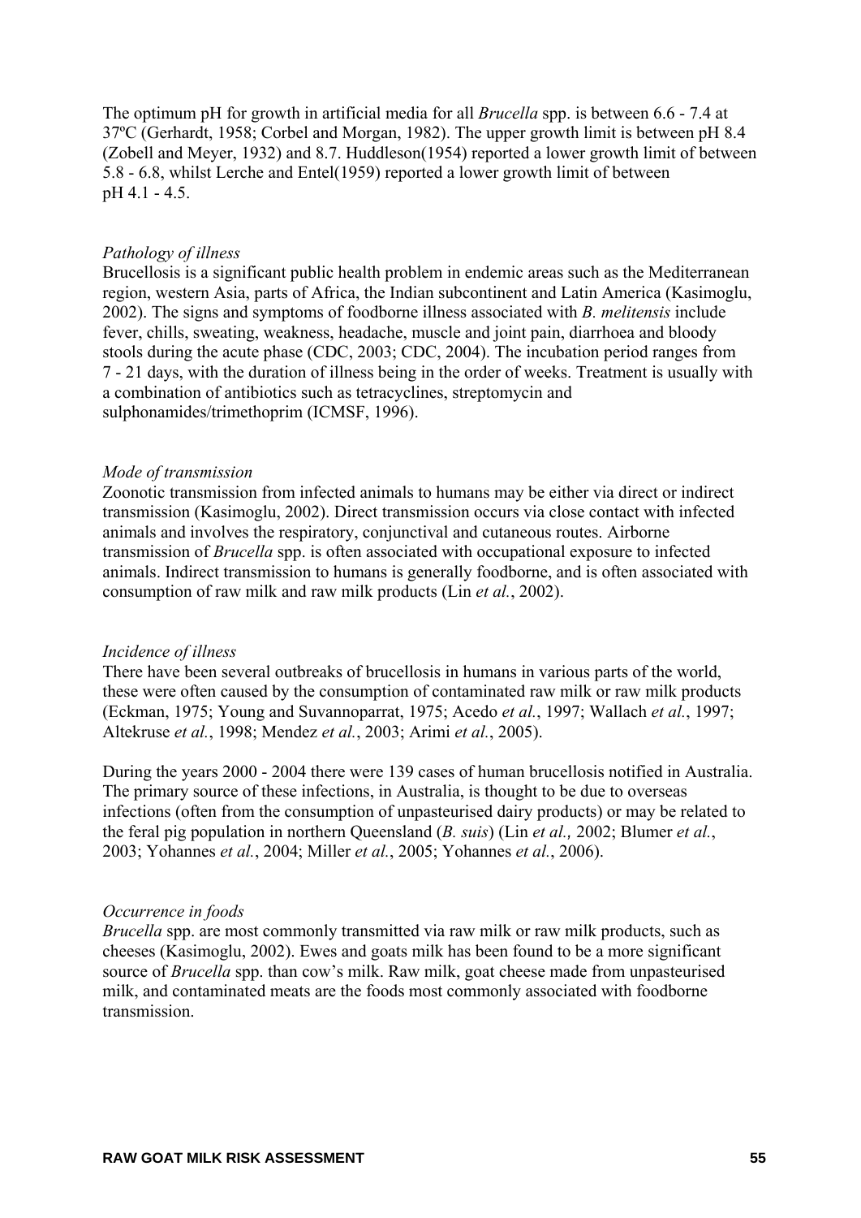The optimum pH for growth in artificial media for all *Brucella* spp. is between 6.6 - 7.4 at 37ºC (Gerhardt, 1958; Corbel and Morgan, 1982). The upper growth limit is between pH 8.4 (Zobell and Meyer, 1932) and 8.7. Huddleson(1954) reported a lower growth limit of between 5.8 - 6.8, whilst Lerche and Entel(1959) reported a lower growth limit of between pH 4.1 - 4.5.

*Pathology of illness*

Brucellosis is a significant public health problem in endemic areas such as the Mediterranean region, western Asia, parts of Africa, the Indian subcontinent and Latin America (Kasimoglu, 2002). The signs and symptoms of foodborne illness associated with *B. melitensis* include fever, chills, sweating, weakness, headache, muscle and joint pain, diarrhoea and bloody stools during the acute phase (CDC, 2003; CDC, 2004). The incubation period ranges from 7 - 21 days, with the duration of illness being in the order of weeks. Treatment is usually with a combination of antibiotics such as tetracyclines, streptomycin and sulphonamides/trimethoprim (ICMSF, 1996).

*Mode of transmission*

Zoonotic transmission from infected animals to humans may be either via direct or indirect transmission (Kasimoglu, 2002). Direct transmission occurs via close contact with infected animals and involves the respiratory, conjunctival and cutaneous routes. Airborne transmission of *Brucella* spp. is often associated with occupational exposure to infected animals. Indirect transmission to humans is generally foodborne, and is often associated with consumption of raw milk and raw milk products (Lin *et al.*, 2002).

*Incidence of illness*

There have been several outbreaks of brucellosis in humans in various parts of the world, these were often caused by the consumption of contaminated raw milk or raw milk products (Eckman, 1975; Young and Suvannoparrat, 1975; Acedo *et al.*, 1997; Wallach *et al.*, 1997; Altekruse *et al.*, 1998; Mendez *et al.*, 2003; Arimi *et al.*, 2005).

During the years 2000 - 2004 there were 139 cases of human brucellosis notified in Australia. The primary source of these infections, in Australia, is thought to be due to overseas infections (often from the consumption of unpasteurised dairy products) or may be related to the feral pig population in northern Queensland (*B. suis*) (Lin *et al.,* 2002; Blumer *et al.*, 2003; Yohannes *et al.*, 2004; Miller *et al.*, 2005; Yohannes *et al.*, 2006).

*Occurrence in foods*

*Brucella* spp. are most commonly transmitted via raw milk or raw milk products, such as cheeses (Kasimoglu, 2002). Ewes and goats milk has been found to be a more significant source of *Brucella* spp. than cow's milk. Raw milk, goat cheese made from unpasteurised milk, and contaminated meats are the foods most commonly associated with foodborne transmission.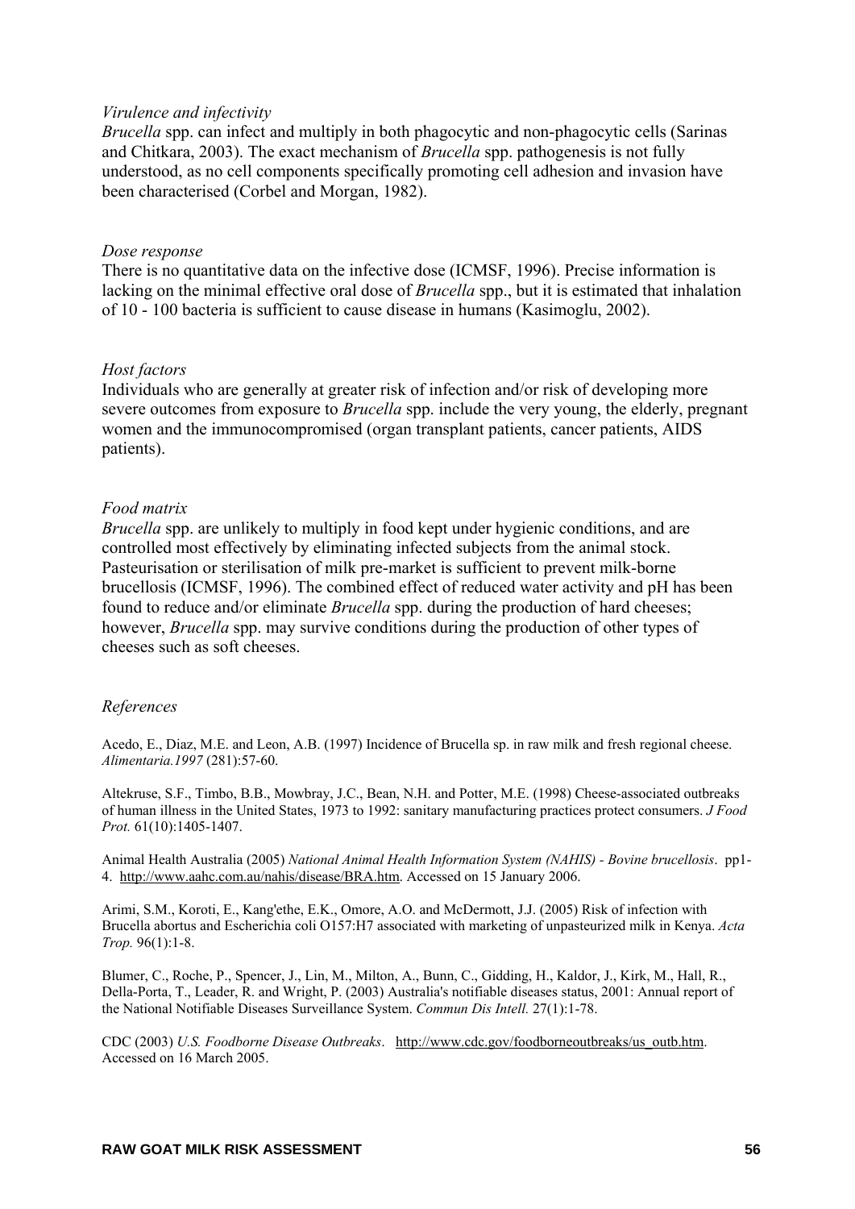*Virulence and infectivity*

*Brucella* spp. can infect and multiply in both phagocytic and non-phagocytic cells (Sarinas and Chitkara, 2003). The exact mechanism of *Brucella* spp. pathogenesis is not fully understood, as no cell components specifically promoting cell adhesion and invasion have been characterised (Corbel and Morgan, 1982).

*Dose response*

There is no quantitative data on the infective dose (ICMSF, 1996). Precise information is lacking on the minimal effective oral dose of *Brucella* spp., but it is estimated that inhalation of 10 - 100 bacteria is sufficient to cause disease in humans (Kasimoglu, 2002).

*Host factors*

Individuals who are generally at greater risk of infection and/or risk of developing more severe outcomes from exposure to *Brucella* spp. include the very young, the elderly, pregnant women and the immunocompromised (organ transplant patients, cancer patients, AIDS patients).

*Food matrix*

*Brucella* spp. are unlikely to multiply in food kept under hygienic conditions, and are controlled most effectively by eliminating infected subjects from the animal stock. Pasteurisation or sterilisation of milk pre-market is sufficient to prevent milk-borne brucellosis (ICMSF, 1996). The combined effect of reduced water activity and pH has been found to reduce and/or eliminate *Brucella* spp. during the production of hard cheeses; however, *Brucella* spp. may survive conditions during the production of other types of cheeses such as soft cheeses.

*References*

Acedo, E., Diaz, M.E. and Leon, A.B. (1997) Incidence of Brucella sp. in raw milk and fresh regional cheese. *Alimentaria.1997* (281):57-60.

Altekruse, S.F., Timbo, B.B., Mowbray, J.C., Bean, N.H. and Potter, M.E. (1998) Cheese-associated outbreaks of human illness in the United States, 1973 to 1992: sanitary manufacturing practices protect consumers. *J Food Prot.* 61(10):1405-1407.

Animal Health Australia (2005) *National Animal Health Information System (NAHIS) - Bovine brucellosis*. pp1-4. http://www.aahc.com.au/nahis/disease/BRA.htm. Accessed on 15 January 2006.

Arimi, S.M., Koroti, E., Kang'ethe, E.K., Omore, A.O. and McDermott, J.J. (2005) Risk of infection with Brucella abortus and Escherichia coli O157:H7 associated with marketing of unpasteurized milk in Kenya. *Acta Trop.* 96(1):1-8.

Blumer, C., Roche, P., Spencer, J., Lin, M., Milton, A., Bunn, C., Gidding, H., Kaldor, J., Kirk, M., Hall, R., Della-Porta, T., Leader, R. and Wright, P. (2003) Australia's notifiable diseases status, 2001: Annual report of the National Notifiable Diseases Surveillance System. *Commun Dis Intell.* 27(1):1-78.

CDC (2003) *U.S. Foodborne Disease Outbreaks*. http://www.cdc.gov/foodborneoutbreaks/us_outb.htm. Accessed on 16 March 2005.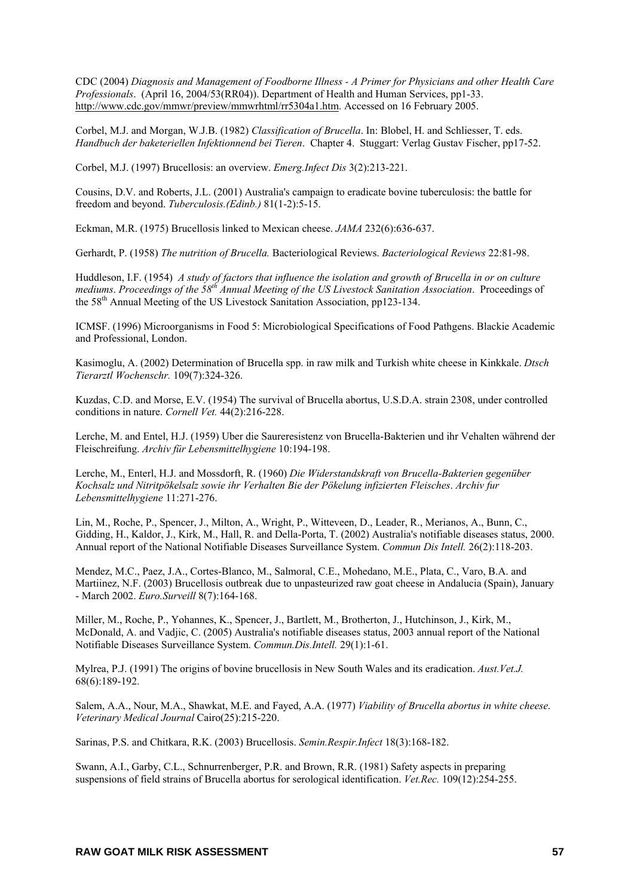CDC (2004) *Diagnosis and Management of Foodborne Illness - A Primer for Physicians and other Health Care Professionals*. (April 16, 2004/53(RR04)). Department of Health and Human Services, pp1-33. http://www.cdc.gov/mmwr/preview/mmwrhtml/rr5304a1.htm. Accessed on 16 February 2005.

Corbel, M.J. and Morgan, W.J.B. (1982) *Classification of Brucella*. In: Blobel, H. and Schliesser, T. eds. *Handbuch der baketeriellen Infektionnend bei Tieren*. Chapter 4. Stuggart: Verlag Gustav Fischer, pp17-52.

Corbel, M.J. (1997) Brucellosis: an overview. *Emerg.Infect Dis* 3(2):213-221.

Cousins, D.V. and Roberts, J.L. (2001) Australia's campaign to eradicate bovine tuberculosis: the battle for freedom and beyond. *Tuberculosis.(Edinb.)* 81(1-2):5-15.

Eckman, M.R. (1975) Brucellosis linked to Mexican cheese. *JAMA* 232(6):636-637.

Gerhardt, P. (1958) *The nutrition of Brucella.* Bacteriological Reviews. *Bacteriological Reviews* 22:81-98.

Huddleson, I.F. (1954) *A study of factors that influence the isolation and growth of Brucella in or on culture mediums*. *Proceedings of the 58th Annual Meeting of the US Livestock Sanitation Association*. Proceedings of the 58th Annual Meeting of the US Livestock Sanitation Association, pp123-134.

ICMSF. (1996) Microorganisms in Food 5: Microbiological Specifications of Food Pathgens. Blackie Academic and Professional, London.

Kasimoglu, A. (2002) Determination of Brucella spp. in raw milk and Turkish white cheese in Kinkkale. *Dtsch Tierarztl Wochenschr.* 109(7):324-326.

Kuzdas, C.D. and Morse, E.V. (1954) The survival of Brucella abortus, U.S.D.A. strain 2308, under controlled conditions in nature. *Cornell Vet.* 44(2):216-228.

Lerche, M. and Entel, H.J. (1959) Uber die Saureresistenz von Brucella-Bakterien und ihr Vehalten während der Fleischreifung. *Archiv für Lebensmittelhygiene* 10:194-198.

Lerche, M., Enterl, H.J. and Mossdorft, R. (1960) *Die Widerstandskraft von Brucella-Bakterien gegenüber Kochsalz und Nitritpökelsalz sowie ihr Verhalten Bie der Pökelung infizierten Fleisches*. *Archiv fur Lebensmittelhygiene* 11:271-276.

Lin, M., Roche, P., Spencer, J., Milton, A., Wright, P., Witteveen, D., Leader, R., Merianos, A., Bunn, C., Gidding, H., Kaldor, J., Kirk, M., Hall, R. and Della-Porta, T. (2002) Australia's notifiable diseases status, 2000. Annual report of the National Notifiable Diseases Surveillance System. *Commun Dis Intell.* 26(2):118-203.

Mendez, M.C., Paez, J.A., Cortes-Blanco, M., Salmoral, C.E., Mohedano, M.E., Plata, C., Varo, B.A. and Martiinez, N.F. (2003) Brucellosis outbreak due to unpasteurized raw goat cheese in Andalucia (Spain), January - March 2002. *Euro.Surveill* 8(7):164-168.

Miller, M., Roche, P., Yohannes, K., Spencer, J., Bartlett, M., Brotherton, J., Hutchinson, J., Kirk, M., McDonald, A. and Vadjic, C. (2005) Australia's notifiable diseases status, 2003 annual report of the National Notifiable Diseases Surveillance System. *Commun.Dis.Intell.* 29(1):1-61.

Mylrea, P.J. (1991) The origins of bovine brucellosis in New South Wales and its eradication. *Aust.Vet.J.* 68(6):189-192.

Salem, A.A., Nour, M.A., Shawkat, M.E. and Fayed, A.A. (1977) *Viability of Brucella abortus in white cheese*. *Veterinary Medical Journal* Cairo(25):215-220.

Sarinas, P.S. and Chitkara, R.K. (2003) Brucellosis. *Semin.Respir.Infect* 18(3):168-182.

Swann, A.I., Garby, C.L., Schnurrenberger, P.R. and Brown, R.R. (1981) Safety aspects in preparing suspensions of field strains of Brucella abortus for serological identification. *Vet.Rec.* 109(12):254-255.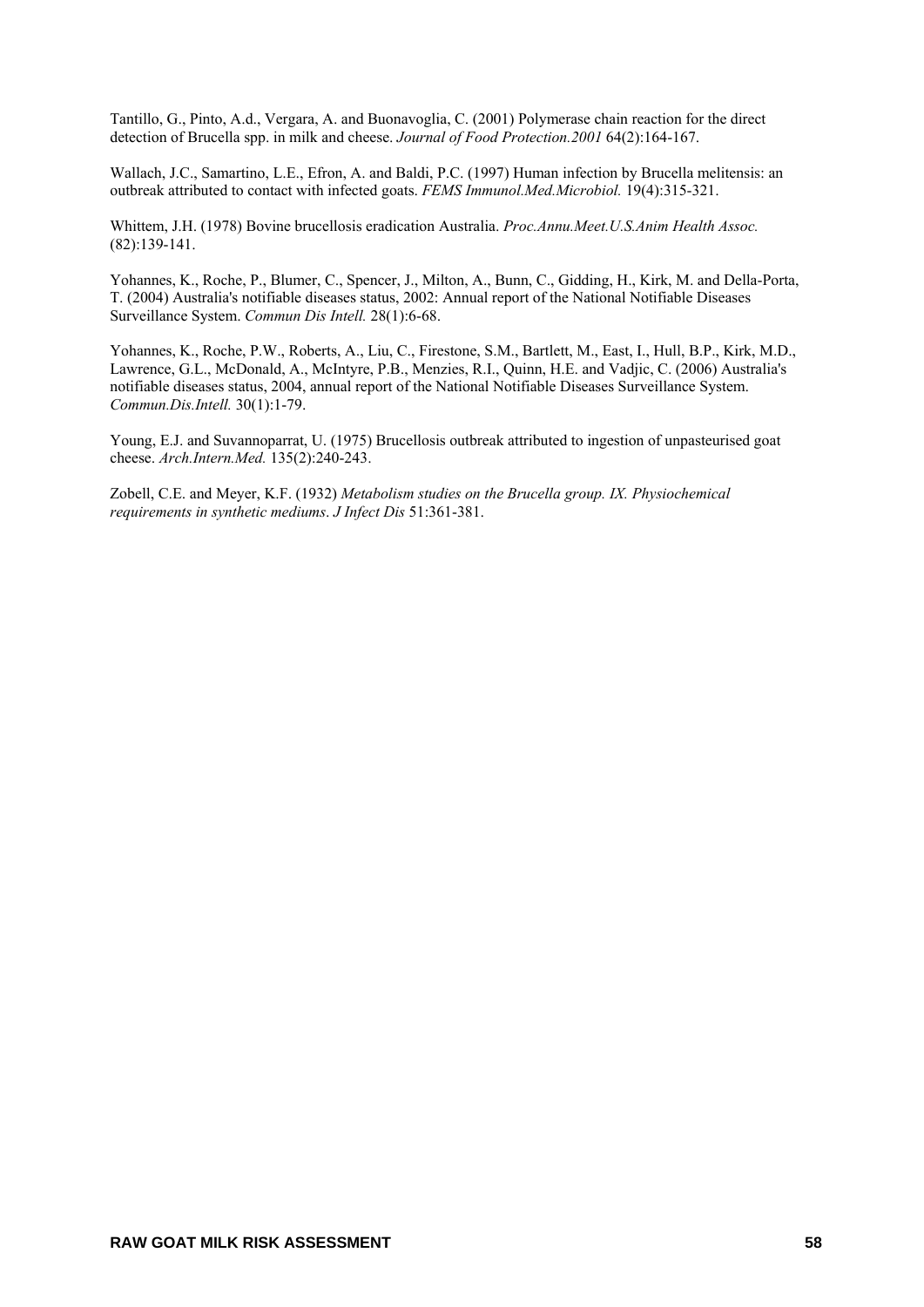Tantillo, G., Pinto, A.d., Vergara, A. and Buonavoglia, C. (2001) Polymerase chain reaction for the direct detection of Brucella spp. in milk and cheese. *Journal of Food Protection.2001* 64(2):164-167.

Wallach, J.C., Samartino, L.E., Efron, A. and Baldi, P.C. (1997) Human infection by Brucella melitensis: an outbreak attributed to contact with infected goats. *FEMS Immunol.Med.Microbiol.* 19(4):315-321.

Whittem, J.H. (1978) Bovine brucellosis eradication Australia. *Proc.Annu.Meet.U.S.Anim Health Assoc.* (82):139-141.

Yohannes, K., Roche, P., Blumer, C., Spencer, J., Milton, A., Bunn, C., Gidding, H., Kirk, M. and Della-Porta, T. (2004) Australia's notifiable diseases status, 2002: Annual report of the National Notifiable Diseases Surveillance System. *Commun Dis Intell.* 28(1):6-68.

Yohannes, K., Roche, P.W., Roberts, A., Liu, C., Firestone, S.M., Bartlett, M., East, I., Hull, B.P., Kirk, M.D., Lawrence, G.L., McDonald, A., McIntyre, P.B., Menzies, R.I., Quinn, H.E. and Vadjic, C. (2006) Australia's notifiable diseases status, 2004, annual report of the National Notifiable Diseases Surveillance System. *Commun.Dis.Intell.* 30(1):1-79.

Young, E.J. and Suvannoparrat, U. (1975) Brucellosis outbreak attributed to ingestion of unpasteurised goat cheese. *Arch.Intern.Med.* 135(2):240-243.

Zobell, C.E. and Meyer, K.F. (1932) *Metabolism studies on the Brucella group. IX. Physiochemical requirements in synthetic mediums*. *J Infect Dis* 51:361-381.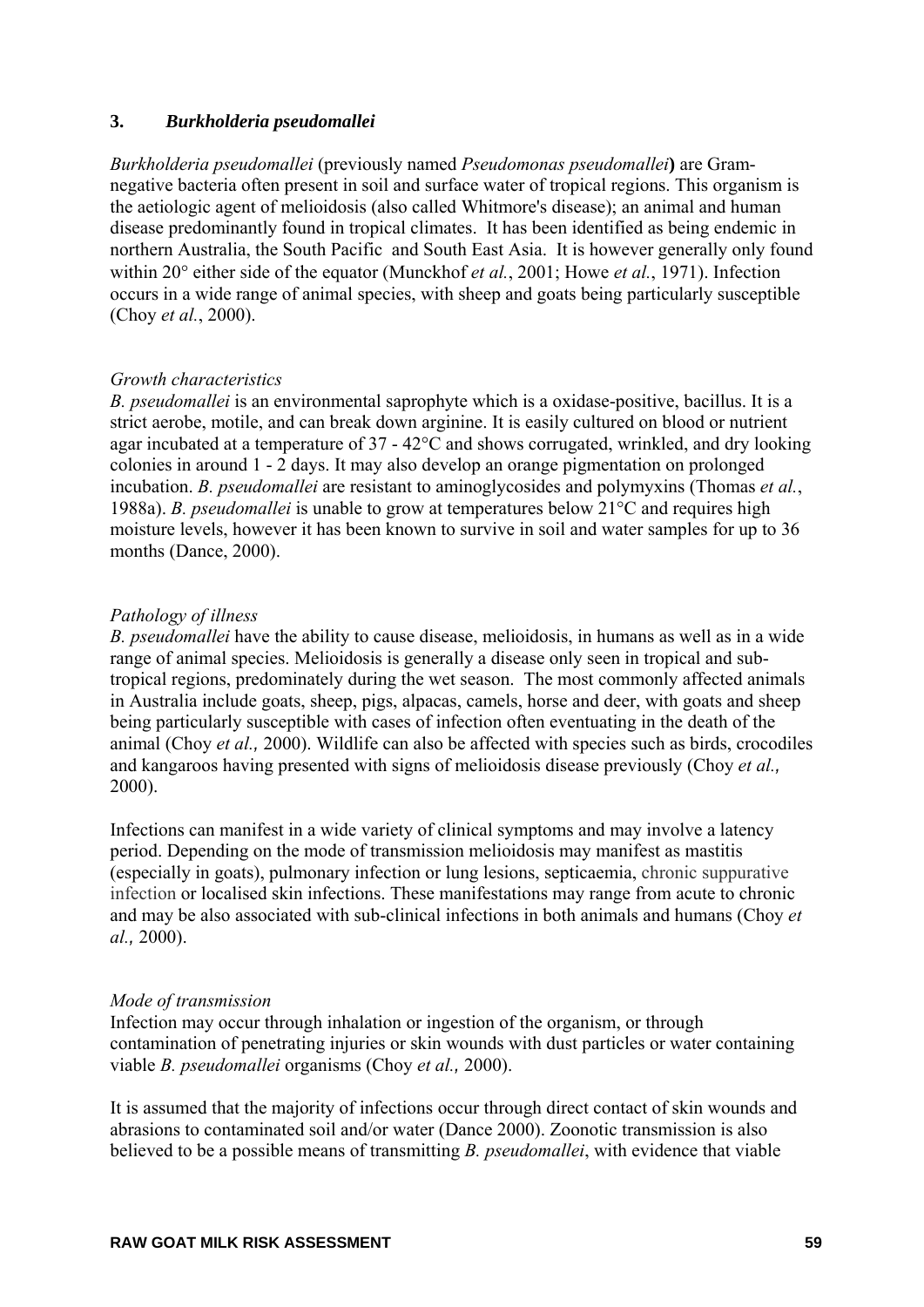## 3. *Burkholderia pseudomallei*

*Burkholderia pseudomallei* (previously named *Pseudomonas pseudomallei*) are Gram-negative bacteria often present in soil and surface water of tropical regions. This organism is the aetiologic agent of melioidosis (also called Whitmore's disease); an animal and human disease predominantly found in tropical climates. It has been identified as being endemic in northern Australia, the South Pacific and South East Asia. It is however generally only found within 20° either side of the equator (Munckhof *et al.*, 2001; Howe *et al.*, 1971). Infection occurs in a wide range of animal species, with sheep and goats being particularly susceptible (Choy *et al.*, 2000).

*Growth characteristics*

*B. pseudomallei* is an environmental saprophyte which is a oxidase-positive, bacillus. It is a strict aerobe, motile, and can break down arginine. It is easily cultured on blood or nutrient agar incubated at a temperature of 37 - 42°C and shows corrugated, wrinkled, and dry looking colonies in around 1 - 2 days. It may also develop an orange pigmentation on prolonged incubation. *B. pseudomallei* are resistant to aminoglycosides and polymyxins (Thomas *et al.*, 1988a). *B. pseudomallei* is unable to grow at temperatures below 21°C and requires high moisture levels, however it has been known to survive in soil and water samples for up to 36 months (Dance, 2000).

*Pathology of illness*

*B. pseudomallei* have the ability to cause disease, melioidosis, in humans as well as in a wide range of animal species. Melioidosis is generally a disease only seen in tropical and sub-tropical regions, predominately during the wet season. The most commonly affected animals in Australia include goats, sheep, pigs, alpacas, camels, horse and deer, with goats and sheep being particularly susceptible with cases of infection often eventuating in the death of the animal (Choy *et al.,* 2000). Wildlife can also be affected with species such as birds, crocodiles and kangaroos having presented with signs of melioidosis disease previously (Choy *et al.,* 2000).

Infections can manifest in a wide variety of clinical symptoms and may involve a latency period. Depending on the mode of transmission melioidosis may manifest as mastitis (especially in goats), pulmonary infection or lung lesions, septicaemia, chronic suppurative infection or localised skin infections. These manifestations may range from acute to chronic and may be also associated with sub-clinical infections in both animals and humans (Choy *et al.,* 2000).

*Mode of transmission*

Infection may occur through inhalation or ingestion of the organism, or through contamination of penetrating injuries or skin wounds with dust particles or water containing viable *B. pseudomallei* organisms (Choy *et al.,* 2000).

It is assumed that the majority of infections occur through direct contact of skin wounds and abrasions to contaminated soil and/or water (Dance 2000). Zoonotic transmission is also believed to be a possible means of transmitting *B. pseudomallei*, with evidence that viable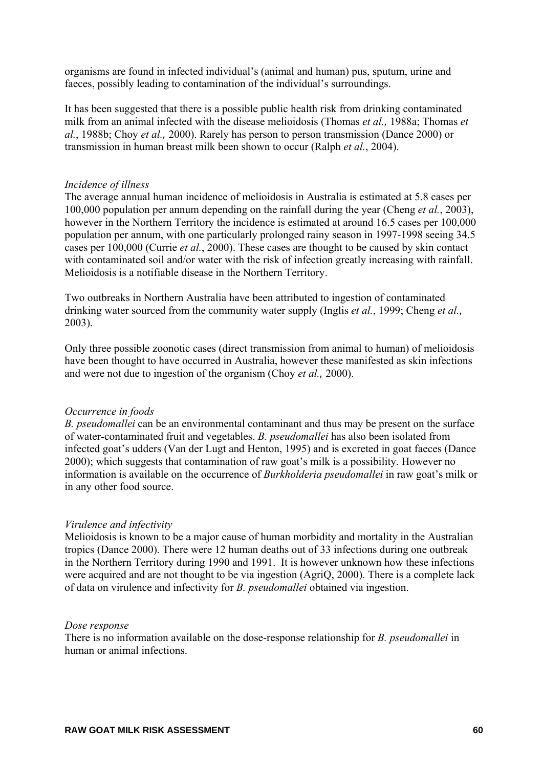organisms are found in infected individual's (animal and human) pus, sputum, urine and faeces, possibly leading to contamination of the individual's surroundings.

It has been suggested that there is a possible public health risk from drinking contaminated milk from an animal infected with the disease melioidosis (Thomas *et al.,* 1988a; Thomas *et al.*, 1988b; Choy *et al.,* 2000). Rarely has person to person transmission (Dance 2000) or transmission in human breast milk been shown to occur (Ralph *et al.*, 2004).

*Incidence of illness*

The average annual human incidence of melioidosis in Australia is estimated at 5.8 cases per 100,000 population per annum depending on the rainfall during the year (Cheng *et al.*, 2003), however in the Northern Territory the incidence is estimated at around 16.5 cases per 100,000 population per annum, with one particularly prolonged rainy season in 1997-1998 seeing 34.5 cases per 100,000 (Currie *et al.*, 2000). These cases are thought to be caused by skin contact with contaminated soil and/or water with the risk of infection greatly increasing with rainfall. Melioidosis is a notifiable disease in the Northern Territory.

Two outbreaks in Northern Australia have been attributed to ingestion of contaminated drinking water sourced from the community water supply (Inglis *et al.*, 1999; Cheng *et al.,* 2003).

Only three possible zoonotic cases (direct transmission from animal to human) of melioidosis have been thought to have occurred in Australia, however these manifested as skin infections and were not due to ingestion of the organism (Choy *et al.,* 2000).

*Occurrence in foods*

*B. pseudomallei* can be an environmental contaminant and thus may be present on the surface of water-contaminated fruit and vegetables. *B. pseudomallei* has also been isolated from infected goat's udders (Van der Lugt and Henton, 1995) and is excreted in goat faeces (Dance 2000); which suggests that contamination of raw goat's milk is a possibility. However no information is available on the occurrence of *Burkholderia pseudomallei* in raw goat's milk or in any other food source.

*Virulence and infectivity*

Melioidosis is known to be a major cause of human morbidity and mortality in the Australian tropics (Dance 2000). There were 12 human deaths out of 33 infections during one outbreak in the Northern Territory during 1990 and 1991. It is however unknown how these infections were acquired and are not thought to be via ingestion (AgriQ, 2000). There is a complete lack of data on virulence and infectivity for *B. pseudomallei* obtained via ingestion.

*Dose response*

There is no information available on the dose-response relationship for *B. pseudomallei* in human or animal infections.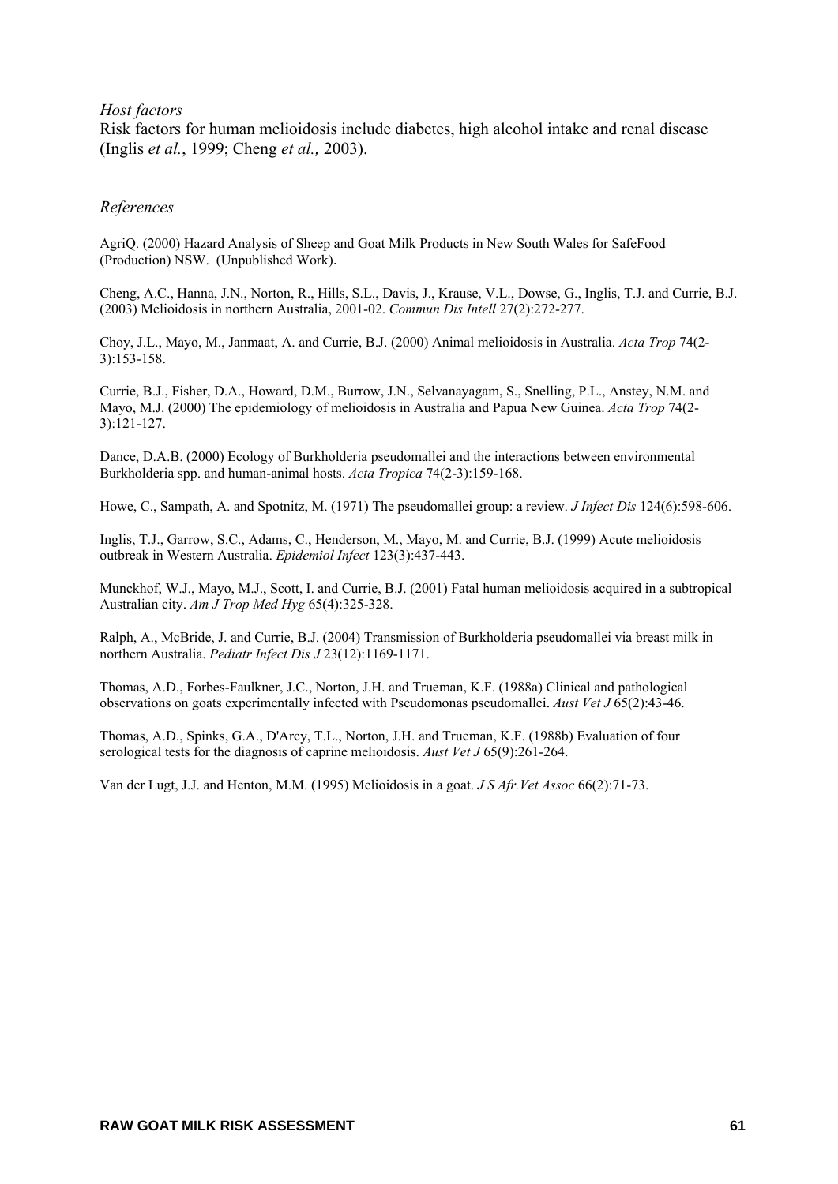*Host factors*

Risk factors for human melioidosis include diabetes, high alcohol intake and renal disease (Inglis *et al.*, 1999; Cheng *et al.,* 2003).

*References*

AgriQ. (2000) Hazard Analysis of Sheep and Goat Milk Products in New South Wales for SafeFood (Production) NSW. (Unpublished Work).

Cheng, A.C., Hanna, J.N., Norton, R., Hills, S.L., Davis, J., Krause, V.L., Dowse, G., Inglis, T.J. and Currie, B.J. (2003) Melioidosis in northern Australia, 2001-02. *Commun Dis Intell* 27(2):272-277.

Choy, J.L., Mayo, M., Janmaat, A. and Currie, B.J. (2000) Animal melioidosis in Australia. *Acta Trop* 74(2-3):153-158.

Currie, B.J., Fisher, D.A., Howard, D.M., Burrow, J.N., Selvanayagam, S., Snelling, P.L., Anstey, N.M. and Mayo, M.J. (2000) The epidemiology of melioidosis in Australia and Papua New Guinea. *Acta Trop* 74(2-3):121-127.

Dance, D.A.B. (2000) Ecology of Burkholderia pseudomallei and the interactions between environmental Burkholderia spp. and human-animal hosts. *Acta Tropica* 74(2-3):159-168.

Howe, C., Sampath, A. and Spotnitz, M. (1971) The pseudomallei group: a review. *J Infect Dis* 124(6):598-606.

Inglis, T.J., Garrow, S.C., Adams, C., Henderson, M., Mayo, M. and Currie, B.J. (1999) Acute melioidosis outbreak in Western Australia. *Epidemiol Infect* 123(3):437-443.

Munckhof, W.J., Mayo, M.J., Scott, I. and Currie, B.J. (2001) Fatal human melioidosis acquired in a subtropical Australian city. *Am J Trop Med Hyg* 65(4):325-328.

Ralph, A., McBride, J. and Currie, B.J. (2004) Transmission of Burkholderia pseudomallei via breast milk in northern Australia. *Pediatr Infect Dis J* 23(12):1169-1171.

Thomas, A.D., Forbes-Faulkner, J.C., Norton, J.H. and Trueman, K.F. (1988a) Clinical and pathological observations on goats experimentally infected with Pseudomonas pseudomallei. *Aust Vet J* 65(2):43-46.

Thomas, A.D., Spinks, G.A., D'Arcy, T.L., Norton, J.H. and Trueman, K.F. (1988b) Evaluation of four serological tests for the diagnosis of caprine melioidosis. *Aust Vet J* 65(9):261-264.

Van der Lugt, J.J. and Henton, M.M. (1995) Melioidosis in a goat. *J S Afr.Vet Assoc* 66(2):71-73.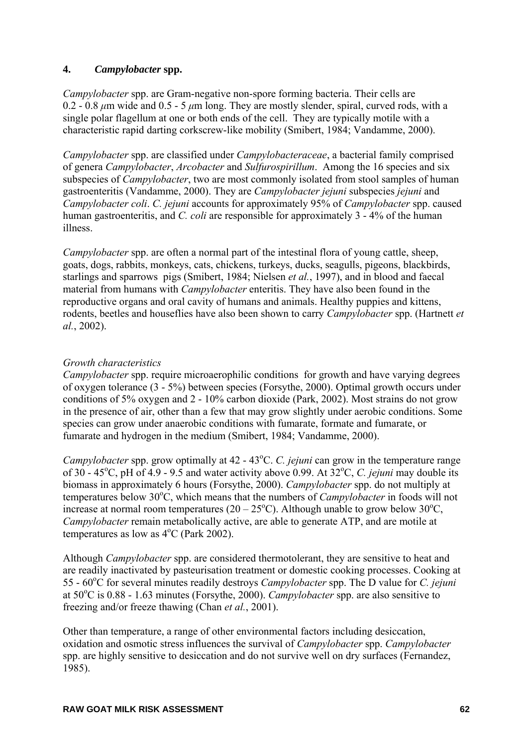## 4. *Campylobacter* spp.

*Campylobacter* spp. are Gram-negative non-spore forming bacteria. Their cells are 0.2 - 0.8 $\mu$m wide and 0.5 - 5 $\mu$m long. They are mostly slender, spiral, curved rods, with a single polar flagellum at one or both ends of the cell. They are typically motile with a characteristic rapid darting corkscrew-like mobility (Smibert, 1984; Vandamme, 2000).

*Campylobacter* spp. are classified under *Campylobacteraceae*, a bacterial family comprised of genera *Campylobacter*, *Arcobacter* and *Sulfurospirillum*. Among the 16 species and six subspecies of *Campylobacter*, two are most commonly isolated from stool samples of human gastroenteritis (Vandamme, 2000). They are *Campylobacter jejuni* subspecies *jejuni* and *Campylobacter coli*. *C. jejuni* accounts for approximately 95% of *Campylobacter* spp. caused human gastroenteritis, and *C. coli* are responsible for approximately 3 - 4% of the human illness.

*Campylobacter* spp. are often a normal part of the intestinal flora of young cattle, sheep, goats, dogs, rabbits, monkeys, cats, chickens, turkeys, ducks, seagulls, pigeons, blackbirds, starlings and sparrows pigs (Smibert, 1984; Nielsen *et al.*, 1997), and in blood and faecal material from humans with *Campylobacter* enteritis. They have also been found in the reproductive organs and oral cavity of humans and animals. Healthy puppies and kittens, rodents, beetles and houseflies have also been shown to carry *Campylobacter* spp. (Hartnett *et al.*, 2002).

*Growth characteristics*

*Campylobacter* spp. require microaerophilic conditions for growth and have varying degrees of oxygen tolerance (3 - 5%) between species (Forsythe, 2000). Optimal growth occurs under conditions of 5% oxygen and 2 - 10% carbon dioxide (Park, 2002). Most strains do not grow in the presence of air, other than a few that may grow slightly under aerobic conditions. Some species can grow under anaerobic conditions with fumarate, formate and fumarate, or fumarate and hydrogen in the medium (Smibert, 1984; Vandamme, 2000).

*Campylobacter* spp. grow optimally at 42 - 43°C. *C. jejuni* can grow in the temperature range of 30 - 45°C, pH of 4.9 - 9.5 and water activity above 0.99. At 32°C, *C. jejuni* may double its biomass in approximately 6 hours (Forsythe, 2000). *Campylobacter* spp. do not multiply at temperatures below 30°C, which means that the numbers of *Campylobacter* in foods will not increase at normal room temperatures (20 – 25°C). Although unable to grow below 30°C, *Campylobacter* remain metabolically active, are able to generate ATP, and are motile at temperatures as low as 4°C (Park 2002).

Although *Campylobacter* spp. are considered thermotolerant, they are sensitive to heat and are readily inactivated by pasteurisation treatment or domestic cooking processes. Cooking at 55 - 60°C for several minutes readily destroys *Campylobacter* spp. The D value for *C. jejuni* at 50°C is 0.88 - 1.63 minutes (Forsythe, 2000). *Campylobacter* spp. are also sensitive to freezing and/or freeze thawing (Chan *et al.*, 2001).

Other than temperature, a range of other environmental factors including desiccation, oxidation and osmotic stress influences the survival of *Campylobacter* spp. *Campylobacter* spp. are highly sensitive to desiccation and do not survive well on dry surfaces (Fernandez, 1985).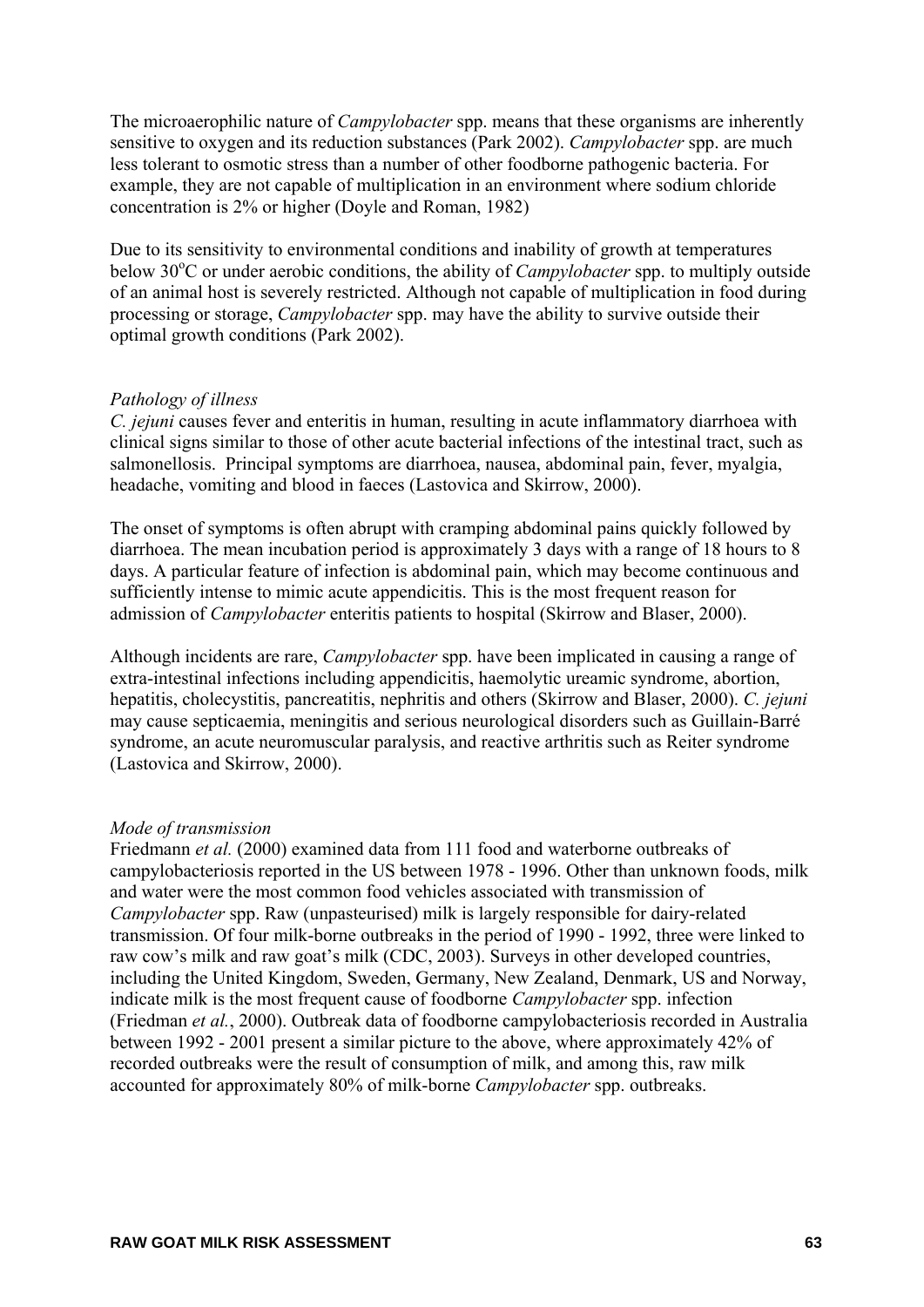The microaerophilic nature of *Campylobacter* spp. means that these organisms are inherently sensitive to oxygen and its reduction substances (Park 2002). *Campylobacter* spp. are much less tolerant to osmotic stress than a number of other foodborne pathogenic bacteria. For example, they are not capable of multiplication in an environment where sodium chloride concentration is 2% or higher (Doyle and Roman, 1982)

Due to its sensitivity to environmental conditions and inability of growth at temperatures below 30°C or under aerobic conditions, the ability of *Campylobacter* spp. to multiply outside of an animal host is severely restricted. Although not capable of multiplication in food during processing or storage, *Campylobacter* spp. may have the ability to survive outside their optimal growth conditions (Park 2002).

*Pathology of illness*

*C. jejuni* causes fever and enteritis in human, resulting in acute inflammatory diarrhoea with clinical signs similar to those of other acute bacterial infections of the intestinal tract, such as salmonellosis. Principal symptoms are diarrhoea, nausea, abdominal pain, fever, myalgia, headache, vomiting and blood in faeces (Lastovica and Skirrow, 2000).

The onset of symptoms is often abrupt with cramping abdominal pains quickly followed by diarrhoea. The mean incubation period is approximately 3 days with a range of 18 hours to 8 days. A particular feature of infection is abdominal pain, which may become continuous and sufficiently intense to mimic acute appendicitis. This is the most frequent reason for admission of *Campylobacter* enteritis patients to hospital (Skirrow and Blaser, 2000).

Although incidents are rare, *Campylobacter* spp. have been implicated in causing a range of extra-intestinal infections including appendicitis, haemolytic ureamic syndrome, abortion, hepatitis, cholecystitis, pancreatitis, nephritis and others (Skirrow and Blaser, 2000). *C. jejuni* may cause septicaemia, meningitis and serious neurological disorders such as Guillain-Barré syndrome, an acute neuromuscular paralysis, and reactive arthritis such as Reiter syndrome (Lastovica and Skirrow, 2000).

*Mode of transmission*

Friedmann *et al.* (2000) examined data from 111 food and waterborne outbreaks of campylobacteriosis reported in the US between 1978 - 1996. Other than unknown foods, milk and water were the most common food vehicles associated with transmission of *Campylobacter* spp. Raw (unpasteurised) milk is largely responsible for dairy-related transmission. Of four milk-borne outbreaks in the period of 1990 - 1992, three were linked to raw cow's milk and raw goat's milk (CDC, 2003). Surveys in other developed countries, including the United Kingdom, Sweden, Germany, New Zealand, Denmark, US and Norway, indicate milk is the most frequent cause of foodborne *Campylobacter* spp. infection (Friedman *et al.*, 2000). Outbreak data of foodborne campylobacteriosis recorded in Australia between 1992 - 2001 present a similar picture to the above, where approximately 42% of recorded outbreaks were the result of consumption of milk, and among this, raw milk accounted for approximately 80% of milk-borne *Campylobacter* spp. outbreaks.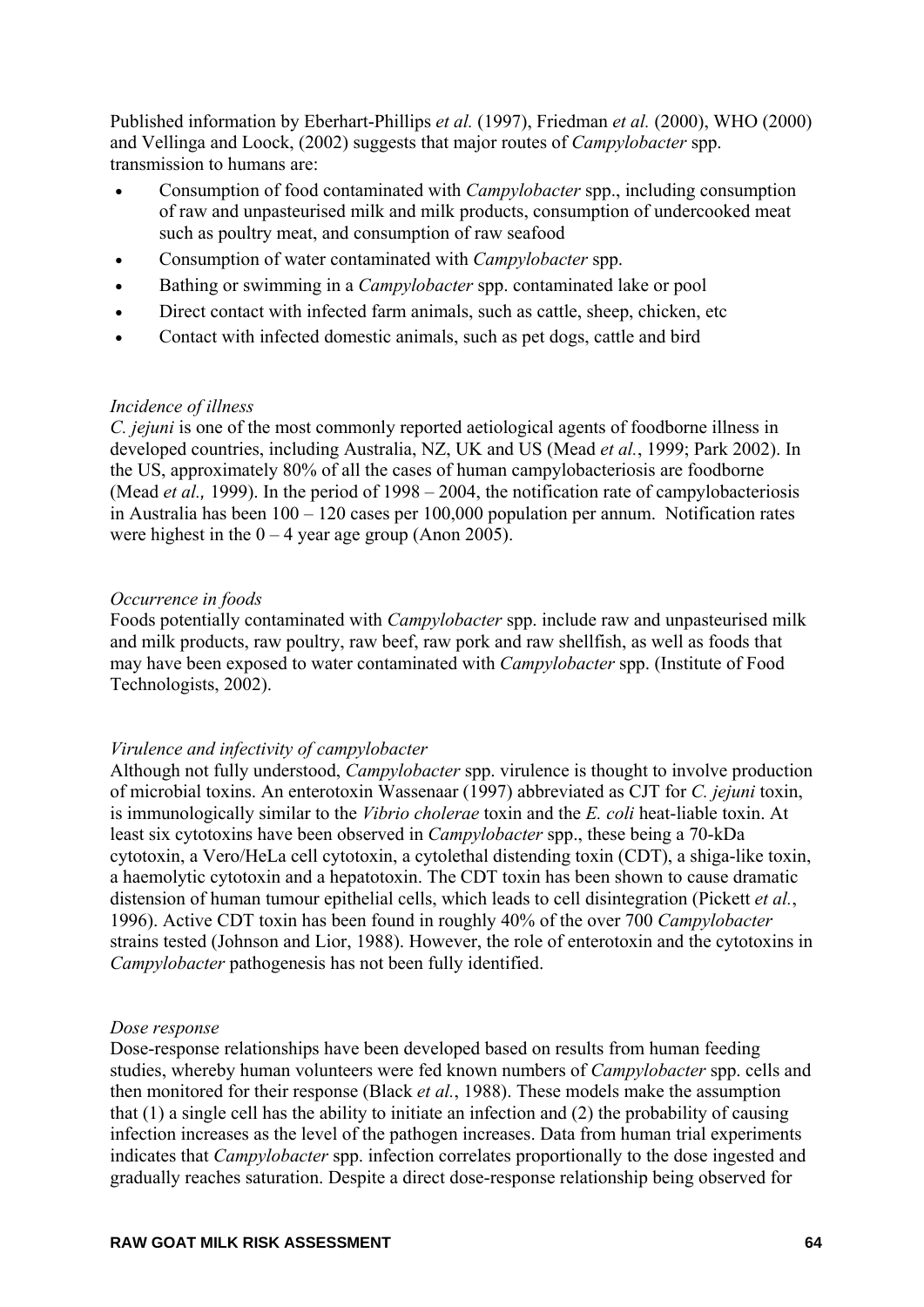Published information by Eberhart-Phillips *et al.* (1997), Friedman *et al.* (2000), WHO (2000) and Vellinga and Loock, (2002) suggests that major routes of *Campylobacter* spp. transmission to humans are:

- Consumption of food contaminated with *Campylobacter* spp., including consumption of raw and unpasteurised milk and milk products, consumption of undercooked meat such as poultry meat, and consumption of raw seafood
- Consumption of water contaminated with *Campylobacter* spp.
- Bathing or swimming in a *Campylobacter* spp. contaminated lake or pool
- Direct contact with infected farm animals, such as cattle, sheep, chicken, etc
- Contact with infected domestic animals, such as pet dogs, cattle and bird

*Incidence of illness*

*C. jejuni* is one of the most commonly reported aetiological agents of foodborne illness in developed countries, including Australia, NZ, UK and US (Mead *et al.*, 1999; Park 2002). In the US, approximately 80% of all the cases of human campylobacteriosis are foodborne (Mead *et al.,* 1999). In the period of 1998 – 2004, the notification rate of campylobacteriosis in Australia has been 100 – 120 cases per 100,000 population per annum. Notification rates were highest in the 0 – 4 year age group (Anon 2005).

*Occurrence in foods*

Foods potentially contaminated with *Campylobacter* spp. include raw and unpasteurised milk and milk products, raw poultry, raw beef, raw pork and raw shellfish, as well as foods that may have been exposed to water contaminated with *Campylobacter* spp. (Institute of Food Technologists, 2002).

*Virulence and infectivity of campylobacter*

Although not fully understood, *Campylobacter* spp. virulence is thought to involve production of microbial toxins. An enterotoxin Wassenaar (1997) abbreviated as CJT for *C. jejuni* toxin, is immunologically similar to the *Vibrio cholerae* toxin and the *E. coli* heat-liable toxin. At least six cytotoxins have been observed in *Campylobacter* spp., these being a 70-kDa cytotoxin, a Vero/HeLa cell cytotoxin, a cytolethal distending toxin (CDT), a shiga-like toxin, a haemolytic cytotoxin and a hepatotoxin. The CDT toxin has been shown to cause dramatic distension of human tumour epithelial cells, which leads to cell disintegration (Pickett *et al.*, 1996). Active CDT toxin has been found in roughly 40% of the over 700 *Campylobacter* strains tested (Johnson and Lior, 1988). However, the role of enterotoxin and the cytotoxins in *Campylobacter* pathogenesis has not been fully identified.

*Dose response*

Dose-response relationships have been developed based on results from human feeding studies, whereby human volunteers were fed known numbers of *Campylobacter* spp. cells and then monitored for their response (Black *et al.*, 1988). These models make the assumption that (1) a single cell has the ability to initiate an infection and (2) the probability of causing infection increases as the level of the pathogen increases. Data from human trial experiments indicates that *Campylobacter* spp. infection correlates proportionally to the dose ingested and gradually reaches saturation. Despite a direct dose-response relationship being observed for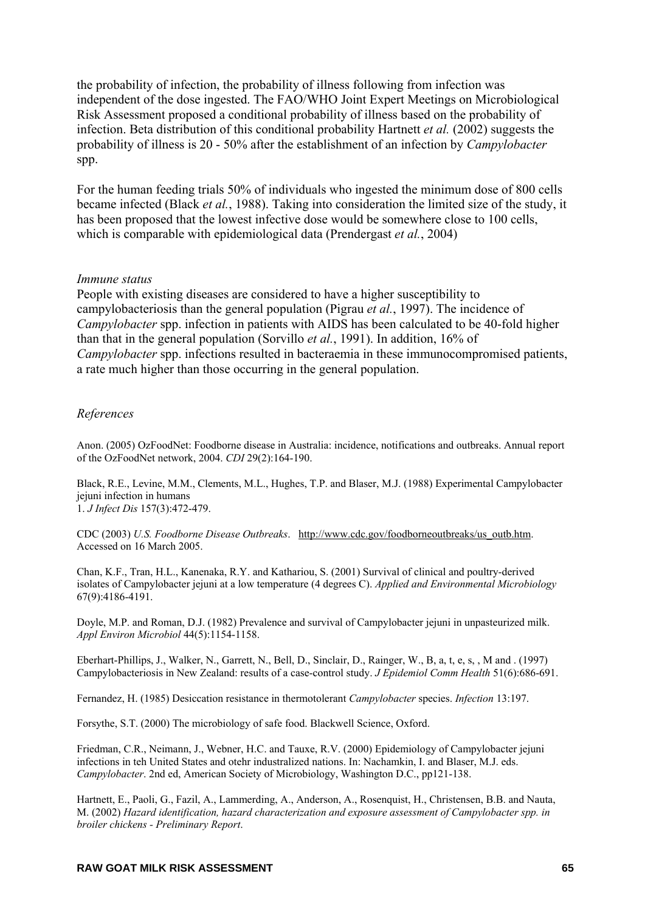the probability of infection, the probability of illness following from infection was independent of the dose ingested. The FAO/WHO Joint Expert Meetings on Microbiological Risk Assessment proposed a conditional probability of illness based on the probability of infection. Beta distribution of this conditional probability Hartnett *et al.* (2002) suggests the probability of illness is 20 - 50% after the establishment of an infection by *Campylobacter* spp.

For the human feeding trials 50% of individuals who ingested the minimum dose of 800 cells became infected (Black *et al.*, 1988). Taking into consideration the limited size of the study, it has been proposed that the lowest infective dose would be somewhere close to 100 cells, which is comparable with epidemiological data (Prendergast *et al.*, 2004)

*Immune status*

People with existing diseases are considered to have a higher susceptibility to campylobacteriosis than the general population (Pigrau *et al.*, 1997). The incidence of *Campylobacter* spp. infection in patients with AIDS has been calculated to be 40-fold higher than that in the general population (Sorvillo *et al.*, 1991). In addition, 16% of *Campylobacter* spp. infections resulted in bacteraemia in these immunocompromised patients, a rate much higher than those occurring in the general population.

## *References*

Anon. (2005) OzFoodNet: Foodborne disease in Australia: incidence, notifications and outbreaks. Annual report of the OzFoodNet network, 2004. *CDI* 29(2):164-190.

Black, R.E., Levine, M.M., Clements, M.L., Hughes, T.P. and Blaser, M.J. (1988) Experimental Campylobacter jejuni infection in humans
1. *J Infect Dis* 157(3):472-479.

CDC (2003) *U.S. Foodborne Disease Outbreaks*. http://www.cdc.gov/foodborneoutbreaks/us_outb.htm. Accessed on 16 March 2005.

Chan, K.F., Tran, H.L., Kanenaka, R.Y. and Kathariou, S. (2001) Survival of clinical and poultry-derived isolates of Campylobacter jejuni at a low temperature (4 degrees C). *Applied and Environmental Microbiology* 67(9):4186-4191.

Doyle, M.P. and Roman, D.J. (1982) Prevalence and survival of Campylobacter jejuni in unpasteurized milk. *Appl Environ Microbiol* 44(5):1154-1158.

Eberhart-Phillips, J., Walker, N., Garrett, N., Bell, D., Sinclair, D., Rainger, W., B, a, t, e, s, , M and . (1997) Campylobacteriosis in New Zealand: results of a case-control study. *J Epidemiol Comm Health* 51(6):686-691.

Fernandez, H. (1985) Desiccation resistance in thermotolerant *Campylobacter* species. *Infection* 13:197.

Forsythe, S.T. (2000) The microbiology of safe food. Blackwell Science, Oxford.

Friedman, C.R., Neimann, J., Webner, H.C. and Tauxe, R.V. (2000) Epidemiology of Campylobacter jejuni infections in teh United States and otehr industralized nations. In: Nachamkin, I. and Blaser, M.J. eds. *Campylobacter*. 2nd ed, American Society of Microbiology, Washington D.C., pp121-138.

Hartnett, E., Paoli, G., Fazil, A., Lammerding, A., Anderson, A., Rosenquist, H., Christensen, B.B. and Nauta, M. (2002) *Hazard identification, hazard characterization and exposure assessment of Campylobacter spp. in broiler chickens - Preliminary Report*.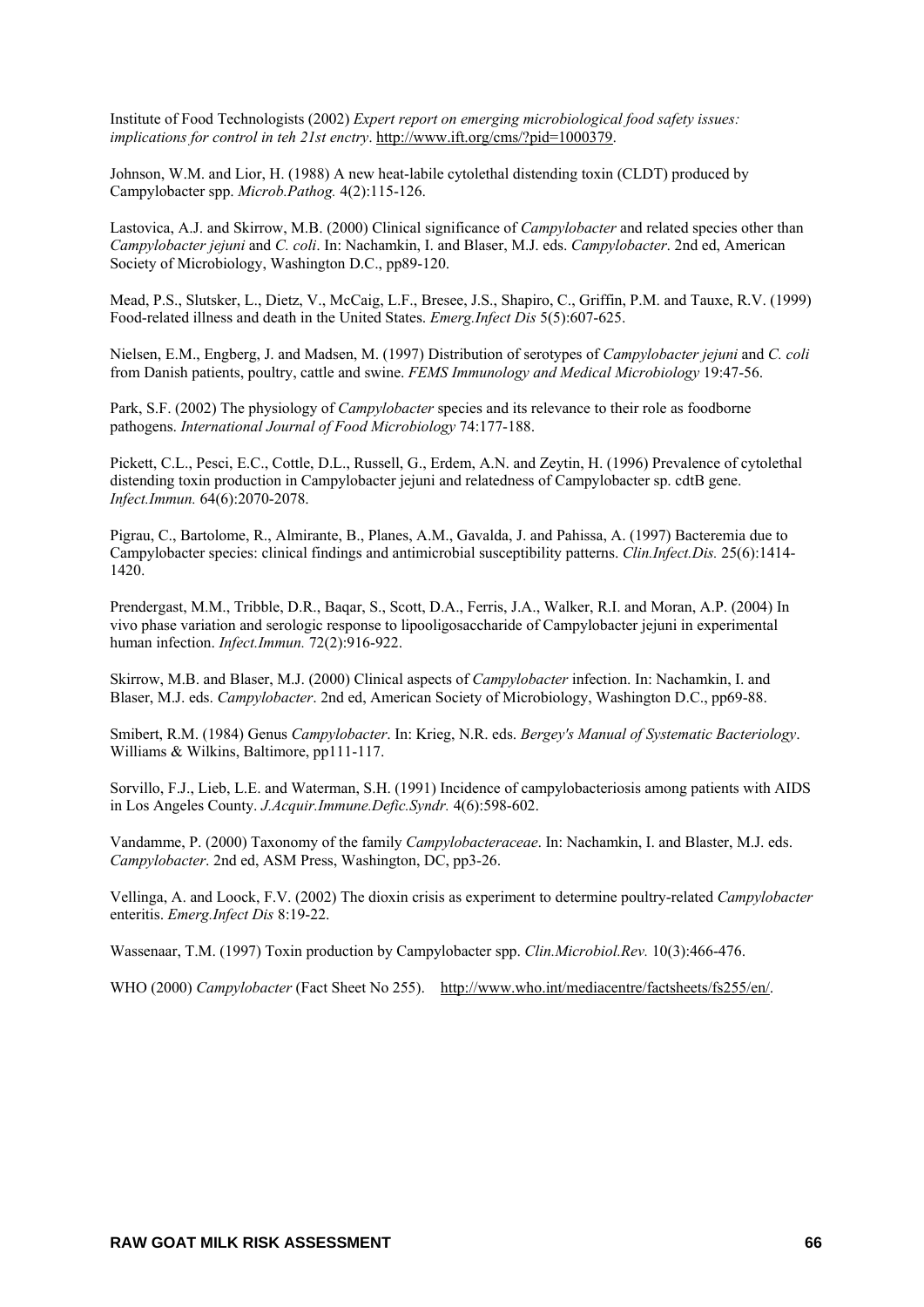Institute of Food Technologists (2002) *Expert report on emerging microbiological food safety issues: implications for control in teh 21st enctry*. http://www.ift.org/cms/?pid=1000379.

Johnson, W.M. and Lior, H. (1988) A new heat-labile cytolethal distending toxin (CLDT) produced by Campylobacter spp. *Microb.Pathog.* 4(2):115-126.

Lastovica, A.J. and Skirrow, M.B. (2000) Clinical significance of *Campylobacter* and related species other than *Campylobacter jejuni* and *C. coli*. In: Nachamkin, I. and Blaser, M.J. eds. *Campylobacter*. 2nd ed, American Society of Microbiology, Washington D.C., pp89-120.

Mead, P.S., Slutsker, L., Dietz, V., McCaig, L.F., Bresee, J.S., Shapiro, C., Griffin, P.M. and Tauxe, R.V. (1999) Food-related illness and death in the United States. *Emerg.Infect Dis* 5(5):607-625.

Nielsen, E.M., Engberg, J. and Madsen, M. (1997) Distribution of serotypes of *Campylobacter jejuni* and *C. coli* from Danish patients, poultry, cattle and swine. *FEMS Immunology and Medical Microbiology* 19:47-56.

Park, S.F. (2002) The physiology of *Campylobacter* species and its relevance to their role as foodborne pathogens. *International Journal of Food Microbiology* 74:177-188.

Pickett, C.L., Pesci, E.C., Cottle, D.L., Russell, G., Erdem, A.N. and Zeytin, H. (1996) Prevalence of cytolethal distending toxin production in Campylobacter jejuni and relatedness of Campylobacter sp. cdtB gene. *Infect.Immun.* 64(6):2070-2078.

Pigrau, C., Bartolome, R., Almirante, B., Planes, A.M., Gavalda, J. and Pahissa, A. (1997) Bacteremia due to Campylobacter species: clinical findings and antimicrobial susceptibility patterns. *Clin.Infect.Dis.* 25(6):1414-1420.

Prendergast, M.M., Tribble, D.R., Baqar, S., Scott, D.A., Ferris, J.A., Walker, R.I. and Moran, A.P. (2004) In vivo phase variation and serologic response to lipooligosaccharide of Campylobacter jejuni in experimental human infection. *Infect.Immun.* 72(2):916-922.

Skirrow, M.B. and Blaser, M.J. (2000) Clinical aspects of *Campylobacter* infection. In: Nachamkin, I. and Blaser, M.J. eds. *Campylobacter*. 2nd ed, American Society of Microbiology, Washington D.C., pp69-88.

Smibert, R.M. (1984) Genus *Campylobacter*. In: Krieg, N.R. eds. *Bergey's Manual of Systematic Bacteriology*. Williams & Wilkins, Baltimore, pp111-117.

Sorvillo, F.J., Lieb, L.E. and Waterman, S.H. (1991) Incidence of campylobacteriosis among patients with AIDS in Los Angeles County. *J.Acquir.Immune.Defic.Syndr.* 4(6):598-602.

Vandamme, P. (2000) Taxonomy of the family *Campylobacteraceae*. In: Nachamkin, I. and Blaster, M.J. eds. *Campylobacter*. 2nd ed, ASM Press, Washington, DC, pp3-26.

Vellinga, A. and Loock, F.V. (2002) The dioxin crisis as experiment to determine poultry-related *Campylobacter* enteritis. *Emerg.Infect Dis* 8:19-22.

Wassenaar, T.M. (1997) Toxin production by Campylobacter spp. *Clin.Microbiol.Rev.* 10(3):466-476.

WHO (2000) *Campylobacter* (Fact Sheet No 255). http://www.who.int/mediacentre/factsheets/fs255/en/.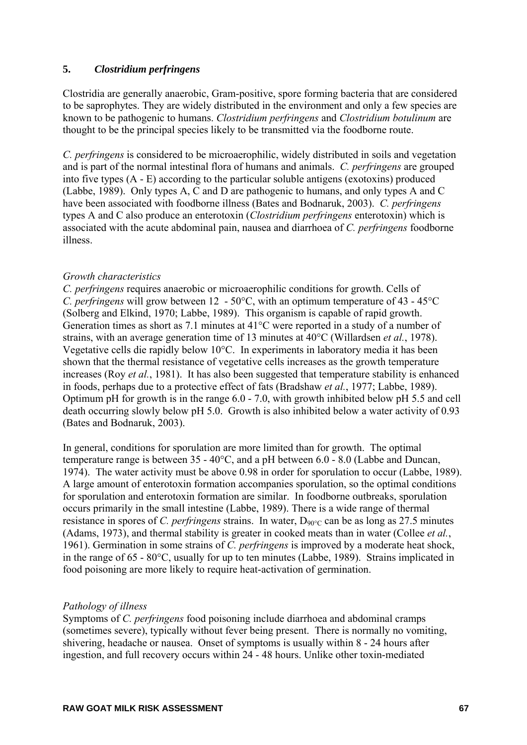## 5. *Clostridium perfringens*

Clostridia are generally anaerobic, Gram-positive, spore forming bacteria that are considered to be saprophytes. They are widely distributed in the environment and only a few species are known to be pathogenic to humans. *Clostridium perfringens* and *Clostridium botulinum* are thought to be the principal species likely to be transmitted via the foodborne route.

*C. perfringens* is considered to be microaerophilic, widely distributed in soils and vegetation and is part of the normal intestinal flora of humans and animals. *C. perfringens* are grouped into five types (A - E) according to the particular soluble antigens (exotoxins) produced (Labbe, 1989). Only types A, C and D are pathogenic to humans, and only types A and C have been associated with foodborne illness (Bates and Bodnaruk, 2003). *C. perfringens* types A and C also produce an enterotoxin (*Clostridium perfringens* enterotoxin) which is associated with the acute abdominal pain, nausea and diarrhoea of *C. perfringens* foodborne illness.

*Growth characteristics*

*C. perfringens* requires anaerobic or microaerophilic conditions for growth. Cells of *C. perfringens* will grow between 12 - 50°C, with an optimum temperature of 43 - 45°C (Solberg and Elkind, 1970; Labbe, 1989). This organism is capable of rapid growth. Generation times as short as 7.1 minutes at 41°C were reported in a study of a number of strains, with an average generation time of 13 minutes at 40°C (Willardsen *et al.*, 1978). Vegetative cells die rapidly below 10°C. In experiments in laboratory media it has been shown that the thermal resistance of vegetative cells increases as the growth temperature increases (Roy *et al.*, 1981). It has also been suggested that temperature stability is enhanced in foods, perhaps due to a protective effect of fats (Bradshaw *et al.*, 1977; Labbe, 1989). Optimum pH for growth is in the range 6.0 - 7.0, with growth inhibited below pH 5.5 and cell death occurring slowly below pH 5.0. Growth is also inhibited below a water activity of 0.93 (Bates and Bodnaruk, 2003).

In general, conditions for sporulation are more limited than for growth. The optimal temperature range is between 35 - 40°C, and a pH between 6.0 - 8.0 (Labbe and Duncan, 1974). The water activity must be above 0.98 in order for sporulation to occur (Labbe, 1989). A large amount of enterotoxin formation accompanies sporulation, so the optimal conditions for sporulation and enterotoxin formation are similar. In foodborne outbreaks, sporulation occurs primarily in the small intestine (Labbe, 1989). There is a wide range of thermal resistance in spores of *C. perfringens* strains. In water, $D_{90°C}$ can be as long as 27.5 minutes (Adams, 1973), and thermal stability is greater in cooked meats than in water (Collee *et al.*, 1961). Germination in some strains of *C. perfringens* is improved by a moderate heat shock, in the range of 65 - 80°C, usually for up to ten minutes (Labbe, 1989). Strains implicated in food poisoning are more likely to require heat-activation of germination.

*Pathology of illness*

Symptoms of *C. perfringens* food poisoning include diarrhoea and abdominal cramps (sometimes severe), typically without fever being present. There is normally no vomiting, shivering, headache or nausea. Onset of symptoms is usually within 8 - 24 hours after ingestion, and full recovery occurs within 24 - 48 hours. Unlike other toxin-mediated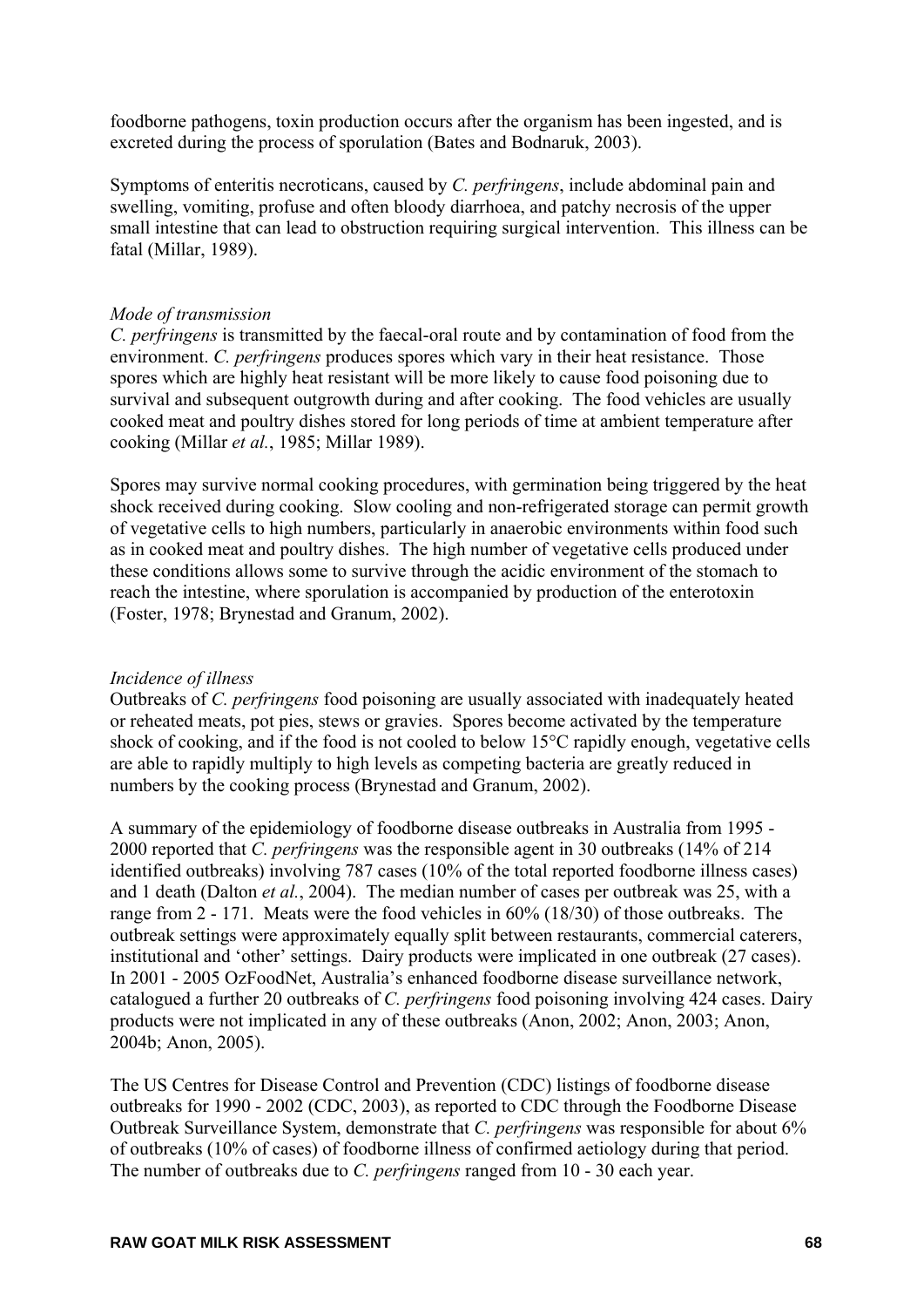foodborne pathogens, toxin production occurs after the organism has been ingested, and is excreted during the process of sporulation (Bates and Bodnaruk, 2003).

Symptoms of enteritis necroticans, caused by *C. perfringens*, include abdominal pain and swelling, vomiting, profuse and often bloody diarrhoea, and patchy necrosis of the upper small intestine that can lead to obstruction requiring surgical intervention. This illness can be fatal (Millar, 1989).

*Mode of transmission*

*C. perfringens* is transmitted by the faecal-oral route and by contamination of food from the environment. *C. perfringens* produces spores which vary in their heat resistance. Those spores which are highly heat resistant will be more likely to cause food poisoning due to survival and subsequent outgrowth during and after cooking. The food vehicles are usually cooked meat and poultry dishes stored for long periods of time at ambient temperature after cooking (Millar *et al.*, 1985; Millar 1989).

Spores may survive normal cooking procedures, with germination being triggered by the heat shock received during cooking. Slow cooling and non-refrigerated storage can permit growth of vegetative cells to high numbers, particularly in anaerobic environments within food such as in cooked meat and poultry dishes. The high number of vegetative cells produced under these conditions allows some to survive through the acidic environment of the stomach to reach the intestine, where sporulation is accompanied by production of the enterotoxin (Foster, 1978; Brynestad and Granum, 2002).

*Incidence of illness*

Outbreaks of *C. perfringens* food poisoning are usually associated with inadequately heated or reheated meats, pot pies, stews or gravies. Spores become activated by the temperature shock of cooking, and if the food is not cooled to below 15°C rapidly enough, vegetative cells are able to rapidly multiply to high levels as competing bacteria are greatly reduced in numbers by the cooking process (Brynestad and Granum, 2002).

A summary of the epidemiology of foodborne disease outbreaks in Australia from 1995 - 2000 reported that *C. perfringens* was the responsible agent in 30 outbreaks (14% of 214 identified outbreaks) involving 787 cases (10% of the total reported foodborne illness cases) and 1 death (Dalton *et al.*, 2004). The median number of cases per outbreak was 25, with a range from 2 - 171. Meats were the food vehicles in 60% (18/30) of those outbreaks. The outbreak settings were approximately equally split between restaurants, commercial caterers, institutional and 'other' settings. Dairy products were implicated in one outbreak (27 cases). In 2001 - 2005 OzFoodNet, Australia's enhanced foodborne disease surveillance network, catalogued a further 20 outbreaks of *C. perfringens* food poisoning involving 424 cases. Dairy products were not implicated in any of these outbreaks (Anon, 2002; Anon, 2003; Anon, 2004b; Anon, 2005).

The US Centres for Disease Control and Prevention (CDC) listings of foodborne disease outbreaks for 1990 - 2002 (CDC, 2003), as reported to CDC through the Foodborne Disease Outbreak Surveillance System, demonstrate that *C. perfringens* was responsible for about 6% of outbreaks (10% of cases) of foodborne illness of confirmed aetiology during that period. The number of outbreaks due to *C. perfringens* ranged from 10 - 30 each year.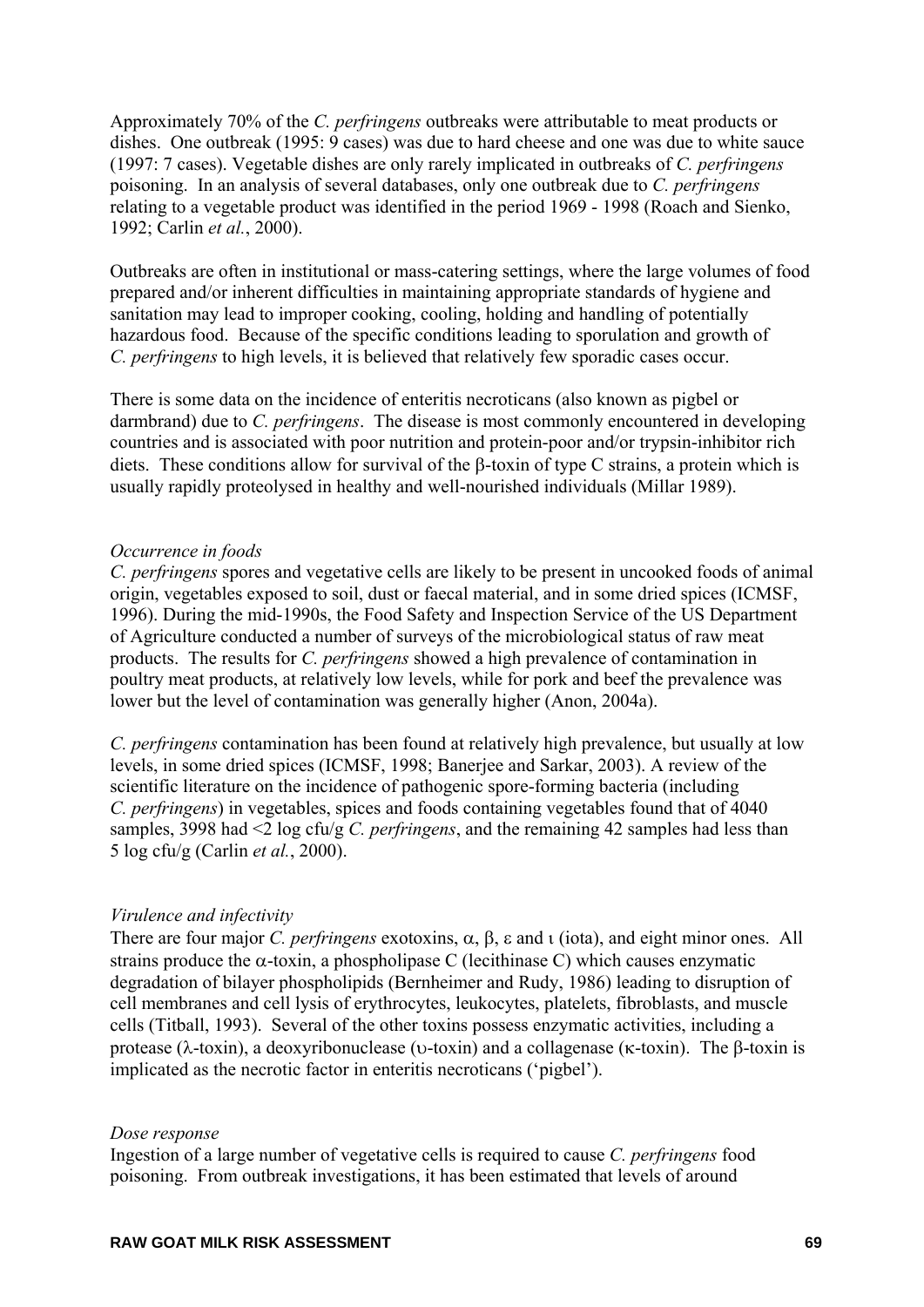Approximately 70% of the *C. perfringens* outbreaks were attributable to meat products or dishes. One outbreak (1995: 9 cases) was due to hard cheese and one was due to white sauce (1997: 7 cases). Vegetable dishes are only rarely implicated in outbreaks of *C. perfringens* poisoning. In an analysis of several databases, only one outbreak due to *C. perfringens* relating to a vegetable product was identified in the period 1969 - 1998 (Roach and Sienko, 1992; Carlin *et al.*, 2000).

Outbreaks are often in institutional or mass-catering settings, where the large volumes of food prepared and/or inherent difficulties in maintaining appropriate standards of hygiene and sanitation may lead to improper cooking, cooling, holding and handling of potentially hazardous food. Because of the specific conditions leading to sporulation and growth of *C. perfringens* to high levels, it is believed that relatively few sporadic cases occur.

There is some data on the incidence of enteritis necroticans (also known as pigbel or darmbrand) due to *C. perfringens*. The disease is most commonly encountered in developing countries and is associated with poor nutrition and protein-poor and/or trypsin-inhibitor rich diets. These conditions allow for survival of the β-toxin of type C strains, a protein which is usually rapidly proteolysed in healthy and well-nourished individuals (Millar 1989).

*Occurrence in foods*

*C. perfringens* spores and vegetative cells are likely to be present in uncooked foods of animal origin, vegetables exposed to soil, dust or faecal material, and in some dried spices (ICMSF, 1996). During the mid-1990s, the Food Safety and Inspection Service of the US Department of Agriculture conducted a number of surveys of the microbiological status of raw meat products. The results for *C. perfringens* showed a high prevalence of contamination in poultry meat products, at relatively low levels, while for pork and beef the prevalence was lower but the level of contamination was generally higher (Anon, 2004a).

*C. perfringens* contamination has been found at relatively high prevalence, but usually at low levels, in some dried spices (ICMSF, 1998; Banerjee and Sarkar, 2003). A review of the scientific literature on the incidence of pathogenic spore-forming bacteria (including *C. perfringens*) in vegetables, spices and foods containing vegetables found that of 4040 samples, 3998 had <2 log cfu/g *C. perfringens*, and the remaining 42 samples had less than 5 log cfu/g (Carlin *et al.*, 2000).

*Virulence and infectivity*

There are four major *C. perfringens* exotoxins, α, β, ε and ι (iota), and eight minor ones. All strains produce the α-toxin, a phospholipase C (lecithinase C) which causes enzymatic degradation of bilayer phospholipids (Bernheimer and Rudy, 1986) leading to disruption of cell membranes and cell lysis of erythrocytes, leukocytes, platelets, fibroblasts, and muscle cells (Titball, 1993). Several of the other toxins possess enzymatic activities, including a protease (λ-toxin), a deoxyribonuclease (υ-toxin) and a collagenase (κ-toxin). The β-toxin is implicated as the necrotic factor in enteritis necroticans ('pigbel').

*Dose response*

Ingestion of a large number of vegetative cells is required to cause *C. perfringens* food poisoning. From outbreak investigations, it has been estimated that levels of around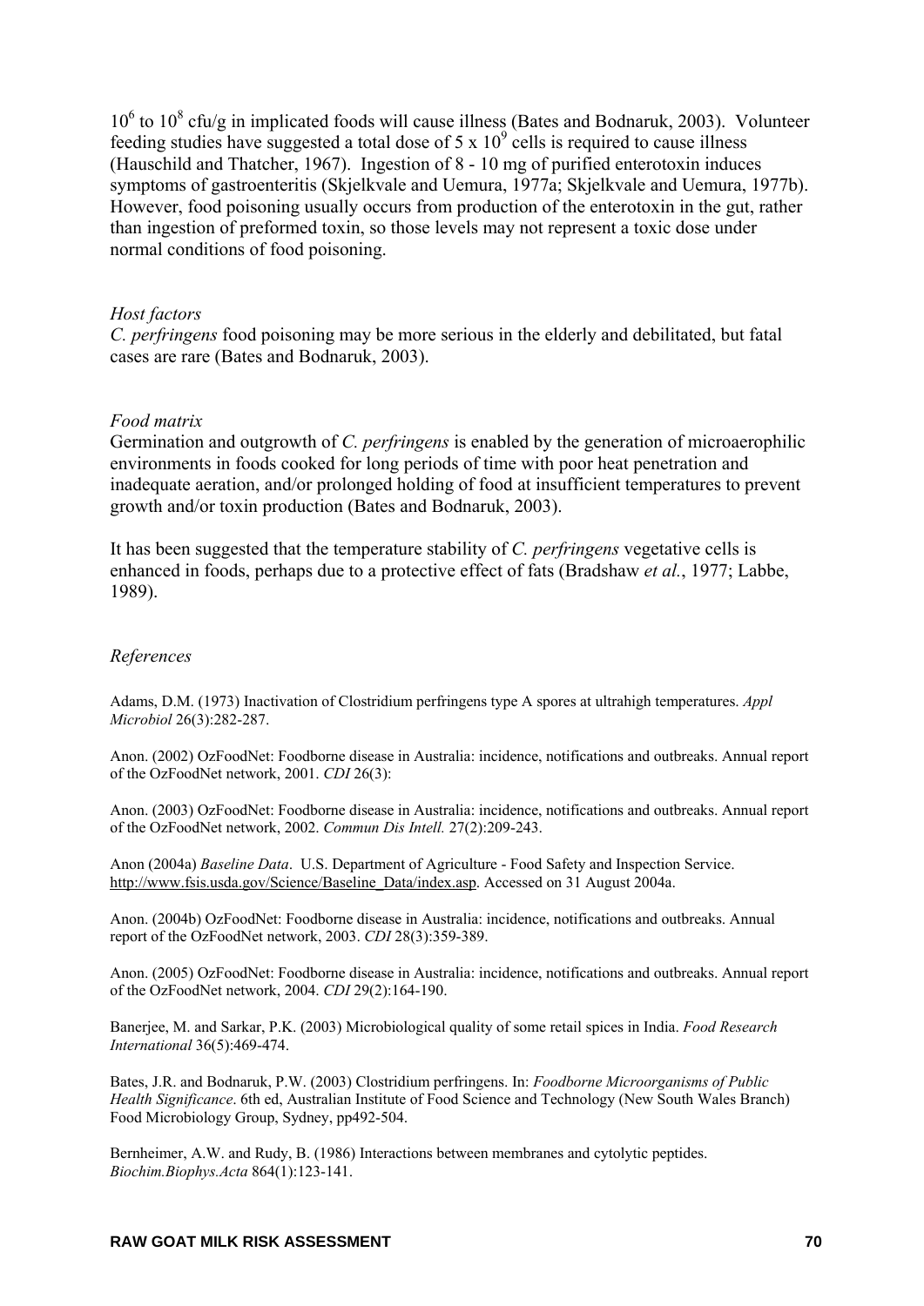$10^6$ to $10^8$ cfu/g in implicated foods will cause illness (Bates and Bodnaruk, 2003). Volunteer feeding studies have suggested a total dose of $5 \times 10^9$ cells is required to cause illness (Hauschild and Thatcher, 1967). Ingestion of 8 - 10 mg of purified enterotoxin induces symptoms of gastroenteritis (Skjelkvale and Uemura, 1977a; Skjelkvale and Uemura, 1977b). However, food poisoning usually occurs from production of the enterotoxin in the gut, rather than ingestion of preformed toxin, so those levels may not represent a toxic dose under normal conditions of food poisoning.

*Host factors*

*C. perfringens* food poisoning may be more serious in the elderly and debilitated, but fatal cases are rare (Bates and Bodnaruk, 2003).

*Food matrix*

Germination and outgrowth of *C. perfringens* is enabled by the generation of microaerophilic environments in foods cooked for long periods of time with poor heat penetration and inadequate aeration, and/or prolonged holding of food at insufficient temperatures to prevent growth and/or toxin production (Bates and Bodnaruk, 2003).

It has been suggested that the temperature stability of *C. perfringens* vegetative cells is enhanced in foods, perhaps due to a protective effect of fats (Bradshaw *et al.*, 1977; Labbe, 1989).

*References*

Adams, D.M. (1973) Inactivation of Clostridium perfringens type A spores at ultrahigh temperatures. *Appl Microbiol* 26(3):282-287.

Anon. (2002) OzFoodNet: Foodborne disease in Australia: incidence, notifications and outbreaks. Annual report of the OzFoodNet network, 2001. *CDI* 26(3):

Anon. (2003) OzFoodNet: Foodborne disease in Australia: incidence, notifications and outbreaks. Annual report of the OzFoodNet network, 2002. *Commun Dis Intell.* 27(2):209-243.

Anon (2004a) *Baseline Data*. U.S. Department of Agriculture - Food Safety and Inspection Service. http://www.fsis.usda.gov/Science/Baseline_Data/index.asp. Accessed on 31 August 2004a.

Anon. (2004b) OzFoodNet: Foodborne disease in Australia: incidence, notifications and outbreaks. Annual report of the OzFoodNet network, 2003. *CDI* 28(3):359-389.

Anon. (2005) OzFoodNet: Foodborne disease in Australia: incidence, notifications and outbreaks. Annual report of the OzFoodNet network, 2004. *CDI* 29(2):164-190.

Banerjee, M. and Sarkar, P.K. (2003) Microbiological quality of some retail spices in India. *Food Research International* 36(5):469-474.

Bates, J.R. and Bodnaruk, P.W. (2003) Clostridium perfringens. In: *Foodborne Microorganisms of Public Health Significance*. 6th ed, Australian Institute of Food Science and Technology (New South Wales Branch) Food Microbiology Group, Sydney, pp492-504.

Bernheimer, A.W. and Rudy, B. (1986) Interactions between membranes and cytolytic peptides. *Biochim.Biophys.Acta* 864(1):123-141.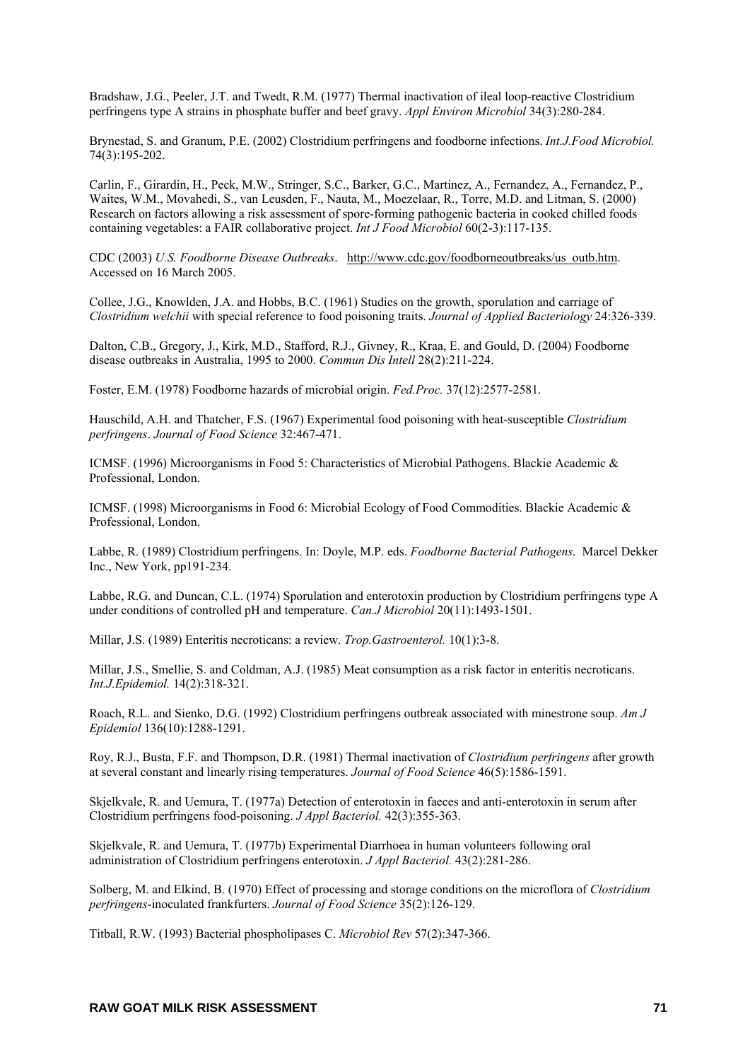Bradshaw, J.G., Peeler, J.T. and Twedt, R.M. (1977) Thermal inactivation of ileal loop-reactive Clostridium perfringens type A strains in phosphate buffer and beef gravy. *Appl Environ Microbiol* 34(3):280-284.

Brynestad, S. and Granum, P.E. (2002) Clostridium perfringens and foodborne infections. *Int.J.Food Microbiol.* 74(3):195-202.

Carlin, F., Girardin, H., Peck, M.W., Stringer, S.C., Barker, G.C., Martinez, A., Fernandez, A., Fernandez, P., Waites, W.M., Movahedi, S., van Leusden, F., Nauta, M., Moezelaar, R., Torre, M.D. and Litman, S. (2000) Research on factors allowing a risk assessment of spore-forming pathogenic bacteria in cooked chilled foods containing vegetables: a FAIR collaborative project. *Int J Food Microbiol* 60(2-3):117-135.

CDC (2003) *U.S. Foodborne Disease Outbreaks*. http://www.cdc.gov/foodborneoutbreaks/us_outb.htm. Accessed on 16 March 2005.

Collee, J.G., Knowlden, J.A. and Hobbs, B.C. (1961) Studies on the growth, sporulation and carriage of *Clostridium welchii* with special reference to food poisoning traits. *Journal of Applied Bacteriology* 24:326-339.

Dalton, C.B., Gregory, J., Kirk, M.D., Stafford, R.J., Givney, R., Kraa, E. and Gould, D. (2004) Foodborne disease outbreaks in Australia, 1995 to 2000. *Commun Dis Intell* 28(2):211-224.

Foster, E.M. (1978) Foodborne hazards of microbial origin. *Fed.Proc.* 37(12):2577-2581.

Hauschild, A.H. and Thatcher, F.S. (1967) Experimental food poisoning with heat-susceptible *Clostridium perfringens*. *Journal of Food Science* 32:467-471.

ICMSF. (1996) Microorganisms in Food 5: Characteristics of Microbial Pathogens. Blackie Academic & Professional, London.

ICMSF. (1998) Microorganisms in Food 6: Microbial Ecology of Food Commodities. Blackie Academic & Professional, London.

Labbe, R. (1989) Clostridium perfringens. In: Doyle, M.P. eds. *Foodborne Bacterial Pathogens*. Marcel Dekker Inc., New York, pp191-234.

Labbe, R.G. and Duncan, C.L. (1974) Sporulation and enterotoxin production by Clostridium perfringens type A under conditions of controlled pH and temperature. *Can.J Microbiol* 20(11):1493-1501.

Millar, J.S. (1989) Enteritis necroticans: a review. *Trop.Gastroenterol.* 10(1):3-8.

Millar, J.S., Smellie, S. and Coldman, A.J. (1985) Meat consumption as a risk factor in enteritis necroticans. *Int.J.Epidemiol.* 14(2):318-321.

Roach, R.L. and Sienko, D.G. (1992) Clostridium perfringens outbreak associated with minestrone soup. *Am J Epidemiol* 136(10):1288-1291.

Roy, R.J., Busta, F.F. and Thompson, D.R. (1981) Thermal inactivation of *Clostridium perfringens* after growth at several constant and linearly rising temperatures. *Journal of Food Science* 46(5):1586-1591.

Skjelkvale, R. and Uemura, T. (1977a) Detection of enterotoxin in faeces and anti-enterotoxin in serum after Clostridium perfringens food-poisoning. *J Appl Bacteriol.* 42(3):355-363.

Skjelkvale, R. and Uemura, T. (1977b) Experimental Diarrhoea in human volunteers following oral administration of Clostridium perfringens enterotoxin. *J Appl Bacteriol.* 43(2):281-286.

Solberg, M. and Elkind, B. (1970) Effect of processing and storage conditions on the microflora of *Clostridium perfringens*-inoculated frankfurters. *Journal of Food Science* 35(2):126-129.

Titball, R.W. (1993) Bacterial phospholipases C. *Microbiol Rev* 57(2):347-366.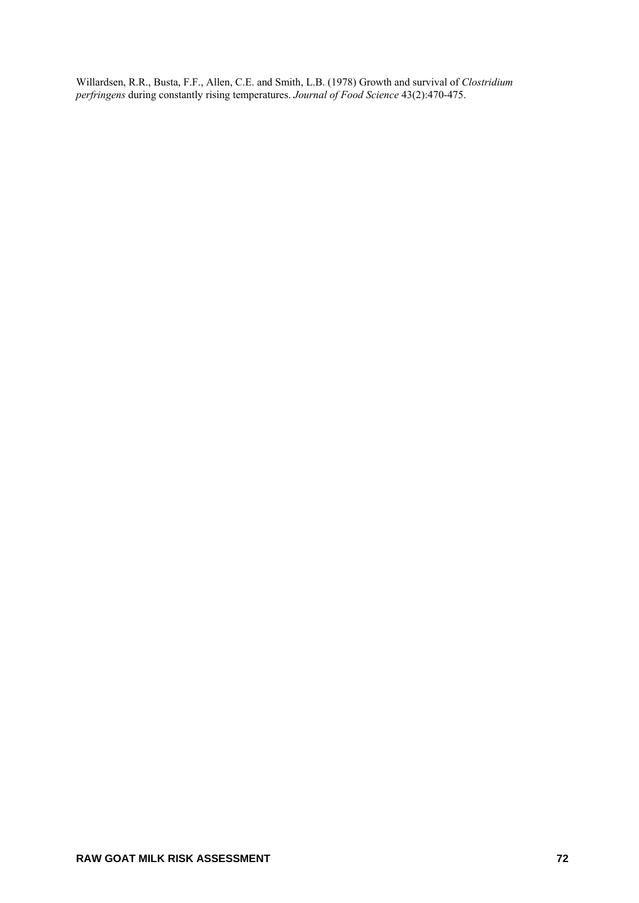Willardsen, R.R., Busta, F.F., Allen, C.E. and Smith, L.B. (1978) Growth and survival of *Clostridium perfringens* during constantly rising temperatures. *Journal of Food Science* 43(2):470-475.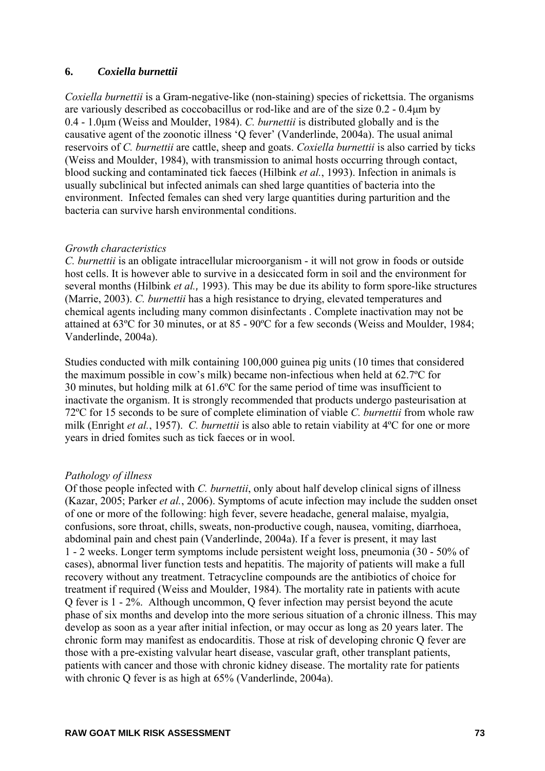## 6. *Coxiella burnettii*

*Coxiella burnettii* is a Gram-negative-like (non-staining) species of rickettsia. The organisms are variously described as coccobacillus or rod-like and are of the size 0.2 - 0.4µm by 0.4 - 1.0µm (Weiss and Moulder, 1984). *C. burnettii* is distributed globally and is the causative agent of the zoonotic illness 'Q fever' (Vanderlinde, 2004a). The usual animal reservoirs of *C. burnettii* are cattle, sheep and goats. *Coxiella burnettii* is also carried by ticks (Weiss and Moulder, 1984), with transmission to animal hosts occurring through contact, blood sucking and contaminated tick faeces (Hilbink *et al.*, 1993). Infection in animals is usually subclinical but infected animals can shed large quantities of bacteria into the environment. Infected females can shed very large quantities during parturition and the bacteria can survive harsh environmental conditions.

### *Growth characteristics*

*C. burnettii* is an obligate intracellular microorganism - it will not grow in foods or outside host cells. It is however able to survive in a desiccated form in soil and the environment for several months (Hilbink *et al.,* 1993). This may be due its ability to form spore-like structures (Marrie, 2003). *C. burnettii* has a high resistance to drying, elevated temperatures and chemical agents including many common disinfectants . Complete inactivation may not be attained at 63ºC for 30 minutes, or at 85 - 90ºC for a few seconds (Weiss and Moulder, 1984; Vanderlinde, 2004a).

Studies conducted with milk containing 100,000 guinea pig units (10 times that considered the maximum possible in cow's milk) became non-infectious when held at 62.7ºC for 30 minutes, but holding milk at 61.6ºC for the same period of time was insufficient to inactivate the organism. It is strongly recommended that products undergo pasteurisation at 72ºC for 15 seconds to be sure of complete elimination of viable *C. burnettii* from whole raw milk (Enright *et al.*, 1957). *C. burnettii* is also able to retain viability at 4ºC for one or more years in dried fomites such as tick faeces or in wool.

### *Pathology of illness*

Of those people infected with *C. burnettii*, only about half develop clinical signs of illness (Kazar, 2005; Parker *et al.*, 2006). Symptoms of acute infection may include the sudden onset of one or more of the following: high fever, severe headache, general malaise, myalgia, confusions, sore throat, chills, sweats, non-productive cough, nausea, vomiting, diarrhoea, abdominal pain and chest pain (Vanderlinde, 2004a). If a fever is present, it may last 1 - 2 weeks. Longer term symptoms include persistent weight loss, pneumonia (30 - 50% of cases), abnormal liver function tests and hepatitis. The majority of patients will make a full recovery without any treatment. Tetracycline compounds are the antibiotics of choice for treatment if required (Weiss and Moulder, 1984). The mortality rate in patients with acute Q fever is 1 - 2%. Although uncommon, Q fever infection may persist beyond the acute phase of six months and develop into the more serious situation of a chronic illness. This may develop as soon as a year after initial infection, or may occur as long as 20 years later. The chronic form may manifest as endocarditis. Those at risk of developing chronic Q fever are those with a pre-existing valvular heart disease, vascular graft, other transplant patients, patients with cancer and those with chronic kidney disease. The mortality rate for patients with chronic Q fever is as high at 65% (Vanderlinde, 2004a).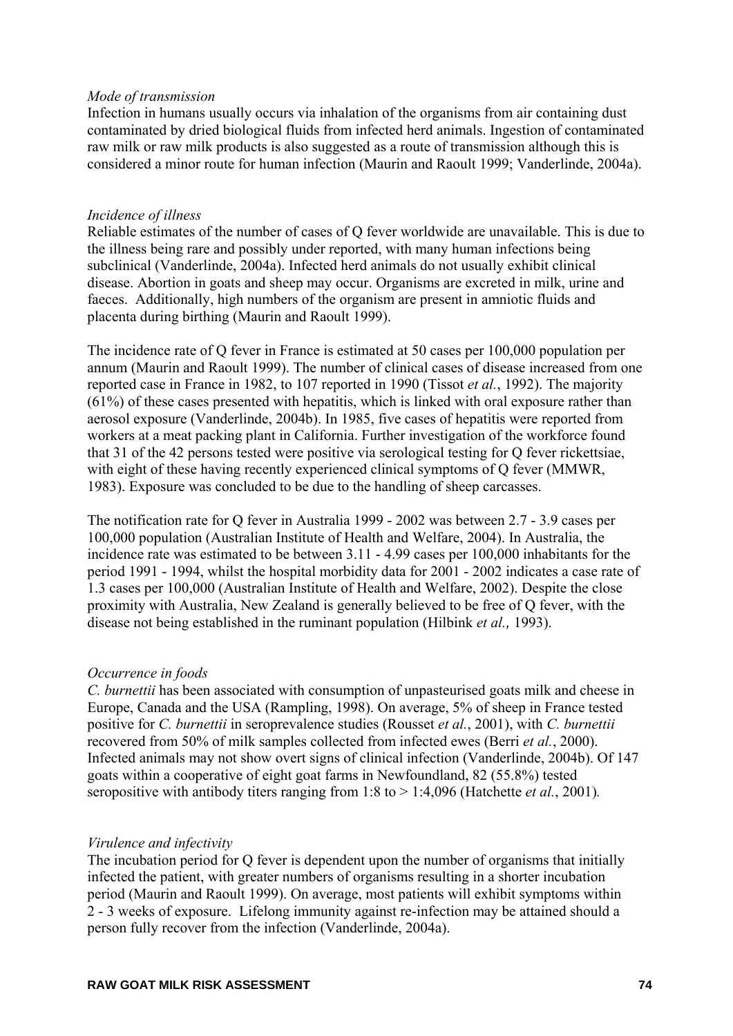*Mode of transmission*

Infection in humans usually occurs via inhalation of the organisms from air containing dust contaminated by dried biological fluids from infected herd animals. Ingestion of contaminated raw milk or raw milk products is also suggested as a route of transmission although this is considered a minor route for human infection (Maurin and Raoult 1999; Vanderlinde, 2004a).

*Incidence of illness*

Reliable estimates of the number of cases of Q fever worldwide are unavailable. This is due to the illness being rare and possibly under reported, with many human infections being subclinical (Vanderlinde, 2004a). Infected herd animals do not usually exhibit clinical disease. Abortion in goats and sheep may occur. Organisms are excreted in milk, urine and faeces. Additionally, high numbers of the organism are present in amniotic fluids and placenta during birthing (Maurin and Raoult 1999).

The incidence rate of Q fever in France is estimated at 50 cases per 100,000 population per annum (Maurin and Raoult 1999). The number of clinical cases of disease increased from one reported case in France in 1982, to 107 reported in 1990 (Tissot *et al.*, 1992). The majority (61%) of these cases presented with hepatitis, which is linked with oral exposure rather than aerosol exposure (Vanderlinde, 2004b). In 1985, five cases of hepatitis were reported from workers at a meat packing plant in California. Further investigation of the workforce found that 31 of the 42 persons tested were positive via serological testing for Q fever rickettsiae, with eight of these having recently experienced clinical symptoms of Q fever (MMWR, 1983). Exposure was concluded to be due to the handling of sheep carcasses.

The notification rate for Q fever in Australia 1999 - 2002 was between 2.7 - 3.9 cases per 100,000 population (Australian Institute of Health and Welfare, 2004). In Australia, the incidence rate was estimated to be between 3.11 - 4.99 cases per 100,000 inhabitants for the period 1991 - 1994, whilst the hospital morbidity data for 2001 - 2002 indicates a case rate of 1.3 cases per 100,000 (Australian Institute of Health and Welfare, 2002). Despite the close proximity with Australia, New Zealand is generally believed to be free of Q fever, with the disease not being established in the ruminant population (Hilbink *et al.*, 1993).

*Occurrence in foods*

*C. burnettii* has been associated with consumption of unpasteurised goats milk and cheese in Europe, Canada and the USA (Rampling, 1998). On average, 5% of sheep in France tested positive for *C. burnettii* in seroprevalence studies (Rousset *et al.*, 2001), with *C. burnettii* recovered from 50% of milk samples collected from infected ewes (Berri *et al.*, 2000). Infected animals may not show overt signs of clinical infection (Vanderlinde, 2004b). Of 147 goats within a cooperative of eight goat farms in Newfoundland, 82 (55.8%) tested seropositive with antibody titers ranging from 1:8 to > 1:4,096 (Hatchette *et al.*, 2001).

*Virulence and infectivity*

The incubation period for Q fever is dependent upon the number of organisms that initially infected the patient, with greater numbers of organisms resulting in a shorter incubation period (Maurin and Raoult 1999). On average, most patients will exhibit symptoms within 2 - 3 weeks of exposure. Lifelong immunity against re-infection may be attained should a person fully recover from the infection (Vanderlinde, 2004a).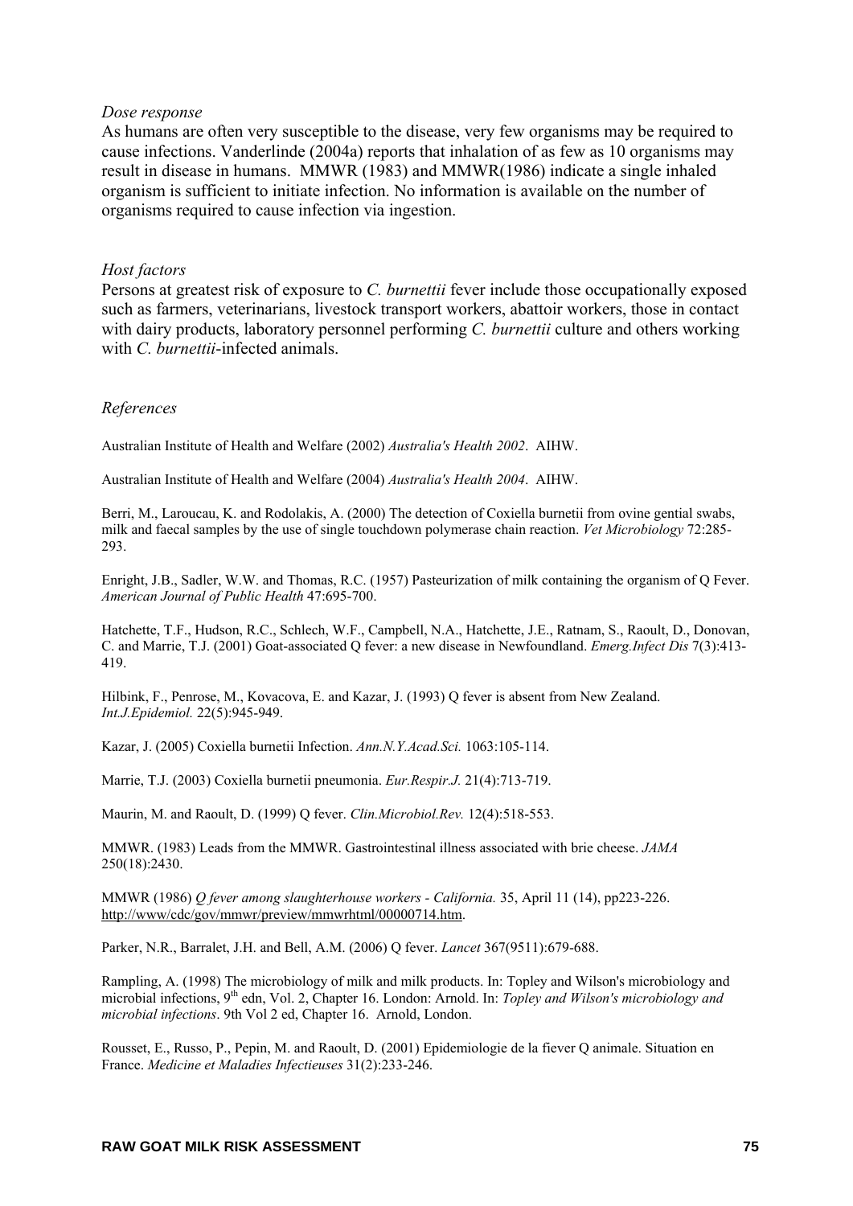*Dose response*

As humans are often very susceptible to the disease, very few organisms may be required to cause infections. Vanderlinde (2004a) reports that inhalation of as few as 10 organisms may result in disease in humans. MMWR (1983) and MMWR(1986) indicate a single inhaled organism is sufficient to initiate infection. No information is available on the number of organisms required to cause infection via ingestion.

*Host factors*

Persons at greatest risk of exposure to *C. burnettii* fever include those occupationally exposed such as farmers, veterinarians, livestock transport workers, abattoir workers, those in contact with dairy products, laboratory personnel performing *C. burnettii* culture and others working with *C. burnettii*-infected animals.

*References*

Australian Institute of Health and Welfare (2002) *Australia's Health 2002*. AIHW.

Australian Institute of Health and Welfare (2004) *Australia's Health 2004*. AIHW.

Berri, M., Laroucau, K. and Rodolakis, A. (2000) The detection of Coxiella burnetii from ovine gential swabs, milk and faecal samples by the use of single touchdown polymerase chain reaction. *Vet Microbiology* 72:285-293.

Enright, J.B., Sadler, W.W. and Thomas, R.C. (1957) Pasteurization of milk containing the organism of Q Fever. *American Journal of Public Health* 47:695-700.

Hatchette, T.F., Hudson, R.C., Schlech, W.F., Campbell, N.A., Hatchette, J.E., Ratnam, S., Raoult, D., Donovan, C. and Marrie, T.J. (2001) Goat-associated Q fever: a new disease in Newfoundland. *Emerg.Infect Dis* 7(3):413-419.

Hilbink, F., Penrose, M., Kovacova, E. and Kazar, J. (1993) Q fever is absent from New Zealand. *Int.J.Epidemiol.* 22(5):945-949.

Kazar, J. (2005) Coxiella burnetii Infection. *Ann.N.Y.Acad.Sci.* 1063:105-114.

Marrie, T.J. (2003) Coxiella burnetii pneumonia. *Eur.Respir.J.* 21(4):713-719.

Maurin, M. and Raoult, D. (1999) Q fever. *Clin.Microbiol.Rev.* 12(4):518-553.

MMWR. (1983) Leads from the MMWR. Gastrointestinal illness associated with brie cheese. *JAMA* 250(18):2430.

MMWR (1986) *Q fever among slaughterhouse workers - California.* 35, April 11 (14), pp223-226. http://www/cdc/gov/mmwr/preview/mmwrhtml/00000714.htm.

Parker, N.R., Barralet, J.H. and Bell, A.M. (2006) Q fever. *Lancet* 367(9511):679-688.

Rampling, A. (1998) The microbiology of milk and milk products. In: Topley and Wilson's microbiology and microbial infections, 9th edn, Vol. 2, Chapter 16. London: Arnold. In: *Topley and Wilson's microbiology and microbial infections*. 9th Vol 2 ed, Chapter 16. Arnold, London.

Rousset, E., Russo, P., Pepin, M. and Raoult, D. (2001) Epidemiologie de la fiever Q animale. Situation en France. *Medicine et Maladies Infectieuses* 31(2):233-246.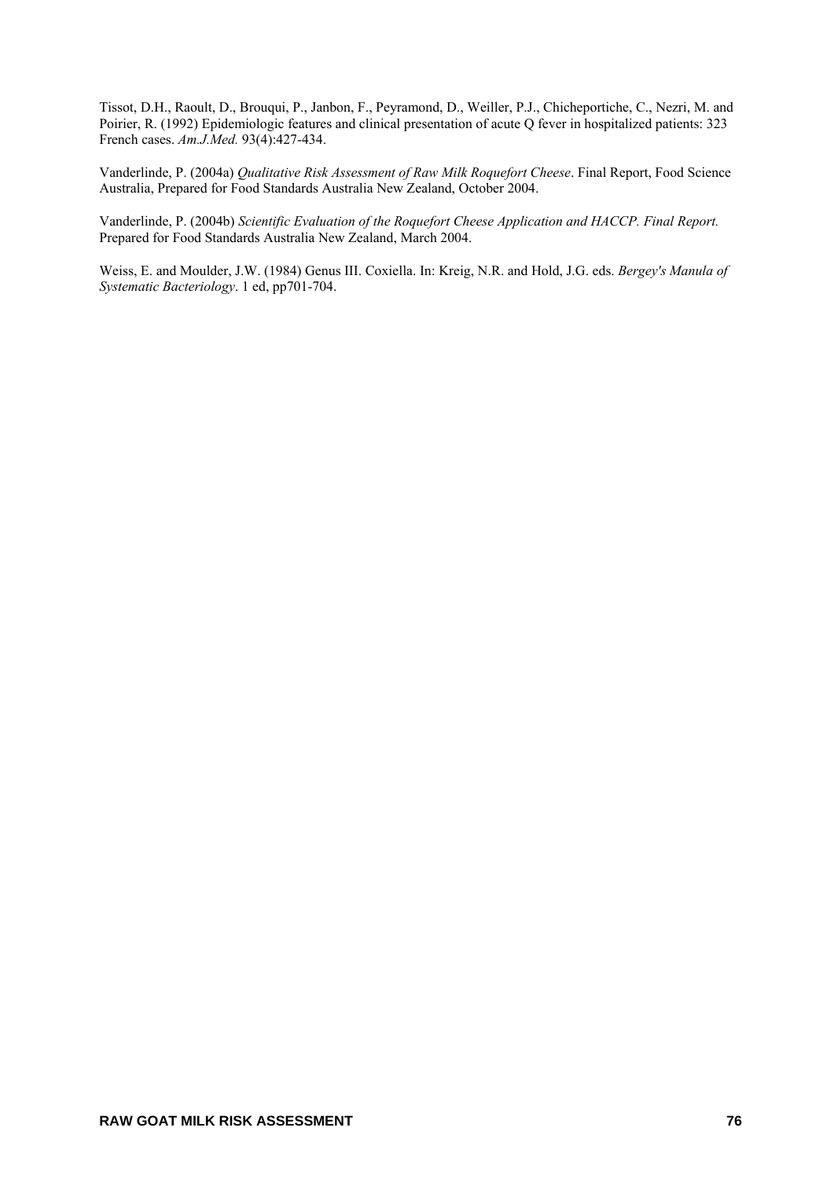Tissot, D.H., Raoult, D., Brouqui, P., Janbon, F., Peyramond, D., Weiller, P.J., Chicheportiche, C., Nezri, M. and Poirier, R. (1992) Epidemiologic features and clinical presentation of acute Q fever in hospitalized patients: 323 French cases. *Am.J.Med.* 93(4):427-434.

Vanderlinde, P. (2004a) *Qualitative Risk Assessment of Raw Milk Roquefort Cheese*. Final Report, Food Science Australia, Prepared for Food Standards Australia New Zealand, October 2004.

Vanderlinde, P. (2004b) *Scientific Evaluation of the Roquefort Cheese Application and HACCP. Final Report.* Prepared for Food Standards Australia New Zealand, March 2004.

Weiss, E. and Moulder, J.W. (1984) Genus III. Coxiella. In: Kreig, N.R. and Hold, J.G. eds. *Bergey's Manula of Systematic Bacteriology*. 1 ed, pp701-704.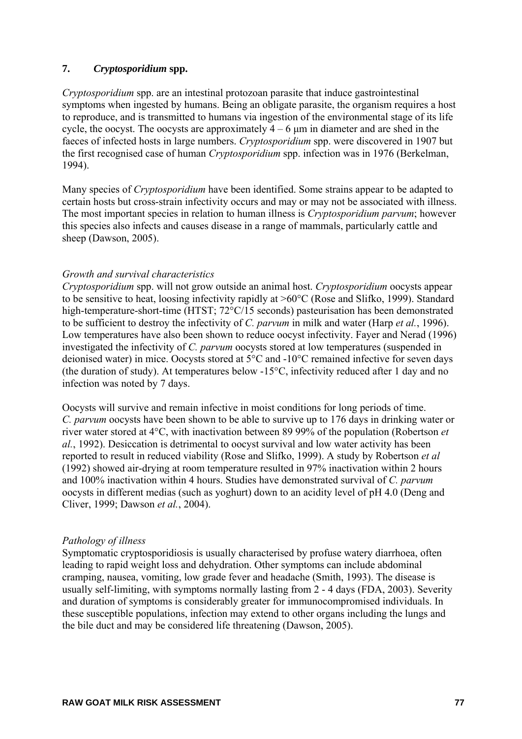## 7. *Cryptosporidium* spp.

*Cryptosporidium* spp. are an intestinal protozoan parasite that induce gastrointestinal symptoms when ingested by humans. Being an obligate parasite, the organism requires a host to reproduce, and is transmitted to humans via ingestion of the environmental stage of its life cycle, the oocyst. The oocysts are approximately 4 – 6 μm in diameter and are shed in the faeces of infected hosts in large numbers. *Cryptosporidium* spp. were discovered in 1907 but the first recognised case of human *Cryptosporidium* spp. infection was in 1976 (Berkelman, 1994).

Many species of *Cryptosporidium* have been identified. Some strains appear to be adapted to certain hosts but cross-strain infectivity occurs and may or may not be associated with illness. The most important species in relation to human illness is *Cryptosporidium parvum*; however this species also infects and causes disease in a range of mammals, particularly cattle and sheep (Dawson, 2005).

### *Growth and survival characteristics*

*Cryptosporidium* spp. will not grow outside an animal host. *Cryptosporidium* oocysts appear to be sensitive to heat, loosing infectivity rapidly at >60°C (Rose and Slifko, 1999). Standard high-temperature-short-time (HTST; 72°C/15 seconds) pasteurisation has been demonstrated to be sufficient to destroy the infectivity of *C. parvum* in milk and water (Harp *et al.*, 1996). Low temperatures have also been shown to reduce oocyst infectivity. Fayer and Nerad (1996) investigated the infectivity of *C. parvum* oocysts stored at low temperatures (suspended in deionised water) in mice. Oocysts stored at 5°C and -10°C remained infective for seven days (the duration of study). At temperatures below -15°C, infectivity reduced after 1 day and no infection was noted by 7 days.

Oocysts will survive and remain infective in moist conditions for long periods of time. *C. parvum* oocysts have been shown to be able to survive up to 176 days in drinking water or river water stored at 4°C, with inactivation between 89 99% of the population (Robertson *et al.*, 1992). Desiccation is detrimental to oocyst survival and low water activity has been reported to result in reduced viability (Rose and Slifko, 1999). A study by Robertson *et al* (1992) showed air-drying at room temperature resulted in 97% inactivation within 2 hours and 100% inactivation within 4 hours. Studies have demonstrated survival of *C. parvum* oocysts in different medias (such as yoghurt) down to an acidity level of pH 4.0 (Deng and Cliver, 1999; Dawson *et al.*, 2004).

### *Pathology of illness*

Symptomatic cryptosporidiosis is usually characterised by profuse watery diarrhoea, often leading to rapid weight loss and dehydration. Other symptoms can include abdominal cramping, nausea, vomiting, low grade fever and headache (Smith, 1993). The disease is usually self-limiting, with symptoms normally lasting from 2 - 4 days (FDA, 2003). Severity and duration of symptoms is considerably greater for immunocompromised individuals. In these susceptible populations, infection may extend to other organs including the lungs and the bile duct and may be considered life threatening (Dawson, 2005).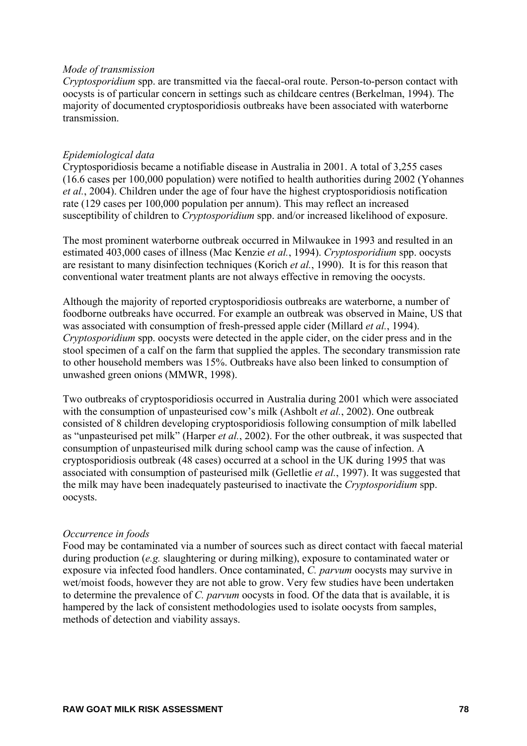*Mode of transmission*

*Cryptosporidium* spp. are transmitted via the faecal-oral route. Person-to-person contact with oocysts is of particular concern in settings such as childcare centres (Berkelman, 1994). The majority of documented cryptosporidiosis outbreaks have been associated with waterborne transmission.

*Epidemiological data*

Cryptosporidiosis became a notifiable disease in Australia in 2001. A total of 3,255 cases (16.6 cases per 100,000 population) were notified to health authorities during 2002 (Yohannes *et al.*, 2004). Children under the age of four have the highest cryptosporidiosis notification rate (129 cases per 100,000 population per annum). This may reflect an increased susceptibility of children to *Cryptosporidium* spp. and/or increased likelihood of exposure.

The most prominent waterborne outbreak occurred in Milwaukee in 1993 and resulted in an estimated 403,000 cases of illness (Mac Kenzie *et al.*, 1994). *Cryptosporidium* spp. oocysts are resistant to many disinfection techniques (Korich *et al.*, 1990). It is for this reason that conventional water treatment plants are not always effective in removing the oocysts.

Although the majority of reported cryptosporidiosis outbreaks are waterborne, a number of foodborne outbreaks have occurred. For example an outbreak was observed in Maine, US that was associated with consumption of fresh-pressed apple cider (Millard *et al.*, 1994). *Cryptosporidium* spp. oocysts were detected in the apple cider, on the cider press and in the stool specimen of a calf on the farm that supplied the apples. The secondary transmission rate to other household members was 15%. Outbreaks have also been linked to consumption of unwashed green onions (MMWR, 1998).

Two outbreaks of cryptosporidiosis occurred in Australia during 2001 which were associated with the consumption of unpasteurised cow's milk (Ashbolt *et al.*, 2002). One outbreak consisted of 8 children developing cryptosporidiosis following consumption of milk labelled as "unpasteurised pet milk" (Harper *et al.*, 2002). For the other outbreak, it was suspected that consumption of unpasteurised milk during school camp was the cause of infection. A cryptosporidiosis outbreak (48 cases) occurred at a school in the UK during 1995 that was associated with consumption of pasteurised milk (Gelletlie *et al.*, 1997). It was suggested that the milk may have been inadequately pasteurised to inactivate the *Cryptosporidium* spp. oocysts.

*Occurrence in foods*

Food may be contaminated via a number of sources such as direct contact with faecal material during production (*e.g.* slaughtering or during milking), exposure to contaminated water or exposure via infected food handlers. Once contaminated, *C. parvum* oocysts may survive in wet/moist foods, however they are not able to grow. Very few studies have been undertaken to determine the prevalence of *C. parvum* oocysts in food. Of the data that is available, it is hampered by the lack of consistent methodologies used to isolate oocysts from samples, methods of detection and viability assays.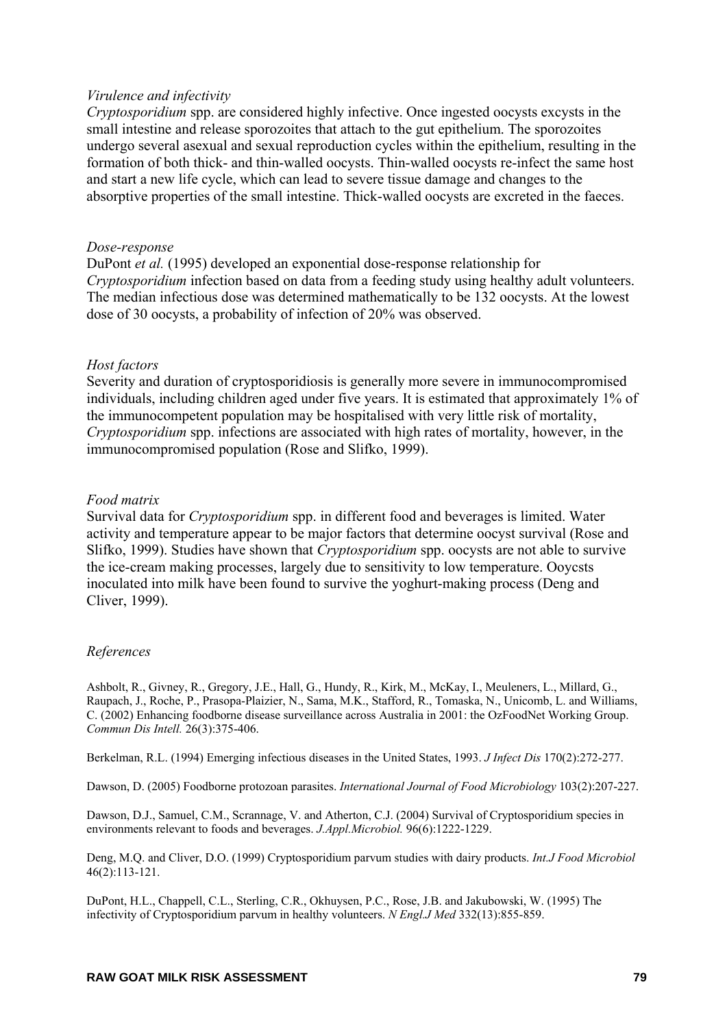*Virulence and infectivity*

*Cryptosporidium* spp. are considered highly infective. Once ingested oocysts excysts in the small intestine and release sporozoites that attach to the gut epithelium. The sporozoites undergo several asexual and sexual reproduction cycles within the epithelium, resulting in the formation of both thick- and thin-walled oocysts. Thin-walled oocysts re-infect the same host and start a new life cycle, which can lead to severe tissue damage and changes to the absorptive properties of the small intestine. Thick-walled oocysts are excreted in the faeces.

*Dose-response*

DuPont *et al.* (1995) developed an exponential dose-response relationship for *Cryptosporidium* infection based on data from a feeding study using healthy adult volunteers. The median infectious dose was determined mathematically to be 132 oocysts. At the lowest dose of 30 oocysts, a probability of infection of 20% was observed.

*Host factors*

Severity and duration of cryptosporidiosis is generally more severe in immunocompromised individuals, including children aged under five years. It is estimated that approximately 1% of the immunocompetent population may be hospitalised with very little risk of mortality, *Cryptosporidium* spp. infections are associated with high rates of mortality, however, in the immunocompromised population (Rose and Slifko, 1999).

*Food matrix*

Survival data for *Cryptosporidium* spp. in different food and beverages is limited. Water activity and temperature appear to be major factors that determine oocyst survival (Rose and Slifko, 1999). Studies have shown that *Cryptosporidium* spp. oocysts are not able to survive the ice-cream making processes, largely due to sensitivity to low temperature. Ooycsts inoculated into milk have been found to survive the yoghurt-making process (Deng and Cliver, 1999).

*References*

Ashbolt, R., Givney, R., Gregory, J.E., Hall, G., Hundy, R., Kirk, M., McKay, I., Meuleners, L., Millard, G., Raupach, J., Roche, P., Prasopa-Plaizier, N., Sama, M.K., Stafford, R., Tomaska, N., Unicomb, L. and Williams, C. (2002) Enhancing foodborne disease surveillance across Australia in 2001: the OzFoodNet Working Group. *Commun Dis Intell.* 26(3):375-406.

Berkelman, R.L. (1994) Emerging infectious diseases in the United States, 1993. *J Infect Dis* 170(2):272-277.

Dawson, D. (2005) Foodborne protozoan parasites. *International Journal of Food Microbiology* 103(2):207-227.

Dawson, D.J., Samuel, C.M., Scrannage, V. and Atherton, C.J. (2004) Survival of Cryptosporidium species in environments relevant to foods and beverages. *J.Appl.Microbiol.* 96(6):1222-1229.

Deng, M.Q. and Cliver, D.O. (1999) Cryptosporidium parvum studies with dairy products. *Int.J Food Microbiol* 46(2):113-121.

DuPont, H.L., Chappell, C.L., Sterling, C.R., Okhuysen, P.C., Rose, J.B. and Jakubowski, W. (1995) The infectivity of Cryptosporidium parvum in healthy volunteers. *N Engl.J Med* 332(13):855-859.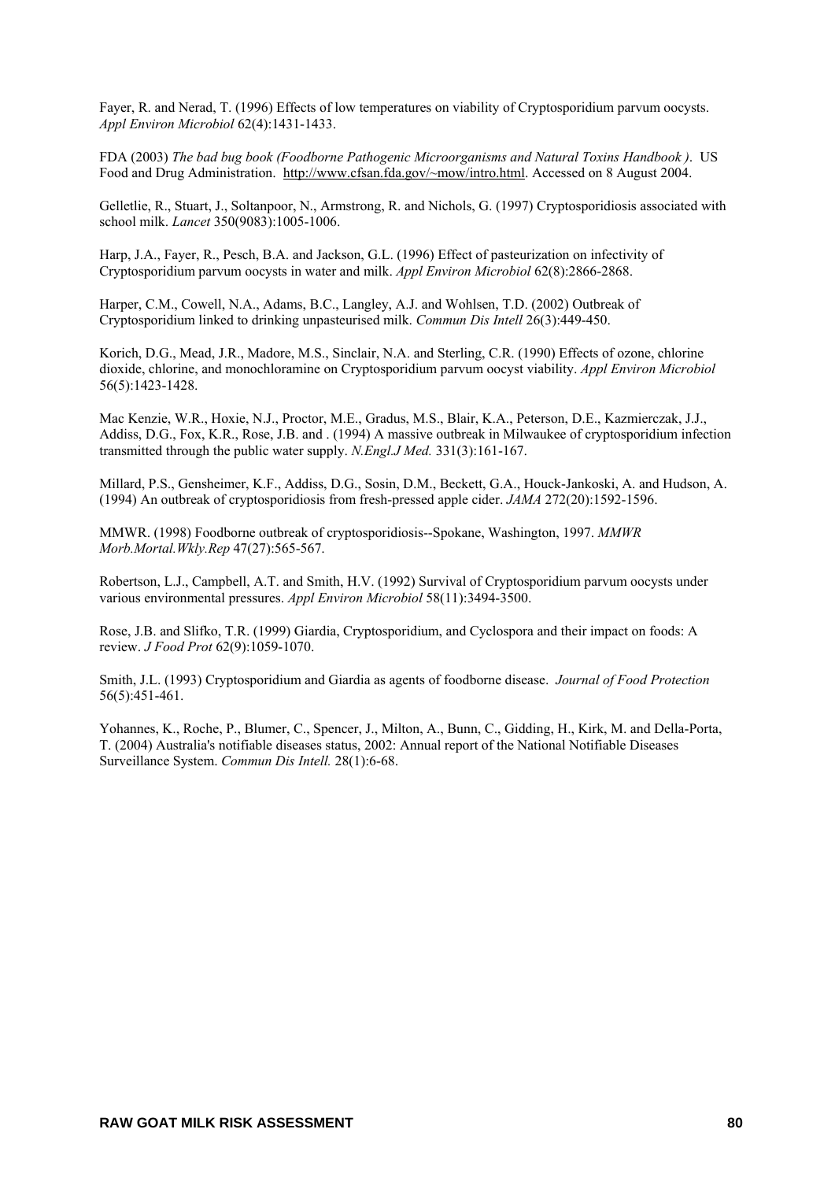Fayer, R. and Nerad, T. (1996) Effects of low temperatures on viability of Cryptosporidium parvum oocysts. *Appl Environ Microbiol* 62(4):1431-1433.

FDA (2003) *The bad bug book (Foodborne Pathogenic Microorganisms and Natural Toxins Handbook )*. US Food and Drug Administration. http://www.cfsan.fda.gov/~mow/intro.html. Accessed on 8 August 2004.

Gelletlie, R., Stuart, J., Soltanpoor, N., Armstrong, R. and Nichols, G. (1997) Cryptosporidiosis associated with school milk. *Lancet* 350(9083):1005-1006.

Harp, J.A., Fayer, R., Pesch, B.A. and Jackson, G.L. (1996) Effect of pasteurization on infectivity of Cryptosporidium parvum oocysts in water and milk. *Appl Environ Microbiol* 62(8):2866-2868.

Harper, C.M., Cowell, N.A., Adams, B.C., Langley, A.J. and Wohlsen, T.D. (2002) Outbreak of Cryptosporidium linked to drinking unpasteurised milk. *Commun Dis Intell* 26(3):449-450.

Korich, D.G., Mead, J.R., Madore, M.S., Sinclair, N.A. and Sterling, C.R. (1990) Effects of ozone, chlorine dioxide, chlorine, and monochloramine on Cryptosporidium parvum oocyst viability. *Appl Environ Microbiol* 56(5):1423-1428.

Mac Kenzie, W.R., Hoxie, N.J., Proctor, M.E., Gradus, M.S., Blair, K.A., Peterson, D.E., Kazmierczak, J.J., Addiss, D.G., Fox, K.R., Rose, J.B. and . (1994) A massive outbreak in Milwaukee of cryptosporidium infection transmitted through the public water supply. *N.Engl.J Med.* 331(3):161-167.

Millard, P.S., Gensheimer, K.F., Addiss, D.G., Sosin, D.M., Beckett, G.A., Houck-Jankoski, A. and Hudson, A. (1994) An outbreak of cryptosporidiosis from fresh-pressed apple cider. *JAMA* 272(20):1592-1596.

MMWR. (1998) Foodborne outbreak of cryptosporidiosis--Spokane, Washington, 1997. *MMWR Morb.Mortal.Wkly.Rep* 47(27):565-567.

Robertson, L.J., Campbell, A.T. and Smith, H.V. (1992) Survival of Cryptosporidium parvum oocysts under various environmental pressures. *Appl Environ Microbiol* 58(11):3494-3500.

Rose, J.B. and Slifko, T.R. (1999) Giardia, Cryptosporidium, and Cyclospora and their impact on foods: A review. *J Food Prot* 62(9):1059-1070.

Smith, J.L. (1993) Cryptosporidium and Giardia as agents of foodborne disease. *Journal of Food Protection* 56(5):451-461.

Yohannes, K., Roche, P., Blumer, C., Spencer, J., Milton, A., Bunn, C., Gidding, H., Kirk, M. and Della-Porta, T. (2004) Australia's notifiable diseases status, 2002: Annual report of the National Notifiable Diseases Surveillance System. *Commun Dis Intell.* 28(1):6-68.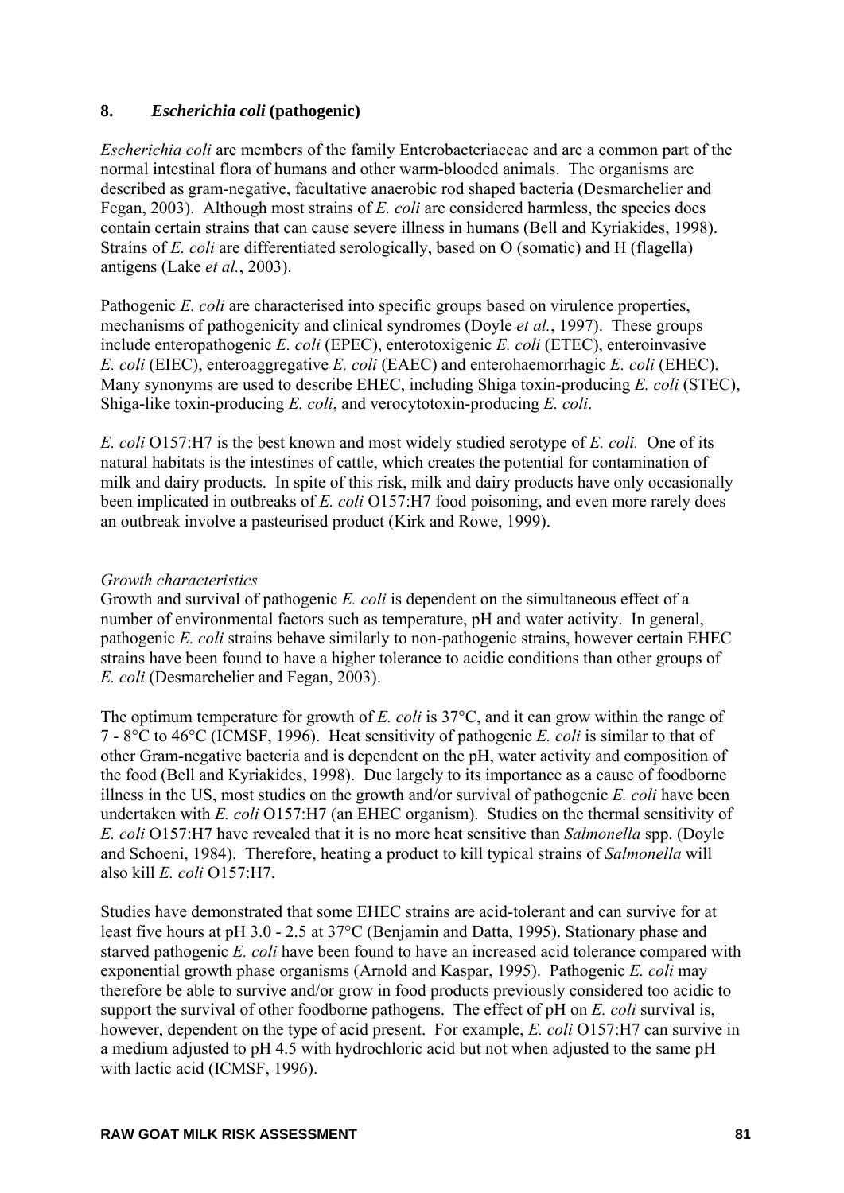## 8. *Escherichia coli* (pathogenic)

*Escherichia coli* are members of the family Enterobacteriaceae and are a common part of the normal intestinal flora of humans and other warm-blooded animals. The organisms are described as gram-negative, facultative anaerobic rod shaped bacteria (Desmarchelier and Fegan, 2003). Although most strains of *E. coli* are considered harmless, the species does contain certain strains that can cause severe illness in humans (Bell and Kyriakides, 1998). Strains of *E. coli* are differentiated serologically, based on O (somatic) and H (flagella) antigens (Lake *et al.*, 2003).

Pathogenic *E. coli* are characterised into specific groups based on virulence properties, mechanisms of pathogenicity and clinical syndromes (Doyle *et al.*, 1997). These groups include enteropathogenic *E. coli* (EPEC), enterotoxigenic *E. coli* (ETEC), enteroinvasive *E. coli* (EIEC), enteroaggregative *E. coli* (EAEC) and enterohaemorrhagic *E. coli* (EHEC). Many synonyms are used to describe EHEC, including Shiga toxin-producing *E. coli* (STEC), Shiga-like toxin-producing *E. coli*, and verocytotoxin-producing *E. coli*.

*E. coli* O157:H7 is the best known and most widely studied serotype of *E. coli.* One of its natural habitats is the intestines of cattle, which creates the potential for contamination of milk and dairy products. In spite of this risk, milk and dairy products have only occasionally been implicated in outbreaks of *E. coli* O157:H7 food poisoning, and even more rarely does an outbreak involve a pasteurised product (Kirk and Rowe, 1999).

*Growth characteristics*

Growth and survival of pathogenic *E. coli* is dependent on the simultaneous effect of a number of environmental factors such as temperature, pH and water activity. In general, pathogenic *E. coli* strains behave similarly to non-pathogenic strains, however certain EHEC strains have been found to have a higher tolerance to acidic conditions than other groups of *E. coli* (Desmarchelier and Fegan, 2003).

The optimum temperature for growth of *E. coli* is 37°C, and it can grow within the range of 7 - 8°C to 46°C (ICMSF, 1996). Heat sensitivity of pathogenic *E. coli* is similar to that of other Gram-negative bacteria and is dependent on the pH, water activity and composition of the food (Bell and Kyriakides, 1998). Due largely to its importance as a cause of foodborne illness in the US, most studies on the growth and/or survival of pathogenic *E. coli* have been undertaken with *E. coli* O157:H7 (an EHEC organism). Studies on the thermal sensitivity of *E. coli* O157:H7 have revealed that it is no more heat sensitive than *Salmonella* spp. (Doyle and Schoeni, 1984). Therefore, heating a product to kill typical strains of *Salmonella* will also kill *E. coli* O157:H7.

Studies have demonstrated that some EHEC strains are acid-tolerant and can survive for at least five hours at pH 3.0 - 2.5 at 37°C (Benjamin and Datta, 1995). Stationary phase and starved pathogenic *E. coli* have been found to have an increased acid tolerance compared with exponential growth phase organisms (Arnold and Kaspar, 1995). Pathogenic *E. coli* may therefore be able to survive and/or grow in food products previously considered too acidic to support the survival of other foodborne pathogens. The effect of pH on *E. coli* survival is, however, dependent on the type of acid present. For example, *E. coli* O157:H7 can survive in a medium adjusted to pH 4.5 with hydrochloric acid but not when adjusted to the same pH with lactic acid (ICMSF, 1996).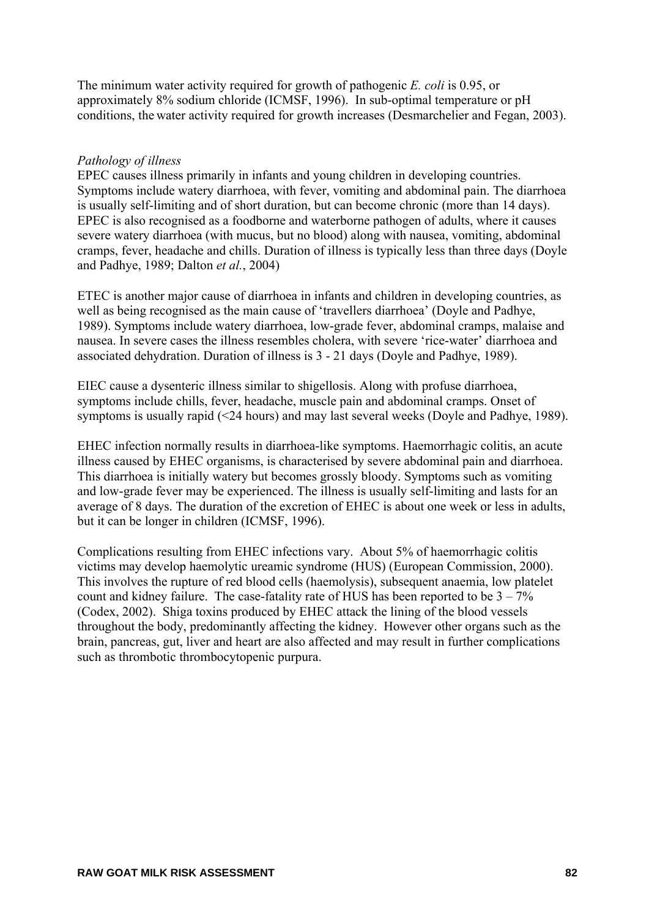The minimum water activity required for growth of pathogenic *E. coli* is 0.95, or approximately 8% sodium chloride (ICMSF, 1996). In sub-optimal temperature or pH conditions, the water activity required for growth increases (Desmarchelier and Fegan, 2003).

*Pathology of illness*

EPEC causes illness primarily in infants and young children in developing countries. Symptoms include watery diarrhoea, with fever, vomiting and abdominal pain. The diarrhoea is usually self-limiting and of short duration, but can become chronic (more than 14 days). EPEC is also recognised as a foodborne and waterborne pathogen of adults, where it causes severe watery diarrhoea (with mucus, but no blood) along with nausea, vomiting, abdominal cramps, fever, headache and chills. Duration of illness is typically less than three days (Doyle and Padhye, 1989; Dalton *et al.*, 2004)

ETEC is another major cause of diarrhoea in infants and children in developing countries, as well as being recognised as the main cause of 'travellers diarrhoea' (Doyle and Padhye, 1989). Symptoms include watery diarrhoea, low-grade fever, abdominal cramps, malaise and nausea. In severe cases the illness resembles cholera, with severe 'rice-water' diarrhoea and associated dehydration. Duration of illness is 3 - 21 days (Doyle and Padhye, 1989).

EIEC cause a dysenteric illness similar to shigellosis. Along with profuse diarrhoea, symptoms include chills, fever, headache, muscle pain and abdominal cramps. Onset of symptoms is usually rapid (<24 hours) and may last several weeks (Doyle and Padhye, 1989).

EHEC infection normally results in diarrhoea-like symptoms. Haemorrhagic colitis, an acute illness caused by EHEC organisms, is characterised by severe abdominal pain and diarrhoea. This diarrhoea is initially watery but becomes grossly bloody. Symptoms such as vomiting and low-grade fever may be experienced. The illness is usually self-limiting and lasts for an average of 8 days. The duration of the excretion of EHEC is about one week or less in adults, but it can be longer in children (ICMSF, 1996).

Complications resulting from EHEC infections vary. About 5% of haemorrhagic colitis victims may develop haemolytic ureamic syndrome (HUS) (European Commission, 2000). This involves the rupture of red blood cells (haemolysis), subsequent anaemia, low platelet count and kidney failure. The case-fatality rate of HUS has been reported to be 3 – 7% (Codex, 2002). Shiga toxins produced by EHEC attack the lining of the blood vessels throughout the body, predominantly affecting the kidney. However other organs such as the brain, pancreas, gut, liver and heart are also affected and may result in further complications such as thrombotic thrombocytopenic purpura.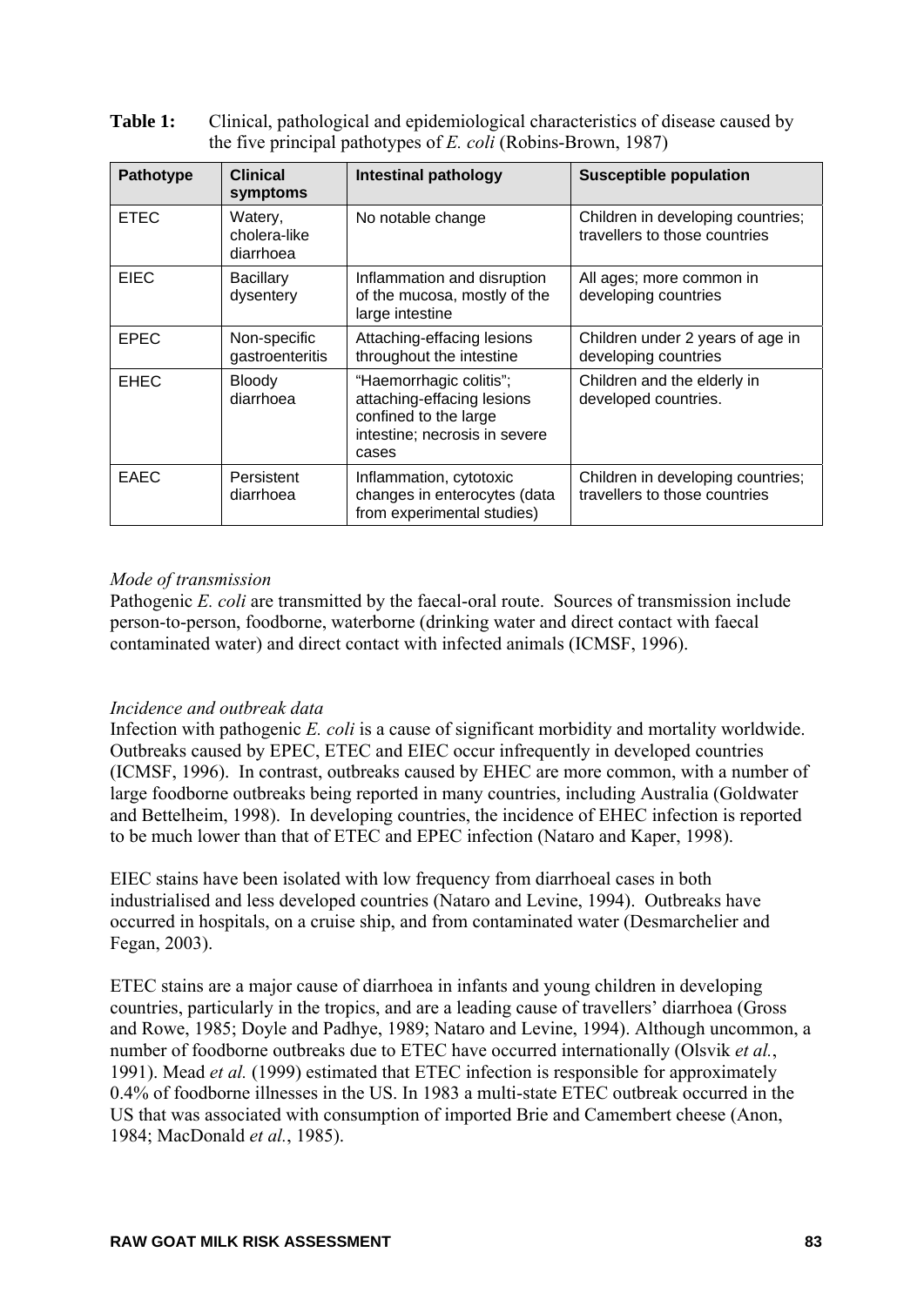**Table 1:** Clinical, pathological and epidemiological characteristics of disease caused by the five principal pathotypes of *E. coli* (Robins-Brown, 1987)

| Pathotype | Clinical symptoms | Intestinal pathology | Susceptible population |
|---|---|---|---|
| ETEC | Watery, cholera-like diarrhoea | No notable change | Children in developing countries; travellers to those countries |
| EIEC | Bacillary dysentery | Inflammation and disruption of the mucosa, mostly of the large intestine | All ages; more common in developing countries |
| EPEC | Non-specific gastroenteritis | Attaching-effacing lesions throughout the intestine | Children under 2 years of age in developing countries |
| EHEC | Bloody diarrhoea | "Haemorrhagic colitis"; attaching-effacing lesions confined to the large intestine; necrosis in severe cases | Children and the elderly in developed countries. |
| EAEC | Persistent diarrhoea | Inflammation, cytotoxic changes in enterocytes (data from experimental studies) | Children in developing countries; travellers to those countries |

*Mode of transmission*

Pathogenic *E. coli* are transmitted by the faecal-oral route. Sources of transmission include person-to-person, foodborne, waterborne (drinking water and direct contact with faecal contaminated water) and direct contact with infected animals (ICMSF, 1996).

*Incidence and outbreak data*

Infection with pathogenic *E. coli* is a cause of significant morbidity and mortality worldwide. Outbreaks caused by EPEC, ETEC and EIEC occur infrequently in developed countries (ICMSF, 1996). In contrast, outbreaks caused by EHEC are more common, with a number of large foodborne outbreaks being reported in many countries, including Australia (Goldwater and Bettelheim, 1998). In developing countries, the incidence of EHEC infection is reported to be much lower than that of ETEC and EPEC infection (Nataro and Kaper, 1998).

EIEC stains have been isolated with low frequency from diarrhoeal cases in both industrialised and less developed countries (Nataro and Levine, 1994). Outbreaks have occurred in hospitals, on a cruise ship, and from contaminated water (Desmarchelier and Fegan, 2003).

ETEC stains are a major cause of diarrhoea in infants and young children in developing countries, particularly in the tropics, and are a leading cause of travellers' diarrhoea (Gross and Rowe, 1985; Doyle and Padhye, 1989; Nataro and Levine, 1994). Although uncommon, a number of foodborne outbreaks due to ETEC have occurred internationally (Olsvik *et al.*, 1991). Mead *et al.* (1999) estimated that ETEC infection is responsible for approximately 0.4% of foodborne illnesses in the US. In 1983 a multi-state ETEC outbreak occurred in the US that was associated with consumption of imported Brie and Camembert cheese (Anon, 1984; MacDonald *et al.*, 1985).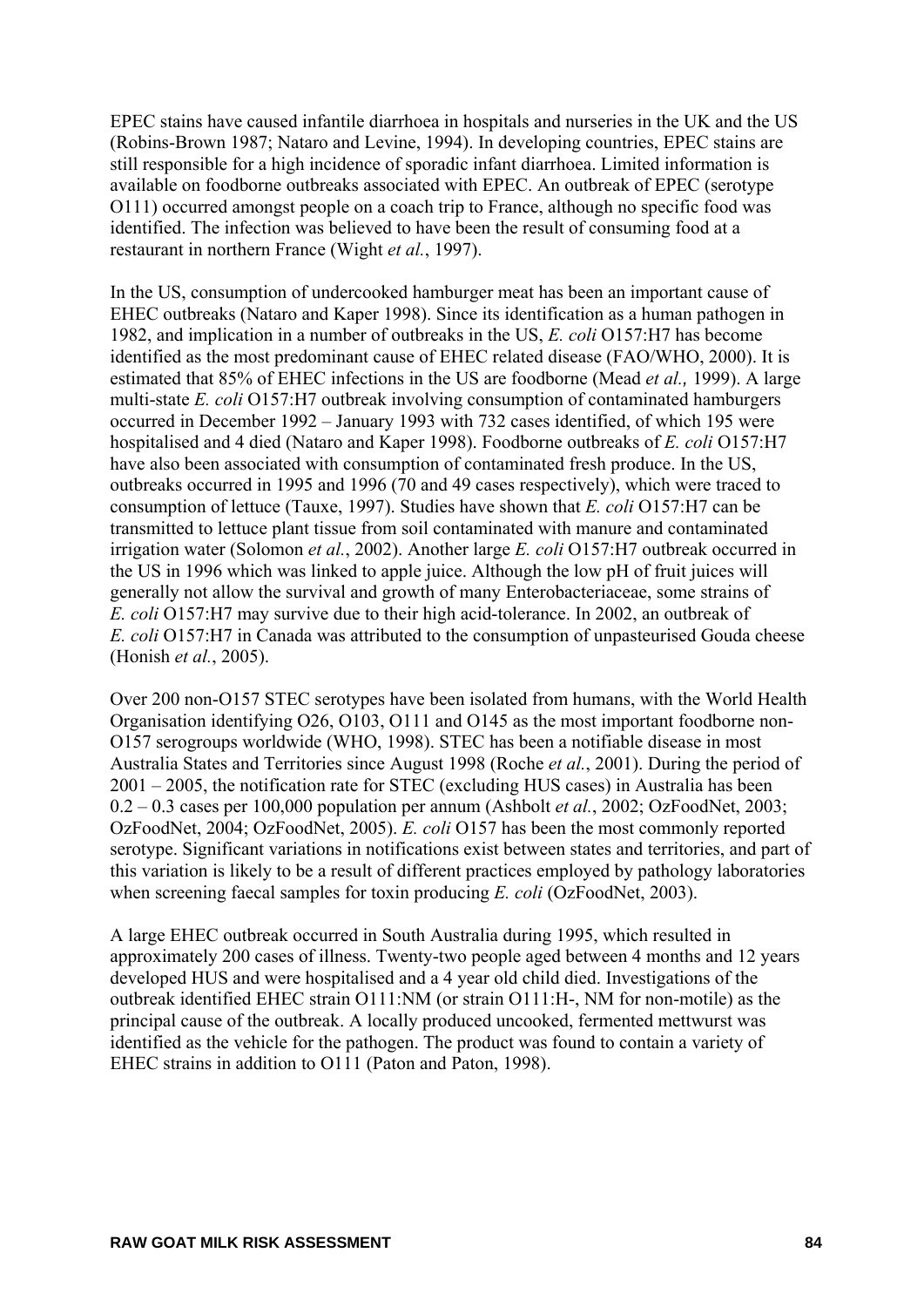EPEC stains have caused infantile diarrhoea in hospitals and nurseries in the UK and the US (Robins-Brown 1987; Nataro and Levine, 1994). In developing countries, EPEC stains are still responsible for a high incidence of sporadic infant diarrhoea. Limited information is available on foodborne outbreaks associated with EPEC. An outbreak of EPEC (serotype O111) occurred amongst people on a coach trip to France, although no specific food was identified. The infection was believed to have been the result of consuming food at a restaurant in northern France (Wight *et al.*, 1997).

In the US, consumption of undercooked hamburger meat has been an important cause of EHEC outbreaks (Nataro and Kaper 1998). Since its identification as a human pathogen in 1982, and implication in a number of outbreaks in the US, *E. coli* O157:H7 has become identified as the most predominant cause of EHEC related disease (FAO/WHO, 2000). It is estimated that 85% of EHEC infections in the US are foodborne (Mead *et al.,* 1999). A large multi-state *E. coli* O157:H7 outbreak involving consumption of contaminated hamburgers occurred in December 1992 – January 1993 with 732 cases identified, of which 195 were hospitalised and 4 died (Nataro and Kaper 1998). Foodborne outbreaks of *E. coli* O157:H7 have also been associated with consumption of contaminated fresh produce. In the US, outbreaks occurred in 1995 and 1996 (70 and 49 cases respectively), which were traced to consumption of lettuce (Tauxe, 1997). Studies have shown that *E. coli* O157:H7 can be transmitted to lettuce plant tissue from soil contaminated with manure and contaminated irrigation water (Solomon *et al.*, 2002). Another large *E. coli* O157:H7 outbreak occurred in the US in 1996 which was linked to apple juice. Although the low pH of fruit juices will generally not allow the survival and growth of many Enterobacteriaceae, some strains of *E. coli* O157:H7 may survive due to their high acid-tolerance. In 2002, an outbreak of *E. coli* O157:H7 in Canada was attributed to the consumption of unpasteurised Gouda cheese (Honish *et al.*, 2005).

Over 200 non-O157 STEC serotypes have been isolated from humans, with the World Health Organisation identifying O26, O103, O111 and O145 as the most important foodborne non-O157 serogroups worldwide (WHO, 1998). STEC has been a notifiable disease in most Australia States and Territories since August 1998 (Roche *et al.*, 2001). During the period of 2001 – 2005, the notification rate for STEC (excluding HUS cases) in Australia has been 0.2 – 0.3 cases per 100,000 population per annum (Ashbolt *et al.*, 2002; OzFoodNet, 2003; OzFoodNet, 2004; OzFoodNet, 2005). *E. coli* O157 has been the most commonly reported serotype. Significant variations in notifications exist between states and territories, and part of this variation is likely to be a result of different practices employed by pathology laboratories when screening faecal samples for toxin producing *E. coli* (OzFoodNet, 2003).

A large EHEC outbreak occurred in South Australia during 1995, which resulted in approximately 200 cases of illness. Twenty-two people aged between 4 months and 12 years developed HUS and were hospitalised and a 4 year old child died. Investigations of the outbreak identified EHEC strain O111:NM (or strain O111:H-, NM for non-motile) as the principal cause of the outbreak. A locally produced uncooked, fermented mettwurst was identified as the vehicle for the pathogen. The product was found to contain a variety of EHEC strains in addition to O111 (Paton and Paton, 1998).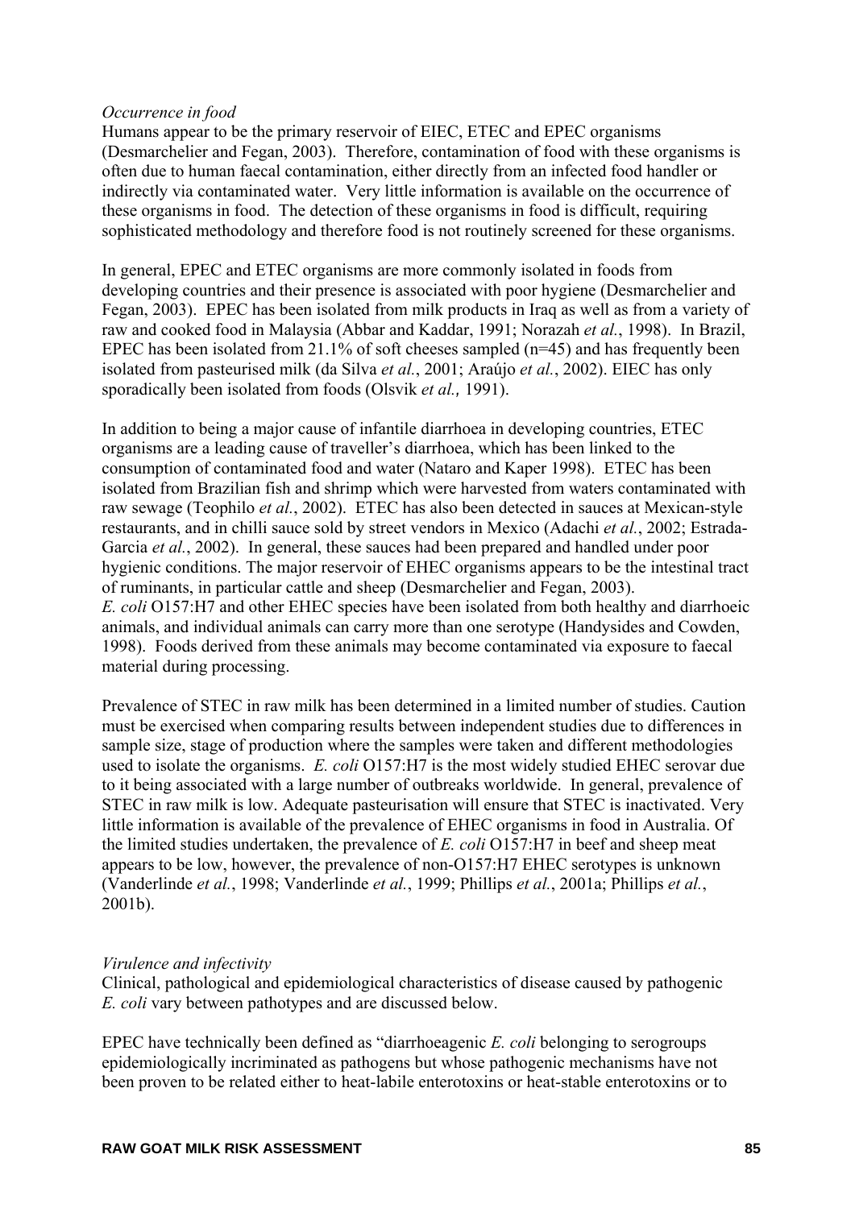*Occurrence in food*

Humans appear to be the primary reservoir of EIEC, ETEC and EPEC organisms (Desmarchelier and Fegan, 2003). Therefore, contamination of food with these organisms is often due to human faecal contamination, either directly from an infected food handler or indirectly via contaminated water. Very little information is available on the occurrence of these organisms in food. The detection of these organisms in food is difficult, requiring sophisticated methodology and therefore food is not routinely screened for these organisms.

In general, EPEC and ETEC organisms are more commonly isolated in foods from developing countries and their presence is associated with poor hygiene (Desmarchelier and Fegan, 2003). EPEC has been isolated from milk products in Iraq as well as from a variety of raw and cooked food in Malaysia (Abbar and Kaddar, 1991; Norazah *et al.*, 1998). In Brazil, EPEC has been isolated from 21.1% of soft cheeses sampled (n=45) and has frequently been isolated from pasteurised milk (da Silva *et al.*, 2001; Araújo *et al.*, 2002). EIEC has only sporadically been isolated from foods (Olsvik *et al.,* 1991).

In addition to being a major cause of infantile diarrhoea in developing countries, ETEC organisms are a leading cause of traveller's diarrhoea, which has been linked to the consumption of contaminated food and water (Nataro and Kaper 1998). ETEC has been isolated from Brazilian fish and shrimp which were harvested from waters contaminated with raw sewage (Teophilo *et al.*, 2002). ETEC has also been detected in sauces at Mexican-style restaurants, and in chilli sauce sold by street vendors in Mexico (Adachi *et al.*, 2002; Estrada-Garcia *et al.*, 2002). In general, these sauces had been prepared and handled under poor hygienic conditions. The major reservoir of EHEC organisms appears to be the intestinal tract of ruminants, in particular cattle and sheep (Desmarchelier and Fegan, 2003). *E. coli* O157:H7 and other EHEC species have been isolated from both healthy and diarrhoeic animals, and individual animals can carry more than one serotype (Handysides and Cowden, 1998). Foods derived from these animals may become contaminated via exposure to faecal material during processing.

Prevalence of STEC in raw milk has been determined in a limited number of studies. Caution must be exercised when comparing results between independent studies due to differences in sample size, stage of production where the samples were taken and different methodologies used to isolate the organisms. *E. coli* O157:H7 is the most widely studied EHEC serovar due to it being associated with a large number of outbreaks worldwide. In general, prevalence of STEC in raw milk is low. Adequate pasteurisation will ensure that STEC is inactivated. Very little information is available of the prevalence of EHEC organisms in food in Australia. Of the limited studies undertaken, the prevalence of *E. coli* O157:H7 in beef and sheep meat appears to be low, however, the prevalence of non-O157:H7 EHEC serotypes is unknown (Vanderlinde *et al.*, 1998; Vanderlinde *et al.*, 1999; Phillips *et al.*, 2001a; Phillips *et al.*, 2001b).

*Virulence and infectivity*

Clinical, pathological and epidemiological characteristics of disease caused by pathogenic *E. coli* vary between pathotypes and are discussed below.

EPEC have technically been defined as "diarrhoeagenic *E. coli* belonging to serogroups epidemiologically incriminated as pathogens but whose pathogenic mechanisms have not been proven to be related either to heat-labile enterotoxins or heat-stable enterotoxins or to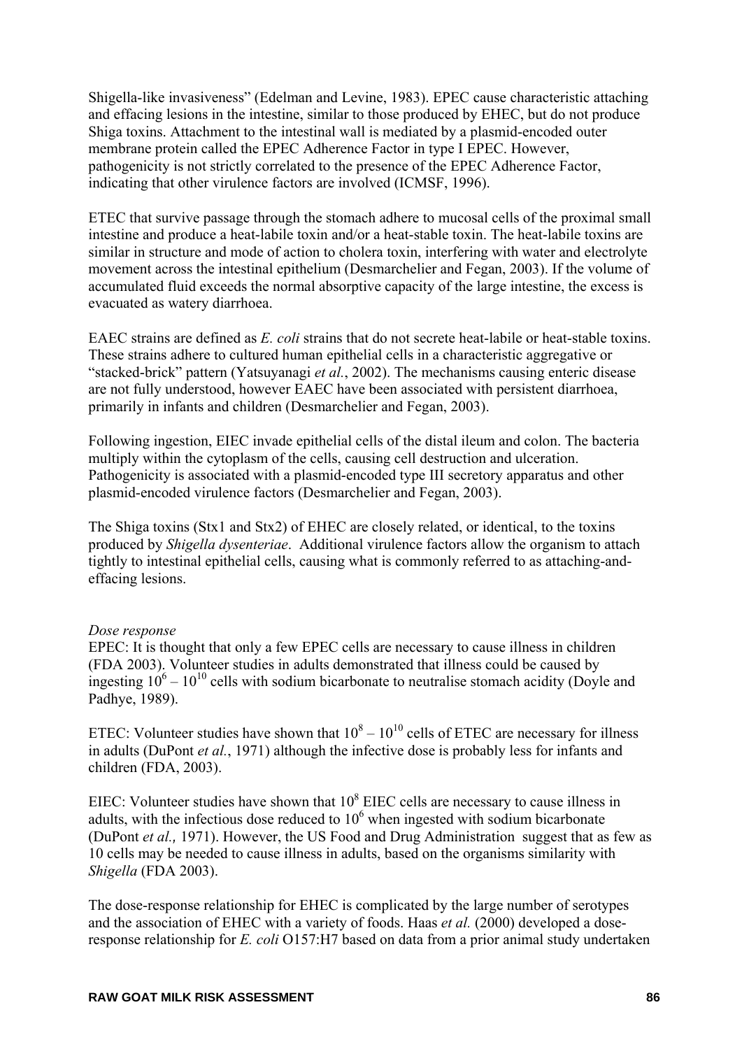Shigella-like invasiveness" (Edelman and Levine, 1983). EPEC cause characteristic attaching and effacing lesions in the intestine, similar to those produced by EHEC, but do not produce Shiga toxins. Attachment to the intestinal wall is mediated by a plasmid-encoded outer membrane protein called the EPEC Adherence Factor in type I EPEC. However, pathogenicity is not strictly correlated to the presence of the EPEC Adherence Factor, indicating that other virulence factors are involved (ICMSF, 1996).

ETEC that survive passage through the stomach adhere to mucosal cells of the proximal small intestine and produce a heat-labile toxin and/or a heat-stable toxin. The heat-labile toxins are similar in structure and mode of action to cholera toxin, interfering with water and electrolyte movement across the intestinal epithelium (Desmarchelier and Fegan, 2003). If the volume of accumulated fluid exceeds the normal absorptive capacity of the large intestine, the excess is evacuated as watery diarrhoea.

EAEC strains are defined as *E. coli* strains that do not secrete heat-labile or heat-stable toxins. These strains adhere to cultured human epithelial cells in a characteristic aggregative or "stacked-brick" pattern (Yatsuyanagi *et al.*, 2002). The mechanisms causing enteric disease are not fully understood, however EAEC have been associated with persistent diarrhoea, primarily in infants and children (Desmarchelier and Fegan, 2003).

Following ingestion, EIEC invade epithelial cells of the distal ileum and colon. The bacteria multiply within the cytoplasm of the cells, causing cell destruction and ulceration. Pathogenicity is associated with a plasmid-encoded type III secretory apparatus and other plasmid-encoded virulence factors (Desmarchelier and Fegan, 2003).

The Shiga toxins (Stx1 and Stx2) of EHEC are closely related, or identical, to the toxins produced by *Shigella dysenteriae*. Additional virulence factors allow the organism to attach tightly to intestinal epithelial cells, causing what is commonly referred to as attaching-and-effacing lesions.

*Dose response*

EPEC: It is thought that only a few EPEC cells are necessary to cause illness in children (FDA 2003). Volunteer studies in adults demonstrated that illness could be caused by ingesting $10^6 - 10^{10}$ cells with sodium bicarbonate to neutralise stomach acidity (Doyle and Padhye, 1989).

ETEC: Volunteer studies have shown that $10^8 - 10^{10}$ cells of ETEC are necessary for illness in adults (DuPont *et al.*, 1971) although the infective dose is probably less for infants and children (FDA, 2003).

EIEC: Volunteer studies have shown that $10^8$ EIEC cells are necessary to cause illness in adults, with the infectious dose reduced to $10^6$ when ingested with sodium bicarbonate (DuPont *et al.,* 1971). However, the US Food and Drug Administration suggest that as few as 10 cells may be needed to cause illness in adults, based on the organisms similarity with *Shigella* (FDA 2003).

The dose-response relationship for EHEC is complicated by the large number of serotypes and the association of EHEC with a variety of foods. Haas *et al.* (2000) developed a dose-response relationship for *E. coli* O157:H7 based on data from a prior animal study undertaken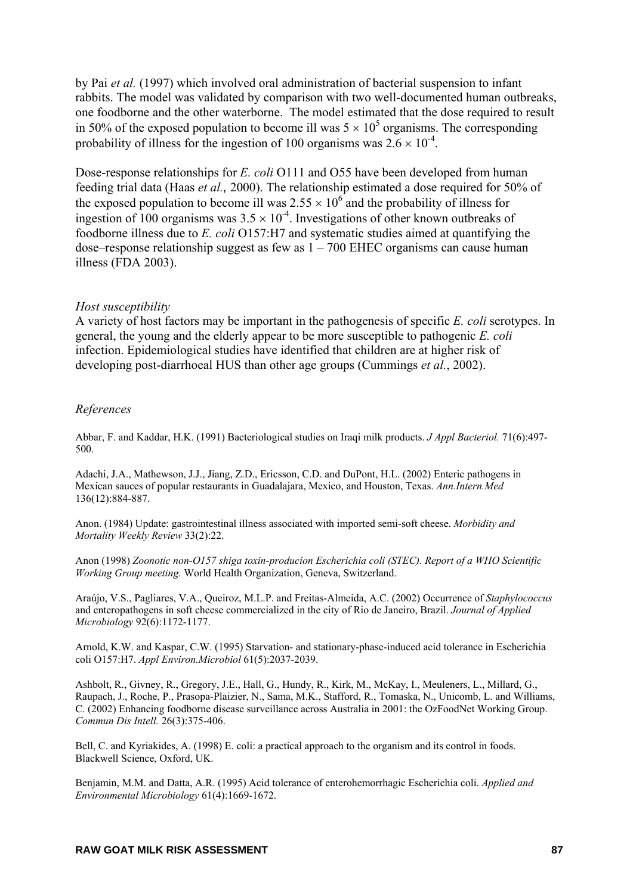by Pai *et al.* (1997) which involved oral administration of bacterial suspension to infant rabbits. The model was validated by comparison with two well-documented human outbreaks, one foodborne and the other waterborne. The model estimated that the dose required to result in 50% of the exposed population to become ill was $5 \times 10^5$ organisms. The corresponding probability of illness for the ingestion of 100 organisms was $2.6 \times 10^{-4}$.

Dose-response relationships for *E. coli* O111 and O55 have been developed from human feeding trial data (Haas *et al.,* 2000). The relationship estimated a dose required for 50% of the exposed population to become ill was $2.55 \times 10^6$ and the probability of illness for ingestion of 100 organisms was $3.5 \times 10^{-4}$. Investigations of other known outbreaks of foodborne illness due to *E. coli* O157:H7 and systematic studies aimed at quantifying the dose–response relationship suggest as few as 1 – 700 EHEC organisms can cause human illness (FDA 2003).

*Host susceptibility*

A variety of host factors may be important in the pathogenesis of specific *E. coli* serotypes. In general, the young and the elderly appear to be more susceptible to pathogenic *E. coli* infection. Epidemiological studies have identified that children are at higher risk of developing post-diarrhoeal HUS than other age groups (Cummings *et al.*, 2002).

*References*

Abbar, F. and Kaddar, H.K. (1991) Bacteriological studies on Iraqi milk products. *J Appl Bacteriol.* 71(6):497-500.

Adachi, J.A., Mathewson, J.J., Jiang, Z.D., Ericsson, C.D. and DuPont, H.L. (2002) Enteric pathogens in Mexican sauces of popular restaurants in Guadalajara, Mexico, and Houston, Texas. *Ann.Intern.Med* 136(12):884-887.

Anon. (1984) Update: gastrointestinal illness associated with imported semi-soft cheese. *Morbidity and Mortality Weekly Review* 33(2):22.

Anon (1998) *Zoonotic non-O157 shiga toxin-producion Escherichia coli (STEC). Report of a WHO Scientific Working Group meeting.* World Health Organization, Geneva, Switzerland.

Araújo, V.S., Pagliares, V.A., Queiroz, M.L.P. and Freitas-Almeida, A.C. (2002) Occurrence of *Staphylococcus* and enteropathogens in soft cheese commercialized in the city of Rio de Janeiro, Brazil. *Journal of Applied Microbiology* 92(6):1172-1177.

Arnold, K.W. and Kaspar, C.W. (1995) Starvation- and stationary-phase-induced acid tolerance in Escherichia coli O157:H7. *Appl Environ.Microbiol* 61(5):2037-2039.

Ashbolt, R., Givney, R., Gregory, J.E., Hall, G., Hundy, R., Kirk, M., McKay, I., Meuleners, L., Millard, G., Raupach, J., Roche, P., Prasopa-Plaizier, N., Sama, M.K., Stafford, R., Tomaska, N., Unicomb, L. and Williams, C. (2002) Enhancing foodborne disease surveillance across Australia in 2001: the OzFoodNet Working Group. *Commun Dis Intell.* 26(3):375-406.

Bell, C. and Kyriakides, A. (1998) E. coli: a practical approach to the organism and its control in foods. Blackwell Science, Oxford, UK.

Benjamin, M.M. and Datta, A.R. (1995) Acid tolerance of enterohemorrhagic Escherichia coli. *Applied and Environmental Microbiology* 61(4):1669-1672.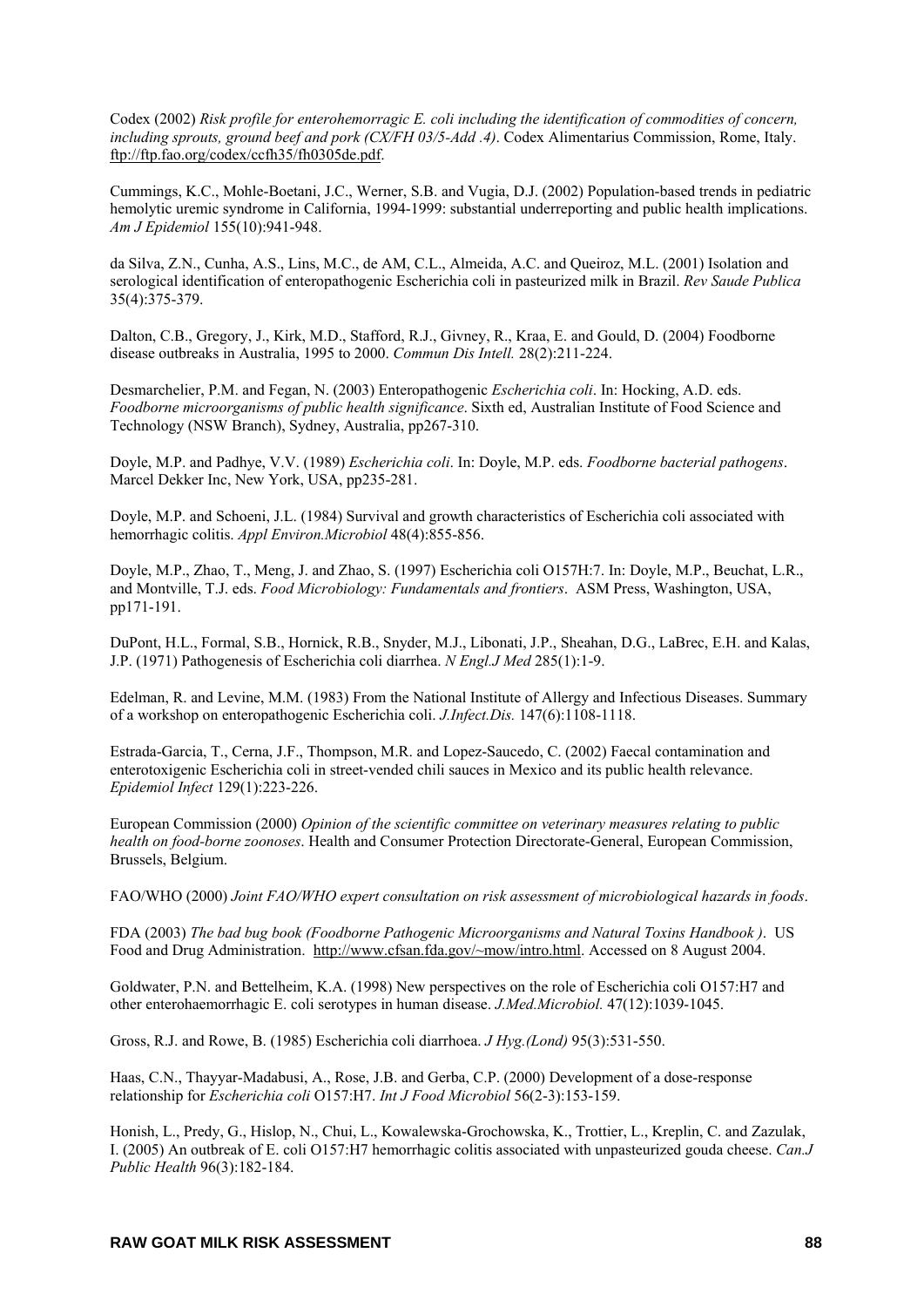Codex (2002) *Risk profile for enterohemorragic E. coli including the identification of commodities of concern, including sprouts, ground beef and pork (CX/FH 03/5-Add .4)*. Codex Alimentarius Commission, Rome, Italy. ftp://ftp.fao.org/codex/ccfh35/fh0305de.pdf.

Cummings, K.C., Mohle-Boetani, J.C., Werner, S.B. and Vugia, D.J. (2002) Population-based trends in pediatric hemolytic uremic syndrome in California, 1994-1999: substantial underreporting and public health implications. *Am J Epidemiol* 155(10):941-948.

da Silva, Z.N., Cunha, A.S., Lins, M.C., de AM, C.L., Almeida, A.C. and Queiroz, M.L. (2001) Isolation and serological identification of enteropathogenic Escherichia coli in pasteurized milk in Brazil. *Rev Saude Publica* 35(4):375-379.

Dalton, C.B., Gregory, J., Kirk, M.D., Stafford, R.J., Givney, R., Kraa, E. and Gould, D. (2004) Foodborne disease outbreaks in Australia, 1995 to 2000. *Commun Dis Intell.* 28(2):211-224.

Desmarchelier, P.M. and Fegan, N. (2003) Enteropathogenic *Escherichia coli*. In: Hocking, A.D. eds. *Foodborne microorganisms of public health significance*. Sixth ed, Australian Institute of Food Science and Technology (NSW Branch), Sydney, Australia, pp267-310.

Doyle, M.P. and Padhye, V.V. (1989) *Escherichia coli*. In: Doyle, M.P. eds. *Foodborne bacterial pathogens*. Marcel Dekker Inc, New York, USA, pp235-281.

Doyle, M.P. and Schoeni, J.L. (1984) Survival and growth characteristics of Escherichia coli associated with hemorrhagic colitis. *Appl Environ.Microbiol* 48(4):855-856.

Doyle, M.P., Zhao, T., Meng, J. and Zhao, S. (1997) Escherichia coli O157H:7. In: Doyle, M.P., Beuchat, L.R., and Montville, T.J. eds. *Food Microbiology: Fundamentals and frontiers*. ASM Press, Washington, USA, pp171-191.

DuPont, H.L., Formal, S.B., Hornick, R.B., Snyder, M.J., Libonati, J.P., Sheahan, D.G., LaBrec, E.H. and Kalas, J.P. (1971) Pathogenesis of Escherichia coli diarrhea. *N Engl.J Med* 285(1):1-9.

Edelman, R. and Levine, M.M. (1983) From the National Institute of Allergy and Infectious Diseases. Summary of a workshop on enteropathogenic Escherichia coli. *J.Infect.Dis.* 147(6):1108-1118.

Estrada-Garcia, T., Cerna, J.F., Thompson, M.R. and Lopez-Saucedo, C. (2002) Faecal contamination and enterotoxigenic Escherichia coli in street-vended chili sauces in Mexico and its public health relevance. *Epidemiol Infect* 129(1):223-226.

European Commission (2000) *Opinion of the scientific committee on veterinary measures relating to public health on food-borne zoonoses*. Health and Consumer Protection Directorate-General, European Commission, Brussels, Belgium.

FAO/WHO (2000) *Joint FAO/WHO expert consultation on risk assessment of microbiological hazards in foods*.

FDA (2003) *The bad bug book (Foodborne Pathogenic Microorganisms and Natural Toxins Handbook )*. US Food and Drug Administration. http://www.cfsan.fda.gov/~mow/intro.html. Accessed on 8 August 2004.

Goldwater, P.N. and Bettelheim, K.A. (1998) New perspectives on the role of Escherichia coli O157:H7 and other enterohaemorrhagic E. coli serotypes in human disease. *J.Med.Microbiol.* 47(12):1039-1045.

Gross, R.J. and Rowe, B. (1985) Escherichia coli diarrhoea. *J Hyg.(Lond)* 95(3):531-550.

Haas, C.N., Thayyar-Madabusi, A., Rose, J.B. and Gerba, C.P. (2000) Development of a dose-response relationship for *Escherichia coli* O157:H7. *Int J Food Microbiol* 56(2-3):153-159.

Honish, L., Predy, G., Hislop, N., Chui, L., Kowalewska-Grochowska, K., Trottier, L., Kreplin, C. and Zazulak, I. (2005) An outbreak of E. coli O157:H7 hemorrhagic colitis associated with unpasteurized gouda cheese. *Can.J Public Health* 96(3):182-184.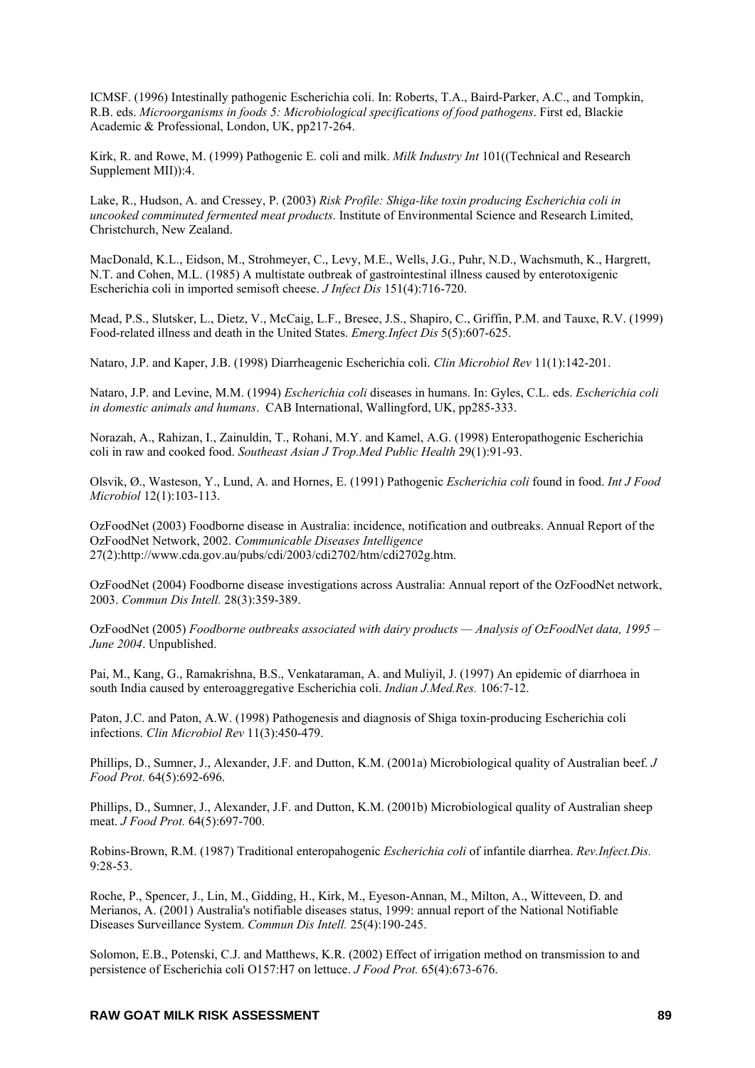ICMSF. (1996) Intestinally pathogenic Escherichia coli. In: Roberts, T.A., Baird-Parker, A.C., and Tompkin, R.B. eds. *Microorganisms in foods 5: Microbiological specifications of food pathogens*. First ed, Blackie Academic & Professional, London, UK, pp217-264.

Kirk, R. and Rowe, M. (1999) Pathogenic E. coli and milk. *Milk Industry Int* 101((Technical and Research Supplement MII)):4.

Lake, R., Hudson, A. and Cressey, P. (2003) *Risk Profile: Shiga-like toxin producing Escherichia coli in uncooked comminuted fermented meat products*. Institute of Environmental Science and Research Limited, Christchurch, New Zealand.

MacDonald, K.L., Eidson, M., Strohmeyer, C., Levy, M.E., Wells, J.G., Puhr, N.D., Wachsmuth, K., Hargrett, N.T. and Cohen, M.L. (1985) A multistate outbreak of gastrointestinal illness caused by enterotoxigenic Escherichia coli in imported semisoft cheese. *J Infect Dis* 151(4):716-720.

Mead, P.S., Slutsker, L., Dietz, V., McCaig, L.F., Bresee, J.S., Shapiro, C., Griffin, P.M. and Tauxe, R.V. (1999) Food-related illness and death in the United States. *Emerg.Infect Dis* 5(5):607-625.

Nataro, J.P. and Kaper, J.B. (1998) Diarrheagenic Escherichia coli. *Clin Microbiol Rev* 11(1):142-201.

Nataro, J.P. and Levine, M.M. (1994) *Escherichia coli* diseases in humans. In: Gyles, C.L. eds. *Escherichia coli in domestic animals and humans*. CAB International, Wallingford, UK, pp285-333.

Norazah, A., Rahizan, I., Zainuldin, T., Rohani, M.Y. and Kamel, A.G. (1998) Enteropathogenic Escherichia coli in raw and cooked food. *Southeast Asian J Trop.Med Public Health* 29(1):91-93.

Olsvik, Ø., Wasteson, Y., Lund, A. and Hornes, E. (1991) Pathogenic *Escherichia coli* found in food. *Int J Food Microbiol* 12(1):103-113.

OzFoodNet (2003) Foodborne disease in Australia: incidence, notification and outbreaks. Annual Report of the OzFoodNet Network, 2002. *Communicable Diseases Intelligence* 27(2):http://www.cda.gov.au/pubs/cdi/2003/cdi2702/htm/cdi2702g.htm.

OzFoodNet (2004) Foodborne disease investigations across Australia: Annual report of the OzFoodNet network, 2003. *Commun Dis Intell.* 28(3):359-389.

OzFoodNet (2005) *Foodborne outbreaks associated with dairy products — Analysis of OzFoodNet data, 1995 – June 2004*. Unpublished.

Pai, M., Kang, G., Ramakrishna, B.S., Venkataraman, A. and Muliyil, J. (1997) An epidemic of diarrhoea in south India caused by enteroaggregative Escherichia coli. *Indian J.Med.Res.* 106:7-12.

Paton, J.C. and Paton, A.W. (1998) Pathogenesis and diagnosis of Shiga toxin-producing Escherichia coli infections. *Clin Microbiol Rev* 11(3):450-479.

Phillips, D., Sumner, J., Alexander, J.F. and Dutton, K.M. (2001a) Microbiological quality of Australian beef. *J Food Prot.* 64(5):692-696.

Phillips, D., Sumner, J., Alexander, J.F. and Dutton, K.M. (2001b) Microbiological quality of Australian sheep meat. *J Food Prot.* 64(5):697-700.

Robins-Brown, R.M. (1987) Traditional enteropahogenic *Escherichia coli* of infantile diarrhea. *Rev.Infect.Dis.* 9:28-53.

Roche, P., Spencer, J., Lin, M., Gidding, H., Kirk, M., Eyeson-Annan, M., Milton, A., Witteveen, D. and Merianos, A. (2001) Australia's notifiable diseases status, 1999: annual report of the National Notifiable Diseases Surveillance System. *Commun Dis Intell.* 25(4):190-245.

Solomon, E.B., Potenski, C.J. and Matthews, K.R. (2002) Effect of irrigation method on transmission to and persistence of Escherichia coli O157:H7 on lettuce. *J Food Prot.* 65(4):673-676.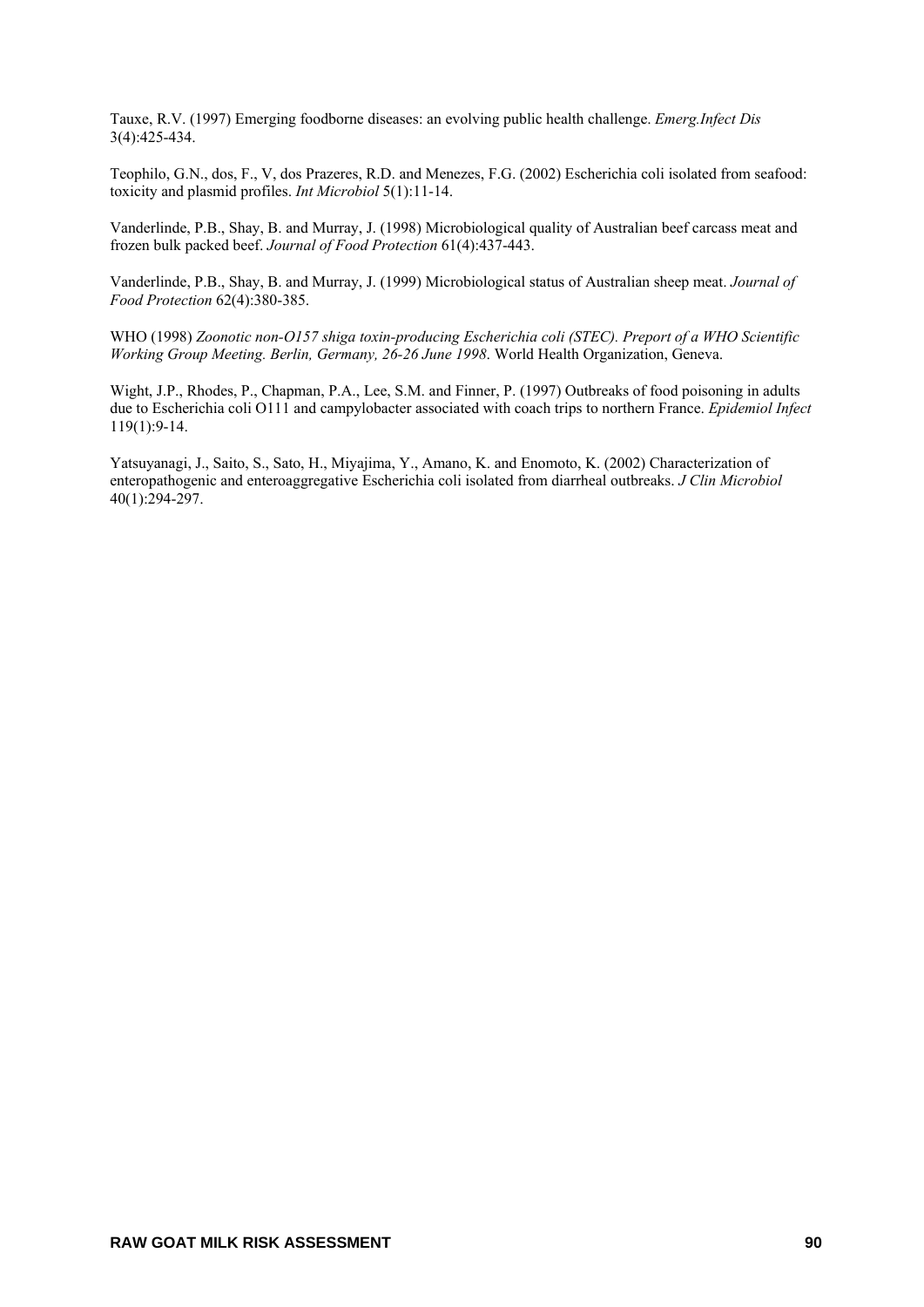Tauxe, R.V. (1997) Emerging foodborne diseases: an evolving public health challenge. *Emerg.Infect Dis* 3(4):425-434.

Teophilo, G.N., dos, F., V, dos Prazeres, R.D. and Menezes, F.G. (2002) Escherichia coli isolated from seafood: toxicity and plasmid profiles. *Int Microbiol* 5(1):11-14.

Vanderlinde, P.B., Shay, B. and Murray, J. (1998) Microbiological quality of Australian beef carcass meat and frozen bulk packed beef. *Journal of Food Protection* 61(4):437-443.

Vanderlinde, P.B., Shay, B. and Murray, J. (1999) Microbiological status of Australian sheep meat. *Journal of Food Protection* 62(4):380-385.

WHO (1998) *Zoonotic non-O157 shiga toxin-producing Escherichia coli (STEC). Preport of a WHO Scientific Working Group Meeting. Berlin, Germany, 26-26 June 1998*. World Health Organization, Geneva.

Wight, J.P., Rhodes, P., Chapman, P.A., Lee, S.M. and Finner, P. (1997) Outbreaks of food poisoning in adults due to Escherichia coli O111 and campylobacter associated with coach trips to northern France. *Epidemiol Infect* 119(1):9-14.

Yatsuyanagi, J., Saito, S., Sato, H., Miyajima, Y., Amano, K. and Enomoto, K. (2002) Characterization of enteropathogenic and enteroaggregative Escherichia coli isolated from diarrheal outbreaks. *J Clin Microbiol* 40(1):294-297.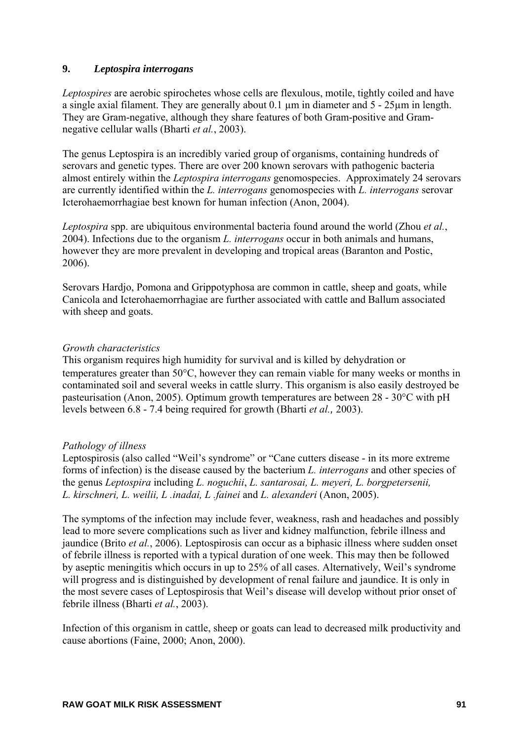## 9. *Leptospira interrogans*

*Leptospires* are aerobic spirochetes whose cells are flexulous, motile, tightly coiled and have a single axial filament. They are generally about 0.1 µm in diameter and 5 - 25µm in length. They are Gram-negative, although they share features of both Gram-positive and Gram-negative cellular walls (Bharti *et al.*, 2003).

The genus Leptospira is an incredibly varied group of organisms, containing hundreds of serovars and genetic types. There are over 200 known serovars with pathogenic bacteria almost entirely within the *Leptospira interrogans* genomospecies. Approximately 24 serovars are currently identified within the *L. interrogans* genomospecies with *L. interrogans* serovar Icterohaemorrhagiae best known for human infection (Anon, 2004).

*Leptospira* spp. are ubiquitous environmental bacteria found around the world (Zhou *et al.*, 2004). Infections due to the organism *L. interrogans* occur in both animals and humans, however they are more prevalent in developing and tropical areas (Baranton and Postic, 2006).

Serovars Hardjo, Pomona and Grippotyphosa are common in cattle, sheep and goats, while Canicola and Icterohaemorrhagiae are further associated with cattle and Ballum associated with sheep and goats.

### *Growth characteristics*

This organism requires high humidity for survival and is killed by dehydration or temperatures greater than 50°C, however they can remain viable for many weeks or months in contaminated soil and several weeks in cattle slurry. This organism is also easily destroyed be pasteurisation (Anon, 2005). Optimum growth temperatures are between 28 - 30°C with pH levels between 6.8 - 7.4 being required for growth (Bharti *et al.,* 2003).

### *Pathology of illness*

Leptospirosis (also called "Weil's syndrome" or "Cane cutters disease - in its more extreme forms of infection) is the disease caused by the bacterium *L. interrogans* and other species of the genus *Leptospira* including *L. noguchii*, *L. santarosai, L. meyeri, L. borgpetersenii, L. kirschneri, L. weilii, L .inadai, L .fainei* and *L. alexanderi* (Anon, 2005).

The symptoms of the infection may include fever, weakness, rash and headaches and possibly lead to more severe complications such as liver and kidney malfunction, febrile illness and jaundice (Brito *et al.*, 2006). Leptospirosis can occur as a biphasic illness where sudden onset of febrile illness is reported with a typical duration of one week. This may then be followed by aseptic meningitis which occurs in up to 25% of all cases. Alternatively, Weil's syndrome will progress and is distinguished by development of renal failure and jaundice. It is only in the most severe cases of Leptospirosis that Weil's disease will develop without prior onset of febrile illness (Bharti *et al.*, 2003).

Infection of this organism in cattle, sheep or goats can lead to decreased milk productivity and cause abortions (Faine, 2000; Anon, 2000).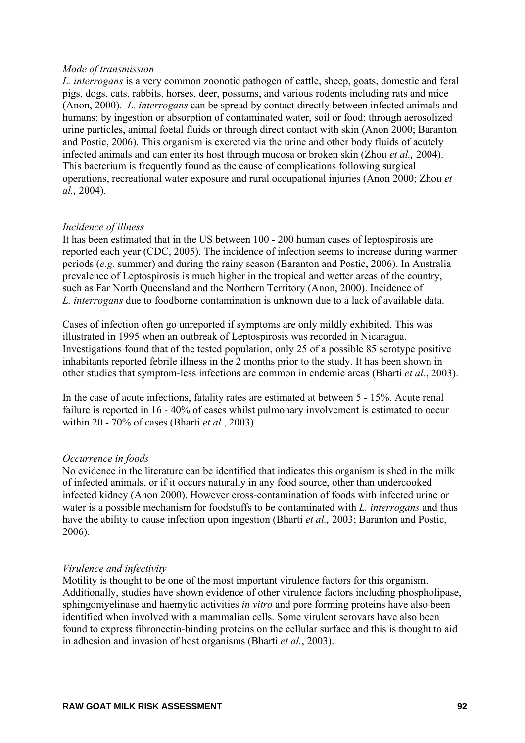*Mode of transmission*

*L. interrogans* is a very common zoonotic pathogen of cattle, sheep, goats, domestic and feral pigs, dogs, cats, rabbits, horses, deer, possums, and various rodents including rats and mice (Anon, 2000). *L. interrogans* can be spread by contact directly between infected animals and humans; by ingestion or absorption of contaminated water, soil or food; through aerosolized urine particles, animal foetal fluids or through direct contact with skin (Anon 2000; Baranton and Postic, 2006). This organism is excreted via the urine and other body fluids of acutely infected animals and can enter its host through mucosa or broken skin (Zhou *et al.,* 2004). This bacterium is frequently found as the cause of complications following surgical operations, recreational water exposure and rural occupational injuries (Anon 2000; Zhou *et al.,* 2004).

*Incidence of illness*

It has been estimated that in the US between 100 - 200 human cases of leptospirosis are reported each year (CDC, 2005). The incidence of infection seems to increase during warmer periods (*e.g.* summer) and during the rainy season (Baranton and Postic, 2006). In Australia prevalence of Leptospirosis is much higher in the tropical and wetter areas of the country, such as Far North Queensland and the Northern Territory (Anon, 2000). Incidence of *L. interrogans* due to foodborne contamination is unknown due to a lack of available data.

Cases of infection often go unreported if symptoms are only mildly exhibited. This was illustrated in 1995 when an outbreak of Leptospirosis was recorded in Nicaragua. Investigations found that of the tested population, only 25 of a possible 85 serotype positive inhabitants reported febrile illness in the 2 months prior to the study. It has been shown in other studies that symptom-less infections are common in endemic areas (Bharti *et al.*, 2003).

In the case of acute infections, fatality rates are estimated at between 5 - 15%. Acute renal failure is reported in 16 - 40% of cases whilst pulmonary involvement is estimated to occur within 20 - 70% of cases (Bharti *et al.*, 2003).

*Occurrence in foods*

No evidence in the literature can be identified that indicates this organism is shed in the milk of infected animals, or if it occurs naturally in any food source, other than undercooked infected kidney (Anon 2000). However cross-contamination of foods with infected urine or water is a possible mechanism for foodstuffs to be contaminated with *L. interrogans* and thus have the ability to cause infection upon ingestion (Bharti *et al.,* 2003; Baranton and Postic, 2006).

*Virulence and infectivity*

Motility is thought to be one of the most important virulence factors for this organism. Additionally, studies have shown evidence of other virulence factors including phospholipase, sphingomyelinase and haemytic activities *in vitro* and pore forming proteins have also been identified when involved with a mammalian cells. Some virulent serovars have also been found to express fibronectin-binding proteins on the cellular surface and this is thought to aid in adhesion and invasion of host organisms (Bharti *et al.*, 2003).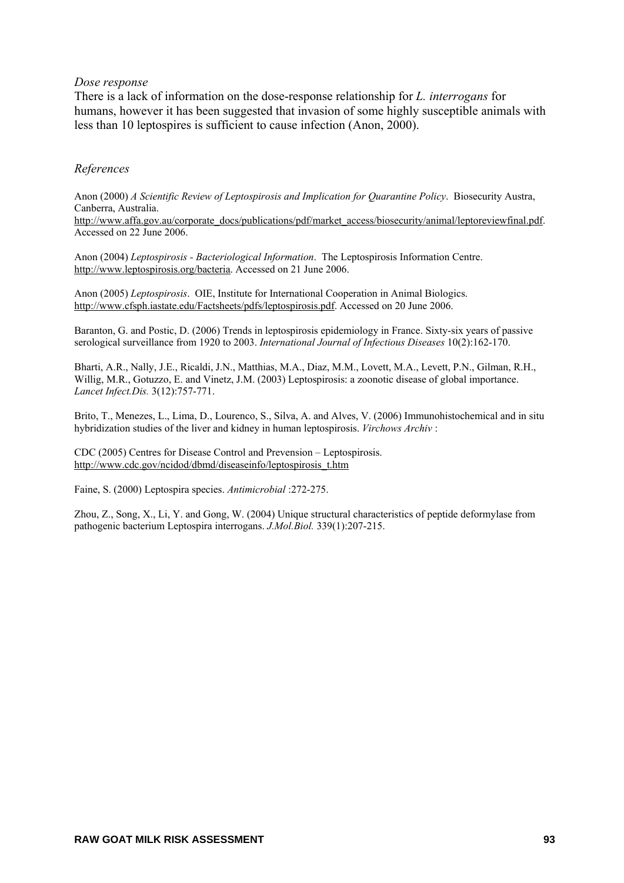*Dose response*

There is a lack of information on the dose-response relationship for *L. interrogans* for humans, however it has been suggested that invasion of some highly susceptible animals with less than 10 leptospires is sufficient to cause infection (Anon, 2000).

*References*

Anon (2000) *A Scientific Review of Leptospirosis and Implication for Quarantine Policy*. Biosecurity Austra, Canberra, Australia. http://www.affa.gov.au/corporate_docs/publications/pdf/market_access/biosecurity/animal/leptoreviewfinal.pdf. Accessed on 22 June 2006.

Anon (2004) *Leptospirosis - Bacteriological Information*. The Leptospirosis Information Centre. http://www.leptospirosis.org/bacteria. Accessed on 21 June 2006.

Anon (2005) *Leptospirosis*. OIE, Institute for International Cooperation in Animal Biologics. http://www.cfsph.iastate.edu/Factsheets/pdfs/leptospirosis.pdf. Accessed on 20 June 2006.

Baranton, G. and Postic, D. (2006) Trends in leptospirosis epidemiology in France. Sixty-six years of passive serological surveillance from 1920 to 2003. *International Journal of Infectious Diseases* 10(2):162-170.

Bharti, A.R., Nally, J.E., Ricaldi, J.N., Matthias, M.A., Diaz, M.M., Lovett, M.A., Levett, P.N., Gilman, R.H., Willig, M.R., Gotuzzo, E. and Vinetz, J.M. (2003) Leptospirosis: a zoonotic disease of global importance. *Lancet Infect.Dis.* 3(12):757-771.

Brito, T., Menezes, L., Lima, D., Lourenco, S., Silva, A. and Alves, V. (2006) Immunohistochemical and in situ hybridization studies of the liver and kidney in human leptospirosis. *Virchows Archiv* :

CDC (2005) Centres for Disease Control and Prevension – Leptospirosis. http://www.cdc.gov/ncidod/dbmd/diseaseinfo/leptospirosis_t.htm

Faine, S. (2000) Leptospira species. *Antimicrobial* :272-275.

Zhou, Z., Song, X., Li, Y. and Gong, W. (2004) Unique structural characteristics of peptide deformylase from pathogenic bacterium Leptospira interrogans. *J.Mol.Biol.* 339(1):207-215.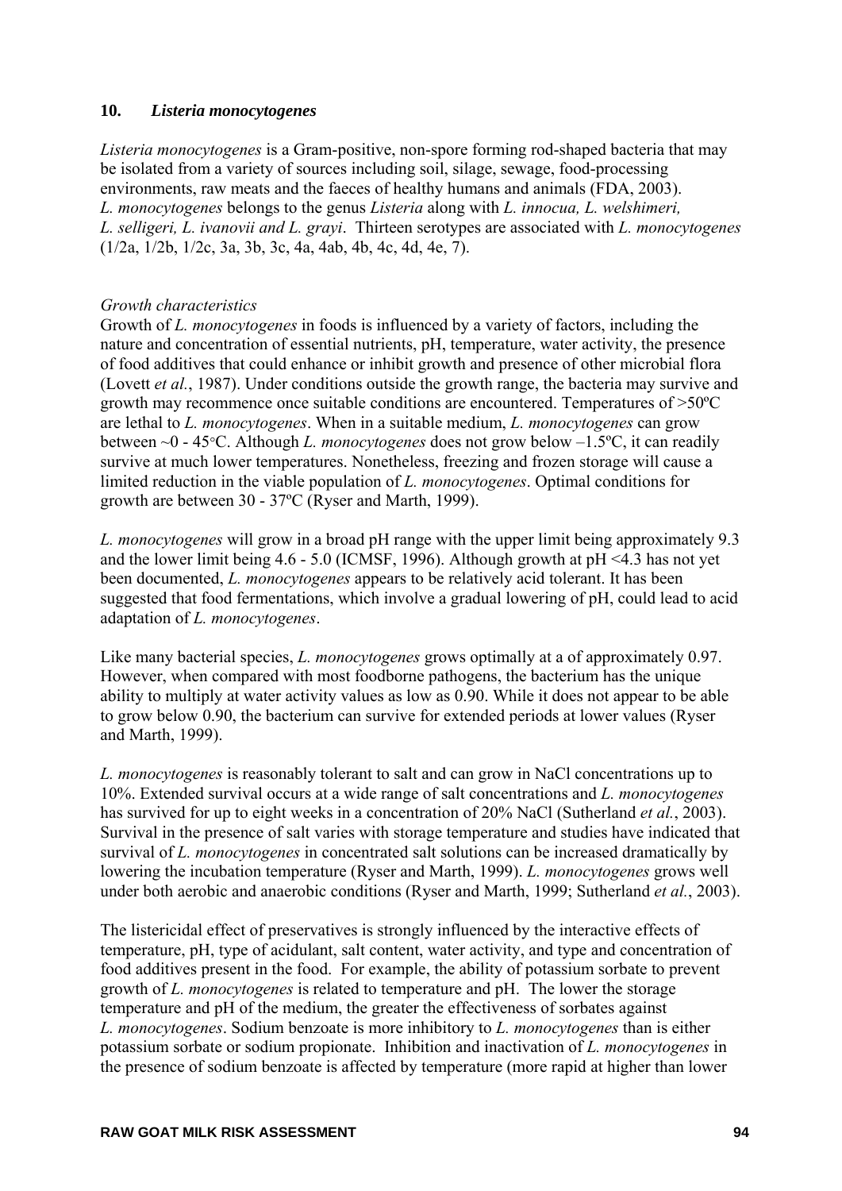## 10. *Listeria monocytogenes*

*Listeria monocytogenes* is a Gram-positive, non-spore forming rod-shaped bacteria that may be isolated from a variety of sources including soil, silage, sewage, food-processing environments, raw meats and the faeces of healthy humans and animals (FDA, 2003). *L. monocytogenes* belongs to the genus *Listeria* along with *L. innocua, L. welshimeri, L. selligeri, L. ivanovii and L. grayi*. Thirteen serotypes are associated with *L. monocytogenes* (1/2a, 1/2b, 1/2c, 3a, 3b, 3c, 4a, 4ab, 4b, 4c, 4d, 4e, 7).

*Growth characteristics*

Growth of *L. monocytogenes* in foods is influenced by a variety of factors, including the nature and concentration of essential nutrients, pH, temperature, water activity, the presence of food additives that could enhance or inhibit growth and presence of other microbial flora (Lovett *et al.*, 1987). Under conditions outside the growth range, the bacteria may survive and growth may recommence once suitable conditions are encountered. Temperatures of >50ºC are lethal to *L. monocytogenes*. When in a suitable medium, *L. monocytogenes* can grow between ~0 - 45°C. Although *L. monocytogenes* does not grow below –1.5ºC, it can readily survive at much lower temperatures. Nonetheless, freezing and frozen storage will cause a limited reduction in the viable population of *L. monocytogenes*. Optimal conditions for growth are between 30 - 37ºC (Ryser and Marth, 1999).

*L. monocytogenes* will grow in a broad pH range with the upper limit being approximately 9.3 and the lower limit being 4.6 - 5.0 (ICMSF, 1996). Although growth at pH <4.3 has not yet been documented, *L. monocytogenes* appears to be relatively acid tolerant. It has been suggested that food fermentations, which involve a gradual lowering of pH, could lead to acid adaptation of *L. monocytogenes*.

Like many bacterial species, *L. monocytogenes* grows optimally at a of approximately 0.97. However, when compared with most foodborne pathogens, the bacterium has the unique ability to multiply at water activity values as low as 0.90. While it does not appear to be able to grow below 0.90, the bacterium can survive for extended periods at lower values (Ryser and Marth, 1999).

*L. monocytogenes* is reasonably tolerant to salt and can grow in NaCl concentrations up to 10%. Extended survival occurs at a wide range of salt concentrations and *L. monocytogenes* has survived for up to eight weeks in a concentration of 20% NaCl (Sutherland *et al.*, 2003). Survival in the presence of salt varies with storage temperature and studies have indicated that survival of *L. monocytogenes* in concentrated salt solutions can be increased dramatically by lowering the incubation temperature (Ryser and Marth, 1999). *L. monocytogenes* grows well under both aerobic and anaerobic conditions (Ryser and Marth, 1999; Sutherland *et al.*, 2003).

The listericidal effect of preservatives is strongly influenced by the interactive effects of temperature, pH, type of acidulant, salt content, water activity, and type and concentration of food additives present in the food. For example, the ability of potassium sorbate to prevent growth of *L. monocytogenes* is related to temperature and pH. The lower the storage temperature and pH of the medium, the greater the effectiveness of sorbates against *L. monocytogenes*. Sodium benzoate is more inhibitory to *L. monocytogenes* than is either potassium sorbate or sodium propionate. Inhibition and inactivation of *L. monocytogenes* in the presence of sodium benzoate is affected by temperature (more rapid at higher than lower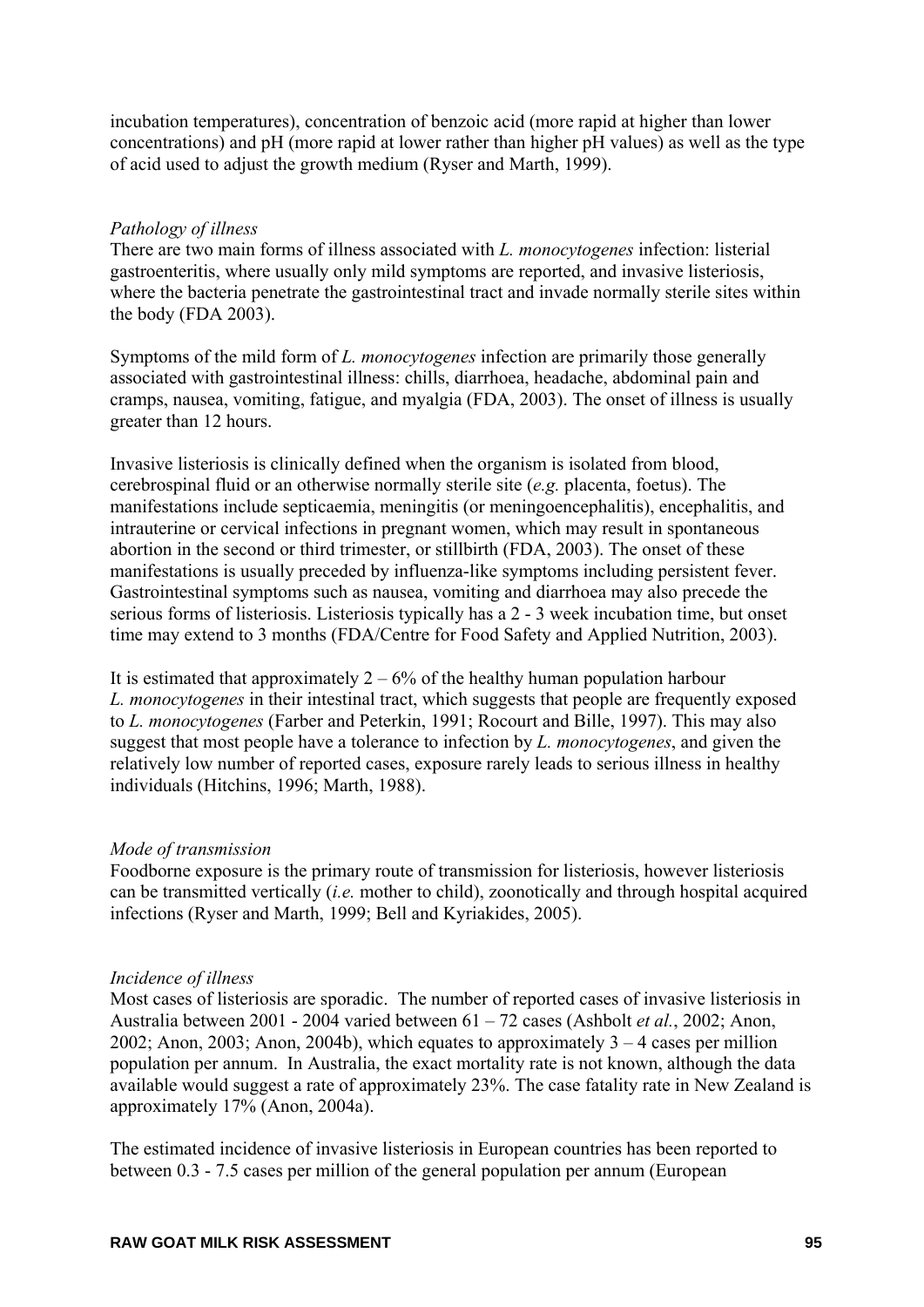incubation temperatures), concentration of benzoic acid (more rapid at higher than lower concentrations) and pH (more rapid at lower rather than higher pH values) as well as the type of acid used to adjust the growth medium (Ryser and Marth, 1999).

*Pathology of illness*

There are two main forms of illness associated with *L. monocytogenes* infection: listerial gastroenteritis, where usually only mild symptoms are reported, and invasive listeriosis, where the bacteria penetrate the gastrointestinal tract and invade normally sterile sites within the body (FDA 2003).

Symptoms of the mild form of *L. monocytogenes* infection are primarily those generally associated with gastrointestinal illness: chills, diarrhoea, headache, abdominal pain and cramps, nausea, vomiting, fatigue, and myalgia (FDA, 2003). The onset of illness is usually greater than 12 hours.

Invasive listeriosis is clinically defined when the organism is isolated from blood, cerebrospinal fluid or an otherwise normally sterile site (*e.g.* placenta, foetus). The manifestations include septicaemia, meningitis (or meningoencephalitis), encephalitis, and intrauterine or cervical infections in pregnant women, which may result in spontaneous abortion in the second or third trimester, or stillbirth (FDA, 2003). The onset of these manifestations is usually preceded by influenza-like symptoms including persistent fever. Gastrointestinal symptoms such as nausea, vomiting and diarrhoea may also precede the serious forms of listeriosis. Listeriosis typically has a 2 - 3 week incubation time, but onset time may extend to 3 months (FDA/Centre for Food Safety and Applied Nutrition, 2003).

It is estimated that approximately 2 – 6% of the healthy human population harbour *L. monocytogenes* in their intestinal tract, which suggests that people are frequently exposed to *L. monocytogenes* (Farber and Peterkin, 1991; Rocourt and Bille, 1997). This may also suggest that most people have a tolerance to infection by *L. monocytogenes*, and given the relatively low number of reported cases, exposure rarely leads to serious illness in healthy individuals (Hitchins, 1996; Marth, 1988).

*Mode of transmission*

Foodborne exposure is the primary route of transmission for listeriosis, however listeriosis can be transmitted vertically (*i.e.* mother to child), zoonotically and through hospital acquired infections (Ryser and Marth, 1999; Bell and Kyriakides, 2005).

*Incidence of illness*

Most cases of listeriosis are sporadic. The number of reported cases of invasive listeriosis in Australia between 2001 - 2004 varied between 61 – 72 cases (Ashbolt *et al.*, 2002; Anon, 2002; Anon, 2003; Anon, 2004b), which equates to approximately 3 – 4 cases per million population per annum. In Australia, the exact mortality rate is not known, although the data available would suggest a rate of approximately 23%. The case fatality rate in New Zealand is approximately 17% (Anon, 2004a).

The estimated incidence of invasive listeriosis in European countries has been reported to between 0.3 - 7.5 cases per million of the general population per annum (European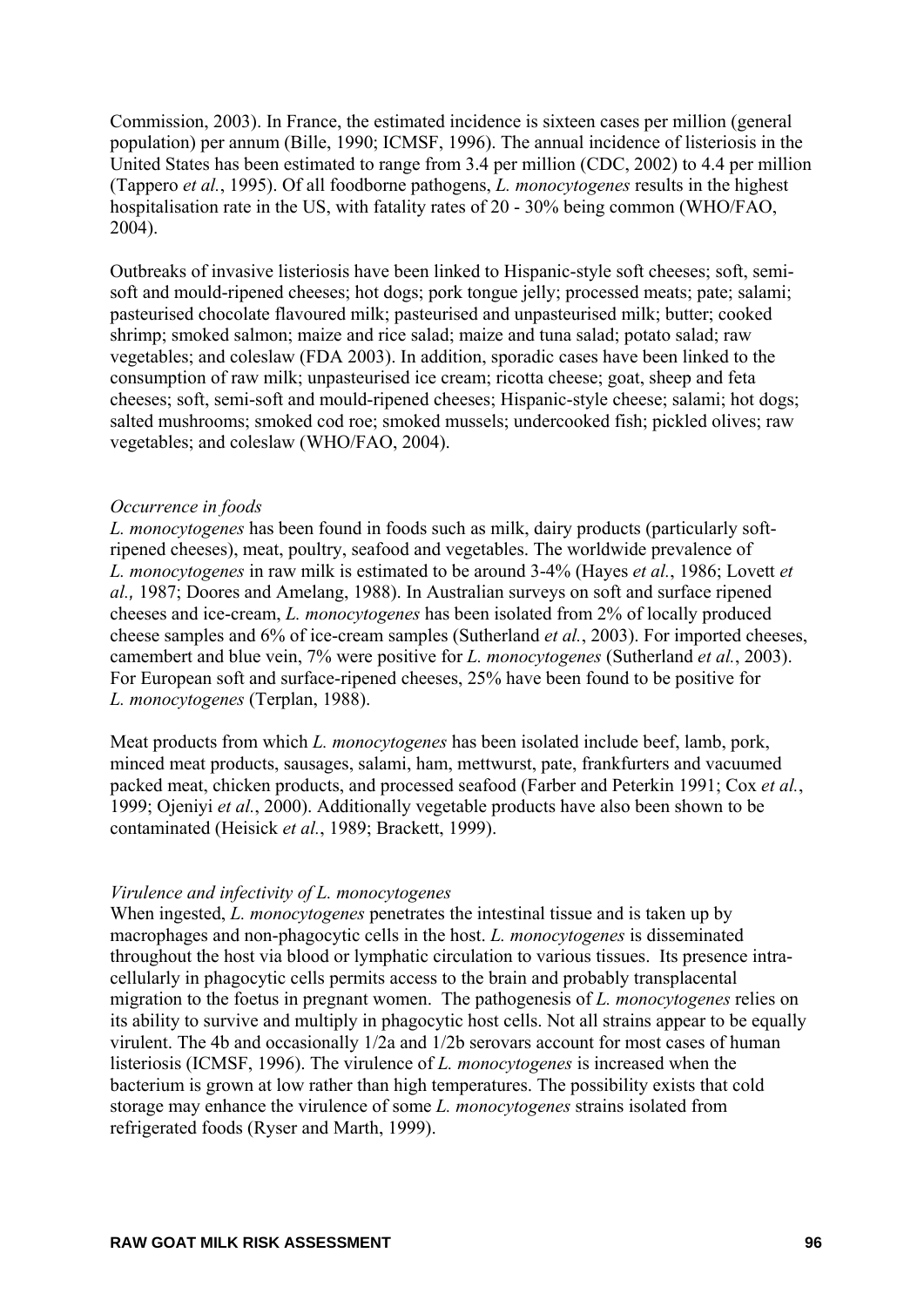Commission, 2003). In France, the estimated incidence is sixteen cases per million (general population) per annum (Bille, 1990; ICMSF, 1996). The annual incidence of listeriosis in the United States has been estimated to range from 3.4 per million (CDC, 2002) to 4.4 per million (Tappero *et al.*, 1995). Of all foodborne pathogens, *L. monocytogenes* results in the highest hospitalisation rate in the US, with fatality rates of 20 - 30% being common (WHO/FAO, 2004).

Outbreaks of invasive listeriosis have been linked to Hispanic-style soft cheeses; soft, semi-soft and mould-ripened cheeses; hot dogs; pork tongue jelly; processed meats; pate; salami; pasteurised chocolate flavoured milk; pasteurised and unpasteurised milk; butter; cooked shrimp; smoked salmon; maize and rice salad; maize and tuna salad; potato salad; raw vegetables; and coleslaw (FDA 2003). In addition, sporadic cases have been linked to the consumption of raw milk; unpasteurised ice cream; ricotta cheese; goat, sheep and feta cheeses; soft, semi-soft and mould-ripened cheeses; Hispanic-style cheese; salami; hot dogs; salted mushrooms; smoked cod roe; smoked mussels; undercooked fish; pickled olives; raw vegetables; and coleslaw (WHO/FAO, 2004).

*Occurrence in foods*

*L. monocytogenes* has been found in foods such as milk, dairy products (particularly soft-ripened cheeses), meat, poultry, seafood and vegetables. The worldwide prevalence of *L. monocytogenes* in raw milk is estimated to be around 3-4% (Hayes *et al.*, 1986; Lovett *et al.,* 1987; Doores and Amelang, 1988). In Australian surveys on soft and surface ripened cheeses and ice-cream, *L. monocytogenes* has been isolated from 2% of locally produced cheese samples and 6% of ice-cream samples (Sutherland *et al.*, 2003). For imported cheeses, camembert and blue vein, 7% were positive for *L. monocytogenes* (Sutherland *et al.*, 2003). For European soft and surface-ripened cheeses, 25% have been found to be positive for *L. monocytogenes* (Terplan, 1988).

Meat products from which *L. monocytogenes* has been isolated include beef, lamb, pork, minced meat products, sausages, salami, ham, mettwurst, pate, frankfurters and vacuumed packed meat, chicken products, and processed seafood (Farber and Peterkin 1991; Cox *et al.*, 1999; Ojeniyi *et al.*, 2000). Additionally vegetable products have also been shown to be contaminated (Heisick *et al.*, 1989; Brackett, 1999).

*Virulence and infectivity of L. monocytogenes*

When ingested, *L. monocytogenes* penetrates the intestinal tissue and is taken up by macrophages and non-phagocytic cells in the host. *L. monocytogenes* is disseminated throughout the host via blood or lymphatic circulation to various tissues. Its presence intra-cellularly in phagocytic cells permits access to the brain and probably transplacental migration to the foetus in pregnant women. The pathogenesis of *L. monocytogenes* relies on its ability to survive and multiply in phagocytic host cells. Not all strains appear to be equally virulent. The 4b and occasionally 1/2a and 1/2b serovars account for most cases of human listeriosis (ICMSF, 1996). The virulence of *L. monocytogenes* is increased when the bacterium is grown at low rather than high temperatures. The possibility exists that cold storage may enhance the virulence of some *L. monocytogenes* strains isolated from refrigerated foods (Ryser and Marth, 1999).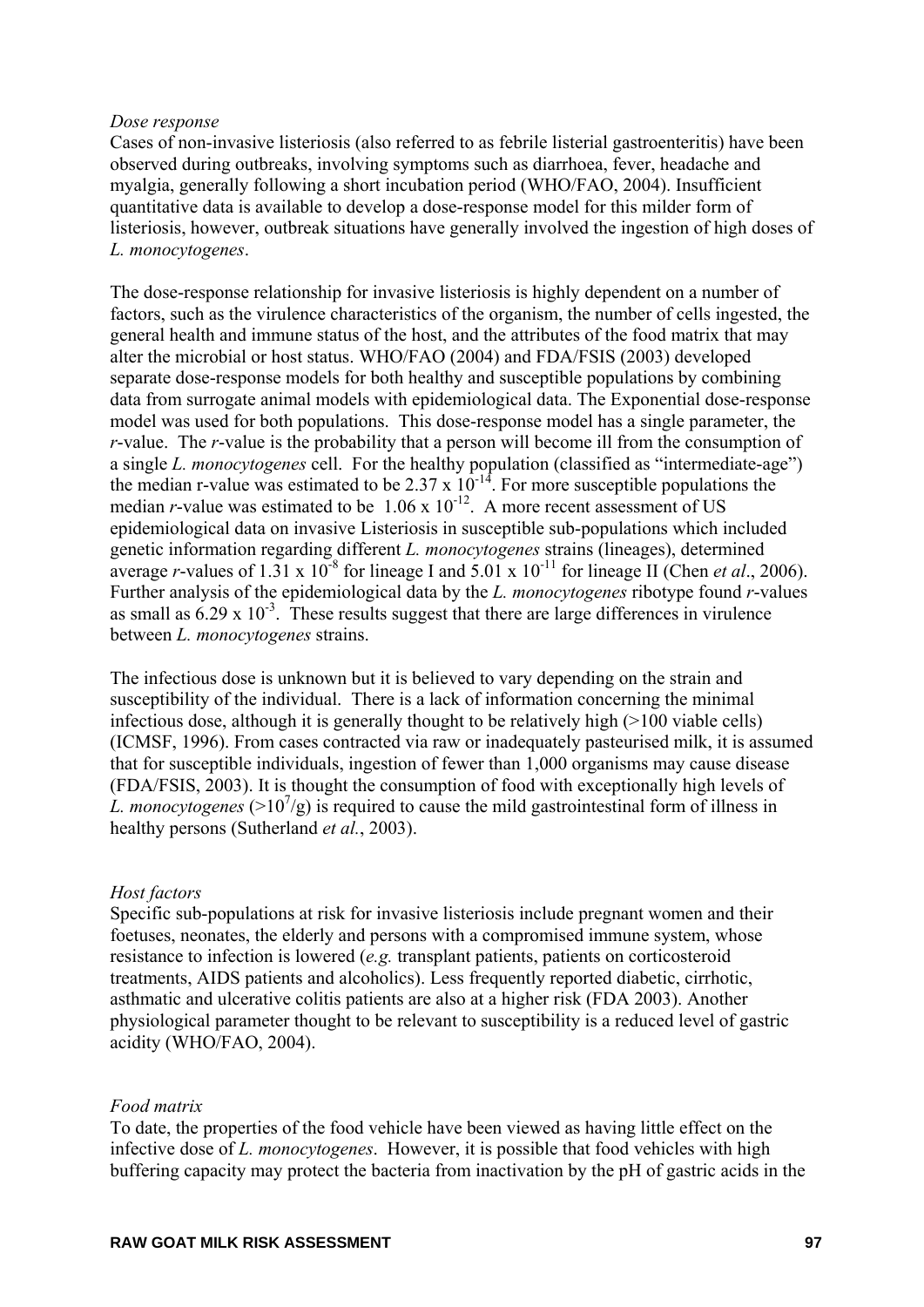*Dose response*

Cases of non-invasive listeriosis (also referred to as febrile listerial gastroenteritis) have been observed during outbreaks, involving symptoms such as diarrhoea, fever, headache and myalgia, generally following a short incubation period (WHO/FAO, 2004). Insufficient quantitative data is available to develop a dose-response model for this milder form of listeriosis, however, outbreak situations have generally involved the ingestion of high doses of *L. monocytogenes*.

The dose-response relationship for invasive listeriosis is highly dependent on a number of factors, such as the virulence characteristics of the organism, the number of cells ingested, the general health and immune status of the host, and the attributes of the food matrix that may alter the microbial or host status. WHO/FAO (2004) and FDA/FSIS (2003) developed separate dose-response models for both healthy and susceptible populations by combining data from surrogate animal models with epidemiological data. The Exponential dose-response model was used for both populations. This dose-response model has a single parameter, the *r*-value. The *r*-value is the probability that a person will become ill from the consumption of a single *L. monocytogenes* cell. For the healthy population (classified as "intermediate-age") the median r-value was estimated to be $2.37 \times 10^{-14}$. For more susceptible populations the median *r*-value was estimated to be $1.06 \times 10^{-12}$. A more recent assessment of US epidemiological data on invasive Listeriosis in susceptible sub-populations which included genetic information regarding different *L. monocytogenes* strains (lineages), determined average *r*-values of $1.31 \times 10^{-8}$ for lineage I and $5.01 \times 10^{-11}$ for lineage II (Chen *et al*., 2006). Further analysis of the epidemiological data by the *L. monocytogenes* ribotype found *r*-values as small as $6.29 \times 10^{-3}$. These results suggest that there are large differences in virulence between *L. monocytogenes* strains.

The infectious dose is unknown but it is believed to vary depending on the strain and susceptibility of the individual. There is a lack of information concerning the minimal infectious dose, although it is generally thought to be relatively high (>100 viable cells) (ICMSF, 1996). From cases contracted via raw or inadequately pasteurised milk, it is assumed that for susceptible individuals, ingestion of fewer than 1,000 organisms may cause disease (FDA/FSIS, 2003). It is thought the consumption of food with exceptionally high levels of *L. monocytogenes* ($>10^7$/g) is required to cause the mild gastrointestinal form of illness in healthy persons (Sutherland *et al.*, 2003).

*Host factors*

Specific sub-populations at risk for invasive listeriosis include pregnant women and their foetuses, neonates, the elderly and persons with a compromised immune system, whose resistance to infection is lowered (*e.g.* transplant patients, patients on corticosteroid treatments, AIDS patients and alcoholics). Less frequently reported diabetic, cirrhotic, asthmatic and ulcerative colitis patients are also at a higher risk (FDA 2003). Another physiological parameter thought to be relevant to susceptibility is a reduced level of gastric acidity (WHO/FAO, 2004).

*Food matrix*

To date, the properties of the food vehicle have been viewed as having little effect on the infective dose of *L. monocytogenes*. However, it is possible that food vehicles with high buffering capacity may protect the bacteria from inactivation by the pH of gastric acids in the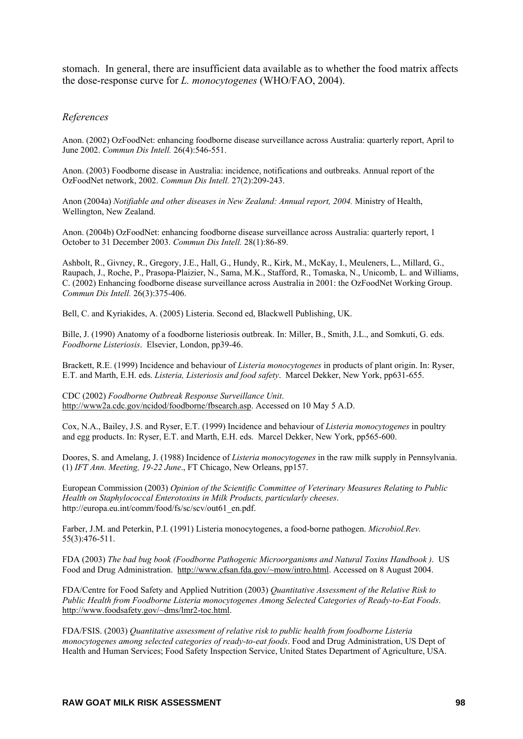stomach. In general, there are insufficient data available as to whether the food matrix affects the dose-response curve for *L. monocytogenes* (WHO/FAO, 2004).

### *References*

Anon. (2002) OzFoodNet: enhancing foodborne disease surveillance across Australia: quarterly report, April to June 2002. *Commun Dis Intell.* 26(4):546-551.

Anon. (2003) Foodborne disease in Australia: incidence, notifications and outbreaks. Annual report of the OzFoodNet network, 2002. *Commun Dis Intell.* 27(2):209-243.

Anon (2004a) *Notifiable and other diseases in New Zealand: Annual report, 2004.* Ministry of Health, Wellington, New Zealand.

Anon. (2004b) OzFoodNet: enhancing foodborne disease surveillance across Australia: quarterly report, 1 October to 31 December 2003. *Commun Dis Intell.* 28(1):86-89.

Ashbolt, R., Givney, R., Gregory, J.E., Hall, G., Hundy, R., Kirk, M., McKay, I., Meuleners, L., Millard, G., Raupach, J., Roche, P., Prasopa-Plaizier, N., Sama, M.K., Stafford, R., Tomaska, N., Unicomb, L. and Williams, C. (2002) Enhancing foodborne disease surveillance across Australia in 2001: the OzFoodNet Working Group. *Commun Dis Intell.* 26(3):375-406.

Bell, C. and Kyriakides, A. (2005) Listeria. Second ed, Blackwell Publishing, UK.

Bille, J. (1990) Anatomy of a foodborne listeriosis outbreak. In: Miller, B., Smith, J.L., and Somkuti, G. eds. *Foodborne Listeriosis*. Elsevier, London, pp39-46.

Brackett, R.E. (1999) Incidence and behaviour of *Listeria monocytogenes* in products of plant origin. In: Ryser, E.T. and Marth, E.H. eds. *Listeria, Listeriosis and food safety*. Marcel Dekker, New York, pp631-655.

CDC (2002) *Foodborne Outbreak Response Surveillance Unit*. http://www2a.cdc.gov/ncidod/foodborne/fbsearch.asp. Accessed on 10 May 5 A.D.

Cox, N.A., Bailey, J.S. and Ryser, E.T. (1999) Incidence and behaviour of *Listeria monocytogenes* in poultry and egg products. In: Ryser, E.T. and Marth, E.H. eds. Marcel Dekker, New York, pp565-600.

Doores, S. and Amelang, J. (1988) Incidence of *Listeria monocytogenes* in the raw milk supply in Pennsylvania. (1) *IFT Ann. Meeting, 19-22 June*., FT Chicago, New Orleans, pp157.

European Commission (2003) *Opinion of the Scientific Committee of Veterinary Measures Relating to Public Health on Staphylococcal Enterotoxins in Milk Products, particularly cheeses*. http://europa.eu.int/comm/food/fs/sc/scv/out61_en.pdf.

Farber, J.M. and Peterkin, P.I. (1991) Listeria monocytogenes, a food-borne pathogen. *Microbiol.Rev.* 55(3):476-511.

FDA (2003) *The bad bug book (Foodborne Pathogenic Microorganisms and Natural Toxins Handbook )*. US Food and Drug Administration. http://www.cfsan.fda.gov/~mow/intro.html. Accessed on 8 August 2004.

FDA/Centre for Food Safety and Applied Nutrition (2003) *Quantitative Assessment of the Relative Risk to Public Health from Foodborne Listeria monocytogenes Among Selected Categories of Ready-to-Eat Foods*. http://www.foodsafety.gov/~dms/lmr2-toc.html.

FDA/FSIS. (2003) *Quantitative assessment of relative risk to public health from foodborne Listeria monocytogenes among selected categories of ready-to-eat foods*. Food and Drug Administration, US Dept of Health and Human Services; Food Safety Inspection Service, United States Department of Agriculture, USA.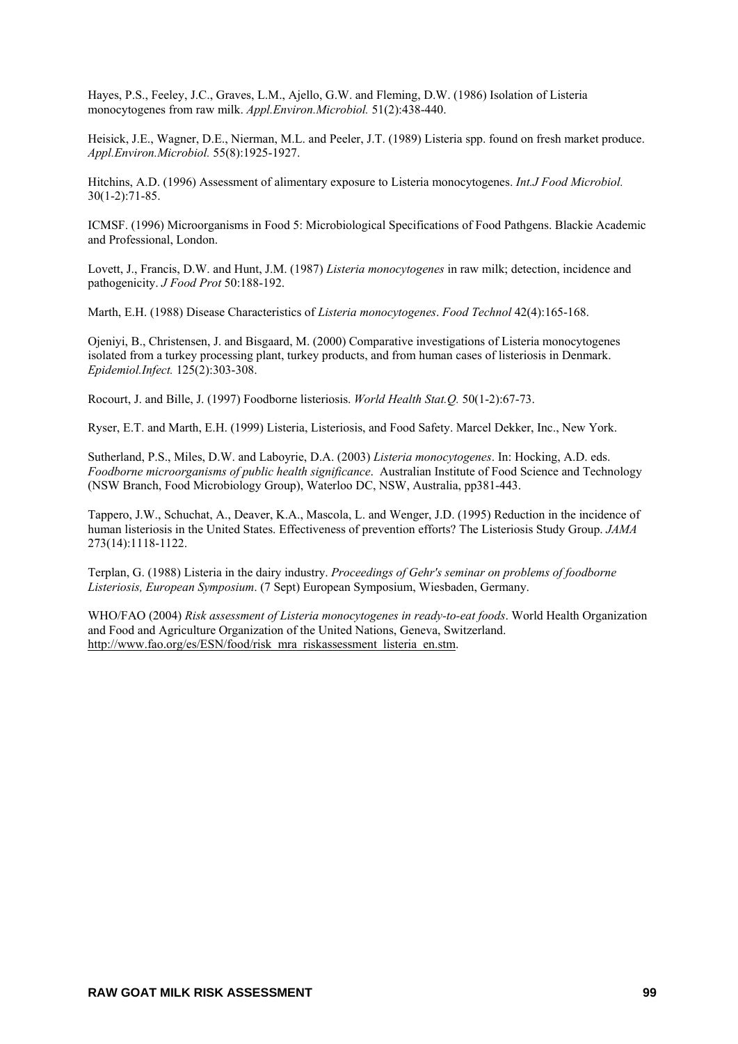Hayes, P.S., Feeley, J.C., Graves, L.M., Ajello, G.W. and Fleming, D.W. (1986) Isolation of Listeria monocytogenes from raw milk. *Appl.Environ.Microbiol.* 51(2):438-440.

Heisick, J.E., Wagner, D.E., Nierman, M.L. and Peeler, J.T. (1989) Listeria spp. found on fresh market produce. *Appl.Environ.Microbiol.* 55(8):1925-1927.

Hitchins, A.D. (1996) Assessment of alimentary exposure to Listeria monocytogenes. *Int.J Food Microbiol.* 30(1-2):71-85.

ICMSF. (1996) Microorganisms in Food 5: Microbiological Specifications of Food Pathgens. Blackie Academic and Professional, London.

Lovett, J., Francis, D.W. and Hunt, J.M. (1987) *Listeria monocytogenes* in raw milk; detection, incidence and pathogenicity. *J Food Prot* 50:188-192.

Marth, E.H. (1988) Disease Characteristics of *Listeria monocytogenes*. *Food Technol* 42(4):165-168.

Ojeniyi, B., Christensen, J. and Bisgaard, M. (2000) Comparative investigations of Listeria monocytogenes isolated from a turkey processing plant, turkey products, and from human cases of listeriosis in Denmark. *Epidemiol.Infect.* 125(2):303-308.

Rocourt, J. and Bille, J. (1997) Foodborne listeriosis. *World Health Stat.Q.* 50(1-2):67-73.

Ryser, E.T. and Marth, E.H. (1999) Listeria, Listeriosis, and Food Safety. Marcel Dekker, Inc., New York.

Sutherland, P.S., Miles, D.W. and Laboyrie, D.A. (2003) *Listeria monocytogenes*. In: Hocking, A.D. eds. *Foodborne microorganisms of public health significance*. Australian Institute of Food Science and Technology (NSW Branch, Food Microbiology Group), Waterloo DC, NSW, Australia, pp381-443.

Tappero, J.W., Schuchat, A., Deaver, K.A., Mascola, L. and Wenger, J.D. (1995) Reduction in the incidence of human listeriosis in the United States. Effectiveness of prevention efforts? The Listeriosis Study Group. *JAMA* 273(14):1118-1122.

Terplan, G. (1988) Listeria in the dairy industry. *Proceedings of Gehr's seminar on problems of foodborne Listeriosis, European Symposium*. (7 Sept) European Symposium, Wiesbaden, Germany.

WHO/FAO (2004) *Risk assessment of Listeria monocytogenes in ready-to-eat foods*. World Health Organization and Food and Agriculture Organization of the United Nations, Geneva, Switzerland. http://www.fao.org/es/ESN/food/risk_mra_riskassessment_listeria_en.stm.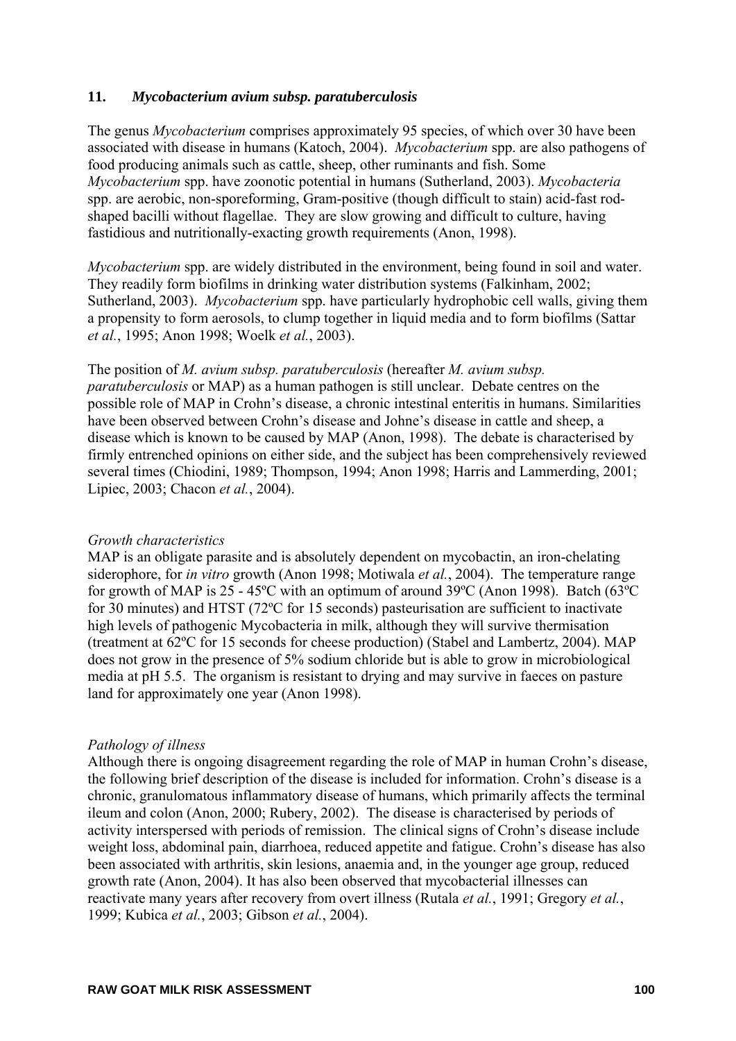## 11. *Mycobacterium avium subsp. paratuberculosis*

The genus *Mycobacterium* comprises approximately 95 species, of which over 30 have been associated with disease in humans (Katoch, 2004). *Mycobacterium* spp. are also pathogens of food producing animals such as cattle, sheep, other ruminants and fish. Some *Mycobacterium* spp. have zoonotic potential in humans (Sutherland, 2003). *Mycobacteria* spp. are aerobic, non-sporeforming, Gram-positive (though difficult to stain) acid-fast rod-shaped bacilli without flagellae. They are slow growing and difficult to culture, having fastidious and nutritionally-exacting growth requirements (Anon, 1998).

*Mycobacterium* spp. are widely distributed in the environment, being found in soil and water. They readily form biofilms in drinking water distribution systems (Falkinham, 2002; Sutherland, 2003). *Mycobacterium* spp. have particularly hydrophobic cell walls, giving them a propensity to form aerosols, to clump together in liquid media and to form biofilms (Sattar *et al.*, 1995; Anon 1998; Woelk *et al.*, 2003).

The position of *M. avium subsp. paratuberculosis* (hereafter *M. avium subsp. paratuberculosis* or MAP) as a human pathogen is still unclear. Debate centres on the possible role of MAP in Crohn's disease, a chronic intestinal enteritis in humans. Similarities have been observed between Crohn's disease and Johne's disease in cattle and sheep, a disease which is known to be caused by MAP (Anon, 1998). The debate is characterised by firmly entrenched opinions on either side, and the subject has been comprehensively reviewed several times (Chiodini, 1989; Thompson, 1994; Anon 1998; Harris and Lammerding, 2001; Lipiec, 2003; Chacon *et al.*, 2004).

### *Growth characteristics*

MAP is an obligate parasite and is absolutely dependent on mycobactin, an iron-chelating siderophore, for *in vitro* growth (Anon 1998; Motiwala *et al.*, 2004). The temperature range for growth of MAP is 25 - 45ºC with an optimum of around 39ºC (Anon 1998). Batch (63ºC for 30 minutes) and HTST (72ºC for 15 seconds) pasteurisation are sufficient to inactivate high levels of pathogenic Mycobacteria in milk, although they will survive thermisation (treatment at 62ºC for 15 seconds for cheese production) (Stabel and Lambertz, 2004). MAP does not grow in the presence of 5% sodium chloride but is able to grow in microbiological media at pH 5.5. The organism is resistant to drying and may survive in faeces on pasture land for approximately one year (Anon 1998).

### *Pathology of illness*

Although there is ongoing disagreement regarding the role of MAP in human Crohn's disease, the following brief description of the disease is included for information. Crohn's disease is a chronic, granulomatous inflammatory disease of humans, which primarily affects the terminal ileum and colon (Anon, 2000; Rubery, 2002). The disease is characterised by periods of activity interspersed with periods of remission. The clinical signs of Crohn's disease include weight loss, abdominal pain, diarrhoea, reduced appetite and fatigue. Crohn's disease has also been associated with arthritis, skin lesions, anaemia and, in the younger age group, reduced growth rate (Anon, 2004). It has also been observed that mycobacterial illnesses can reactivate many years after recovery from overt illness (Rutala *et al.*, 1991; Gregory *et al.*, 1999; Kubica *et al.*, 2003; Gibson *et al.*, 2004).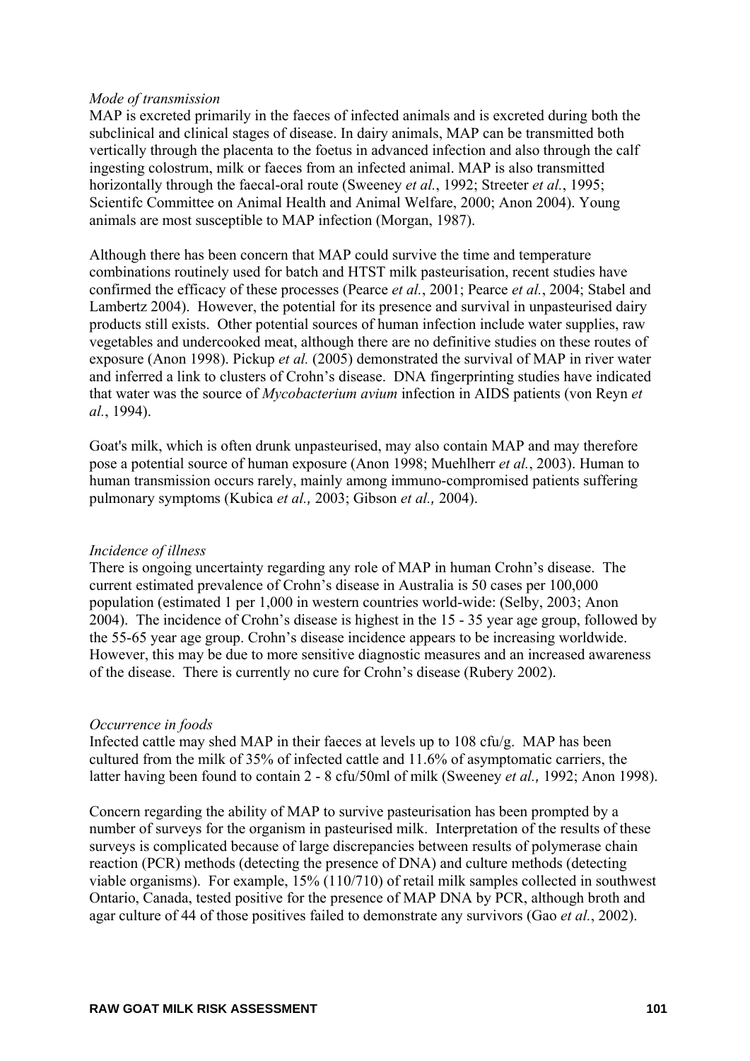*Mode of transmission*

MAP is excreted primarily in the faeces of infected animals and is excreted during both the subclinical and clinical stages of disease. In dairy animals, MAP can be transmitted both vertically through the placenta to the foetus in advanced infection and also through the calf ingesting colostrum, milk or faeces from an infected animal. MAP is also transmitted horizontally through the faecal-oral route (Sweeney *et al.*, 1992; Streeter *et al.*, 1995; Scientifc Committee on Animal Health and Animal Welfare, 2000; Anon 2004). Young animals are most susceptible to MAP infection (Morgan, 1987).

Although there has been concern that MAP could survive the time and temperature combinations routinely used for batch and HTST milk pasteurisation, recent studies have confirmed the efficacy of these processes (Pearce *et al.*, 2001; Pearce *et al.*, 2004; Stabel and Lambertz 2004). However, the potential for its presence and survival in unpasteurised dairy products still exists. Other potential sources of human infection include water supplies, raw vegetables and undercooked meat, although there are no definitive studies on these routes of exposure (Anon 1998). Pickup *et al.* (2005) demonstrated the survival of MAP in river water and inferred a link to clusters of Crohn's disease. DNA fingerprinting studies have indicated that water was the source of *Mycobacterium avium* infection in AIDS patients (von Reyn *et al.*, 1994).

Goat's milk, which is often drunk unpasteurised, may also contain MAP and may therefore pose a potential source of human exposure (Anon 1998; Muehlherr *et al.*, 2003). Human to human transmission occurs rarely, mainly among immuno-compromised patients suffering pulmonary symptoms (Kubica *et al.,* 2003; Gibson *et al.,* 2004).

*Incidence of illness*

There is ongoing uncertainty regarding any role of MAP in human Crohn's disease. The current estimated prevalence of Crohn's disease in Australia is 50 cases per 100,000 population (estimated 1 per 1,000 in western countries world-wide: (Selby, 2003; Anon 2004). The incidence of Crohn's disease is highest in the 15 - 35 year age group, followed by the 55-65 year age group. Crohn's disease incidence appears to be increasing worldwide. However, this may be due to more sensitive diagnostic measures and an increased awareness of the disease. There is currently no cure for Crohn's disease (Rubery 2002).

*Occurrence in foods*

Infected cattle may shed MAP in their faeces at levels up to 108 cfu/g. MAP has been cultured from the milk of 35% of infected cattle and 11.6% of asymptomatic carriers, the latter having been found to contain 2 - 8 cfu/50ml of milk (Sweeney *et al.,* 1992; Anon 1998).

Concern regarding the ability of MAP to survive pasteurisation has been prompted by a number of surveys for the organism in pasteurised milk. Interpretation of the results of these surveys is complicated because of large discrepancies between results of polymerase chain reaction (PCR) methods (detecting the presence of DNA) and culture methods (detecting viable organisms). For example, 15% (110/710) of retail milk samples collected in southwest Ontario, Canada, tested positive for the presence of MAP DNA by PCR, although broth and agar culture of 44 of those positives failed to demonstrate any survivors (Gao *et al.*, 2002).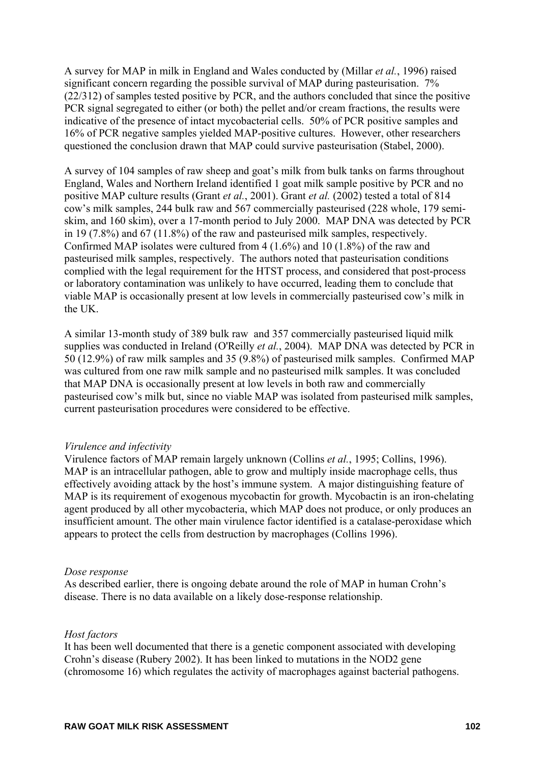A survey for MAP in milk in England and Wales conducted by (Millar *et al.*, 1996) raised significant concern regarding the possible survival of MAP during pasteurisation. 7% (22/312) of samples tested positive by PCR, and the authors concluded that since the positive PCR signal segregated to either (or both) the pellet and/or cream fractions, the results were indicative of the presence of intact mycobacterial cells. 50% of PCR positive samples and 16% of PCR negative samples yielded MAP-positive cultures. However, other researchers questioned the conclusion drawn that MAP could survive pasteurisation (Stabel, 2000).

A survey of 104 samples of raw sheep and goat's milk from bulk tanks on farms throughout England, Wales and Northern Ireland identified 1 goat milk sample positive by PCR and no positive MAP culture results (Grant *et al.*, 2001). Grant *et al.* (2002) tested a total of 814 cow's milk samples, 244 bulk raw and 567 commercially pasteurised (228 whole, 179 semi-skim, and 160 skim), over a 17-month period to July 2000. MAP DNA was detected by PCR in 19 (7.8%) and 67 (11.8%) of the raw and pasteurised milk samples, respectively. Confirmed MAP isolates were cultured from 4 (1.6%) and 10 (1.8%) of the raw and pasteurised milk samples, respectively. The authors noted that pasteurisation conditions complied with the legal requirement for the HTST process, and considered that post-process or laboratory contamination was unlikely to have occurred, leading them to conclude that viable MAP is occasionally present at low levels in commercially pasteurised cow's milk in the UK.

A similar 13-month study of 389 bulk raw and 357 commercially pasteurised liquid milk supplies was conducted in Ireland (O'Reilly *et al.*, 2004). MAP DNA was detected by PCR in 50 (12.9%) of raw milk samples and 35 (9.8%) of pasteurised milk samples. Confirmed MAP was cultured from one raw milk sample and no pasteurised milk samples. It was concluded that MAP DNA is occasionally present at low levels in both raw and commercially pasteurised cow's milk but, since no viable MAP was isolated from pasteurised milk samples, current pasteurisation procedures were considered to be effective.

*Virulence and infectivity*

Virulence factors of MAP remain largely unknown (Collins *et al.*, 1995; Collins, 1996). MAP is an intracellular pathogen, able to grow and multiply inside macrophage cells, thus effectively avoiding attack by the host's immune system. A major distinguishing feature of MAP is its requirement of exogenous mycobactin for growth. Mycobactin is an iron-chelating agent produced by all other mycobacteria, which MAP does not produce, or only produces an insufficient amount. The other main virulence factor identified is a catalase-peroxidase which appears to protect the cells from destruction by macrophages (Collins 1996).

*Dose response*

As described earlier, there is ongoing debate around the role of MAP in human Crohn's disease. There is no data available on a likely dose-response relationship.

*Host factors*

It has been well documented that there is a genetic component associated with developing Crohn's disease (Rubery 2002). It has been linked to mutations in the NOD2 gene (chromosome 16) which regulates the activity of macrophages against bacterial pathogens.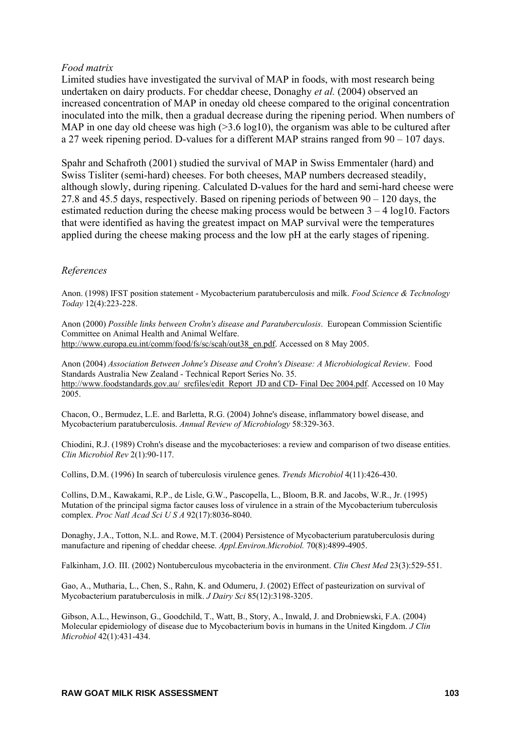*Food matrix*

Limited studies have investigated the survival of MAP in foods, with most research being undertaken on dairy products. For cheddar cheese, Donaghy *et al.* (2004) observed an increased concentration of MAP in oneday old cheese compared to the original concentration inoculated into the milk, then a gradual decrease during the ripening period. When numbers of MAP in one day old cheese was high (>3.6 log10), the organism was able to be cultured after a 27 week ripening period. D-values for a different MAP strains ranged from 90 – 107 days.

Spahr and Schafroth (2001) studied the survival of MAP in Swiss Emmentaler (hard) and Swiss Tisliter (semi-hard) cheeses. For both cheeses, MAP numbers decreased steadily, although slowly, during ripening. Calculated D-values for the hard and semi-hard cheese were 27.8 and 45.5 days, respectively. Based on ripening periods of between 90 – 120 days, the estimated reduction during the cheese making process would be between 3 – 4 log10. Factors that were identified as having the greatest impact on MAP survival were the temperatures applied during the cheese making process and the low pH at the early stages of ripening.

*References*

Anon. (1998) IFST position statement - Mycobacterium paratuberculosis and milk. *Food Science & Technology Today* 12(4):223-228.

Anon (2000) *Possible links between Crohn's disease and Paratuberculosis*. European Commission Scientific Committee on Animal Health and Animal Welfare. http://www.europa.eu.int/comm/food/fs/sc/scah/out38_en.pdf. Accessed on 8 May 2005.

Anon (2004) *Association Between Johne's Disease and Crohn's Disease: A Microbiological Review*. Food Standards Australia New Zealand - Technical Report Series No. 35. http://www.foodstandards.gov.au/_srcfiles/edit_Report_JD and CD- Final Dec 2004.pdf. Accessed on 10 May 2005.

Chacon, O., Bermudez, L.E. and Barletta, R.G. (2004) Johne's disease, inflammatory bowel disease, and Mycobacterium paratuberculosis. *Annual Review of Microbiology* 58:329-363.

Chiodini, R.J. (1989) Crohn's disease and the mycobacterioses: a review and comparison of two disease entities. *Clin Microbiol Rev* 2(1):90-117.

Collins, D.M. (1996) In search of tuberculosis virulence genes. *Trends Microbiol* 4(11):426-430.

Collins, D.M., Kawakami, R.P., de Lisle, G.W., Pascopella, L., Bloom, B.R. and Jacobs, W.R., Jr. (1995) Mutation of the principal sigma factor causes loss of virulence in a strain of the Mycobacterium tuberculosis complex. *Proc Natl Acad Sci U S A* 92(17):8036-8040.

Donaghy, J.A., Totton, N.L. and Rowe, M.T. (2004) Persistence of Mycobacterium paratuberculosis during manufacture and ripening of cheddar cheese. *Appl.Environ.Microbiol.* 70(8):4899-4905.

Falkinham, J.O. III. (2002) Nontuberculous mycobacteria in the environment. *Clin Chest Med* 23(3):529-551.

Gao, A., Mutharia, L., Chen, S., Rahn, K. and Odumeru, J. (2002) Effect of pasteurization on survival of Mycobacterium paratuberculosis in milk. *J Dairy Sci* 85(12):3198-3205.

Gibson, A.L., Hewinson, G., Goodchild, T., Watt, B., Story, A., Inwald, J. and Drobniewski, F.A. (2004) Molecular epidemiology of disease due to Mycobacterium bovis in humans in the United Kingdom. *J Clin Microbiol* 42(1):431-434.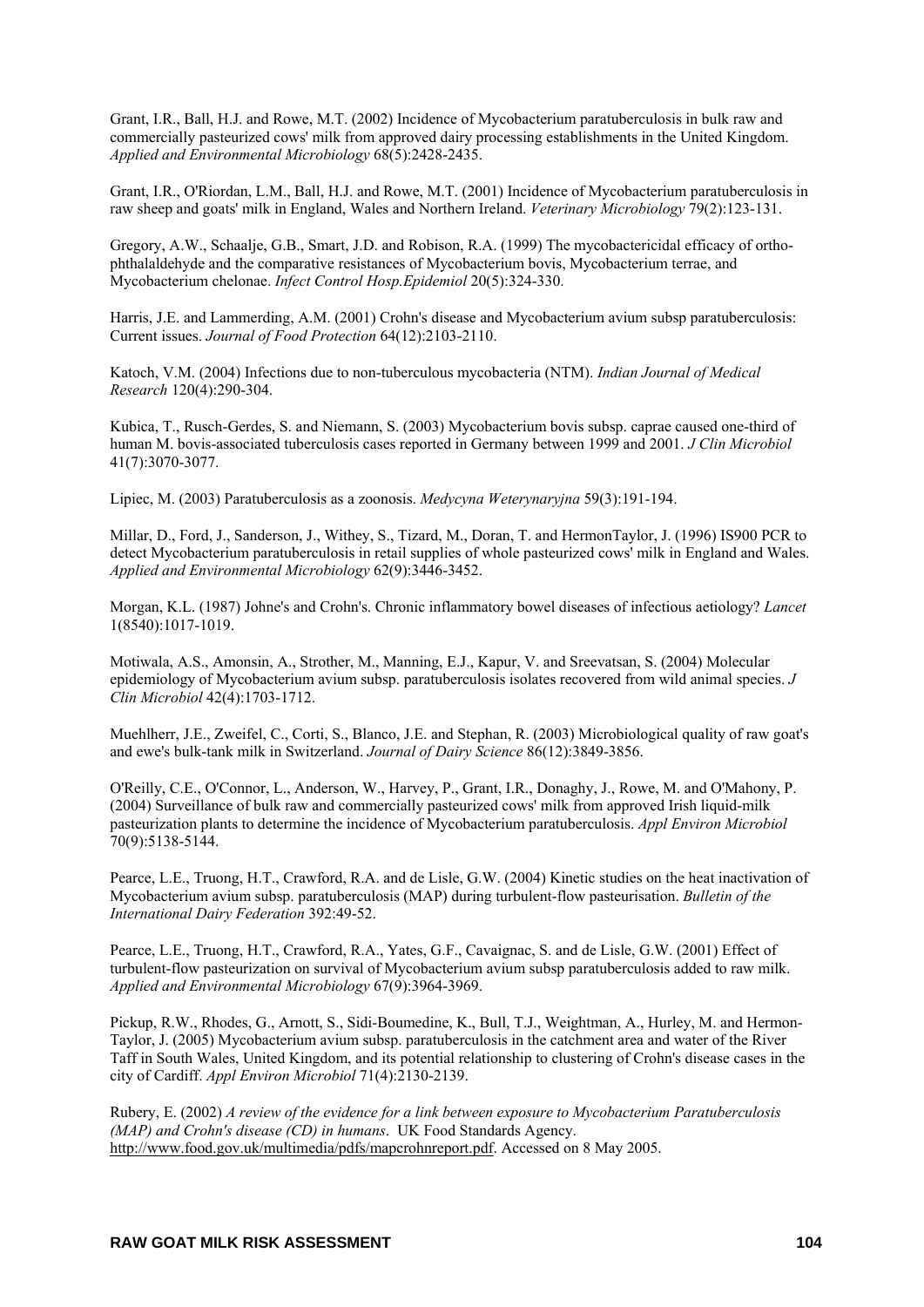Grant, I.R., Ball, H.J. and Rowe, M.T. (2002) Incidence of Mycobacterium paratuberculosis in bulk raw and commercially pasteurized cows' milk from approved dairy processing establishments in the United Kingdom. *Applied and Environmental Microbiology* 68(5):2428-2435.

Grant, I.R., O'Riordan, L.M., Ball, H.J. and Rowe, M.T. (2001) Incidence of Mycobacterium paratuberculosis in raw sheep and goats' milk in England, Wales and Northern Ireland. *Veterinary Microbiology* 79(2):123-131.

Gregory, A.W., Schaalje, G.B., Smart, J.D. and Robison, R.A. (1999) The mycobactericidal efficacy of ortho-phthalaldehyde and the comparative resistances of Mycobacterium bovis, Mycobacterium terrae, and Mycobacterium chelonae. *Infect Control Hosp.Epidemiol* 20(5):324-330.

Harris, J.E. and Lammerding, A.M. (2001) Crohn's disease and Mycobacterium avium subsp paratuberculosis: Current issues. *Journal of Food Protection* 64(12):2103-2110.

Katoch, V.M. (2004) Infections due to non-tuberculous mycobacteria (NTM). *Indian Journal of Medical Research* 120(4):290-304.

Kubica, T., Rusch-Gerdes, S. and Niemann, S. (2003) Mycobacterium bovis subsp. caprae caused one-third of human M. bovis-associated tuberculosis cases reported in Germany between 1999 and 2001. *J Clin Microbiol* 41(7):3070-3077.

Lipiec, M. (2003) Paratuberculosis as a zoonosis. *Medycyna Weterynaryjna* 59(3):191-194.

Millar, D., Ford, J., Sanderson, J., Withey, S., Tizard, M., Doran, T. and HermonTaylor, J. (1996) IS900 PCR to detect Mycobacterium paratuberculosis in retail supplies of whole pasteurized cows' milk in England and Wales. *Applied and Environmental Microbiology* 62(9):3446-3452.

Morgan, K.L. (1987) Johne's and Crohn's. Chronic inflammatory bowel diseases of infectious aetiology? *Lancet* 1(8540):1017-1019.

Motiwala, A.S., Amonsin, A., Strother, M., Manning, E.J., Kapur, V. and Sreevatsan, S. (2004) Molecular epidemiology of Mycobacterium avium subsp. paratuberculosis isolates recovered from wild animal species. *J Clin Microbiol* 42(4):1703-1712.

Muehlherr, J.E., Zweifel, C., Corti, S., Blanco, J.E. and Stephan, R. (2003) Microbiological quality of raw goat's and ewe's bulk-tank milk in Switzerland. *Journal of Dairy Science* 86(12):3849-3856.

O'Reilly, C.E., O'Connor, L., Anderson, W., Harvey, P., Grant, I.R., Donaghy, J., Rowe, M. and O'Mahony, P. (2004) Surveillance of bulk raw and commercially pasteurized cows' milk from approved Irish liquid-milk pasteurization plants to determine the incidence of Mycobacterium paratuberculosis. *Appl Environ Microbiol* 70(9):5138-5144.

Pearce, L.E., Truong, H.T., Crawford, R.A. and de Lisle, G.W. (2004) Kinetic studies on the heat inactivation of Mycobacterium avium subsp. paratuberculosis (MAP) during turbulent-flow pasteurisation. *Bulletin of the International Dairy Federation* 392:49-52.

Pearce, L.E., Truong, H.T., Crawford, R.A., Yates, G.F., Cavaignac, S. and de Lisle, G.W. (2001) Effect of turbulent-flow pasteurization on survival of Mycobacterium avium subsp paratuberculosis added to raw milk. *Applied and Environmental Microbiology* 67(9):3964-3969.

Pickup, R.W., Rhodes, G., Arnott, S., Sidi-Boumedine, K., Bull, T.J., Weightman, A., Hurley, M. and Hermon-Taylor, J. (2005) Mycobacterium avium subsp. paratuberculosis in the catchment area and water of the River Taff in South Wales, United Kingdom, and its potential relationship to clustering of Crohn's disease cases in the city of Cardiff. *Appl Environ Microbiol* 71(4):2130-2139.

Rubery, E. (2002) *A review of the evidence for a link between exposure to Mycobacterium Paratuberculosis (MAP) and Crohn's disease (CD) in humans*. UK Food Standards Agency. http://www.food.gov.uk/multimedia/pdfs/mapcrohnreport.pdf. Accessed on 8 May 2005.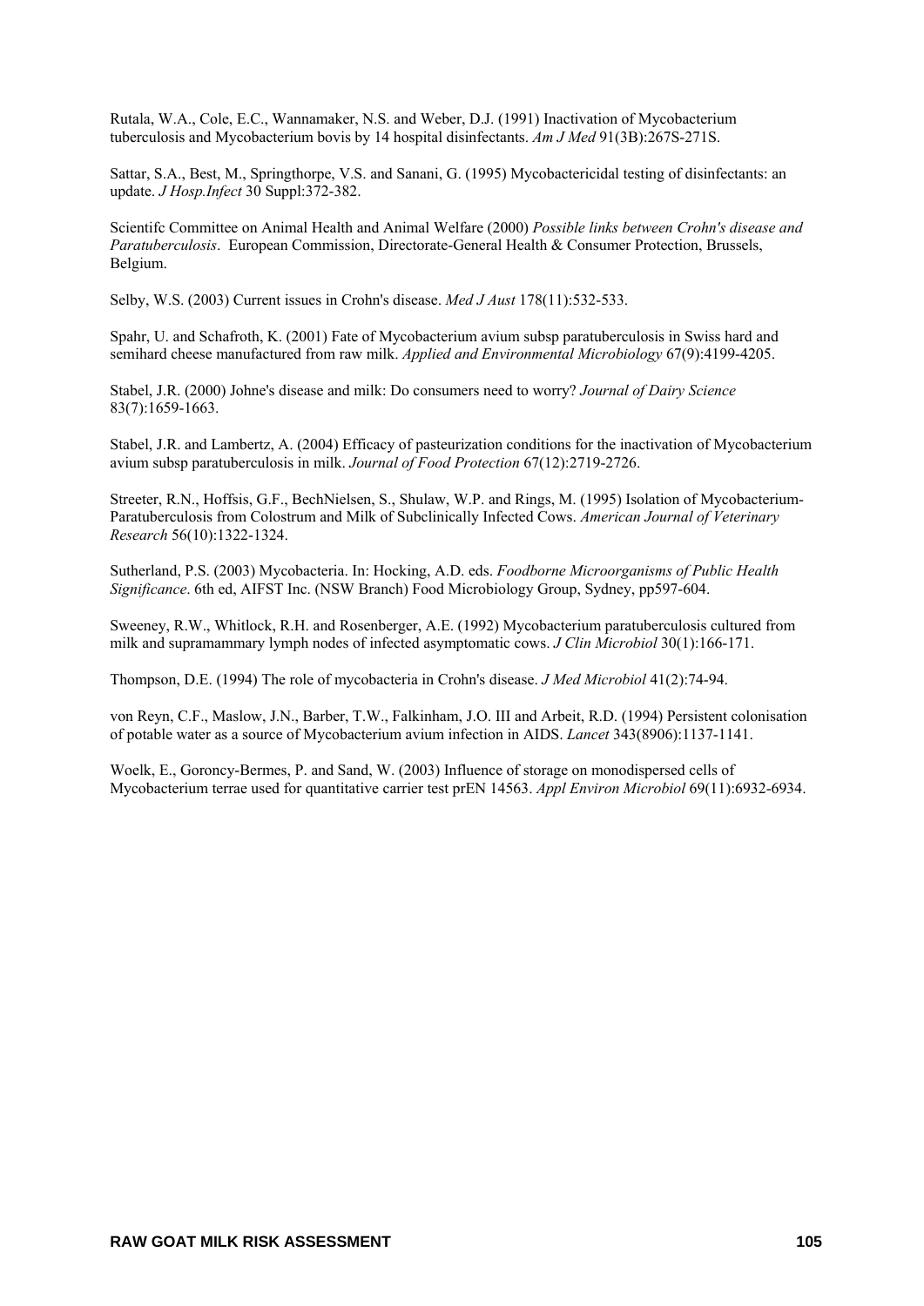Rutala, W.A., Cole, E.C., Wannamaker, N.S. and Weber, D.J. (1991) Inactivation of Mycobacterium tuberculosis and Mycobacterium bovis by 14 hospital disinfectants. *Am J Med* 91(3B):267S-271S.

Sattar, S.A., Best, M., Springthorpe, V.S. and Sanani, G. (1995) Mycobactericidal testing of disinfectants: an update. *J Hosp.Infect* 30 Suppl:372-382.

Scientifc Committee on Animal Health and Animal Welfare (2000) *Possible links between Crohn's disease and Paratuberculosis*. European Commission, Directorate-General Health & Consumer Protection, Brussels, Belgium.

Selby, W.S. (2003) Current issues in Crohn's disease. *Med J Aust* 178(11):532-533.

Spahr, U. and Schafroth, K. (2001) Fate of Mycobacterium avium subsp paratuberculosis in Swiss hard and semihard cheese manufactured from raw milk. *Applied and Environmental Microbiology* 67(9):4199-4205.

Stabel, J.R. (2000) Johne's disease and milk: Do consumers need to worry? *Journal of Dairy Science* 83(7):1659-1663.

Stabel, J.R. and Lambertz, A. (2004) Efficacy of pasteurization conditions for the inactivation of Mycobacterium avium subsp paratuberculosis in milk. *Journal of Food Protection* 67(12):2719-2726.

Streeter, R.N., Hoffsis, G.F., BechNielsen, S., Shulaw, W.P. and Rings, M. (1995) Isolation of Mycobacterium-Paratuberculosis from Colostrum and Milk of Subclinically Infected Cows. *American Journal of Veterinary Research* 56(10):1322-1324.

Sutherland, P.S. (2003) Mycobacteria. In: Hocking, A.D. eds. *Foodborne Microorganisms of Public Health Significance*. 6th ed, AIFST Inc. (NSW Branch) Food Microbiology Group, Sydney, pp597-604.

Sweeney, R.W., Whitlock, R.H. and Rosenberger, A.E. (1992) Mycobacterium paratuberculosis cultured from milk and supramammary lymph nodes of infected asymptomatic cows. *J Clin Microbiol* 30(1):166-171.

Thompson, D.E. (1994) The role of mycobacteria in Crohn's disease. *J Med Microbiol* 41(2):74-94.

von Reyn, C.F., Maslow, J.N., Barber, T.W., Falkinham, J.O. III and Arbeit, R.D. (1994) Persistent colonisation of potable water as a source of Mycobacterium avium infection in AIDS. *Lancet* 343(8906):1137-1141.

Woelk, E., Goroncy-Bermes, P. and Sand, W. (2003) Influence of storage on monodispersed cells of Mycobacterium terrae used for quantitative carrier test prEN 14563. *Appl Environ Microbiol* 69(11):6932-6934.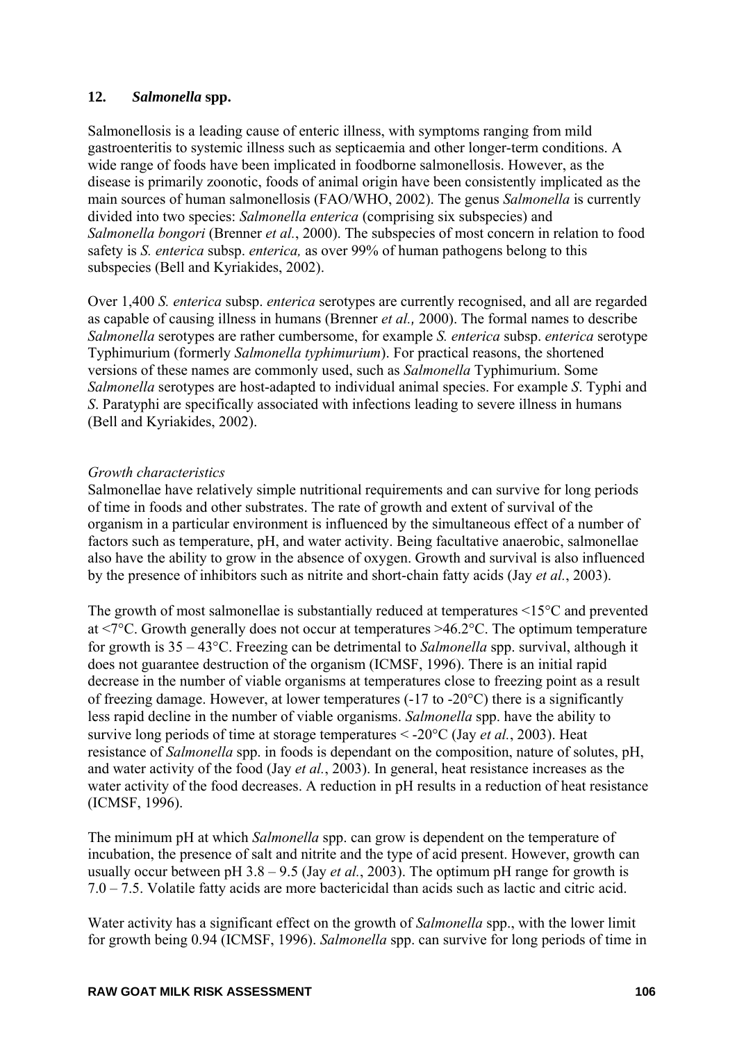## 12. *Salmonella* spp.

Salmonellosis is a leading cause of enteric illness, with symptoms ranging from mild gastroenteritis to systemic illness such as septicaemia and other longer-term conditions. A wide range of foods have been implicated in foodborne salmonellosis. However, as the disease is primarily zoonotic, foods of animal origin have been consistently implicated as the main sources of human salmonellosis (FAO/WHO, 2002). The genus *Salmonella* is currently divided into two species: *Salmonella enterica* (comprising six subspecies) and *Salmonella bongori* (Brenner *et al.*, 2000). The subspecies of most concern in relation to food safety is *S. enterica* subsp. *enterica,* as over 99% of human pathogens belong to this subspecies (Bell and Kyriakides, 2002).

Over 1,400 *S. enterica* subsp. *enterica* serotypes are currently recognised, and all are regarded as capable of causing illness in humans (Brenner *et al.,* 2000). The formal names to describe *Salmonella* serotypes are rather cumbersome, for example *S. enterica* subsp. *enterica* serotype Typhimurium (formerly *Salmonella typhimurium*). For practical reasons, the shortened versions of these names are commonly used, such as *Salmonella* Typhimurium. Some *Salmonella* serotypes are host-adapted to individual animal species. For example *S*. Typhi and *S*. Paratyphi are specifically associated with infections leading to severe illness in humans (Bell and Kyriakides, 2002).

*Growth characteristics*

Salmonellae have relatively simple nutritional requirements and can survive for long periods of time in foods and other substrates. The rate of growth and extent of survival of the organism in a particular environment is influenced by the simultaneous effect of a number of factors such as temperature, pH, and water activity. Being facultative anaerobic, salmonellae also have the ability to grow in the absence of oxygen. Growth and survival is also influenced by the presence of inhibitors such as nitrite and short-chain fatty acids (Jay *et al.*, 2003).

The growth of most salmonellae is substantially reduced at temperatures <15°C and prevented at <7°C. Growth generally does not occur at temperatures >46.2°C. The optimum temperature for growth is 35 – 43°C. Freezing can be detrimental to *Salmonella* spp. survival, although it does not guarantee destruction of the organism (ICMSF, 1996). There is an initial rapid decrease in the number of viable organisms at temperatures close to freezing point as a result of freezing damage. However, at lower temperatures (-17 to -20°C) there is a significantly less rapid decline in the number of viable organisms. *Salmonella* spp. have the ability to survive long periods of time at storage temperatures < -20°C (Jay *et al.*, 2003). Heat resistance of *Salmonella* spp. in foods is dependant on the composition, nature of solutes, pH, and water activity of the food (Jay *et al.*, 2003). In general, heat resistance increases as the water activity of the food decreases. A reduction in pH results in a reduction of heat resistance (ICMSF, 1996).

The minimum pH at which *Salmonella* spp. can grow is dependent on the temperature of incubation, the presence of salt and nitrite and the type of acid present. However, growth can usually occur between pH 3.8 – 9.5 (Jay *et al.*, 2003). The optimum pH range for growth is 7.0 – 7.5. Volatile fatty acids are more bactericidal than acids such as lactic and citric acid.

Water activity has a significant effect on the growth of *Salmonella* spp., with the lower limit for growth being 0.94 (ICMSF, 1996). *Salmonella* spp. can survive for long periods of time in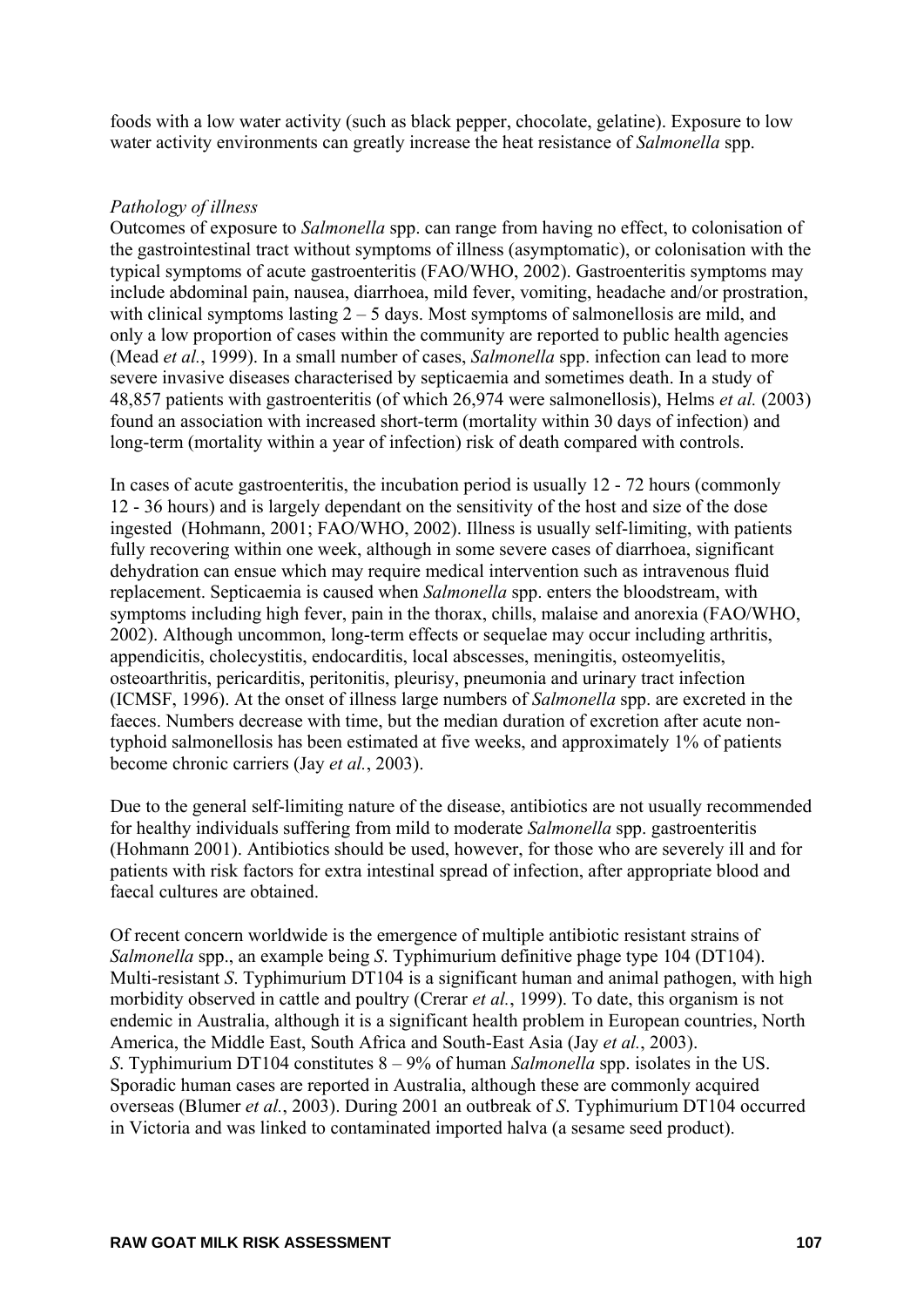foods with a low water activity (such as black pepper, chocolate, gelatine). Exposure to low water activity environments can greatly increase the heat resistance of *Salmonella* spp.

*Pathology of illness*

Outcomes of exposure to *Salmonella* spp. can range from having no effect, to colonisation of the gastrointestinal tract without symptoms of illness (asymptomatic), or colonisation with the typical symptoms of acute gastroenteritis (FAO/WHO, 2002). Gastroenteritis symptoms may include abdominal pain, nausea, diarrhoea, mild fever, vomiting, headache and/or prostration, with clinical symptoms lasting 2 – 5 days. Most symptoms of salmonellosis are mild, and only a low proportion of cases within the community are reported to public health agencies (Mead *et al.*, 1999). In a small number of cases, *Salmonella* spp. infection can lead to more severe invasive diseases characterised by septicaemia and sometimes death. In a study of 48,857 patients with gastroenteritis (of which 26,974 were salmonellosis), Helms *et al.* (2003) found an association with increased short-term (mortality within 30 days of infection) and long-term (mortality within a year of infection) risk of death compared with controls.

In cases of acute gastroenteritis, the incubation period is usually 12 - 72 hours (commonly 12 - 36 hours) and is largely dependant on the sensitivity of the host and size of the dose ingested (Hohmann, 2001; FAO/WHO, 2002). Illness is usually self-limiting, with patients fully recovering within one week, although in some severe cases of diarrhoea, significant dehydration can ensue which may require medical intervention such as intravenous fluid replacement. Septicaemia is caused when *Salmonella* spp. enters the bloodstream, with symptoms including high fever, pain in the thorax, chills, malaise and anorexia (FAO/WHO, 2002). Although uncommon, long-term effects or sequelae may occur including arthritis, appendicitis, cholecystitis, endocarditis, local abscesses, meningitis, osteomyelitis, osteoarthritis, pericarditis, peritonitis, pleurisy, pneumonia and urinary tract infection (ICMSF, 1996). At the onset of illness large numbers of *Salmonella* spp. are excreted in the faeces. Numbers decrease with time, but the median duration of excretion after acute non-typhoid salmonellosis has been estimated at five weeks, and approximately 1% of patients become chronic carriers (Jay *et al.*, 2003).

Due to the general self-limiting nature of the disease, antibiotics are not usually recommended for healthy individuals suffering from mild to moderate *Salmonella* spp. gastroenteritis (Hohmann 2001). Antibiotics should be used, however, for those who are severely ill and for patients with risk factors for extra intestinal spread of infection, after appropriate blood and faecal cultures are obtained.

Of recent concern worldwide is the emergence of multiple antibiotic resistant strains of *Salmonella* spp., an example being *S*. Typhimurium definitive phage type 104 (DT104). Multi-resistant *S*. Typhimurium DT104 is a significant human and animal pathogen, with high morbidity observed in cattle and poultry (Crerar *et al.*, 1999). To date, this organism is not endemic in Australia, although it is a significant health problem in European countries, North America, the Middle East, South Africa and South-East Asia (Jay *et al.*, 2003). *S*. Typhimurium DT104 constitutes 8 – 9% of human *Salmonella* spp. isolates in the US. Sporadic human cases are reported in Australia, although these are commonly acquired overseas (Blumer *et al.*, 2003). During 2001 an outbreak of *S*. Typhimurium DT104 occurred in Victoria and was linked to contaminated imported halva (a sesame seed product).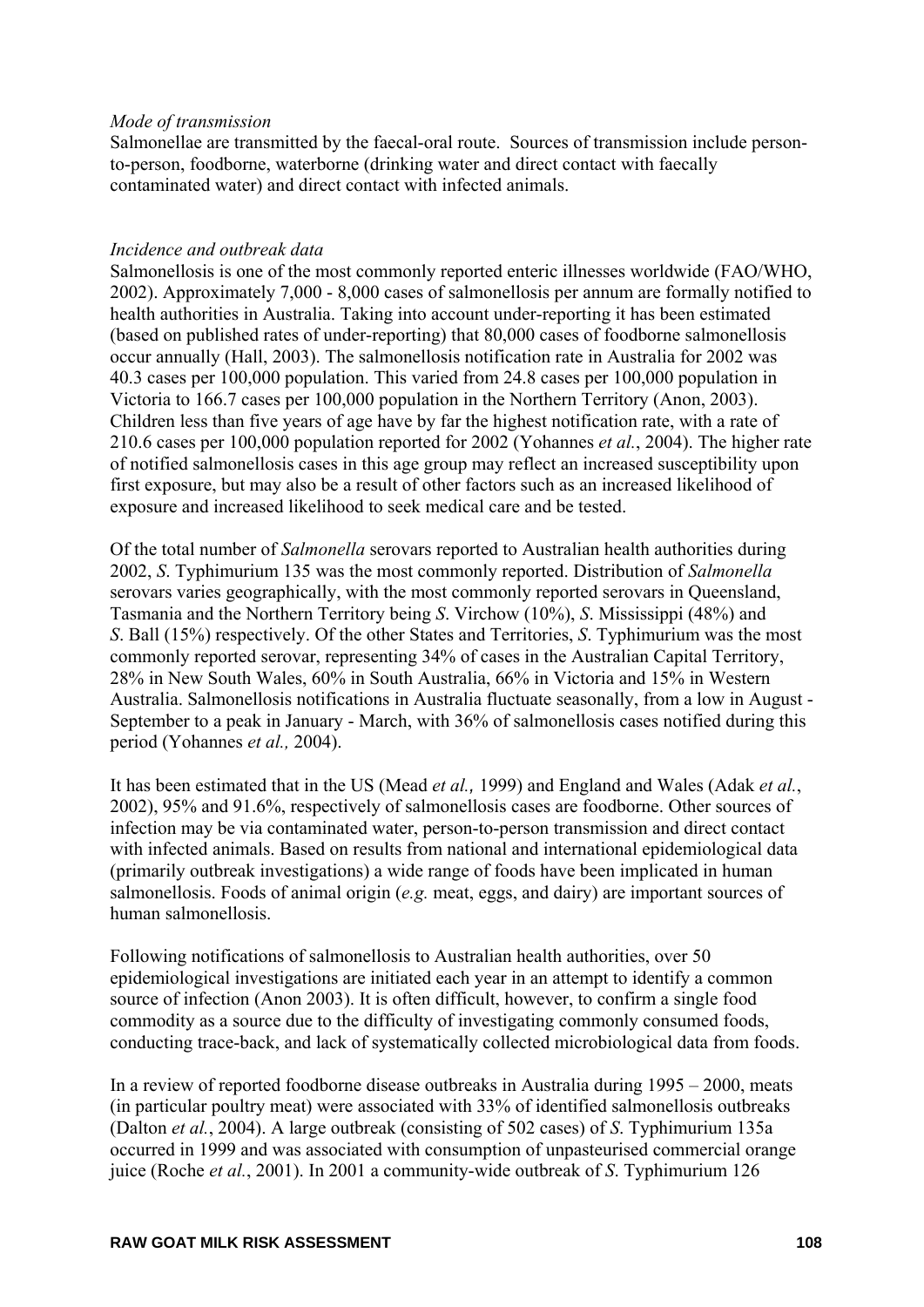*Mode of transmission*

Salmonellae are transmitted by the faecal-oral route. Sources of transmission include person-to-person, foodborne, waterborne (drinking water and direct contact with faecally contaminated water) and direct contact with infected animals.

*Incidence and outbreak data*

Salmonellosis is one of the most commonly reported enteric illnesses worldwide (FAO/WHO, 2002). Approximately 7,000 - 8,000 cases of salmonellosis per annum are formally notified to health authorities in Australia. Taking into account under-reporting it has been estimated (based on published rates of under-reporting) that 80,000 cases of foodborne salmonellosis occur annually (Hall, 2003). The salmonellosis notification rate in Australia for 2002 was 40.3 cases per 100,000 population. This varied from 24.8 cases per 100,000 population in Victoria to 166.7 cases per 100,000 population in the Northern Territory (Anon, 2003). Children less than five years of age have by far the highest notification rate, with a rate of 210.6 cases per 100,000 population reported for 2002 (Yohannes *et al.*, 2004). The higher rate of notified salmonellosis cases in this age group may reflect an increased susceptibility upon first exposure, but may also be a result of other factors such as an increased likelihood of exposure and increased likelihood to seek medical care and be tested.

Of the total number of *Salmonella* serovars reported to Australian health authorities during 2002, *S*. Typhimurium 135 was the most commonly reported. Distribution of *Salmonella* serovars varies geographically, with the most commonly reported serovars in Queensland, Tasmania and the Northern Territory being *S*. Virchow (10%), *S*. Mississippi (48%) and *S*. Ball (15%) respectively. Of the other States and Territories, *S*. Typhimurium was the most commonly reported serovar, representing 34% of cases in the Australian Capital Territory, 28% in New South Wales, 60% in South Australia, 66% in Victoria and 15% in Western Australia. Salmonellosis notifications in Australia fluctuate seasonally, from a low in August - September to a peak in January - March, with 36% of salmonellosis cases notified during this period (Yohannes *et al.,* 2004).

It has been estimated that in the US (Mead *et al.,* 1999) and England and Wales (Adak *et al.*, 2002), 95% and 91.6%, respectively of salmonellosis cases are foodborne. Other sources of infection may be via contaminated water, person-to-person transmission and direct contact with infected animals. Based on results from national and international epidemiological data (primarily outbreak investigations) a wide range of foods have been implicated in human salmonellosis. Foods of animal origin (*e.g.* meat, eggs, and dairy) are important sources of human salmonellosis.

Following notifications of salmonellosis to Australian health authorities, over 50 epidemiological investigations are initiated each year in an attempt to identify a common source of infection (Anon 2003). It is often difficult, however, to confirm a single food commodity as a source due to the difficulty of investigating commonly consumed foods, conducting trace-back, and lack of systematically collected microbiological data from foods.

In a review of reported foodborne disease outbreaks in Australia during 1995 – 2000, meats (in particular poultry meat) were associated with 33% of identified salmonellosis outbreaks (Dalton *et al.*, 2004). A large outbreak (consisting of 502 cases) of *S*. Typhimurium 135a occurred in 1999 and was associated with consumption of unpasteurised commercial orange juice (Roche *et al.*, 2001). In 2001 a community-wide outbreak of *S*. Typhimurium 126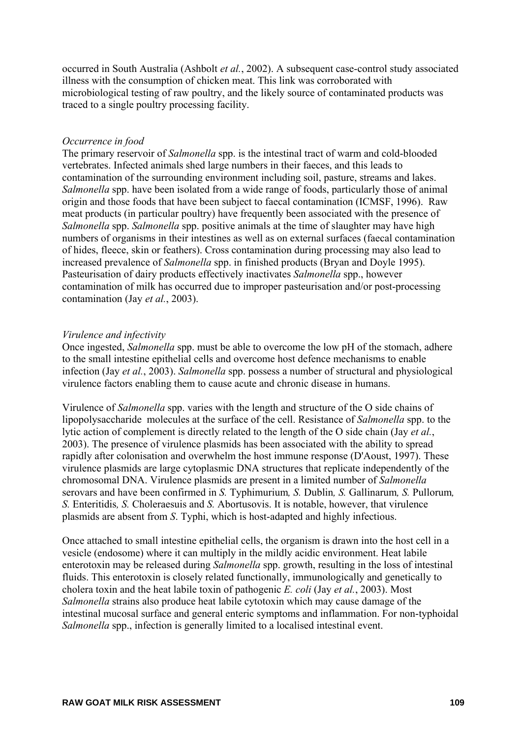occurred in South Australia (Ashbolt *et al.*, 2002). A subsequent case-control study associated illness with the consumption of chicken meat. This link was corroborated with microbiological testing of raw poultry, and the likely source of contaminated products was traced to a single poultry processing facility.

*Occurrence in food*

The primary reservoir of *Salmonella* spp. is the intestinal tract of warm and cold-blooded vertebrates. Infected animals shed large numbers in their faeces, and this leads to contamination of the surrounding environment including soil, pasture, streams and lakes. *Salmonella* spp. have been isolated from a wide range of foods, particularly those of animal origin and those foods that have been subject to faecal contamination (ICMSF, 1996). Raw meat products (in particular poultry) have frequently been associated with the presence of *Salmonella* spp. *Salmonella* spp. positive animals at the time of slaughter may have high numbers of organisms in their intestines as well as on external surfaces (faecal contamination of hides, fleece, skin or feathers). Cross contamination during processing may also lead to increased prevalence of *Salmonella* spp. in finished products (Bryan and Doyle 1995). Pasteurisation of dairy products effectively inactivates *Salmonella* spp., however contamination of milk has occurred due to improper pasteurisation and/or post-processing contamination (Jay *et al.*, 2003).

*Virulence and infectivity*

Once ingested, *Salmonella* spp. must be able to overcome the low pH of the stomach, adhere to the small intestine epithelial cells and overcome host defence mechanisms to enable infection (Jay *et al.*, 2003). *Salmonella* spp. possess a number of structural and physiological virulence factors enabling them to cause acute and chronic disease in humans.

Virulence of *Salmonella* spp. varies with the length and structure of the O side chains of lipopolysaccharide molecules at the surface of the cell. Resistance of *Salmonella* spp. to the lytic action of complement is directly related to the length of the O side chain (Jay *et al.*, 2003). The presence of virulence plasmids has been associated with the ability to spread rapidly after colonisation and overwhelm the host immune response (D'Aoust, 1997). These virulence plasmids are large cytoplasmic DNA structures that replicate independently of the chromosomal DNA. Virulence plasmids are present in a limited number of *Salmonella* serovars and have been confirmed in *S.* Typhimurium*, S.* Dublin*, S.* Gallinarum*, S.* Pullorum*, S.* Enteritidis*, S.* Choleraesuis and *S.* Abortusovis. It is notable, however, that virulence plasmids are absent from *S*. Typhi, which is host-adapted and highly infectious.

Once attached to small intestine epithelial cells, the organism is drawn into the host cell in a vesicle (endosome) where it can multiply in the mildly acidic environment. Heat labile enterotoxin may be released during *Salmonella* spp. growth, resulting in the loss of intestinal fluids. This enterotoxin is closely related functionally, immunologically and genetically to cholera toxin and the heat labile toxin of pathogenic *E. coli* (Jay *et al.*, 2003). Most *Salmonella* strains also produce heat labile cytotoxin which may cause damage of the intestinal mucosal surface and general enteric symptoms and inflammation. For non-typhoidal *Salmonella* spp., infection is generally limited to a localised intestinal event.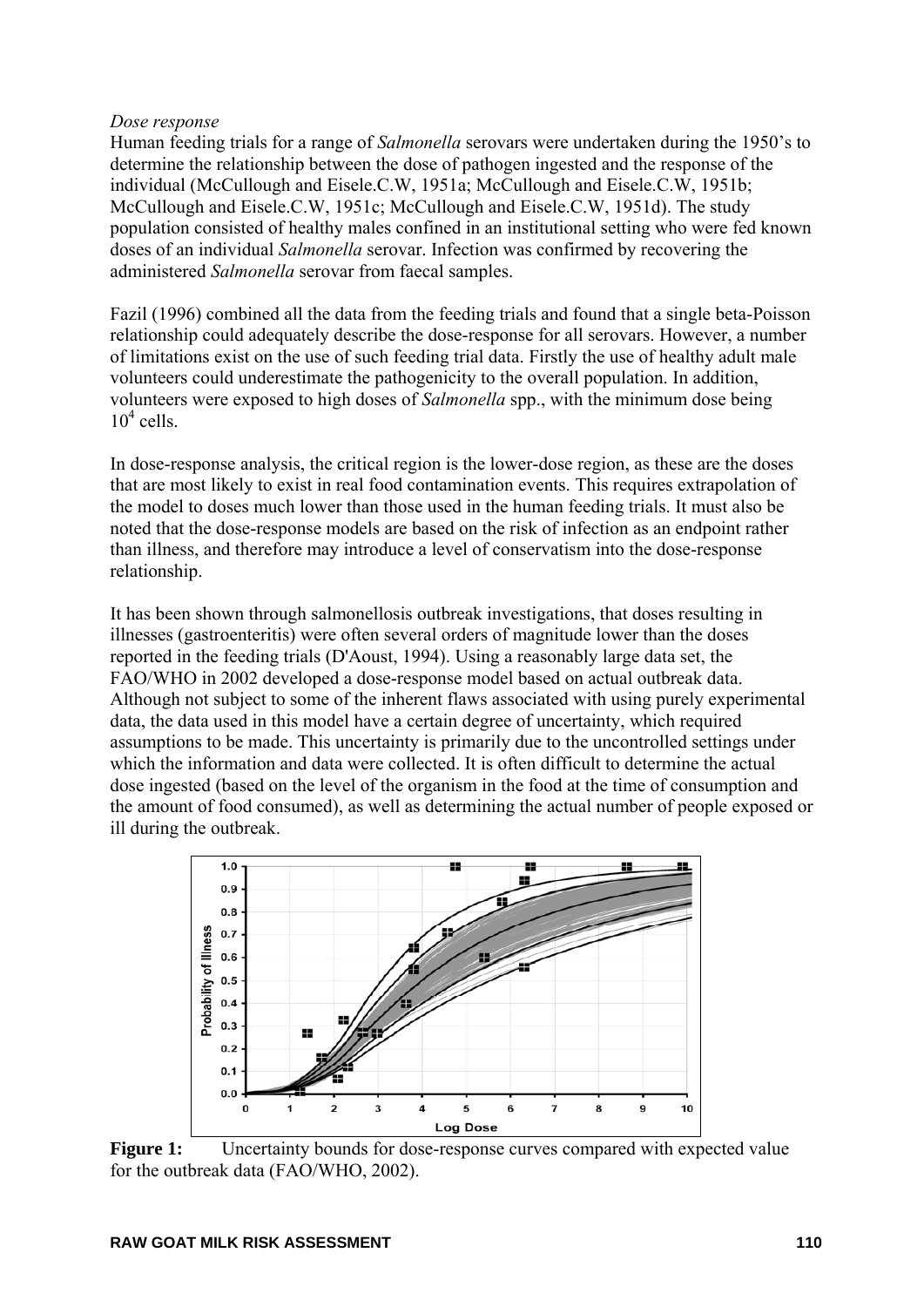*Dose response*

Human feeding trials for a range of *Salmonella* serovars were undertaken during the 1950's to determine the relationship between the dose of pathogen ingested and the response of the individual (McCullough and Eisele.C.W, 1951a; McCullough and Eisele.C.W, 1951b; McCullough and Eisele.C.W, 1951c; McCullough and Eisele.C.W, 1951d). The study population consisted of healthy males confined in an institutional setting who were fed known doses of an individual *Salmonella* serovar. Infection was confirmed by recovering the administered *Salmonella* serovar from faecal samples.

Fazil (1996) combined all the data from the feeding trials and found that a single beta-Poisson relationship could adequately describe the dose-response for all serovars. However, a number of limitations exist on the use of such feeding trial data. Firstly the use of healthy adult male volunteers could underestimate the pathogenicity to the overall population. In addition, volunteers were exposed to high doses of *Salmonella* spp., with the minimum dose being $10^4$ cells.

In dose-response analysis, the critical region is the lower-dose region, as these are the doses that are most likely to exist in real food contamination events. This requires extrapolation of the model to doses much lower than those used in the human feeding trials. It must also be noted that the dose-response models are based on the risk of infection as an endpoint rather than illness, and therefore may introduce a level of conservatism into the dose-response relationship.

It has been shown through salmonellosis outbreak investigations, that doses resulting in illnesses (gastroenteritis) were often several orders of magnitude lower than the doses reported in the feeding trials (D'Aoust, 1994). Using a reasonably large data set, the FAO/WHO in 2002 developed a dose-response model based on actual outbreak data. Although not subject to some of the inherent flaws associated with using purely experimental data, the data used in this model have a certain degree of uncertainty, which required assumptions to be made. This uncertainty is primarily due to the uncontrolled settings under which the information and data were collected. It is often difficult to determine the actual dose ingested (based on the level of the organism in the food at the time of consumption and the amount of food consumed), as well as determining the actual number of people exposed or ill during the outbreak.

**Figure 1:** Uncertainty bounds for dose-response curves compared with expected value for the outbreak data (FAO/WHO, 2002).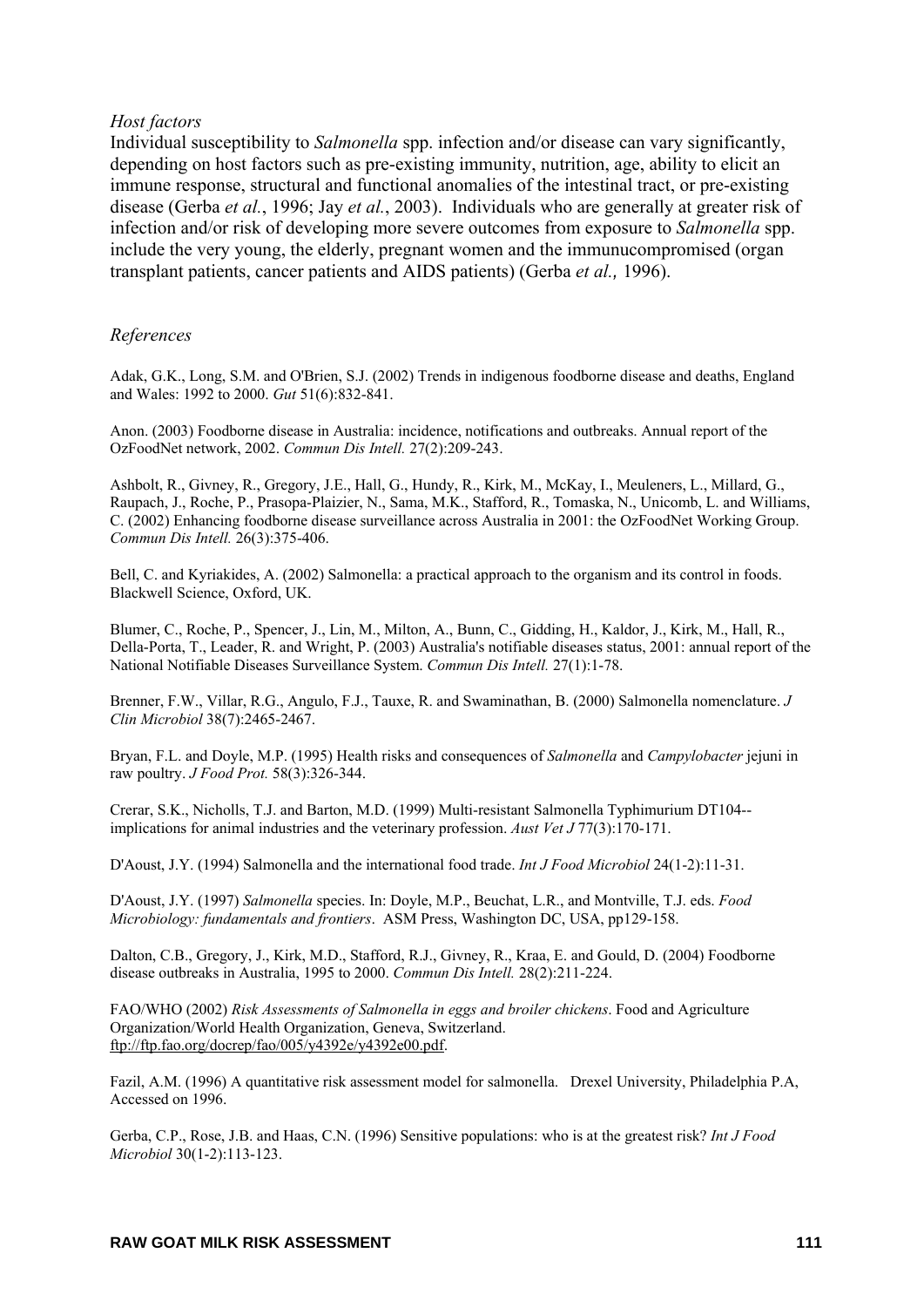*Host factors*

Individual susceptibility to *Salmonella* spp. infection and/or disease can vary significantly, depending on host factors such as pre-existing immunity, nutrition, age, ability to elicit an immune response, structural and functional anomalies of the intestinal tract, or pre-existing disease (Gerba *et al.*, 1996; Jay *et al.*, 2003). Individuals who are generally at greater risk of infection and/or risk of developing more severe outcomes from exposure to *Salmonella* spp. include the very young, the elderly, pregnant women and the immunucompromised (organ transplant patients, cancer patients and AIDS patients) (Gerba *et al.,* 1996).

*References*

Adak, G.K., Long, S.M. and O'Brien, S.J. (2002) Trends in indigenous foodborne disease and deaths, England and Wales: 1992 to 2000. *Gut* 51(6):832-841.

Anon. (2003) Foodborne disease in Australia: incidence, notifications and outbreaks. Annual report of the OzFoodNet network, 2002. *Commun Dis Intell.* 27(2):209-243.

Ashbolt, R., Givney, R., Gregory, J.E., Hall, G., Hundy, R., Kirk, M., McKay, I., Meuleners, L., Millard, G., Raupach, J., Roche, P., Prasopa-Plaizier, N., Sama, M.K., Stafford, R., Tomaska, N., Unicomb, L. and Williams, C. (2002) Enhancing foodborne disease surveillance across Australia in 2001: the OzFoodNet Working Group. *Commun Dis Intell.* 26(3):375-406.

Bell, C. and Kyriakides, A. (2002) Salmonella: a practical approach to the organism and its control in foods. Blackwell Science, Oxford, UK.

Blumer, C., Roche, P., Spencer, J., Lin, M., Milton, A., Bunn, C., Gidding, H., Kaldor, J., Kirk, M., Hall, R., Della-Porta, T., Leader, R. and Wright, P. (2003) Australia's notifiable diseases status, 2001: annual report of the National Notifiable Diseases Surveillance System. *Commun Dis Intell.* 27(1):1-78.

Brenner, F.W., Villar, R.G., Angulo, F.J., Tauxe, R. and Swaminathan, B. (2000) Salmonella nomenclature. *J Clin Microbiol* 38(7):2465-2467.

Bryan, F.L. and Doyle, M.P. (1995) Health risks and consequences of *Salmonella* and *Campylobacter* jejuni in raw poultry. *J Food Prot.* 58(3):326-344.

Crerar, S.K., Nicholls, T.J. and Barton, M.D. (1999) Multi-resistant Salmonella Typhimurium DT104--implications for animal industries and the veterinary profession. *Aust Vet J* 77(3):170-171.

D'Aoust, J.Y. (1994) Salmonella and the international food trade. *Int J Food Microbiol* 24(1-2):11-31.

D'Aoust, J.Y. (1997) *Salmonella* species. In: Doyle, M.P., Beuchat, L.R., and Montville, T.J. eds. *Food Microbiology: fundamentals and frontiers*. ASM Press, Washington DC, USA, pp129-158.

Dalton, C.B., Gregory, J., Kirk, M.D., Stafford, R.J., Givney, R., Kraa, E. and Gould, D. (2004) Foodborne disease outbreaks in Australia, 1995 to 2000. *Commun Dis Intell.* 28(2):211-224.

FAO/WHO (2002) *Risk Assessments of Salmonella in eggs and broiler chickens*. Food and Agriculture Organization/World Health Organization, Geneva, Switzerland. ftp://ftp.fao.org/docrep/fao/005/y4392e/y4392e00.pdf.

Fazil, A.M. (1996) A quantitative risk assessment model for salmonella. Drexel University, Philadelphia P.A, Accessed on 1996.

Gerba, C.P., Rose, J.B. and Haas, C.N. (1996) Sensitive populations: who is at the greatest risk? *Int J Food Microbiol* 30(1-2):113-123.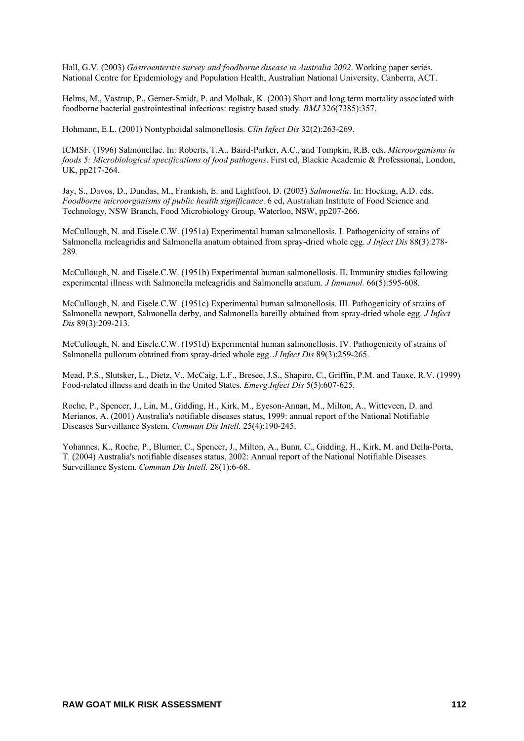Hall, G.V. (2003) *Gastroenteritis survey and foodborne disease in Australia 2002*. Working paper series. National Centre for Epidemiology and Population Health, Australian National University, Canberra, ACT.

Helms, M., Vastrup, P., Gerner-Smidt, P. and Molbak, K. (2003) Short and long term mortality associated with foodborne bacterial gastrointestinal infections: registry based study. *BMJ* 326(7385):357.

Hohmann, E.L. (2001) Nontyphoidal salmonellosis. *Clin Infect Dis* 32(2):263-269.

ICMSF. (1996) Salmonellae. In: Roberts, T.A., Baird-Parker, A.C., and Tompkin, R.B. eds. *Microorganisms in foods 5: Microbiological specifications of food pathogens*. First ed, Blackie Academic & Professional, London, UK, pp217-264.

Jay, S., Davos, D., Dundas, M., Frankish, E. and Lightfoot, D. (2003) *Salmonella*. In: Hocking, A.D. eds. *Foodborne microorganisms of public health significance*. 6 ed, Australian Institute of Food Science and Technology, NSW Branch, Food Microbiology Group, Waterloo, NSW, pp207-266.

McCullough, N. and Eisele.C.W. (1951a) Experimental human salmonellosis. I. Pathogenicity of strains of Salmonella meleagridis and Salmonella anatum obtained from spray-dried whole egg. *J Infect Dis* 88(3):278-289.

McCullough, N. and Eisele.C.W. (1951b) Experimental human salmonellosis. II. Immunity studies following experimental illness with Salmonella meleagridis and Salmonella anatum. *J Immunol.* 66(5):595-608.

McCullough, N. and Eisele.C.W. (1951c) Experimental human salmonellosis. III. Pathogenicity of strains of Salmonella newport, Salmonella derby, and Salmonella bareilly obtained from spray-dried whole egg. *J Infect Dis* 89(3):209-213.

McCullough, N. and Eisele.C.W. (1951d) Experimental human salmonellosis. IV. Pathogenicity of strains of Salmonella pullorum obtained from spray-dried whole egg. *J Infect Dis* 89(3):259-265.

Mead, P.S., Slutsker, L., Dietz, V., McCaig, L.F., Bresee, J.S., Shapiro, C., Griffin, P.M. and Tauxe, R.V. (1999) Food-related illness and death in the United States. *Emerg.Infect Dis* 5(5):607-625.

Roche, P., Spencer, J., Lin, M., Gidding, H., Kirk, M., Eyeson-Annan, M., Milton, A., Witteveen, D. and Merianos, A. (2001) Australia's notifiable diseases status, 1999: annual report of the National Notifiable Diseases Surveillance System. *Commun Dis Intell.* 25(4):190-245.

Yohannes, K., Roche, P., Blumer, C., Spencer, J., Milton, A., Bunn, C., Gidding, H., Kirk, M. and Della-Porta, T. (2004) Australia's notifiable diseases status, 2002: Annual report of the National Notifiable Diseases Surveillance System. *Commun Dis Intell.* 28(1):6-68.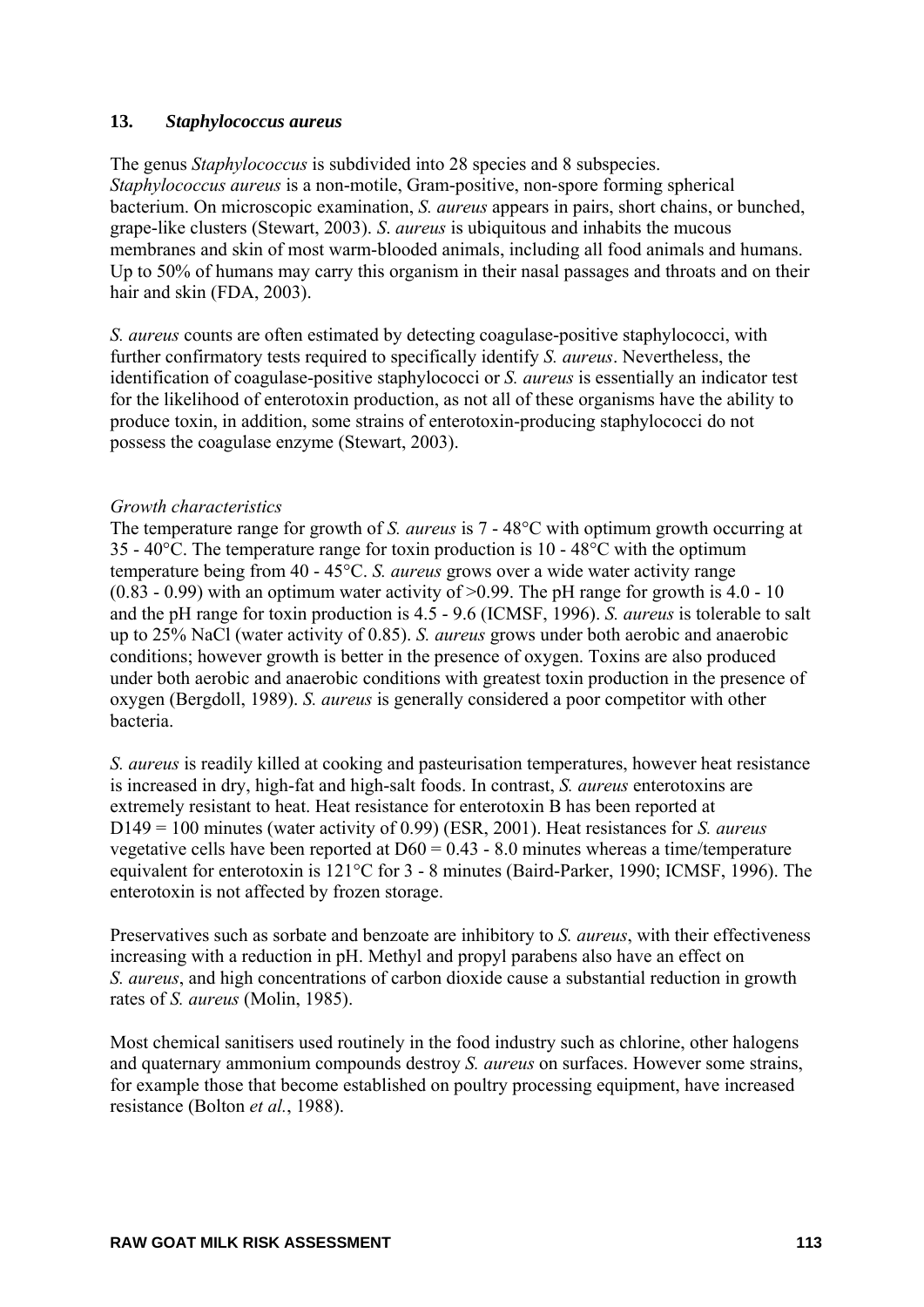## 13. *Staphylococcus aureus*

The genus *Staphylococcus* is subdivided into 28 species and 8 subspecies. *Staphylococcus aureus* is a non-motile, Gram-positive, non-spore forming spherical bacterium. On microscopic examination, *S. aureus* appears in pairs, short chains, or bunched, grape-like clusters (Stewart, 2003). *S. aureus* is ubiquitous and inhabits the mucous membranes and skin of most warm-blooded animals, including all food animals and humans. Up to 50% of humans may carry this organism in their nasal passages and throats and on their hair and skin (FDA, 2003).

*S. aureus* counts are often estimated by detecting coagulase-positive staphylococci, with further confirmatory tests required to specifically identify *S. aureus*. Nevertheless, the identification of coagulase-positive staphylococci or *S. aureus* is essentially an indicator test for the likelihood of enterotoxin production, as not all of these organisms have the ability to produce toxin, in addition, some strains of enterotoxin-producing staphylococci do not possess the coagulase enzyme (Stewart, 2003).

*Growth characteristics*

The temperature range for growth of *S. aureus* is 7 - 48°C with optimum growth occurring at 35 - 40°C. The temperature range for toxin production is 10 - 48°C with the optimum temperature being from 40 - 45°C. *S. aureus* grows over a wide water activity range (0.83 - 0.99) with an optimum water activity of >0.99. The pH range for growth is 4.0 - 10 and the pH range for toxin production is 4.5 - 9.6 (ICMSF, 1996). *S. aureus* is tolerable to salt up to 25% NaCl (water activity of 0.85). *S. aureus* grows under both aerobic and anaerobic conditions; however growth is better in the presence of oxygen. Toxins are also produced under both aerobic and anaerobic conditions with greatest toxin production in the presence of oxygen (Bergdoll, 1989). *S. aureus* is generally considered a poor competitor with other bacteria.

*S. aureus* is readily killed at cooking and pasteurisation temperatures, however heat resistance is increased in dry, high-fat and high-salt foods. In contrast, *S. aureus* enterotoxins are extremely resistant to heat. Heat resistance for enterotoxin B has been reported at $D_{149}$ = 100 minutes (water activity of 0.99) (ESR, 2001). Heat resistances for *S. aureus* vegetative cells have been reported at $D_{60}$ = 0.43 - 8.0 minutes whereas a time/temperature equivalent for enterotoxin is 121°C for 3 - 8 minutes (Baird-Parker, 1990; ICMSF, 1996). The enterotoxin is not affected by frozen storage.

Preservatives such as sorbate and benzoate are inhibitory to *S. aureus*, with their effectiveness increasing with a reduction in pH. Methyl and propyl parabens also have an effect on *S. aureus*, and high concentrations of carbon dioxide cause a substantial reduction in growth rates of *S. aureus* (Molin, 1985).

Most chemical sanitisers used routinely in the food industry such as chlorine, other halogens and quaternary ammonium compounds destroy *S. aureus* on surfaces. However some strains, for example those that become established on poultry processing equipment, have increased resistance (Bolton *et al.*, 1988).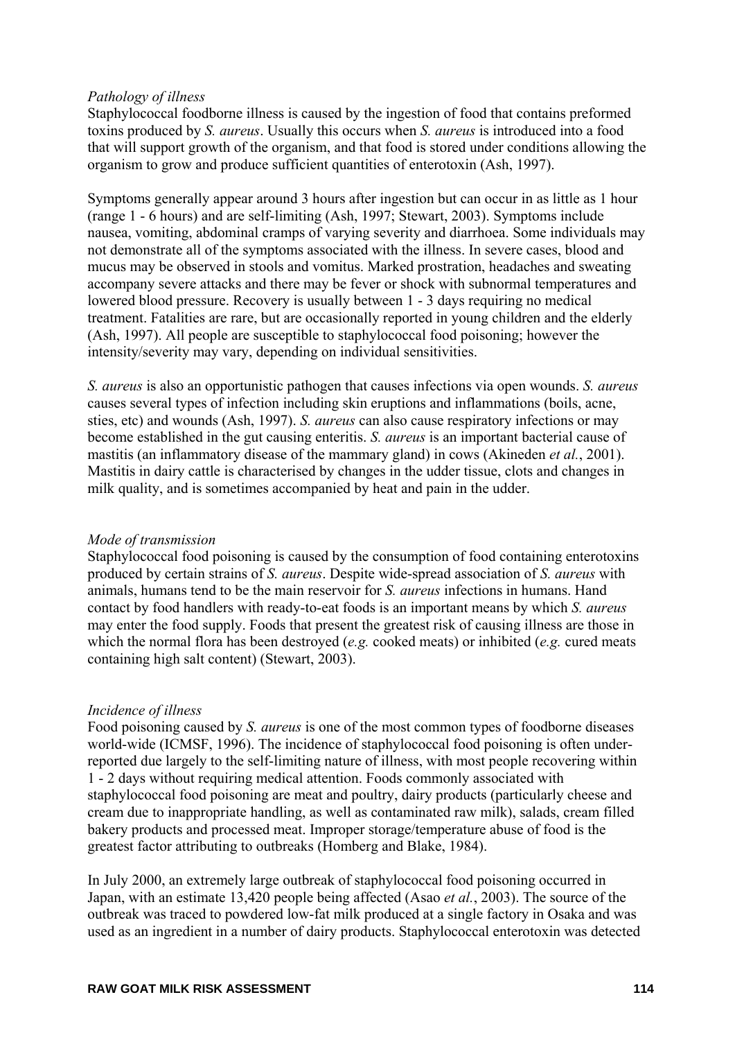*Pathology of illness*

Staphylococcal foodborne illness is caused by the ingestion of food that contains preformed toxins produced by *S. aureus*. Usually this occurs when *S. aureus* is introduced into a food that will support growth of the organism, and that food is stored under conditions allowing the organism to grow and produce sufficient quantities of enterotoxin (Ash, 1997).

Symptoms generally appear around 3 hours after ingestion but can occur in as little as 1 hour (range 1 - 6 hours) and are self-limiting (Ash, 1997; Stewart, 2003). Symptoms include nausea, vomiting, abdominal cramps of varying severity and diarrhoea. Some individuals may not demonstrate all of the symptoms associated with the illness. In severe cases, blood and mucus may be observed in stools and vomitus. Marked prostration, headaches and sweating accompany severe attacks and there may be fever or shock with subnormal temperatures and lowered blood pressure. Recovery is usually between 1 - 3 days requiring no medical treatment. Fatalities are rare, but are occasionally reported in young children and the elderly (Ash, 1997). All people are susceptible to staphylococcal food poisoning; however the intensity/severity may vary, depending on individual sensitivities.

*S. aureus* is also an opportunistic pathogen that causes infections via open wounds. *S. aureus* causes several types of infection including skin eruptions and inflammations (boils, acne, sties, etc) and wounds (Ash, 1997). *S. aureus* can also cause respiratory infections or may become established in the gut causing enteritis. *S. aureus* is an important bacterial cause of mastitis (an inflammatory disease of the mammary gland) in cows (Akineden *et al.*, 2001). Mastitis in dairy cattle is characterised by changes in the udder tissue, clots and changes in milk quality, and is sometimes accompanied by heat and pain in the udder.

*Mode of transmission*

Staphylococcal food poisoning is caused by the consumption of food containing enterotoxins produced by certain strains of *S. aureus*. Despite wide-spread association of *S. aureus* with animals, humans tend to be the main reservoir for *S. aureus* infections in humans. Hand contact by food handlers with ready-to-eat foods is an important means by which *S. aureus* may enter the food supply. Foods that present the greatest risk of causing illness are those in which the normal flora has been destroyed (*e.g.* cooked meats) or inhibited (*e.g.* cured meats containing high salt content) (Stewart, 2003).

*Incidence of illness*

Food poisoning caused by *S. aureus* is one of the most common types of foodborne diseases world-wide (ICMSF, 1996). The incidence of staphylococcal food poisoning is often under-reported due largely to the self-limiting nature of illness, with most people recovering within 1 - 2 days without requiring medical attention. Foods commonly associated with staphylococcal food poisoning are meat and poultry, dairy products (particularly cheese and cream due to inappropriate handling, as well as contaminated raw milk), salads, cream filled bakery products and processed meat. Improper storage/temperature abuse of food is the greatest factor attributing to outbreaks (Homberg and Blake, 1984).

In July 2000, an extremely large outbreak of staphylococcal food poisoning occurred in Japan, with an estimate 13,420 people being affected (Asao *et al.*, 2003). The source of the outbreak was traced to powdered low-fat milk produced at a single factory in Osaka and was used as an ingredient in a number of dairy products. Staphylococcal enterotoxin was detected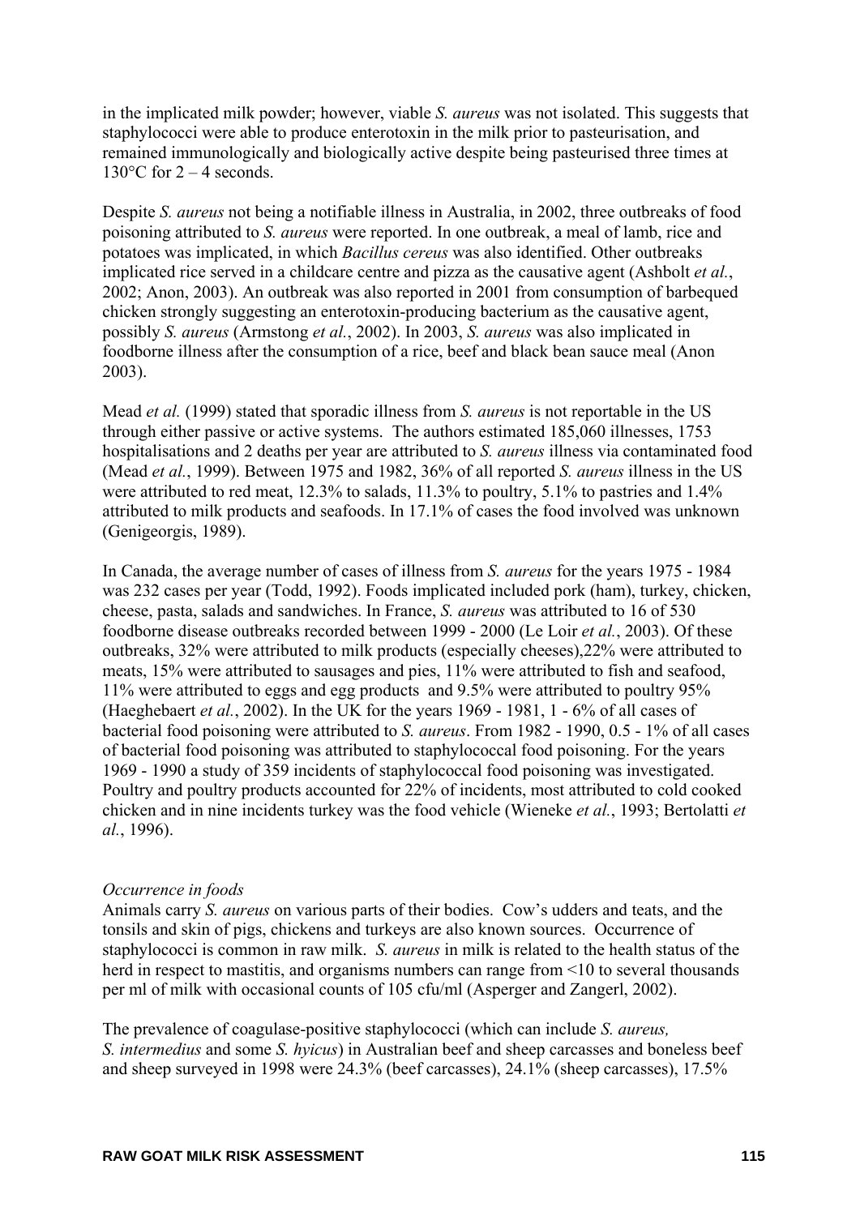in the implicated milk powder; however, viable *S. aureus* was not isolated. This suggests that staphylococci were able to produce enterotoxin in the milk prior to pasteurisation, and remained immunologically and biologically active despite being pasteurised three times at 130°C for 2 – 4 seconds.

Despite *S. aureus* not being a notifiable illness in Australia, in 2002, three outbreaks of food poisoning attributed to *S. aureus* were reported. In one outbreak, a meal of lamb, rice and potatoes was implicated, in which *Bacillus cereus* was also identified. Other outbreaks implicated rice served in a childcare centre and pizza as the causative agent (Ashbolt *et al.*, 2002; Anon, 2003). An outbreak was also reported in 2001 from consumption of barbequed chicken strongly suggesting an enterotoxin-producing bacterium as the causative agent, possibly *S. aureus* (Armstong *et al.*, 2002). In 2003, *S. aureus* was also implicated in foodborne illness after the consumption of a rice, beef and black bean sauce meal (Anon 2003).

Mead *et al.* (1999) stated that sporadic illness from *S. aureus* is not reportable in the US through either passive or active systems. The authors estimated 185,060 illnesses, 1753 hospitalisations and 2 deaths per year are attributed to *S. aureus* illness via contaminated food (Mead *et al.*, 1999). Between 1975 and 1982, 36% of all reported *S. aureus* illness in the US were attributed to red meat, 12.3% to salads, 11.3% to poultry, 5.1% to pastries and 1.4% attributed to milk products and seafoods. In 17.1% of cases the food involved was unknown (Genigeorgis, 1989).

In Canada, the average number of cases of illness from *S. aureus* for the years 1975 - 1984 was 232 cases per year (Todd, 1992). Foods implicated included pork (ham), turkey, chicken, cheese, pasta, salads and sandwiches. In France, *S. aureus* was attributed to 16 of 530 foodborne disease outbreaks recorded between 1999 - 2000 (Le Loir *et al.*, 2003). Of these outbreaks, 32% were attributed to milk products (especially cheeses),22% were attributed to meats, 15% were attributed to sausages and pies, 11% were attributed to fish and seafood, 11% were attributed to eggs and egg products and 9.5% were attributed to poultry 95% (Haeghebaert *et al.*, 2002). In the UK for the years 1969 - 1981, 1 - 6% of all cases of bacterial food poisoning were attributed to *S. aureus*. From 1982 - 1990, 0.5 - 1% of all cases of bacterial food poisoning was attributed to staphylococcal food poisoning. For the years 1969 - 1990 a study of 359 incidents of staphylococcal food poisoning was investigated. Poultry and poultry products accounted for 22% of incidents, most attributed to cold cooked chicken and in nine incidents turkey was the food vehicle (Wieneke *et al.*, 1993; Bertolatti *et al.*, 1996).

*Occurrence in foods*

Animals carry *S. aureus* on various parts of their bodies. Cow's udders and teats, and the tonsils and skin of pigs, chickens and turkeys are also known sources. Occurrence of staphylococci is common in raw milk. *S. aureus* in milk is related to the health status of the herd in respect to mastitis, and organisms numbers can range from <10 to several thousands per ml of milk with occasional counts of 105 cfu/ml (Asperger and Zangerl, 2002).

The prevalence of coagulase-positive staphylococci (which can include *S. aureus, S. intermedius* and some *S. hyicus*) in Australian beef and sheep carcasses and boneless beef and sheep surveyed in 1998 were 24.3% (beef carcasses), 24.1% (sheep carcasses), 17.5%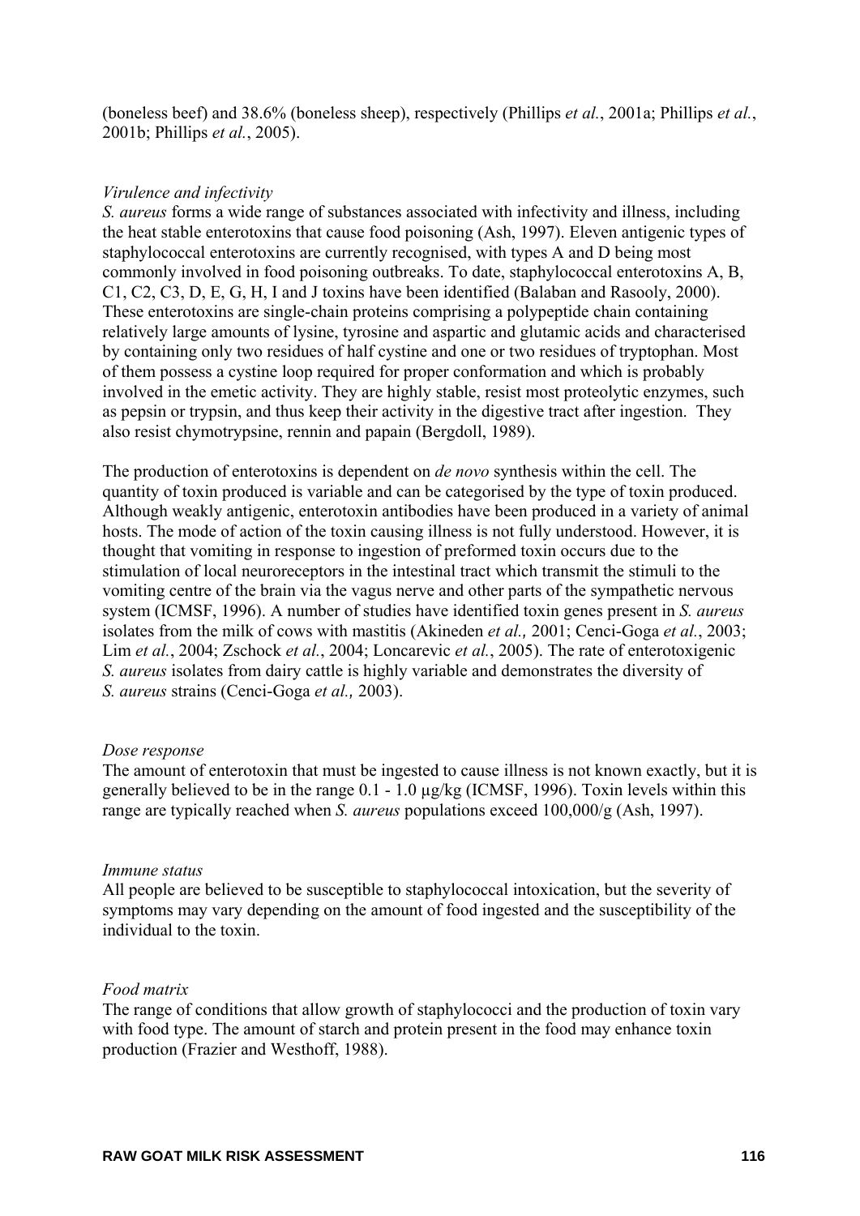(boneless beef) and 38.6% (boneless sheep), respectively (Phillips *et al.*, 2001a; Phillips *et al.*, 2001b; Phillips *et al.*, 2005).

*Virulence and infectivity*

*S. aureus* forms a wide range of substances associated with infectivity and illness, including the heat stable enterotoxins that cause food poisoning (Ash, 1997). Eleven antigenic types of staphylococcal enterotoxins are currently recognised, with types A and D being most commonly involved in food poisoning outbreaks. To date, staphylococcal enterotoxins A, B, C1, C2, C3, D, E, G, H, I and J toxins have been identified (Balaban and Rasooly, 2000). These enterotoxins are single-chain proteins comprising a polypeptide chain containing relatively large amounts of lysine, tyrosine and aspartic and glutamic acids and characterised by containing only two residues of half cystine and one or two residues of tryptophan. Most of them possess a cystine loop required for proper conformation and which is probably involved in the emetic activity. They are highly stable, resist most proteolytic enzymes, such as pepsin or trypsin, and thus keep their activity in the digestive tract after ingestion. They also resist chymotrypsine, rennin and papain (Bergdoll, 1989).

The production of enterotoxins is dependent on *de novo* synthesis within the cell. The quantity of toxin produced is variable and can be categorised by the type of toxin produced. Although weakly antigenic, enterotoxin antibodies have been produced in a variety of animal hosts. The mode of action of the toxin causing illness is not fully understood. However, it is thought that vomiting in response to ingestion of preformed toxin occurs due to the stimulation of local neuroreceptors in the intestinal tract which transmit the stimuli to the vomiting centre of the brain via the vagus nerve and other parts of the sympathetic nervous system (ICMSF, 1996). A number of studies have identified toxin genes present in *S. aureus* isolates from the milk of cows with mastitis (Akineden *et al.,* 2001; Cenci-Goga *et al.*, 2003; Lim *et al.*, 2004; Zschock *et al.*, 2004; Loncarevic *et al.*, 2005). The rate of enterotoxigenic *S. aureus* isolates from dairy cattle is highly variable and demonstrates the diversity of *S. aureus* strains (Cenci-Goga *et al.,* 2003).

*Dose response*

The amount of enterotoxin that must be ingested to cause illness is not known exactly, but it is generally believed to be in the range 0.1 - 1.0 µg/kg (ICMSF, 1996). Toxin levels within this range are typically reached when *S. aureus* populations exceed 100,000/g (Ash, 1997).

*Immune status*

All people are believed to be susceptible to staphylococcal intoxication, but the severity of symptoms may vary depending on the amount of food ingested and the susceptibility of the individual to the toxin.

*Food matrix*

The range of conditions that allow growth of staphylococci and the production of toxin vary with food type. The amount of starch and protein present in the food may enhance toxin production (Frazier and Westhoff, 1988).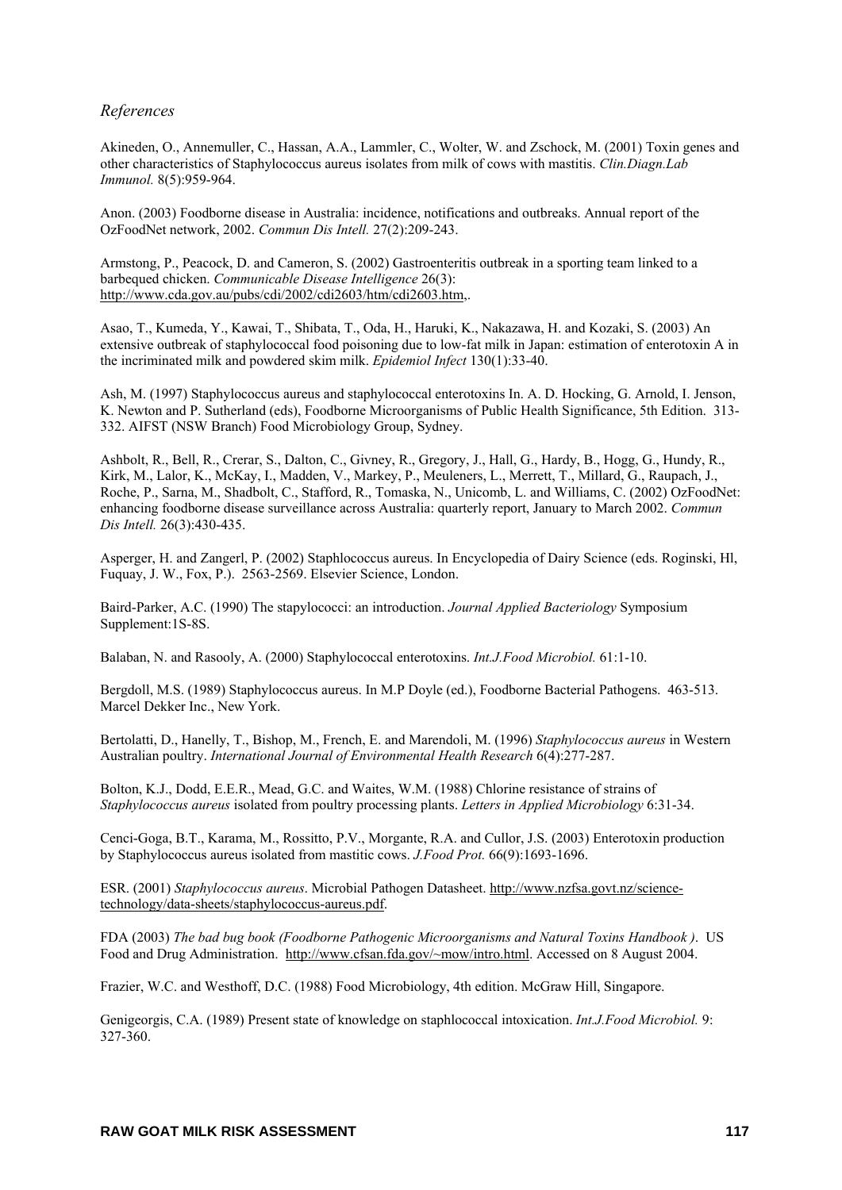## *References*

Akineden, O., Annemuller, C., Hassan, A.A., Lammler, C., Wolter, W. and Zschock, M. (2001) Toxin genes and other characteristics of Staphylococcus aureus isolates from milk of cows with mastitis. *Clin.Diagn.Lab Immunol.* 8(5):959-964.

Anon. (2003) Foodborne disease in Australia: incidence, notifications and outbreaks. Annual report of the OzFoodNet network, 2002. *Commun Dis Intell.* 27(2):209-243.

Armstong, P., Peacock, D. and Cameron, S. (2002) Gastroenteritis outbreak in a sporting team linked to a barbequed chicken. *Communicable Disease Intelligence* 26(3): http://www.cda.gov.au/pubs/cdi/2002/cdi2603/htm/cdi2603.htm,.

Asao, T., Kumeda, Y., Kawai, T., Shibata, T., Oda, H., Haruki, K., Nakazawa, H. and Kozaki, S. (2003) An extensive outbreak of staphylococcal food poisoning due to low-fat milk in Japan: estimation of enterotoxin A in the incriminated milk and powdered skim milk. *Epidemiol Infect* 130(1):33-40.

Ash, M. (1997) Staphylococcus aureus and staphylococcal enterotoxins In. A. D. Hocking, G. Arnold, I. Jenson, K. Newton and P. Sutherland (eds), Foodborne Microorganisms of Public Health Significance, 5th Edition. 313-332. AIFST (NSW Branch) Food Microbiology Group, Sydney.

Ashbolt, R., Bell, R., Crerar, S., Dalton, C., Givney, R., Gregory, J., Hall, G., Hardy, B., Hogg, G., Hundy, R., Kirk, M., Lalor, K., McKay, I., Madden, V., Markey, P., Meuleners, L., Merrett, T., Millard, G., Raupach, J., Roche, P., Sarna, M., Shadbolt, C., Stafford, R., Tomaska, N., Unicomb, L. and Williams, C. (2002) OzFoodNet: enhancing foodborne disease surveillance across Australia: quarterly report, January to March 2002. *Commun Dis Intell.* 26(3):430-435.

Asperger, H. and Zangerl, P. (2002) Staphlococcus aureus. In Encyclopedia of Dairy Science (eds. Roginski, Hl, Fuquay, J. W., Fox, P.). 2563-2569. Elsevier Science, London.

Baird-Parker, A.C. (1990) The stapylococci: an introduction. *Journal Applied Bacteriology* Symposium Supplement:1S-8S.

Balaban, N. and Rasooly, A. (2000) Staphylococcal enterotoxins. *Int.J.Food Microbiol.* 61:1-10.

Bergdoll, M.S. (1989) Staphylococcus aureus. In M.P Doyle (ed.), Foodborne Bacterial Pathogens. 463-513. Marcel Dekker Inc., New York.

Bertolatti, D., Hanelly, T., Bishop, M., French, E. and Marendoli, M. (1996) *Staphylococcus aureus* in Western Australian poultry. *International Journal of Environmental Health Research* 6(4):277-287.

Bolton, K.J., Dodd, E.E.R., Mead, G.C. and Waites, W.M. (1988) Chlorine resistance of strains of *Staphylococcus aureus* isolated from poultry processing plants. *Letters in Applied Microbiology* 6:31-34.

Cenci-Goga, B.T., Karama, M., Rossitto, P.V., Morgante, R.A. and Cullor, J.S. (2003) Enterotoxin production by Staphylococcus aureus isolated from mastitic cows. *J.Food Prot.* 66(9):1693-1696.

ESR. (2001) *Staphylococcus aureus*. Microbial Pathogen Datasheet. http://www.nzfsa.govt.nz/science-technology/data-sheets/staphylococcus-aureus.pdf.

FDA (2003) *The bad bug book (Foodborne Pathogenic Microorganisms and Natural Toxins Handbook )*. US Food and Drug Administration. http://www.cfsan.fda.gov/~mow/intro.html. Accessed on 8 August 2004.

Frazier, W.C. and Westhoff, D.C. (1988) Food Microbiology, 4th edition. McGraw Hill, Singapore.

Genigeorgis, C.A. (1989) Present state of knowledge on staphlococcal intoxication. *Int.J.Food Microbiol.* 9: 327-360.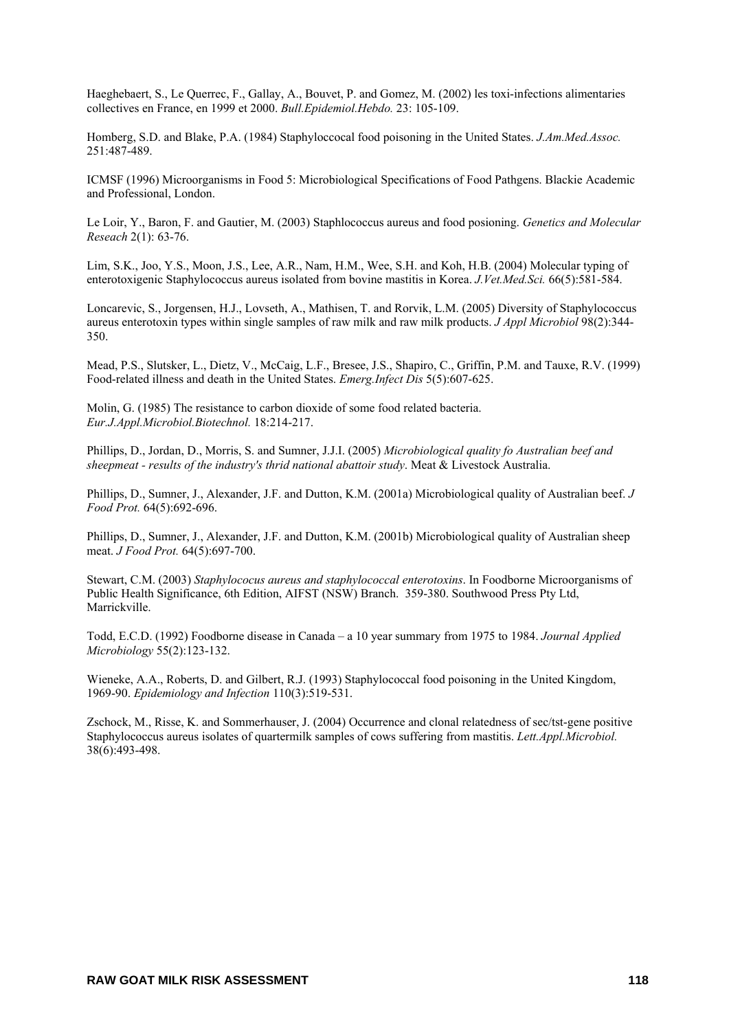Haeghebaert, S., Le Querrec, F., Gallay, A., Bouvet, P. and Gomez, M. (2002) les toxi-infections alimentaries collectives en France, en 1999 et 2000. *Bull.Epidemiol.Hebdo.* 23: 105-109.

Homberg, S.D. and Blake, P.A. (1984) Staphyloccocal food poisoning in the United States. *J.Am.Med.Assoc.* 251:487-489.

ICMSF (1996) Microorganisms in Food 5: Microbiological Specifications of Food Pathgens. Blackie Academic and Professional, London.

Le Loir, Y., Baron, F. and Gautier, M. (2003) Staphlococcus aureus and food posioning. *Genetics and Molecular Reseach* 2(1): 63-76.

Lim, S.K., Joo, Y.S., Moon, J.S., Lee, A.R., Nam, H.M., Wee, S.H. and Koh, H.B. (2004) Molecular typing of enterotoxigenic Staphylococcus aureus isolated from bovine mastitis in Korea. *J.Vet.Med.Sci.* 66(5):581-584.

Loncarevic, S., Jorgensen, H.J., Lovseth, A., Mathisen, T. and Rorvik, L.M. (2005) Diversity of Staphylococcus aureus enterotoxin types within single samples of raw milk and raw milk products. *J Appl Microbiol* 98(2):344-350.

Mead, P.S., Slutsker, L., Dietz, V., McCaig, L.F., Bresee, J.S., Shapiro, C., Griffin, P.M. and Tauxe, R.V. (1999) Food-related illness and death in the United States. *Emerg.Infect Dis* 5(5):607-625.

Molin, G. (1985) The resistance to carbon dioxide of some food related bacteria. *Eur.J.Appl.Microbiol.Biotechnol.* 18:214-217.

Phillips, D., Jordan, D., Morris, S. and Sumner, J.J.I. (2005) *Microbiological quality fo Australian beef and sheepmeat - results of the industry's thrid national abattoir study*. Meat & Livestock Australia.

Phillips, D., Sumner, J., Alexander, J.F. and Dutton, K.M. (2001a) Microbiological quality of Australian beef. *J Food Prot.* 64(5):692-696.

Phillips, D., Sumner, J., Alexander, J.F. and Dutton, K.M. (2001b) Microbiological quality of Australian sheep meat. *J Food Prot.* 64(5):697-700.

Stewart, C.M. (2003) *Staphylococus aureus and staphylococcal enterotoxins*. In Foodborne Microorganisms of Public Health Significance, 6th Edition, AIFST (NSW) Branch. 359-380. Southwood Press Pty Ltd, Marrickville.

Todd, E.C.D. (1992) Foodborne disease in Canada – a 10 year summary from 1975 to 1984. *Journal Applied Microbiology* 55(2):123-132.

Wieneke, A.A., Roberts, D. and Gilbert, R.J. (1993) Staphylococcal food poisoning in the United Kingdom, 1969-90. *Epidemiology and Infection* 110(3):519-531.

Zschock, M., Risse, K. and Sommerhauser, J. (2004) Occurrence and clonal relatedness of sec/tst-gene positive Staphylococcus aureus isolates of quartermilk samples of cows suffering from mastitis. *Lett.Appl.Microbiol.* 38(6):493-498.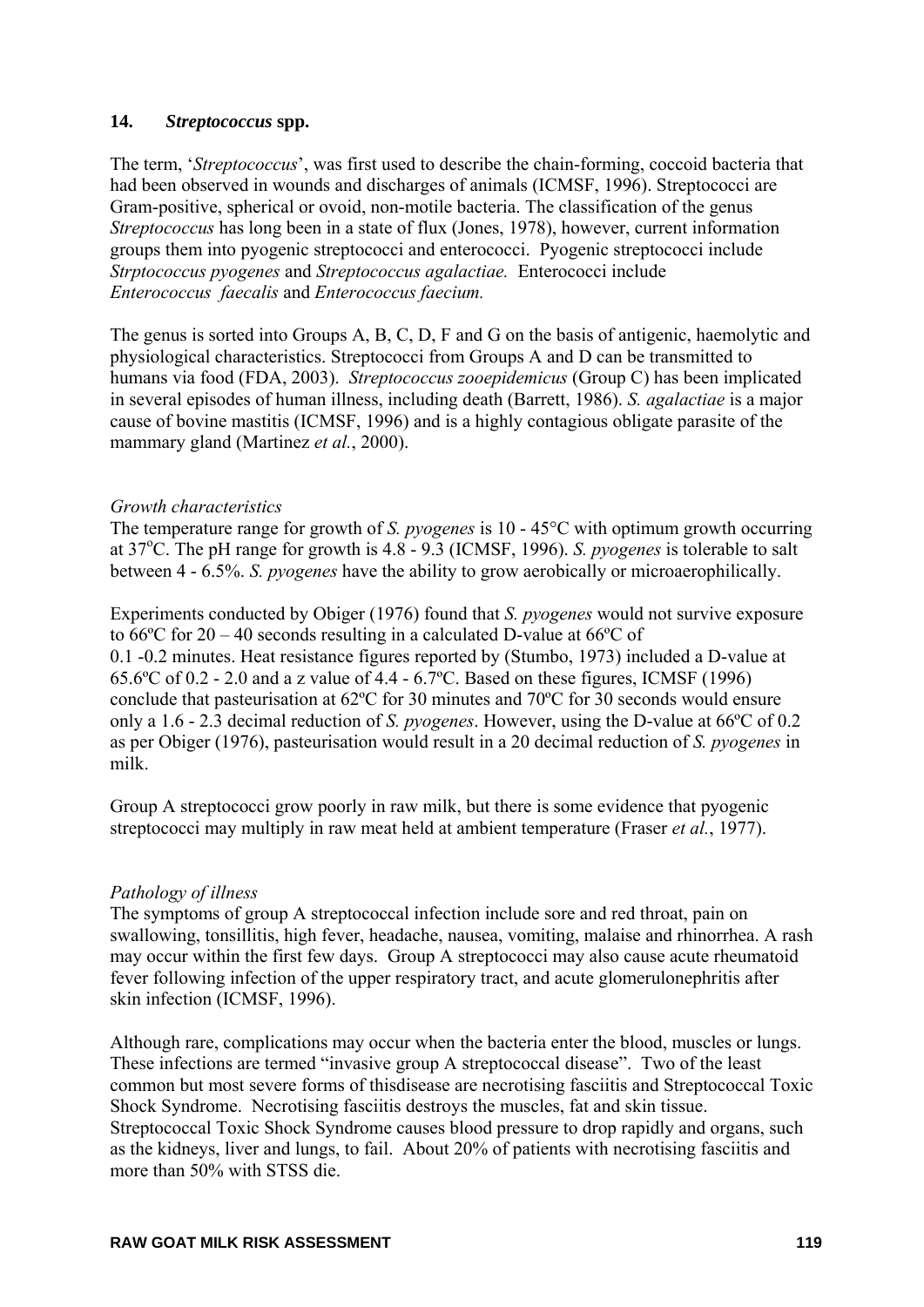## 14. *Streptococcus* spp.

The term, '*Streptococcus*', was first used to describe the chain-forming, coccoid bacteria that had been observed in wounds and discharges of animals (ICMSF, 1996). Streptococci are Gram-positive, spherical or ovoid, non-motile bacteria. The classification of the genus *Streptococcus* has long been in a state of flux (Jones, 1978), however, current information groups them into pyogenic streptococci and enterococci. Pyogenic streptococci include *Strptococcus pyogenes* and *Streptococcus agalactiae.* Enterococci include *Enterococcus faecalis* and *Enterococcus faecium.*

The genus is sorted into Groups A, B, C, D, F and G on the basis of antigenic, haemolytic and physiological characteristics. Streptococci from Groups A and D can be transmitted to humans via food (FDA, 2003). *Streptococcus zooepidemicus* (Group C) has been implicated in several episodes of human illness, including death (Barrett, 1986). *S. agalactiae* is a major cause of bovine mastitis (ICMSF, 1996) and is a highly contagious obligate parasite of the mammary gland (Martinez *et al.*, 2000).

*Growth characteristics*

The temperature range for growth of *S. pyogenes* is 10 - 45°C with optimum growth occurring at 37°C. The pH range for growth is 4.8 - 9.3 (ICMSF, 1996). *S. pyogenes* is tolerable to salt between 4 - 6.5%. *S. pyogenes* have the ability to grow aerobically or microaerophilically.

Experiments conducted by Obiger (1976) found that *S. pyogenes* would not survive exposure to 66ºC for 20 – 40 seconds resulting in a calculated D-value at 66ºC of 0.1 -0.2 minutes. Heat resistance figures reported by (Stumbo, 1973) included a D-value at 65.6ºC of 0.2 - 2.0 and a z value of 4.4 - 6.7ºC. Based on these figures, ICMSF (1996) conclude that pasteurisation at 62ºC for 30 minutes and 70ºC for 30 seconds would ensure only a 1.6 - 2.3 decimal reduction of *S. pyogenes*. However, using the D-value at 66ºC of 0.2 as per Obiger (1976), pasteurisation would result in a 20 decimal reduction of *S. pyogenes* in milk.

Group A streptococci grow poorly in raw milk, but there is some evidence that pyogenic streptococci may multiply in raw meat held at ambient temperature (Fraser *et al.*, 1977).

*Pathology of illness*

The symptoms of group A streptococcal infection include sore and red throat, pain on swallowing, tonsillitis, high fever, headache, nausea, vomiting, malaise and rhinorrhea. A rash may occur within the first few days. Group A streptococci may also cause acute rheumatoid fever following infection of the upper respiratory tract, and acute glomerulonephritis after skin infection (ICMSF, 1996).

Although rare, complications may occur when the bacteria enter the blood, muscles or lungs. These infections are termed "invasive group A streptococcal disease". Two of the least common but most severe forms of thisdisease are necrotising fasciitis and Streptococcal Toxic Shock Syndrome. Necrotising fasciitis destroys the muscles, fat and skin tissue. Streptococcal Toxic Shock Syndrome causes blood pressure to drop rapidly and organs, such as the kidneys, liver and lungs, to fail. About 20% of patients with necrotising fasciitis and more than 50% with STSS die.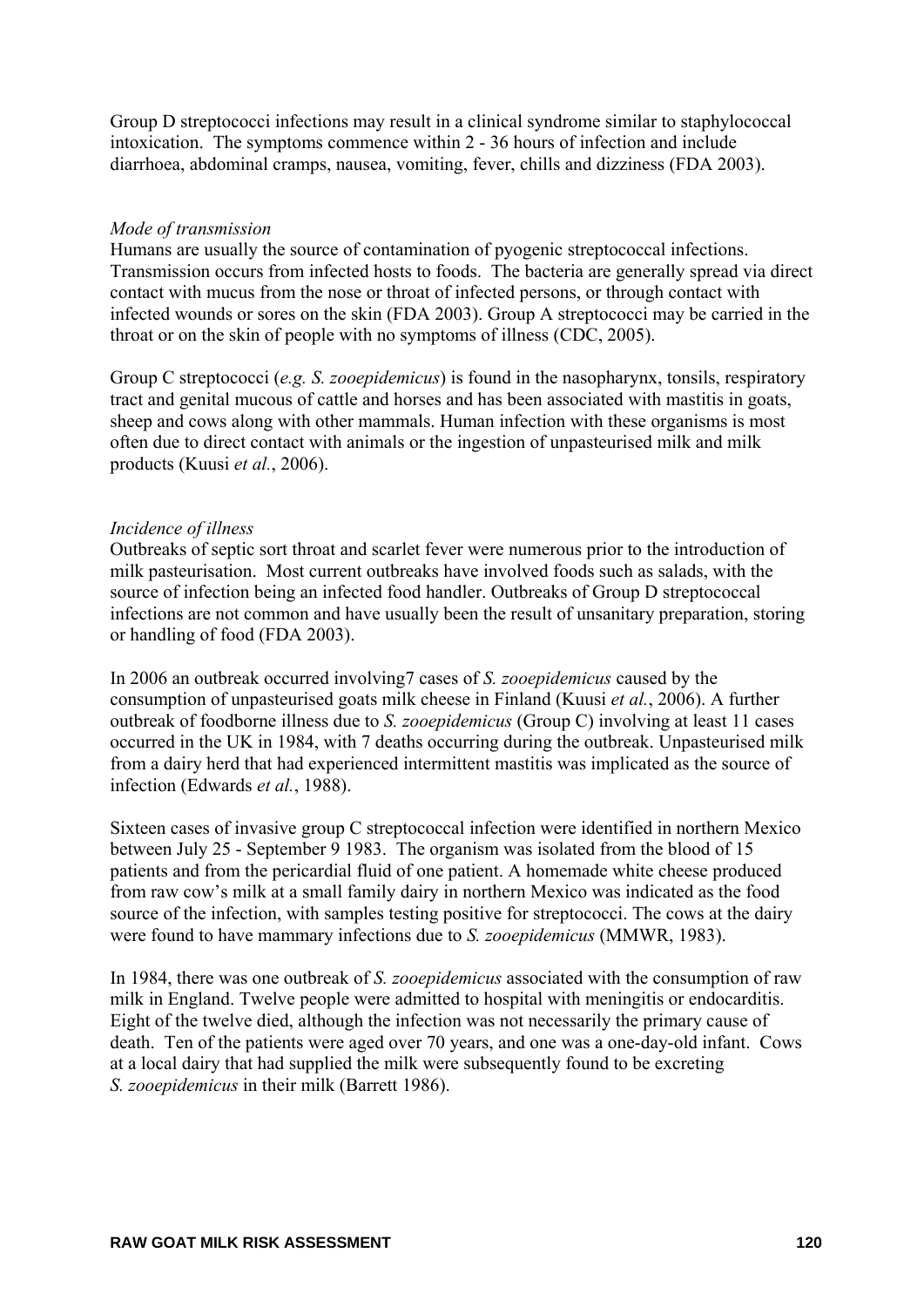Group D streptococci infections may result in a clinical syndrome similar to staphylococcal intoxication. The symptoms commence within 2 - 36 hours of infection and include diarrhoea, abdominal cramps, nausea, vomiting, fever, chills and dizziness (FDA 2003).

*Mode of transmission*

Humans are usually the source of contamination of pyogenic streptococcal infections. Transmission occurs from infected hosts to foods. The bacteria are generally spread via direct contact with mucus from the nose or throat of infected persons, or through contact with infected wounds or sores on the skin (FDA 2003). Group A streptococci may be carried in the throat or on the skin of people with no symptoms of illness (CDC, 2005).

Group C streptococci (*e.g. S. zooepidemicus*) is found in the nasopharynx, tonsils, respiratory tract and genital mucous of cattle and horses and has been associated with mastitis in goats, sheep and cows along with other mammals. Human infection with these organisms is most often due to direct contact with animals or the ingestion of unpasteurised milk and milk products (Kuusi *et al.*, 2006).

*Incidence of illness*

Outbreaks of septic sort throat and scarlet fever were numerous prior to the introduction of milk pasteurisation. Most current outbreaks have involved foods such as salads, with the source of infection being an infected food handler. Outbreaks of Group D streptococcal infections are not common and have usually been the result of unsanitary preparation, storing or handling of food (FDA 2003).

In 2006 an outbreak occurred involving7 cases of *S. zooepidemicus* caused by the consumption of unpasteurised goats milk cheese in Finland (Kuusi *et al.*, 2006). A further outbreak of foodborne illness due to *S. zooepidemicus* (Group C) involving at least 11 cases occurred in the UK in 1984, with 7 deaths occurring during the outbreak. Unpasteurised milk from a dairy herd that had experienced intermittent mastitis was implicated as the source of infection (Edwards *et al.*, 1988).

Sixteen cases of invasive group C streptococcal infection were identified in northern Mexico between July 25 - September 9 1983. The organism was isolated from the blood of 15 patients and from the pericardial fluid of one patient. A homemade white cheese produced from raw cow's milk at a small family dairy in northern Mexico was indicated as the food source of the infection, with samples testing positive for streptococci. The cows at the dairy were found to have mammary infections due to *S. zooepidemicus* (MMWR, 1983).

In 1984, there was one outbreak of *S. zooepidemicus* associated with the consumption of raw milk in England. Twelve people were admitted to hospital with meningitis or endocarditis. Eight of the twelve died, although the infection was not necessarily the primary cause of death. Ten of the patients were aged over 70 years, and one was a one-day-old infant. Cows at a local dairy that had supplied the milk were subsequently found to be excreting *S. zooepidemicus* in their milk (Barrett 1986).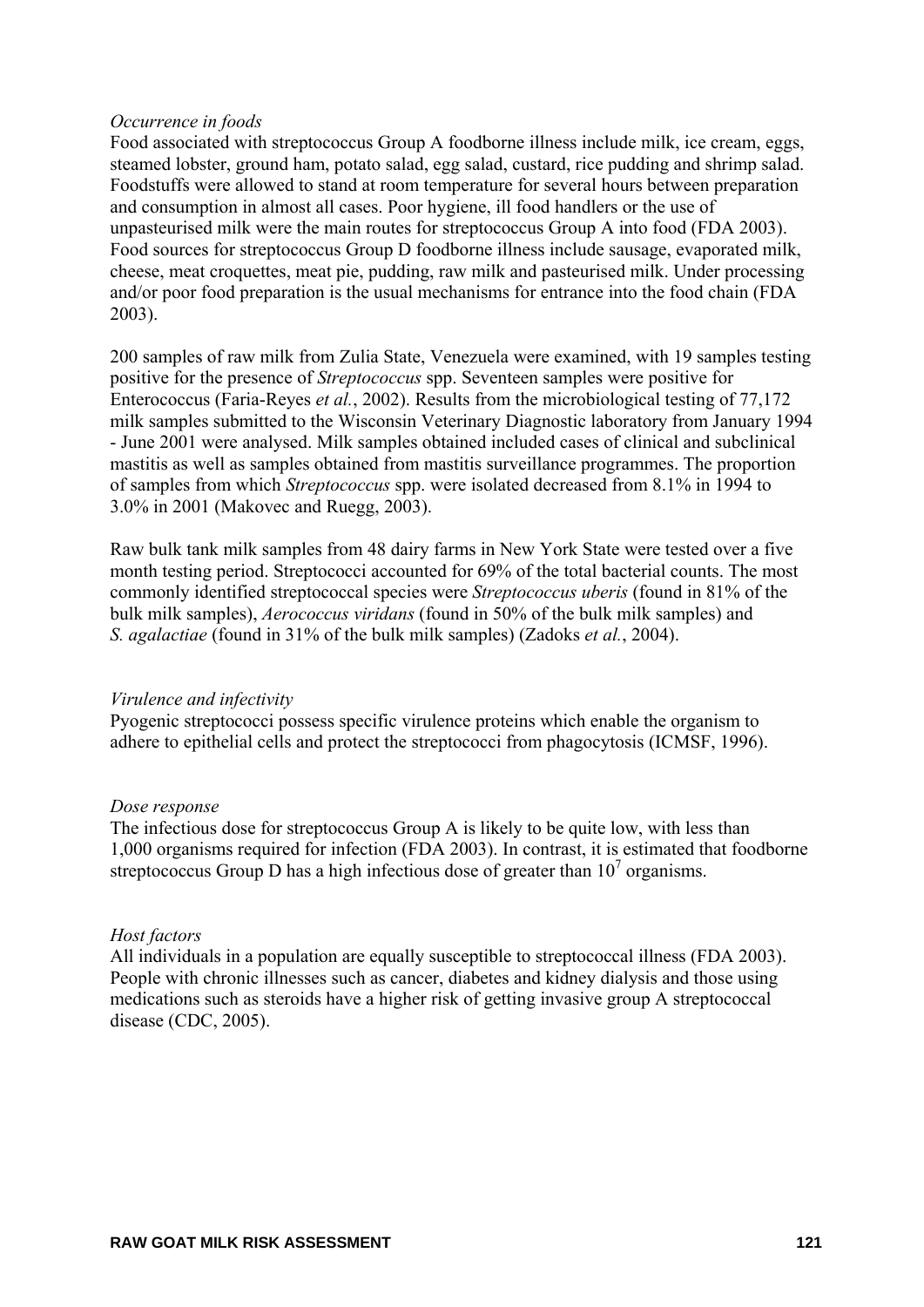*Occurrence in foods*

Food associated with streptococcus Group A foodborne illness include milk, ice cream, eggs, steamed lobster, ground ham, potato salad, egg salad, custard, rice pudding and shrimp salad. Foodstuffs were allowed to stand at room temperature for several hours between preparation and consumption in almost all cases. Poor hygiene, ill food handlers or the use of unpasteurised milk were the main routes for streptococcus Group A into food (FDA 2003). Food sources for streptococcus Group D foodborne illness include sausage, evaporated milk, cheese, meat croquettes, meat pie, pudding, raw milk and pasteurised milk. Under processing and/or poor food preparation is the usual mechanisms for entrance into the food chain (FDA 2003).

200 samples of raw milk from Zulia State, Venezuela were examined, with 19 samples testing positive for the presence of *Streptococcus* spp. Seventeen samples were positive for Enterococcus (Faria-Reyes *et al.*, 2002). Results from the microbiological testing of 77,172 milk samples submitted to the Wisconsin Veterinary Diagnostic laboratory from January 1994 - June 2001 were analysed. Milk samples obtained included cases of clinical and subclinical mastitis as well as samples obtained from mastitis surveillance programmes. The proportion of samples from which *Streptococcus* spp. were isolated decreased from 8.1% in 1994 to 3.0% in 2001 (Makovec and Ruegg, 2003).

Raw bulk tank milk samples from 48 dairy farms in New York State were tested over a five month testing period. Streptococci accounted for 69% of the total bacterial counts. The most commonly identified streptococcal species were *Streptococcus uberis* (found in 81% of the bulk milk samples), *Aerococcus viridans* (found in 50% of the bulk milk samples) and *S. agalactiae* (found in 31% of the bulk milk samples) (Zadoks *et al.*, 2004).

*Virulence and infectivity*

Pyogenic streptococci possess specific virulence proteins which enable the organism to adhere to epithelial cells and protect the streptococci from phagocytosis (ICMSF, 1996).

*Dose response*

The infectious dose for streptococcus Group A is likely to be quite low, with less than 1,000 organisms required for infection (FDA 2003). In contrast, it is estimated that foodborne streptococcus Group D has a high infectious dose of greater than $10^7$ organisms.

*Host factors*

All individuals in a population are equally susceptible to streptococcal illness (FDA 2003). People with chronic illnesses such as cancer, diabetes and kidney dialysis and those using medications such as steroids have a higher risk of getting invasive group A streptococcal disease (CDC, 2005).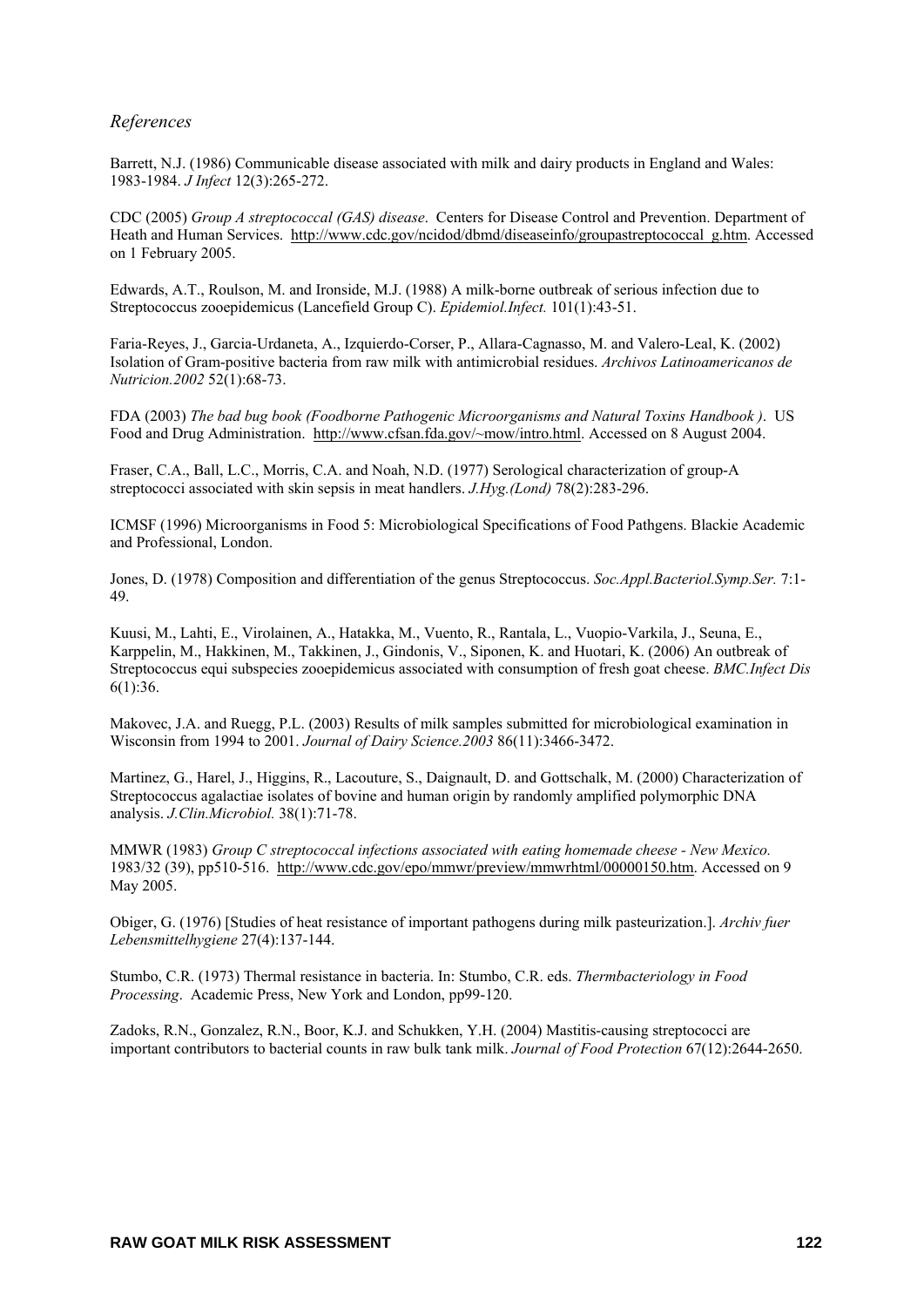*References*

Barrett, N.J. (1986) Communicable disease associated with milk and dairy products in England and Wales: 1983-1984. *J Infect* 12(3):265-272.

CDC (2005) *Group A streptococcal (GAS) disease*. Centers for Disease Control and Prevention. Department of Heath and Human Services. http://www.cdc.gov/ncidod/dbmd/diseaseinfo/groupastreptococcal_g.htm. Accessed on 1 February 2005.

Edwards, A.T., Roulson, M. and Ironside, M.J. (1988) A milk-borne outbreak of serious infection due to Streptococcus zooepidemicus (Lancefield Group C). *Epidemiol.Infect.* 101(1):43-51.

Faria-Reyes, J., Garcia-Urdaneta, A., Izquierdo-Corser, P., Allara-Cagnasso, M. and Valero-Leal, K. (2002) Isolation of Gram-positive bacteria from raw milk with antimicrobial residues. *Archivos Latinoamericanos de Nutricion.2002* 52(1):68-73.

FDA (2003) *The bad bug book (Foodborne Pathogenic Microorganisms and Natural Toxins Handbook )*. US Food and Drug Administration. http://www.cfsan.fda.gov/~mow/intro.html. Accessed on 8 August 2004.

Fraser, C.A., Ball, L.C., Morris, C.A. and Noah, N.D. (1977) Serological characterization of group-A streptococci associated with skin sepsis in meat handlers. *J.Hyg.(Lond)* 78(2):283-296.

ICMSF (1996) Microorganisms in Food 5: Microbiological Specifications of Food Pathgens. Blackie Academic and Professional, London.

Jones, D. (1978) Composition and differentiation of the genus Streptococcus. *Soc.Appl.Bacteriol.Symp.Ser.* 7:1-49.

Kuusi, M., Lahti, E., Virolainen, A., Hatakka, M., Vuento, R., Rantala, L., Vuopio-Varkila, J., Seuna, E., Karppelin, M., Hakkinen, M., Takkinen, J., Gindonis, V., Siponen, K. and Huotari, K. (2006) An outbreak of Streptococcus equi subspecies zooepidemicus associated with consumption of fresh goat cheese. *BMC.Infect Dis* 6(1):36.

Makovec, J.A. and Ruegg, P.L. (2003) Results of milk samples submitted for microbiological examination in Wisconsin from 1994 to 2001. *Journal of Dairy Science.2003* 86(11):3466-3472.

Martinez, G., Harel, J., Higgins, R., Lacouture, S., Daignault, D. and Gottschalk, M. (2000) Characterization of Streptococcus agalactiae isolates of bovine and human origin by randomly amplified polymorphic DNA analysis. *J.Clin.Microbiol.* 38(1):71-78.

MMWR (1983) *Group C streptococcal infections associated with eating homemade cheese - New Mexico.* 1983/32 (39), pp510-516. http://www.cdc.gov/epo/mmwr/preview/mmwrhtml/00000150.htm. Accessed on 9 May 2005.

Obiger, G. (1976) [Studies of heat resistance of important pathogens during milk pasteurization.]. *Archiv fuer Lebensmittelhygiene* 27(4):137-144.

Stumbo, C.R. (1973) Thermal resistance in bacteria. In: Stumbo, C.R. eds. *Thermbacteriology in Food Processing*. Academic Press, New York and London, pp99-120.

Zadoks, R.N., Gonzalez, R.N., Boor, K.J. and Schukken, Y.H. (2004) Mastitis-causing streptococci are important contributors to bacterial counts in raw bulk tank milk. *Journal of Food Protection* 67(12):2644-2650.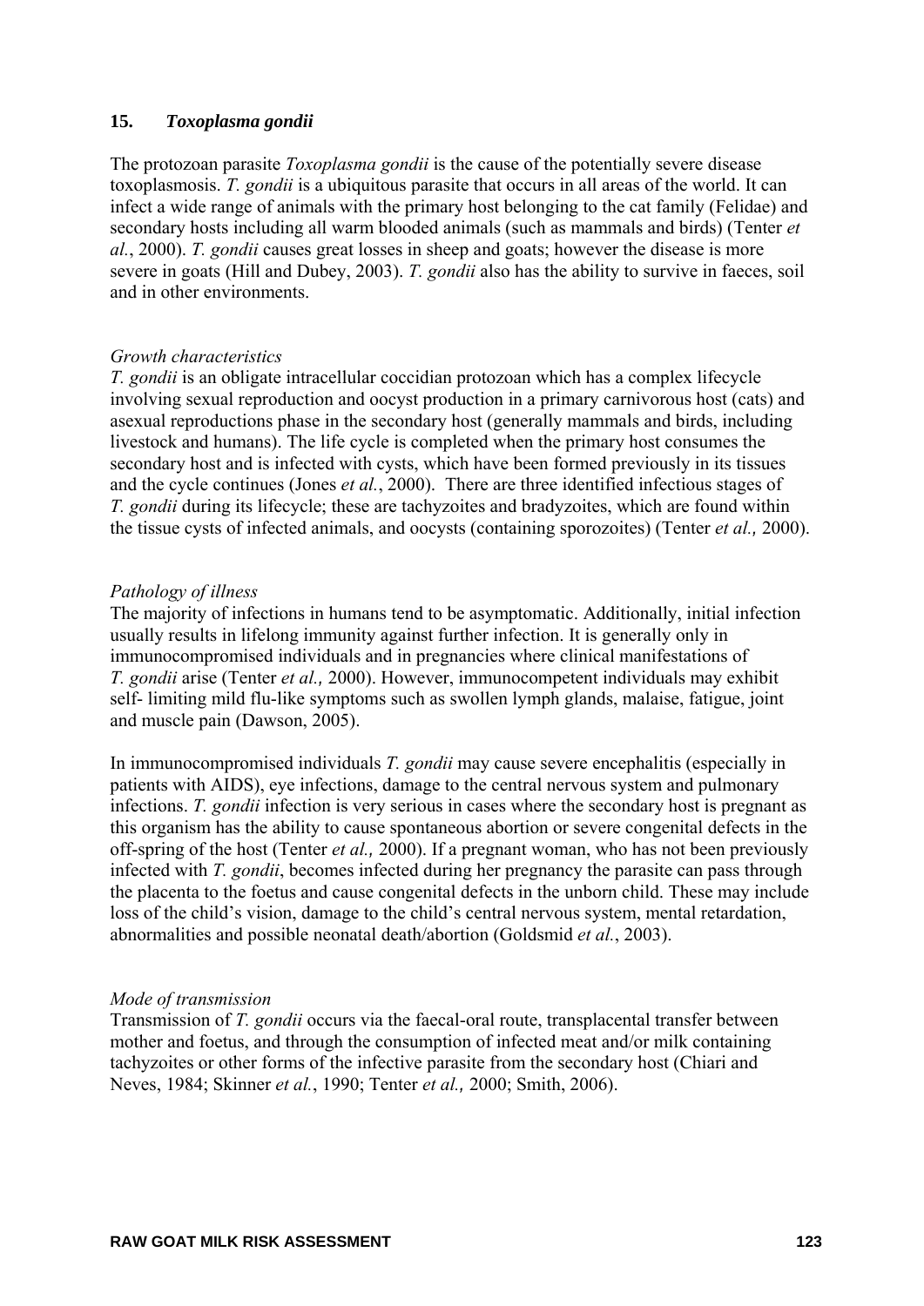## 15. *Toxoplasma gondii*

The protozoan parasite *Toxoplasma gondii* is the cause of the potentially severe disease toxoplasmosis. *T. gondii* is a ubiquitous parasite that occurs in all areas of the world. It can infect a wide range of animals with the primary host belonging to the cat family (Felidae) and secondary hosts including all warm blooded animals (such as mammals and birds) (Tenter *et al.*, 2000). *T. gondii* causes great losses in sheep and goats; however the disease is more severe in goats (Hill and Dubey, 2003). *T. gondii* also has the ability to survive in faeces, soil and in other environments.

*Growth characteristics*
*T. gondii* is an obligate intracellular coccidian protozoan which has a complex lifecycle involving sexual reproduction and oocyst production in a primary carnivorous host (cats) and asexual reproductions phase in the secondary host (generally mammals and birds, including livestock and humans). The life cycle is completed when the primary host consumes the secondary host and is infected with cysts, which have been formed previously in its tissues and the cycle continues (Jones *et al.*, 2000). There are three identified infectious stages of *T. gondii* during its lifecycle; these are tachyzoites and bradyzoites, which are found within the tissue cysts of infected animals, and oocysts (containing sporozoites) (Tenter *et al.,* 2000).

*Pathology of illness*
The majority of infections in humans tend to be asymptomatic. Additionally, initial infection usually results in lifelong immunity against further infection. It is generally only in immunocompromised individuals and in pregnancies where clinical manifestations of *T. gondii* arise (Tenter *et al.,* 2000). However, immunocompetent individuals may exhibit self- limiting mild flu-like symptoms such as swollen lymph glands, malaise, fatigue, joint and muscle pain (Dawson, 2005).

In immunocompromised individuals *T. gondii* may cause severe encephalitis (especially in patients with AIDS), eye infections, damage to the central nervous system and pulmonary infections. *T. gondii* infection is very serious in cases where the secondary host is pregnant as this organism has the ability to cause spontaneous abortion or severe congenital defects in the off-spring of the host (Tenter *et al.,* 2000). If a pregnant woman, who has not been previously infected with *T. gondii*, becomes infected during her pregnancy the parasite can pass through the placenta to the foetus and cause congenital defects in the unborn child. These may include loss of the child's vision, damage to the child's central nervous system, mental retardation, abnormalities and possible neonatal death/abortion (Goldsmid *et al.*, 2003).

*Mode of transmission*
Transmission of *T. gondii* occurs via the faecal-oral route, transplacental transfer between mother and foetus, and through the consumption of infected meat and/or milk containing tachyzoites or other forms of the infective parasite from the secondary host (Chiari and Neves, 1984; Skinner *et al.*, 1990; Tenter *et al.,* 2000; Smith, 2006).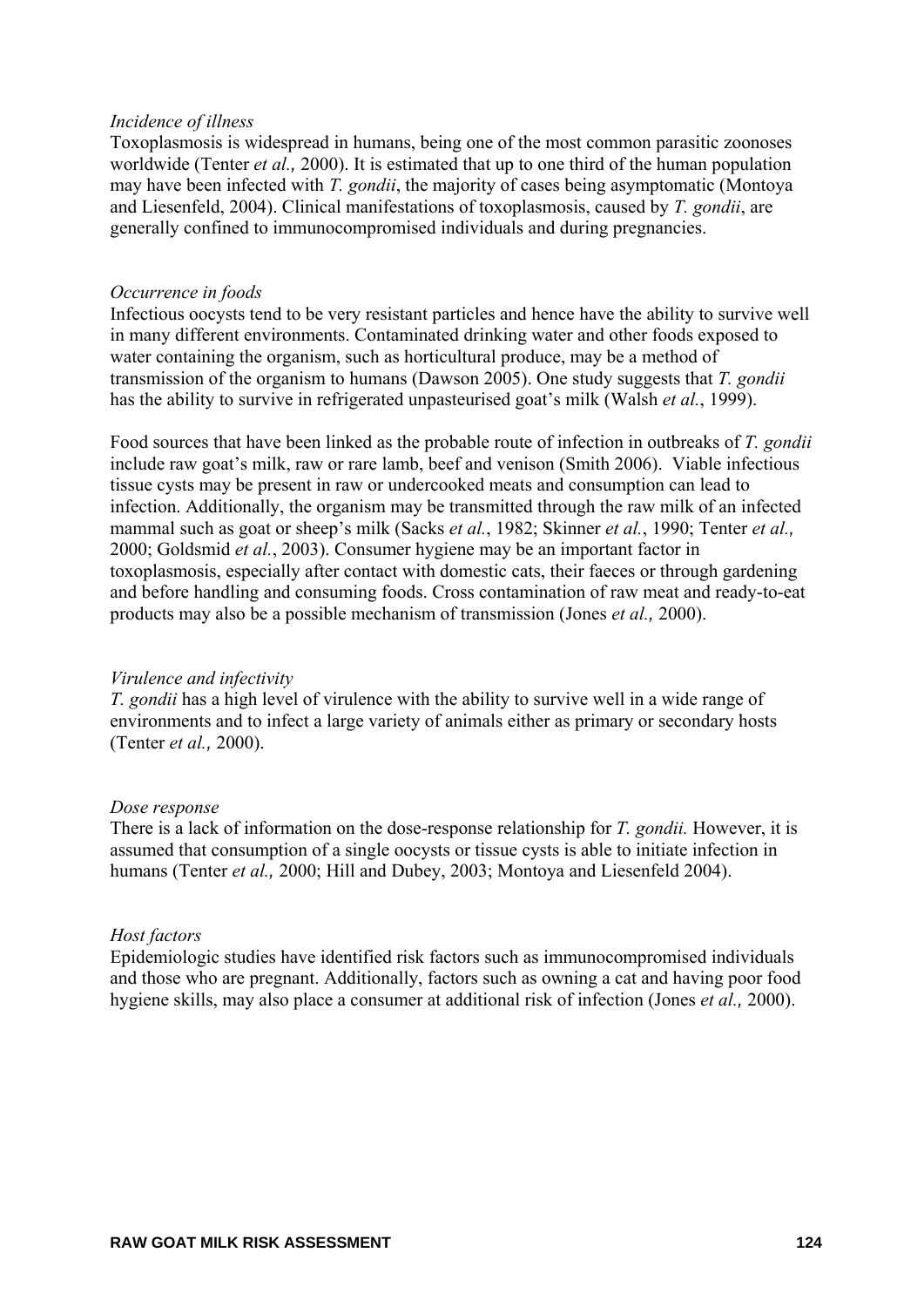*Incidence of illness*

Toxoplasmosis is widespread in humans, being one of the most common parasitic zoonoses worldwide (Tenter *et al.,* 2000). It is estimated that up to one third of the human population may have been infected with *T. gondii*, the majority of cases being asymptomatic (Montoya and Liesenfeld, 2004). Clinical manifestations of toxoplasmosis, caused by *T. gondii*, are generally confined to immunocompromised individuals and during pregnancies.

*Occurrence in foods*

Infectious oocysts tend to be very resistant particles and hence have the ability to survive well in many different environments. Contaminated drinking water and other foods exposed to water containing the organism, such as horticultural produce, may be a method of transmission of the organism to humans (Dawson 2005). One study suggests that *T. gondii* has the ability to survive in refrigerated unpasteurised goat's milk (Walsh *et al.*, 1999).

Food sources that have been linked as the probable route of infection in outbreaks of *T. gondii* include raw goat's milk, raw or rare lamb, beef and venison (Smith 2006). Viable infectious tissue cysts may be present in raw or undercooked meats and consumption can lead to infection. Additionally, the organism may be transmitted through the raw milk of an infected mammal such as goat or sheep's milk (Sacks *et al.*, 1982; Skinner *et al.*, 1990; Tenter *et al.,* 2000; Goldsmid *et al.*, 2003). Consumer hygiene may be an important factor in toxoplasmosis, especially after contact with domestic cats, their faeces or through gardening and before handling and consuming foods. Cross contamination of raw meat and ready-to-eat products may also be a possible mechanism of transmission (Jones *et al.,* 2000).

*Virulence and infectivity*

*T. gondii* has a high level of virulence with the ability to survive well in a wide range of environments and to infect a large variety of animals either as primary or secondary hosts (Tenter *et al.,* 2000).

*Dose response*

There is a lack of information on the dose-response relationship for *T. gondii.* However, it is assumed that consumption of a single oocysts or tissue cysts is able to initiate infection in humans (Tenter *et al.,* 2000; Hill and Dubey, 2003; Montoya and Liesenfeld 2004).

*Host factors*

Epidemiologic studies have identified risk factors such as immunocompromised individuals and those who are pregnant. Additionally, factors such as owning a cat and having poor food hygiene skills, may also place a consumer at additional risk of infection (Jones *et al.,* 2000).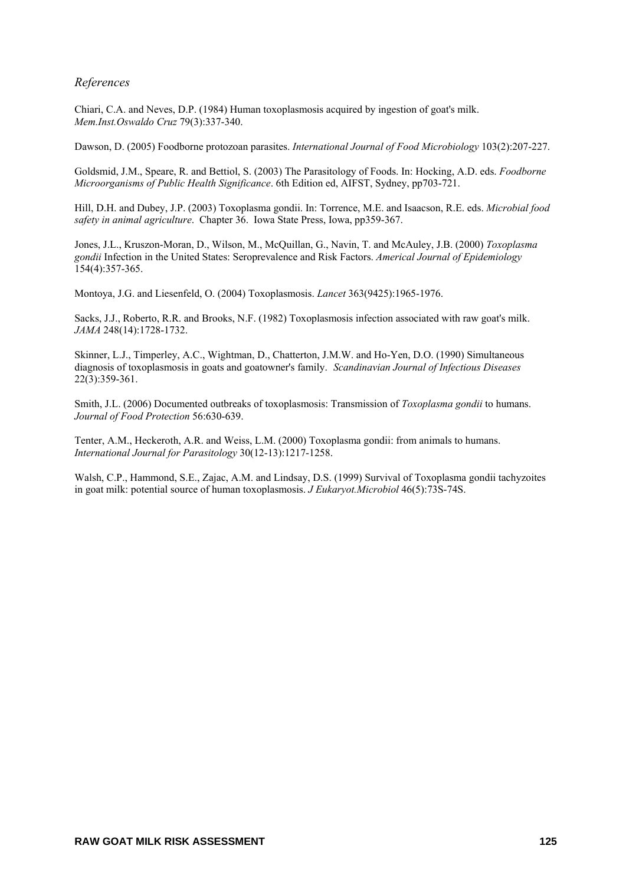### *References*

Chiari, C.A. and Neves, D.P. (1984) Human toxoplasmosis acquired by ingestion of goat's milk. *Mem.Inst.Oswaldo Cruz* 79(3):337-340.

Dawson, D. (2005) Foodborne protozoan parasites. *International Journal of Food Microbiology* 103(2):207-227.

Goldsmid, J.M., Speare, R. and Bettiol, S. (2003) The Parasitology of Foods. In: Hocking, A.D. eds. *Foodborne Microorganisms of Public Health Significance*. 6th Edition ed, AIFST, Sydney, pp703-721.

Hill, D.H. and Dubey, J.P. (2003) Toxoplasma gondii. In: Torrence, M.E. and Isaacson, R.E. eds. *Microbial food safety in animal agriculture*. Chapter 36. Iowa State Press, Iowa, pp359-367.

Jones, J.L., Kruszon-Moran, D., Wilson, M., McQuillan, G., Navin, T. and McAuley, J.B. (2000) *Toxoplasma gondii* Infection in the United States: Seroprevalence and Risk Factors. *Americal Journal of Epidemiology* 154(4):357-365.

Montoya, J.G. and Liesenfeld, O. (2004) Toxoplasmosis. *Lancet* 363(9425):1965-1976.

Sacks, J.J., Roberto, R.R. and Brooks, N.F. (1982) Toxoplasmosis infection associated with raw goat's milk. *JAMA* 248(14):1728-1732.

Skinner, L.J., Timperley, A.C., Wightman, D., Chatterton, J.M.W. and Ho-Yen, D.O. (1990) Simultaneous diagnosis of toxoplasmosis in goats and goatowner's family. *Scandinavian Journal of Infectious Diseases* 22(3):359-361.

Smith, J.L. (2006) Documented outbreaks of toxoplasmosis: Transmission of *Toxoplasma gondii* to humans. *Journal of Food Protection* 56:630-639.

Tenter, A.M., Heckeroth, A.R. and Weiss, L.M. (2000) Toxoplasma gondii: from animals to humans. *International Journal for Parasitology* 30(12-13):1217-1258.

Walsh, C.P., Hammond, S.E., Zajac, A.M. and Lindsay, D.S. (1999) Survival of Toxoplasma gondii tachyzoites in goat milk: potential source of human toxoplasmosis. *J Eukaryot.Microbiol* 46(5):73S-74S.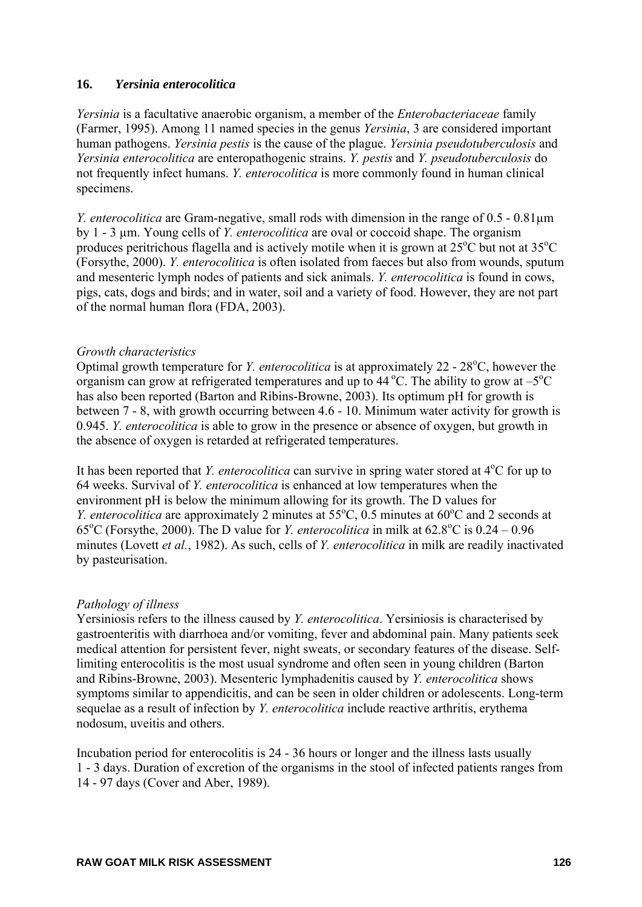## 16. *Yersinia enterocolitica*

*Yersinia* is a facultative anaerobic organism, a member of the *Enterobacteriaceae* family (Farmer, 1995). Among 11 named species in the genus *Yersinia*, 3 are considered important human pathogens. *Yersinia pestis* is the cause of the plague. *Yersinia pseudotuberculosis* and *Yersinia enterocolitica* are enteropathogenic strains. *Y. pestis* and *Y. pseudotuberculosis* do not frequently infect humans. *Y. enterocolitica* is more commonly found in human clinical specimens.

*Y. enterocolitica* are Gram-negative, small rods with dimension in the range of 0.5 - 0.81µm by 1 - 3 µm. Young cells of *Y. enterocolitica* are oval or coccoid shape. The organism produces peritrichous flagella and is actively motile when it is grown at 25°C but not at 35°C (Forsythe, 2000). *Y. enterocolitica* is often isolated from faeces but also from wounds, sputum and mesenteric lymph nodes of patients and sick animals. *Y. enterocolitica* is found in cows, pigs, cats, dogs and birds; and in water, soil and a variety of food. However, they are not part of the normal human flora (FDA, 2003).

*Growth characteristics*

Optimal growth temperature for *Y. enterocolitica* is at approximately 22 - 28°C, however the organism can grow at refrigerated temperatures and up to 44 °C. The ability to grow at –5°C has also been reported (Barton and Ribins-Browne, 2003). Its optimum pH for growth is between 7 - 8, with growth occurring between 4.6 - 10. Minimum water activity for growth is 0.945. *Y. enterocolitica* is able to grow in the presence or absence of oxygen, but growth in the absence of oxygen is retarded at refrigerated temperatures.

It has been reported that *Y. enterocolitica* can survive in spring water stored at 4°C for up to 64 weeks. Survival of *Y. enterocolitica* is enhanced at low temperatures when the environment pH is below the minimum allowing for its growth. The D values for *Y. enterocolitica* are approximately 2 minutes at 55°C, 0.5 minutes at 60°C and 2 seconds at 65°C (Forsythe, 2000). The D value for *Y. enterocolitica* in milk at 62.8°C is 0.24 – 0.96 minutes (Lovett *et al.*, 1982). As such, cells of *Y. enterocolitica* in milk are readily inactivated by pasteurisation.

*Pathology of illness*

Yersiniosis refers to the illness caused by *Y. enterocolitica*. Yersiniosis is characterised by gastroenteritis with diarrhoea and/or vomiting, fever and abdominal pain. Many patients seek medical attention for persistent fever, night sweats, or secondary features of the disease. Self-limiting enterocolitis is the most usual syndrome and often seen in young children (Barton and Ribins-Browne, 2003). Mesenteric lymphadenitis caused by *Y. enterocolitica* shows symptoms similar to appendicitis, and can be seen in older children or adolescents. Long-term sequelae as a result of infection by *Y. enterocolitica* include reactive arthritis, erythema nodosum, uveitis and others.

Incubation period for enterocolitis is 24 - 36 hours or longer and the illness lasts usually 1 - 3 days. Duration of excretion of the organisms in the stool of infected patients ranges from 14 - 97 days (Cover and Aber, 1989).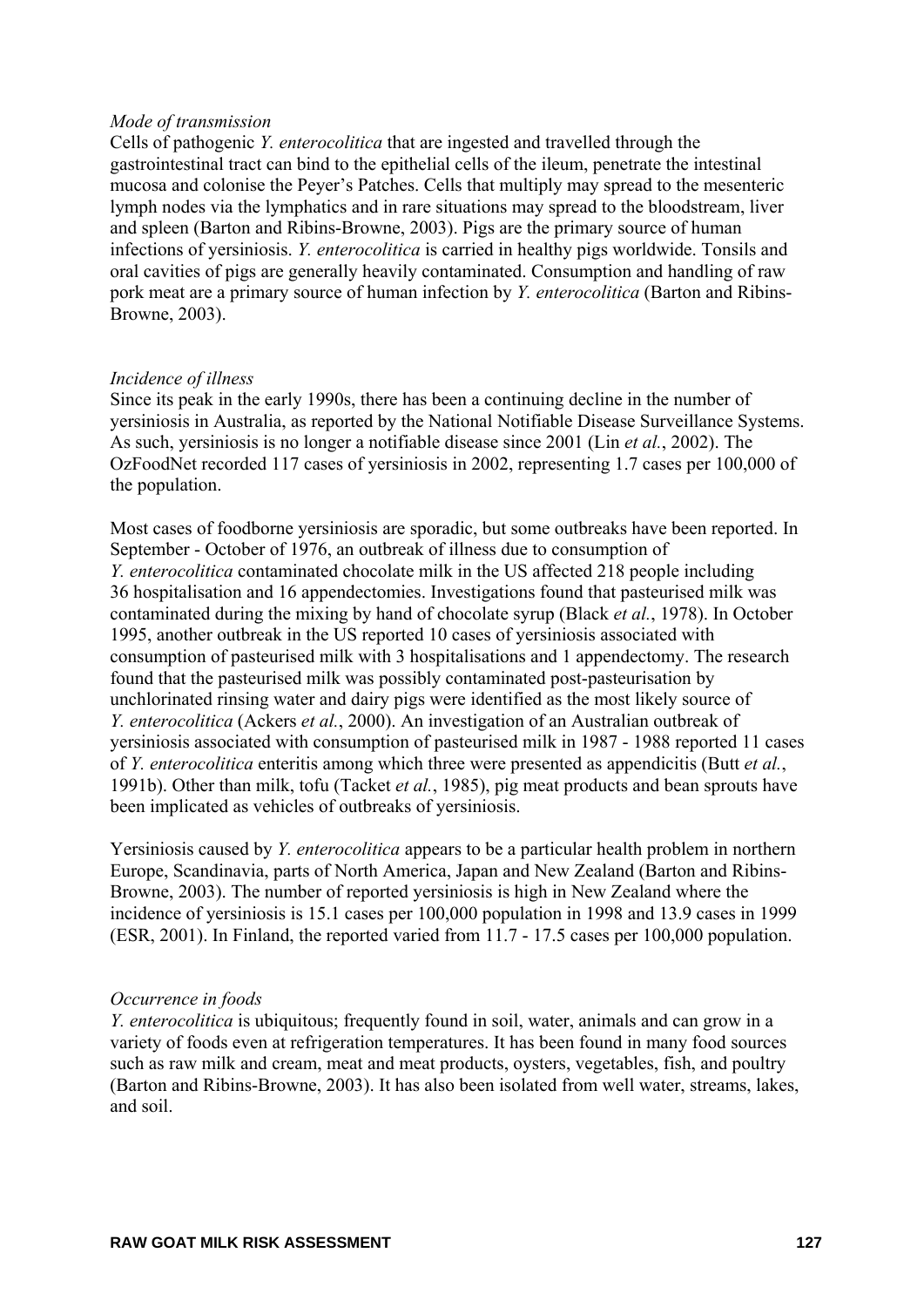*Mode of transmission*

Cells of pathogenic *Y. enterocolitica* that are ingested and travelled through the gastrointestinal tract can bind to the epithelial cells of the ileum, penetrate the intestinal mucosa and colonise the Peyer's Patches. Cells that multiply may spread to the mesenteric lymph nodes via the lymphatics and in rare situations may spread to the bloodstream, liver and spleen (Barton and Ribins-Browne, 2003). Pigs are the primary source of human infections of yersiniosis. *Y. enterocolitica* is carried in healthy pigs worldwide. Tonsils and oral cavities of pigs are generally heavily contaminated. Consumption and handling of raw pork meat are a primary source of human infection by *Y. enterocolitica* (Barton and Ribins-Browne, 2003).

*Incidence of illness*

Since its peak in the early 1990s, there has been a continuing decline in the number of yersiniosis in Australia, as reported by the National Notifiable Disease Surveillance Systems. As such, yersiniosis is no longer a notifiable disease since 2001 (Lin *et al.*, 2002). The OzFoodNet recorded 117 cases of yersiniosis in 2002, representing 1.7 cases per 100,000 of the population.

Most cases of foodborne yersiniosis are sporadic, but some outbreaks have been reported. In September - October of 1976, an outbreak of illness due to consumption of *Y. enterocolitica* contaminated chocolate milk in the US affected 218 people including 36 hospitalisation and 16 appendectomies. Investigations found that pasteurised milk was contaminated during the mixing by hand of chocolate syrup (Black *et al.*, 1978). In October 1995, another outbreak in the US reported 10 cases of yersiniosis associated with consumption of pasteurised milk with 3 hospitalisations and 1 appendectomy. The research found that the pasteurised milk was possibly contaminated post-pasteurisation by unchlorinated rinsing water and dairy pigs were identified as the most likely source of *Y. enterocolitica* (Ackers *et al.*, 2000). An investigation of an Australian outbreak of yersiniosis associated with consumption of pasteurised milk in 1987 - 1988 reported 11 cases of *Y. enterocolitica* enteritis among which three were presented as appendicitis (Butt *et al.*, 1991b). Other than milk, tofu (Tacket *et al.*, 1985), pig meat products and bean sprouts have been implicated as vehicles of outbreaks of yersiniosis.

Yersiniosis caused by *Y. enterocolitica* appears to be a particular health problem in northern Europe, Scandinavia, parts of North America, Japan and New Zealand (Barton and Ribins-Browne, 2003). The number of reported yersiniosis is high in New Zealand where the incidence of yersiniosis is 15.1 cases per 100,000 population in 1998 and 13.9 cases in 1999 (ESR, 2001). In Finland, the reported varied from 11.7 - 17.5 cases per 100,000 population.

*Occurrence in foods*

*Y. enterocolitica* is ubiquitous; frequently found in soil, water, animals and can grow in a variety of foods even at refrigeration temperatures. It has been found in many food sources such as raw milk and cream, meat and meat products, oysters, vegetables, fish, and poultry (Barton and Ribins-Browne, 2003). It has also been isolated from well water, streams, lakes, and soil.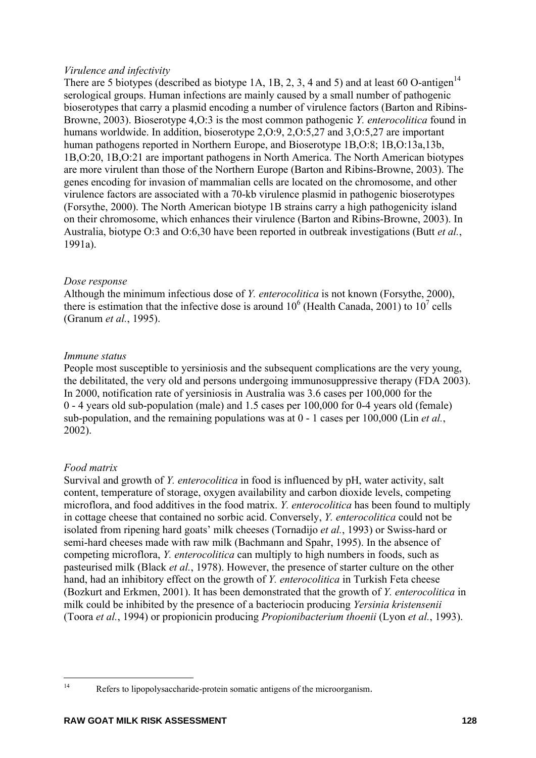*Virulence and infectivity*

There are 5 biotypes (described as biotype 1A, 1B, 2, 3, 4 and 5) and at least 60 O-antigen[14] serological groups. Human infections are mainly caused by a small number of pathogenic bioserotypes that carry a plasmid encoding a number of virulence factors (Barton and Ribins-Browne, 2003). Bioserotype 4,O:3 is the most common pathogenic *Y. enterocolitica* found in humans worldwide. In addition, bioserotype 2,O:9, 2,O:5,27 and 3,O:5,27 are important human pathogens reported in Northern Europe, and Bioserotype 1B,O:8; 1B,O:13a,13b, 1B,O:20, 1B,O:21 are important pathogens in North America. The North American biotypes are more virulent than those of the Northern Europe (Barton and Ribins-Browne, 2003). The genes encoding for invasion of mammalian cells are located on the chromosome, and other virulence factors are associated with a 70-kb virulence plasmid in pathogenic bioserotypes (Forsythe, 2000). The North American biotype 1B strains carry a high pathogenicity island on their chromosome, which enhances their virulence (Barton and Ribins-Browne, 2003). In Australia, biotype O:3 and O:6,30 have been reported in outbreak investigations (Butt *et al.*, 1991a).

*Dose response*

Although the minimum infectious dose of *Y. enterocolitica* is not known (Forsythe, 2000), there is estimation that the infective dose is around $10^6$ (Health Canada, 2001) to $10^7$ cells (Granum *et al.*, 1995).

*Immune status*

People most susceptible to yersiniosis and the subsequent complications are the very young, the debilitated, the very old and persons undergoing immunosuppressive therapy (FDA 2003). In 2000, notification rate of yersiniosis in Australia was 3.6 cases per 100,000 for the 0 - 4 years old sub-population (male) and 1.5 cases per 100,000 for 0-4 years old (female) sub-population, and the remaining populations was at 0 - 1 cases per 100,000 (Lin *et al.*, 2002).

*Food matrix*

Survival and growth of *Y. enterocolitica* in food is influenced by pH, water activity, salt content, temperature of storage, oxygen availability and carbon dioxide levels, competing microflora, and food additives in the food matrix. *Y. enterocolitica* has been found to multiply in cottage cheese that contained no sorbic acid. Conversely, *Y. enterocolitica* could not be isolated from ripening hard goats' milk cheeses (Tornadijo *et al.*, 1993) or Swiss-hard or semi-hard cheeses made with raw milk (Bachmann and Spahr, 1995). In the absence of competing microflora, *Y. enterocolitica* can multiply to high numbers in foods, such as pasteurised milk (Black *et al.*, 1978). However, the presence of starter culture on the other hand, had an inhibitory effect on the growth of *Y. enterocolitica* in Turkish Feta cheese (Bozkurt and Erkmen, 2001). It has been demonstrated that the growth of *Y. enterocolitica* in milk could be inhibited by the presence of a bacteriocin producing *Yersinia kristensenii* (Toora *et al.*, 1994) or propionicin producing *Propionibacterium thoenii* (Lyon *et al.*, 1993).

[14] Refers to lipopolysaccharide-protein somatic antigens of the microorganism.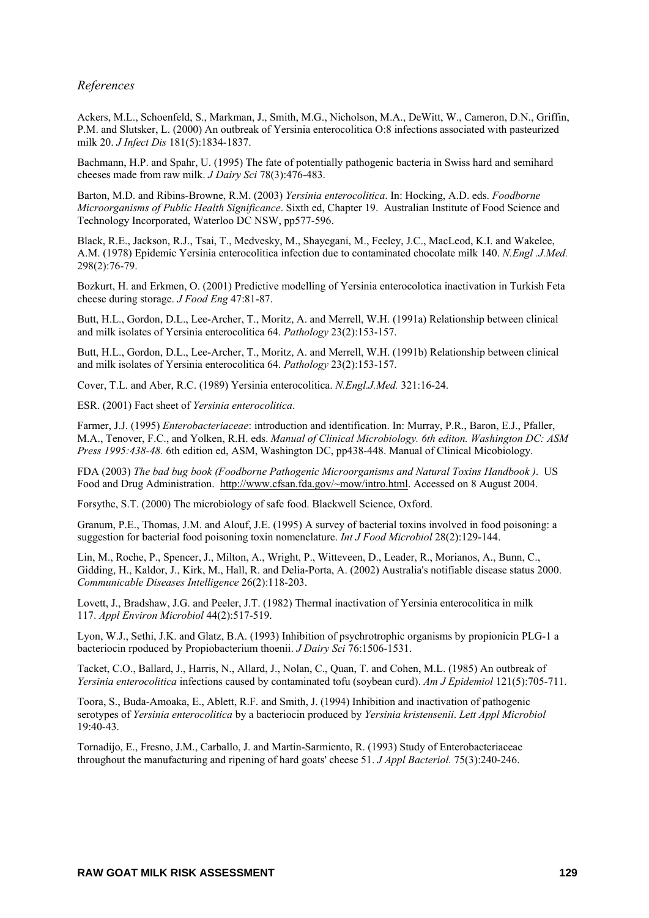*References*

Ackers, M.L., Schoenfeld, S., Markman, J., Smith, M.G., Nicholson, M.A., DeWitt, W., Cameron, D.N., Griffin, P.M. and Slutsker, L. (2000) An outbreak of Yersinia enterocolitica O:8 infections associated with pasteurized milk 20. *J Infect Dis* 181(5):1834-1837.

Bachmann, H.P. and Spahr, U. (1995) The fate of potentially pathogenic bacteria in Swiss hard and semihard cheeses made from raw milk. *J Dairy Sci* 78(3):476-483.

Barton, M.D. and Ribins-Browne, R.M. (2003) *Yersinia enterocolitica*. In: Hocking, A.D. eds. *Foodborne Microorganisms of Public Health Significance*. Sixth ed, Chapter 19. Australian Institute of Food Science and Technology Incorporated, Waterloo DC NSW, pp577-596.

Black, R.E., Jackson, R.J., Tsai, T., Medvesky, M., Shayegani, M., Feeley, J.C., MacLeod, K.I. and Wakelee, A.M. (1978) Epidemic Yersinia enterocolitica infection due to contaminated chocolate milk 140. *N.Engl .J.Med.* 298(2):76-79.

Bozkurt, H. and Erkmen, O. (2001) Predictive modelling of Yersinia enterocolotica inactivation in Turkish Feta cheese during storage. *J Food Eng* 47:81-87.

Butt, H.L., Gordon, D.L., Lee-Archer, T., Moritz, A. and Merrell, W.H. (1991a) Relationship between clinical and milk isolates of Yersinia enterocolitica 64. *Pathology* 23(2):153-157.

Butt, H.L., Gordon, D.L., Lee-Archer, T., Moritz, A. and Merrell, W.H. (1991b) Relationship between clinical and milk isolates of Yersinia enterocolitica 64. *Pathology* 23(2):153-157.

Cover, T.L. and Aber, R.C. (1989) Yersinia enterocolitica. *N.Engl.J.Med.* 321:16-24.

ESR. (2001) Fact sheet of *Yersinia enterocolitica*.

Farmer, J.J. (1995) *Enterobacteriaceae*: introduction and identification. In: Murray, P.R., Baron, E.J., Pfaller, M.A., Tenover, F.C., and Yolken, R.H. eds. *Manual of Clinical Microbiology. 6th editon. Washington DC: ASM Press 1995:438-48.* 6th edition ed, ASM, Washington DC, pp438-448. Manual of Clinical Micobiology.

FDA (2003) *The bad bug book (Foodborne Pathogenic Microorganisms and Natural Toxins Handbook ).* US Food and Drug Administration. http://www.cfsan.fda.gov/~mow/intro.html. Accessed on 8 August 2004.

Forsythe, S.T. (2000) The microbiology of safe food. Blackwell Science, Oxford.

Granum, P.E., Thomas, J.M. and Alouf, J.E. (1995) A survey of bacterial toxins involved in food poisoning: a suggestion for bacterial food poisoning toxin nomenclature. *Int J Food Microbiol* 28(2):129-144.

Lin, M., Roche, P., Spencer, J., Milton, A., Wright, P., Witteveen, D., Leader, R., Morianos, A., Bunn, C., Gidding, H., Kaldor, J., Kirk, M., Hall, R. and Delia-Porta, A. (2002) Australia's notifiable disease status 2000. *Communicable Diseases Intelligence* 26(2):118-203.

Lovett, J., Bradshaw, J.G. and Peeler, J.T. (1982) Thermal inactivation of Yersinia enterocolitica in milk 117. *Appl Environ Microbiol* 44(2):517-519.

Lyon, W.J., Sethi, J.K. and Glatz, B.A. (1993) Inhibition of psychrotrophic organisms by propionicin PLG-1 a bacteriocin rpoduced by Propiobacterium thoenii. *J Dairy Sci* 76:1506-1531.

Tacket, C.O., Ballard, J., Harris, N., Allard, J., Nolan, C., Quan, T. and Cohen, M.L. (1985) An outbreak of *Yersinia enterocolitica* infections caused by contaminated tofu (soybean curd). *Am J Epidemiol* 121(5):705-711.

Toora, S., Buda-Amoaka, E., Ablett, R.F. and Smith, J. (1994) Inhibition and inactivation of pathogenic serotypes of *Yersinia enterocolitica* by a bacteriocin produced by *Yersinia kristensenii*. *Lett Appl Microbiol* 19:40-43.

Tornadijo, E., Fresno, J.M., Carballo, J. and Martin-Sarmiento, R. (1993) Study of Enterobacteriaceae throughout the manufacturing and ripening of hard goats' cheese 51. *J Appl Bacteriol.* 75(3):240-246.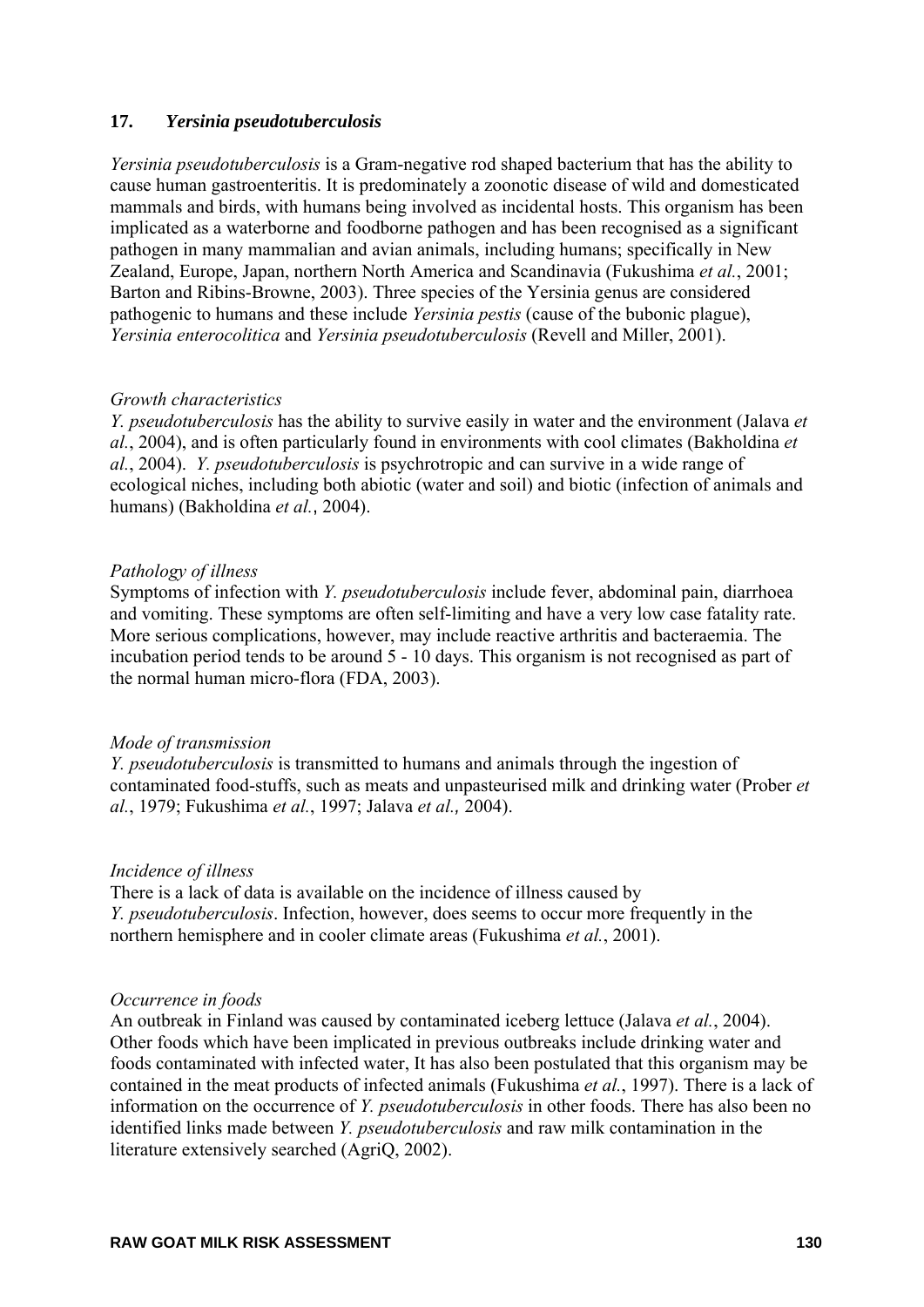## 17. *Yersinia pseudotuberculosis*

*Yersinia pseudotuberculosis* is a Gram-negative rod shaped bacterium that has the ability to cause human gastroenteritis. It is predominately a zoonotic disease of wild and domesticated mammals and birds, with humans being involved as incidental hosts. This organism has been implicated as a waterborne and foodborne pathogen and has been recognised as a significant pathogen in many mammalian and avian animals, including humans; specifically in New Zealand, Europe, Japan, northern North America and Scandinavia (Fukushima *et al.*, 2001; Barton and Ribins-Browne, 2003). Three species of the Yersinia genus are considered pathogenic to humans and these include *Yersinia pestis* (cause of the bubonic plague), *Yersinia enterocolitica* and *Yersinia pseudotuberculosis* (Revell and Miller, 2001).

*Growth characteristics*

*Y. pseudotuberculosis* has the ability to survive easily in water and the environment (Jalava *et al.*, 2004), and is often particularly found in environments with cool climates (Bakholdina *et al.*, 2004). *Y. pseudotuberculosis* is psychrotropic and can survive in a wide range of ecological niches, including both abiotic (water and soil) and biotic (infection of animals and humans) (Bakholdina *et al.*, 2004).

*Pathology of illness*

Symptoms of infection with *Y. pseudotuberculosis* include fever, abdominal pain, diarrhoea and vomiting. These symptoms are often self-limiting and have a very low case fatality rate. More serious complications, however, may include reactive arthritis and bacteraemia. The incubation period tends to be around 5 - 10 days. This organism is not recognised as part of the normal human micro-flora (FDA, 2003).

*Mode of transmission*

*Y. pseudotuberculosis* is transmitted to humans and animals through the ingestion of contaminated food-stuffs, such as meats and unpasteurised milk and drinking water (Prober *et al.*, 1979; Fukushima *et al.*, 1997; Jalava *et al.,* 2004).

*Incidence of illness*

There is a lack of data is available on the incidence of illness caused by *Y. pseudotuberculosis*. Infection, however, does seems to occur more frequently in the northern hemisphere and in cooler climate areas (Fukushima *et al.*, 2001).

*Occurrence in foods*

An outbreak in Finland was caused by contaminated iceberg lettuce (Jalava *et al.*, 2004). Other foods which have been implicated in previous outbreaks include drinking water and foods contaminated with infected water, It has also been postulated that this organism may be contained in the meat products of infected animals (Fukushima *et al.*, 1997). There is a lack of information on the occurrence of *Y. pseudotuberculosis* in other foods. There has also been no identified links made between *Y. pseudotuberculosis* and raw milk contamination in the literature extensively searched (AgriQ, 2002).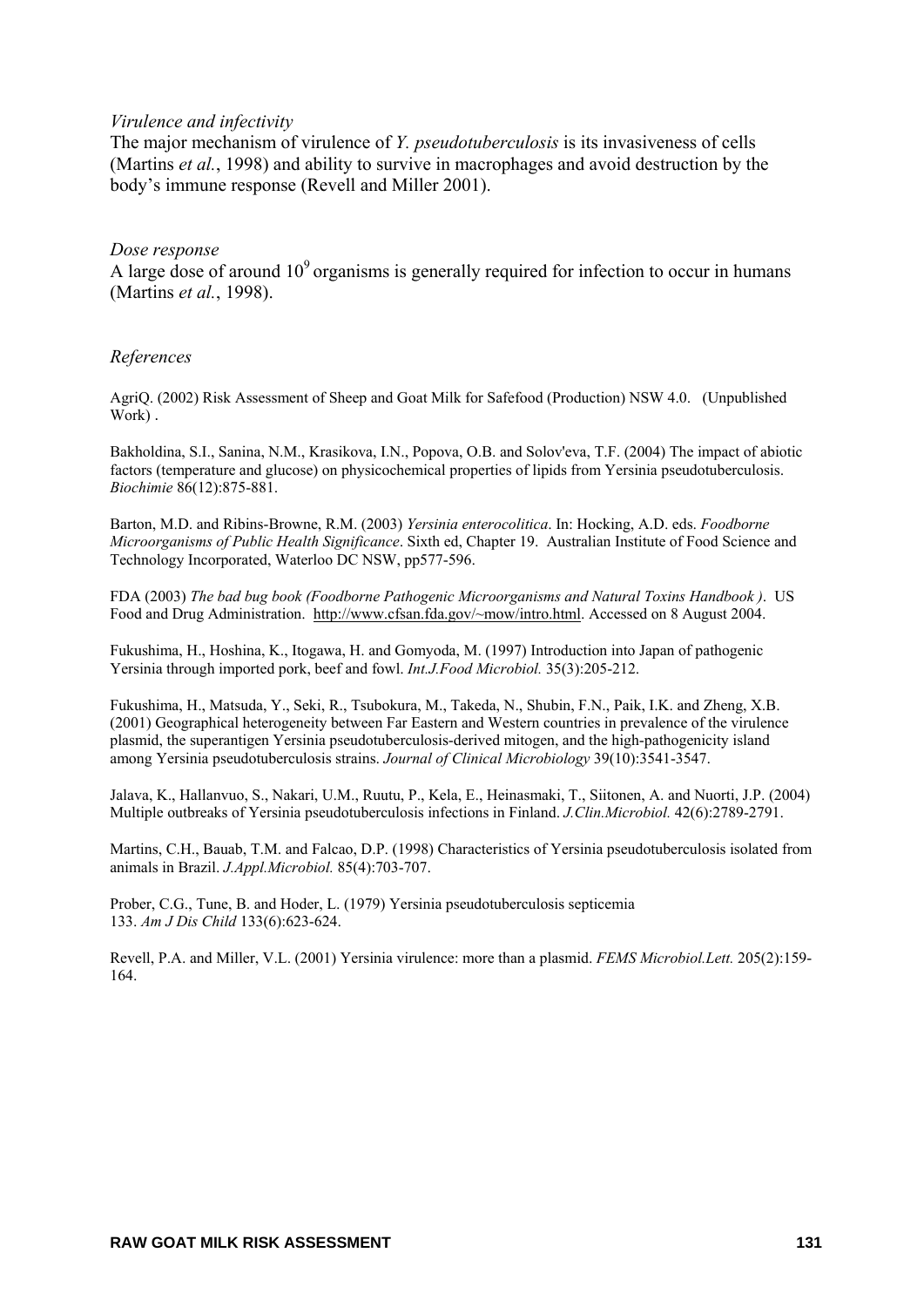*Virulence and infectivity*

The major mechanism of virulence of *Y. pseudotuberculosis* is its invasiveness of cells (Martins *et al.*, 1998) and ability to survive in macrophages and avoid destruction by the body's immune response (Revell and Miller 2001).

*Dose response*

A large dose of around $10^9$ organisms is generally required for infection to occur in humans (Martins *et al.*, 1998).

*References*

AgriQ. (2002) Risk Assessment of Sheep and Goat Milk for Safefood (Production) NSW 4.0. (Unpublished Work) .

Bakholdina, S.I., Sanina, N.M., Krasikova, I.N., Popova, O.B. and Solov'eva, T.F. (2004) The impact of abiotic factors (temperature and glucose) on physicochemical properties of lipids from Yersinia pseudotuberculosis. *Biochimie* 86(12):875-881.

Barton, M.D. and Ribins-Browne, R.M. (2003) *Yersinia enterocolitica*. In: Hocking, A.D. eds. *Foodborne Microorganisms of Public Health Significance*. Sixth ed, Chapter 19. Australian Institute of Food Science and Technology Incorporated, Waterloo DC NSW, pp577-596.

FDA (2003) *The bad bug book (Foodborne Pathogenic Microorganisms and Natural Toxins Handbook )*. US Food and Drug Administration. http://www.cfsan.fda.gov/~mow/intro.html. Accessed on 8 August 2004.

Fukushima, H., Hoshina, K., Itogawa, H. and Gomyoda, M. (1997) Introduction into Japan of pathogenic Yersinia through imported pork, beef and fowl. *Int.J.Food Microbiol.* 35(3):205-212.

Fukushima, H., Matsuda, Y., Seki, R., Tsubokura, M., Takeda, N., Shubin, F.N., Paik, I.K. and Zheng, X.B. (2001) Geographical heterogeneity between Far Eastern and Western countries in prevalence of the virulence plasmid, the superantigen Yersinia pseudotuberculosis-derived mitogen, and the high-pathogenicity island among Yersinia pseudotuberculosis strains. *Journal of Clinical Microbiology* 39(10):3541-3547.

Jalava, K., Hallanvuo, S., Nakari, U.M., Ruutu, P., Kela, E., Heinasmaki, T., Siitonen, A. and Nuorti, J.P. (2004) Multiple outbreaks of Yersinia pseudotuberculosis infections in Finland. *J.Clin.Microbiol.* 42(6):2789-2791.

Martins, C.H., Bauab, T.M. and Falcao, D.P. (1998) Characteristics of Yersinia pseudotuberculosis isolated from animals in Brazil. *J.Appl.Microbiol.* 85(4):703-707.

Prober, C.G., Tune, B. and Hoder, L. (1979) Yersinia pseudotuberculosis septicemia 133. *Am J Dis Child* 133(6):623-624.

Revell, P.A. and Miller, V.L. (2001) Yersinia virulence: more than a plasmid. *FEMS Microbiol.Lett.* 205(2):159-164.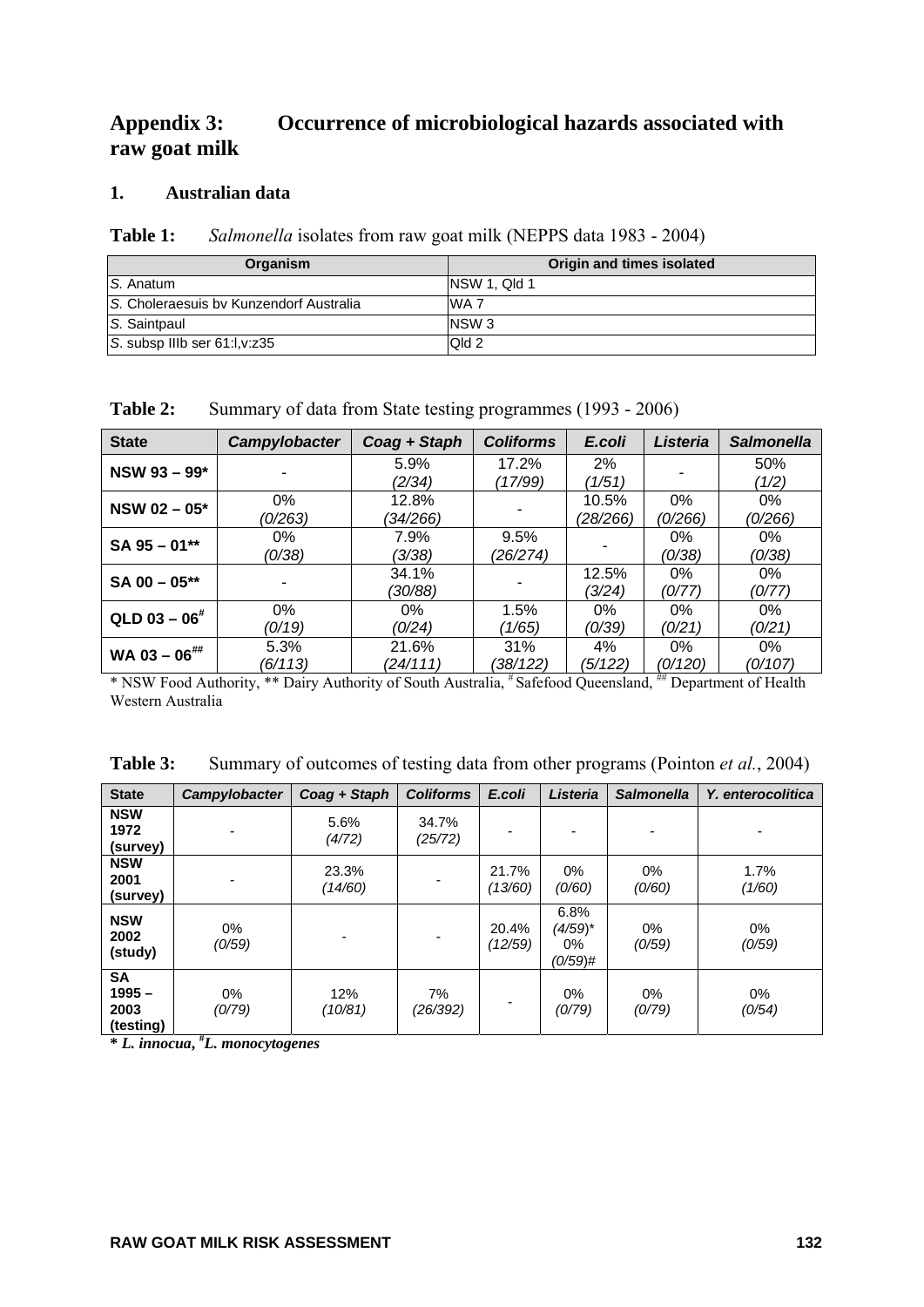## Appendix 3: Occurrence of microbiological hazards associated with raw goat milk

### 1. Australian data

**Table 1:** *Salmonella* isolates from raw goat milk (NEPPS data 1983 - 2004)

| Organism | Origin and times isolated |
|---|---|
| *S.* Anatum | NSW 1, Qld 1 |
| *S.* Choleraesuis bv Kunzendorf Australia | WA 7 |
| *S.* Saintpaul | NSW 3 |
| *S.* subsp IIIb ser 61:l,v:z35 | Qld 2 |

**Table 2:** Summary of data from State testing programmes (1993 - 2006)

| State | *Campylobacter* | *Coag + Staph* | *Coliforms* | *E.coli* | *Listeria* | *Salmonella* |
|---|---|---|---|---|---|---|
| **NSW 93 – 99*** | - | 5.9% *(2/34)* | 17.2% *(17/99)* | 2% *(1/51)* | - | 50% *(1/2)* |
| **NSW 02 – 05*** | 0% *(0/263)* | 12.8% *(34/266)* | - | 10.5% *(28/266)* | 0% *(0/266)* | 0% *(0/266)* |
| **SA 95 – 01**** | 0% *(0/38)* | 7.9% *(3/38)* | 9.5% *(26/274)* | - | 0% *(0/38)* | 0% *(0/38)* |
| **SA 00 – 05**** | - | 34.1% *(30/88)* | - | 12.5% *(3/24)* | 0% *(0/77)* | 0% *(0/77)* |
| **QLD 03 – 06#** | 0% *(0/19)* | 0% *(0/24)* | 1.5% *(1/65)* | 0% *(0/39)* | 0% *(0/21)* | 0% *(0/21)* |
| **WA 03 – 06##** | 5.3% *(6/113)* | 21.6% *(24/111)* | 31% *(38/122)* | 4% *(5/122)* | 0% *(0/120)* | 0% *(0/107)* |

* NSW Food Authority, ** Dairy Authority of South Australia, # Safefood Queensland, ## Department of Health Western Australia

**Table 3:** Summary of outcomes of testing data from other programs (Pointon *et al.*, 2004)

| State | *Campylobacter* | *Coag + Staph* | *Coliforms* | *E.coli* | *Listeria* | *Salmonella* | *Y. enterocolitica* |
|---|---|---|---|---|---|---|---|
| **NSW 1972 (survey)** | - | 5.6% *(4/72)* | 34.7% *(25/72)* | - | - | - | - |
| **NSW 2001 (survey)** | - | 23.3% *(14/60)* | - | 21.7% *(13/60)* | 0% *(0/60)* | 0% *(0/60)* | 1.7% *(1/60)* |
| **NSW 2002 (study)** | 0% *(0/59)* | - | - | 20.4% *(12/59)* | 6.8% *(4/59)** 0% *(0/59)#* | 0% *(0/59)* | 0% *(0/59)* |
| **SA 1995 – 2003 (testing)** | 0% *(0/79)* | 12% *(10/81)* | 7% *(26/392)* | - | 0% *(0/79)* | 0% *(0/79)* | 0% *(0/54)* |

*** *L. innocua*, #*L. monocytogenes***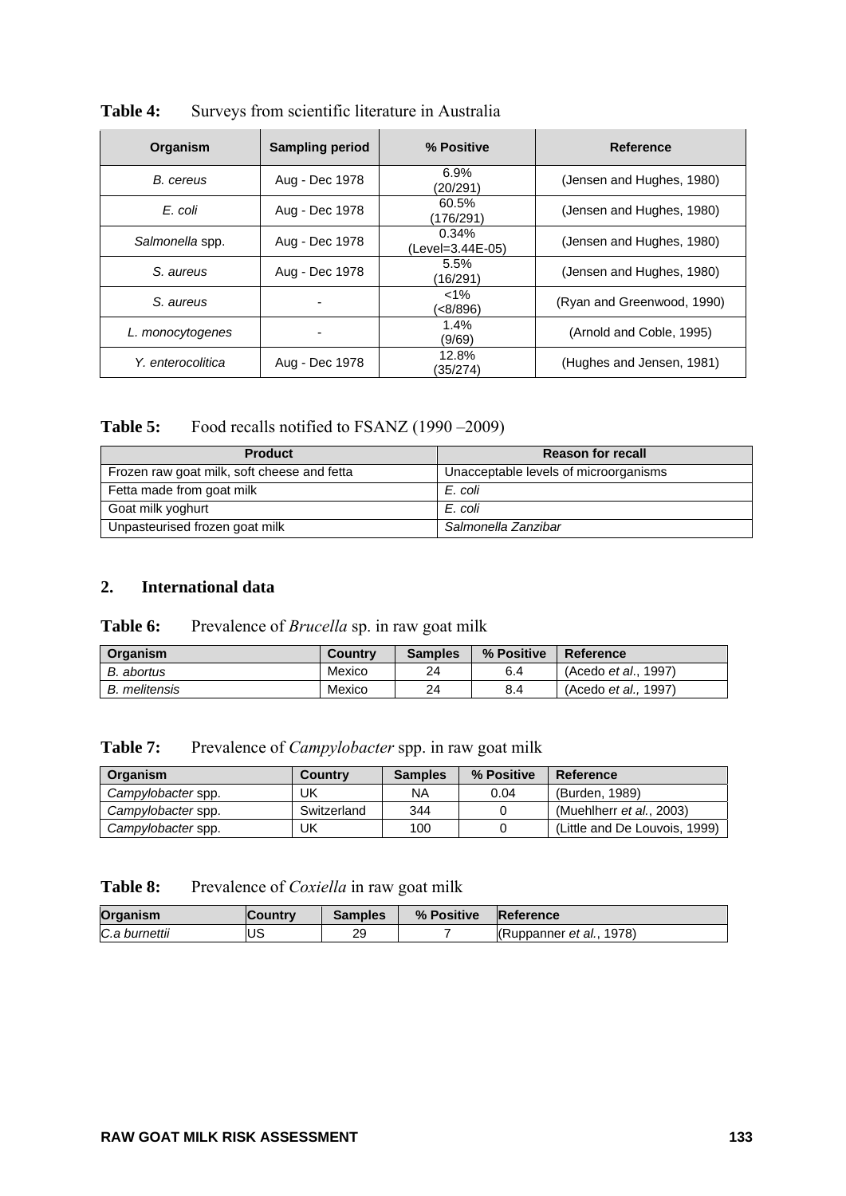**Table 4:** Surveys from scientific literature in Australia

| Organism | Sampling period | % Positive | Reference |
|---|---|---|---|
| *B. cereus* | Aug - Dec 1978 | 6.9% (20/291) | (Jensen and Hughes, 1980) |
| *E. coli* | Aug - Dec 1978 | 60.5% (176/291) | (Jensen and Hughes, 1980) |
| *Salmonella* spp. | Aug - Dec 1978 | 0.34% (Level=3.44E-05) | (Jensen and Hughes, 1980) |
| *S. aureus* | Aug - Dec 1978 | 5.5% (16/291) | (Jensen and Hughes, 1980) |
| *S. aureus* | - | <1% (<8/896) | (Ryan and Greenwood, 1990) |
| *L. monocytogenes* | - | 1.4% (9/69) | (Arnold and Coble, 1995) |
| *Y. enterocolitica* | Aug - Dec 1978 | 12.8% (35/274) | (Hughes and Jensen, 1981) |

**Table 5:** Food recalls notified to FSANZ (1990 –2009)

| Product | Reason for recall |
|---|---|
| Frozen raw goat milk, soft cheese and fetta | Unacceptable levels of microorganisms |
| Fetta made from goat milk | *E. coli* |
| Goat milk yoghurt | *E. coli* |
| Unpasteurised frozen goat milk | *Salmonella* Zanzibar |

## 2. International data

**Table 6:** Prevalence of *Brucella* sp. in raw goat milk

| Organism | Country | Samples | % Positive | Reference |
|---|---|---|---|---|
| *B. abortus* | Mexico | 24 | 6.4 | (Acedo *et al*., 1997) |
| *B. melitensis* | Mexico | 24 | 8.4 | (Acedo *et al.,* 1997) |

**Table 7:** Prevalence of *Campylobacter* spp. in raw goat milk

| Organism | Country | Samples | % Positive | Reference |
|---|---|---|---|---|
| *Campylobacter* spp. | UK | NA | 0.04 | (Burden, 1989) |
| *Campylobacter* spp. | Switzerland | 344 | 0 | (Muehlherr *et al.*, 2003) |
| *Campylobacter* spp. | UK | 100 | 0 | (Little and De Louvois, 1999) |

**Table 8:** Prevalence of *Coxiella* in raw goat milk

| Organism | Country | Samples | % Positive | Reference |
|---|---|---|---|---|
| *C.a burnettii* | US | 29 | 7 | (Ruppanner *et al.*, 1978) |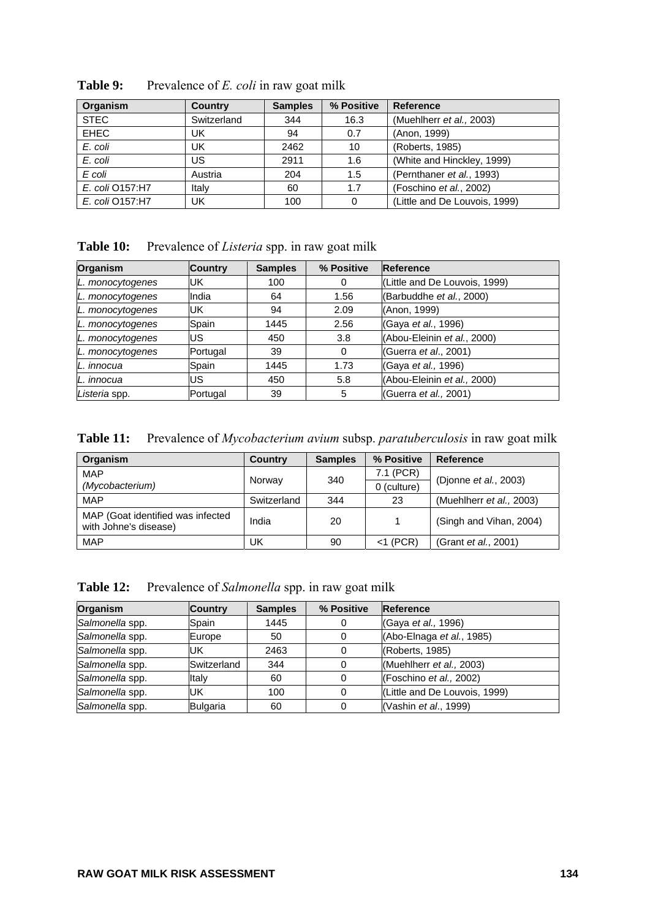**Table 9:** Prevalence of *E. coli* in raw goat milk

| Organism | Country | Samples | % Positive | Reference |
|---|---|---|---|---|
| STEC | Switzerland | 344 | 16.3 | (Muehlherr *et al.,* 2003) |
| EHEC | UK | 94 | 0.7 | (Anon, 1999) |
| *E. coli* | UK | 2462 | 10 | (Roberts, 1985) |
| *E. coli* | US | 2911 | 1.6 | (White and Hinckley, 1999) |
| *E coli* | Austria | 204 | 1.5 | (Pernthaner *et al.*, 1993) |
| *E. coli* O157:H7 | Italy | 60 | 1.7 | (Foschino *et al.*, 2002) |
| *E. coli* O157:H7 | UK | 100 | 0 | (Little and De Louvois, 1999) |

**Table 10:** Prevalence of *Listeria* spp. in raw goat milk

| Organism | Country | Samples | % Positive | Reference |
|---|---|---|---|---|
| *L. monocytogenes* | UK | 100 | 0 | (Little and De Louvois, 1999) |
| *L. monocytogenes* | India | 64 | 1.56 | (Barbuddhe *et al.*, 2000) |
| *L. monocytogenes* | UK | 94 | 2.09 | (Anon, 1999) |
| *L. monocytogenes* | Spain | 1445 | 2.56 | (Gaya *et al.*, 1996) |
| *L. monocytogenes* | US | 450 | 3.8 | (Abou-Eleinin *et al.*, 2000) |
| *L. monocytogenes* | Portugal | 39 | 0 | (Guerra *et al.*, 2001) |
| *L. innocua* | Spain | 1445 | 1.73 | (Gaya *et al.,* 1996) |
| *L. innocua* | US | 450 | 5.8 | (Abou-Eleinin *et al.,* 2000) |
| *Listeria* spp. | Portugal | 39 | 5 | (Guerra *et al.,* 2001) |

**Table 11:** Prevalence of *Mycobacterium avium* subsp. *paratuberculosis* in raw goat milk

| Organism | Country | Samples | % Positive | Reference |
|---|---|---|---|---|
| MAP (*Mycobacterium*) | Norway | 340 | 7.1 (PCR) | (Djonne *et al.*, 2003) |
| | | | 0 (culture) | |
| MAP | Switzerland | 344 | 23 | (Muehlherr *et al.,* 2003) |
| MAP (Goat identified was infected with Johne's disease) | India | 20 | 1 | (Singh and Vihan, 2004) |
| MAP | UK | 90 | <1 (PCR) | (Grant *et al.*, 2001) |

**Table 12:** Prevalence of *Salmonella* spp. in raw goat milk

| Organism | Country | Samples | % Positive | Reference |
|---|---|---|---|---|
| *Salmonella* spp. | Spain | 1445 | 0 | (Gaya *et al.,* 1996) |
| *Salmonella* spp. | Europe | 50 | 0 | (Abo-Elnaga *et al.*, 1985) |
| *Salmonella* spp. | UK | 2463 | 0 | (Roberts, 1985) |
| *Salmonella* spp. | Switzerland | 344 | 0 | (Muehlherr *et al.,* 2003) |
| *Salmonella* spp. | Italy | 60 | 0 | (Foschino *et al.,* 2002) |
| *Salmonella* spp. | UK | 100 | 0 | (Little and De Louvois, 1999) |
| *Salmonella* spp. | Bulgaria | 60 | 0 | (Vashin *et al.*, 1999) |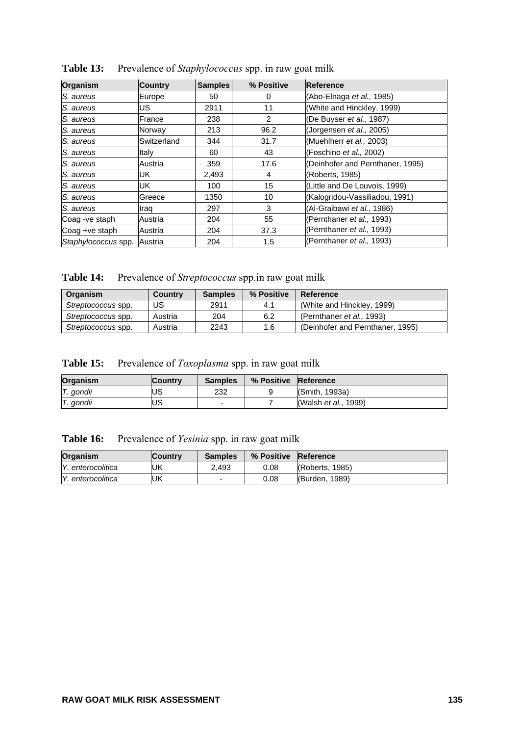**Table 13:** Prevalence of *Staphylococcus* spp. in raw goat milk

| Organism | Country | Samples | % Positive | Reference |
|---|---|---|---|---|
| *S. aureus* | Europe | 50 | 0 | (Abo-Elnaga *et al.,* 1985) |
| *S. aureus* | US | 2911 | 11 | (White and Hinckley, 1999) |
| *S. aureus* | France | 238 | 2 | (De Buyser *et al.*, 1987) |
| *S. aureus* | Norway | 213 | 96.2 | (Jorgensen *et al.,* 2005) |
| *S. aureus* | Switzerland | 344 | 31.7 | (Muehlherr *et al.,* 2003) |
| *S. aureus* | Italy | 60 | 43 | (Foschino *et al.,* 2002) |
| *S. aureus* | Austria | 359 | 17.6 | (Deinhofer and Pernthaner, 1995) |
| *S. aureus* | UK | 2,493 | 4 | (Roberts, 1985) |
| *S. aureus* | UK | 100 | 15 | (Little and De Louvois, 1999) |
| *S. aureus* | Greece | 1350 | 10 | (Kalogridou-Vassiliadou, 1991) |
| *S. aureus* | Iraq | 297 | 3 | (Al-Graibawi *et al.*, 1986) |
| Coag -ve staph | Austria | 204 | 55 | (Pernthaner *et al.,* 1993) |
| Coag +ve staph | Austria | 204 | 37.3 | (Pernthaner *et al.,* 1993) |
| *Staphylococcus* spp. | Austria | 204 | 1.5 | (Pernthaner *et al.,* 1993) |

**Table 14:** Prevalence of *Streptococcus* spp.in raw goat milk

| Organism | Country | Samples | % Positive | Reference |
|---|---|---|---|---|
| *Streptococcus* spp. | US | 2911 | 4.1 | (White and Hinckley, 1999) |
| *Streptococcus* spp. | Austria | 204 | 6.2 | (Pernthaner *et al.,* 1993) |
| *Streptococcus* spp. | Austria | 2243 | 1.6 | (Deinhofer and Pernthaner, 1995) |

**Table 15:** Prevalence of *Toxoplasma* spp. in raw goat milk

| Organism | Country | Samples | % Positive | Reference |
|---|---|---|---|---|
| *T. gondii* | US | 232 | 9 | (Smith, 1993a) |
| *T. gondii* | US | - | 7 | (Walsh *et al.*, 1999) |

**Table 16:** Prevalence of *Yesinia* spp. in raw goat milk

| Organism | Country | Samples | % Positive | Reference |
|---|---|---|---|---|
| *Y. enterocolitica* | UK | 2,493 | 0.08 | (Roberts, 1985) |
| *Y. enterocolitica* | UK | - | 0.08 | (Burden, 1989) |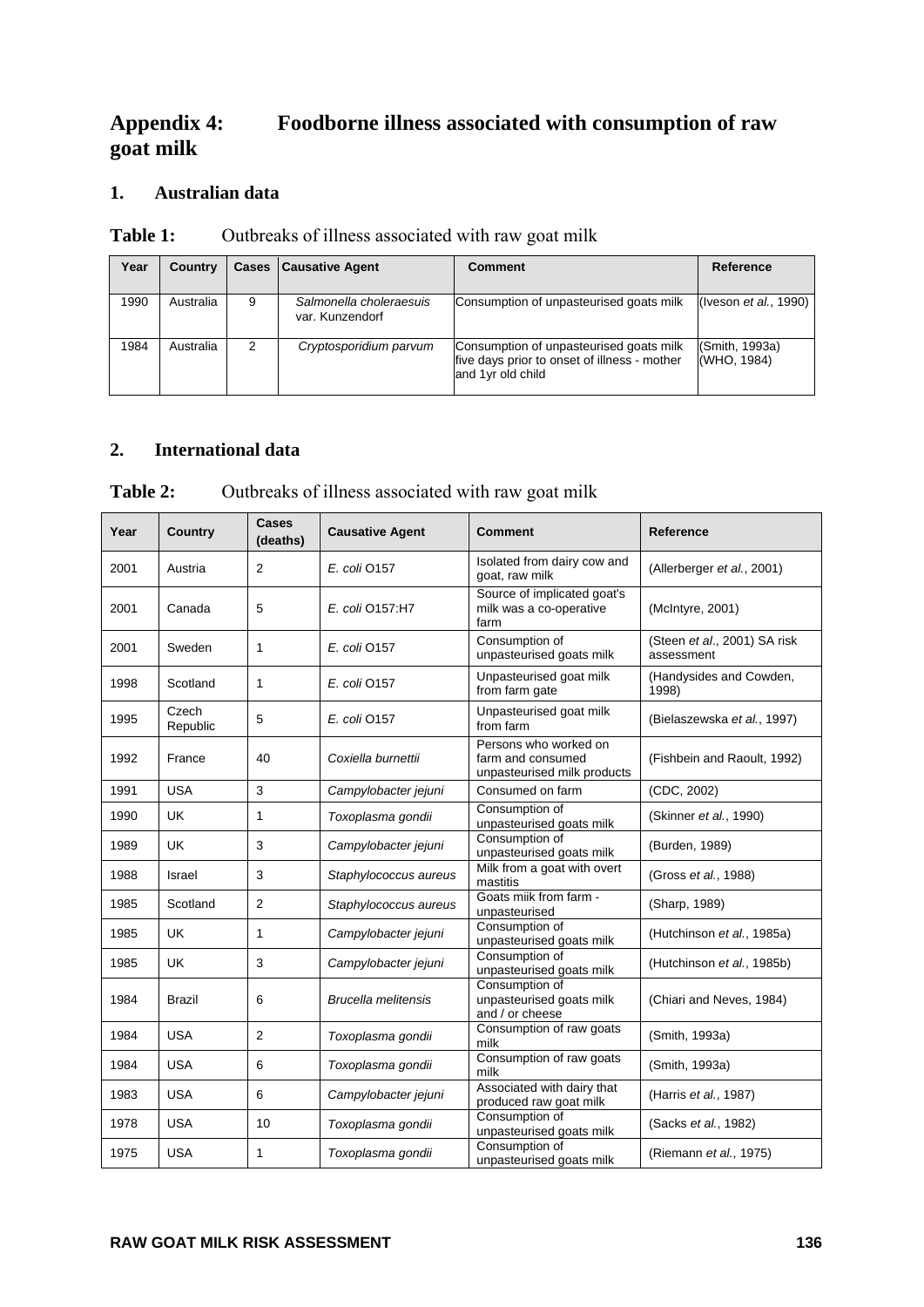# Appendix 4: Foodborne illness associated with consumption of raw goat milk

## 1. Australian data

**Table 1:** Outbreaks of illness associated with raw goat milk

| Year | Country | Cases | Causative Agent | Comment | Reference |
|---|---|---|---|---|---|
| 1990 | Australia | 9 | *Salmonella choleraesuis* var. Kunzendorf | Consumption of unpasteurised goats milk | (Iveson *et al.*, 1990) |
| 1984 | Australia | 2 | *Cryptosporidium parvum* | Consumption of unpasteurised goats milk five days prior to onset of illness - mother and 1yr old child | (Smith, 1993a) (WHO, 1984) |

## 2. International data

**Table 2:** Outbreaks of illness associated with raw goat milk

| Year | Country | Cases (deaths) | Causative Agent | Comment | Reference |
|---|---|---|---|---|---|
| 2001 | Austria | 2 | *E. coli* O157 | Isolated from dairy cow and goat, raw milk | (Allerberger *et al.*, 2001) |
| 2001 | Canada | 5 | *E. coli* O157:H7 | Source of implicated goat's milk was a co-operative farm | (McIntyre, 2001) |
| 2001 | Sweden | 1 | *E. coli* O157 | Consumption of unpasteurised goats milk | (Steen *et al.*, 2001) SA risk assessment |
| 1998 | Scotland | 1 | *E. coli* O157 | Unpasteurised goat milk from farm gate | (Handysides and Cowden, 1998) |
| 1995 | Czech Republic | 5 | *E. coli* O157 | Unpasteurised goat milk from farm | (Bielaszewska *et al.*, 1997) |
| 1992 | France | 40 | *Coxiella burnettii* | Persons who worked on farm and consumed unpasteurised milk products | (Fishbein and Raoult, 1992) |
| 1991 | USA | 3 | *Campylobacter jejuni* | Consumed on farm | (CDC, 2002) |
| 1990 | UK | 1 | *Toxoplasma gondii* | Consumption of unpasteurised goats milk | (Skinner *et al.*, 1990) |
| 1989 | UK | 3 | *Campylobacter jejuni* | Consumption of unpasteurised goats milk | (Burden, 1989) |
| 1988 | Israel | 3 | *Staphylococcus aureus* | Milk from a goat with overt mastitis | (Gross *et al.*, 1988) |
| 1985 | Scotland | 2 | *Staphylococcus aureus* | Goats miik from farm - unpasteurised | (Sharp, 1989) |
| 1985 | UK | 1 | *Campylobacter jejuni* | Consumption of unpasteurised goats milk | (Hutchinson *et al.*, 1985a) |
| 1985 | UK | 3 | *Campylobacter jejuni* | Consumption of unpasteurised goats milk | (Hutchinson *et al.*, 1985b) |
| 1984 | Brazil | 6 | *Brucella melitensis* | Consumption of unpasteurised goats milk and / or cheese | (Chiari and Neves, 1984) |
| 1984 | USA | 2 | *Toxoplasma gondii* | Consumption of raw goats milk | (Smith, 1993a) |
| 1984 | USA | 6 | *Toxoplasma gondii* | Consumption of raw goats milk | (Smith, 1993a) |
| 1983 | USA | 6 | *Campylobacter jejuni* | Associated with dairy that produced raw goat milk | (Harris *et al.*, 1987) |
| 1978 | USA | 10 | *Toxoplasma gondii* | Consumption of unpasteurised goats milk | (Sacks *et al.*, 1982) |
| 1975 | USA | 1 | *Toxoplasma gondii* | Consumption of unpasteurised goats milk | (Riemann *et al.*, 1975) |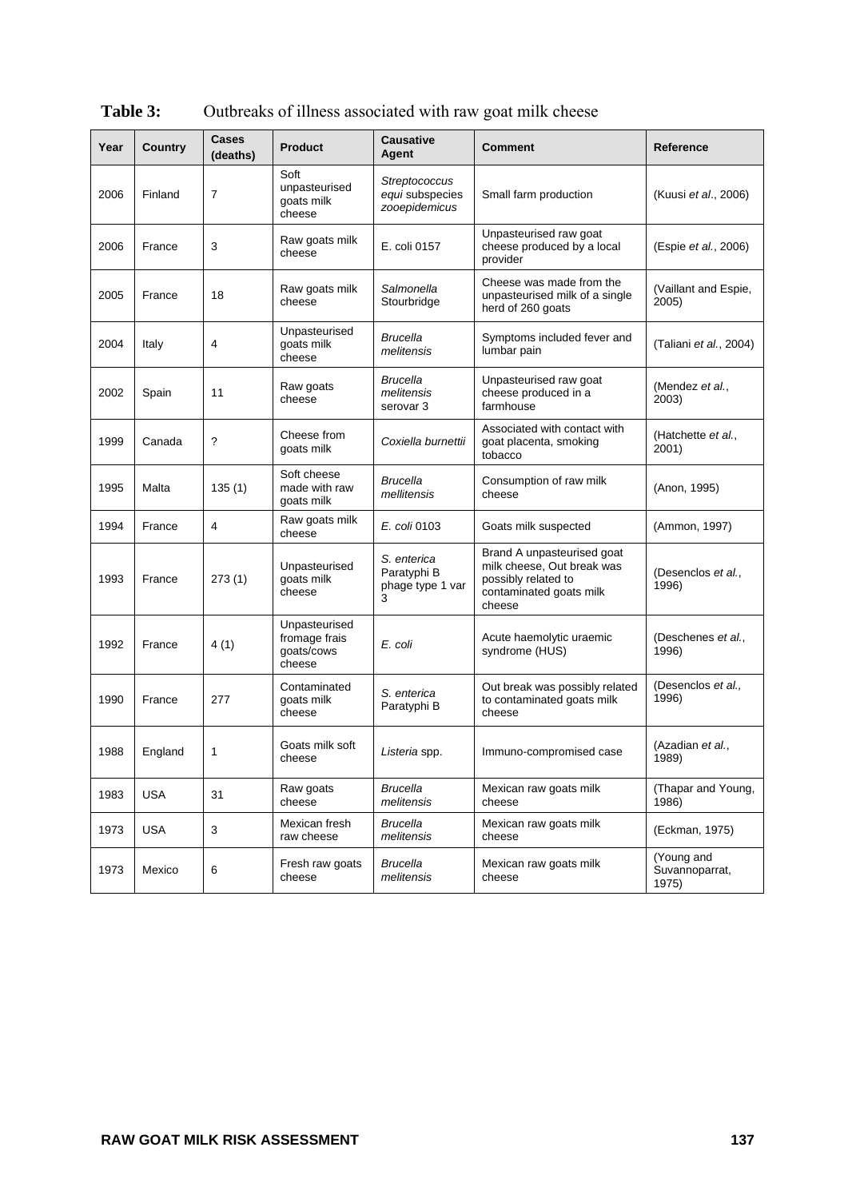**Table 3:** Outbreaks of illness associated with raw goat milk cheese

| Year | Country | Cases (deaths) | Product | Causative Agent | Comment | Reference |
|---|---|---|---|---|---|---|
| 2006 | Finland | 7 | Soft unpasteurised goats milk cheese | *Streptococcus equi* subspecies *zooepidemicus* | Small farm production | (Kuusi *et al*., 2006) |
| 2006 | France | 3 | Raw goats milk cheese | E. coli 0157 | Unpasteurised raw goat cheese produced by a local provider | (Espie *et al.*, 2006) |
| 2005 | France | 18 | Raw goats milk cheese | *Salmonella* Stourbridge | Cheese was made from the unpasteurised milk of a single herd of 260 goats | (Vaillant and Espie, 2005) |
| 2004 | Italy | 4 | Unpasteurised goats milk cheese | *Brucella melitensis* | Symptoms included fever and lumbar pain | (Taliani *et al.*, 2004) |
| 2002 | Spain | 11 | Raw goats cheese | *Brucella melitensis* serovar 3 | Unpasteurised raw goat cheese produced in a farmhouse | (Mendez *et al.*, 2003) |
| 1999 | Canada | ? | Cheese from goats milk | *Coxiella burnettii* | Associated with contact with goat placenta, smoking tobacco | (Hatchette *et al.*, 2001) |
| 1995 | Malta | 135 (1) | Soft cheese made with raw goats milk | *Brucella mellitensis* | Consumption of raw milk cheese | (Anon, 1995) |
| 1994 | France | 4 | Raw goats milk cheese | *E. coli* 0103 | Goats milk suspected | (Ammon, 1997) |
| 1993 | France | 273 (1) | Unpasteurised goats milk cheese | *S. enterica* Paratyphi B phage type 1 var 3 | Brand A unpasteurised goat milk cheese, Out break was possibly related to contaminated goats milk cheese | (Desenclos *et al.*, 1996) |
| 1992 | France | 4 (1) | Unpasteurised fromage frais goats/cows cheese | *E. coli* | Acute haemolytic uraemic syndrome (HUS) | (Deschenes *et al.*, 1996) |
| 1990 | France | 277 | Contaminated goats milk cheese | *S. enterica* Paratyphi B | Out break was possibly related to contaminated goats milk cheese | (Desenclos *et al.,* 1996) |
| 1988 | England | 1 | Goats milk soft cheese | *Listeria* spp. | Immuno-compromised case | (Azadian *et al.*, 1989) |
| 1983 | USA | 31 | Raw goats cheese | *Brucella melitensis* | Mexican raw goats milk cheese | (Thapar and Young, 1986) |
| 1973 | USA | 3 | Mexican fresh raw cheese | *Brucella melitensis* | Mexican raw goats milk cheese | (Eckman, 1975) |
| 1973 | Mexico | 6 | Fresh raw goats cheese | *Brucella melitensis* | Mexican raw goats milk cheese | (Young and Suvannoparrat, 1975) |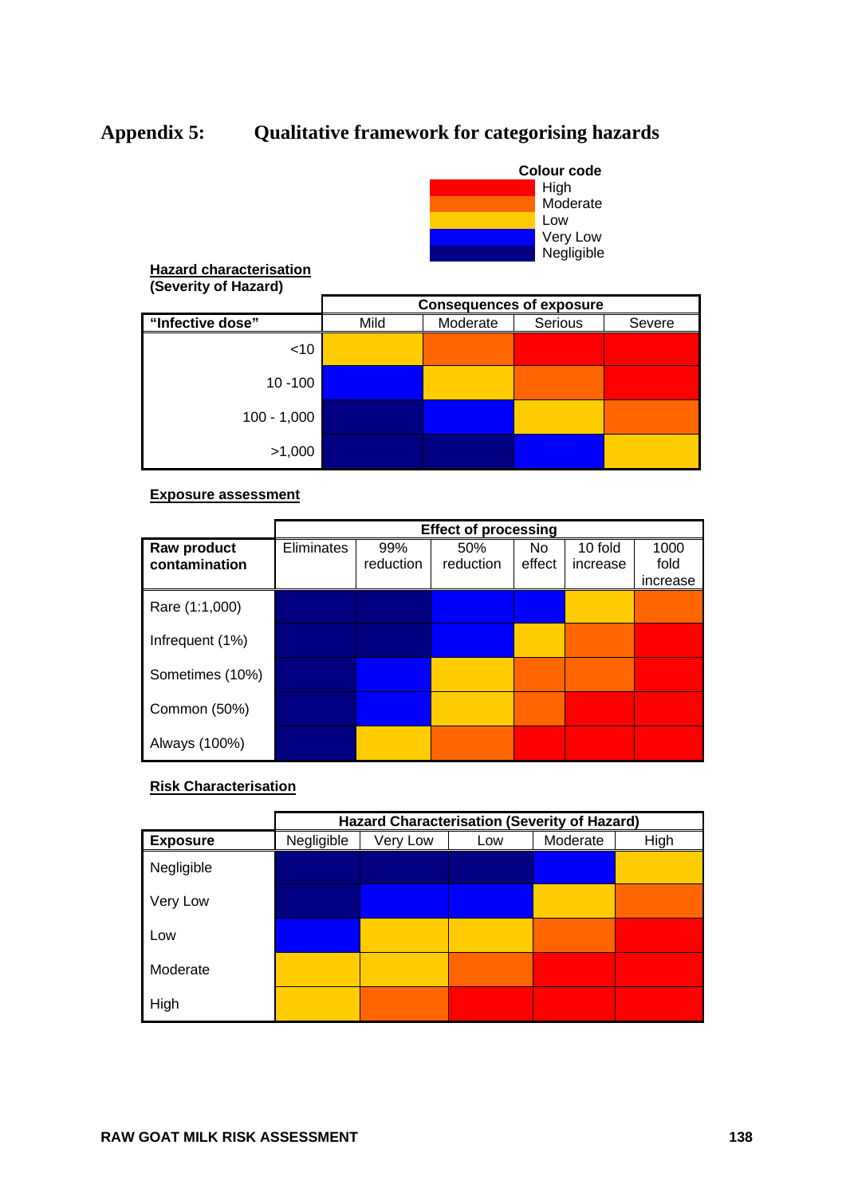# Appendix 5: Qualitative framework for categorising hazards

**Colour code**

| Colour | Category |
|---|---|
| Red | High |
| Orange | Moderate |
| Yellow | Low |
| Blue | Very Low |
| Dark blue | Negligible |

**Hazard characterisation**
**(Severity of Hazard)**

| | Consequences of exposure | | | |
|---|---|---|---|---|
| **"Infective dose"** | Mild | Moderate | Serious | Severe |
| <10 | Low | Moderate | High | High |
| 10 -100 | Very Low | Low | Moderate | High |
| 100 - 1,000 | Negligible | Very Low | Low | Moderate |
| >1,000 | Negligible | Negligible | Very Low | Low |

**Exposure assessment**

| | Effect of processing | | | | | |
|---|---|---|---|---|---|---|
| **Raw product contamination** | Eliminates | 99% reduction | 50% reduction | No effect | 10 fold increase | 1000 fold increase |
| Rare (1:1,000) | Negligible | Negligible | Very Low | Very Low | Low | Moderate |
| Infrequent (1%) | Negligible | Negligible | Very Low | Low | Moderate | High |
| Sometimes (10%) | Negligible | Very Low | Low | Moderate | Moderate | High |
| Common (50%) | Negligible | Very Low | Low | Moderate | High | High |
| Always (100%) | Negligible | Low | Moderate | High | High | High |

**Risk Characterisation**

| | Hazard Characterisation (Severity of Hazard) | | | | |
|---|---|---|---|---|---|
| **Exposure** | Negligible | Very Low | Low | Moderate | High |
| Negligible | Negligible | Negligible | Negligible | Very Low | Low |
| Very Low | Negligible | Very Low | Very Low | Low | Moderate |
| Low | Very Low | Low | Low | Moderate | High |
| Moderate | Low | Low | Moderate | High | High |
| High | Low | Moderate | High | High | High |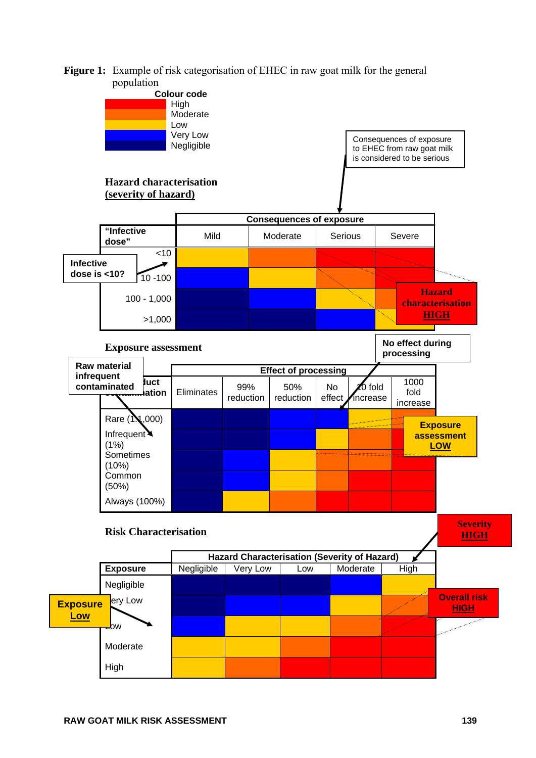**Figure 1:** Example of risk categorisation of EHEC in raw goat milk for the general population

**Colour code**

- High
- Moderate
- Low
- Very Low
- Negligible

Consequences of exposure to EHEC from raw goat milk is considered to be serious

**Hazard characterisation (severity of hazard)**

| "Infective dose" | Consequences of exposure: Mild | Moderate | Serious | Severe |
|---|---|---|---|---|
| <10 | Low | Moderate | High | High |
| 10 -100 | Very Low | Low | Moderate | High |
| 100 - 1,000 | Negligible | Very Low | Low | Moderate |
| >1,000 | Negligible | Negligible | Very Low | Low |

Infective dose is <10?

**Hazard characterisation HIGH**

**Exposure assessment**

No effect during processing

Raw material infrequent contaminated

| Product contamination | Effect of processing: Eliminates | 99% reduction | 50% reduction | No effect | 10 fold increase | 1000 fold increase |
|---|---|---|---|---|---|---|
| Rare (1:1,000) | Negligible | Negligible | Very Low | Very Low | Low | Moderate |
| Infrequent (1%) | Negligible | Negligible | Very Low | Low | Moderate | Moderate |
| Sometimes (10%) | Negligible | Very Low | Low | Moderate | Moderate | High |
| Common (50%) | Negligible | Very Low | Low | Moderate | High | High |
| Always (100%) | Negligible | Low | Moderate | High | High | High |

**Exposure assessment LOW**

**Risk Characterisation**

Severity HIGH

| Exposure | Hazard Characterisation (Severity of Hazard): Negligible | Very Low | Low | Moderate | High |
|---|---|---|---|---|---|
| Negligible | Negligible | Negligible | Negligible | Very Low | Low |
| Very Low | Negligible | Very Low | Very Low | Low | Moderate |
| Low | Very Low | Low | Low | Moderate | High |
| Moderate | Low | Low | Moderate | High | High |
| High | Low | Moderate | High | High | High |

Exposure Low

**Overall risk HIGH**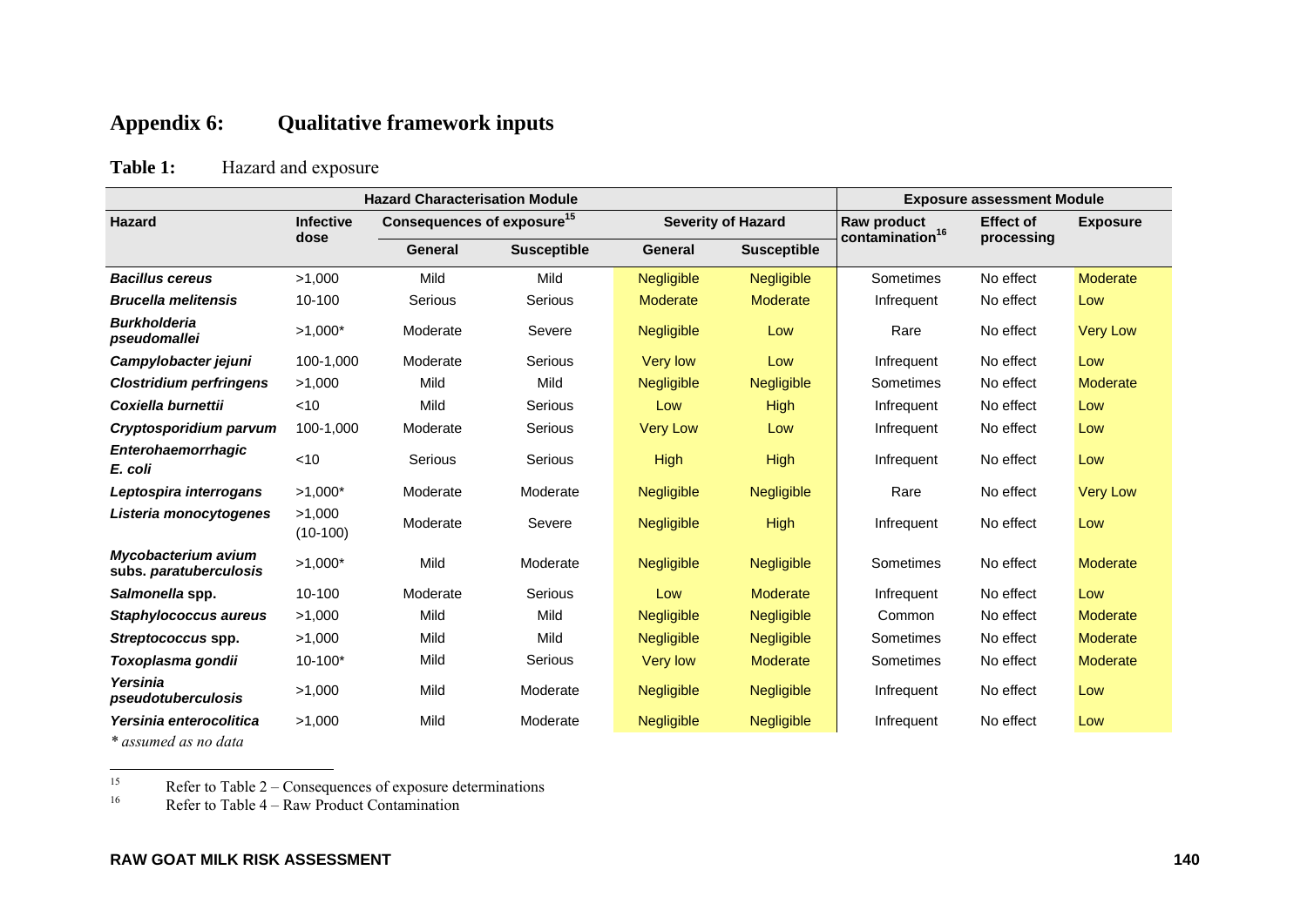# Appendix 6: Qualitative framework inputs

**Table 1:** Hazard and exposure

| Hazard Characterisation Module | | | | | | Exposure assessment Module | | |
|---|---|---|---|---|---|---|---|---|
| **Hazard** | **Infective dose** | **Consequences of exposure[15]** | | **Severity of Hazard** | | **Raw product contamination[16]** | **Effect of processing** | **Exposure** |
| | | **General** | **Susceptible** | **General** | **Susceptible** | | | |
| ***Bacillus cereus*** | >1,000 | Mild | Mild | Negligible | Negligible | Sometimes | No effect | Moderate |
| ***Brucella melitensis*** | 10-100 | Serious | Serious | Moderate | Moderate | Infrequent | No effect | Low |
| ***Burkholderia pseudomallei*** | >1,000* | Moderate | Severe | Negligible | Low | Rare | No effect | Very Low |
| ***Campylobacter jejuni*** | 100-1,000 | Moderate | Serious | Very low | Low | Infrequent | No effect | Low |
| ***Clostridium perfringens*** | >1,000 | Mild | Mild | Negligible | Negligible | Sometimes | No effect | Moderate |
| ***Coxiella burnettii*** | <10 | Mild | Serious | Low | High | Infrequent | No effect | Low |
| ***Cryptosporidium parvum*** | 100-1,000 | Moderate | Serious | Very Low | Low | Infrequent | No effect | Low |
| ***Enterohaemorrhagic E. coli*** | <10 | Serious | Serious | High | High | Infrequent | No effect | Low |
| ***Leptospira interrogans*** | >1,000* | Moderate | Moderate | Negligible | Negligible | Rare | No effect | Very Low |
| ***Listeria monocytogenes*** | >1,000 (10-100) | Moderate | Severe | Negligible | High | Infrequent | No effect | Low |
| ***Mycobacterium avium* subs. *paratuberculosis*** | >1,000* | Mild | Moderate | Negligible | Negligible | Sometimes | No effect | Moderate |
| ***Salmonella* spp.** | 10-100 | Moderate | Serious | Low | Moderate | Infrequent | No effect | Low |
| ***Staphylococcus aureus*** | >1,000 | Mild | Mild | Negligible | Negligible | Common | No effect | Moderate |
| ***Streptococcus* spp.** | >1,000 | Mild | Mild | Negligible | Negligible | Sometimes | No effect | Moderate |
| ***Toxoplasma gondii*** | 10-100* | Mild | Serious | Very low | Moderate | Sometimes | No effect | Moderate |
| ***Yersinia pseudotuberculosis*** | >1,000 | Mild | Moderate | Negligible | Negligible | Infrequent | No effect | Low |
| ***Yersinia enterocolitica*** | >1,000 | Mild | Moderate | Negligible | Negligible | Infrequent | No effect | Low |

*\* assumed as no data*

[15] Refer to Table 2 – Consequences of exposure determinations

[16] Refer to Table 4 – Raw Product Contamination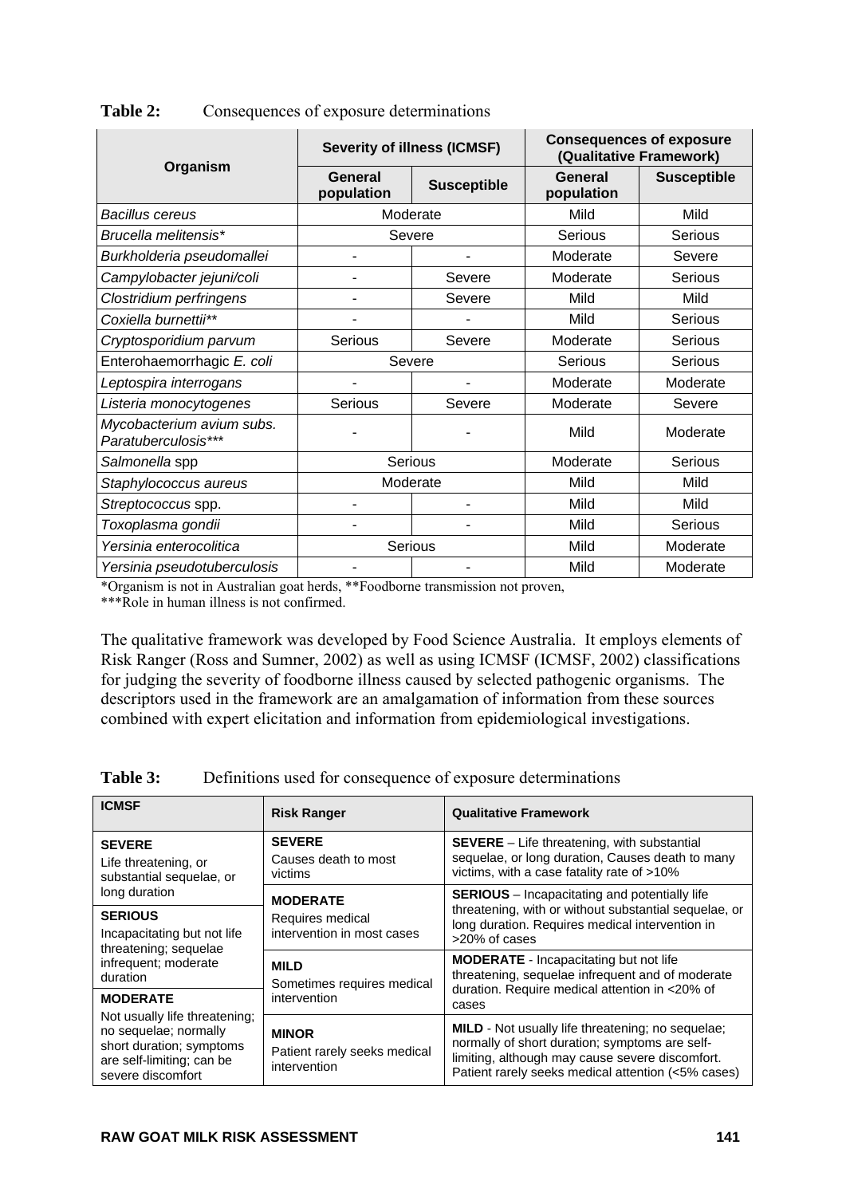**Table 2:** Consequences of exposure determinations

| Organism | Severity of illness (ICMSF) | | Consequences of exposure (Qualitative Framework) | |
|---|---|---|---|---|
| | General population | Susceptible | General population | Susceptible |
| *Bacillus cereus* | Moderate | | Mild | Mild |
| *Brucella melitensis** | Severe | | Serious | Serious |
| *Burkholderia pseudomallei* | - | - | Moderate | Severe |
| *Campylobacter jejuni/coli* | - | Severe | Moderate | Serious |
| *Clostridium perfringens* | - | Severe | Mild | Mild |
| *Coxiella burnettii*** | - | - | Mild | Serious |
| *Cryptosporidium parvum* | Serious | Severe | Moderate | Serious |
| Enterohaemorrhagic *E. coli* | Severe | | Serious | Serious |
| *Leptospira interrogans* | - | - | Moderate | Moderate |
| *Listeria monocytogenes* | Serious | Severe | Moderate | Severe |
| *Mycobacterium avium subs. Paratuberculosis**** | - | - | Mild | Moderate |
| *Salmonella* spp | Serious | | Moderate | Serious |
| *Staphylococcus aureus* | Moderate | | Mild | Mild |
| *Streptococcus* spp. | - | - | Mild | Mild |
| *Toxoplasma gondii* | - | - | Mild | Serious |
| *Yersinia enterocolitica* | Serious | | Mild | Moderate |
| *Yersinia pseudotuberculosis* | - | - | Mild | Moderate |

*Organism is not in Australian goat herds, **Foodborne transmission not proven,
***Role in human illness is not confirmed.

The qualitative framework was developed by Food Science Australia. It employs elements of Risk Ranger (Ross and Sumner, 2002) as well as using ICMSF (ICMSF, 2002) classifications for judging the severity of foodborne illness caused by selected pathogenic organisms. The descriptors used in the framework are an amalgamation of information from these sources combined with expert elicitation and information from epidemiological investigations.

**Table 3:** Definitions used for consequence of exposure determinations

| ICMSF | Risk Ranger | Qualitative Framework |
|---|---|---|
| **SEVERE** Life threatening, or substantial sequelae, or long duration | **SEVERE** Causes death to most victims | **SEVERE** – Life threatening, with substantial sequelae, or long duration, Causes death to many victims, with a case fatality rate of >10% |
| | **MODERATE** Requires medical intervention in most cases | **SERIOUS** – Incapacitating and potentially life threatening, with or without substantial sequelae, or long duration. Requires medical intervention in >20% of cases |
| **SERIOUS** Incapacitating but not life threatening; sequelae infrequent; moderate duration | **MILD** Sometimes requires medical intervention | **MODERATE** - Incapacitating but not life threatening, sequelae infrequent and of moderate duration. Require medical attention in <20% of cases |
| **MODERATE** Not usually life threatening; no sequelae; normally short duration; symptoms are self-limiting; can be severe discomfort | **MINOR** Patient rarely seeks medical intervention | **MILD** - Not usually life threatening; no sequelae; normally of short duration; symptoms are self-limiting, although may cause severe discomfort. Patient rarely seeks medical attention (<5% cases) |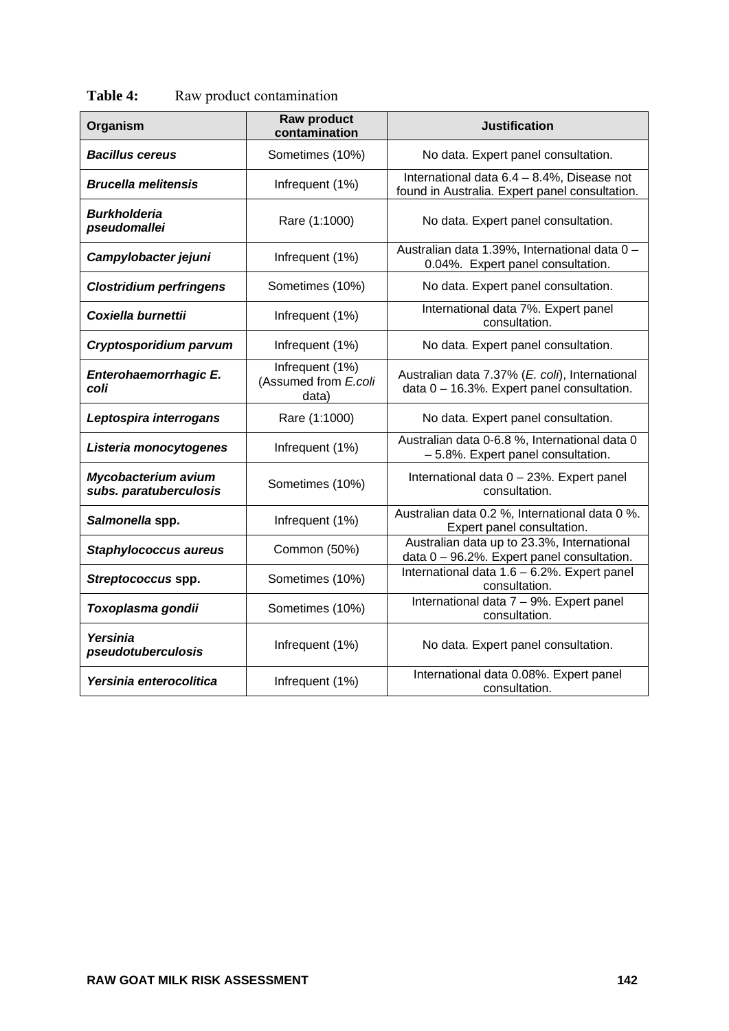**Table 4:** Raw product contamination

| Organism | Raw product contamination | Justification |
|---|---|---|
| ***Bacillus cereus*** | Sometimes (10%) | No data. Expert panel consultation. |
| ***Brucella melitensis*** | Infrequent (1%) | International data 6.4 – 8.4%, Disease not found in Australia. Expert panel consultation. |
| ***Burkholderia pseudomallei*** | Rare (1:1000) | No data. Expert panel consultation. |
| ***Campylobacter jejuni*** | Infrequent (1%) | Australian data 1.39%, International data 0 – 0.04%. Expert panel consultation. |
| ***Clostridium perfringens*** | Sometimes (10%) | No data. Expert panel consultation. |
| ***Coxiella burnettii*** | Infrequent (1%) | International data 7%. Expert panel consultation. |
| ***Cryptosporidium parvum*** | Infrequent (1%) | No data. Expert panel consultation. |
| ***Enterohaemorrhagic E. coli*** | Infrequent (1%) (Assumed from *E.coli* data) | Australian data 7.37% (*E. coli*), International data 0 – 16.3%. Expert panel consultation. |
| ***Leptospira interrogans*** | Rare (1:1000) | No data. Expert panel consultation. |
| ***Listeria monocytogenes*** | Infrequent (1%) | Australian data 0-6.8 %, International data 0 – 5.8%. Expert panel consultation. |
| ***Mycobacterium avium subs. paratuberculosis*** | Sometimes (10%) | International data 0 – 23%. Expert panel consultation. |
| ***Salmonella* spp.** | Infrequent (1%) | Australian data 0.2 %, International data 0 %. Expert panel consultation. |
| ***Staphylococcus aureus*** | Common (50%) | Australian data up to 23.3%, International data 0 – 96.2%. Expert panel consultation. |
| ***Streptococcus* spp.** | Sometimes (10%) | International data 1.6 – 6.2%. Expert panel consultation. |
| ***Toxoplasma gondii*** | Sometimes (10%) | International data 7 – 9%. Expert panel consultation. |
| ***Yersinia pseudotuberculosis*** | Infrequent (1%) | No data. Expert panel consultation. |
| ***Yersinia enterocolitica*** | Infrequent (1%) | International data 0.08%. Expert panel consultation. |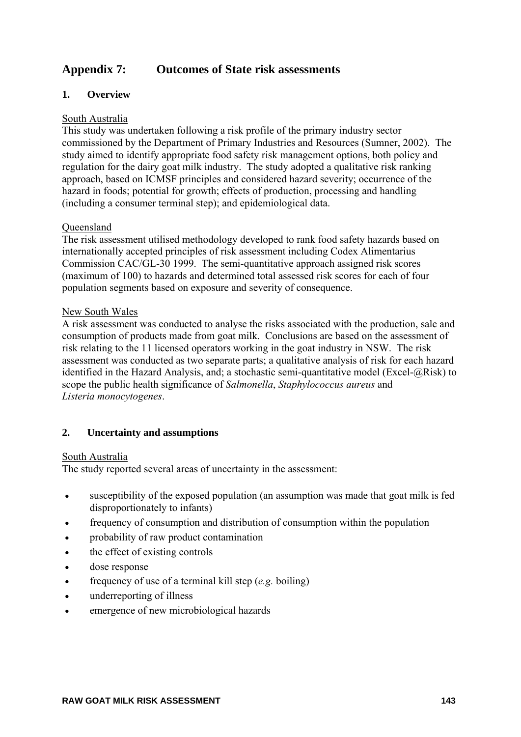# Appendix 7: Outcomes of State risk assessments

## 1. Overview

South Australia

This study was undertaken following a risk profile of the primary industry sector commissioned by the Department of Primary Industries and Resources (Sumner, 2002). The study aimed to identify appropriate food safety risk management options, both policy and regulation for the dairy goat milk industry. The study adopted a qualitative risk ranking approach, based on ICMSF principles and considered hazard severity; occurrence of the hazard in foods; potential for growth; effects of production, processing and handling (including a consumer terminal step); and epidemiological data.

Queensland

The risk assessment utilised methodology developed to rank food safety hazards based on internationally accepted principles of risk assessment including Codex Alimentarius Commission CAC/GL-30 1999. The semi-quantitative approach assigned risk scores (maximum of 100) to hazards and determined total assessed risk scores for each of four population segments based on exposure and severity of consequence.

New South Wales

A risk assessment was conducted to analyse the risks associated with the production, sale and consumption of products made from goat milk. Conclusions are based on the assessment of risk relating to the 11 licensed operators working in the goat industry in NSW. The risk assessment was conducted as two separate parts; a qualitative analysis of risk for each hazard identified in the Hazard Analysis, and; a stochastic semi-quantitative model (Excel-@Risk) to scope the public health significance of *Salmonella*, *Staphylococcus aureus* and *Listeria monocytogenes*.

## 2. Uncertainty and assumptions

South Australia

The study reported several areas of uncertainty in the assessment:

- susceptibility of the exposed population (an assumption was made that goat milk is fed disproportionately to infants)
- frequency of consumption and distribution of consumption within the population
- probability of raw product contamination
- the effect of existing controls
- dose response
- frequency of use of a terminal kill step (*e.g.* boiling)
- underreporting of illness
- emergence of new microbiological hazards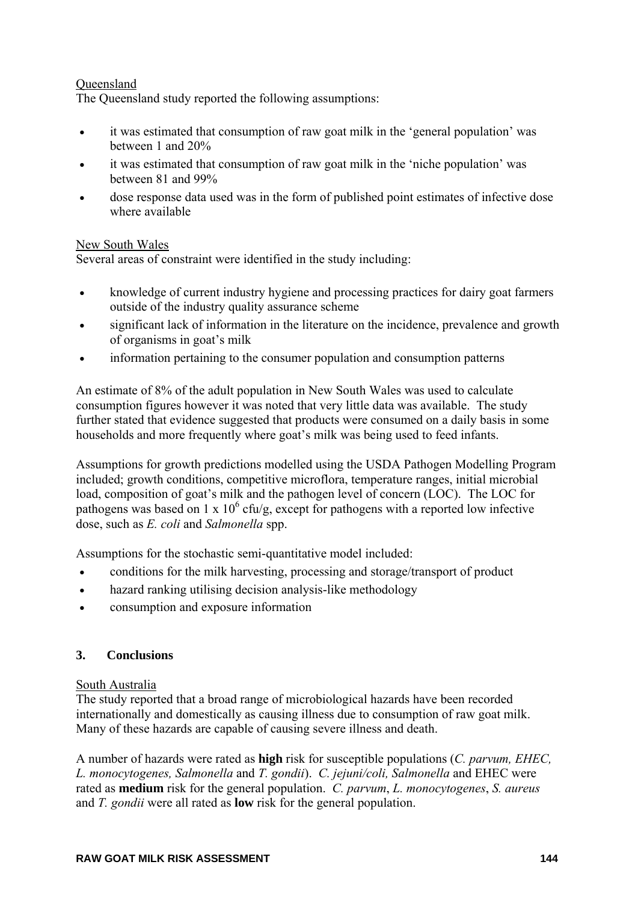Queensland

The Queensland study reported the following assumptions:

- it was estimated that consumption of raw goat milk in the 'general population' was between 1 and 20%
- it was estimated that consumption of raw goat milk in the 'niche population' was between 81 and 99%
- dose response data used was in the form of published point estimates of infective dose where available

New South Wales

Several areas of constraint were identified in the study including:

- knowledge of current industry hygiene and processing practices for dairy goat farmers outside of the industry quality assurance scheme
- significant lack of information in the literature on the incidence, prevalence and growth of organisms in goat's milk
- information pertaining to the consumer population and consumption patterns

An estimate of 8% of the adult population in New South Wales was used to calculate consumption figures however it was noted that very little data was available. The study further stated that evidence suggested that products were consumed on a daily basis in some households and more frequently where goat's milk was being used to feed infants.

Assumptions for growth predictions modelled using the USDA Pathogen Modelling Program included; growth conditions, competitive microflora, temperature ranges, initial microbial load, composition of goat's milk and the pathogen level of concern (LOC). The LOC for pathogens was based on $1 \times 10^6$ cfu/g, except for pathogens with a reported low infective dose, such as *E. coli* and *Salmonella* spp.

Assumptions for the stochastic semi-quantitative model included:

- conditions for the milk harvesting, processing and storage/transport of product
- hazard ranking utilising decision analysis-like methodology
- consumption and exposure information

## 3. Conclusions

South Australia

The study reported that a broad range of microbiological hazards have been recorded internationally and domestically as causing illness due to consumption of raw goat milk. Many of these hazards are capable of causing severe illness and death.

A number of hazards were rated as **high** risk for susceptible populations (*C. parvum, EHEC, L. monocytogenes, Salmonella* and *T. gondii*). *C. jejuni/coli, Salmonella* and EHEC were rated as **medium** risk for the general population. *C. parvum*, *L. monocytogenes*, *S. aureus* and *T. gondii* were all rated as **low** risk for the general population.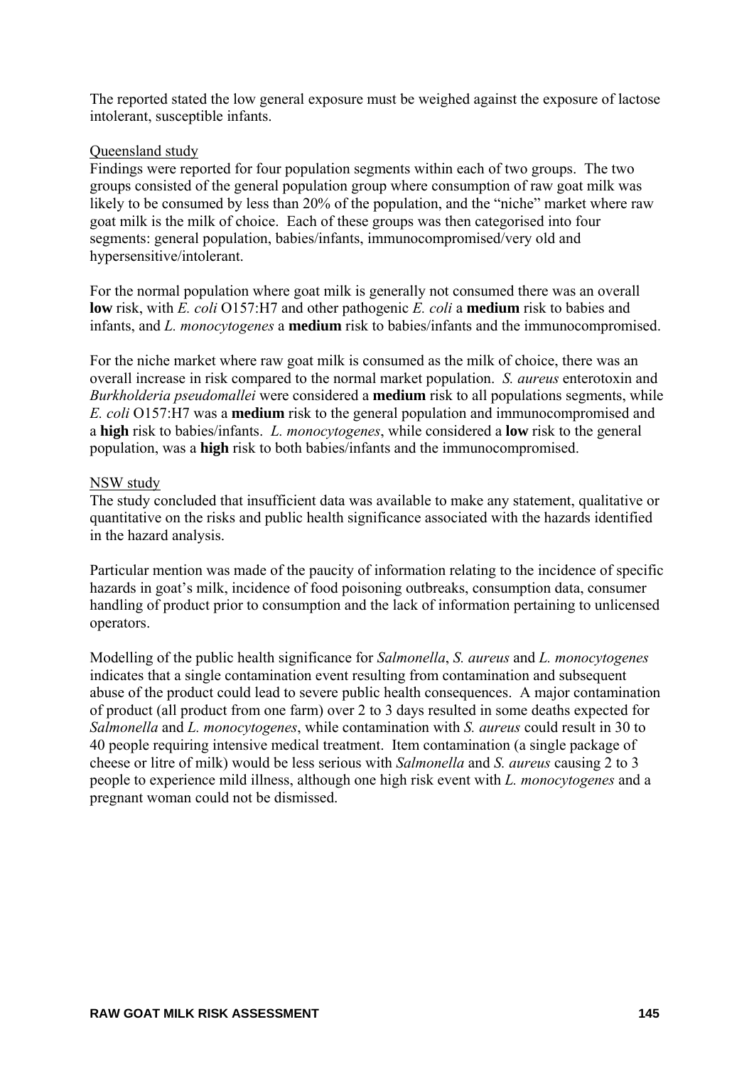The reported stated the low general exposure must be weighed against the exposure of lactose intolerant, susceptible infants.

<u>Queensland study</u>

Findings were reported for four population segments within each of two groups. The two groups consisted of the general population group where consumption of raw goat milk was likely to be consumed by less than 20% of the population, and the "niche" market where raw goat milk is the milk of choice. Each of these groups was then categorised into four segments: general population, babies/infants, immunocompromised/very old and hypersensitive/intolerant.

For the normal population where goat milk is generally not consumed there was an overall **low** risk, with *E. coli* O157:H7 and other pathogenic *E. coli* a **medium** risk to babies and infants, and *L. monocytogenes* a **medium** risk to babies/infants and the immunocompromised.

For the niche market where raw goat milk is consumed as the milk of choice, there was an overall increase in risk compared to the normal market population. *S. aureus* enterotoxin and *Burkholderia pseudomallei* were considered a **medium** risk to all populations segments, while *E. coli* O157:H7 was a **medium** risk to the general population and immunocompromised and a **high** risk to babies/infants. *L. monocytogenes*, while considered a **low** risk to the general population, was a **high** risk to both babies/infants and the immunocompromised.

<u>NSW study</u>

The study concluded that insufficient data was available to make any statement, qualitative or quantitative on the risks and public health significance associated with the hazards identified in the hazard analysis.

Particular mention was made of the paucity of information relating to the incidence of specific hazards in goat's milk, incidence of food poisoning outbreaks, consumption data, consumer handling of product prior to consumption and the lack of information pertaining to unlicensed operators.

Modelling of the public health significance for *Salmonella*, *S. aureus* and *L. monocytogenes* indicates that a single contamination event resulting from contamination and subsequent abuse of the product could lead to severe public health consequences. A major contamination of product (all product from one farm) over 2 to 3 days resulted in some deaths expected for *Salmonella* and *L. monocytogenes*, while contamination with *S. aureus* could result in 30 to 40 people requiring intensive medical treatment. Item contamination (a single package of cheese or litre of milk) would be less serious with *Salmonella* and *S. aureus* causing 2 to 3 people to experience mild illness, although one high risk event with *L. monocytogenes* and a pregnant woman could not be dismissed.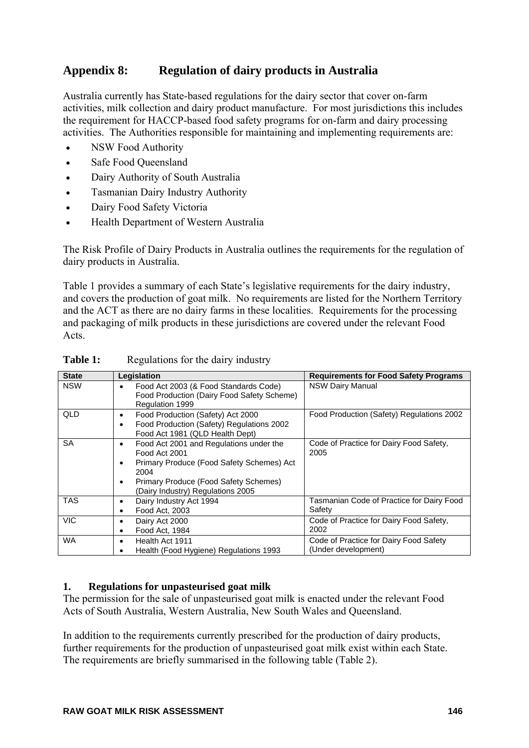# Appendix 8: Regulation of dairy products in Australia

Australia currently has State-based regulations for the dairy sector that cover on-farm activities, milk collection and dairy product manufacture. For most jurisdictions this includes the requirement for HACCP-based food safety programs for on-farm and dairy processing activities. The Authorities responsible for maintaining and implementing requirements are:

- NSW Food Authority
- Safe Food Queensland
- Dairy Authority of South Australia
- Tasmanian Dairy Industry Authority
- Dairy Food Safety Victoria
- Health Department of Western Australia

The Risk Profile of Dairy Products in Australia outlines the requirements for the regulation of dairy products in Australia.

Table 1 provides a summary of each State's legislative requirements for the dairy industry, and covers the production of goat milk. No requirements are listed for the Northern Territory and the ACT as there are no dairy farms in these localities. Requirements for the processing and packaging of milk products in these jurisdictions are covered under the relevant Food Acts.

**Table 1:** Regulations for the dairy industry

| State | Legislation | Requirements for Food Safety Programs |
|---|---|---|
| NSW | • Food Act 2003 (& Food Standards Code) Food Production (Dairy Food Safety Scheme) Regulation 1999 | NSW Dairy Manual |
| QLD | • Food Production (Safety) Act 2000<br>• Food Production (Safety) Regulations 2002 Food Act 1981 (QLD Health Dept) | Food Production (Safety) Regulations 2002 |
| SA | • Food Act 2001 and Regulations under the Food Act 2001<br>• Primary Produce (Food Safety Schemes) Act 2004<br>• Primary Produce (Food Safety Schemes) (Dairy Industry) Regulations 2005 | Code of Practice for Dairy Food Safety, 2005 |
| TAS | • Dairy Industry Act 1994<br>• Food Act, 2003 | Tasmanian Code of Practice for Dairy Food Safety |
| VIC | • Dairy Act 2000<br>• Food Act, 1984 | Code of Practice for Dairy Food Safety, 2002 |
| WA | • Health Act 1911<br>• Health (Food Hygiene) Regulations 1993 | Code of Practice for Dairy Food Safety (Under development) |

## 1. Regulations for unpasteurised goat milk

The permission for the sale of unpasteurised goat milk is enacted under the relevant Food Acts of South Australia, Western Australia, New South Wales and Queensland.

In addition to the requirements currently prescribed for the production of dairy products, further requirements for the production of unpasteurised goat milk exist within each State. The requirements are briefly summarised in the following table (Table 2).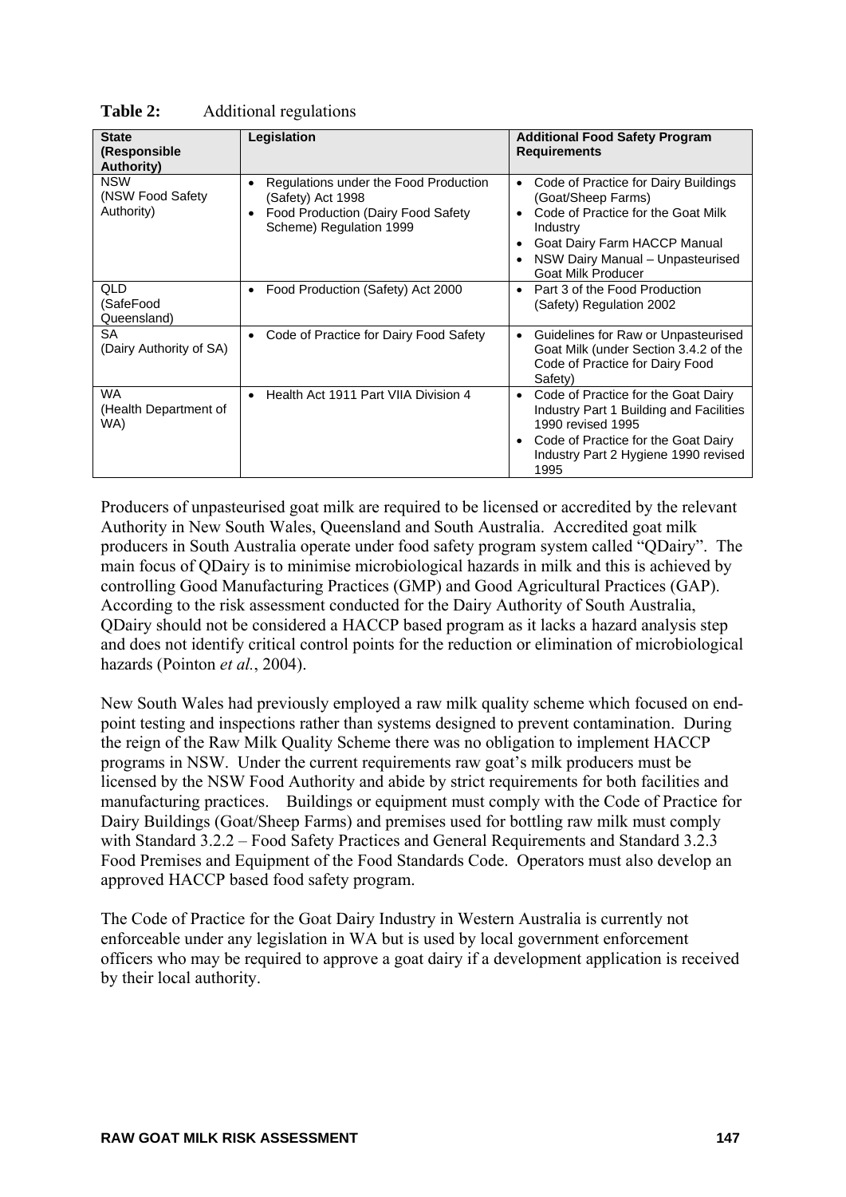**Table 2:** Additional regulations

| State (Responsible Authority) | Legislation | Additional Food Safety Program Requirements |
|---|---|---|
| NSW (NSW Food Safety Authority) | • Regulations under the Food Production (Safety) Act 1998<br>• Food Production (Dairy Food Safety Scheme) Regulation 1999 | • Code of Practice for Dairy Buildings (Goat/Sheep Farms)<br>• Code of Practice for the Goat Milk Industry<br>• Goat Dairy Farm HACCP Manual<br>• NSW Dairy Manual – Unpasteurised Goat Milk Producer |
| QLD (SafeFood Queensland) | • Food Production (Safety) Act 2000 | • Part 3 of the Food Production (Safety) Regulation 2002 |
| SA (Dairy Authority of SA) | • Code of Practice for Dairy Food Safety | • Guidelines for Raw or Unpasteurised Goat Milk (under Section 3.4.2 of the Code of Practice for Dairy Food Safety) |
| WA (Health Department of WA) | • Health Act 1911 Part VIIA Division 4 | • Code of Practice for the Goat Dairy Industry Part 1 Building and Facilities 1990 revised 1995<br>• Code of Practice for the Goat Dairy Industry Part 2 Hygiene 1990 revised 1995 |

Producers of unpasteurised goat milk are required to be licensed or accredited by the relevant Authority in New South Wales, Queensland and South Australia. Accredited goat milk producers in South Australia operate under food safety program system called "QDairy". The main focus of QDairy is to minimise microbiological hazards in milk and this is achieved by controlling Good Manufacturing Practices (GMP) and Good Agricultural Practices (GAP). According to the risk assessment conducted for the Dairy Authority of South Australia, QDairy should not be considered a HACCP based program as it lacks a hazard analysis step and does not identify critical control points for the reduction or elimination of microbiological hazards (Pointon *et al.*, 2004).

New South Wales had previously employed a raw milk quality scheme which focused on end-point testing and inspections rather than systems designed to prevent contamination. During the reign of the Raw Milk Quality Scheme there was no obligation to implement HACCP programs in NSW. Under the current requirements raw goat's milk producers must be licensed by the NSW Food Authority and abide by strict requirements for both facilities and manufacturing practices. Buildings or equipment must comply with the Code of Practice for Dairy Buildings (Goat/Sheep Farms) and premises used for bottling raw milk must comply with Standard 3.2.2 – Food Safety Practices and General Requirements and Standard 3.2.3 Food Premises and Equipment of the Food Standards Code. Operators must also develop an approved HACCP based food safety program.

The Code of Practice for the Goat Dairy Industry in Western Australia is currently not enforceable under any legislation in WA but is used by local government enforcement officers who may be required to approve a goat dairy if a development application is received by their local authority.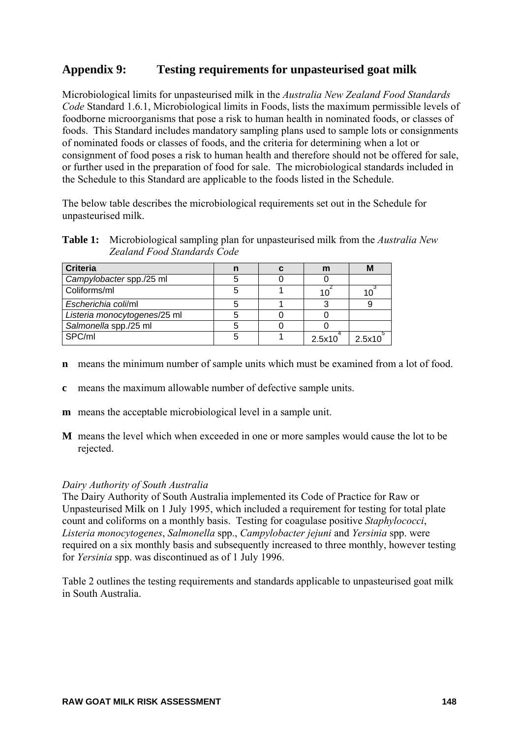## Appendix 9: Testing requirements for unpasteurised goat milk

Microbiological limits for unpasteurised milk in the *Australia New Zealand Food Standards Code* Standard 1.6.1, Microbiological limits in Foods, lists the maximum permissible levels of foodborne microorganisms that pose a risk to human health in nominated foods, or classes of foods. This Standard includes mandatory sampling plans used to sample lots or consignments of nominated foods or classes of foods, and the criteria for determining when a lot or consignment of food poses a risk to human health and therefore should not be offered for sale, or further used in the preparation of food for sale. The microbiological standards included in the Schedule to this Standard are applicable to the foods listed in the Schedule.

The below table describes the microbiological requirements set out in the Schedule for unpasteurised milk.

**Table 1:** Microbiological sampling plan for unpasteurised milk from the *Australia New Zealand Food Standards Code*

| Criteria | n | c | m | M |
|---|---|---|---|---|
| *Campylobacter* spp./25 ml | 5 | 0 | 0 | |
| Coliforms/ml | 5 | 1 | $10^2$ | $10^3$ |
| *Escherichia coli*/ml | 5 | 1 | 3 | 9 |
| *Listeria monocytogenes*/25 ml | 5 | 0 | 0 | |
| *Salmonella* spp./25 ml | 5 | 0 | 0 | |
| SPC/ml | 5 | 1 | $2.5 \times 10^4$ | $2.5 \times 10^5$ |

**n** means the minimum number of sample units which must be examined from a lot of food.

**c** means the maximum allowable number of defective sample units.

**m** means the acceptable microbiological level in a sample unit.

**M** means the level which when exceeded in one or more samples would cause the lot to be rejected.

*Dairy Authority of South Australia*

The Dairy Authority of South Australia implemented its Code of Practice for Raw or Unpasteurised Milk on 1 July 1995, which included a requirement for testing for total plate count and coliforms on a monthly basis. Testing for coagulase positive *Staphylococci*, *Listeria monocytogenes*, *Salmonella* spp., *Campylobacter jejuni* and *Yersinia* spp. were required on a six monthly basis and subsequently increased to three monthly, however testing for *Yersinia* spp. was discontinued as of 1 July 1996.

Table 2 outlines the testing requirements and standards applicable to unpasteurised goat milk in South Australia.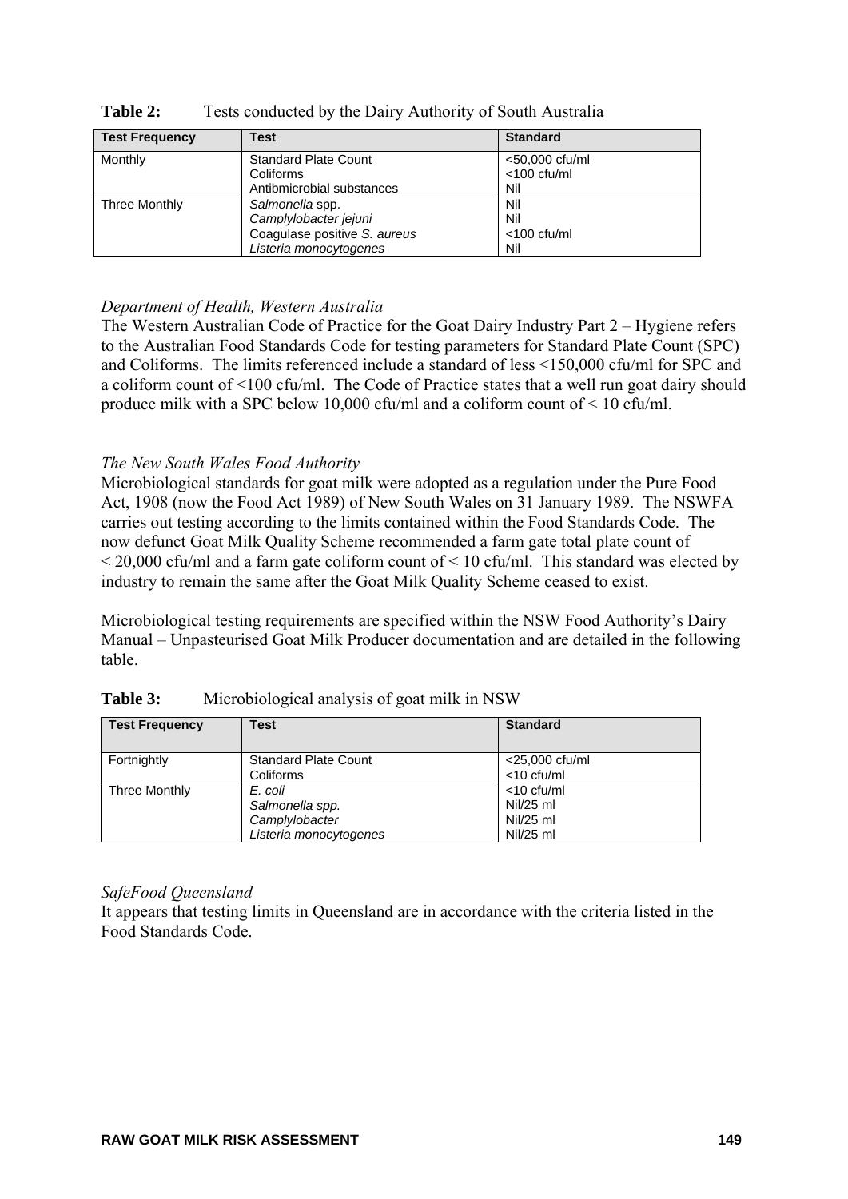**Table 2:** Tests conducted by the Dairy Authority of South Australia

| Test Frequency | Test | Standard |
|---|---|---|
| Monthly | Standard Plate Count<br>Coliforms<br>Antibmicrobial substances | <50,000 cfu/ml<br><100 cfu/ml<br>Nil |
| Three Monthly | *Salmonella* spp.<br>*Camplylobacter jejuni*<br>Coagulase positive *S. aureus*<br>*Listeria monocytogenes* | Nil<br>Nil<br><100 cfu/ml<br>Nil |

*Department of Health, Western Australia*

The Western Australian Code of Practice for the Goat Dairy Industry Part 2 – Hygiene refers to the Australian Food Standards Code for testing parameters for Standard Plate Count (SPC) and Coliforms. The limits referenced include a standard of less <150,000 cfu/ml for SPC and a coliform count of <100 cfu/ml. The Code of Practice states that a well run goat dairy should produce milk with a SPC below 10,000 cfu/ml and a coliform count of < 10 cfu/ml.

*The New South Wales Food Authority*

Microbiological standards for goat milk were adopted as a regulation under the Pure Food Act, 1908 (now the Food Act 1989) of New South Wales on 31 January 1989. The NSWFA carries out testing according to the limits contained within the Food Standards Code. The now defunct Goat Milk Quality Scheme recommended a farm gate total plate count of < 20,000 cfu/ml and a farm gate coliform count of < 10 cfu/ml. This standard was elected by industry to remain the same after the Goat Milk Quality Scheme ceased to exist.

Microbiological testing requirements are specified within the NSW Food Authority's Dairy Manual – Unpasteurised Goat Milk Producer documentation and are detailed in the following table.

**Table 3:** Microbiological analysis of goat milk in NSW

| Test Frequency | Test | Standard |
|---|---|---|
| Fortnightly | Standard Plate Count<br>Coliforms | <25,000 cfu/ml<br><10 cfu/ml |
| Three Monthly | *E. coli*<br>*Salmonella spp.*<br>*Camplylobacter*<br>*Listeria monocytogenes* | <10 cfu/ml<br>Nil/25 ml<br>Nil/25 ml<br>Nil/25 ml |

*SafeFood Queensland*

It appears that testing limits in Queensland are in accordance with the criteria listed in the Food Standards Code.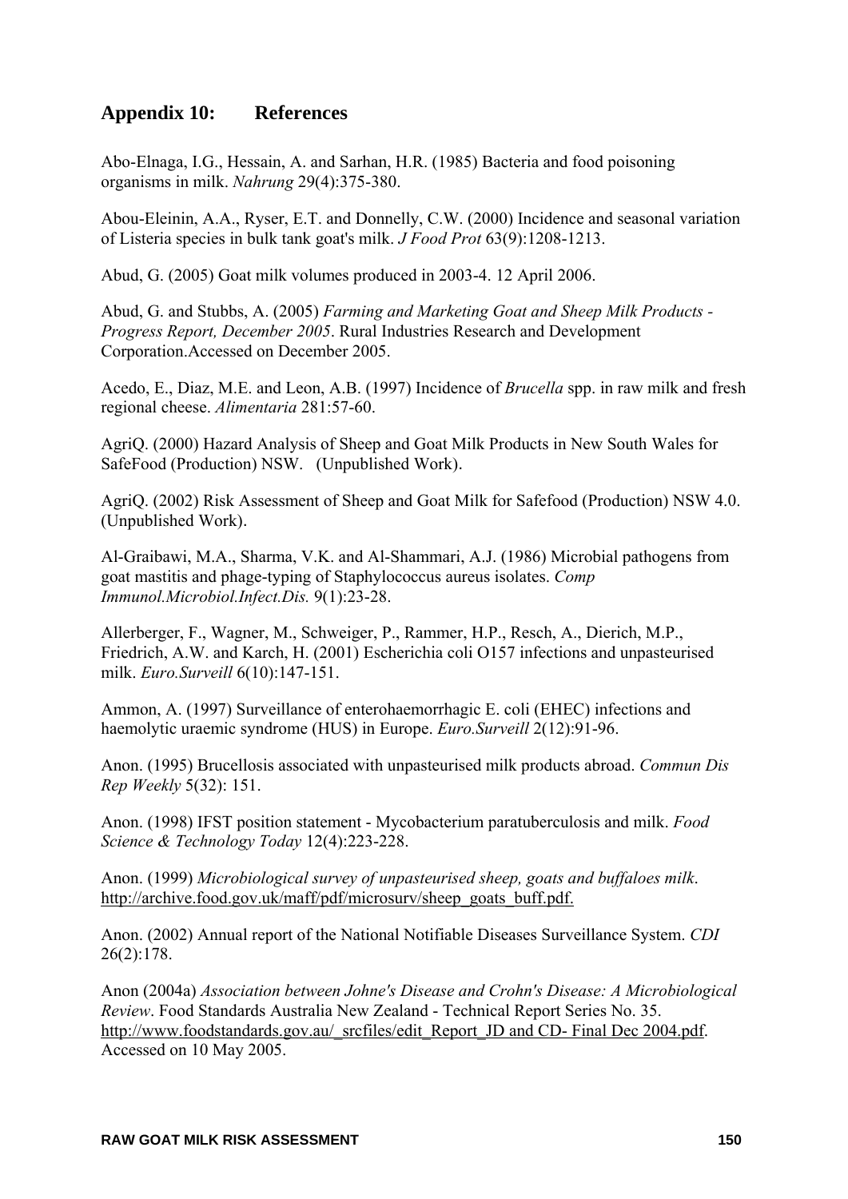## Appendix 10: References

Abo-Elnaga, I.G., Hessain, A. and Sarhan, H.R. (1985) Bacteria and food poisoning organisms in milk. *Nahrung* 29(4):375-380.

Abou-Eleinin, A.A., Ryser, E.T. and Donnelly, C.W. (2000) Incidence and seasonal variation of Listeria species in bulk tank goat's milk. *J Food Prot* 63(9):1208-1213.

Abud, G. (2005) Goat milk volumes produced in 2003-4. 12 April 2006.

Abud, G. and Stubbs, A. (2005) *Farming and Marketing Goat and Sheep Milk Products - Progress Report, December 2005*. Rural Industries Research and Development Corporation.Accessed on December 2005.

Acedo, E., Diaz, M.E. and Leon, A.B. (1997) Incidence of *Brucella* spp. in raw milk and fresh regional cheese. *Alimentaria* 281:57-60.

AgriQ. (2000) Hazard Analysis of Sheep and Goat Milk Products in New South Wales for SafeFood (Production) NSW. (Unpublished Work).

AgriQ. (2002) Risk Assessment of Sheep and Goat Milk for Safefood (Production) NSW 4.0. (Unpublished Work).

Al-Graibawi, M.A., Sharma, V.K. and Al-Shammari, A.J. (1986) Microbial pathogens from goat mastitis and phage-typing of Staphylococcus aureus isolates. *Comp Immunol.Microbiol.Infect.Dis.* 9(1):23-28.

Allerberger, F., Wagner, M., Schweiger, P., Rammer, H.P., Resch, A., Dierich, M.P., Friedrich, A.W. and Karch, H. (2001) Escherichia coli O157 infections and unpasteurised milk. *Euro.Surveill* 6(10):147-151.

Ammon, A. (1997) Surveillance of enterohaemorrhagic E. coli (EHEC) infections and haemolytic uraemic syndrome (HUS) in Europe. *Euro.Surveill* 2(12):91-96.

Anon. (1995) Brucellosis associated with unpasteurised milk products abroad. *Commun Dis Rep Weekly* 5(32): 151.

Anon. (1998) IFST position statement - Mycobacterium paratuberculosis and milk. *Food Science & Technology Today* 12(4):223-228.

Anon. (1999) *Microbiological survey of unpasteurised sheep, goats and buffaloes milk*. http://archive.food.gov.uk/maff/pdf/microsurv/sheep_goats_buff.pdf.

Anon. (2002) Annual report of the National Notifiable Diseases Surveillance System. *CDI* 26(2):178.

Anon (2004a) *Association between Johne's Disease and Crohn's Disease: A Microbiological Review*. Food Standards Australia New Zealand - Technical Report Series No. 35. http://www.foodstandards.gov.au/_srcfiles/edit_Report_JD and CD- Final Dec 2004.pdf. Accessed on 10 May 2005.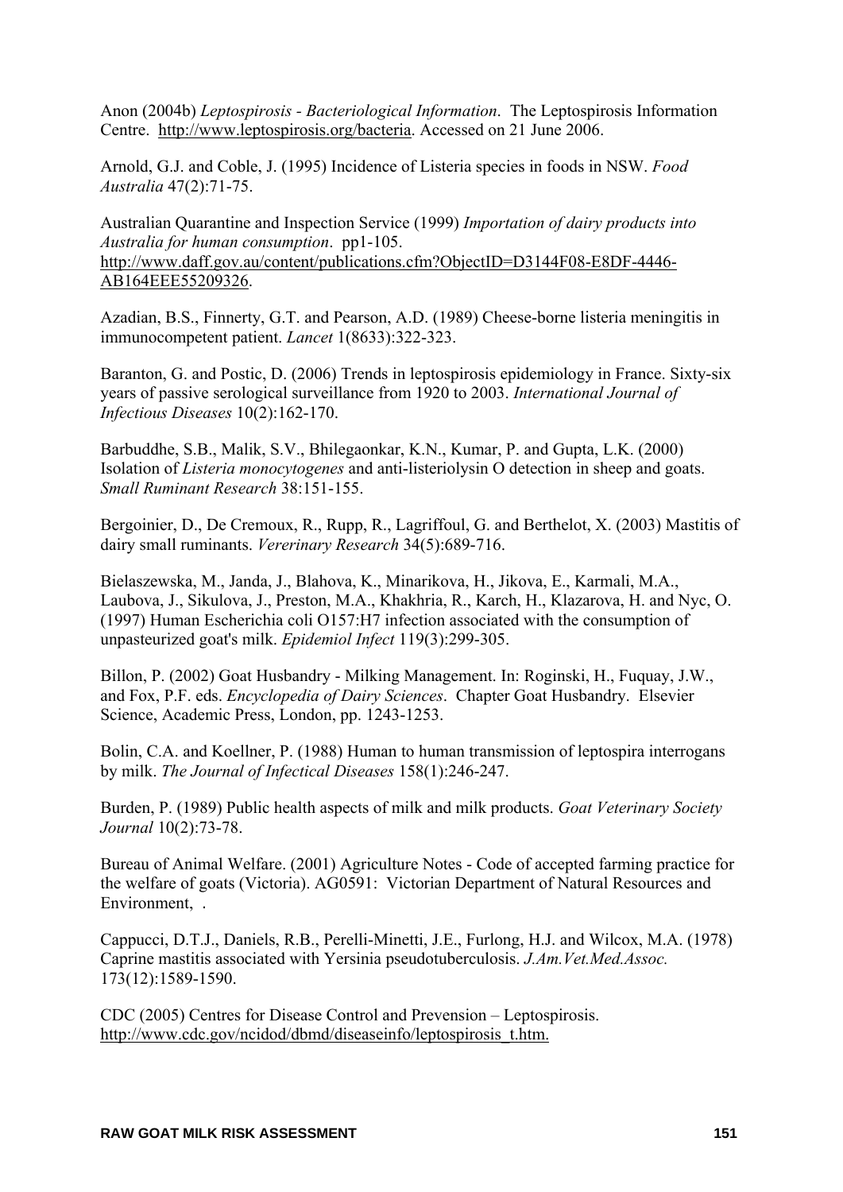Anon (2004b) *Leptospirosis - Bacteriological Information*. The Leptospirosis Information Centre. http://www.leptospirosis.org/bacteria. Accessed on 21 June 2006.

Arnold, G.J. and Coble, J. (1995) Incidence of Listeria species in foods in NSW. *Food Australia* 47(2):71-75.

Australian Quarantine and Inspection Service (1999) *Importation of dairy products into Australia for human consumption*. pp1-105. http://www.daff.gov.au/content/publications.cfm?ObjectID=D3144F08-E8DF-4446-AB164EEE55209326.

Azadian, B.S., Finnerty, G.T. and Pearson, A.D. (1989) Cheese-borne listeria meningitis in immunocompetent patient. *Lancet* 1(8633):322-323.

Baranton, G. and Postic, D. (2006) Trends in leptospirosis epidemiology in France. Sixty-six years of passive serological surveillance from 1920 to 2003. *International Journal of Infectious Diseases* 10(2):162-170.

Barbuddhe, S.B., Malik, S.V., Bhilegaonkar, K.N., Kumar, P. and Gupta, L.K. (2000) Isolation of *Listeria monocytogenes* and anti-listeriolysin O detection in sheep and goats. *Small Ruminant Research* 38:151-155.

Bergoinier, D., De Cremoux, R., Rupp, R., Lagriffoul, G. and Berthelot, X. (2003) Mastitis of dairy small ruminants. *Vererinary Research* 34(5):689-716.

Bielaszewska, M., Janda, J., Blahova, K., Minarikova, H., Jikova, E., Karmali, M.A., Laubova, J., Sikulova, J., Preston, M.A., Khakhria, R., Karch, H., Klazarova, H. and Nyc, O. (1997) Human Escherichia coli O157:H7 infection associated with the consumption of unpasteurized goat's milk. *Epidemiol Infect* 119(3):299-305.

Billon, P. (2002) Goat Husbandry - Milking Management. In: Roginski, H., Fuquay, J.W., and Fox, P.F. eds. *Encyclopedia of Dairy Sciences*. Chapter Goat Husbandry. Elsevier Science, Academic Press, London, pp. 1243-1253.

Bolin, C.A. and Koellner, P. (1988) Human to human transmission of leptospira interrogans by milk. *The Journal of Infectical Diseases* 158(1):246-247.

Burden, P. (1989) Public health aspects of milk and milk products. *Goat Veterinary Society Journal* 10(2):73-78.

Bureau of Animal Welfare. (2001) Agriculture Notes - Code of accepted farming practice for the welfare of goats (Victoria). AG0591: Victorian Department of Natural Resources and Environment, .

Cappucci, D.T.J., Daniels, R.B., Perelli-Minetti, J.E., Furlong, H.J. and Wilcox, M.A. (1978) Caprine mastitis associated with Yersinia pseudotuberculosis. *J.Am.Vet.Med.Assoc.* 173(12):1589-1590.

CDC (2005) Centres for Disease Control and Prevension – Leptospirosis. http://www.cdc.gov/ncidod/dbmd/diseaseinfo/leptospirosis_t.htm.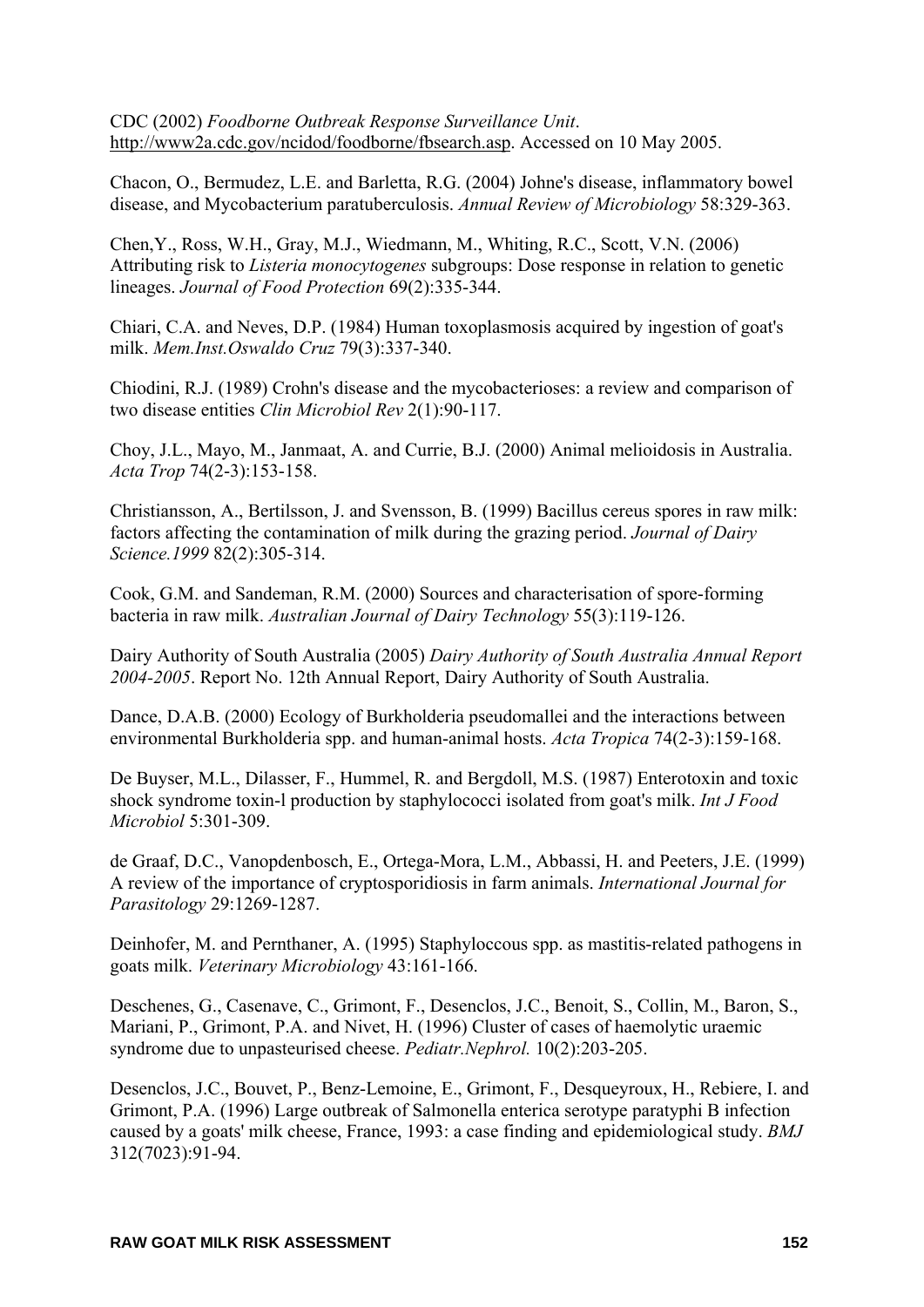CDC (2002) *Foodborne Outbreak Response Surveillance Unit*. http://www2a.cdc.gov/ncidod/foodborne/fbsearch.asp. Accessed on 10 May 2005.

Chacon, O., Bermudez, L.E. and Barletta, R.G. (2004) Johne's disease, inflammatory bowel disease, and Mycobacterium paratuberculosis. *Annual Review of Microbiology* 58:329-363.

Chen,Y., Ross, W.H., Gray, M.J., Wiedmann, M., Whiting, R.C., Scott, V.N. (2006) Attributing risk to *Listeria monocytogenes* subgroups: Dose response in relation to genetic lineages. *Journal of Food Protection* 69(2):335-344.

Chiari, C.A. and Neves, D.P. (1984) Human toxoplasmosis acquired by ingestion of goat's milk. *Mem.Inst.Oswaldo Cruz* 79(3):337-340.

Chiodini, R.J. (1989) Crohn's disease and the mycobacterioses: a review and comparison of two disease entities *Clin Microbiol Rev* 2(1):90-117.

Choy, J.L., Mayo, M., Janmaat, A. and Currie, B.J. (2000) Animal melioidosis in Australia. *Acta Trop* 74(2-3):153-158.

Christiansson, A., Bertilsson, J. and Svensson, B. (1999) Bacillus cereus spores in raw milk: factors affecting the contamination of milk during the grazing period. *Journal of Dairy Science.1999* 82(2):305-314.

Cook, G.M. and Sandeman, R.M. (2000) Sources and characterisation of spore-forming bacteria in raw milk. *Australian Journal of Dairy Technology* 55(3):119-126.

Dairy Authority of South Australia (2005) *Dairy Authority of South Australia Annual Report 2004-2005*. Report No. 12th Annual Report, Dairy Authority of South Australia.

Dance, D.A.B. (2000) Ecology of Burkholderia pseudomallei and the interactions between environmental Burkholderia spp. and human-animal hosts. *Acta Tropica* 74(2-3):159-168.

De Buyser, M.L., Dilasser, F., Hummel, R. and Bergdoll, M.S. (1987) Enterotoxin and toxic shock syndrome toxin-l production by staphylococci isolated from goat's milk. *Int J Food Microbiol* 5:301-309.

de Graaf, D.C., Vanopdenbosch, E., Ortega-Mora, L.M., Abbassi, H. and Peeters, J.E. (1999) A review of the importance of cryptosporidiosis in farm animals. *International Journal for Parasitology* 29:1269-1287.

Deinhofer, M. and Pernthaner, A. (1995) Staphyloccous spp. as mastitis-related pathogens in goats milk. *Veterinary Microbiology* 43:161-166.

Deschenes, G., Casenave, C., Grimont, F., Desenclos, J.C., Benoit, S., Collin, M., Baron, S., Mariani, P., Grimont, P.A. and Nivet, H. (1996) Cluster of cases of haemolytic uraemic syndrome due to unpasteurised cheese. *Pediatr.Nephrol.* 10(2):203-205.

Desenclos, J.C., Bouvet, P., Benz-Lemoine, E., Grimont, F., Desqueyroux, H., Rebiere, I. and Grimont, P.A. (1996) Large outbreak of Salmonella enterica serotype paratyphi B infection caused by a goats' milk cheese, France, 1993: a case finding and epidemiological study. *BMJ* 312(7023):91-94.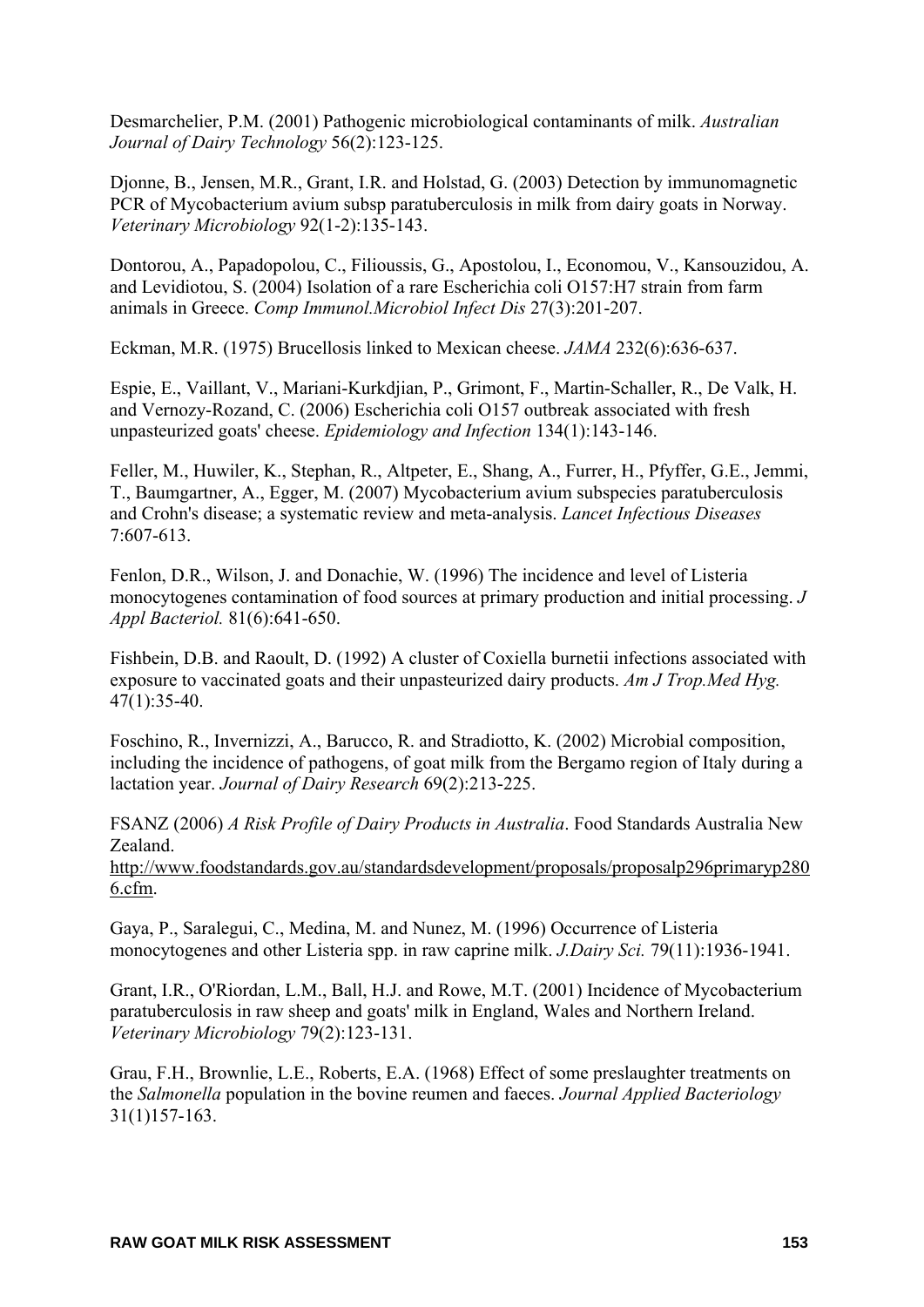Desmarchelier, P.M. (2001) Pathogenic microbiological contaminants of milk. *Australian Journal of Dairy Technology* 56(2):123-125.

Djonne, B., Jensen, M.R., Grant, I.R. and Holstad, G. (2003) Detection by immunomagnetic PCR of Mycobacterium avium subsp paratuberculosis in milk from dairy goats in Norway. *Veterinary Microbiology* 92(1-2):135-143.

Dontorou, A., Papadopolou, C., Filioussis, G., Apostolou, I., Economou, V., Kansouzidou, A. and Levidiotou, S. (2004) Isolation of a rare Escherichia coli O157:H7 strain from farm animals in Greece. *Comp Immunol.Microbiol Infect Dis* 27(3):201-207.

Eckman, M.R. (1975) Brucellosis linked to Mexican cheese. *JAMA* 232(6):636-637.

Espie, E., Vaillant, V., Mariani-Kurkdjian, P., Grimont, F., Martin-Schaller, R., De Valk, H. and Vernozy-Rozand, C. (2006) Escherichia coli O157 outbreak associated with fresh unpasteurized goats' cheese. *Epidemiology and Infection* 134(1):143-146.

Feller, M., Huwiler, K., Stephan, R., Altpeter, E., Shang, A., Furrer, H., Pfyffer, G.E., Jemmi, T., Baumgartner, A., Egger, M. (2007) Mycobacterium avium subspecies paratuberculosis and Crohn's disease; a systematic review and meta-analysis. *Lancet Infectious Diseases* 7:607-613.

Fenlon, D.R., Wilson, J. and Donachie, W. (1996) The incidence and level of Listeria monocytogenes contamination of food sources at primary production and initial processing. *J Appl Bacteriol.* 81(6):641-650.

Fishbein, D.B. and Raoult, D. (1992) A cluster of Coxiella burnetii infections associated with exposure to vaccinated goats and their unpasteurized dairy products. *Am J Trop.Med Hyg.* 47(1):35-40.

Foschino, R., Invernizzi, A., Barucco, R. and Stradiotto, K. (2002) Microbial composition, including the incidence of pathogens, of goat milk from the Bergamo region of Italy during a lactation year. *Journal of Dairy Research* 69(2):213-225.

FSANZ (2006) *A Risk Profile of Dairy Products in Australia*. Food Standards Australia New Zealand. http://www.foodstandards.gov.au/standardsdevelopment/proposals/proposalp296primaryp2806.cfm.

Gaya, P., Saralegui, C., Medina, M. and Nunez, M. (1996) Occurrence of Listeria monocytogenes and other Listeria spp. in raw caprine milk. *J.Dairy Sci.* 79(11):1936-1941.

Grant, I.R., O'Riordan, L.M., Ball, H.J. and Rowe, M.T. (2001) Incidence of Mycobacterium paratuberculosis in raw sheep and goats' milk in England, Wales and Northern Ireland. *Veterinary Microbiology* 79(2):123-131.

Grau, F.H., Brownlie, L.E., Roberts, E.A. (1968) Effect of some preslaughter treatments on the *Salmonella* population in the bovine reumen and faeces. *Journal Applied Bacteriology* 31(1)157-163.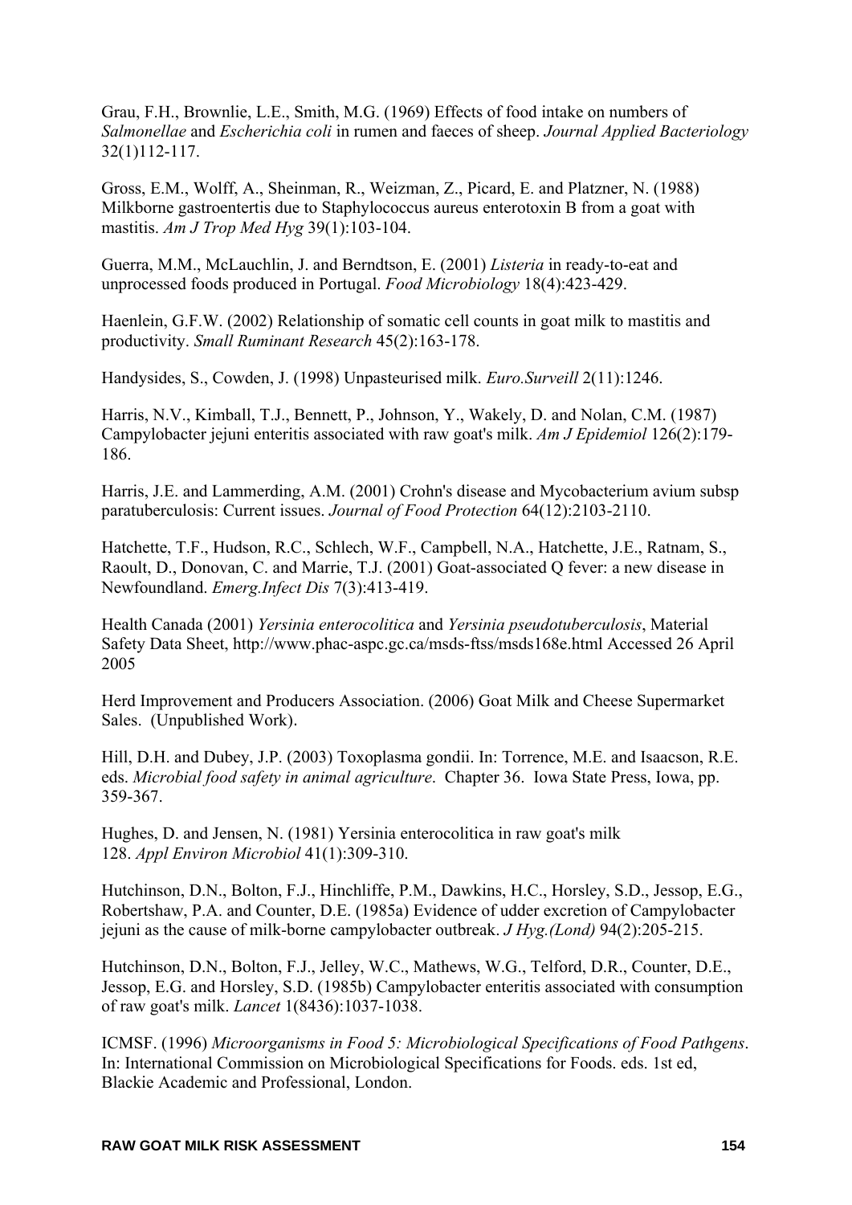Grau, F.H., Brownlie, L.E., Smith, M.G. (1969) Effects of food intake on numbers of *Salmonellae* and *Escherichia coli* in rumen and faeces of sheep. *Journal Applied Bacteriology* 32(1)112-117.

Gross, E.M., Wolff, A., Sheinman, R., Weizman, Z., Picard, E. and Platzner, N. (1988) Milkborne gastroentertis due to Staphylococcus aureus enterotoxin B from a goat with mastitis. *Am J Trop Med Hyg* 39(1):103-104.

Guerra, M.M., McLauchlin, J. and Berndtson, E. (2001) *Listeria* in ready-to-eat and unprocessed foods produced in Portugal. *Food Microbiology* 18(4):423-429.

Haenlein, G.F.W. (2002) Relationship of somatic cell counts in goat milk to mastitis and productivity. *Small Ruminant Research* 45(2):163-178.

Handysides, S., Cowden, J. (1998) Unpasteurised milk. *Euro.Surveill* 2(11):1246.

Harris, N.V., Kimball, T.J., Bennett, P., Johnson, Y., Wakely, D. and Nolan, C.M. (1987) Campylobacter jejuni enteritis associated with raw goat's milk. *Am J Epidemiol* 126(2):179-186.

Harris, J.E. and Lammerding, A.M. (2001) Crohn's disease and Mycobacterium avium subsp paratuberculosis: Current issues. *Journal of Food Protection* 64(12):2103-2110.

Hatchette, T.F., Hudson, R.C., Schlech, W.F., Campbell, N.A., Hatchette, J.E., Ratnam, S., Raoult, D., Donovan, C. and Marrie, T.J. (2001) Goat-associated Q fever: a new disease in Newfoundland. *Emerg.Infect Dis* 7(3):413-419.

Health Canada (2001) *Yersinia enterocolitica* and *Yersinia pseudotuberculosis*, Material Safety Data Sheet, http://www.phac-aspc.gc.ca/msds-ftss/msds168e.html Accessed 26 April 2005

Herd Improvement and Producers Association. (2006) Goat Milk and Cheese Supermarket Sales. (Unpublished Work).

Hill, D.H. and Dubey, J.P. (2003) Toxoplasma gondii. In: Torrence, M.E. and Isaacson, R.E. eds. *Microbial food safety in animal agriculture*. Chapter 36. Iowa State Press, Iowa, pp. 359-367.

Hughes, D. and Jensen, N. (1981) Yersinia enterocolitica in raw goat's milk 128. *Appl Environ Microbiol* 41(1):309-310.

Hutchinson, D.N., Bolton, F.J., Hinchliffe, P.M., Dawkins, H.C., Horsley, S.D., Jessop, E.G., Robertshaw, P.A. and Counter, D.E. (1985a) Evidence of udder excretion of Campylobacter jejuni as the cause of milk-borne campylobacter outbreak. *J Hyg.(Lond)* 94(2):205-215.

Hutchinson, D.N., Bolton, F.J., Jelley, W.C., Mathews, W.G., Telford, D.R., Counter, D.E., Jessop, E.G. and Horsley, S.D. (1985b) Campylobacter enteritis associated with consumption of raw goat's milk. *Lancet* 1(8436):1037-1038.

ICMSF. (1996) *Microorganisms in Food 5: Microbiological Specifications of Food Pathgens*. In: International Commission on Microbiological Specifications for Foods. eds. 1st ed, Blackie Academic and Professional, London.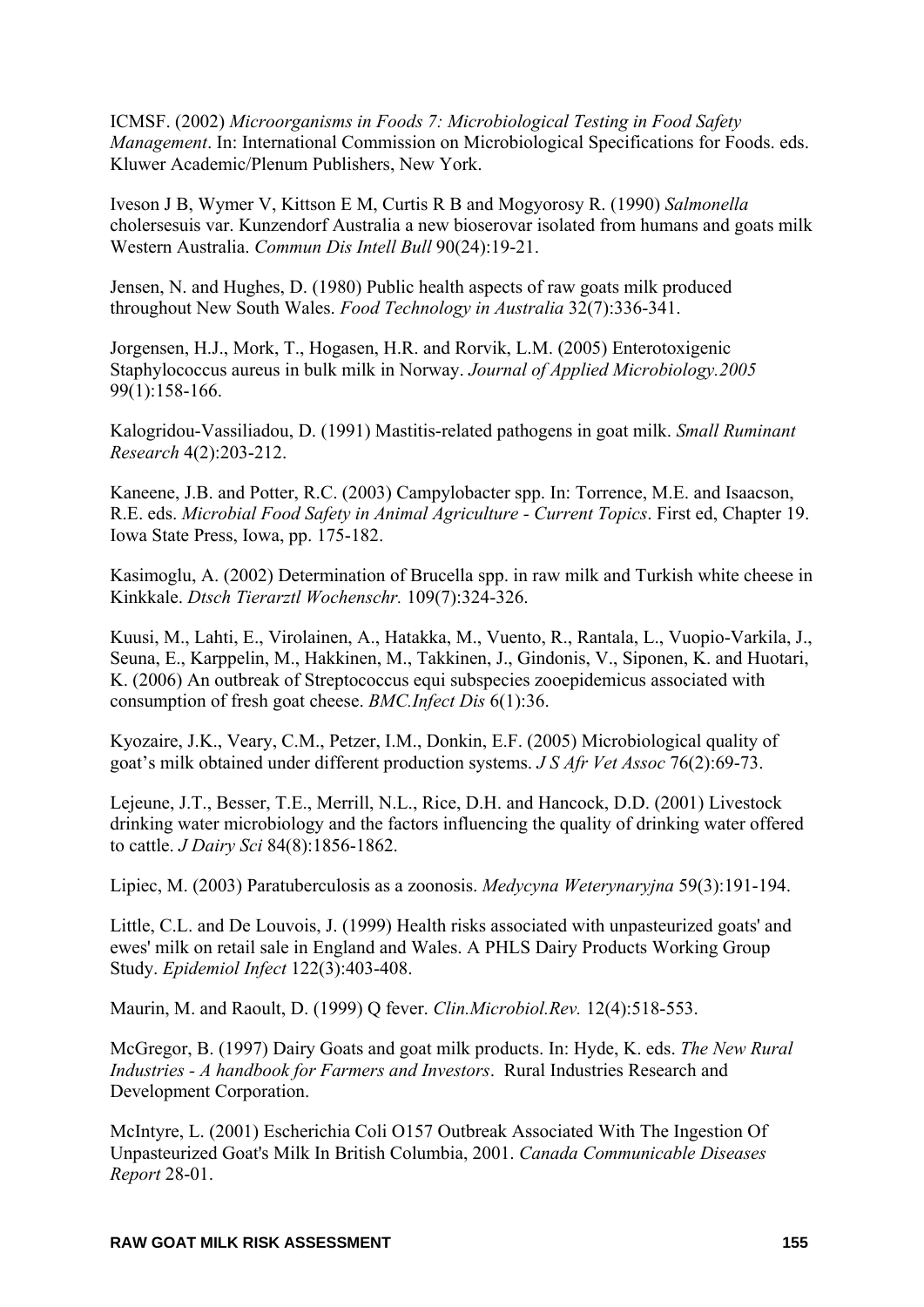ICMSF. (2002) *Microorganisms in Foods 7: Microbiological Testing in Food Safety Management*. In: International Commission on Microbiological Specifications for Foods. eds. Kluwer Academic/Plenum Publishers, New York.

Iveson J B, Wymer V, Kittson E M, Curtis R B and Mogyorosy R. (1990) *Salmonella* cholersesuis var. Kunzendorf Australia a new bioserovar isolated from humans and goats milk Western Australia. *Commun Dis Intell Bull* 90(24):19-21.

Jensen, N. and Hughes, D. (1980) Public health aspects of raw goats milk produced throughout New South Wales. *Food Technology in Australia* 32(7):336-341.

Jorgensen, H.J., Mork, T., Hogasen, H.R. and Rorvik, L.M. (2005) Enterotoxigenic Staphylococcus aureus in bulk milk in Norway. *Journal of Applied Microbiology.2005* 99(1):158-166.

Kalogridou-Vassiliadou, D. (1991) Mastitis-related pathogens in goat milk. *Small Ruminant Research* 4(2):203-212.

Kaneene, J.B. and Potter, R.C. (2003) Campylobacter spp. In: Torrence, M.E. and Isaacson, R.E. eds. *Microbial Food Safety in Animal Agriculture - Current Topics*. First ed, Chapter 19. Iowa State Press, Iowa, pp. 175-182.

Kasimoglu, A. (2002) Determination of Brucella spp. in raw milk and Turkish white cheese in Kinkkale. *Dtsch Tierarztl Wochenschr.* 109(7):324-326.

Kuusi, M., Lahti, E., Virolainen, A., Hatakka, M., Vuento, R., Rantala, L., Vuopio-Varkila, J., Seuna, E., Karppelin, M., Hakkinen, M., Takkinen, J., Gindonis, V., Siponen, K. and Huotari, K. (2006) An outbreak of Streptococcus equi subspecies zooepidemicus associated with consumption of fresh goat cheese. *BMC.Infect Dis* 6(1):36.

Kyozaire, J.K., Veary, C.M., Petzer, I.M., Donkin, E.F. (2005) Microbiological quality of goat's milk obtained under different production systems. *J S Afr Vet Assoc* 76(2):69-73.

Lejeune, J.T., Besser, T.E., Merrill, N.L., Rice, D.H. and Hancock, D.D. (2001) Livestock drinking water microbiology and the factors influencing the quality of drinking water offered to cattle. *J Dairy Sci* 84(8):1856-1862.

Lipiec, M. (2003) Paratuberculosis as a zoonosis. *Medycyna Weterynaryjna* 59(3):191-194.

Little, C.L. and De Louvois, J. (1999) Health risks associated with unpasteurized goats' and ewes' milk on retail sale in England and Wales. A PHLS Dairy Products Working Group Study. *Epidemiol Infect* 122(3):403-408.

Maurin, M. and Raoult, D. (1999) Q fever. *Clin.Microbiol.Rev.* 12(4):518-553.

McGregor, B. (1997) Dairy Goats and goat milk products. In: Hyde, K. eds. *The New Rural Industries - A handbook for Farmers and Investors*. Rural Industries Research and Development Corporation.

McIntyre, L. (2001) Escherichia Coli O157 Outbreak Associated With The Ingestion Of Unpasteurized Goat's Milk In British Columbia, 2001. *Canada Communicable Diseases Report* 28-01.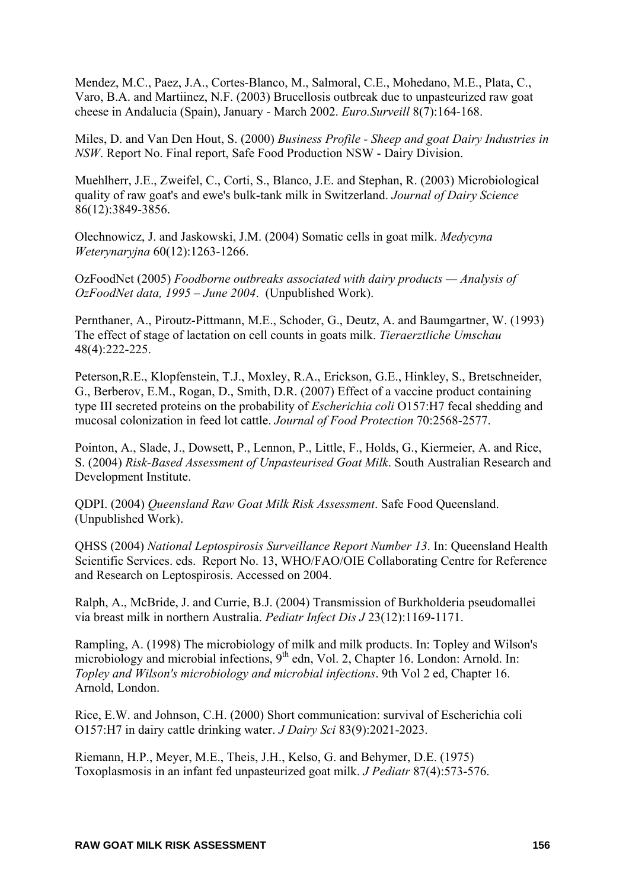Mendez, M.C., Paez, J.A., Cortes-Blanco, M., Salmoral, C.E., Mohedano, M.E., Plata, C., Varo, B.A. and Martiinez, N.F. (2003) Brucellosis outbreak due to unpasteurized raw goat cheese in Andalucia (Spain), January - March 2002. *Euro.Surveill* 8(7):164-168.

Miles, D. and Van Den Hout, S. (2000) *Business Profile - Sheep and goat Dairy Industries in NSW*. Report No. Final report, Safe Food Production NSW - Dairy Division.

Muehlherr, J.E., Zweifel, C., Corti, S., Blanco, J.E. and Stephan, R. (2003) Microbiological quality of raw goat's and ewe's bulk-tank milk in Switzerland. *Journal of Dairy Science* 86(12):3849-3856.

Olechnowicz, J. and Jaskowski, J.M. (2004) Somatic cells in goat milk. *Medycyna Weterynaryjna* 60(12):1263-1266.

OzFoodNet (2005) *Foodborne outbreaks associated with dairy products — Analysis of OzFoodNet data, 1995 – June 2004*. (Unpublished Work).

Pernthaner, A., Piroutz-Pittmann, M.E., Schoder, G., Deutz, A. and Baumgartner, W. (1993) The effect of stage of lactation on cell counts in goats milk. *Tieraerztliche Umschau* 48(4):222-225.

Peterson,R.E., Klopfenstein, T.J., Moxley, R.A., Erickson, G.E., Hinkley, S., Bretschneider, G., Berberov, E.M., Rogan, D., Smith, D.R. (2007) Effect of a vaccine product containing type III secreted proteins on the probability of *Escherichia coli* O157:H7 fecal shedding and mucosal colonization in feed lot cattle. *Journal of Food Protection* 70:2568-2577.

Pointon, A., Slade, J., Dowsett, P., Lennon, P., Little, F., Holds, G., Kiermeier, A. and Rice, S. (2004) *Risk-Based Assessment of Unpasteurised Goat Milk*. South Australian Research and Development Institute.

QDPI. (2004) *Queensland Raw Goat Milk Risk Assessment*. Safe Food Queensland. (Unpublished Work).

QHSS (2004) *National Leptospirosis Surveillance Report Number 13*. In: Queensland Health Scientific Services. eds. Report No. 13, WHO/FAO/OIE Collaborating Centre for Reference and Research on Leptospirosis. Accessed on 2004.

Ralph, A., McBride, J. and Currie, B.J. (2004) Transmission of Burkholderia pseudomallei via breast milk in northern Australia. *Pediatr Infect Dis J* 23(12):1169-1171.

Rampling, A. (1998) The microbiology of milk and milk products. In: Topley and Wilson's microbiology and microbial infections, 9th edn, Vol. 2, Chapter 16. London: Arnold. In: *Topley and Wilson's microbiology and microbial infections*. 9th Vol 2 ed, Chapter 16. Arnold, London.

Rice, E.W. and Johnson, C.H. (2000) Short communication: survival of Escherichia coli O157:H7 in dairy cattle drinking water. *J Dairy Sci* 83(9):2021-2023.

Riemann, H.P., Meyer, M.E., Theis, J.H., Kelso, G. and Behymer, D.E. (1975) Toxoplasmosis in an infant fed unpasteurized goat milk. *J Pediatr* 87(4):573-576.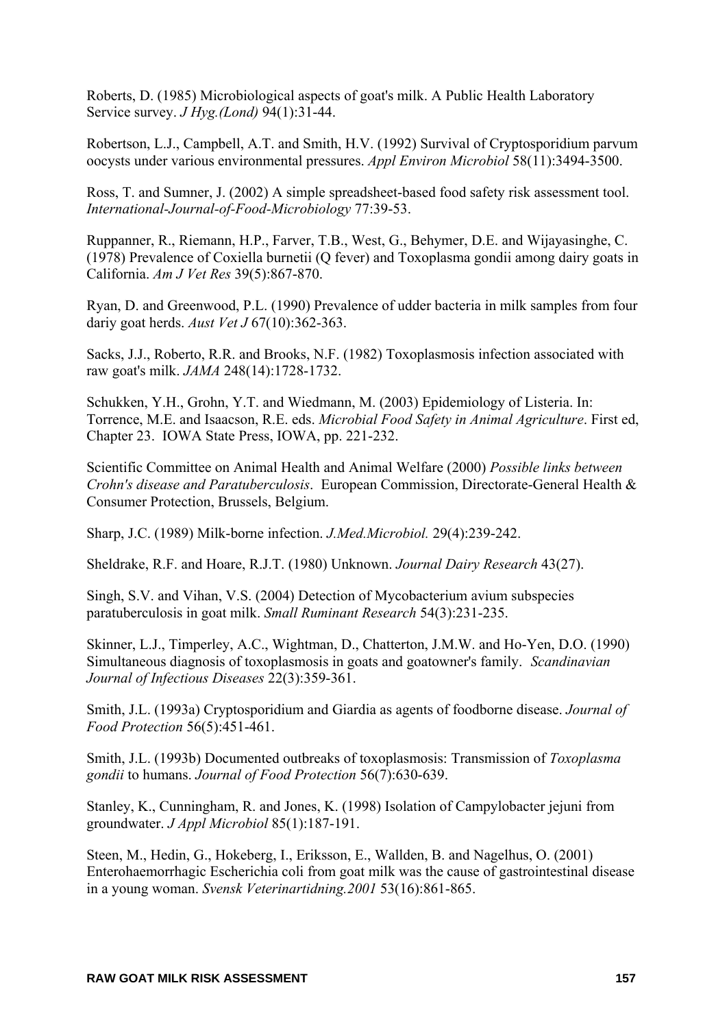Roberts, D. (1985) Microbiological aspects of goat's milk. A Public Health Laboratory Service survey. *J Hyg.(Lond)* 94(1):31-44.

Robertson, L.J., Campbell, A.T. and Smith, H.V. (1992) Survival of Cryptosporidium parvum oocysts under various environmental pressures. *Appl Environ Microbiol* 58(11):3494-3500.

Ross, T. and Sumner, J. (2002) A simple spreadsheet-based food safety risk assessment tool. *International-Journal-of-Food-Microbiology* 77:39-53.

Ruppanner, R., Riemann, H.P., Farver, T.B., West, G., Behymer, D.E. and Wijayasinghe, C. (1978) Prevalence of Coxiella burnetii (Q fever) and Toxoplasma gondii among dairy goats in California. *Am J Vet Res* 39(5):867-870.

Ryan, D. and Greenwood, P.L. (1990) Prevalence of udder bacteria in milk samples from four dariy goat herds. *Aust Vet J* 67(10):362-363.

Sacks, J.J., Roberto, R.R. and Brooks, N.F. (1982) Toxoplasmosis infection associated with raw goat's milk. *JAMA* 248(14):1728-1732.

Schukken, Y.H., Grohn, Y.T. and Wiedmann, M. (2003) Epidemiology of Listeria. In: Torrence, M.E. and Isaacson, R.E. eds. *Microbial Food Safety in Animal Agriculture*. First ed, Chapter 23. IOWA State Press, IOWA, pp. 221-232.

Scientific Committee on Animal Health and Animal Welfare (2000) *Possible links between Crohn's disease and Paratuberculosis*. European Commission, Directorate-General Health & Consumer Protection, Brussels, Belgium.

Sharp, J.C. (1989) Milk-borne infection. *J.Med.Microbiol.* 29(4):239-242.

Sheldrake, R.F. and Hoare, R.J.T. (1980) Unknown. *Journal Dairy Research* 43(27).

Singh, S.V. and Vihan, V.S. (2004) Detection of Mycobacterium avium subspecies paratuberculosis in goat milk. *Small Ruminant Research* 54(3):231-235.

Skinner, L.J., Timperley, A.C., Wightman, D., Chatterton, J.M.W. and Ho-Yen, D.O. (1990) Simultaneous diagnosis of toxoplasmosis in goats and goatowner's family. *Scandinavian Journal of Infectious Diseases* 22(3):359-361.

Smith, J.L. (1993a) Cryptosporidium and Giardia as agents of foodborne disease. *Journal of Food Protection* 56(5):451-461.

Smith, J.L. (1993b) Documented outbreaks of toxoplasmosis: Transmission of *Toxoplasma gondii* to humans. *Journal of Food Protection* 56(7):630-639.

Stanley, K., Cunningham, R. and Jones, K. (1998) Isolation of Campylobacter jejuni from groundwater. *J Appl Microbiol* 85(1):187-191.

Steen, M., Hedin, G., Hokeberg, I., Eriksson, E., Wallden, B. and Nagelhus, O. (2001) Enterohaemorrhagic Escherichia coli from goat milk was the cause of gastrointestinal disease in a young woman. *Svensk Veterinartidning.2001* 53(16):861-865.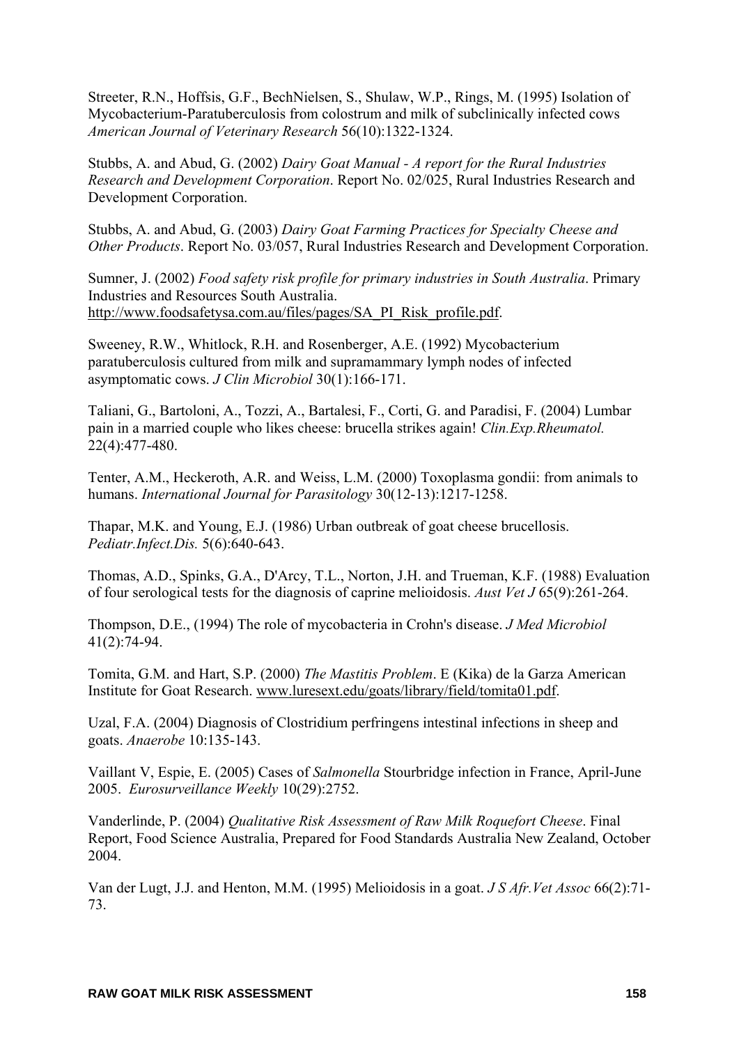Streeter, R.N., Hoffsis, G.F., BechNielsen, S., Shulaw, W.P., Rings, M. (1995) Isolation of Mycobacterium-Paratuberculosis from colostrum and milk of subclinically infected cows *American Journal of Veterinary Research* 56(10):1322-1324.

Stubbs, A. and Abud, G. (2002) *Dairy Goat Manual - A report for the Rural Industries Research and Development Corporation*. Report No. 02/025, Rural Industries Research and Development Corporation.

Stubbs, A. and Abud, G. (2003) *Dairy Goat Farming Practices for Specialty Cheese and Other Products*. Report No. 03/057, Rural Industries Research and Development Corporation.

Sumner, J. (2002) *Food safety risk profile for primary industries in South Australia*. Primary Industries and Resources South Australia. http://www.foodsafetysa.com.au/files/pages/SA_PI_Risk_profile.pdf.

Sweeney, R.W., Whitlock, R.H. and Rosenberger, A.E. (1992) Mycobacterium paratuberculosis cultured from milk and supramammary lymph nodes of infected asymptomatic cows. *J Clin Microbiol* 30(1):166-171.

Taliani, G., Bartoloni, A., Tozzi, A., Bartalesi, F., Corti, G. and Paradisi, F. (2004) Lumbar pain in a married couple who likes cheese: brucella strikes again! *Clin.Exp.Rheumatol.* 22(4):477-480.

Tenter, A.M., Heckeroth, A.R. and Weiss, L.M. (2000) Toxoplasma gondii: from animals to humans. *International Journal for Parasitology* 30(12-13):1217-1258.

Thapar, M.K. and Young, E.J. (1986) Urban outbreak of goat cheese brucellosis. *Pediatr.Infect.Dis.* 5(6):640-643.

Thomas, A.D., Spinks, G.A., D'Arcy, T.L., Norton, J.H. and Trueman, K.F. (1988) Evaluation of four serological tests for the diagnosis of caprine melioidosis. *Aust Vet J* 65(9):261-264.

Thompson, D.E., (1994) The role of mycobacteria in Crohn's disease. *J Med Microbiol* 41(2):74-94.

Tomita, G.M. and Hart, S.P. (2000) *The Mastitis Problem*. E (Kika) de la Garza American Institute for Goat Research. www.luresext.edu/goats/library/field/tomita01.pdf.

Uzal, F.A. (2004) Diagnosis of Clostridium perfringens intestinal infections in sheep and goats. *Anaerobe* 10:135-143.

Vaillant V, Espie, E. (2005) Cases of *Salmonella* Stourbridge infection in France, April-June 2005. *Eurosurveillance Weekly* 10(29):2752.

Vanderlinde, P. (2004) *Qualitative Risk Assessment of Raw Milk Roquefort Cheese*. Final Report, Food Science Australia, Prepared for Food Standards Australia New Zealand, October 2004.

Van der Lugt, J.J. and Henton, M.M. (1995) Melioidosis in a goat. *J S Afr.Vet Assoc* 66(2):71-73.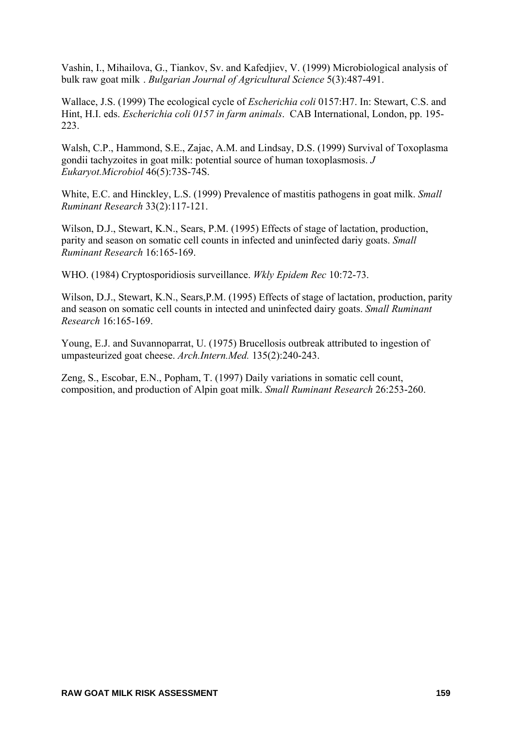Vashin, I., Mihailova, G., Tiankov, Sv. and Kafedjiev, V. (1999) Microbiological analysis of bulk raw goat milk . *Bulgarian Journal of Agricultural Science* 5(3):487-491.

Wallace, J.S. (1999) The ecological cycle of *Escherichia coli* 0157:H7. In: Stewart, C.S. and Hint, H.I. eds. *Escherichia coli 0157 in farm animals*. CAB International, London, pp. 195-223.

Walsh, C.P., Hammond, S.E., Zajac, A.M. and Lindsay, D.S. (1999) Survival of Toxoplasma gondii tachyzoites in goat milk: potential source of human toxoplasmosis. *J Eukaryot.Microbiol* 46(5):73S-74S.

White, E.C. and Hinckley, L.S. (1999) Prevalence of mastitis pathogens in goat milk. *Small Ruminant Research* 33(2):117-121.

Wilson, D.J., Stewart, K.N., Sears, P.M. (1995) Effects of stage of lactation, production, parity and season on somatic cell counts in infected and uninfected dariy goats. *Small Ruminant Research* 16:165-169.

WHO. (1984) Cryptosporidiosis surveillance. *Wkly Epidem Rec* 10:72-73.

Wilson, D.J., Stewart, K.N., Sears,P.M. (1995) Effects of stage of lactation, production, parity and season on somatic cell counts in intected and uninfected dairy goats. *Small Ruminant Research* 16:165-169.

Young, E.J. and Suvannoparrat, U. (1975) Brucellosis outbreak attributed to ingestion of umpasteurized goat cheese. *Arch.Intern.Med.* 135(2):240-243.

Zeng, S., Escobar, E.N., Popham, T. (1997) Daily variations in somatic cell count, composition, and production of Alpin goat milk. *Small Ruminant Research* 26:253-260.